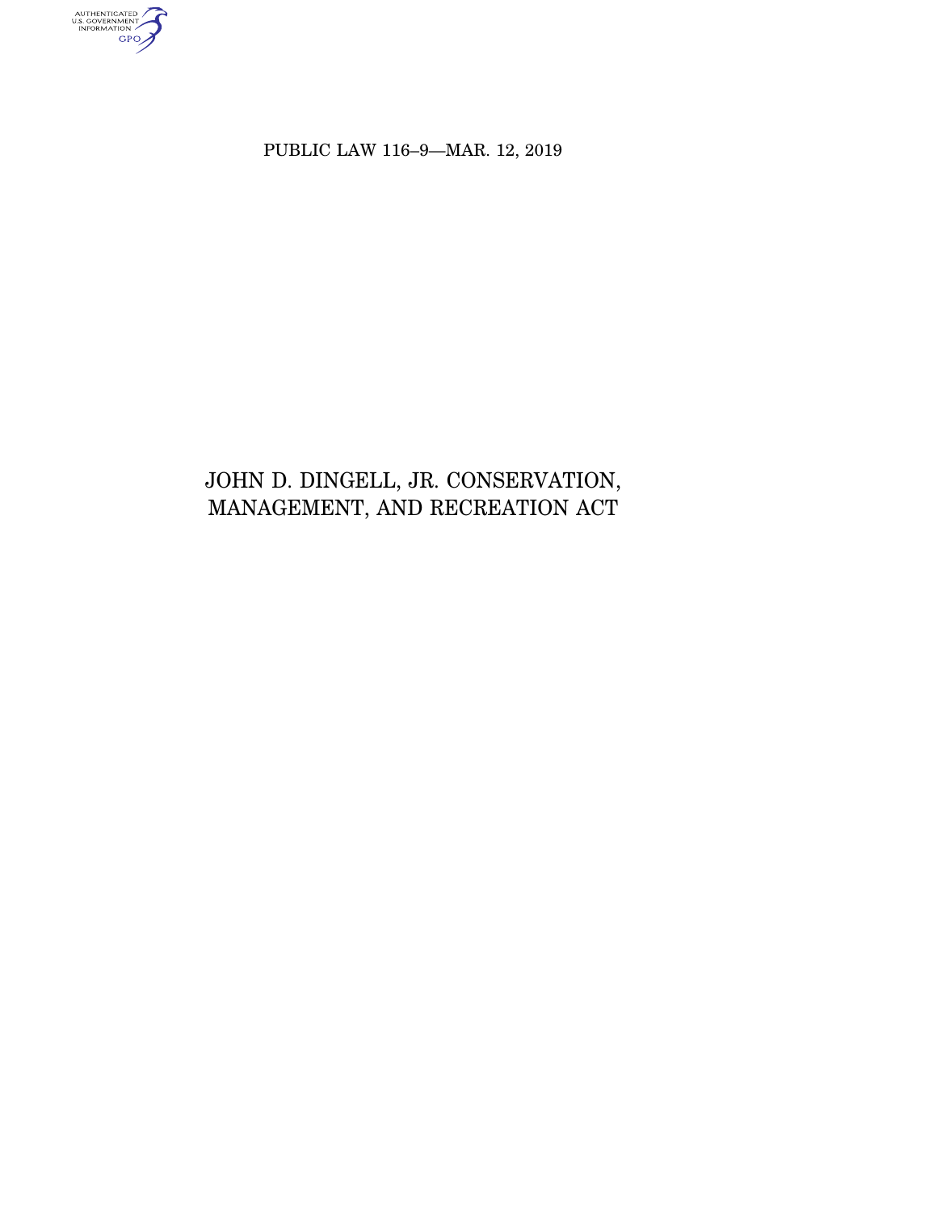PUBLIC LAW 116–9—MAR. 12, 2019

# JOHN D. DINGELL, JR. CONSERVATION, MANAGEMENT, AND RECREATION ACT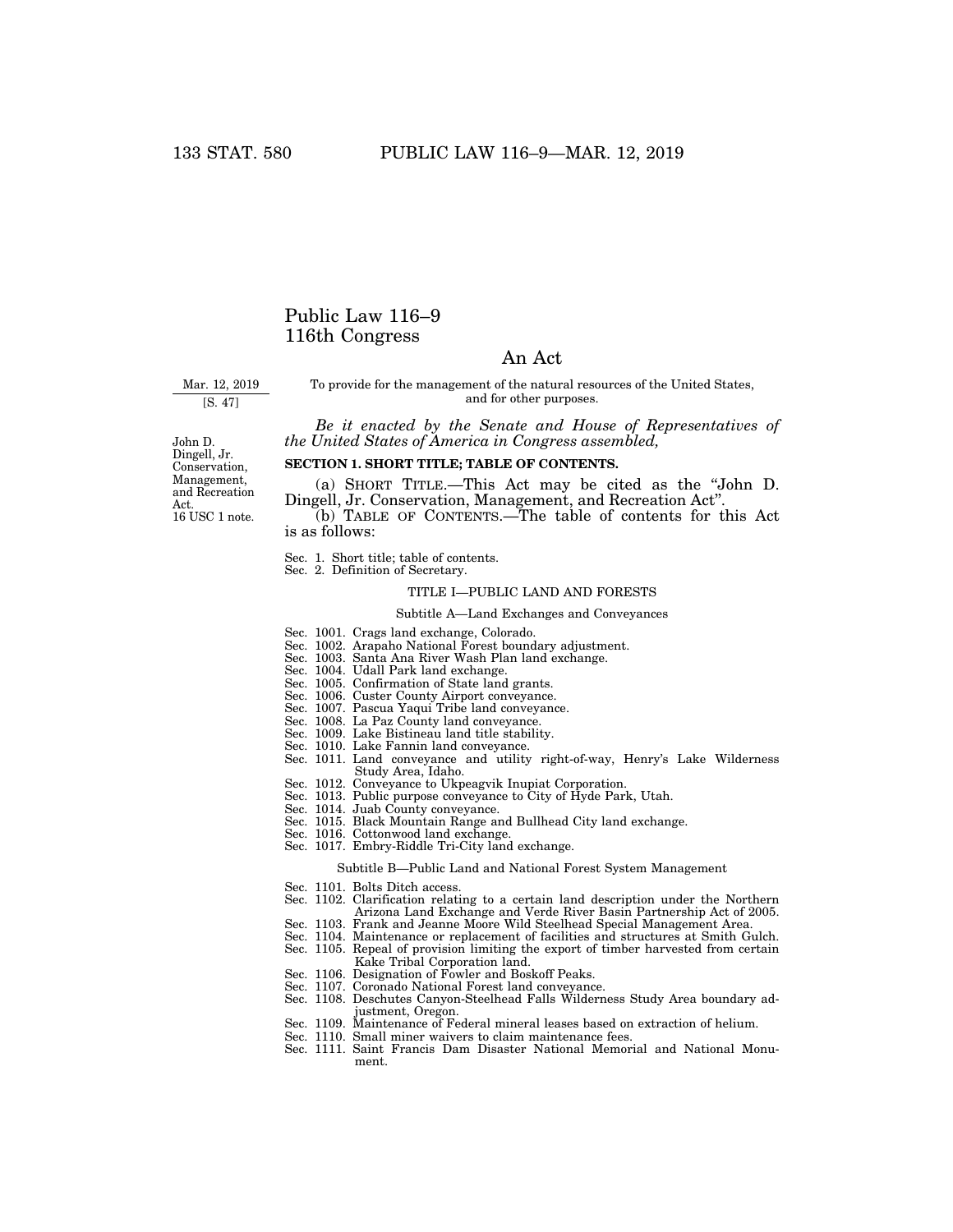# Public Law 116–9
# 116th Congress

## An Act

Mar. 12, 2019
[S. 47]

To provide for the management of the natural resources of the United States, and for other purposes.

*Be it enacted by the Senate and House of Representatives of the United States of America in Congress assembled,*

John D. Dingell, Jr. Conservation, Management, and Recreation Act.
16 USC 1 note.

**SECTION 1. SHORT TITLE; TABLE OF CONTENTS.**

(a) SHORT TITLE.—This Act may be cited as the "John D. Dingell, Jr. Conservation, Management, and Recreation Act".

(b) TABLE OF CONTENTS.—The table of contents for this Act is as follows:

Sec. 1. Short title; table of contents.
Sec. 2. Definition of Secretary.

TITLE I—PUBLIC LAND AND FORESTS

Subtitle A—Land Exchanges and Conveyances

Sec. 1001. Crags land exchange, Colorado.
Sec. 1002. Arapaho National Forest boundary adjustment.
Sec. 1003. Santa Ana River Wash Plan land exchange.
Sec. 1004. Udall Park land exchange.
Sec. 1005. Confirmation of State land grants.
Sec. 1006. Custer County Airport conveyance.
Sec. 1007. Pascua Yaqui Tribe land conveyance.
Sec. 1008. La Paz County land conveyance.
Sec. 1009. Lake Bistineau land title stability.
Sec. 1010. Lake Fannin land conveyance.
Sec. 1011. Land conveyance and utility right-of-way, Henry's Lake Wilderness Study Area, Idaho.
Sec. 1012. Conveyance to Ukpeagvik Inupiat Corporation.
Sec. 1013. Public purpose conveyance to City of Hyde Park, Utah.
Sec. 1014. Juab County conveyance.
Sec. 1015. Black Mountain Range and Bullhead City land exchange.
Sec. 1016. Cottonwood land exchange.
Sec. 1017. Embry-Riddle Tri-City land exchange.

Subtitle B—Public Land and National Forest System Management

Sec. 1101. Bolts Ditch access.
Sec. 1102. Clarification relating to a certain land description under the Northern Arizona Land Exchange and Verde River Basin Partnership Act of 2005.
Sec. 1103. Frank and Jeanne Moore Wild Steelhead Special Management Area.
Sec. 1104. Maintenance or replacement of facilities and structures at Smith Gulch.
Sec. 1105. Repeal of provision limiting the export of timber harvested from certain Kake Tribal Corporation land.
Sec. 1106. Designation of Fowler and Boskoff Peaks.
Sec. 1107. Coronado National Forest land conveyance.
Sec. 1108. Deschutes Canyon-Steelhead Falls Wilderness Study Area boundary adjustment, Oregon.
Sec. 1109. Maintenance of Federal mineral leases based on extraction of helium.
Sec. 1110. Small miner waivers to claim maintenance fees.
Sec. 1111. Saint Francis Dam Disaster National Memorial and National Monument.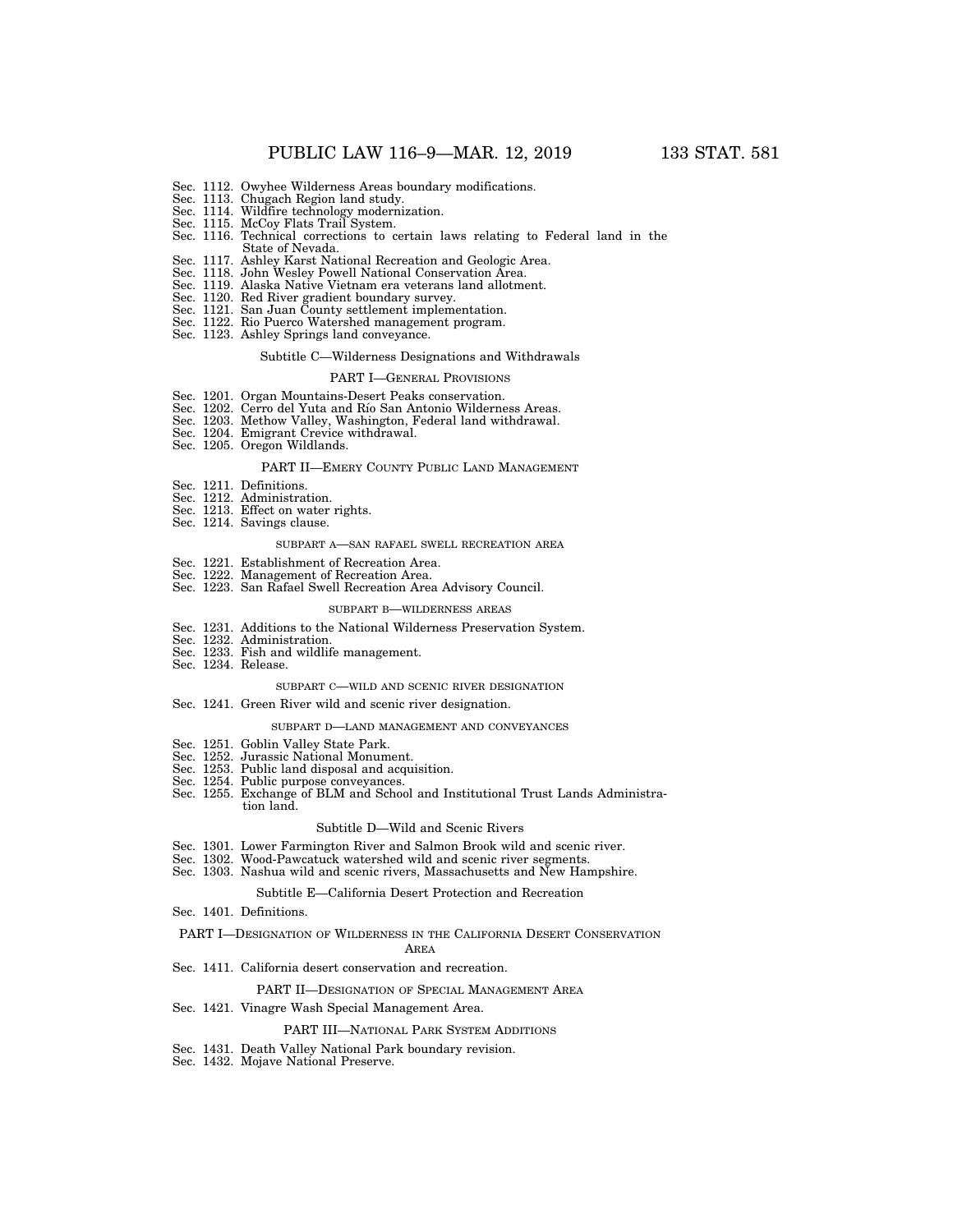Sec. 1112. Owyhee Wilderness Areas boundary modifications.
Sec. 1113. Chugach Region land study.
Sec. 1114. Wildfire technology modernization.
Sec. 1115. McCoy Flats Trail System.
Sec. 1116. Technical corrections to certain laws relating to Federal land in the State of Nevada.
Sec. 1117. Ashley Karst National Recreation and Geologic Area.
Sec. 1118. John Wesley Powell National Conservation Area.
Sec. 1119. Alaska Native Vietnam era veterans land allotment.
Sec. 1120. Red River gradient boundary survey.
Sec. 1121. San Juan County settlement implementation.
Sec. 1122. Rio Puerco Watershed management program.
Sec. 1123. Ashley Springs land conveyance.

Subtitle C—Wilderness Designations and Withdrawals

PART I—GENERAL PROVISIONS

Sec. 1201. Organ Mountains-Desert Peaks conservation.
Sec. 1202. Cerro del Yuta and Río San Antonio Wilderness Areas.
Sec. 1203. Methow Valley, Washington, Federal land withdrawal.
Sec. 1204. Emigrant Crevice withdrawal.
Sec. 1205. Oregon Wildlands.

PART II—EMERY COUNTY PUBLIC LAND MANAGEMENT

Sec. 1211. Definitions.
Sec. 1212. Administration.
Sec. 1213. Effect on water rights.
Sec. 1214. Savings clause.

SUBPART A—SAN RAFAEL SWELL RECREATION AREA

Sec. 1221. Establishment of Recreation Area.
Sec. 1222. Management of Recreation Area.
Sec. 1223. San Rafael Swell Recreation Area Advisory Council.

SUBPART B—WILDERNESS AREAS

Sec. 1231. Additions to the National Wilderness Preservation System.
Sec. 1232. Administration.
Sec. 1233. Fish and wildlife management.
Sec. 1234. Release.

SUBPART C—WILD AND SCENIC RIVER DESIGNATION

Sec. 1241. Green River wild and scenic river designation.

SUBPART D—LAND MANAGEMENT AND CONVEYANCES

Sec. 1251. Goblin Valley State Park.
Sec. 1252. Jurassic National Monument.
Sec. 1253. Public land disposal and acquisition.
Sec. 1254. Public purpose conveyances.
Sec. 1255. Exchange of BLM and School and Institutional Trust Lands Administration land.

Subtitle D—Wild and Scenic Rivers

Sec. 1301. Lower Farmington River and Salmon Brook wild and scenic river.
Sec. 1302. Wood-Pawcatuck watershed wild and scenic river segments.
Sec. 1303. Nashua wild and scenic rivers, Massachusetts and New Hampshire.

Subtitle E—California Desert Protection and Recreation

Sec. 1401. Definitions.

PART I—DESIGNATION OF WILDERNESS IN THE CALIFORNIA DESERT CONSERVATION AREA

Sec. 1411. California desert conservation and recreation.

PART II—DESIGNATION OF SPECIAL MANAGEMENT AREA

Sec. 1421. Vinagre Wash Special Management Area.

PART III—NATIONAL PARK SYSTEM ADDITIONS

Sec. 1431. Death Valley National Park boundary revision.
Sec. 1432. Mojave National Preserve.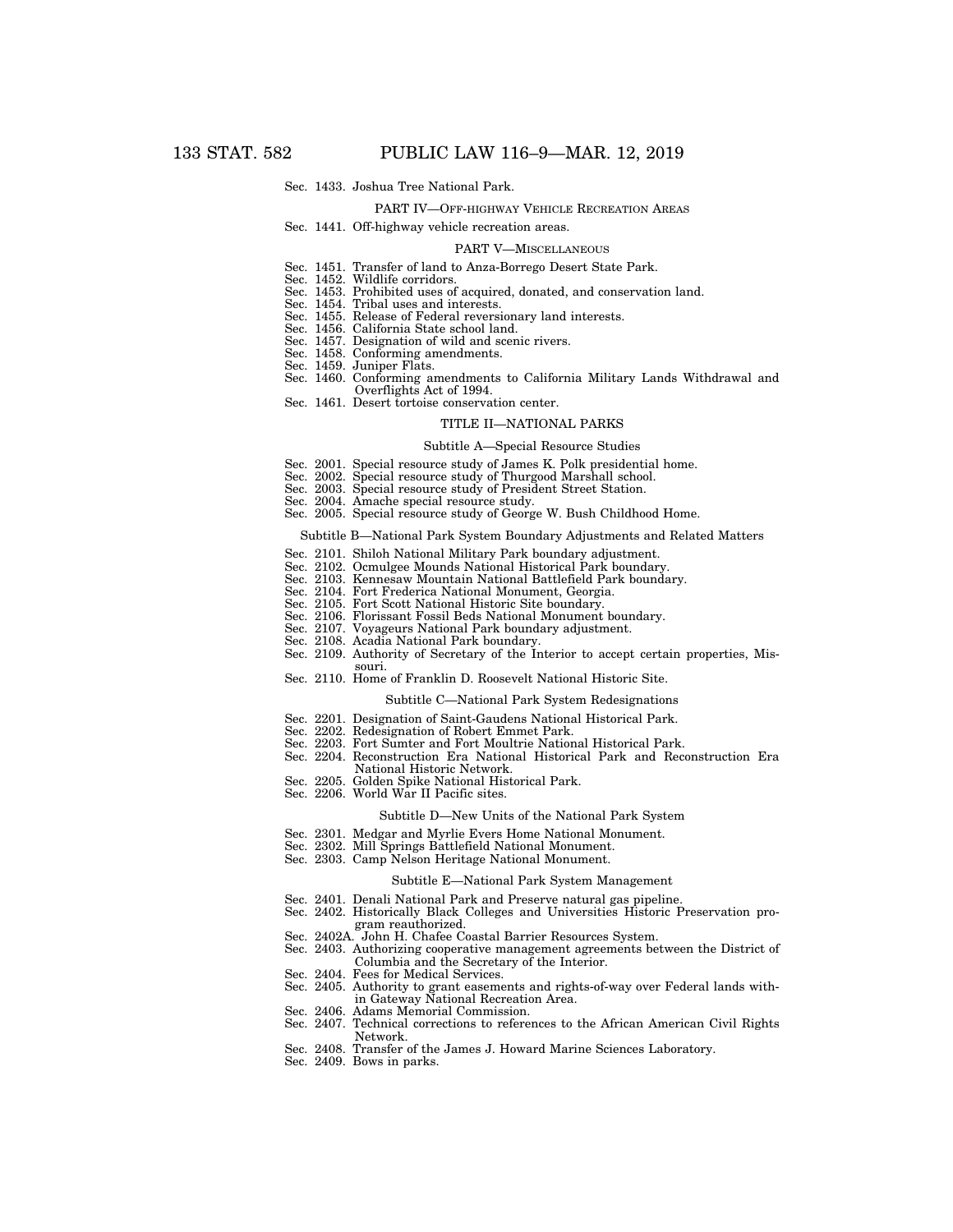Sec. 1433. Joshua Tree National Park.

PART IV—OFF-HIGHWAY VEHICLE RECREATION AREAS

Sec. 1441. Off-highway vehicle recreation areas.

PART V—MISCELLANEOUS

Sec. 1451. Transfer of land to Anza-Borrego Desert State Park.
Sec. 1452. Wildlife corridors.
Sec. 1453. Prohibited uses of acquired, donated, and conservation land.
Sec. 1454. Tribal uses and interests.
Sec. 1455. Release of Federal reversionary land interests.
Sec. 1456. California State school land.
Sec. 1457. Designation of wild and scenic rivers.
Sec. 1458. Conforming amendments.
Sec. 1459. Juniper Flats.
Sec. 1460. Conforming amendments to California Military Lands Withdrawal and Overflights Act of 1994.
Sec. 1461. Desert tortoise conservation center.

TITLE II—NATIONAL PARKS

Subtitle A—Special Resource Studies

Sec. 2001. Special resource study of James K. Polk presidential home.
Sec. 2002. Special resource study of Thurgood Marshall school.
Sec. 2003. Special resource study of President Street Station.
Sec. 2004. Amache special resource study.
Sec. 2005. Special resource study of George W. Bush Childhood Home.

Subtitle B—National Park System Boundary Adjustments and Related Matters

Sec. 2101. Shiloh National Military Park boundary adjustment.
Sec. 2102. Ocmulgee Mounds National Historical Park boundary.
Sec. 2103. Kennesaw Mountain National Battlefield Park boundary.
Sec. 2104. Fort Frederica National Monument, Georgia.
Sec. 2105. Fort Scott National Historic Site boundary.
Sec. 2106. Florissant Fossil Beds National Monument boundary.
Sec. 2107. Voyageurs National Park boundary adjustment.
Sec. 2108. Acadia National Park boundary.
Sec. 2109. Authority of Secretary of the Interior to accept certain properties, Missouri.
Sec. 2110. Home of Franklin D. Roosevelt National Historic Site.

Subtitle C—National Park System Redesignations

Sec. 2201. Designation of Saint-Gaudens National Historical Park.
Sec. 2202. Redesignation of Robert Emmet Park.
Sec. 2203. Fort Sumter and Fort Moultrie National Historical Park.
Sec. 2204. Reconstruction Era National Historical Park and Reconstruction Era National Historic Network.
Sec. 2205. Golden Spike National Historical Park.
Sec. 2206. World War II Pacific sites.

Subtitle D—New Units of the National Park System

Sec. 2301. Medgar and Myrlie Evers Home National Monument.
Sec. 2302. Mill Springs Battlefield National Monument.
Sec. 2303. Camp Nelson Heritage National Monument.

Subtitle E—National Park System Management

Sec. 2401. Denali National Park and Preserve natural gas pipeline.
Sec. 2402. Historically Black Colleges and Universities Historic Preservation program reauthorized.
Sec. 2402A. John H. Chafee Coastal Barrier Resources System.
Sec. 2403. Authorizing cooperative management agreements between the District of Columbia and the Secretary of the Interior.
Sec. 2404. Fees for Medical Services.
Sec. 2405. Authority to grant easements and rights-of-way over Federal lands within Gateway National Recreation Area.
Sec. 2406. Adams Memorial Commission.
Sec. 2407. Technical corrections to references to the African American Civil Rights Network.
Sec. 2408. Transfer of the James J. Howard Marine Sciences Laboratory.
Sec. 2409. Bows in parks.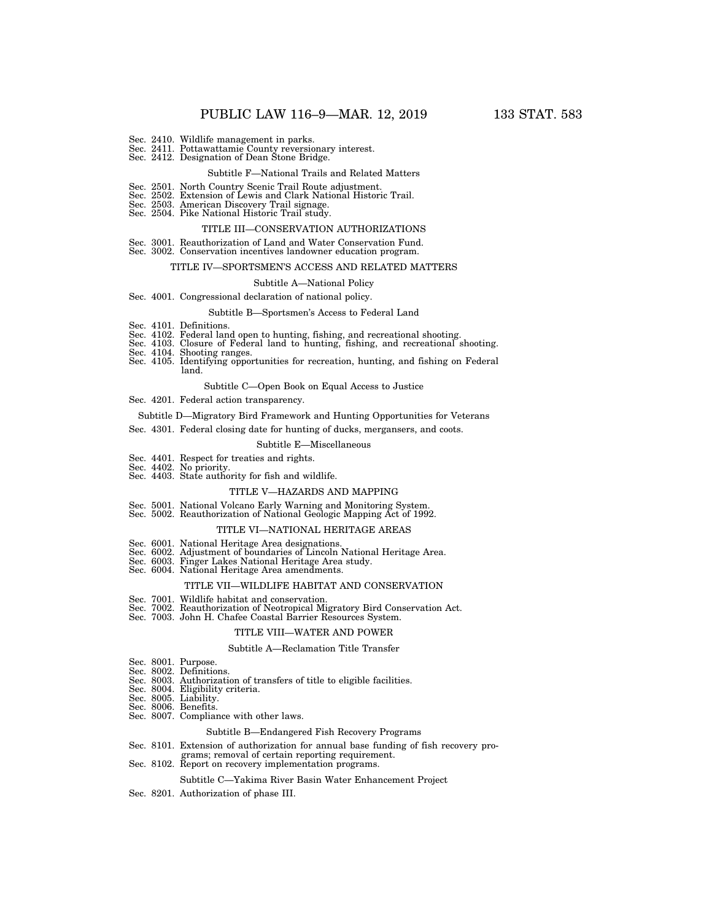Sec. 2410. Wildlife management in parks.
Sec. 2411. Pottawattamie County reversionary interest.
Sec. 2412. Designation of Dean Stone Bridge.

Subtitle F—National Trails and Related Matters

Sec. 2501. North Country Scenic Trail Route adjustment.
Sec. 2502. Extension of Lewis and Clark National Historic Trail.
Sec. 2503. American Discovery Trail signage.
Sec. 2504. Pike National Historic Trail study.

TITLE III—CONSERVATION AUTHORIZATIONS

Sec. 3001. Reauthorization of Land and Water Conservation Fund.
Sec. 3002. Conservation incentives landowner education program.

TITLE IV—SPORTSMEN'S ACCESS AND RELATED MATTERS

Subtitle A—National Policy

Sec. 4001. Congressional declaration of national policy.

Subtitle B—Sportsmen's Access to Federal Land

Sec. 4101. Definitions.
Sec. 4102. Federal land open to hunting, fishing, and recreational shooting.
Sec. 4103. Closure of Federal land to hunting, fishing, and recreational shooting.
Sec. 4104. Shooting ranges.
Sec. 4105. Identifying opportunities for recreation, hunting, and fishing on Federal land.

Subtitle C—Open Book on Equal Access to Justice

Sec. 4201. Federal action transparency.

Subtitle D—Migratory Bird Framework and Hunting Opportunities for Veterans

Sec. 4301. Federal closing date for hunting of ducks, mergansers, and coots.

Subtitle E—Miscellaneous

Sec. 4401. Respect for treaties and rights.
Sec. 4402. No priority.
Sec. 4403. State authority for fish and wildlife.

TITLE V—HAZARDS AND MAPPING

Sec. 5001. National Volcano Early Warning and Monitoring System.
Sec. 5002. Reauthorization of National Geologic Mapping Act of 1992.

TITLE VI—NATIONAL HERITAGE AREAS

Sec. 6001. National Heritage Area designations.
Sec. 6002. Adjustment of boundaries of Lincoln National Heritage Area.
Sec. 6003. Finger Lakes National Heritage Area study.
Sec. 6004. National Heritage Area amendments.

TITLE VII—WILDLIFE HABITAT AND CONSERVATION

Sec. 7001. Wildlife habitat and conservation.
Sec. 7002. Reauthorization of Neotropical Migratory Bird Conservation Act.
Sec. 7003. John H. Chafee Coastal Barrier Resources System.

TITLE VIII—WATER AND POWER

Subtitle A—Reclamation Title Transfer

Sec. 8001. Purpose.
Sec. 8002. Definitions.
Sec. 8003. Authorization of transfers of title to eligible facilities.
Sec. 8004. Eligibility criteria.
Sec. 8005. Liability.
Sec. 8006. Benefits.
Sec. 8007. Compliance with other laws.

Subtitle B—Endangered Fish Recovery Programs

Sec. 8101. Extension of authorization for annual base funding of fish recovery programs; removal of certain reporting requirement.
Sec. 8102. Report on recovery implementation programs.

Subtitle C—Yakima River Basin Water Enhancement Project

Sec. 8201. Authorization of phase III.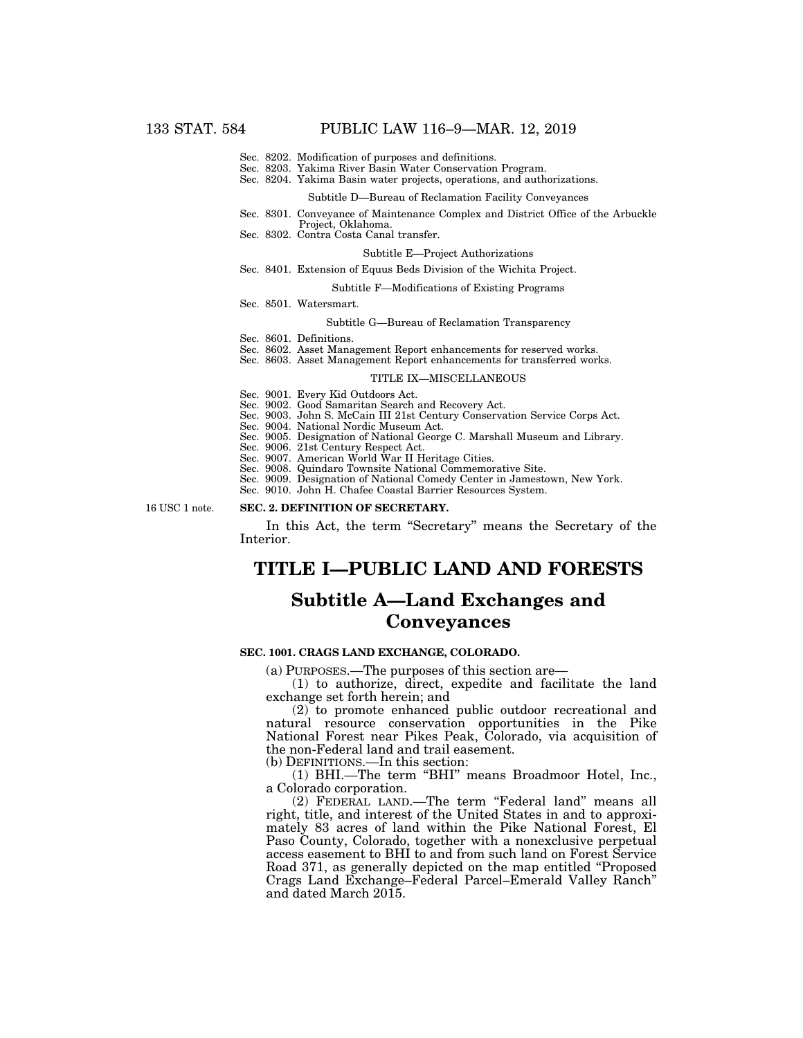Sec. 8202. Modification of purposes and definitions.
Sec. 8203. Yakima River Basin Water Conservation Program.
Sec. 8204. Yakima Basin water projects, operations, and authorizations.

Subtitle D—Bureau of Reclamation Facility Conveyances

Sec. 8301. Conveyance of Maintenance Complex and District Office of the Arbuckle Project, Oklahoma.
Sec. 8302. Contra Costa Canal transfer.

Subtitle E—Project Authorizations

Sec. 8401. Extension of Equus Beds Division of the Wichita Project.

Subtitle F—Modifications of Existing Programs

Sec. 8501. Watersmart.

Subtitle G—Bureau of Reclamation Transparency

Sec. 8601. Definitions.
Sec. 8602. Asset Management Report enhancements for reserved works.
Sec. 8603. Asset Management Report enhancements for transferred works.

TITLE IX—MISCELLANEOUS

Sec. 9001. Every Kid Outdoors Act.
Sec. 9002. Good Samaritan Search and Recovery Act.
Sec. 9003. John S. McCain III 21st Century Conservation Service Corps Act.
Sec. 9004. National Nordic Museum Act.
Sec. 9005. Designation of National George C. Marshall Museum and Library.
Sec. 9006. 21st Century Respect Act.
Sec. 9007. American World War II Heritage Cities.
Sec. 9008. Quindaro Townsite National Commemorative Site.
Sec. 9009. Designation of National Comedy Center in Jamestown, New York.
Sec. 9010. John H. Chafee Coastal Barrier Resources System.

16 USC 1 note.

**SEC. 2. DEFINITION OF SECRETARY.**

In this Act, the term "Secretary" means the Secretary of the Interior.

# TITLE I—PUBLIC LAND AND FORESTS

## Subtitle A—Land Exchanges and Conveyances

**SEC. 1001. CRAGS LAND EXCHANGE, COLORADO.**

(a) PURPOSES.—The purposes of this section are—

(1) to authorize, direct, expedite and facilitate the land exchange set forth herein; and

(2) to promote enhanced public outdoor recreational and natural resource conservation opportunities in the Pike National Forest near Pikes Peak, Colorado, via acquisition of the non-Federal land and trail easement.

(b) DEFINITIONS.—In this section:

(1) BHI.—The term "BHI" means Broadmoor Hotel, Inc., a Colorado corporation.

(2) FEDERAL LAND.—The term "Federal land" means all right, title, and interest of the United States in and to approximately 83 acres of land within the Pike National Forest, El Paso County, Colorado, together with a nonexclusive perpetual access easement to BHI to and from such land on Forest Service Road 371, as generally depicted on the map entitled "Proposed Crags Land Exchange–Federal Parcel–Emerald Valley Ranch" and dated March 2015.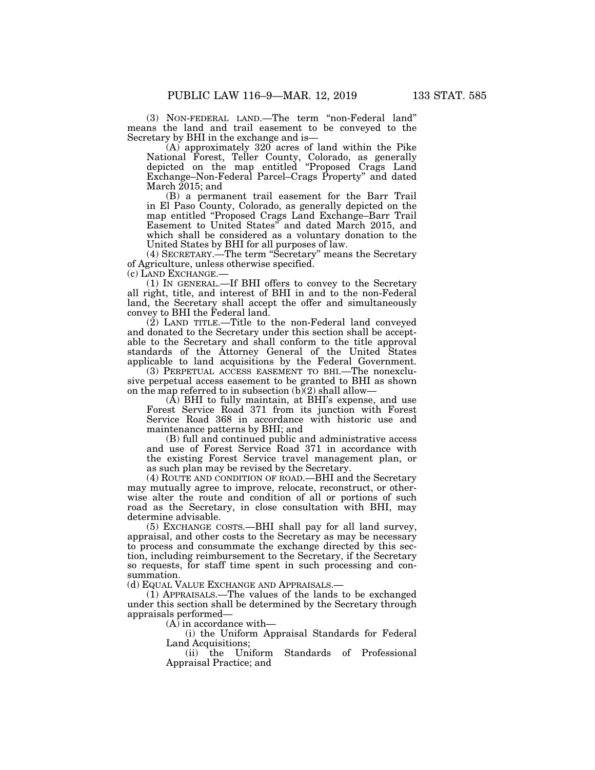(3) NON-FEDERAL LAND.—The term "non-Federal land" means the land and trail easement to be conveyed to the Secretary by BHI in the exchange and is—

(A) approximately 320 acres of land within the Pike National Forest, Teller County, Colorado, as generally depicted on the map entitled "Proposed Crags Land Exchange–Non-Federal Parcel–Crags Property" and dated March 2015; and

(B) a permanent trail easement for the Barr Trail in El Paso County, Colorado, as generally depicted on the map entitled "Proposed Crags Land Exchange–Barr Trail Easement to United States" and dated March 2015, and which shall be considered as a voluntary donation to the United States by BHI for all purposes of law.

(4) SECRETARY.—The term "Secretary" means the Secretary of Agriculture, unless otherwise specified.

(c) LAND EXCHANGE.—

(1) IN GENERAL.—If BHI offers to convey to the Secretary all right, title, and interest of BHI in and to the non-Federal land, the Secretary shall accept the offer and simultaneously convey to BHI the Federal land.

(2) LAND TITLE.—Title to the non-Federal land conveyed and donated to the Secretary under this section shall be acceptable to the Secretary and shall conform to the title approval standards of the Attorney General of the United States applicable to land acquisitions by the Federal Government.

(3) PERPETUAL ACCESS EASEMENT TO BHI.—The nonexclusive perpetual access easement to be granted to BHI as shown on the map referred to in subsection (b)(2) shall allow—

(A) BHI to fully maintain, at BHI's expense, and use Forest Service Road 371 from its junction with Forest Service Road 368 in accordance with historic use and maintenance patterns by BHI; and

(B) full and continued public and administrative access and use of Forest Service Road 371 in accordance with the existing Forest Service travel management plan, or as such plan may be revised by the Secretary.

(4) ROUTE AND CONDITION OF ROAD.—BHI and the Secretary may mutually agree to improve, relocate, reconstruct, or otherwise alter the route and condition of all or portions of such road as the Secretary, in close consultation with BHI, may determine advisable.

(5) EXCHANGE COSTS.—BHI shall pay for all land survey, appraisal, and other costs to the Secretary as may be necessary to process and consummate the exchange directed by this section, including reimbursement to the Secretary, if the Secretary so requests, for staff time spent in such processing and consummation.

(d) EQUAL VALUE EXCHANGE AND APPRAISALS.—

(1) APPRAISALS.—The values of the lands to be exchanged under this section shall be determined by the Secretary through appraisals performed—

(A) in accordance with—

(i) the Uniform Appraisal Standards for Federal Land Acquisitions;

(ii) the Uniform Standards of Professional Appraisal Practice; and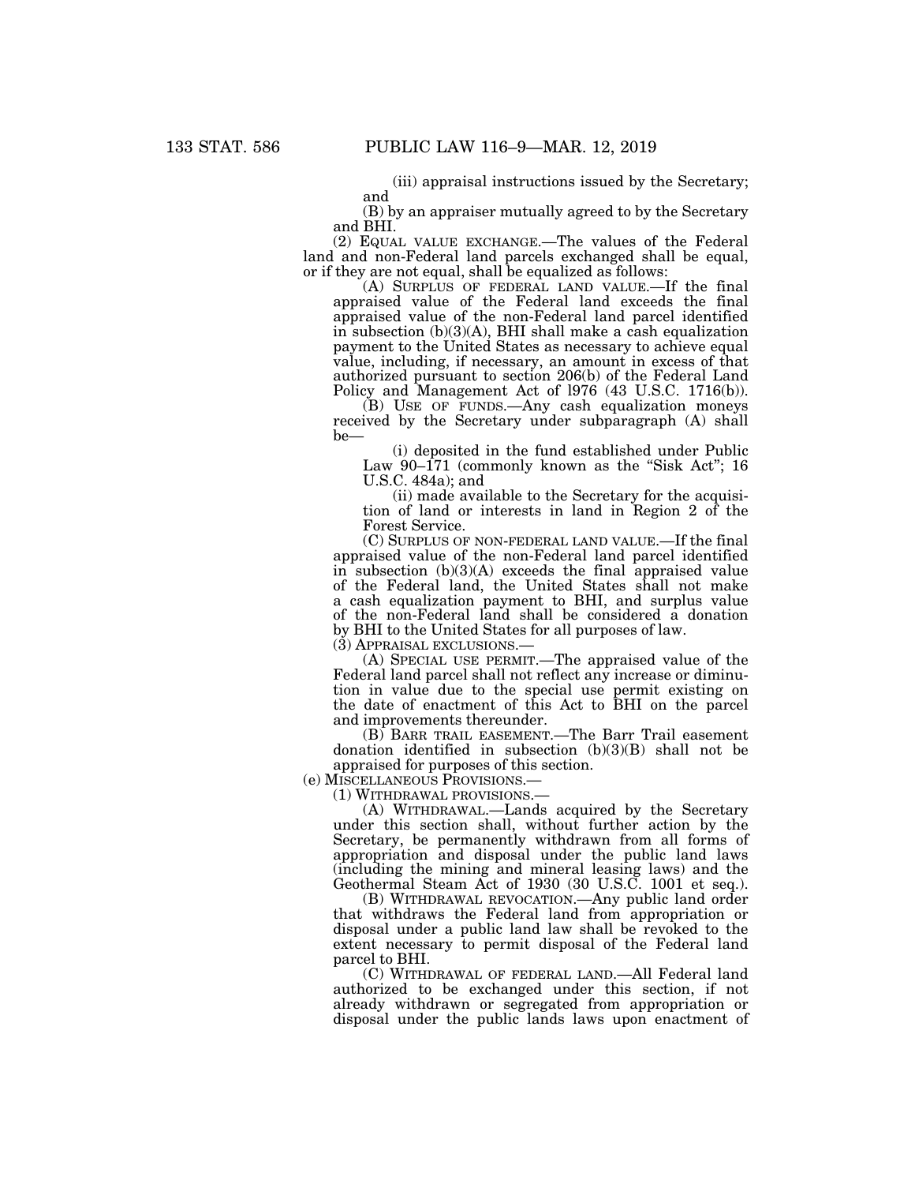(iii) appraisal instructions issued by the Secretary; and

(B) by an appraiser mutually agreed to by the Secretary and BHI.

(2) EQUAL VALUE EXCHANGE.—The values of the Federal land and non-Federal land parcels exchanged shall be equal, or if they are not equal, shall be equalized as follows:

(A) SURPLUS OF FEDERAL LAND VALUE.—If the final appraised value of the Federal land exceeds the final appraised value of the non-Federal land parcel identified in subsection (b)(3)(A), BHI shall make a cash equalization payment to the United States as necessary to achieve equal value, including, if necessary, an amount in excess of that authorized pursuant to section 206(b) of the Federal Land Policy and Management Act of l976 (43 U.S.C. 1716(b)).

(B) USE OF FUNDS.—Any cash equalization moneys received by the Secretary under subparagraph (A) shall be—

(i) deposited in the fund established under Public Law 90–171 (commonly known as the "Sisk Act"; 16 U.S.C. 484a); and

(ii) made available to the Secretary for the acquisition of land or interests in land in Region 2 of the Forest Service.

(C) SURPLUS OF NON-FEDERAL LAND VALUE.—If the final appraised value of the non-Federal land parcel identified in subsection (b)(3)(A) exceeds the final appraised value of the Federal land, the United States shall not make a cash equalization payment to BHI, and surplus value of the non-Federal land shall be considered a donation by BHI to the United States for all purposes of law.

(3) APPRAISAL EXCLUSIONS.—

(A) SPECIAL USE PERMIT.—The appraised value of the Federal land parcel shall not reflect any increase or diminution in value due to the special use permit existing on the date of enactment of this Act to BHI on the parcel and improvements thereunder.

(B) BARR TRAIL EASEMENT.—The Barr Trail easement donation identified in subsection (b)(3)(B) shall not be appraised for purposes of this section.

(e) MISCELLANEOUS PROVISIONS.—

(1) WITHDRAWAL PROVISIONS.—

(A) WITHDRAWAL.—Lands acquired by the Secretary under this section shall, without further action by the Secretary, be permanently withdrawn from all forms of appropriation and disposal under the public land laws (including the mining and mineral leasing laws) and the Geothermal Steam Act of 1930 (30 U.S.C. 1001 et seq.).

(B) WITHDRAWAL REVOCATION.—Any public land order that withdraws the Federal land from appropriation or disposal under a public land law shall be revoked to the extent necessary to permit disposal of the Federal land parcel to BHI.

(C) WITHDRAWAL OF FEDERAL LAND.—All Federal land authorized to be exchanged under this section, if not already withdrawn or segregated from appropriation or disposal under the public lands laws upon enactment of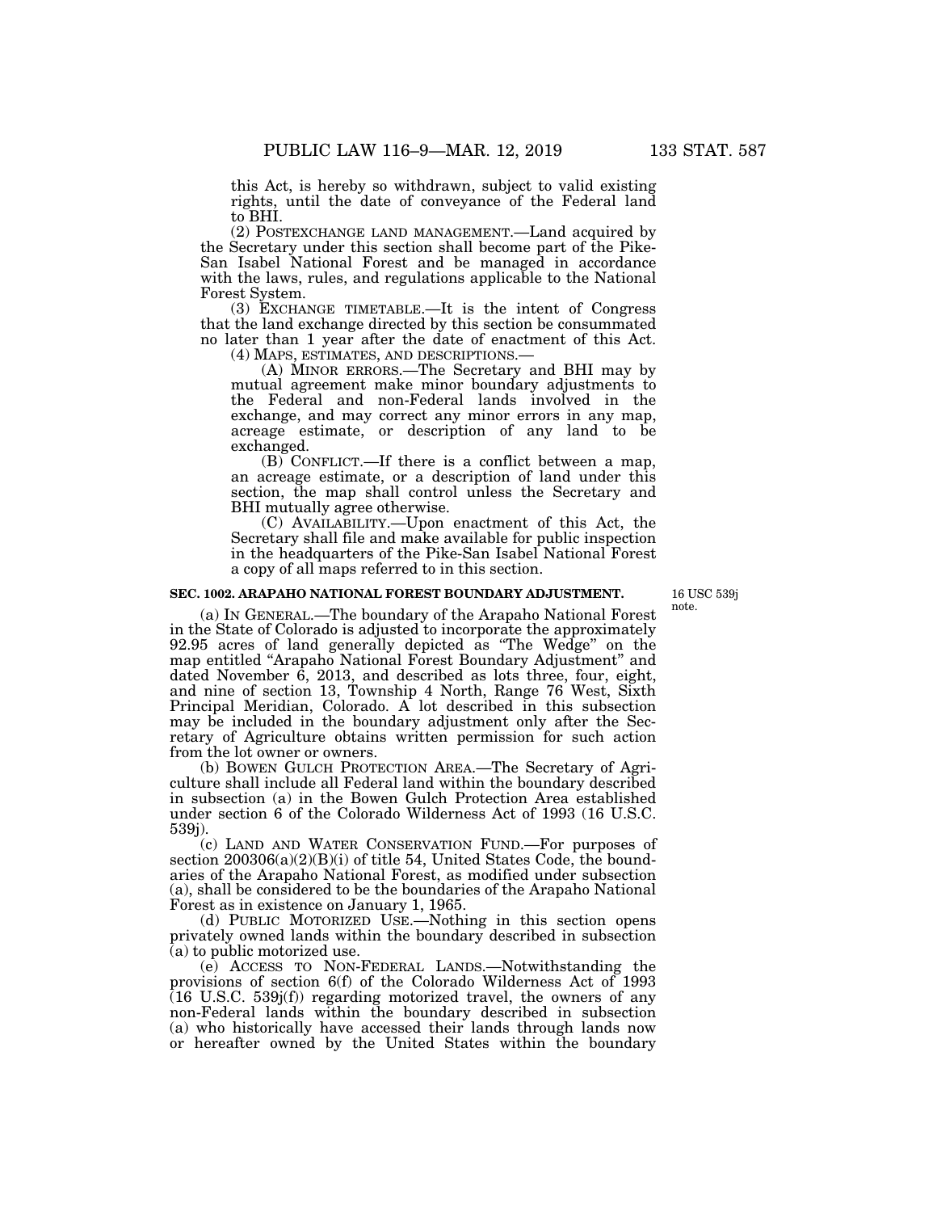this Act, is hereby so withdrawn, subject to valid existing rights, until the date of conveyance of the Federal land to BHI.

(2) POSTEXCHANGE LAND MANAGEMENT.—Land acquired by the Secretary under this section shall become part of the Pike-San Isabel National Forest and be managed in accordance with the laws, rules, and regulations applicable to the National Forest System.

(3) EXCHANGE TIMETABLE.—It is the intent of Congress that the land exchange directed by this section be consummated no later than 1 year after the date of enactment of this Act.

(4) MAPS, ESTIMATES, AND DESCRIPTIONS.—

(A) MINOR ERRORS.—The Secretary and BHI may by mutual agreement make minor boundary adjustments to the Federal and non-Federal lands involved in the exchange, and may correct any minor errors in any map, acreage estimate, or description of any land to be exchanged.

(B) CONFLICT.—If there is a conflict between a map, an acreage estimate, or a description of land under this section, the map shall control unless the Secretary and BHI mutually agree otherwise.

(C) AVAILABILITY.—Upon enactment of this Act, the Secretary shall file and make available for public inspection in the headquarters of the Pike-San Isabel National Forest a copy of all maps referred to in this section.

**SEC. 1002. ARAPAHO NATIONAL FOREST BOUNDARY ADJUSTMENT.**

16 USC 539j note.

(a) IN GENERAL.—The boundary of the Arapaho National Forest in the State of Colorado is adjusted to incorporate the approximately 92.95 acres of land generally depicted as "The Wedge" on the map entitled "Arapaho National Forest Boundary Adjustment" and dated November 6, 2013, and described as lots three, four, eight, and nine of section 13, Township 4 North, Range 76 West, Sixth Principal Meridian, Colorado. A lot described in this subsection may be included in the boundary adjustment only after the Secretary of Agriculture obtains written permission for such action from the lot owner or owners.

(b) BOWEN GULCH PROTECTION AREA.—The Secretary of Agriculture shall include all Federal land within the boundary described in subsection (a) in the Bowen Gulch Protection Area established under section 6 of the Colorado Wilderness Act of 1993 (16 U.S.C. 539j).

(c) LAND AND WATER CONSERVATION FUND.—For purposes of section 200306(a)(2)(B)(i) of title 54, United States Code, the boundaries of the Arapaho National Forest, as modified under subsection (a), shall be considered to be the boundaries of the Arapaho National Forest as in existence on January 1, 1965.

(d) PUBLIC MOTORIZED USE.—Nothing in this section opens privately owned lands within the boundary described in subsection (a) to public motorized use.

(e) ACCESS TO NON-FEDERAL LANDS.—Notwithstanding the provisions of section 6(f) of the Colorado Wilderness Act of 1993 (16 U.S.C. 539j(f)) regarding motorized travel, the owners of any non-Federal lands within the boundary described in subsection (a) who historically have accessed their lands through lands now or hereafter owned by the United States within the boundary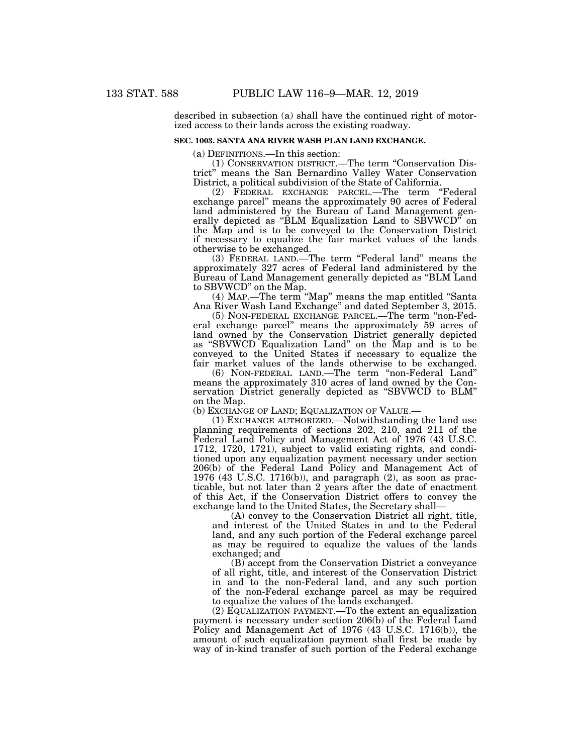described in subsection (a) shall have the continued right of motorized access to their lands across the existing roadway.

### SEC. 1003. SANTA ANA RIVER WASH PLAN LAND EXCHANGE.

(a) DEFINITIONS.—In this section:

(1) CONSERVATION DISTRICT.—The term "Conservation District" means the San Bernardino Valley Water Conservation District, a political subdivision of the State of California.

(2) FEDERAL EXCHANGE PARCEL.—The term "Federal exchange parcel" means the approximately 90 acres of Federal land administered by the Bureau of Land Management generally depicted as "BLM Equalization Land to SBVWCD" on the Map and is to be conveyed to the Conservation District if necessary to equalize the fair market values of the lands otherwise to be exchanged.

(3) FEDERAL LAND.—The term "Federal land" means the approximately 327 acres of Federal land administered by the Bureau of Land Management generally depicted as "BLM Land to SBVWCD" on the Map.

(4) MAP.—The term "Map" means the map entitled "Santa Ana River Wash Land Exchange" and dated September 3, 2015.

(5) NON-FEDERAL EXCHANGE PARCEL.—The term "non-Federal exchange parcel" means the approximately 59 acres of land owned by the Conservation District generally depicted as "SBVWCD Equalization Land" on the Map and is to be conveyed to the United States if necessary to equalize the fair market values of the lands otherwise to be exchanged.

(6) NON-FEDERAL LAND.—The term "non-Federal Land" means the approximately 310 acres of land owned by the Conservation District generally depicted as "SBVWCD to BLM" on the Map.

(b) EXCHANGE OF LAND; EQUALIZATION OF VALUE.—

(1) EXCHANGE AUTHORIZED.—Notwithstanding the land use planning requirements of sections 202, 210, and 211 of the Federal Land Policy and Management Act of 1976 (43 U.S.C. 1712, 1720, 1721), subject to valid existing rights, and conditioned upon any equalization payment necessary under section 206(b) of the Federal Land Policy and Management Act of 1976 (43 U.S.C. 1716(b)), and paragraph (2), as soon as practicable, but not later than 2 years after the date of enactment of this Act, if the Conservation District offers to convey the exchange land to the United States, the Secretary shall—

(A) convey to the Conservation District all right, title, and interest of the United States in and to the Federal land, and any such portion of the Federal exchange parcel as may be required to equalize the values of the lands exchanged; and

(B) accept from the Conservation District a conveyance of all right, title, and interest of the Conservation District in and to the non-Federal land, and any such portion of the non-Federal exchange parcel as may be required to equalize the values of the lands exchanged.

(2) EQUALIZATION PAYMENT.—To the extent an equalization payment is necessary under section 206(b) of the Federal Land Policy and Management Act of 1976 (43 U.S.C. 1716(b)), the amount of such equalization payment shall first be made by way of in-kind transfer of such portion of the Federal exchange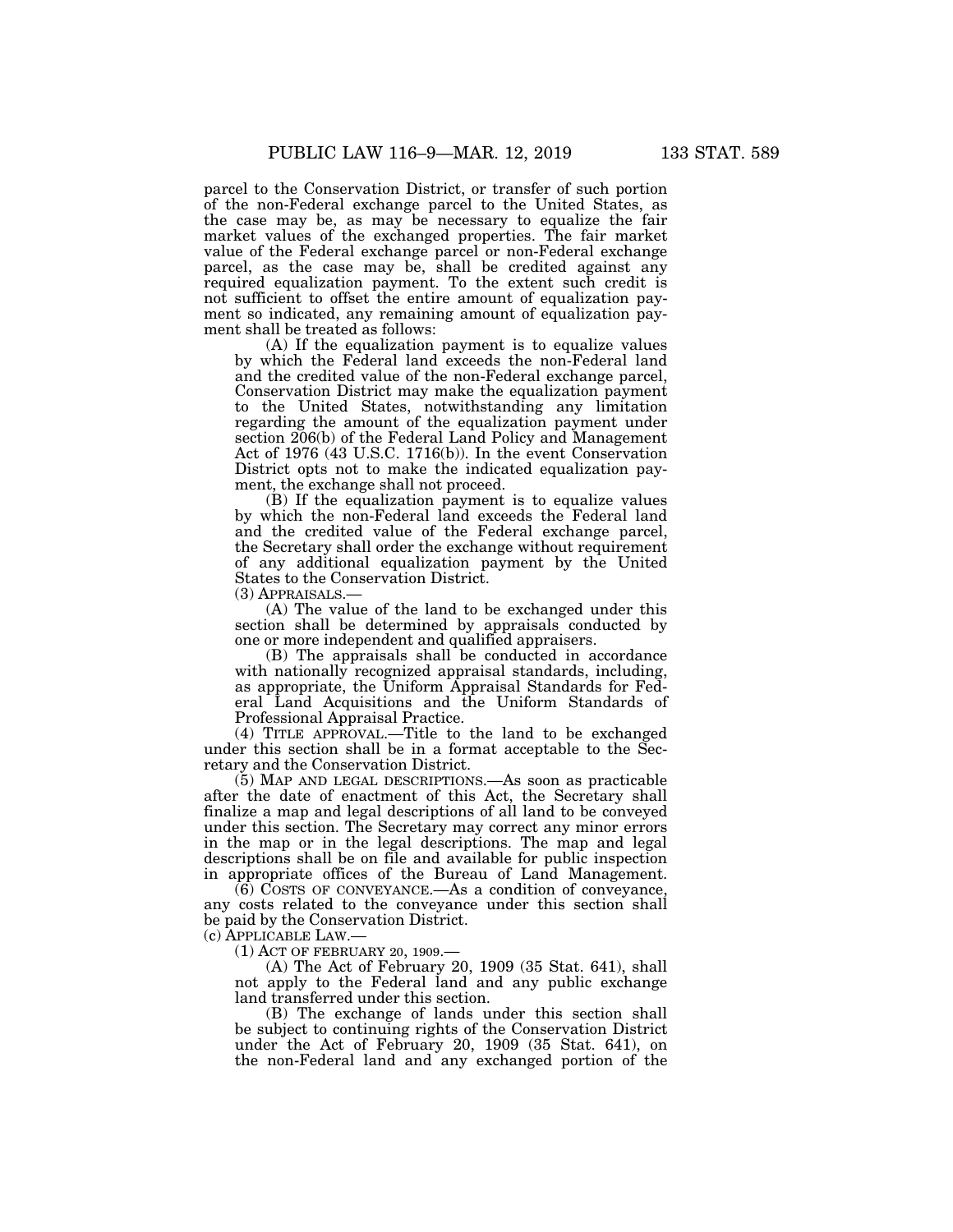parcel to the Conservation District, or transfer of such portion of the non-Federal exchange parcel to the United States, as the case may be, as may be necessary to equalize the fair market values of the exchanged properties. The fair market value of the Federal exchange parcel or non-Federal exchange parcel, as the case may be, shall be credited against any required equalization payment. To the extent such credit is not sufficient to offset the entire amount of equalization payment so indicated, any remaining amount of equalization payment shall be treated as follows:

(A) If the equalization payment is to equalize values by which the Federal land exceeds the non-Federal land and the credited value of the non-Federal exchange parcel, Conservation District may make the equalization payment to the United States, notwithstanding any limitation regarding the amount of the equalization payment under section 206(b) of the Federal Land Policy and Management Act of 1976 (43 U.S.C. 1716(b)). In the event Conservation District opts not to make the indicated equalization payment, the exchange shall not proceed.

(B) If the equalization payment is to equalize values by which the non-Federal land exceeds the Federal land and the credited value of the Federal exchange parcel, the Secretary shall order the exchange without requirement of any additional equalization payment by the United States to the Conservation District.

(3) APPRAISALS.—

(A) The value of the land to be exchanged under this section shall be determined by appraisals conducted by one or more independent and qualified appraisers.

(B) The appraisals shall be conducted in accordance with nationally recognized appraisal standards, including, as appropriate, the Uniform Appraisal Standards for Federal Land Acquisitions and the Uniform Standards of Professional Appraisal Practice.

(4) TITLE APPROVAL.—Title to the land to be exchanged under this section shall be in a format acceptable to the Secretary and the Conservation District.

(5) MAP AND LEGAL DESCRIPTIONS.—As soon as practicable after the date of enactment of this Act, the Secretary shall finalize a map and legal descriptions of all land to be conveyed under this section. The Secretary may correct any minor errors in the map or in the legal descriptions. The map and legal descriptions shall be on file and available for public inspection in appropriate offices of the Bureau of Land Management.

(6) COSTS OF CONVEYANCE.—As a condition of conveyance, any costs related to the conveyance under this section shall be paid by the Conservation District.

(c) APPLICABLE LAW.—

(1) ACT OF FEBRUARY 20, 1909.—

(A) The Act of February 20, 1909 (35 Stat. 641), shall not apply to the Federal land and any public exchange land transferred under this section.

(B) The exchange of lands under this section shall be subject to continuing rights of the Conservation District under the Act of February 20, 1909 (35 Stat. 641), on the non-Federal land and any exchanged portion of the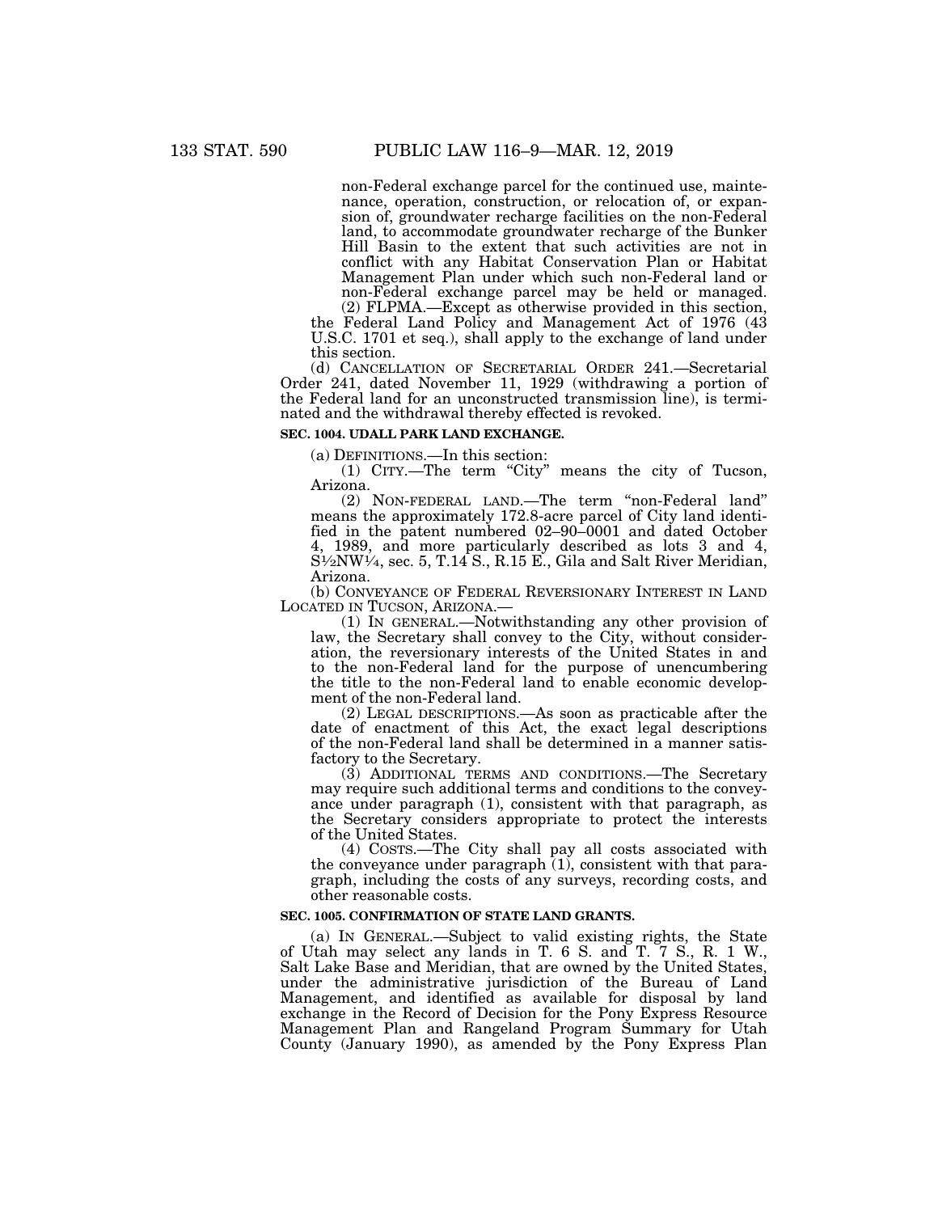non-Federal exchange parcel for the continued use, maintenance, operation, construction, or relocation of, or expansion of, groundwater recharge facilities on the non-Federal land, to accommodate groundwater recharge of the Bunker Hill Basin to the extent that such activities are not in conflict with any Habitat Conservation Plan or Habitat Management Plan under which such non-Federal land or non-Federal exchange parcel may be held or managed.

(2) FLPMA.—Except as otherwise provided in this section, the Federal Land Policy and Management Act of 1976 (43 U.S.C. 1701 et seq.), shall apply to the exchange of land under this section.

(d) CANCELLATION OF SECRETARIAL ORDER 241.—Secretarial Order 241, dated November 11, 1929 (withdrawing a portion of the Federal land for an unconstructed transmission line), is terminated and the withdrawal thereby effected is revoked.

**SEC. 1004. UDALL PARK LAND EXCHANGE.**

(a) DEFINITIONS.—In this section:

(1) CITY.—The term "City" means the city of Tucson, Arizona.

(2) NON-FEDERAL LAND.—The term "non-Federal land" means the approximately 172.8-acre parcel of City land identified in the patent numbered 02–90–0001 and dated October 4, 1989, and more particularly described as lots 3 and 4, S½NW¼, sec. 5, T.14 S., R.15 E., Gila and Salt River Meridian, Arizona.

(b) CONVEYANCE OF FEDERAL REVERSIONARY INTEREST IN LAND LOCATED IN TUCSON, ARIZONA.—

(1) IN GENERAL.—Notwithstanding any other provision of law, the Secretary shall convey to the City, without consideration, the reversionary interests of the United States in and to the non-Federal land for the purpose of unencumbering the title to the non-Federal land to enable economic development of the non-Federal land.

(2) LEGAL DESCRIPTIONS.—As soon as practicable after the date of enactment of this Act, the exact legal descriptions of the non-Federal land shall be determined in a manner satisfactory to the Secretary.

(3) ADDITIONAL TERMS AND CONDITIONS.—The Secretary may require such additional terms and conditions to the conveyance under paragraph (1), consistent with that paragraph, as the Secretary considers appropriate to protect the interests of the United States.

(4) COSTS.—The City shall pay all costs associated with the conveyance under paragraph (1), consistent with that paragraph, including the costs of any surveys, recording costs, and other reasonable costs.

**SEC. 1005. CONFIRMATION OF STATE LAND GRANTS.**

(a) IN GENERAL.—Subject to valid existing rights, the State of Utah may select any lands in T. 6 S. and T. 7 S., R. 1 W., Salt Lake Base and Meridian, that are owned by the United States, under the administrative jurisdiction of the Bureau of Land Management, and identified as available for disposal by land exchange in the Record of Decision for the Pony Express Resource Management Plan and Rangeland Program Summary for Utah County (January 1990), as amended by the Pony Express Plan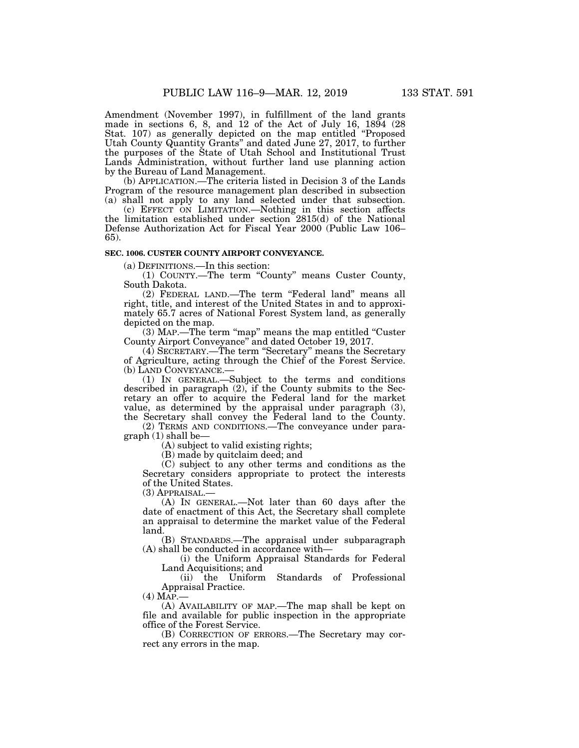Amendment (November 1997), in fulfillment of the land grants made in sections 6, 8, and 12 of the Act of July 16, 1894 (28 Stat. 107) as generally depicted on the map entitled "Proposed Utah County Quantity Grants" and dated June 27, 2017, to further the purposes of the State of Utah School and Institutional Trust Lands Administration, without further land use planning action by the Bureau of Land Management.

(b) APPLICATION.—The criteria listed in Decision 3 of the Lands Program of the resource management plan described in subsection (a) shall not apply to any land selected under that subsection.

(c) EFFECT ON LIMITATION.—Nothing in this section affects the limitation established under section 2815(d) of the National Defense Authorization Act for Fiscal Year 2000 (Public Law 106–65).

**SEC. 1006. CUSTER COUNTY AIRPORT CONVEYANCE.**

(a) DEFINITIONS.—In this section:

(1) COUNTY.—The term "County" means Custer County, South Dakota.

(2) FEDERAL LAND.—The term "Federal land" means all right, title, and interest of the United States in and to approximately 65.7 acres of National Forest System land, as generally depicted on the map.

(3) MAP.—The term "map" means the map entitled "Custer County Airport Conveyance" and dated October 19, 2017.

(4) SECRETARY.—The term "Secretary" means the Secretary of Agriculture, acting through the Chief of the Forest Service.

(b) LAND CONVEYANCE.—

(1) IN GENERAL.—Subject to the terms and conditions described in paragraph (2), if the County submits to the Secretary an offer to acquire the Federal land for the market value, as determined by the appraisal under paragraph (3), the Secretary shall convey the Federal land to the County.

(2) TERMS AND CONDITIONS.—The conveyance under paragraph (1) shall be—

(A) subject to valid existing rights;

(B) made by quitclaim deed; and

(C) subject to any other terms and conditions as the Secretary considers appropriate to protect the interests of the United States.

(3) APPRAISAL.—

(A) IN GENERAL.—Not later than 60 days after the date of enactment of this Act, the Secretary shall complete an appraisal to determine the market value of the Federal land.

(B) STANDARDS.—The appraisal under subparagraph (A) shall be conducted in accordance with—

(i) the Uniform Appraisal Standards for Federal Land Acquisitions; and

(ii) the Uniform Standards of Professional Appraisal Practice.

(4) MAP.—

(A) AVAILABILITY OF MAP.—The map shall be kept on file and available for public inspection in the appropriate office of the Forest Service.

(B) CORRECTION OF ERRORS.—The Secretary may correct any errors in the map.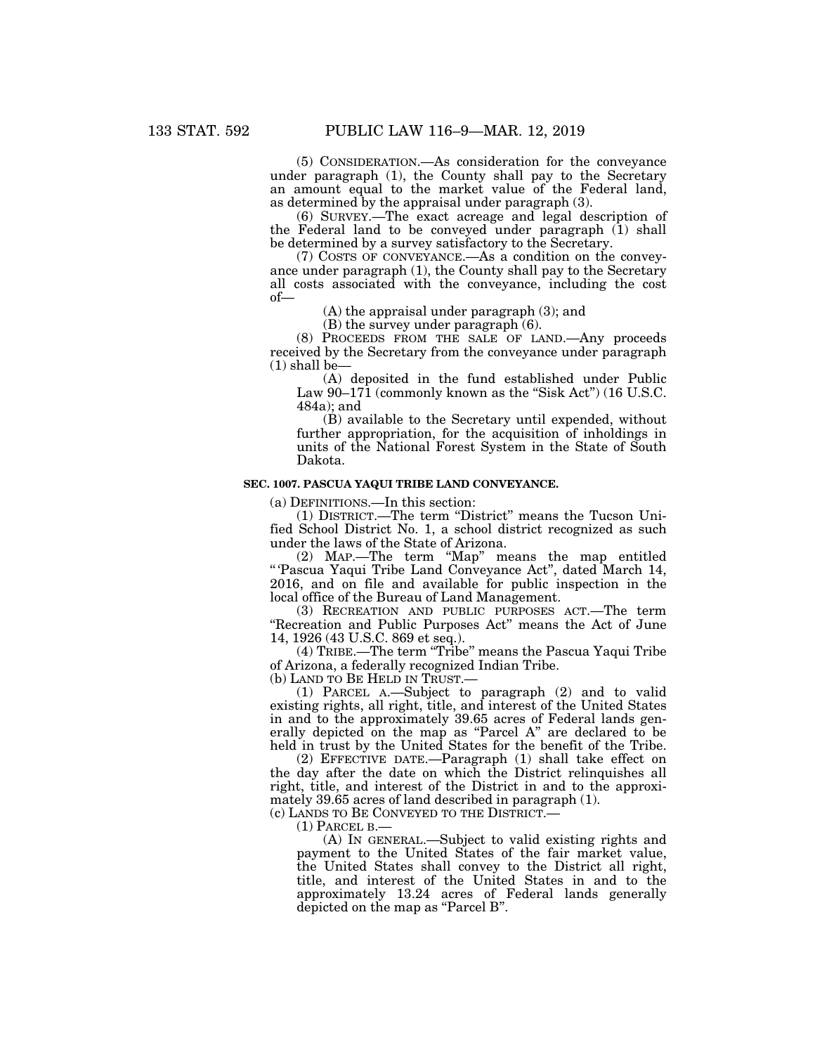(5) CONSIDERATION.—As consideration for the conveyance under paragraph (1), the County shall pay to the Secretary an amount equal to the market value of the Federal land, as determined by the appraisal under paragraph (3).

(6) SURVEY.—The exact acreage and legal description of the Federal land to be conveyed under paragraph (1) shall be determined by a survey satisfactory to the Secretary.

(7) COSTS OF CONVEYANCE.—As a condition on the conveyance under paragraph (1), the County shall pay to the Secretary all costs associated with the conveyance, including the cost of—

(A) the appraisal under paragraph (3); and

(B) the survey under paragraph (6).

(8) PROCEEDS FROM THE SALE OF LAND.—Any proceeds received by the Secretary from the conveyance under paragraph (1) shall be—

(A) deposited in the fund established under Public Law 90–171 (commonly known as the "Sisk Act") (16 U.S.C. 484a); and

(B) available to the Secretary until expended, without further appropriation, for the acquisition of inholdings in units of the National Forest System in the State of South Dakota.

**SEC. 1007. PASCUA YAQUI TRIBE LAND CONVEYANCE.**

(a) DEFINITIONS.—In this section:

(1) DISTRICT.—The term "District" means the Tucson Unified School District No. 1, a school district recognized as such under the laws of the State of Arizona.

(2) MAP.—The term "Map" means the map entitled "'Pascua Yaqui Tribe Land Conveyance Act", dated March 14, 2016, and on file and available for public inspection in the local office of the Bureau of Land Management.

(3) RECREATION AND PUBLIC PURPOSES ACT.—The term "Recreation and Public Purposes Act" means the Act of June 14, 1926 (43 U.S.C. 869 et seq.).

(4) TRIBE.—The term "Tribe" means the Pascua Yaqui Tribe of Arizona, a federally recognized Indian Tribe.

(b) LAND TO BE HELD IN TRUST.—

(1) PARCEL A.—Subject to paragraph (2) and to valid existing rights, all right, title, and interest of the United States in and to the approximately 39.65 acres of Federal lands generally depicted on the map as "Parcel A" are declared to be held in trust by the United States for the benefit of the Tribe.

(2) EFFECTIVE DATE.—Paragraph (1) shall take effect on the day after the date on which the District relinquishes all right, title, and interest of the District in and to the approximately 39.65 acres of land described in paragraph (1).

(c) LANDS TO BE CONVEYED TO THE DISTRICT.—

(1) PARCEL B.—

(A) IN GENERAL.—Subject to valid existing rights and payment to the United States of the fair market value, the United States shall convey to the District all right, title, and interest of the United States in and to the approximately 13.24 acres of Federal lands generally depicted on the map as "Parcel B".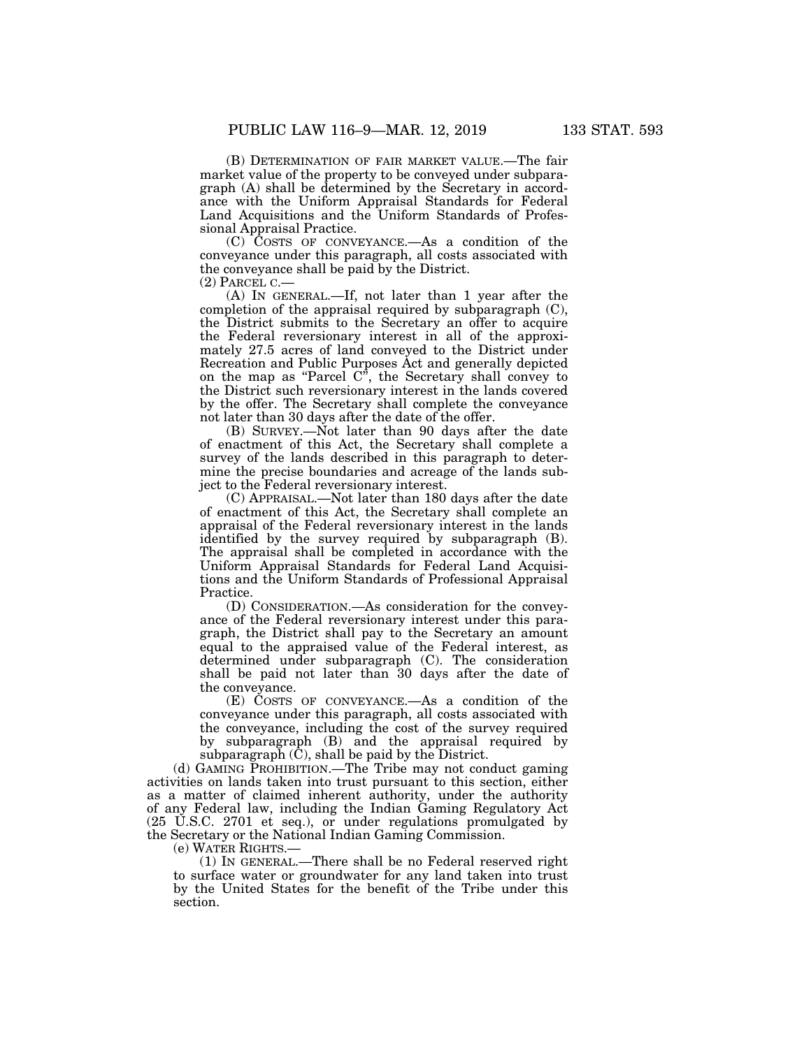(B) DETERMINATION OF FAIR MARKET VALUE.—The fair market value of the property to be conveyed under subparagraph (A) shall be determined by the Secretary in accordance with the Uniform Appraisal Standards for Federal Land Acquisitions and the Uniform Standards of Professional Appraisal Practice.

(C) COSTS OF CONVEYANCE.—As a condition of the conveyance under this paragraph, all costs associated with the conveyance shall be paid by the District.

(2) PARCEL C.—

(A) IN GENERAL.—If, not later than 1 year after the completion of the appraisal required by subparagraph (C), the District submits to the Secretary an offer to acquire the Federal reversionary interest in all of the approximately 27.5 acres of land conveyed to the District under Recreation and Public Purposes Act and generally depicted on the map as "Parcel C", the Secretary shall convey to the District such reversionary interest in the lands covered by the offer. The Secretary shall complete the conveyance not later than 30 days after the date of the offer.

(B) SURVEY.—Not later than 90 days after the date of enactment of this Act, the Secretary shall complete a survey of the lands described in this paragraph to determine the precise boundaries and acreage of the lands subject to the Federal reversionary interest.

(C) APPRAISAL.—Not later than 180 days after the date of enactment of this Act, the Secretary shall complete an appraisal of the Federal reversionary interest in the lands identified by the survey required by subparagraph (B). The appraisal shall be completed in accordance with the Uniform Appraisal Standards for Federal Land Acquisitions and the Uniform Standards of Professional Appraisal Practice.

(D) CONSIDERATION.—As consideration for the conveyance of the Federal reversionary interest under this paragraph, the District shall pay to the Secretary an amount equal to the appraised value of the Federal interest, as determined under subparagraph (C). The consideration shall be paid not later than 30 days after the date of the conveyance.

(E) COSTS OF CONVEYANCE.—As a condition of the conveyance under this paragraph, all costs associated with the conveyance, including the cost of the survey required by subparagraph (B) and the appraisal required by subparagraph (C), shall be paid by the District.

(d) GAMING PROHIBITION.—The Tribe may not conduct gaming activities on lands taken into trust pursuant to this section, either as a matter of claimed inherent authority, under the authority of any Federal law, including the Indian Gaming Regulatory Act (25 U.S.C. 2701 et seq.), or under regulations promulgated by the Secretary or the National Indian Gaming Commission.

(e) WATER RIGHTS.—

(1) IN GENERAL.—There shall be no Federal reserved right to surface water or groundwater for any land taken into trust by the United States for the benefit of the Tribe under this section.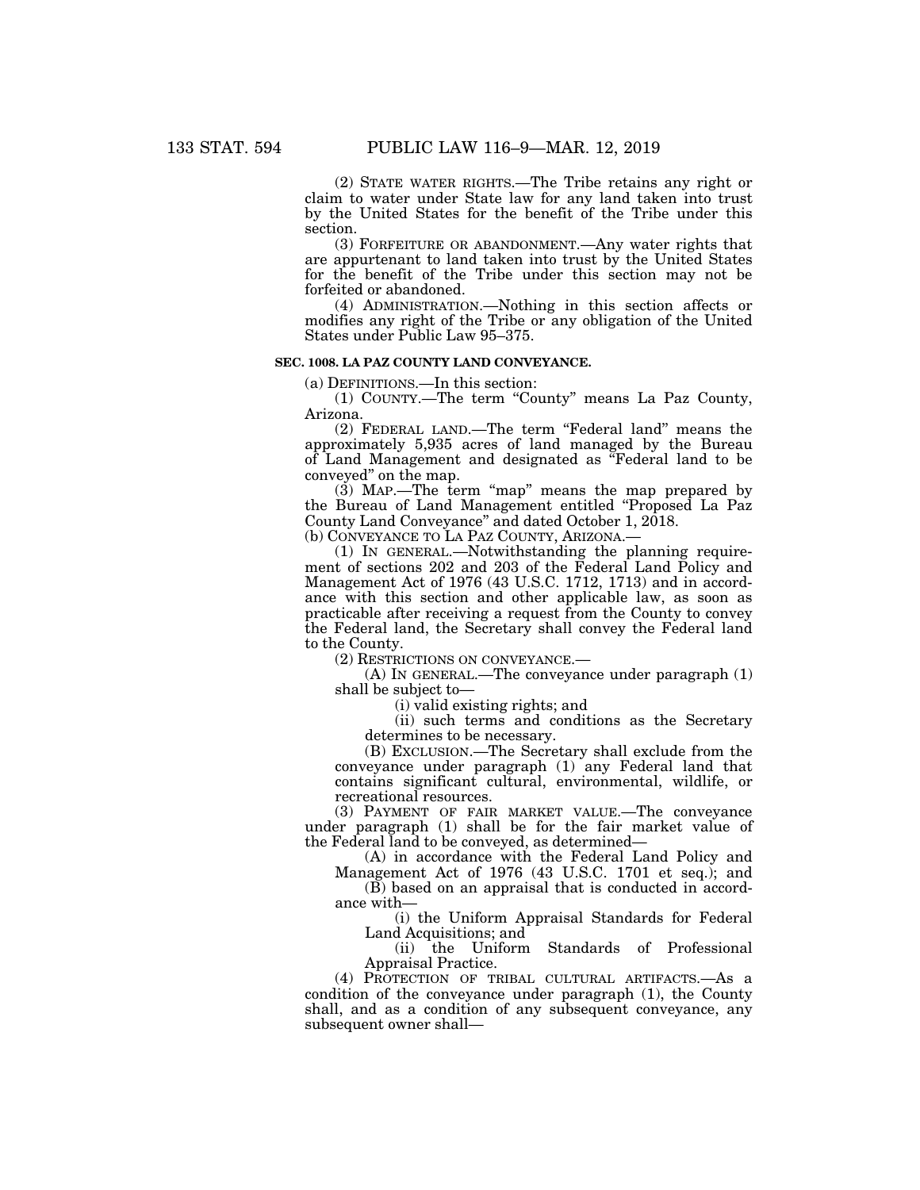(2) STATE WATER RIGHTS.—The Tribe retains any right or claim to water under State law for any land taken into trust by the United States for the benefit of the Tribe under this section.

(3) FORFEITURE OR ABANDONMENT.—Any water rights that are appurtenant to land taken into trust by the United States for the benefit of the Tribe under this section may not be forfeited or abandoned.

(4) ADMINISTRATION.—Nothing in this section affects or modifies any right of the Tribe or any obligation of the United States under Public Law 95–375.

**SEC. 1008. LA PAZ COUNTY LAND CONVEYANCE.**

(a) DEFINITIONS.—In this section:

(1) COUNTY.—The term "County" means La Paz County, Arizona.

(2) FEDERAL LAND.—The term "Federal land" means the approximately 5,935 acres of land managed by the Bureau of Land Management and designated as "Federal land to be conveyed" on the map.

(3) MAP.—The term "map" means the map prepared by the Bureau of Land Management entitled "Proposed La Paz County Land Conveyance" and dated October 1, 2018.

(b) CONVEYANCE TO LA PAZ COUNTY, ARIZONA.—

(1) IN GENERAL.—Notwithstanding the planning requirement of sections 202 and 203 of the Federal Land Policy and Management Act of 1976 (43 U.S.C. 1712, 1713) and in accordance with this section and other applicable law, as soon as practicable after receiving a request from the County to convey the Federal land, the Secretary shall convey the Federal land to the County.

(2) RESTRICTIONS ON CONVEYANCE.—

(A) IN GENERAL.—The conveyance under paragraph (1) shall be subject to—

(i) valid existing rights; and

(ii) such terms and conditions as the Secretary determines to be necessary.

(B) EXCLUSION.—The Secretary shall exclude from the conveyance under paragraph (1) any Federal land that contains significant cultural, environmental, wildlife, or recreational resources.

(3) PAYMENT OF FAIR MARKET VALUE.—The conveyance under paragraph (1) shall be for the fair market value of the Federal land to be conveyed, as determined—

(A) in accordance with the Federal Land Policy and Management Act of 1976 (43 U.S.C. 1701 et seq.); and

(B) based on an appraisal that is conducted in accordance with—

(i) the Uniform Appraisal Standards for Federal Land Acquisitions; and

(ii) the Uniform Standards of Professional Appraisal Practice.

(4) PROTECTION OF TRIBAL CULTURAL ARTIFACTS.—As a condition of the conveyance under paragraph (1), the County shall, and as a condition of any subsequent conveyance, any subsequent owner shall—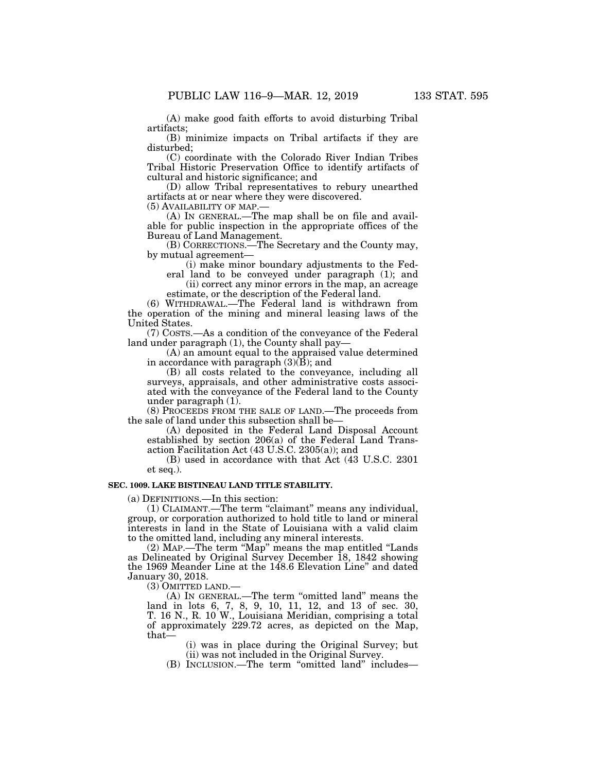(A) make good faith efforts to avoid disturbing Tribal artifacts;

(B) minimize impacts on Tribal artifacts if they are disturbed;

(C) coordinate with the Colorado River Indian Tribes Tribal Historic Preservation Office to identify artifacts of cultural and historic significance; and

(D) allow Tribal representatives to rebury unearthed artifacts at or near where they were discovered.

(5) AVAILABILITY OF MAP.—

(A) IN GENERAL.—The map shall be on file and available for public inspection in the appropriate offices of the Bureau of Land Management.

(B) CORRECTIONS.—The Secretary and the County may, by mutual agreement—

(i) make minor boundary adjustments to the Federal land to be conveyed under paragraph (1); and

(ii) correct any minor errors in the map, an acreage estimate, or the description of the Federal land.

(6) WITHDRAWAL.—The Federal land is withdrawn from the operation of the mining and mineral leasing laws of the United States.

(7) COSTS.—As a condition of the conveyance of the Federal land under paragraph (1), the County shall pay—

(A) an amount equal to the appraised value determined in accordance with paragraph (3)(B); and

(B) all costs related to the conveyance, including all surveys, appraisals, and other administrative costs associated with the conveyance of the Federal land to the County under paragraph (1).

(8) PROCEEDS FROM THE SALE OF LAND.—The proceeds from the sale of land under this subsection shall be—

(A) deposited in the Federal Land Disposal Account established by section 206(a) of the Federal Land Transaction Facilitation Act (43 U.S.C. 2305(a)); and

(B) used in accordance with that Act (43 U.S.C. 2301 et seq.).

**SEC. 1009. LAKE BISTINEAU LAND TITLE STABILITY.**

(a) DEFINITIONS.—In this section:

(1) CLAIMANT.—The term "claimant" means any individual, group, or corporation authorized to hold title to land or mineral interests in land in the State of Louisiana with a valid claim to the omitted land, including any mineral interests.

(2) MAP.—The term "Map" means the map entitled "Lands as Delineated by Original Survey December 18, 1842 showing the 1969 Meander Line at the 148.6 Elevation Line" and dated January 30, 2018.

(3) OMITTED LAND.—

(A) IN GENERAL.—The term "omitted land" means the land in lots 6, 7, 8, 9, 10, 11, 12, and 13 of sec. 30, T. 16 N., R. 10 W., Louisiana Meridian, comprising a total of approximately 229.72 acres, as depicted on the Map, that—

(i) was in place during the Original Survey; but

(ii) was not included in the Original Survey.

(B) INCLUSION.—The term "omitted land" includes—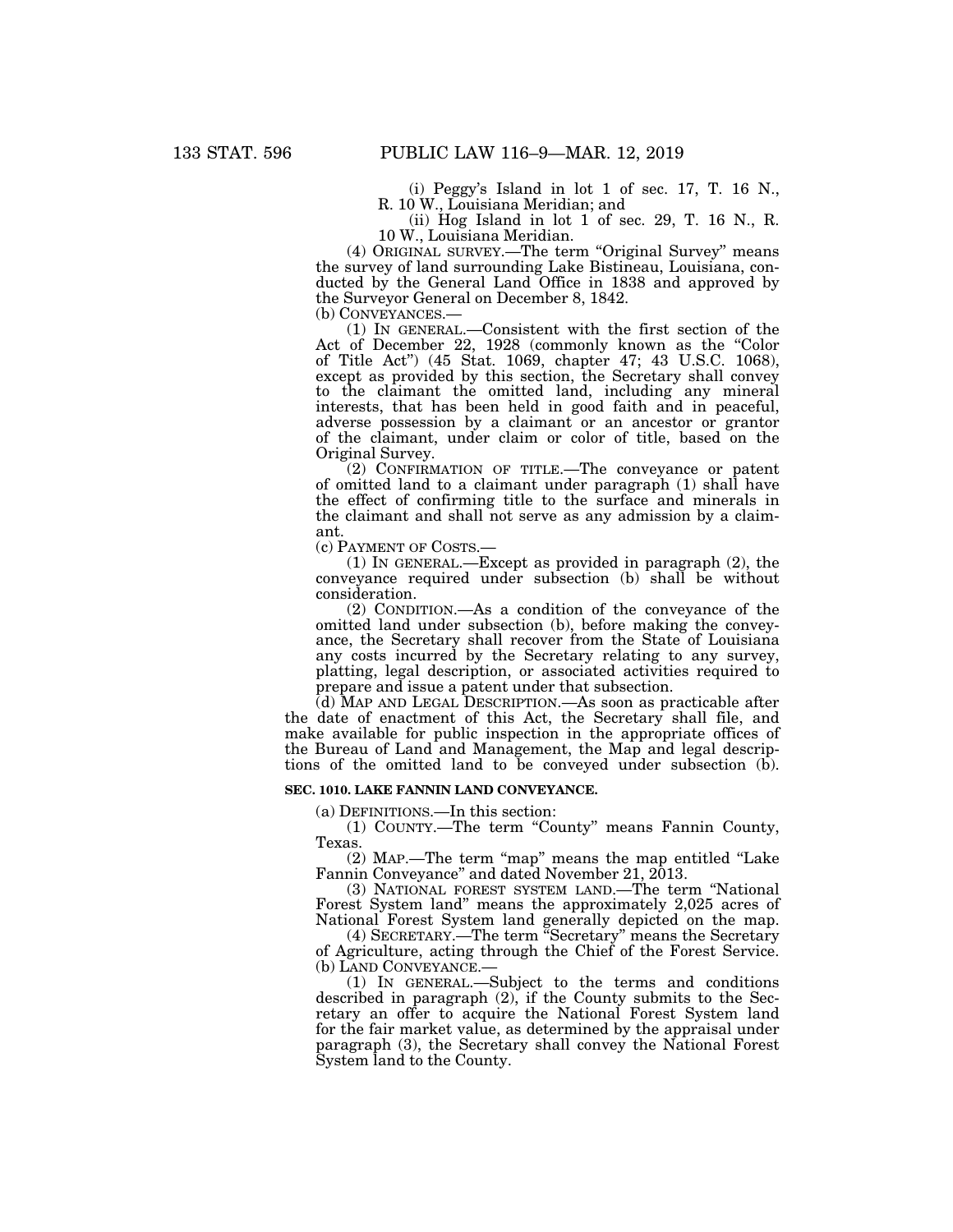(i) Peggy's Island in lot 1 of sec. 17, T. 16 N., R. 10 W., Louisiana Meridian; and

(ii) Hog Island in lot 1 of sec. 29, T. 16 N., R. 10 W., Louisiana Meridian.

(4) ORIGINAL SURVEY.—The term "Original Survey" means the survey of land surrounding Lake Bistineau, Louisiana, conducted by the General Land Office in 1838 and approved by the Surveyor General on December 8, 1842.

(b) CONVEYANCES.—

(1) IN GENERAL.—Consistent with the first section of the Act of December 22, 1928 (commonly known as the "Color of Title Act") (45 Stat. 1069, chapter 47; 43 U.S.C. 1068), except as provided by this section, the Secretary shall convey to the claimant the omitted land, including any mineral interests, that has been held in good faith and in peaceful, adverse possession by a claimant or an ancestor or grantor of the claimant, under claim or color of title, based on the Original Survey.

(2) CONFIRMATION OF TITLE.—The conveyance or patent of omitted land to a claimant under paragraph (1) shall have the effect of confirming title to the surface and minerals in the claimant and shall not serve as any admission by a claimant.

(c) PAYMENT OF COSTS.—

(1) IN GENERAL.—Except as provided in paragraph (2), the conveyance required under subsection (b) shall be without consideration.

(2) CONDITION.—As a condition of the conveyance of the omitted land under subsection (b), before making the conveyance, the Secretary shall recover from the State of Louisiana any costs incurred by the Secretary relating to any survey, platting, legal description, or associated activities required to prepare and issue a patent under that subsection.

(d) MAP AND LEGAL DESCRIPTION.—As soon as practicable after the date of enactment of this Act, the Secretary shall file, and make available for public inspection in the appropriate offices of the Bureau of Land and Management, the Map and legal descriptions of the omitted land to be conveyed under subsection (b).

### SEC. 1010. LAKE FANNIN LAND CONVEYANCE.

(a) DEFINITIONS.—In this section:

(1) COUNTY.—The term "County" means Fannin County, Texas.

(2) MAP.—The term "map" means the map entitled "Lake Fannin Conveyance" and dated November 21, 2013.

(3) NATIONAL FOREST SYSTEM LAND.—The term "National Forest System land" means the approximately 2,025 acres of National Forest System land generally depicted on the map.

(4) SECRETARY.—The term "Secretary" means the Secretary of Agriculture, acting through the Chief of the Forest Service.

(b) LAND CONVEYANCE.—

(1) IN GENERAL.—Subject to the terms and conditions described in paragraph (2), if the County submits to the Secretary an offer to acquire the National Forest System land for the fair market value, as determined by the appraisal under paragraph (3), the Secretary shall convey the National Forest System land to the County.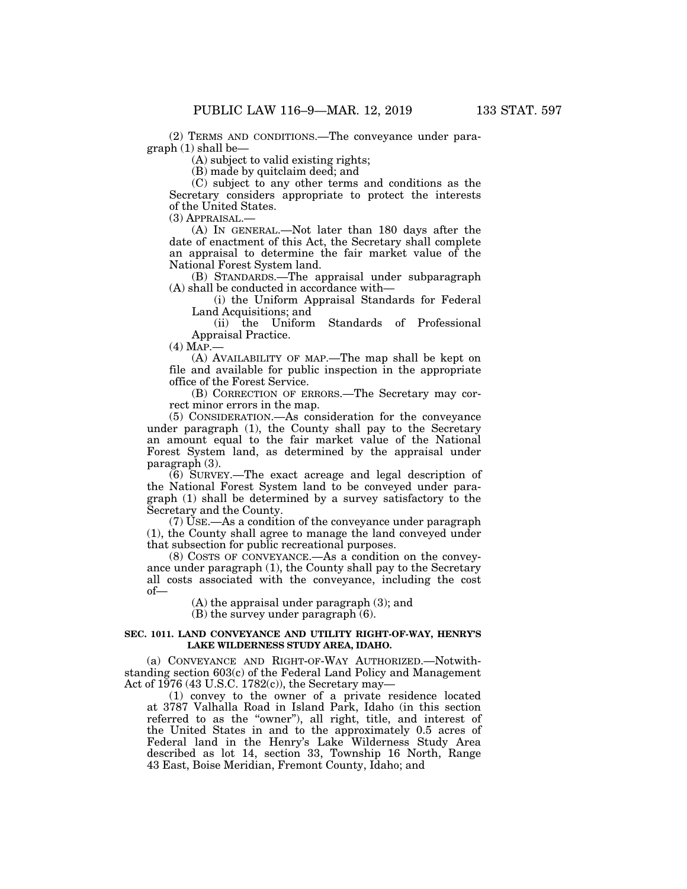(2) TERMS AND CONDITIONS.—The conveyance under paragraph (1) shall be—

(A) subject to valid existing rights;

(B) made by quitclaim deed; and

(C) subject to any other terms and conditions as the Secretary considers appropriate to protect the interests of the United States.

(3) APPRAISAL.—

(A) IN GENERAL.—Not later than 180 days after the date of enactment of this Act, the Secretary shall complete an appraisal to determine the fair market value of the National Forest System land.

(B) STANDARDS.—The appraisal under subparagraph (A) shall be conducted in accordance with—

(i) the Uniform Appraisal Standards for Federal Land Acquisitions; and

(ii) the Uniform Standards of Professional Appraisal Practice.

(4) MAP.—

(A) AVAILABILITY OF MAP.—The map shall be kept on file and available for public inspection in the appropriate office of the Forest Service.

(B) CORRECTION OF ERRORS.—The Secretary may correct minor errors in the map.

(5) CONSIDERATION.—As consideration for the conveyance under paragraph (1), the County shall pay to the Secretary an amount equal to the fair market value of the National Forest System land, as determined by the appraisal under paragraph (3).

(6) SURVEY.—The exact acreage and legal description of the National Forest System land to be conveyed under paragraph (1) shall be determined by a survey satisfactory to the Secretary and the County.

(7) USE.—As a condition of the conveyance under paragraph (1), the County shall agree to manage the land conveyed under that subsection for public recreational purposes.

(8) COSTS OF CONVEYANCE.—As a condition on the conveyance under paragraph (1), the County shall pay to the Secretary all costs associated with the conveyance, including the cost of—

(A) the appraisal under paragraph (3); and

(B) the survey under paragraph (6).

**SEC. 1011. LAND CONVEYANCE AND UTILITY RIGHT-OF-WAY, HENRY'S LAKE WILDERNESS STUDY AREA, IDAHO.**

(a) CONVEYANCE AND RIGHT-OF-WAY AUTHORIZED.—Notwithstanding section 603(c) of the Federal Land Policy and Management Act of 1976 (43 U.S.C. 1782(c)), the Secretary may—

(1) convey to the owner of a private residence located at 3787 Valhalla Road in Island Park, Idaho (in this section referred to as the "owner"), all right, title, and interest of the United States in and to the approximately 0.5 acres of Federal land in the Henry's Lake Wilderness Study Area described as lot 14, section 33, Township 16 North, Range 43 East, Boise Meridian, Fremont County, Idaho; and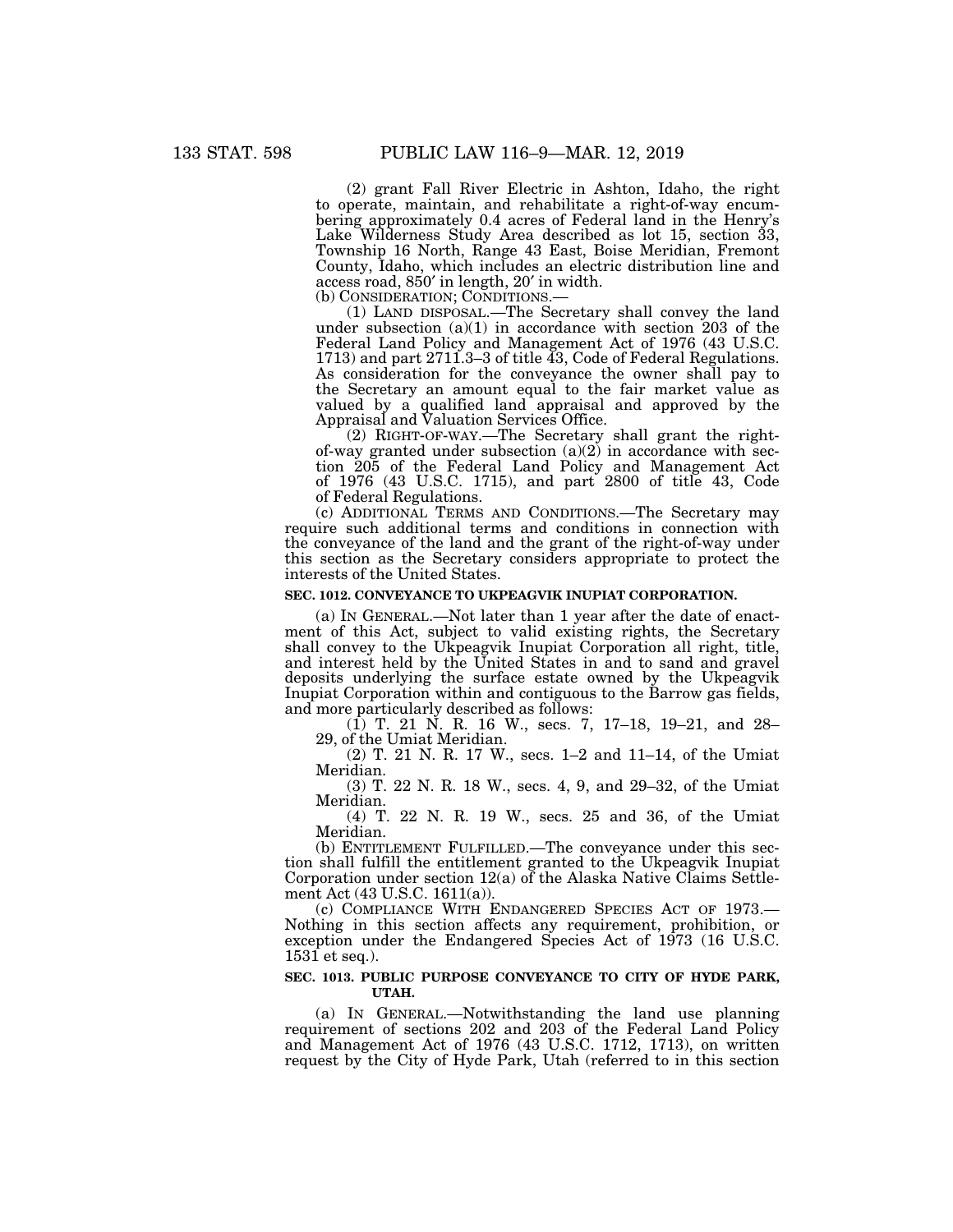(2) grant Fall River Electric in Ashton, Idaho, the right to operate, maintain, and rehabilitate a right-of-way encumbering approximately 0.4 acres of Federal land in the Henry's Lake Wilderness Study Area described as lot 15, section 33, Township 16 North, Range 43 East, Boise Meridian, Fremont County, Idaho, which includes an electric distribution line and access road, 850′ in length, 20′ in width.

(b) CONSIDERATION; CONDITIONS.—

(1) LAND DISPOSAL.—The Secretary shall convey the land under subsection (a)(1) in accordance with section 203 of the Federal Land Policy and Management Act of 1976 (43 U.S.C. 1713) and part 2711.3–3 of title 43, Code of Federal Regulations. As consideration for the conveyance the owner shall pay to the Secretary an amount equal to the fair market value as valued by a qualified land appraisal and approved by the Appraisal and Valuation Services Office.

(2) RIGHT-OF-WAY.—The Secretary shall grant the right-of-way granted under subsection (a)(2) in accordance with section 205 of the Federal Land Policy and Management Act of 1976 (43 U.S.C. 1715), and part 2800 of title 43, Code of Federal Regulations.

(c) ADDITIONAL TERMS AND CONDITIONS.—The Secretary may require such additional terms and conditions in connection with the conveyance of the land and the grant of the right-of-way under this section as the Secretary considers appropriate to protect the interests of the United States.

**SEC. 1012. CONVEYANCE TO UKPEAGVIK INUPIAT CORPORATION.**

(a) IN GENERAL.—Not later than 1 year after the date of enactment of this Act, subject to valid existing rights, the Secretary shall convey to the Ukpeagvik Inupiat Corporation all right, title, and interest held by the United States in and to sand and gravel deposits underlying the surface estate owned by the Ukpeagvik Inupiat Corporation within and contiguous to the Barrow gas fields, and more particularly described as follows:

(1) T. 21 N. R. 16 W., secs. 7, 17–18, 19–21, and 28–29, of the Umiat Meridian.

(2) T. 21 N. R. 17 W., secs. 1–2 and 11–14, of the Umiat Meridian.

(3) T. 22 N. R. 18 W., secs. 4, 9, and 29–32, of the Umiat Meridian.

(4) T. 22 N. R. 19 W., secs. 25 and 36, of the Umiat Meridian.

(b) ENTITLEMENT FULFILLED.—The conveyance under this section shall fulfill the entitlement granted to the Ukpeagvik Inupiat Corporation under section 12(a) of the Alaska Native Claims Settlement Act (43 U.S.C. 1611(a)).

(c) COMPLIANCE WITH ENDANGERED SPECIES ACT OF 1973.—Nothing in this section affects any requirement, prohibition, or exception under the Endangered Species Act of 1973 (16 U.S.C. 1531 et seq.).

**SEC. 1013. PUBLIC PURPOSE CONVEYANCE TO CITY OF HYDE PARK, UTAH.**

(a) IN GENERAL.—Notwithstanding the land use planning requirement of sections 202 and 203 of the Federal Land Policy and Management Act of 1976 (43 U.S.C. 1712, 1713), on written request by the City of Hyde Park, Utah (referred to in this section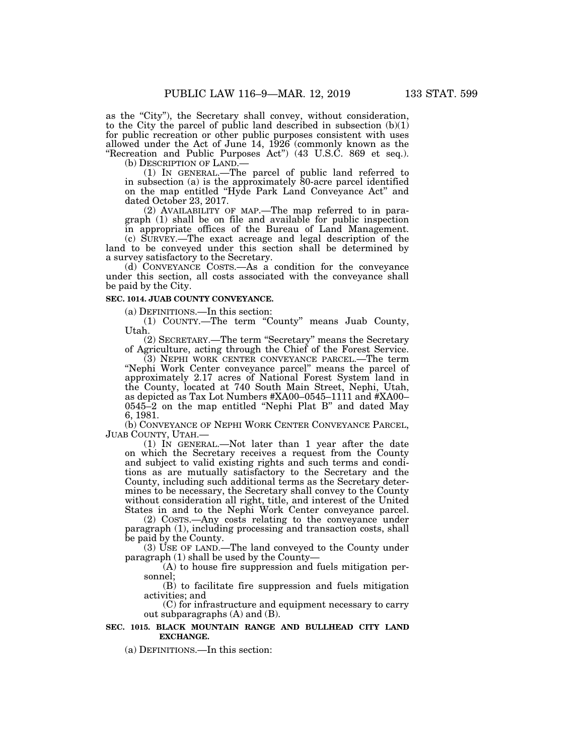as the "City"), the Secretary shall convey, without consideration, to the City the parcel of public land described in subsection (b)(1) for public recreation or other public purposes consistent with uses allowed under the Act of June 14, 1926 (commonly known as the "Recreation and Public Purposes Act") (43 U.S.C. 869 et seq.).

(b) DESCRIPTION OF LAND.—

(1) IN GENERAL.—The parcel of public land referred to in subsection (a) is the approximately 80-acre parcel identified on the map entitled "Hyde Park Land Conveyance Act" and dated October 23, 2017.

(2) AVAILABILITY OF MAP.—The map referred to in paragraph (1) shall be on file and available for public inspection in appropriate offices of the Bureau of Land Management.

(c) SURVEY.—The exact acreage and legal description of the land to be conveyed under this section shall be determined by a survey satisfactory to the Secretary.

(d) CONVEYANCE COSTS.—As a condition for the conveyance under this section, all costs associated with the conveyance shall be paid by the City.

**SEC. 1014. JUAB COUNTY CONVEYANCE.**

(a) DEFINITIONS.—In this section:

(1) COUNTY.—The term "County" means Juab County, Utah.

(2) SECRETARY.—The term "Secretary" means the Secretary of Agriculture, acting through the Chief of the Forest Service.

(3) NEPHI WORK CENTER CONVEYANCE PARCEL.—The term "Nephi Work Center conveyance parcel" means the parcel of approximately 2.17 acres of National Forest System land in the County, located at 740 South Main Street, Nephi, Utah, as depicted as Tax Lot Numbers #XA00–0545–1111 and #XA00–0545–2 on the map entitled "Nephi Plat B" and dated May 6, 1981.

(b) CONVEYANCE OF NEPHI WORK CENTER CONVEYANCE PARCEL, JUAB COUNTY, UTAH.—

(1) IN GENERAL.—Not later than 1 year after the date on which the Secretary receives a request from the County and subject to valid existing rights and such terms and conditions as are mutually satisfactory to the Secretary and the County, including such additional terms as the Secretary determines to be necessary, the Secretary shall convey to the County without consideration all right, title, and interest of the United States in and to the Nephi Work Center conveyance parcel.

(2) COSTS.—Any costs relating to the conveyance under paragraph (1), including processing and transaction costs, shall be paid by the County.

(3) USE OF LAND.—The land conveyed to the County under paragraph (1) shall be used by the County—

(A) to house fire suppression and fuels mitigation personnel;

(B) to facilitate fire suppression and fuels mitigation activities; and

(C) for infrastructure and equipment necessary to carry out subparagraphs (A) and (B).

**SEC. 1015. BLACK MOUNTAIN RANGE AND BULLHEAD CITY LAND EXCHANGE.**

(a) DEFINITIONS.—In this section: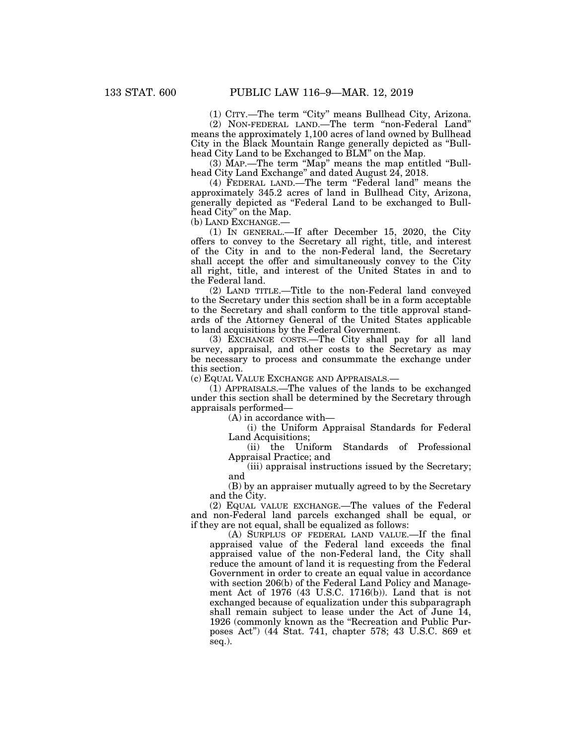(1) CITY.—The term "City" means Bullhead City, Arizona.

(2) NON-FEDERAL LAND.—The term "non-Federal Land" means the approximately 1,100 acres of land owned by Bullhead City in the Black Mountain Range generally depicted as "Bullhead City Land to be Exchanged to BLM" on the Map.

(3) MAP.—The term "Map" means the map entitled "Bullhead City Land Exchange" and dated August 24, 2018.

(4) FEDERAL LAND.—The term "Federal land" means the approximately 345.2 acres of land in Bullhead City, Arizona, generally depicted as "Federal Land to be exchanged to Bullhead City" on the Map.

(b) LAND EXCHANGE.—

(1) IN GENERAL.—If after December 15, 2020, the City offers to convey to the Secretary all right, title, and interest of the City in and to the non-Federal land, the Secretary shall accept the offer and simultaneously convey to the City all right, title, and interest of the United States in and to the Federal land.

(2) LAND TITLE.—Title to the non-Federal land conveyed to the Secretary under this section shall be in a form acceptable to the Secretary and shall conform to the title approval standards of the Attorney General of the United States applicable to land acquisitions by the Federal Government.

(3) EXCHANGE COSTS.—The City shall pay for all land survey, appraisal, and other costs to the Secretary as may be necessary to process and consummate the exchange under this section.

(c) EQUAL VALUE EXCHANGE AND APPRAISALS.—

(1) APPRAISALS.—The values of the lands to be exchanged under this section shall be determined by the Secretary through appraisals performed—

(A) in accordance with—

(i) the Uniform Appraisal Standards for Federal Land Acquisitions;

(ii) the Uniform Standards of Professional Appraisal Practice; and

(iii) appraisal instructions issued by the Secretary; and

(B) by an appraiser mutually agreed to by the Secretary and the City.

(2) EQUAL VALUE EXCHANGE.—The values of the Federal and non-Federal land parcels exchanged shall be equal, or if they are not equal, shall be equalized as follows:

(A) SURPLUS OF FEDERAL LAND VALUE.—If the final appraised value of the Federal land exceeds the final appraised value of the non-Federal land, the City shall reduce the amount of land it is requesting from the Federal Government in order to create an equal value in accordance with section 206(b) of the Federal Land Policy and Management Act of 1976 (43 U.S.C. 1716(b)). Land that is not exchanged because of equalization under this subparagraph shall remain subject to lease under the Act of June 14, 1926 (commonly known as the "Recreation and Public Purposes Act") (44 Stat. 741, chapter 578; 43 U.S.C. 869 et seq.).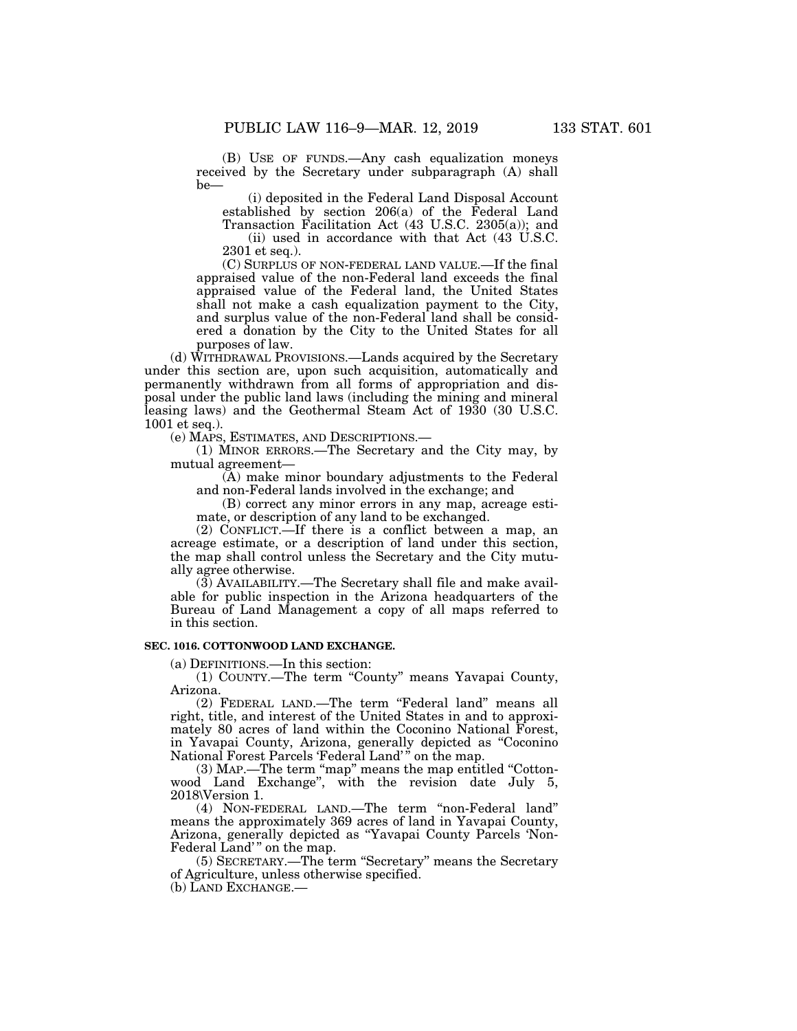(B) USE OF FUNDS.—Any cash equalization moneys received by the Secretary under subparagraph (A) shall be—

(i) deposited in the Federal Land Disposal Account established by section 206(a) of the Federal Land Transaction Facilitation Act (43 U.S.C. 2305(a)); and

(ii) used in accordance with that Act (43 U.S.C. 2301 et seq.).

(C) SURPLUS OF NON-FEDERAL LAND VALUE.—If the final appraised value of the non-Federal land exceeds the final appraised value of the Federal land, the United States shall not make a cash equalization payment to the City, and surplus value of the non-Federal land shall be considered a donation by the City to the United States for all purposes of law.

(d) WITHDRAWAL PROVISIONS.—Lands acquired by the Secretary under this section are, upon such acquisition, automatically and permanently withdrawn from all forms of appropriation and disposal under the public land laws (including the mining and mineral leasing laws) and the Geothermal Steam Act of 1930 (30 U.S.C. 1001 et seq.).

(e) MAPS, ESTIMATES, AND DESCRIPTIONS.—

(1) MINOR ERRORS.—The Secretary and the City may, by mutual agreement—

(A) make minor boundary adjustments to the Federal and non-Federal lands involved in the exchange; and

(B) correct any minor errors in any map, acreage estimate, or description of any land to be exchanged.

(2) CONFLICT.—If there is a conflict between a map, an acreage estimate, or a description of land under this section, the map shall control unless the Secretary and the City mutually agree otherwise.

(3) AVAILABILITY.—The Secretary shall file and make available for public inspection in the Arizona headquarters of the Bureau of Land Management a copy of all maps referred to in this section.

**SEC. 1016. COTTONWOOD LAND EXCHANGE.**

(a) DEFINITIONS.—In this section:

(1) COUNTY.—The term "County" means Yavapai County, Arizona.

(2) FEDERAL LAND.—The term "Federal land" means all right, title, and interest of the United States in and to approximately 80 acres of land within the Coconino National Forest, in Yavapai County, Arizona, generally depicted as "Coconino National Forest Parcels 'Federal Land' " on the map.

(3) MAP.—The term "map" means the map entitled "Cottonwood Land Exchange", with the revision date July 5, 2018\Version 1.

(4) NON-FEDERAL LAND.—The term "non-Federal land" means the approximately 369 acres of land in Yavapai County, Arizona, generally depicted as "Yavapai County Parcels 'Non-Federal Land' " on the map.

(5) SECRETARY.—The term "Secretary" means the Secretary of Agriculture, unless otherwise specified.

(b) LAND EXCHANGE.—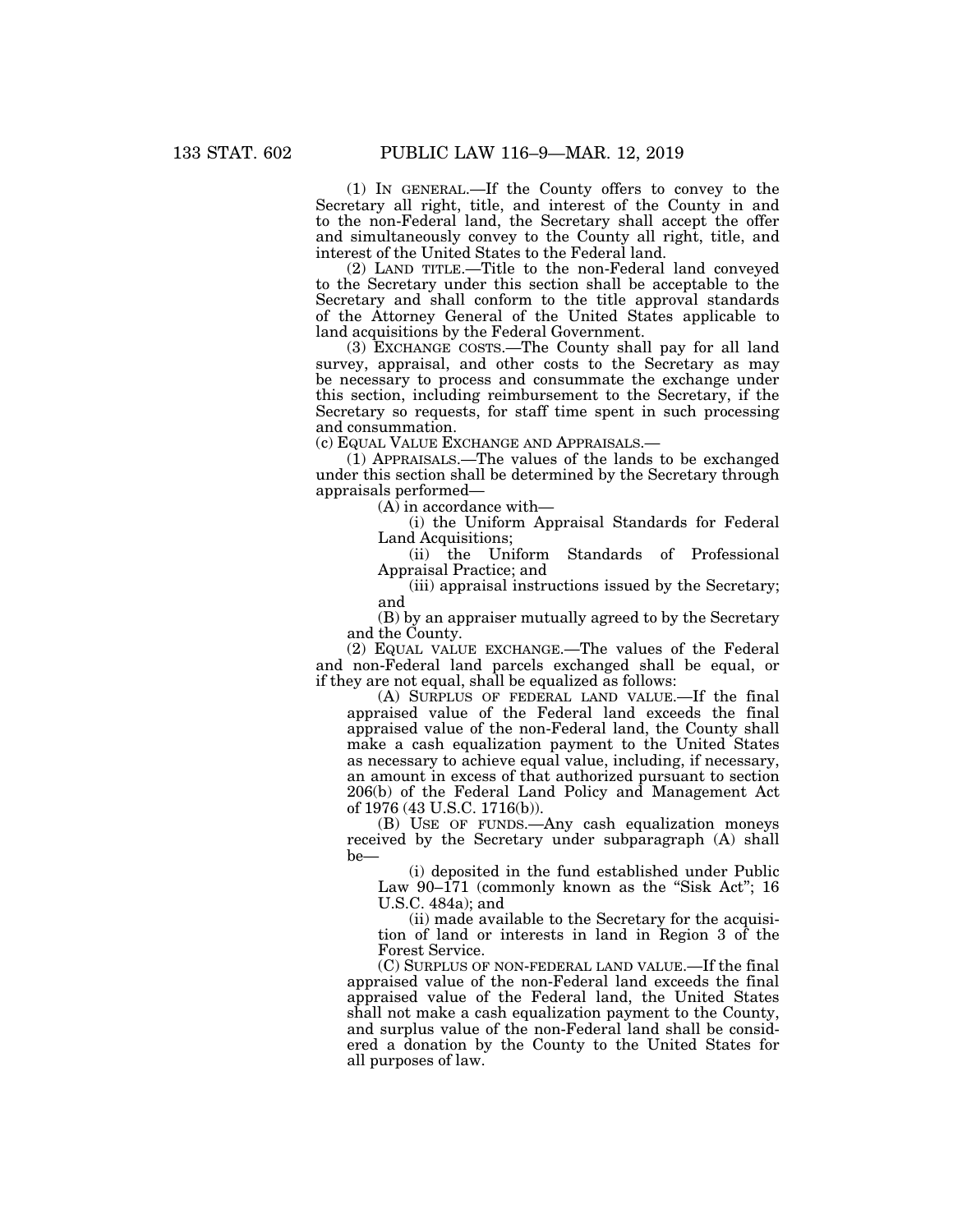(1) IN GENERAL.—If the County offers to convey to the Secretary all right, title, and interest of the County in and to the non-Federal land, the Secretary shall accept the offer and simultaneously convey to the County all right, title, and interest of the United States to the Federal land.

(2) LAND TITLE.—Title to the non-Federal land conveyed to the Secretary under this section shall be acceptable to the Secretary and shall conform to the title approval standards of the Attorney General of the United States applicable to land acquisitions by the Federal Government.

(3) EXCHANGE COSTS.—The County shall pay for all land survey, appraisal, and other costs to the Secretary as may be necessary to process and consummate the exchange under this section, including reimbursement to the Secretary, if the Secretary so requests, for staff time spent in such processing and consummation.

(c) EQUAL VALUE EXCHANGE AND APPRAISALS.—

(1) APPRAISALS.—The values of the lands to be exchanged under this section shall be determined by the Secretary through appraisals performed—

(A) in accordance with—

(i) the Uniform Appraisal Standards for Federal Land Acquisitions;

(ii) the Uniform Standards of Professional Appraisal Practice; and

(iii) appraisal instructions issued by the Secretary; and

(B) by an appraiser mutually agreed to by the Secretary and the County.

(2) EQUAL VALUE EXCHANGE.—The values of the Federal and non-Federal land parcels exchanged shall be equal, or if they are not equal, shall be equalized as follows:

(A) SURPLUS OF FEDERAL LAND VALUE.—If the final appraised value of the Federal land exceeds the final appraised value of the non-Federal land, the County shall make a cash equalization payment to the United States as necessary to achieve equal value, including, if necessary, an amount in excess of that authorized pursuant to section 206(b) of the Federal Land Policy and Management Act of 1976 (43 U.S.C. 1716(b)).

(B) USE OF FUNDS.—Any cash equalization moneys received by the Secretary under subparagraph (A) shall be—

(i) deposited in the fund established under Public Law 90–171 (commonly known as the "Sisk Act"; 16 U.S.C. 484a); and

(ii) made available to the Secretary for the acquisition of land or interests in land in Region 3 of the Forest Service.

(C) SURPLUS OF NON-FEDERAL LAND VALUE.—If the final appraised value of the non-Federal land exceeds the final appraised value of the Federal land, the United States shall not make a cash equalization payment to the County, and surplus value of the non-Federal land shall be considered a donation by the County to the United States for all purposes of law.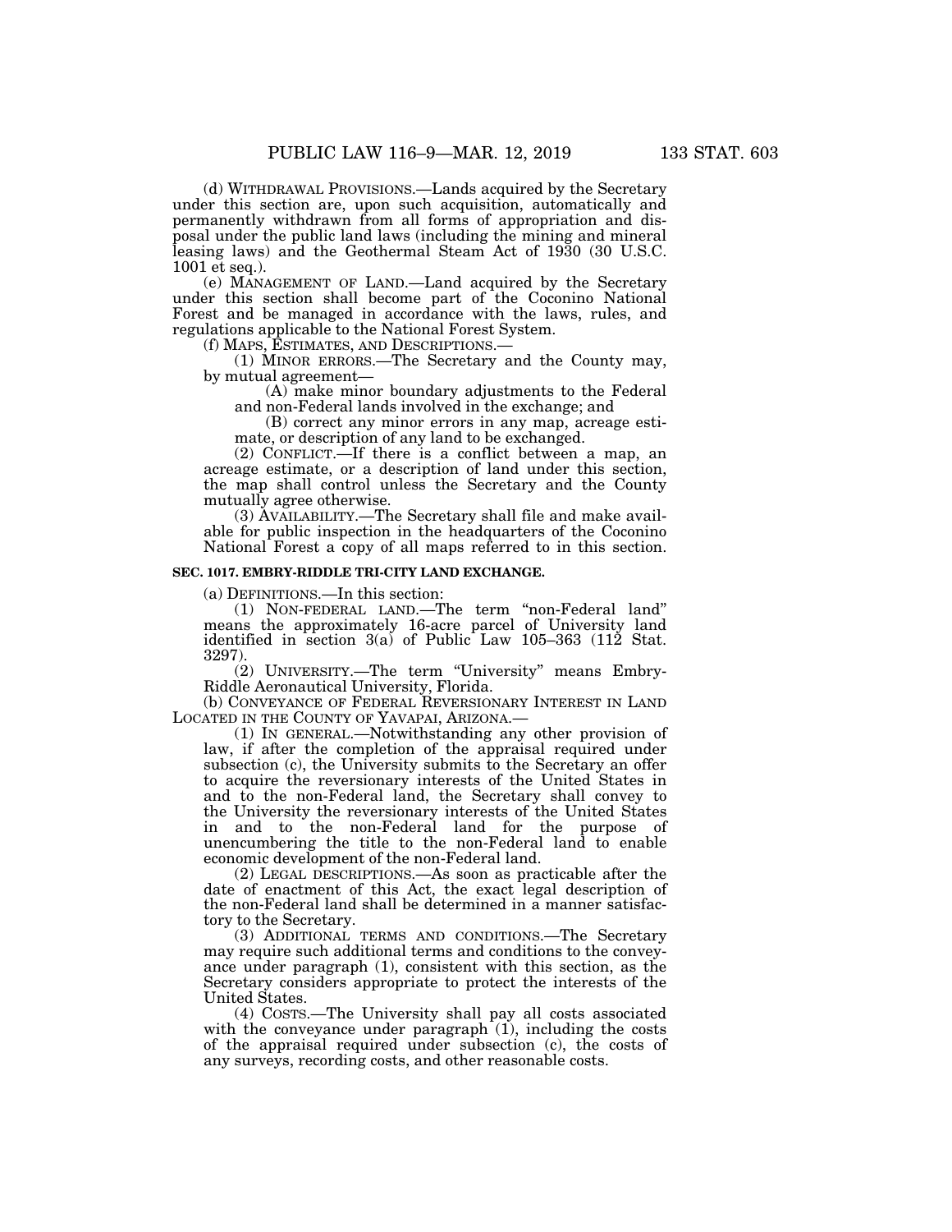(d) WITHDRAWAL PROVISIONS.—Lands acquired by the Secretary under this section are, upon such acquisition, automatically and permanently withdrawn from all forms of appropriation and disposal under the public land laws (including the mining and mineral leasing laws) and the Geothermal Steam Act of 1930 (30 U.S.C. 1001 et seq.).

(e) MANAGEMENT OF LAND.—Land acquired by the Secretary under this section shall become part of the Coconino National Forest and be managed in accordance with the laws, rules, and regulations applicable to the National Forest System.

(f) MAPS, ESTIMATES, AND DESCRIPTIONS.—

(1) MINOR ERRORS.—The Secretary and the County may, by mutual agreement—

(A) make minor boundary adjustments to the Federal and non-Federal lands involved in the exchange; and

(B) correct any minor errors in any map, acreage estimate, or description of any land to be exchanged.

(2) CONFLICT.—If there is a conflict between a map, an acreage estimate, or a description of land under this section, the map shall control unless the Secretary and the County mutually agree otherwise.

(3) AVAILABILITY.—The Secretary shall file and make available for public inspection in the headquarters of the Coconino National Forest a copy of all maps referred to in this section.

### SEC. 1017. EMBRY-RIDDLE TRI-CITY LAND EXCHANGE.

(a) DEFINITIONS.—In this section:

(1) NON-FEDERAL LAND.—The term "non-Federal land" means the approximately 16-acre parcel of University land identified in section 3(a) of Public Law 105–363 (112 Stat. 3297).

(2) UNIVERSITY.—The term "University" means Embry-Riddle Aeronautical University, Florida.

(b) CONVEYANCE OF FEDERAL REVERSIONARY INTEREST IN LAND LOCATED IN THE COUNTY OF YAVAPAI, ARIZONA.—

(1) IN GENERAL.—Notwithstanding any other provision of law, if after the completion of the appraisal required under subsection (c), the University submits to the Secretary an offer to acquire the reversionary interests of the United States in and to the non-Federal land, the Secretary shall convey to the University the reversionary interests of the United States in and to the non-Federal land for the purpose of unencumbering the title to the non-Federal land to enable economic development of the non-Federal land.

(2) LEGAL DESCRIPTIONS.—As soon as practicable after the date of enactment of this Act, the exact legal description of the non-Federal land shall be determined in a manner satisfactory to the Secretary.

(3) ADDITIONAL TERMS AND CONDITIONS.—The Secretary may require such additional terms and conditions to the conveyance under paragraph (1), consistent with this section, as the Secretary considers appropriate to protect the interests of the United States.

(4) COSTS.—The University shall pay all costs associated with the conveyance under paragraph (1), including the costs of the appraisal required under subsection (c), the costs of any surveys, recording costs, and other reasonable costs.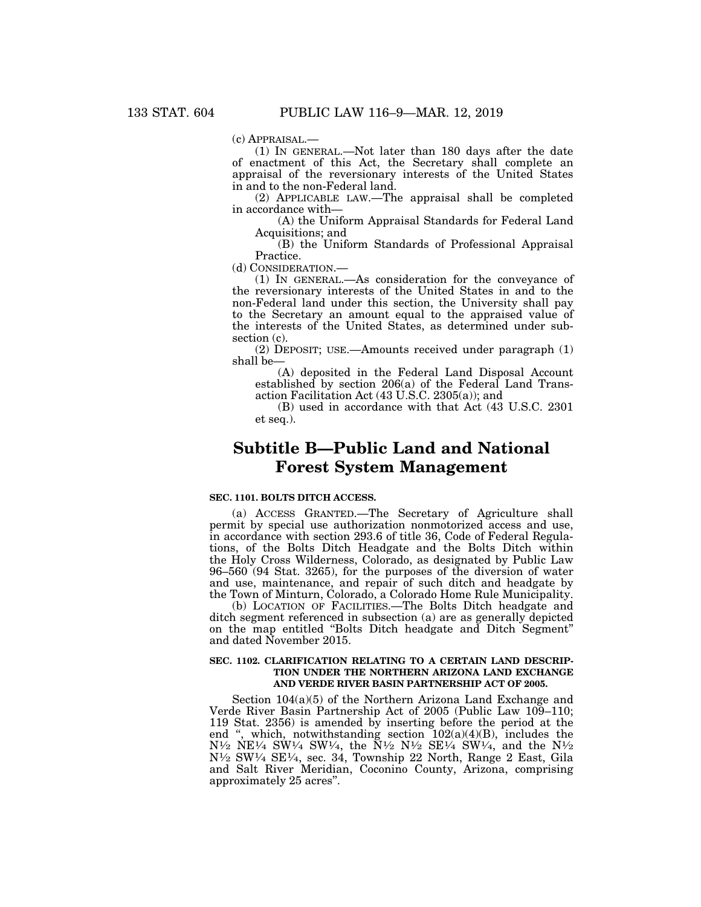(c) APPRAISAL.—

(1) IN GENERAL.—Not later than 180 days after the date of enactment of this Act, the Secretary shall complete an appraisal of the reversionary interests of the United States in and to the non-Federal land.

(2) APPLICABLE LAW.—The appraisal shall be completed in accordance with—

(A) the Uniform Appraisal Standards for Federal Land Acquisitions; and

(B) the Uniform Standards of Professional Appraisal Practice.

(d) CONSIDERATION.—

(1) IN GENERAL.—As consideration for the conveyance of the reversionary interests of the United States in and to the non-Federal land under this section, the University shall pay to the Secretary an amount equal to the appraised value of the interests of the United States, as determined under subsection (c).

(2) DEPOSIT; USE.—Amounts received under paragraph (1) shall be—

(A) deposited in the Federal Land Disposal Account established by section 206(a) of the Federal Land Transaction Facilitation Act (43 U.S.C. 2305(a)); and

(B) used in accordance with that Act (43 U.S.C. 2301 et seq.).

## Subtitle B—Public Land and National Forest System Management

### SEC. 1101. BOLTS DITCH ACCESS.

(a) ACCESS GRANTED.—The Secretary of Agriculture shall permit by special use authorization nonmotorized access and use, in accordance with section 293.6 of title 36, Code of Federal Regulations, of the Bolts Ditch Headgate and the Bolts Ditch within the Holy Cross Wilderness, Colorado, as designated by Public Law 96–560 (94 Stat. 3265), for the purposes of the diversion of water and use, maintenance, and repair of such ditch and headgate by the Town of Minturn, Colorado, a Colorado Home Rule Municipality.

(b) LOCATION OF FACILITIES.—The Bolts Ditch headgate and ditch segment referenced in subsection (a) are as generally depicted on the map entitled "Bolts Ditch headgate and Ditch Segment" and dated November 2015.

### SEC. 1102. CLARIFICATION RELATING TO A CERTAIN LAND DESCRIPTION UNDER THE NORTHERN ARIZONA LAND EXCHANGE AND VERDE RIVER BASIN PARTNERSHIP ACT OF 2005.

Section 104(a)(5) of the Northern Arizona Land Exchange and Verde River Basin Partnership Act of 2005 (Public Law 109–110; 119 Stat. 2356) is amended by inserting before the period at the end ", which, notwithstanding section 102(a)(4)(B), includes the N½ NE¼ SW¼ SW¼, the N½ N½ SE¼ SW¼, and the N½ N½ SW¼ SE¼, sec. 34, Township 22 North, Range 2 East, Gila and Salt River Meridian, Coconino County, Arizona, comprising approximately 25 acres".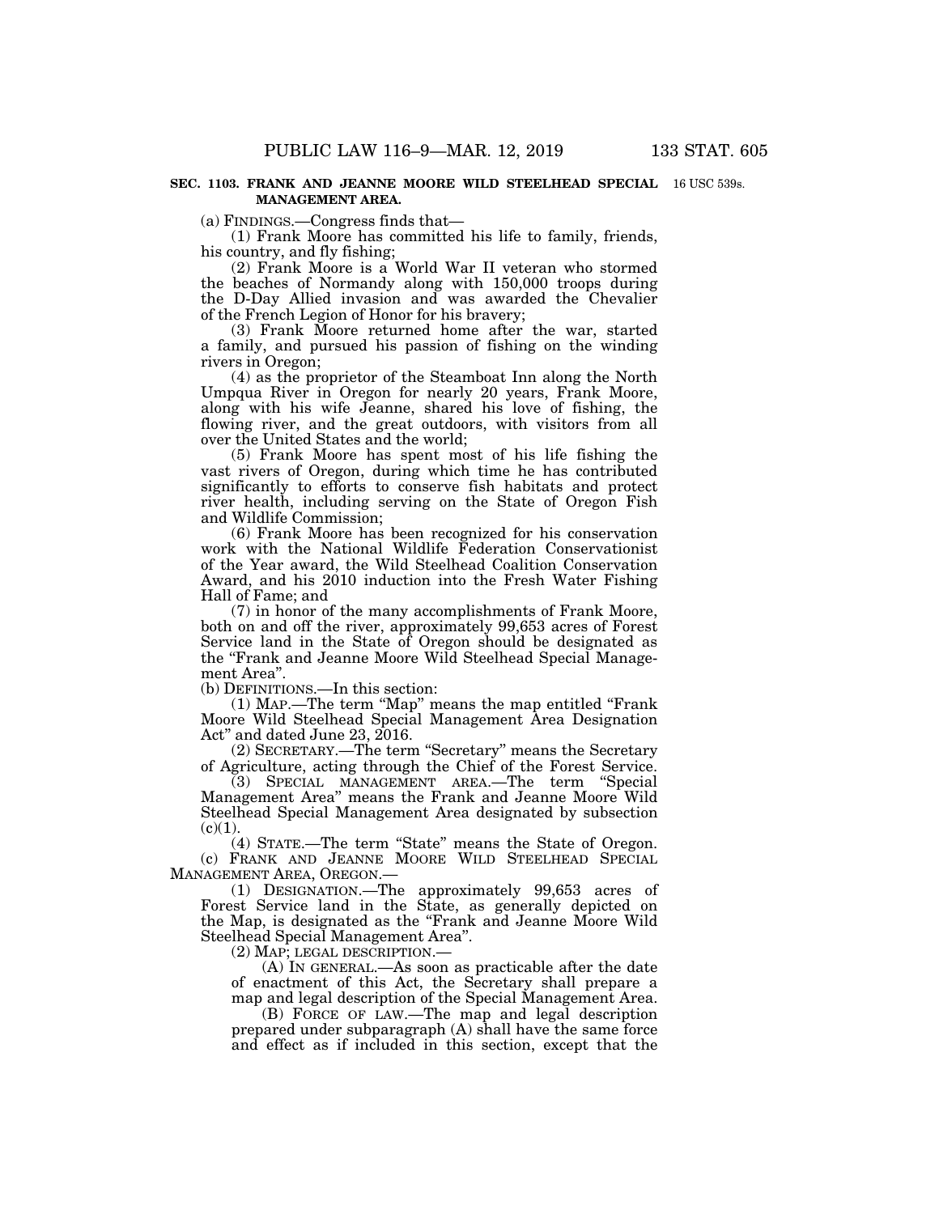**SEC. 1103. FRANK AND JEANNE MOORE WILD STEELHEAD SPECIAL MANAGEMENT AREA.**

16 USC 539s.

(a) FINDINGS.—Congress finds that—

(1) Frank Moore has committed his life to family, friends, his country, and fly fishing;

(2) Frank Moore is a World War II veteran who stormed the beaches of Normandy along with 150,000 troops during the D-Day Allied invasion and was awarded the Chevalier of the French Legion of Honor for his bravery;

(3) Frank Moore returned home after the war, started a family, and pursued his passion of fishing on the winding rivers in Oregon;

(4) as the proprietor of the Steamboat Inn along the North Umpqua River in Oregon for nearly 20 years, Frank Moore, along with his wife Jeanne, shared his love of fishing, the flowing river, and the great outdoors, with visitors from all over the United States and the world;

(5) Frank Moore has spent most of his life fishing the vast rivers of Oregon, during which time he has contributed significantly to efforts to conserve fish habitats and protect river health, including serving on the State of Oregon Fish and Wildlife Commission;

(6) Frank Moore has been recognized for his conservation work with the National Wildlife Federation Conservationist of the Year award, the Wild Steelhead Coalition Conservation Award, and his 2010 induction into the Fresh Water Fishing Hall of Fame; and

(7) in honor of the many accomplishments of Frank Moore, both on and off the river, approximately 99,653 acres of Forest Service land in the State of Oregon should be designated as the "Frank and Jeanne Moore Wild Steelhead Special Management Area".

(b) DEFINITIONS.—In this section:

(1) MAP.—The term "Map" means the map entitled "Frank Moore Wild Steelhead Special Management Area Designation Act" and dated June 23, 2016.

(2) SECRETARY.—The term "Secretary" means the Secretary of Agriculture, acting through the Chief of the Forest Service.

(3) SPECIAL MANAGEMENT AREA.—The term "Special Management Area" means the Frank and Jeanne Moore Wild Steelhead Special Management Area designated by subsection (c)(1).

(4) STATE.—The term "State" means the State of Oregon.

(c) FRANK AND JEANNE MOORE WILD STEELHEAD SPECIAL MANAGEMENT AREA, OREGON.—

(1) DESIGNATION.—The approximately 99,653 acres of Forest Service land in the State, as generally depicted on the Map, is designated as the "Frank and Jeanne Moore Wild Steelhead Special Management Area".

(2) MAP; LEGAL DESCRIPTION.—

(A) IN GENERAL.—As soon as practicable after the date of enactment of this Act, the Secretary shall prepare a map and legal description of the Special Management Area.

(B) FORCE OF LAW.—The map and legal description prepared under subparagraph (A) shall have the same force and effect as if included in this section, except that the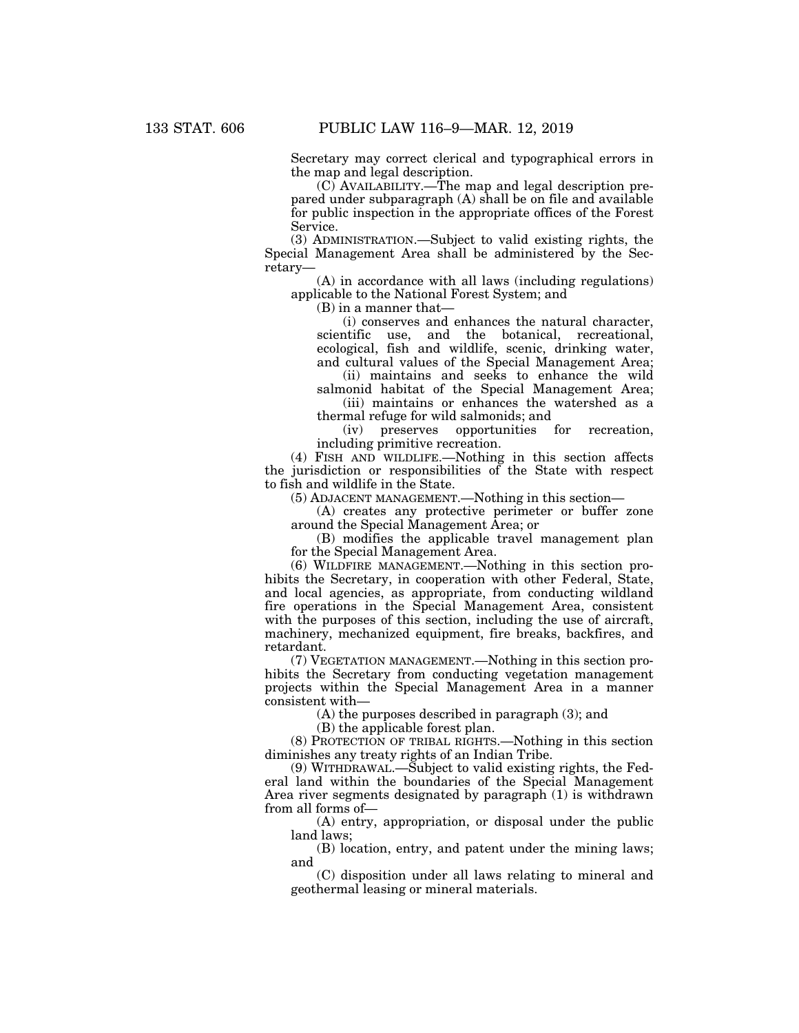Secretary may correct clerical and typographical errors in the map and legal description.

(C) AVAILABILITY.—The map and legal description prepared under subparagraph (A) shall be on file and available for public inspection in the appropriate offices of the Forest Service.

(3) ADMINISTRATION.—Subject to valid existing rights, the Special Management Area shall be administered by the Secretary—

(A) in accordance with all laws (including regulations) applicable to the National Forest System; and

(B) in a manner that—

(i) conserves and enhances the natural character, scientific use, and the botanical, recreational, ecological, fish and wildlife, scenic, drinking water, and cultural values of the Special Management Area;

(ii) maintains and seeks to enhance the wild salmonid habitat of the Special Management Area;

(iii) maintains or enhances the watershed as a thermal refuge for wild salmonids; and

(iv) preserves opportunities for recreation, including primitive recreation.

(4) FISH AND WILDLIFE.—Nothing in this section affects the jurisdiction or responsibilities of the State with respect to fish and wildlife in the State.

(5) ADJACENT MANAGEMENT.—Nothing in this section—

(A) creates any protective perimeter or buffer zone around the Special Management Area; or

(B) modifies the applicable travel management plan for the Special Management Area.

(6) WILDFIRE MANAGEMENT.—Nothing in this section prohibits the Secretary, in cooperation with other Federal, State, and local agencies, as appropriate, from conducting wildland fire operations in the Special Management Area, consistent with the purposes of this section, including the use of aircraft, machinery, mechanized equipment, fire breaks, backfires, and retardant.

(7) VEGETATION MANAGEMENT.—Nothing in this section prohibits the Secretary from conducting vegetation management projects within the Special Management Area in a manner consistent with—

(A) the purposes described in paragraph (3); and

(B) the applicable forest plan.

(8) PROTECTION OF TRIBAL RIGHTS.—Nothing in this section diminishes any treaty rights of an Indian Tribe.

(9) WITHDRAWAL.—Subject to valid existing rights, the Federal land within the boundaries of the Special Management Area river segments designated by paragraph (1) is withdrawn from all forms of—

(A) entry, appropriation, or disposal under the public land laws;

(B) location, entry, and patent under the mining laws; and

(C) disposition under all laws relating to mineral and geothermal leasing or mineral materials.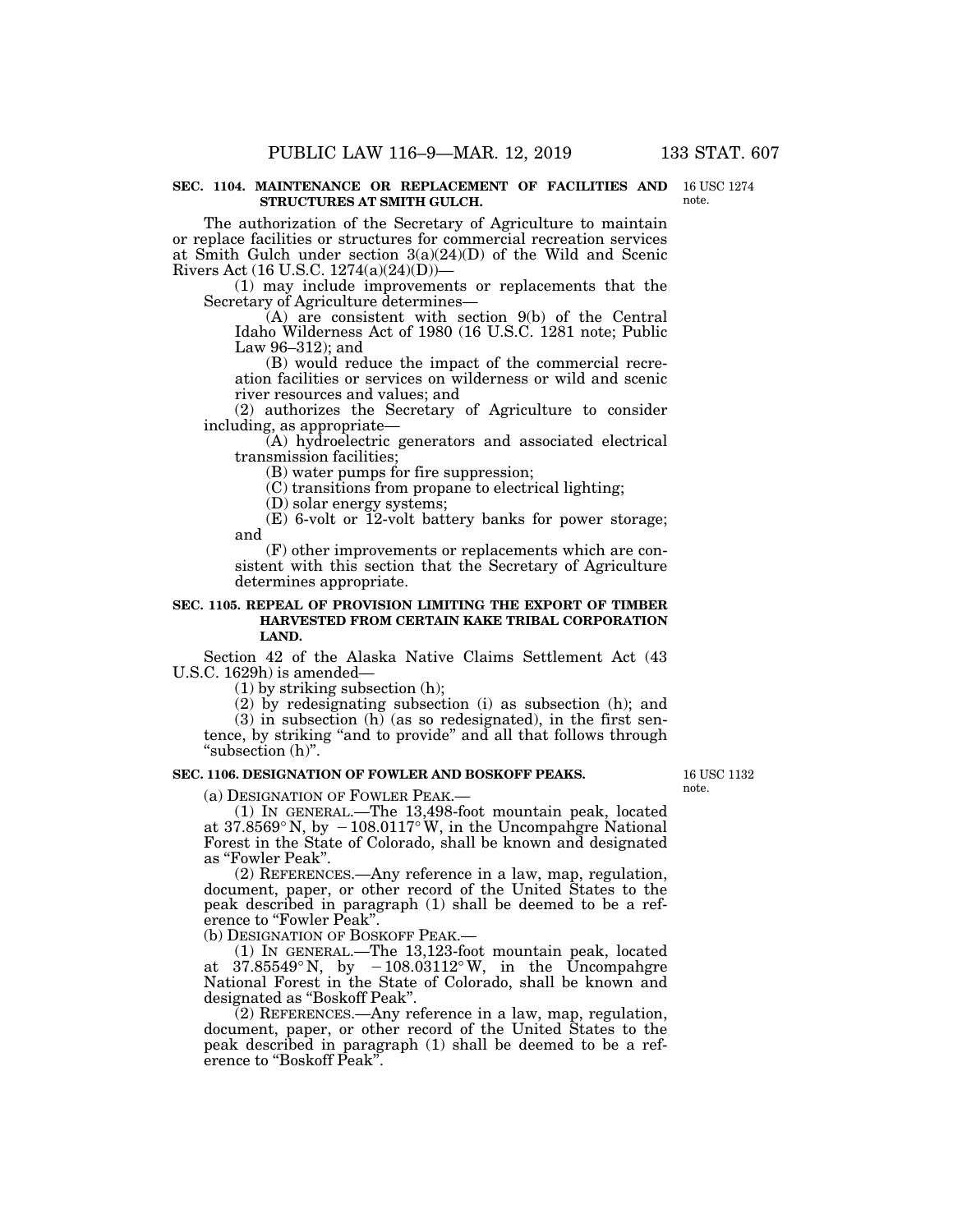**SEC. 1104. MAINTENANCE OR REPLACEMENT OF FACILITIES AND STRUCTURES AT SMITH GULCH.**

16 USC 1274 note.

The authorization of the Secretary of Agriculture to maintain or replace facilities or structures for commercial recreation services at Smith Gulch under section 3(a)(24)(D) of the Wild and Scenic Rivers Act (16 U.S.C. 1274(a)(24)(D))—

(1) may include improvements or replacements that the Secretary of Agriculture determines—

(A) are consistent with section 9(b) of the Central Idaho Wilderness Act of 1980 (16 U.S.C. 1281 note; Public Law 96–312); and

(B) would reduce the impact of the commercial recreation facilities or services on wilderness or wild and scenic river resources and values; and

(2) authorizes the Secretary of Agriculture to consider including, as appropriate—

(A) hydroelectric generators and associated electrical transmission facilities;

(B) water pumps for fire suppression;

(C) transitions from propane to electrical lighting;

(D) solar energy systems;

(E) 6-volt or 12-volt battery banks for power storage; and

(F) other improvements or replacements which are consistent with this section that the Secretary of Agriculture determines appropriate.

**SEC. 1105. REPEAL OF PROVISION LIMITING THE EXPORT OF TIMBER HARVESTED FROM CERTAIN KAKE TRIBAL CORPORATION LAND.**

Section 42 of the Alaska Native Claims Settlement Act (43 U.S.C. 1629h) is amended—

(1) by striking subsection (h);

(2) by redesignating subsection (i) as subsection (h); and

(3) in subsection (h) (as so redesignated), in the first sentence, by striking "and to provide" and all that follows through "subsection (h)".

**SEC. 1106. DESIGNATION OF FOWLER AND BOSKOFF PEAKS.**

16 USC 1132 note.

(a) DESIGNATION OF FOWLER PEAK.—

(1) IN GENERAL.—The 13,498-foot mountain peak, located at 37.8569° N, by −108.0117° W, in the Uncompahgre National Forest in the State of Colorado, shall be known and designated as "Fowler Peak".

(2) REFERENCES.—Any reference in a law, map, regulation, document, paper, or other record of the United States to the peak described in paragraph (1) shall be deemed to be a reference to "Fowler Peak".

(b) DESIGNATION OF BOSKOFF PEAK.—

(1) IN GENERAL.—The 13,123-foot mountain peak, located at 37.85549° N, by −108.03112° W, in the Uncompahgre National Forest in the State of Colorado, shall be known and designated as "Boskoff Peak".

(2) REFERENCES.—Any reference in a law, map, regulation, document, paper, or other record of the United States to the peak described in paragraph (1) shall be deemed to be a reference to "Boskoff Peak".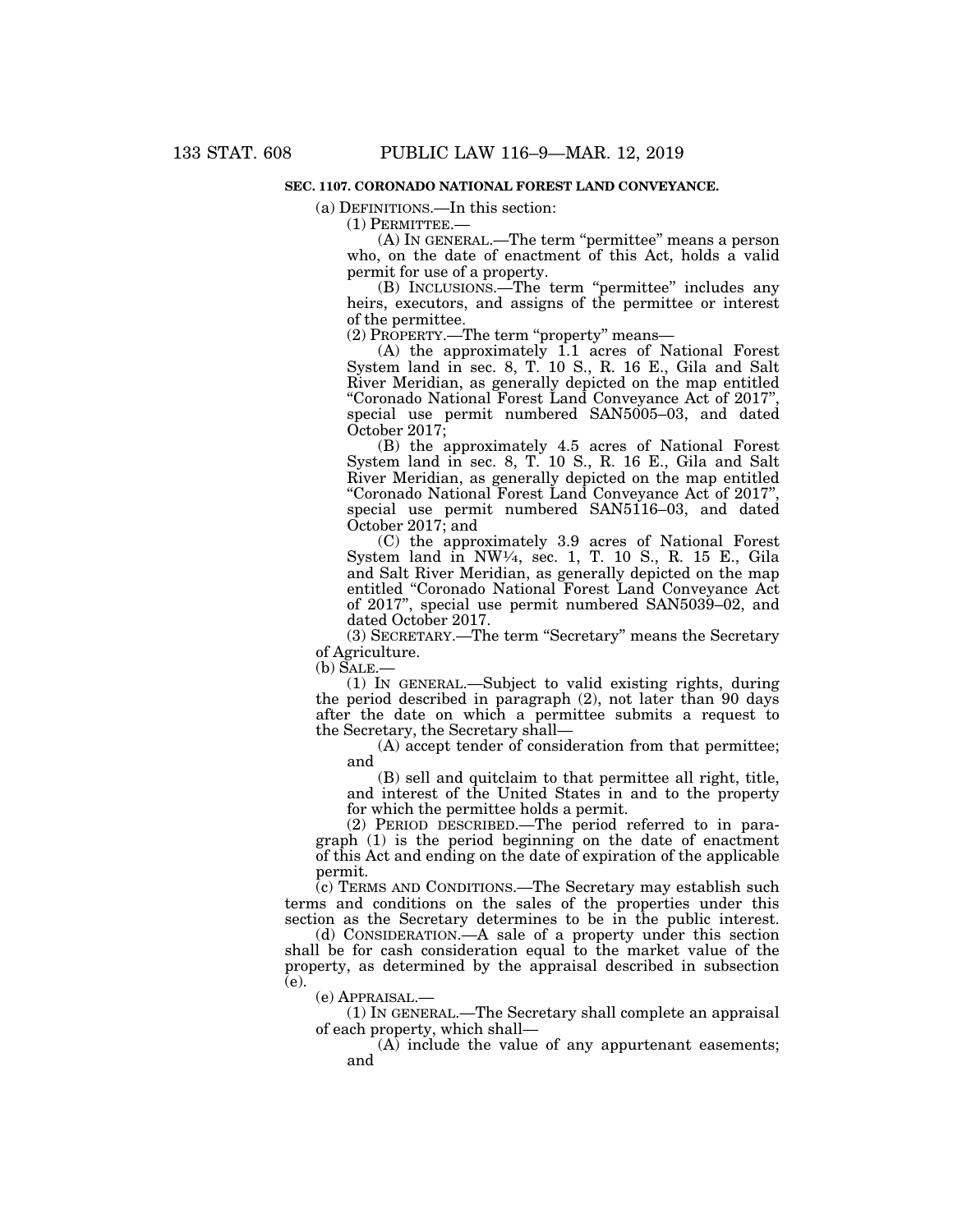### SEC. 1107. CORONADO NATIONAL FOREST LAND CONVEYANCE.

(a) DEFINITIONS.—In this section:

(1) PERMITTEE.—

(A) IN GENERAL.—The term "permittee" means a person who, on the date of enactment of this Act, holds a valid permit for use of a property.

(B) INCLUSIONS.—The term "permittee" includes any heirs, executors, and assigns of the permittee or interest of the permittee.

(2) PROPERTY.—The term "property" means—

(A) the approximately 1.1 acres of National Forest System land in sec. 8, T. 10 S., R. 16 E., Gila and Salt River Meridian, as generally depicted on the map entitled "Coronado National Forest Land Conveyance Act of 2017", special use permit numbered SAN5005–03, and dated October 2017;

(B) the approximately 4.5 acres of National Forest System land in sec. 8, T. 10 S., R. 16 E., Gila and Salt River Meridian, as generally depicted on the map entitled "Coronado National Forest Land Conveyance Act of 2017", special use permit numbered SAN5116–03, and dated October 2017; and

(C) the approximately 3.9 acres of National Forest System land in NW¼, sec. 1, T. 10 S., R. 15 E., Gila and Salt River Meridian, as generally depicted on the map entitled "Coronado National Forest Land Conveyance Act of 2017", special use permit numbered SAN5039–02, and dated October 2017.

(3) SECRETARY.—The term "Secretary" means the Secretary of Agriculture.

(b) SALE.—

(1) IN GENERAL.—Subject to valid existing rights, during the period described in paragraph (2), not later than 90 days after the date on which a permittee submits a request to the Secretary, the Secretary shall—

(A) accept tender of consideration from that permittee; and

(B) sell and quitclaim to that permittee all right, title, and interest of the United States in and to the property for which the permittee holds a permit.

(2) PERIOD DESCRIBED.—The period referred to in paragraph (1) is the period beginning on the date of enactment of this Act and ending on the date of expiration of the applicable permit.

(c) TERMS AND CONDITIONS.—The Secretary may establish such terms and conditions on the sales of the properties under this section as the Secretary determines to be in the public interest.

(d) CONSIDERATION.—A sale of a property under this section shall be for cash consideration equal to the market value of the property, as determined by the appraisal described in subsection (e).

(e) APPRAISAL.—

(1) IN GENERAL.—The Secretary shall complete an appraisal of each property, which shall—

(A) include the value of any appurtenant easements; and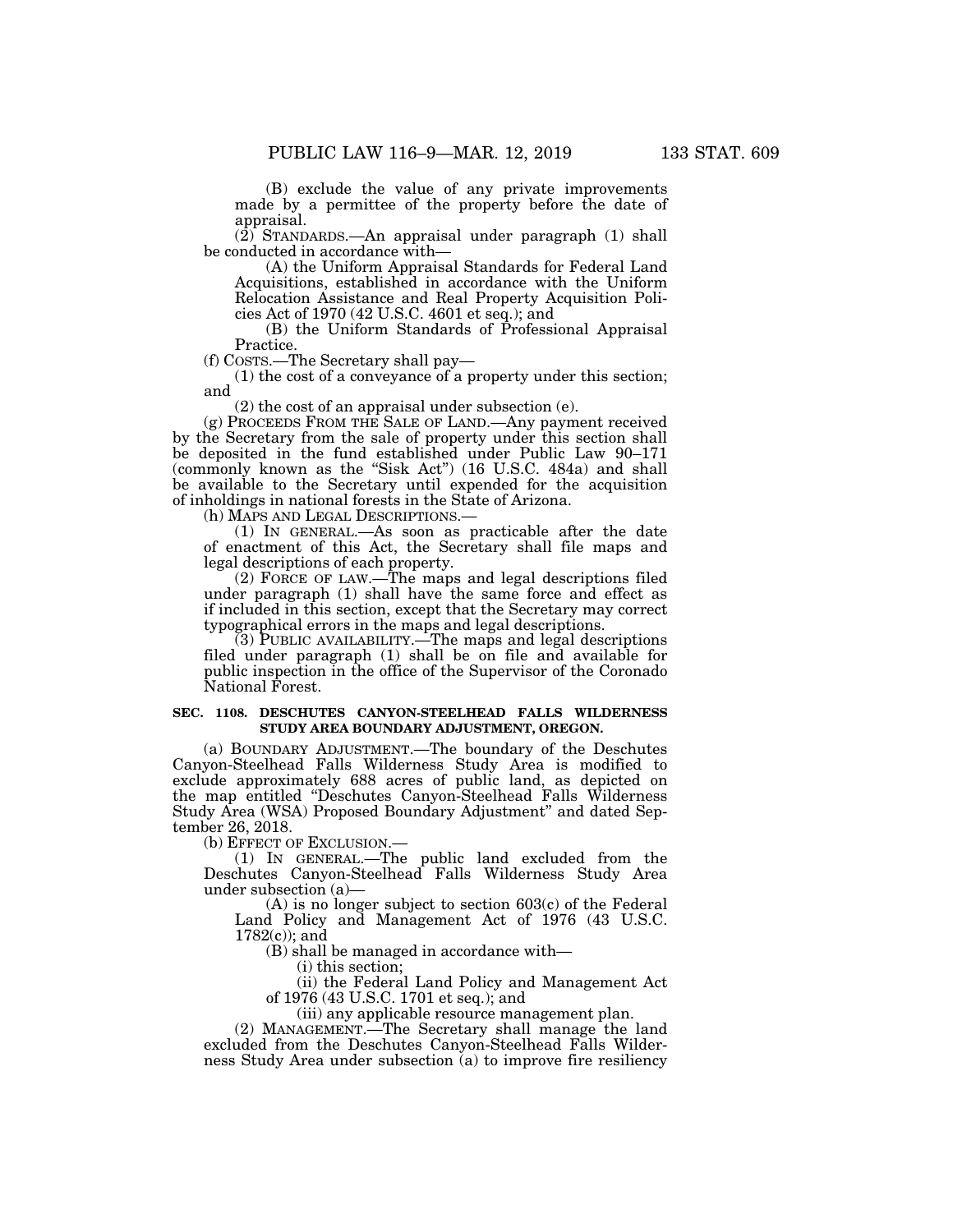(B) exclude the value of any private improvements made by a permittee of the property before the date of appraisal.

(2) STANDARDS.—An appraisal under paragraph (1) shall be conducted in accordance with—

(A) the Uniform Appraisal Standards for Federal Land Acquisitions, established in accordance with the Uniform Relocation Assistance and Real Property Acquisition Policies Act of 1970 (42 U.S.C. 4601 et seq.); and

(B) the Uniform Standards of Professional Appraisal Practice.

(f) COSTS.—The Secretary shall pay—

(1) the cost of a conveyance of a property under this section; and

(2) the cost of an appraisal under subsection (e).

(g) PROCEEDS FROM THE SALE OF LAND.—Any payment received by the Secretary from the sale of property under this section shall be deposited in the fund established under Public Law 90–171 (commonly known as the "Sisk Act") (16 U.S.C. 484a) and shall be available to the Secretary until expended for the acquisition of inholdings in national forests in the State of Arizona.

(h) MAPS AND LEGAL DESCRIPTIONS.—

(1) IN GENERAL.—As soon as practicable after the date of enactment of this Act, the Secretary shall file maps and legal descriptions of each property.

(2) FORCE OF LAW.—The maps and legal descriptions filed under paragraph (1) shall have the same force and effect as if included in this section, except that the Secretary may correct typographical errors in the maps and legal descriptions.

(3) PUBLIC AVAILABILITY.—The maps and legal descriptions filed under paragraph (1) shall be on file and available for public inspection in the office of the Supervisor of the Coronado National Forest.

**SEC. 1108. DESCHUTES CANYON-STEELHEAD FALLS WILDERNESS STUDY AREA BOUNDARY ADJUSTMENT, OREGON.**

(a) BOUNDARY ADJUSTMENT.—The boundary of the Deschutes Canyon-Steelhead Falls Wilderness Study Area is modified to exclude approximately 688 acres of public land, as depicted on the map entitled "Deschutes Canyon-Steelhead Falls Wilderness Study Area (WSA) Proposed Boundary Adjustment" and dated September 26, 2018.

(b) EFFECT OF EXCLUSION.—

(1) IN GENERAL.—The public land excluded from the Deschutes Canyon-Steelhead Falls Wilderness Study Area under subsection (a)—

(A) is no longer subject to section 603(c) of the Federal Land Policy and Management Act of 1976 (43 U.S.C. 1782(c)); and

(B) shall be managed in accordance with—

(i) this section;

(ii) the Federal Land Policy and Management Act of 1976 (43 U.S.C. 1701 et seq.); and

(iii) any applicable resource management plan.

(2) MANAGEMENT.—The Secretary shall manage the land excluded from the Deschutes Canyon-Steelhead Falls Wilderness Study Area under subsection (a) to improve fire resiliency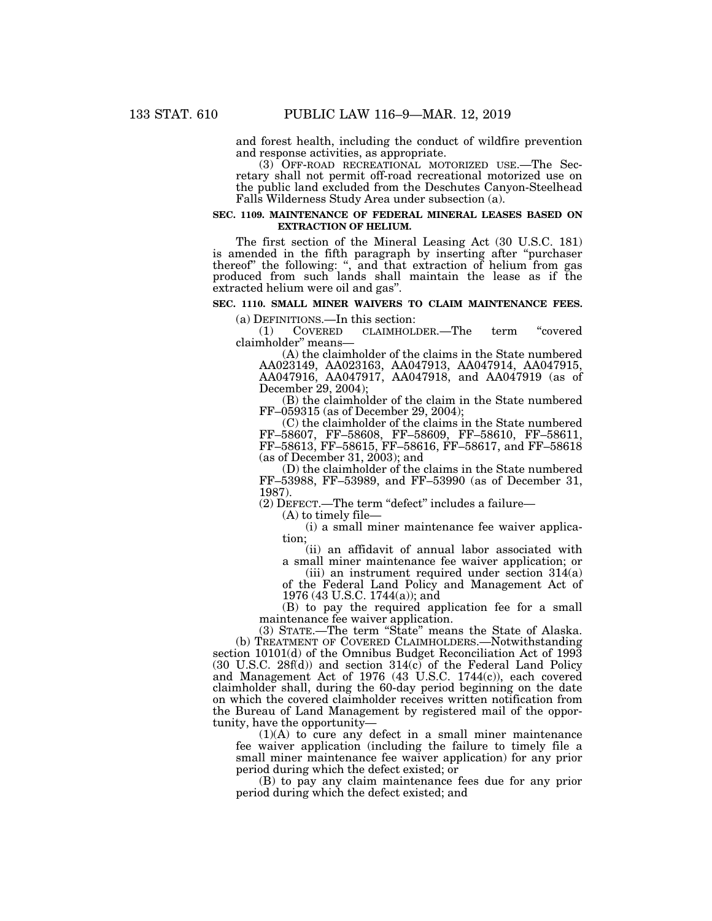and forest health, including the conduct of wildfire prevention and response activities, as appropriate.

(3) OFF-ROAD RECREATIONAL MOTORIZED USE.—The Secretary shall not permit off-road recreational motorized use on the public land excluded from the Deschutes Canyon-Steelhead Falls Wilderness Study Area under subsection (a).

**SEC. 1109. MAINTENANCE OF FEDERAL MINERAL LEASES BASED ON EXTRACTION OF HELIUM.**

The first section of the Mineral Leasing Act (30 U.S.C. 181) is amended in the fifth paragraph by inserting after "purchaser thereof" the following: ", and that extraction of helium from gas produced from such lands shall maintain the lease as if the extracted helium were oil and gas".

**SEC. 1110. SMALL MINER WAIVERS TO CLAIM MAINTENANCE FEES.**

(a) DEFINITIONS.—In this section:

(1) COVERED CLAIMHOLDER.—The term "covered claimholder" means—

(A) the claimholder of the claims in the State numbered AA023149, AA023163, AA047913, AA047914, AA047915, AA047916, AA047917, AA047918, and AA047919 (as of December 29, 2004);

(B) the claimholder of the claim in the State numbered FF–059315 (as of December 29, 2004);

(C) the claimholder of the claims in the State numbered FF–58607, FF–58608, FF–58609, FF–58610, FF–58611, FF–58613, FF–58615, FF–58616, FF–58617, and FF–58618 (as of December 31, 2003); and

(D) the claimholder of the claims in the State numbered FF–53988, FF–53989, and FF–53990 (as of December 31, 1987).

(2) DEFECT.—The term "defect" includes a failure—

(A) to timely file—

(i) a small miner maintenance fee waiver application;

(ii) an affidavit of annual labor associated with a small miner maintenance fee waiver application; or

(iii) an instrument required under section 314(a) of the Federal Land Policy and Management Act of 1976 (43 U.S.C. 1744(a)); and

(B) to pay the required application fee for a small maintenance fee waiver application.

(3) STATE.—The term "State" means the State of Alaska.

(b) TREATMENT OF COVERED CLAIMHOLDERS.—Notwithstanding section 10101(d) of the Omnibus Budget Reconciliation Act of 1993 (30 U.S.C. 28f(d)) and section 314(c) of the Federal Land Policy and Management Act of 1976 (43 U.S.C. 1744(c)), each covered claimholder shall, during the 60-day period beginning on the date on which the covered claimholder receives written notification from the Bureau of Land Management by registered mail of the opportunity, have the opportunity—

(1)(A) to cure any defect in a small miner maintenance fee waiver application (including the failure to timely file a small miner maintenance fee waiver application) for any prior period during which the defect existed; or

(B) to pay any claim maintenance fees due for any prior period during which the defect existed; and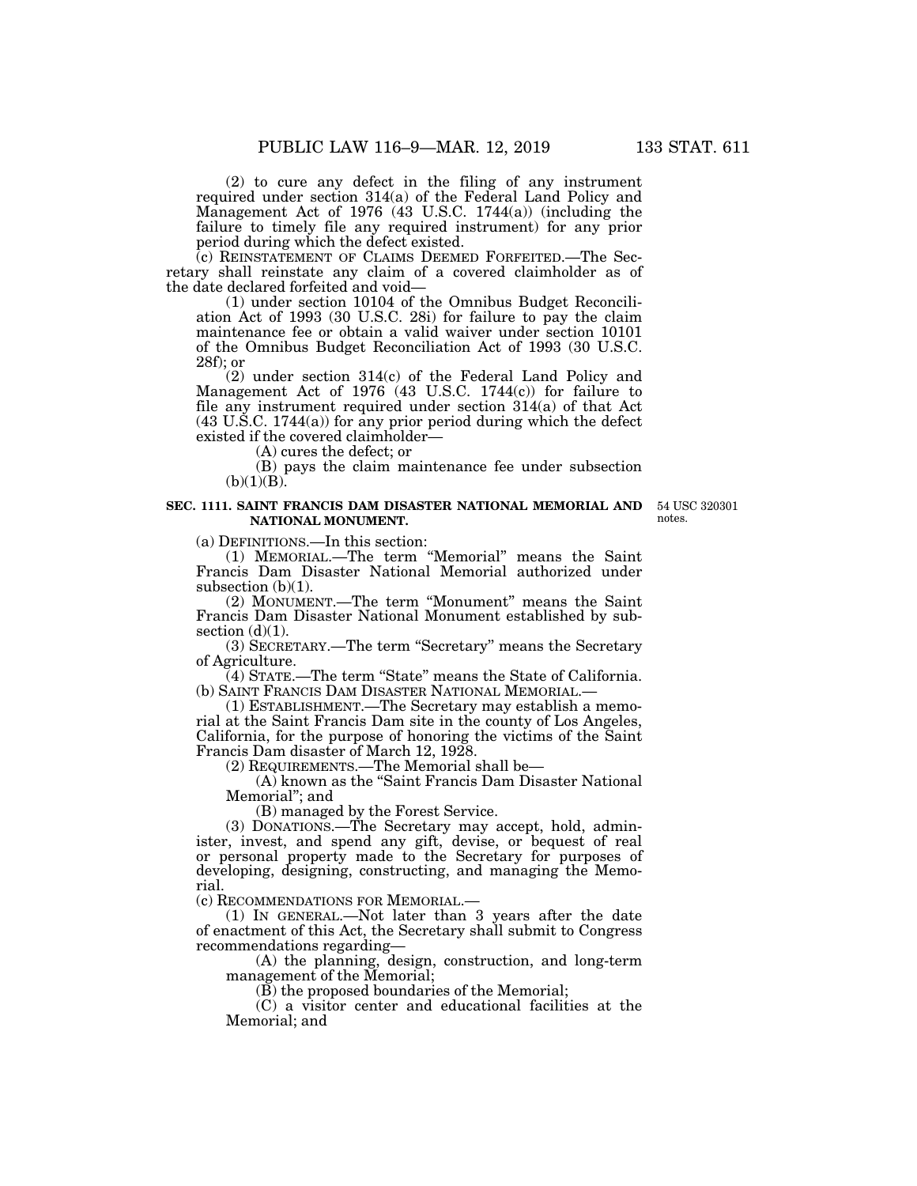(2) to cure any defect in the filing of any instrument required under section 314(a) of the Federal Land Policy and Management Act of 1976 (43 U.S.C. 1744(a)) (including the failure to timely file any required instrument) for any prior period during which the defect existed.

(c) REINSTATEMENT OF CLAIMS DEEMED FORFEITED.—The Secretary shall reinstate any claim of a covered claimholder as of the date declared forfeited and void—

(1) under section 10104 of the Omnibus Budget Reconciliation Act of 1993 (30 U.S.C. 28i) for failure to pay the claim maintenance fee or obtain a valid waiver under section 10101 of the Omnibus Budget Reconciliation Act of 1993 (30 U.S.C. 28f); or

(2) under section 314(c) of the Federal Land Policy and Management Act of 1976 (43 U.S.C. 1744(c)) for failure to file any instrument required under section 314(a) of that Act (43 U.S.C. 1744(a)) for any prior period during which the defect existed if the covered claimholder—

(A) cures the defect; or

(B) pays the claim maintenance fee under subsection (b)(1)(B).

**SEC. 1111. SAINT FRANCIS DAM DISASTER NATIONAL MEMORIAL AND NATIONAL MONUMENT.**

54 USC 320301 notes.

(a) DEFINITIONS.—In this section:

(1) MEMORIAL.—The term "Memorial" means the Saint Francis Dam Disaster National Memorial authorized under subsection (b)(1).

(2) MONUMENT.—The term "Monument" means the Saint Francis Dam Disaster National Monument established by subsection (d)(1).

(3) SECRETARY.—The term "Secretary" means the Secretary of Agriculture.

(4) STATE.—The term "State" means the State of California.

(b) SAINT FRANCIS DAM DISASTER NATIONAL MEMORIAL.—

(1) ESTABLISHMENT.—The Secretary may establish a memorial at the Saint Francis Dam site in the county of Los Angeles, California, for the purpose of honoring the victims of the Saint Francis Dam disaster of March 12, 1928.

(2) REQUIREMENTS.—The Memorial shall be—

(A) known as the "Saint Francis Dam Disaster National Memorial"; and

(B) managed by the Forest Service.

(3) DONATIONS.—The Secretary may accept, hold, administer, invest, and spend any gift, devise, or bequest of real or personal property made to the Secretary for purposes of developing, designing, constructing, and managing the Memorial.

(c) RECOMMENDATIONS FOR MEMORIAL.—

(1) IN GENERAL.—Not later than 3 years after the date of enactment of this Act, the Secretary shall submit to Congress recommendations regarding—

(A) the planning, design, construction, and long-term management of the Memorial;

(B) the proposed boundaries of the Memorial;

(C) a visitor center and educational facilities at the Memorial; and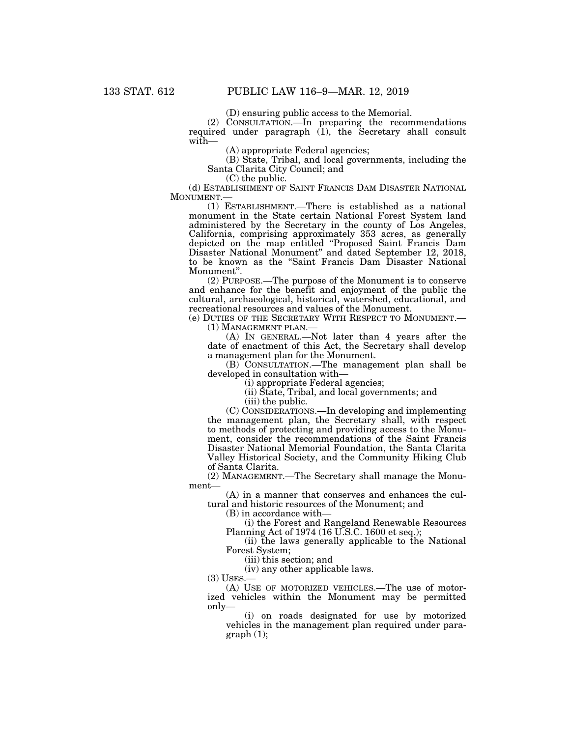(D) ensuring public access to the Memorial.

(2) CONSULTATION.—In preparing the recommendations required under paragraph (1), the Secretary shall consult with—

(A) appropriate Federal agencies;

(B) State, Tribal, and local governments, including the Santa Clarita City Council; and

(C) the public.

(d) ESTABLISHMENT OF SAINT FRANCIS DAM DISASTER NATIONAL MONUMENT.—

(1) ESTABLISHMENT.—There is established as a national monument in the State certain National Forest System land administered by the Secretary in the county of Los Angeles, California, comprising approximately 353 acres, as generally depicted on the map entitled "Proposed Saint Francis Dam Disaster National Monument" and dated September 12, 2018, to be known as the "Saint Francis Dam Disaster National Monument".

(2) PURPOSE.—The purpose of the Monument is to conserve and enhance for the benefit and enjoyment of the public the cultural, archaeological, historical, watershed, educational, and recreational resources and values of the Monument.

(e) DUTIES OF THE SECRETARY WITH RESPECT TO MONUMENT.—

(1) MANAGEMENT PLAN.—

(A) IN GENERAL.—Not later than 4 years after the date of enactment of this Act, the Secretary shall develop a management plan for the Monument.

(B) CONSULTATION.—The management plan shall be developed in consultation with—

(i) appropriate Federal agencies;

(ii) State, Tribal, and local governments; and

(iii) the public.

(C) CONSIDERATIONS.—In developing and implementing the management plan, the Secretary shall, with respect to methods of protecting and providing access to the Monument, consider the recommendations of the Saint Francis Disaster National Memorial Foundation, the Santa Clarita Valley Historical Society, and the Community Hiking Club of Santa Clarita.

(2) MANAGEMENT.—The Secretary shall manage the Monument—

(A) in a manner that conserves and enhances the cultural and historic resources of the Monument; and

(B) in accordance with—

(i) the Forest and Rangeland Renewable Resources Planning Act of 1974 (16 U.S.C. 1600 et seq.);

(ii) the laws generally applicable to the National Forest System;

(iii) this section; and

(iv) any other applicable laws.

(3) USES.—

(A) USE OF MOTORIZED VEHICLES.—The use of motorized vehicles within the Monument may be permitted only—

(i) on roads designated for use by motorized vehicles in the management plan required under paragraph (1);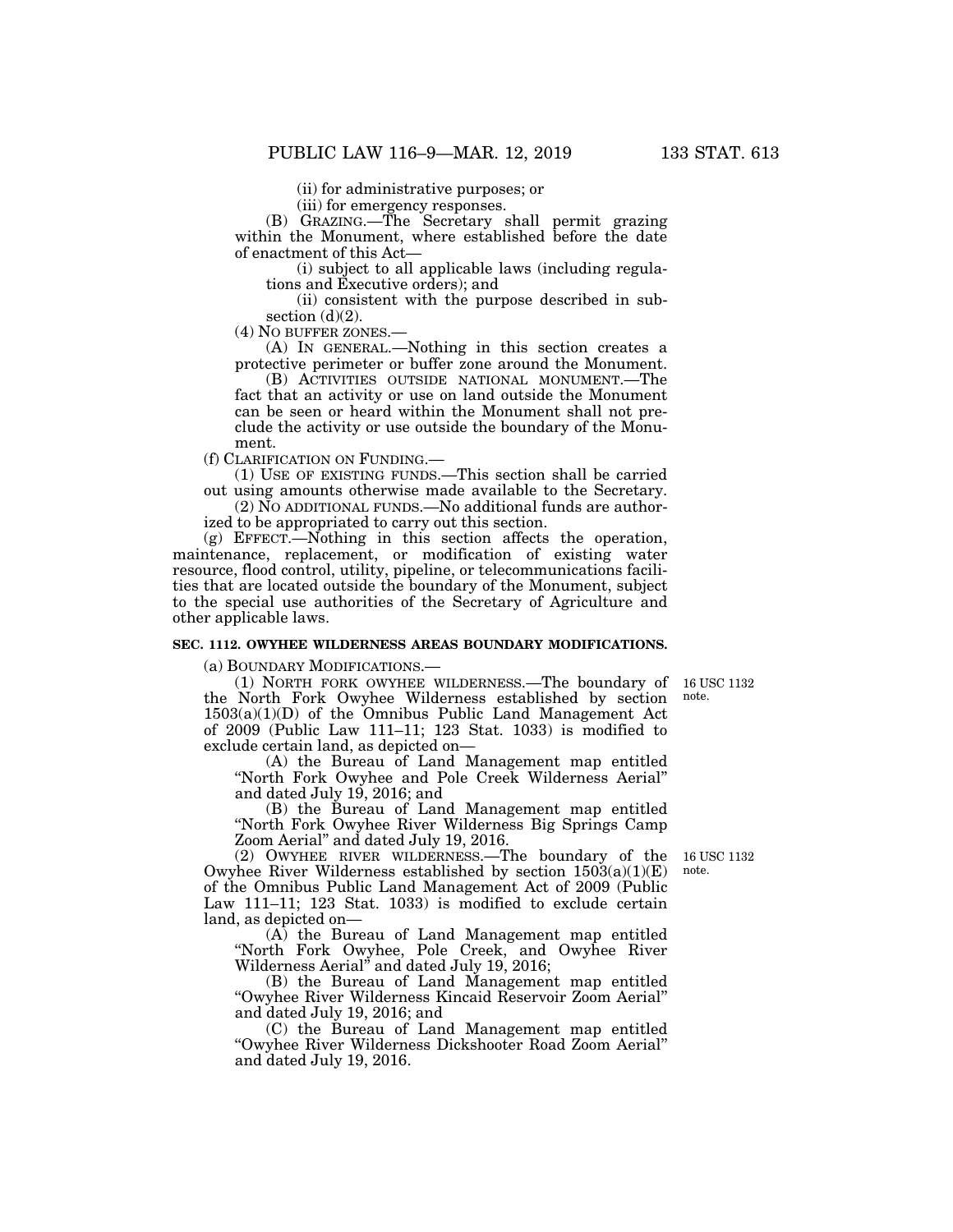(ii) for administrative purposes; or

(iii) for emergency responses.

(B) GRAZING.—The Secretary shall permit grazing within the Monument, where established before the date of enactment of this Act—

(i) subject to all applicable laws (including regulations and Executive orders); and

(ii) consistent with the purpose described in subsection (d)(2).

(4) NO BUFFER ZONES.—

(A) IN GENERAL.—Nothing in this section creates a protective perimeter or buffer zone around the Monument.

(B) ACTIVITIES OUTSIDE NATIONAL MONUMENT.—The fact that an activity or use on land outside the Monument can be seen or heard within the Monument shall not preclude the activity or use outside the boundary of the Monument.

(f) CLARIFICATION ON FUNDING.—

(1) USE OF EXISTING FUNDS.—This section shall be carried out using amounts otherwise made available to the Secretary.

(2) NO ADDITIONAL FUNDS.—No additional funds are authorized to be appropriated to carry out this section.

(g) EFFECT.—Nothing in this section affects the operation, maintenance, replacement, or modification of existing water resource, flood control, utility, pipeline, or telecommunications facilities that are located outside the boundary of the Monument, subject to the special use authorities of the Secretary of Agriculture and other applicable laws.

**SEC. 1112. OWYHEE WILDERNESS AREAS BOUNDARY MODIFICATIONS.**

(a) BOUNDARY MODIFICATIONS.—

(1) NORTH FORK OWYHEE WILDERNESS.—The boundary of the North Fork Owyhee Wilderness established by section 1503(a)(1)(D) of the Omnibus Public Land Management Act of 2009 (Public Law 111–11; 123 Stat. 1033) is modified to exclude certain land, as depicted on—

16 USC 1132 note.

(A) the Bureau of Land Management map entitled "North Fork Owyhee and Pole Creek Wilderness Aerial" and dated July 19, 2016; and

(B) the Bureau of Land Management map entitled "North Fork Owyhee River Wilderness Big Springs Camp Zoom Aerial" and dated July 19, 2016.

(2) OWYHEE RIVER WILDERNESS.—The boundary of the Owyhee River Wilderness established by section 1503(a)(1)(E) of the Omnibus Public Land Management Act of 2009 (Public Law 111–11; 123 Stat. 1033) is modified to exclude certain land, as depicted on—

16 USC 1132 note.

(A) the Bureau of Land Management map entitled "North Fork Owyhee, Pole Creek, and Owyhee River Wilderness Aerial" and dated July 19, 2016;

(B) the Bureau of Land Management map entitled "Owyhee River Wilderness Kincaid Reservoir Zoom Aerial" and dated July 19, 2016; and

(C) the Bureau of Land Management map entitled "Owyhee River Wilderness Dickshooter Road Zoom Aerial" and dated July 19, 2016.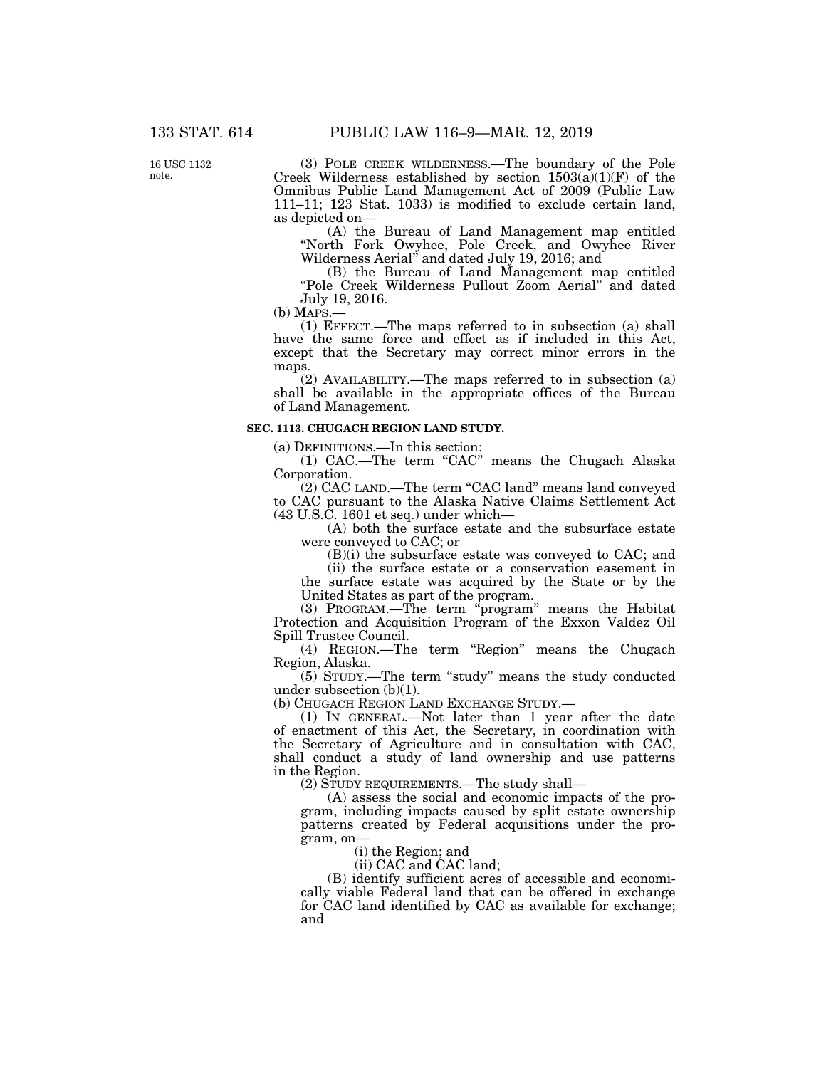16 USC 1132 note.

(3) POLE CREEK WILDERNESS.—The boundary of the Pole Creek Wilderness established by section 1503(a)(1)(F) of the Omnibus Public Land Management Act of 2009 (Public Law 111–11; 123 Stat. 1033) is modified to exclude certain land, as depicted on—

(A) the Bureau of Land Management map entitled "North Fork Owyhee, Pole Creek, and Owyhee River Wilderness Aerial" and dated July 19, 2016; and

(B) the Bureau of Land Management map entitled "Pole Creek Wilderness Pullout Zoom Aerial" and dated July 19, 2016.

(b) MAPS.—

(1) EFFECT.—The maps referred to in subsection (a) shall have the same force and effect as if included in this Act, except that the Secretary may correct minor errors in the maps.

(2) AVAILABILITY.—The maps referred to in subsection (a) shall be available in the appropriate offices of the Bureau of Land Management.

**SEC. 1113. CHUGACH REGION LAND STUDY.**

(a) DEFINITIONS.—In this section:

(1) CAC.—The term "CAC" means the Chugach Alaska Corporation.

(2) CAC LAND.—The term "CAC land" means land conveyed to CAC pursuant to the Alaska Native Claims Settlement Act (43 U.S.C. 1601 et seq.) under which—

(A) both the surface estate and the subsurface estate were conveyed to CAC; or

(B)(i) the subsurface estate was conveyed to CAC; and

(ii) the surface estate or a conservation easement in the surface estate was acquired by the State or by the United States as part of the program.

(3) PROGRAM.—The term "program" means the Habitat Protection and Acquisition Program of the Exxon Valdez Oil Spill Trustee Council.

(4) REGION.—The term "Region" means the Chugach Region, Alaska.

(5) STUDY.—The term "study" means the study conducted under subsection (b)(1).

(b) CHUGACH REGION LAND EXCHANGE STUDY.—

(1) IN GENERAL.—Not later than 1 year after the date of enactment of this Act, the Secretary, in coordination with the Secretary of Agriculture and in consultation with CAC, shall conduct a study of land ownership and use patterns in the Region.

(2) STUDY REQUIREMENTS.—The study shall—

(A) assess the social and economic impacts of the program, including impacts caused by split estate ownership patterns created by Federal acquisitions under the program, on—

(i) the Region; and

(ii) CAC and CAC land;

(B) identify sufficient acres of accessible and economically viable Federal land that can be offered in exchange for CAC land identified by CAC as available for exchange; and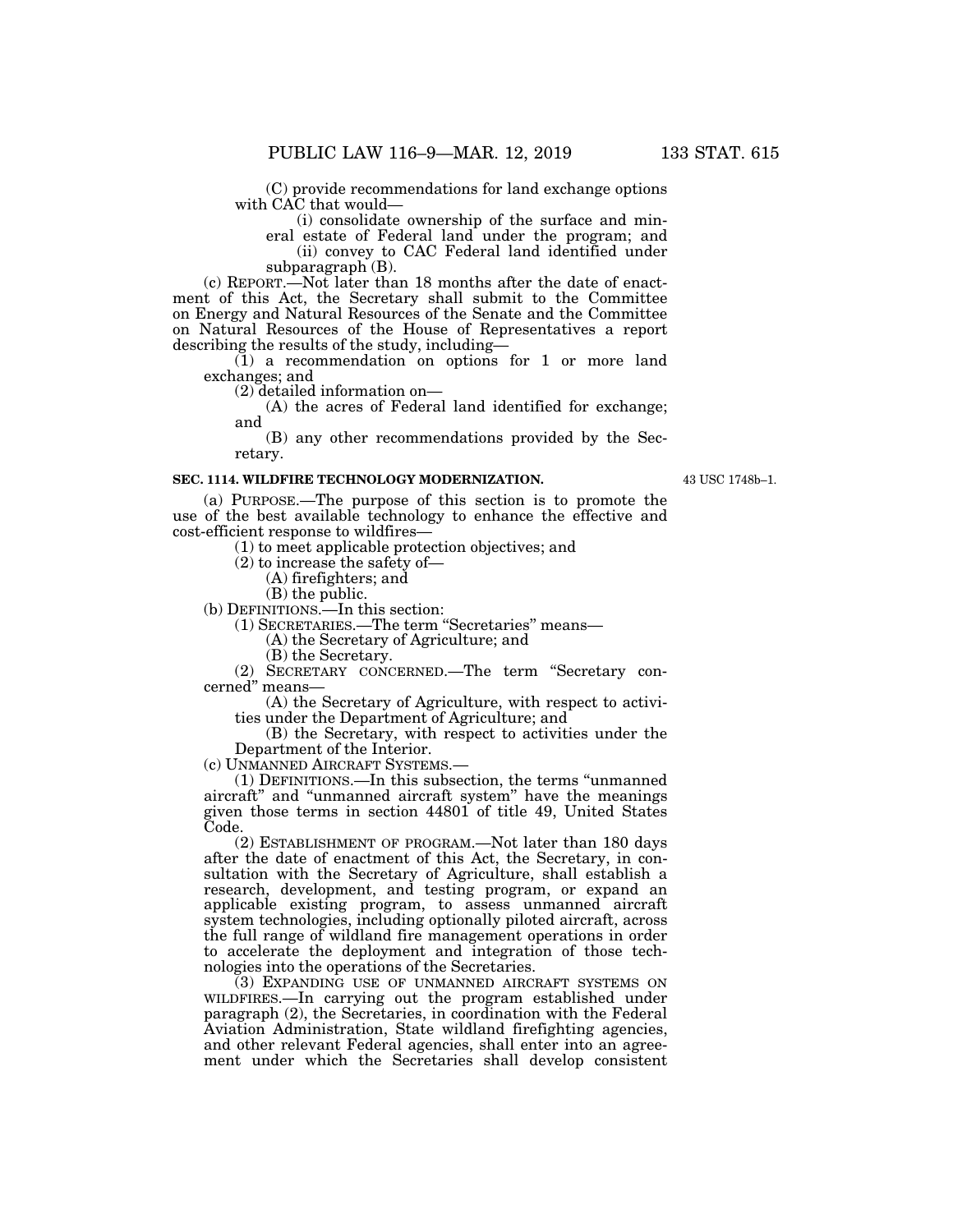(C) provide recommendations for land exchange options with CAC that would—

(i) consolidate ownership of the surface and mineral estate of Federal land under the program; and

(ii) convey to CAC Federal land identified under subparagraph (B).

(c) REPORT.—Not later than 18 months after the date of enactment of this Act, the Secretary shall submit to the Committee on Energy and Natural Resources of the Senate and the Committee on Natural Resources of the House of Representatives a report describing the results of the study, including—

(1) a recommendation on options for 1 or more land exchanges; and

(2) detailed information on—

(A) the acres of Federal land identified for exchange; and

(B) any other recommendations provided by the Secretary.

**SEC. 1114. WILDFIRE TECHNOLOGY MODERNIZATION.**

43 USC 1748b–1.

(a) PURPOSE.—The purpose of this section is to promote the use of the best available technology to enhance the effective and cost-efficient response to wildfires—

(1) to meet applicable protection objectives; and

(2) to increase the safety of—

(A) firefighters; and

(B) the public.

(b) DEFINITIONS.—In this section:

(1) SECRETARIES.—The term "Secretaries" means—

(A) the Secretary of Agriculture; and

(B) the Secretary.

(2) SECRETARY CONCERNED.—The term "Secretary concerned" means—

(A) the Secretary of Agriculture, with respect to activities under the Department of Agriculture; and

(B) the Secretary, with respect to activities under the Department of the Interior.

(c) UNMANNED AIRCRAFT SYSTEMS.—

(1) DEFINITIONS.—In this subsection, the terms "unmanned aircraft" and "unmanned aircraft system" have the meanings given those terms in section 44801 of title 49, United States Code.

(2) ESTABLISHMENT OF PROGRAM.—Not later than 180 days after the date of enactment of this Act, the Secretary, in consultation with the Secretary of Agriculture, shall establish a research, development, and testing program, or expand an applicable existing program, to assess unmanned aircraft system technologies, including optionally piloted aircraft, across the full range of wildland fire management operations in order to accelerate the deployment and integration of those technologies into the operations of the Secretaries.

(3) EXPANDING USE OF UNMANNED AIRCRAFT SYSTEMS ON WILDFIRES.—In carrying out the program established under paragraph (2), the Secretaries, in coordination with the Federal Aviation Administration, State wildland firefighting agencies, and other relevant Federal agencies, shall enter into an agreement under which the Secretaries shall develop consistent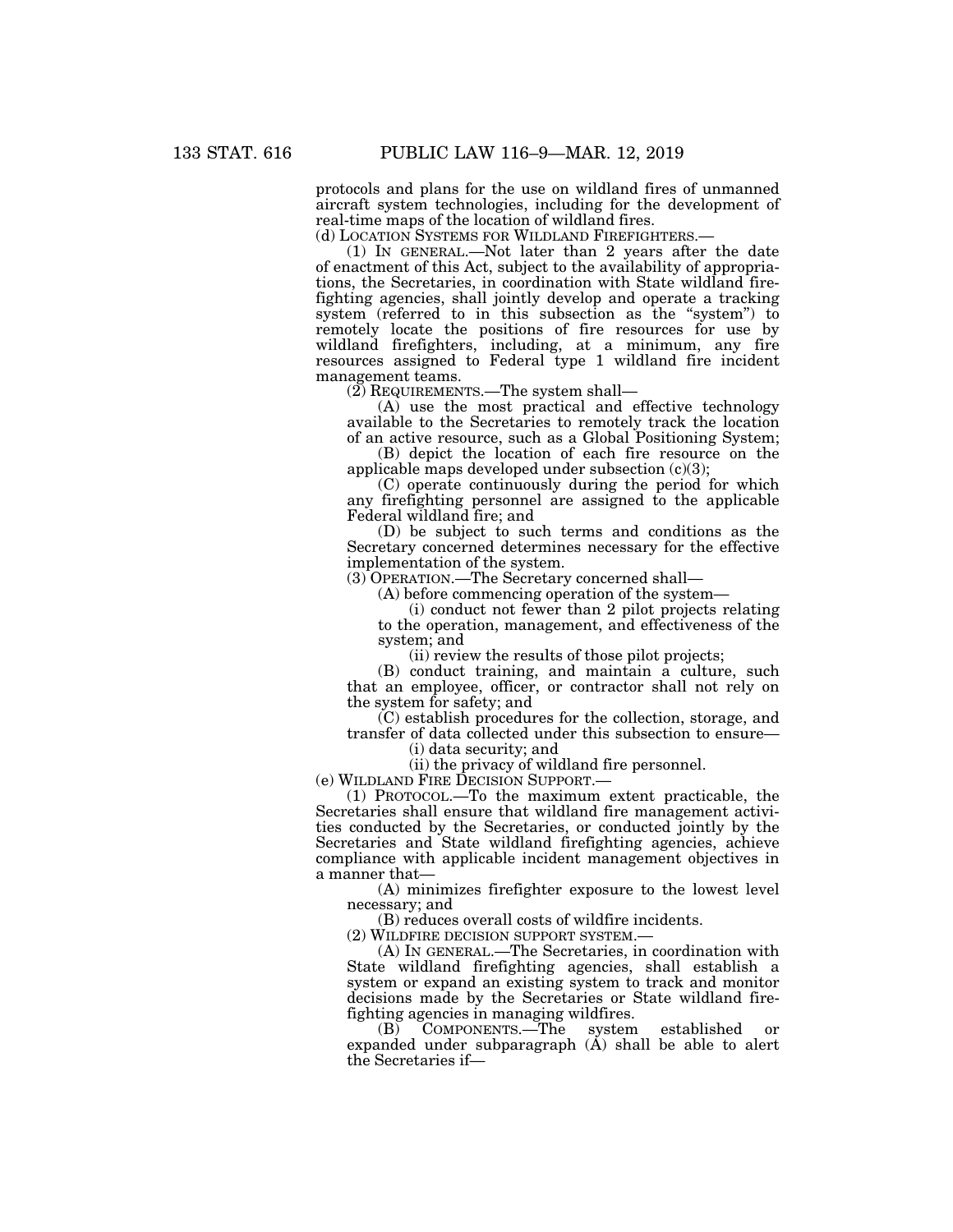protocols and plans for the use on wildland fires of unmanned aircraft system technologies, including for the development of real-time maps of the location of wildland fires.

(d) LOCATION SYSTEMS FOR WILDLAND FIREFIGHTERS.—

(1) IN GENERAL.—Not later than 2 years after the date of enactment of this Act, subject to the availability of appropriations, the Secretaries, in coordination with State wildland firefighting agencies, shall jointly develop and operate a tracking system (referred to in this subsection as the "system") to remotely locate the positions of fire resources for use by wildland firefighters, including, at a minimum, any fire resources assigned to Federal type 1 wildland fire incident management teams.

(2) REQUIREMENTS.—The system shall—

(A) use the most practical and effective technology available to the Secretaries to remotely track the location of an active resource, such as a Global Positioning System;

(B) depict the location of each fire resource on the applicable maps developed under subsection (c)(3);

(C) operate continuously during the period for which any firefighting personnel are assigned to the applicable Federal wildland fire; and

(D) be subject to such terms and conditions as the Secretary concerned determines necessary for the effective implementation of the system.

(3) OPERATION.—The Secretary concerned shall—

(A) before commencing operation of the system—

(i) conduct not fewer than 2 pilot projects relating to the operation, management, and effectiveness of the system; and

(ii) review the results of those pilot projects;

(B) conduct training, and maintain a culture, such that an employee, officer, or contractor shall not rely on the system for safety; and

(C) establish procedures for the collection, storage, and transfer of data collected under this subsection to ensure—

(i) data security; and

(ii) the privacy of wildland fire personnel.

(e) WILDLAND FIRE DECISION SUPPORT.—

(1) PROTOCOL.—To the maximum extent practicable, the Secretaries shall ensure that wildland fire management activities conducted by the Secretaries, or conducted jointly by the Secretaries and State wildland firefighting agencies, achieve compliance with applicable incident management objectives in a manner that—

(A) minimizes firefighter exposure to the lowest level necessary; and

(B) reduces overall costs of wildfire incidents.

(2) WILDFIRE DECISION SUPPORT SYSTEM.—

(A) IN GENERAL.—The Secretaries, in coordination with State wildland firefighting agencies, shall establish a system or expand an existing system to track and monitor decisions made by the Secretaries or State wildland firefighting agencies in managing wildfires.

(B) COMPONENTS.—The system established or expanded under subparagraph (A) shall be able to alert the Secretaries if—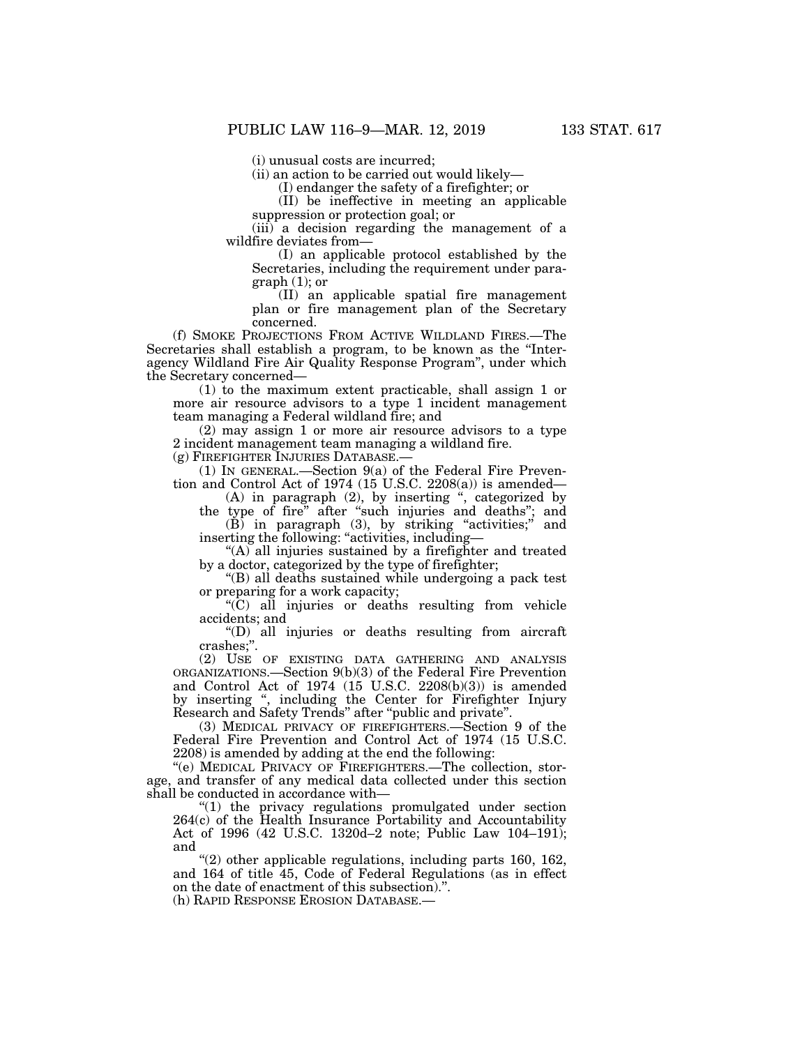(i) unusual costs are incurred;

(ii) an action to be carried out would likely—

(I) endanger the safety of a firefighter; or

(II) be ineffective in meeting an applicable suppression or protection goal; or

(iii) a decision regarding the management of a wildfire deviates from—

(I) an applicable protocol established by the Secretaries, including the requirement under paragraph (1); or

(II) an applicable spatial fire management plan or fire management plan of the Secretary concerned.

(f) SMOKE PROJECTIONS FROM ACTIVE WILDLAND FIRES.—The Secretaries shall establish a program, to be known as the "Interagency Wildland Fire Air Quality Response Program", under which the Secretary concerned—

(1) to the maximum extent practicable, shall assign 1 or more air resource advisors to a type 1 incident management team managing a Federal wildland fire; and

(2) may assign 1 or more air resource advisors to a type 2 incident management team managing a wildland fire.

(g) FIREFIGHTER INJURIES DATABASE.—

(1) IN GENERAL.—Section 9(a) of the Federal Fire Prevention and Control Act of 1974 (15 U.S.C. 2208(a)) is amended—

(A) in paragraph (2), by inserting ", categorized by the type of fire" after "such injuries and deaths"; and

(B) in paragraph (3), by striking "activities;" and inserting the following: "activities, including—

"(A) all injuries sustained by a firefighter and treated by a doctor, categorized by the type of firefighter;

"(B) all deaths sustained while undergoing a pack test or preparing for a work capacity;

"(C) all injuries or deaths resulting from vehicle accidents; and

"(D) all injuries or deaths resulting from aircraft crashes;".

(2) USE OF EXISTING DATA GATHERING AND ANALYSIS ORGANIZATIONS.—Section 9(b)(3) of the Federal Fire Prevention and Control Act of 1974 (15 U.S.C. 2208(b)(3)) is amended by inserting ", including the Center for Firefighter Injury Research and Safety Trends" after "public and private".

(3) MEDICAL PRIVACY OF FIREFIGHTERS.—Section 9 of the Federal Fire Prevention and Control Act of 1974 (15 U.S.C. 2208) is amended by adding at the end the following:

"(e) MEDICAL PRIVACY OF FIREFIGHTERS.—The collection, storage, and transfer of any medical data collected under this section shall be conducted in accordance with—

"(1) the privacy regulations promulgated under section 264(c) of the Health Insurance Portability and Accountability Act of 1996 (42 U.S.C. 1320d–2 note; Public Law 104–191); and

"(2) other applicable regulations, including parts 160, 162, and 164 of title 45, Code of Federal Regulations (as in effect on the date of enactment of this subsection).".

(h) RAPID RESPONSE EROSION DATABASE.—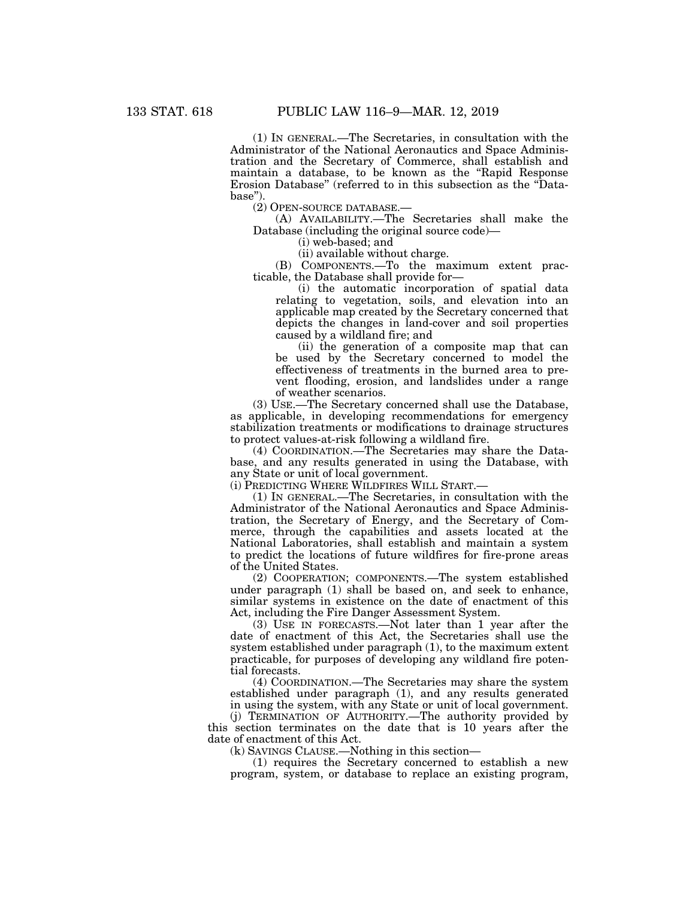(1) IN GENERAL.—The Secretaries, in consultation with the Administrator of the National Aeronautics and Space Administration and the Secretary of Commerce, shall establish and maintain a database, to be known as the "Rapid Response Erosion Database" (referred to in this subsection as the "Database").

(2) OPEN-SOURCE DATABASE.—

(A) AVAILABILITY.—The Secretaries shall make the Database (including the original source code)—

(i) web-based; and

(ii) available without charge.

(B) COMPONENTS.—To the maximum extent practicable, the Database shall provide for—

(i) the automatic incorporation of spatial data relating to vegetation, soils, and elevation into an applicable map created by the Secretary concerned that depicts the changes in land-cover and soil properties caused by a wildland fire; and

(ii) the generation of a composite map that can be used by the Secretary concerned to model the effectiveness of treatments in the burned area to prevent flooding, erosion, and landslides under a range of weather scenarios.

(3) USE.—The Secretary concerned shall use the Database, as applicable, in developing recommendations for emergency stabilization treatments or modifications to drainage structures to protect values-at-risk following a wildland fire.

(4) COORDINATION.—The Secretaries may share the Database, and any results generated in using the Database, with any State or unit of local government.

(i) PREDICTING WHERE WILDFIRES WILL START.—

(1) IN GENERAL.—The Secretaries, in consultation with the Administrator of the National Aeronautics and Space Administration, the Secretary of Energy, and the Secretary of Commerce, through the capabilities and assets located at the National Laboratories, shall establish and maintain a system to predict the locations of future wildfires for fire-prone areas of the United States.

(2) COOPERATION; COMPONENTS.—The system established under paragraph (1) shall be based on, and seek to enhance, similar systems in existence on the date of enactment of this Act, including the Fire Danger Assessment System.

(3) USE IN FORECASTS.—Not later than 1 year after the date of enactment of this Act, the Secretaries shall use the system established under paragraph (1), to the maximum extent practicable, for purposes of developing any wildland fire potential forecasts.

(4) COORDINATION.—The Secretaries may share the system established under paragraph (1), and any results generated in using the system, with any State or unit of local government.

(j) TERMINATION OF AUTHORITY.—The authority provided by this section terminates on the date that is 10 years after the date of enactment of this Act.

(k) SAVINGS CLAUSE.—Nothing in this section—

(1) requires the Secretary concerned to establish a new program, system, or database to replace an existing program,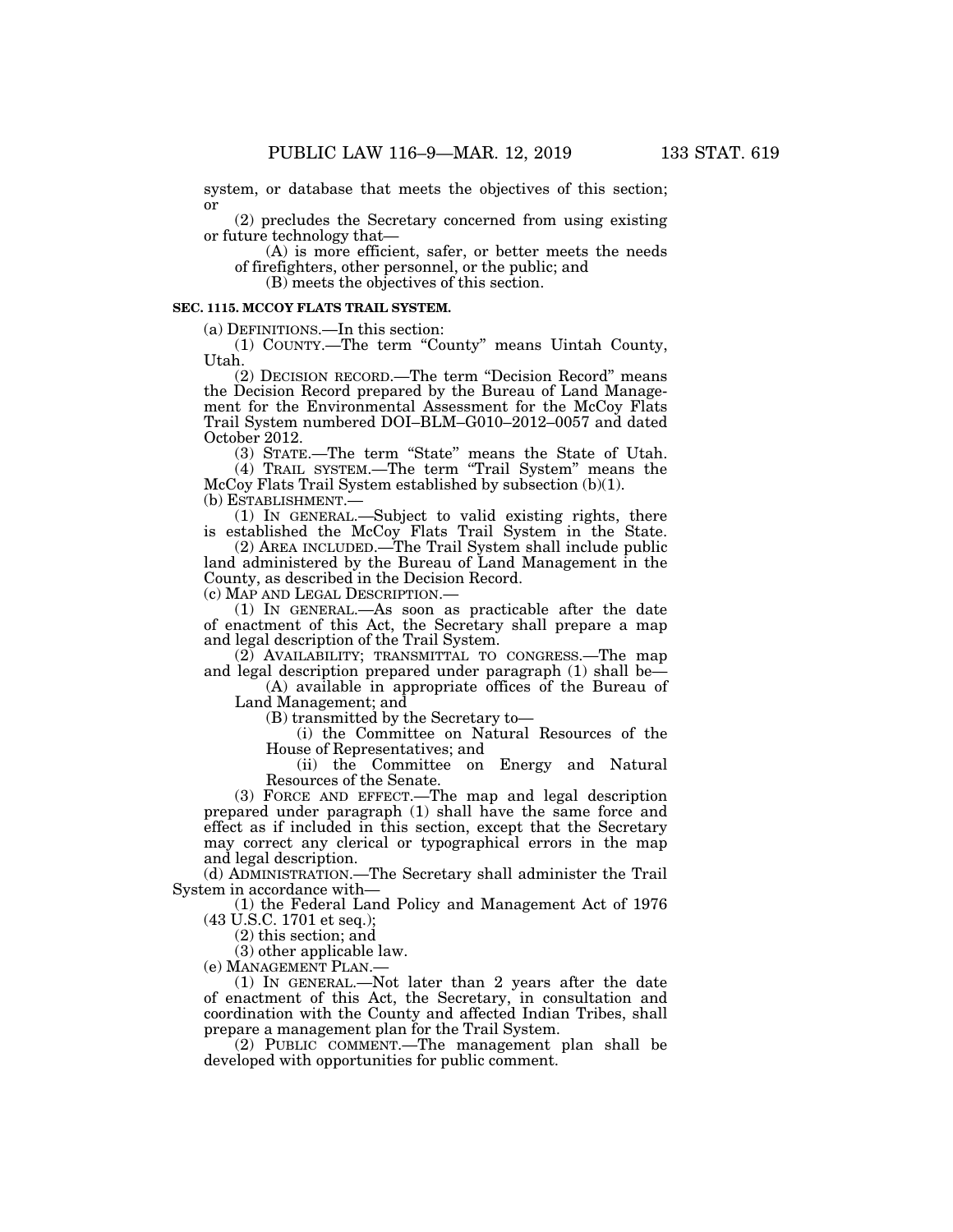system, or database that meets the objectives of this section; or

(2) precludes the Secretary concerned from using existing or future technology that—

(A) is more efficient, safer, or better meets the needs of firefighters, other personnel, or the public; and

(B) meets the objectives of this section.

**SEC. 1115. MCCOY FLATS TRAIL SYSTEM.**

(a) DEFINITIONS.—In this section:

(1) COUNTY.—The term "County" means Uintah County, Utah.

(2) DECISION RECORD.—The term "Decision Record" means the Decision Record prepared by the Bureau of Land Management for the Environmental Assessment for the McCoy Flats Trail System numbered DOI–BLM–G010–2012–0057 and dated October 2012.

(3) STATE.—The term "State" means the State of Utah.

(4) TRAIL SYSTEM.—The term "Trail System" means the McCoy Flats Trail System established by subsection (b)(1).

(b) ESTABLISHMENT.—

(1) IN GENERAL.—Subject to valid existing rights, there is established the McCoy Flats Trail System in the State.

(2) AREA INCLUDED.—The Trail System shall include public land administered by the Bureau of Land Management in the County, as described in the Decision Record.

(c) MAP AND LEGAL DESCRIPTION.—

(1) IN GENERAL.—As soon as practicable after the date of enactment of this Act, the Secretary shall prepare a map and legal description of the Trail System.

(2) AVAILABILITY; TRANSMITTAL TO CONGRESS.—The map and legal description prepared under paragraph (1) shall be—

(A) available in appropriate offices of the Bureau of Land Management; and

(B) transmitted by the Secretary to—

(i) the Committee on Natural Resources of the House of Representatives; and

(ii) the Committee on Energy and Natural Resources of the Senate.

(3) FORCE AND EFFECT.—The map and legal description prepared under paragraph (1) shall have the same force and effect as if included in this section, except that the Secretary may correct any clerical or typographical errors in the map and legal description.

(d) ADMINISTRATION.—The Secretary shall administer the Trail System in accordance with—

(1) the Federal Land Policy and Management Act of 1976 (43 U.S.C. 1701 et seq.);

(2) this section; and

(3) other applicable law.

(e) MANAGEMENT PLAN.—

(1) IN GENERAL.—Not later than 2 years after the date of enactment of this Act, the Secretary, in consultation and coordination with the County and affected Indian Tribes, shall prepare a management plan for the Trail System.

(2) PUBLIC COMMENT.—The management plan shall be developed with opportunities for public comment.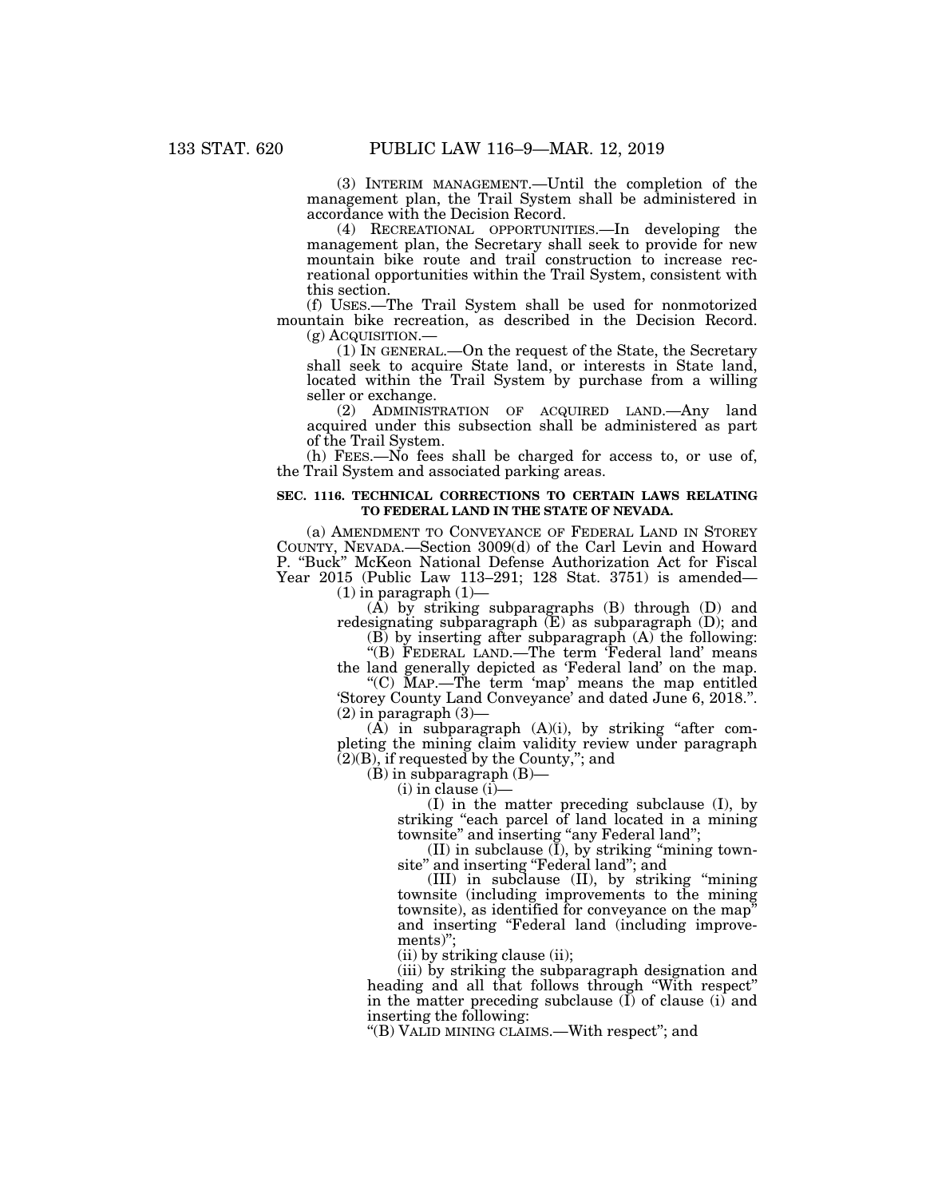(3) INTERIM MANAGEMENT.—Until the completion of the management plan, the Trail System shall be administered in accordance with the Decision Record.

(4) RECREATIONAL OPPORTUNITIES.—In developing the management plan, the Secretary shall seek to provide for new mountain bike route and trail construction to increase recreational opportunities within the Trail System, consistent with this section.

(f) USES.—The Trail System shall be used for nonmotorized mountain bike recreation, as described in the Decision Record.

(g) ACQUISITION.—

(1) IN GENERAL.—On the request of the State, the Secretary shall seek to acquire State land, or interests in State land, located within the Trail System by purchase from a willing seller or exchange.

(2) ADMINISTRATION OF ACQUIRED LAND.—Any land acquired under this subsection shall be administered as part of the Trail System.

(h) FEES.—No fees shall be charged for access to, or use of, the Trail System and associated parking areas.

**SEC. 1116. TECHNICAL CORRECTIONS TO CERTAIN LAWS RELATING TO FEDERAL LAND IN THE STATE OF NEVADA.**

(a) AMENDMENT TO CONVEYANCE OF FEDERAL LAND IN STOREY COUNTY, NEVADA.—Section 3009(d) of the Carl Levin and Howard P. "Buck" McKeon National Defense Authorization Act for Fiscal Year 2015 (Public Law 113–291; 128 Stat. 3751) is amended—

(1) in paragraph (1)—

(A) by striking subparagraphs (B) through (D) and redesignating subparagraph (E) as subparagraph (D); and

(B) by inserting after subparagraph (A) the following:

"(B) FEDERAL LAND.—The term 'Federal land' means the land generally depicted as 'Federal land' on the map.

"(C) MAP.—The term 'map' means the map entitled 'Storey County Land Conveyance' and dated June 6, 2018.".

(2) in paragraph (3)—

(A) in subparagraph (A)(i), by striking "after completing the mining claim validity review under paragraph (2)(B), if requested by the County,"; and

(B) in subparagraph (B)—

(i) in clause (i)—

(I) in the matter preceding subclause (I), by striking "each parcel of land located in a mining townsite" and inserting "any Federal land";

(II) in subclause (I), by striking "mining townsite" and inserting "Federal land"; and

(III) in subclause (II), by striking "mining townsite (including improvements to the mining townsite), as identified for conveyance on the map" and inserting "Federal land (including improvements)";

(ii) by striking clause (ii);

(iii) by striking the subparagraph designation and heading and all that follows through "With respect" in the matter preceding subclause (I) of clause (i) and inserting the following:

"(B) VALID MINING CLAIMS.—With respect"; and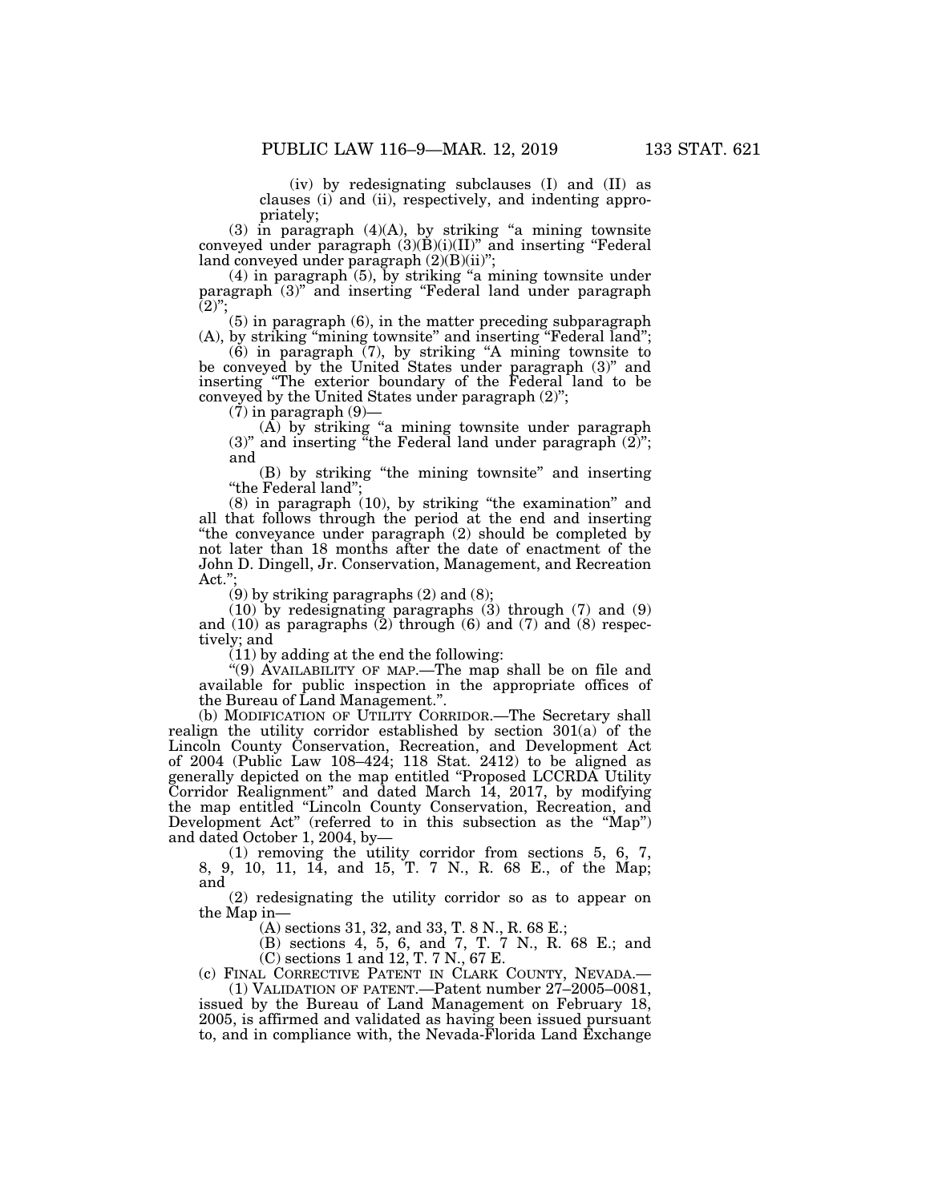(iv) by redesignating subclauses (I) and (II) as clauses (i) and (ii), respectively, and indenting appropriately;

(3) in paragraph (4)(A), by striking "a mining townsite conveyed under paragraph (3)(B)(i)(II)" and inserting "Federal land conveyed under paragraph (2)(B)(ii)";

(4) in paragraph (5), by striking "a mining townsite under paragraph (3)" and inserting "Federal land under paragraph (2)";

(5) in paragraph (6), in the matter preceding subparagraph (A), by striking "mining townsite" and inserting "Federal land";

(6) in paragraph (7), by striking "A mining townsite to be conveyed by the United States under paragraph (3)" and inserting "The exterior boundary of the Federal land to be conveyed by the United States under paragraph (2)";

(7) in paragraph (9)—

(A) by striking "a mining townsite under paragraph (3)" and inserting "the Federal land under paragraph (2)"; and

(B) by striking "the mining townsite" and inserting "the Federal land";

(8) in paragraph (10), by striking "the examination" and all that follows through the period at the end and inserting "the conveyance under paragraph (2) should be completed by not later than 18 months after the date of enactment of the John D. Dingell, Jr. Conservation, Management, and Recreation Act.";

(9) by striking paragraphs (2) and (8);

(10) by redesignating paragraphs (3) through (7) and (9) and (10) as paragraphs (2) through (6) and (7) and (8) respectively; and

(11) by adding at the end the following:

"(9) AVAILABILITY OF MAP.—The map shall be on file and available for public inspection in the appropriate offices of the Bureau of Land Management.".

(b) MODIFICATION OF UTILITY CORRIDOR.—The Secretary shall realign the utility corridor established by section 301(a) of the Lincoln County Conservation, Recreation, and Development Act of 2004 (Public Law 108–424; 118 Stat. 2412) to be aligned as generally depicted on the map entitled "Proposed LCCRDA Utility Corridor Realignment" and dated March 14, 2017, by modifying the map entitled "Lincoln County Conservation, Recreation, and Development Act" (referred to in this subsection as the "Map") and dated October 1, 2004, by—

(1) removing the utility corridor from sections 5, 6, 7, 8, 9, 10, 11, 14, and 15, T. 7 N., R. 68 E., of the Map; and

(2) redesignating the utility corridor so as to appear on the Map in—

(A) sections 31, 32, and 33, T. 8 N., R. 68 E.;

(B) sections 4, 5, 6, and 7, T. 7 N., R. 68 E.; and

(C) sections 1 and 12, T. 7 N., 67 E.

(c) FINAL CORRECTIVE PATENT IN CLARK COUNTY, NEVADA.—

(1) VALIDATION OF PATENT.—Patent number 27–2005–0081, issued by the Bureau of Land Management on February 18, 2005, is affirmed and validated as having been issued pursuant to, and in compliance with, the Nevada-Florida Land Exchange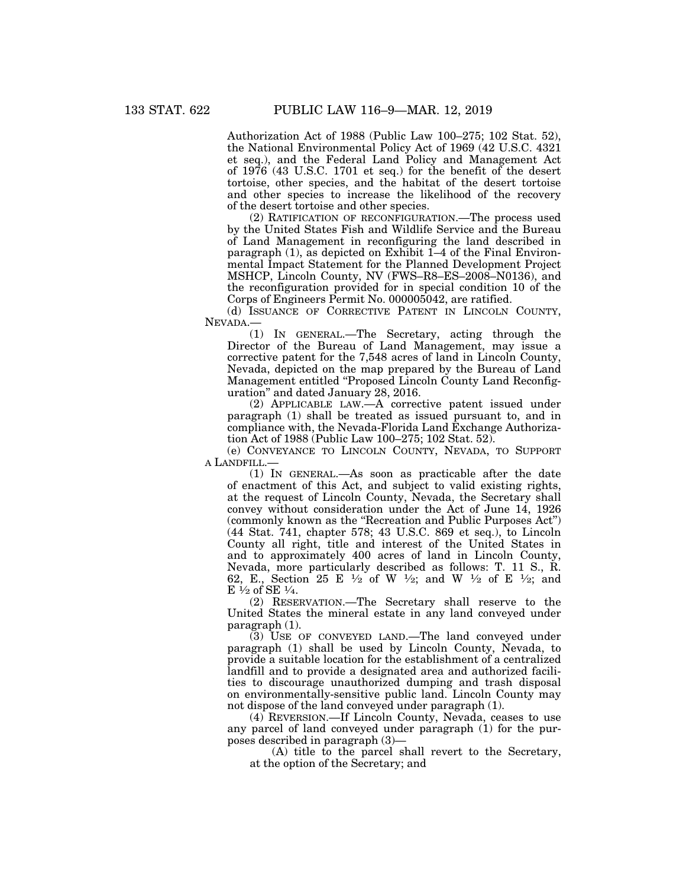Authorization Act of 1988 (Public Law 100–275; 102 Stat. 52), the National Environmental Policy Act of 1969 (42 U.S.C. 4321 et seq.), and the Federal Land Policy and Management Act of 1976 (43 U.S.C. 1701 et seq.) for the benefit of the desert tortoise, other species, and the habitat of the desert tortoise and other species to increase the likelihood of the recovery of the desert tortoise and other species.

(2) RATIFICATION OF RECONFIGURATION.—The process used by the United States Fish and Wildlife Service and the Bureau of Land Management in reconfiguring the land described in paragraph (1), as depicted on Exhibit 1–4 of the Final Environmental Impact Statement for the Planned Development Project MSHCP, Lincoln County, NV (FWS–R8–ES–2008–N0136), and the reconfiguration provided for in special condition 10 of the Corps of Engineers Permit No. 000005042, are ratified.

(d) ISSUANCE OF CORRECTIVE PATENT IN LINCOLN COUNTY, NEVADA.—

(1) IN GENERAL.—The Secretary, acting through the Director of the Bureau of Land Management, may issue a corrective patent for the 7,548 acres of land in Lincoln County, Nevada, depicted on the map prepared by the Bureau of Land Management entitled "Proposed Lincoln County Land Reconfiguration" and dated January 28, 2016.

(2) APPLICABLE LAW.—A corrective patent issued under paragraph (1) shall be treated as issued pursuant to, and in compliance with, the Nevada-Florida Land Exchange Authorization Act of 1988 (Public Law 100–275; 102 Stat. 52).

(e) CONVEYANCE TO LINCOLN COUNTY, NEVADA, TO SUPPORT A LANDFILL.—

(1) IN GENERAL.—As soon as practicable after the date of enactment of this Act, and subject to valid existing rights, at the request of Lincoln County, Nevada, the Secretary shall convey without consideration under the Act of June 14, 1926 (commonly known as the "Recreation and Public Purposes Act") (44 Stat. 741, chapter 578; 43 U.S.C. 869 et seq.), to Lincoln County all right, title and interest of the United States in and to approximately 400 acres of land in Lincoln County, Nevada, more particularly described as follows: T. 11 S., R. 62, E., Section 25 E ½ of W ½; and W ½ of E ½; and E ½ of SE ¼.

(2) RESERVATION.—The Secretary shall reserve to the United States the mineral estate in any land conveyed under paragraph (1).

(3) USE OF CONVEYED LAND.—The land conveyed under paragraph (1) shall be used by Lincoln County, Nevada, to provide a suitable location for the establishment of a centralized landfill and to provide a designated area and authorized facilities to discourage unauthorized dumping and trash disposal on environmentally-sensitive public land. Lincoln County may not dispose of the land conveyed under paragraph (1).

(4) REVERSION.—If Lincoln County, Nevada, ceases to use any parcel of land conveyed under paragraph (1) for the purposes described in paragraph (3)—

(A) title to the parcel shall revert to the Secretary, at the option of the Secretary; and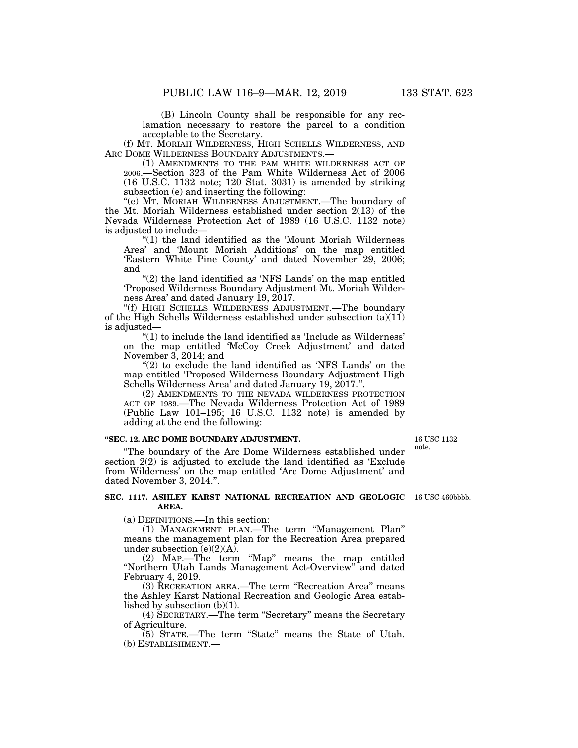(B) Lincoln County shall be responsible for any reclamation necessary to restore the parcel to a condition acceptable to the Secretary.

(f) MT. MORIAH WILDERNESS, HIGH SCHELLS WILDERNESS, AND ARC DOME WILDERNESS BOUNDARY ADJUSTMENTS.—

(1) AMENDMENTS TO THE PAM WHITE WILDERNESS ACT OF 2006.—Section 323 of the Pam White Wilderness Act of 2006 (16 U.S.C. 1132 note; 120 Stat. 3031) is amended by striking subsection (e) and inserting the following:

"(e) MT. MORIAH WILDERNESS ADJUSTMENT.—The boundary of the Mt. Moriah Wilderness established under section 2(13) of the Nevada Wilderness Protection Act of 1989 (16 U.S.C. 1132 note) is adjusted to include—

"(1) the land identified as the 'Mount Moriah Wilderness Area' and 'Mount Moriah Additions' on the map entitled 'Eastern White Pine County' and dated November 29, 2006; and

"(2) the land identified as 'NFS Lands' on the map entitled 'Proposed Wilderness Boundary Adjustment Mt. Moriah Wilderness Area' and dated January 19, 2017.

"(f) HIGH SCHELLS WILDERNESS ADJUSTMENT.—The boundary of the High Schells Wilderness established under subsection (a)(11) is adjusted—

"(1) to include the land identified as 'Include as Wilderness' on the map entitled 'McCoy Creek Adjustment' and dated November 3, 2014; and

"(2) to exclude the land identified as 'NFS Lands' on the map entitled 'Proposed Wilderness Boundary Adjustment High Schells Wilderness Area' and dated January 19, 2017.".

(2) AMENDMENTS TO THE NEVADA WILDERNESS PROTECTION ACT OF 1989.—The Nevada Wilderness Protection Act of 1989 (Public Law 101–195; 16 U.S.C. 1132 note) is amended by adding at the end the following:

**"SEC. 12. ARC DOME BOUNDARY ADJUSTMENT.**

16 USC 1132 note.

"The boundary of the Arc Dome Wilderness established under section 2(2) is adjusted to exclude the land identified as 'Exclude from Wilderness' on the map entitled 'Arc Dome Adjustment' and dated November 3, 2014.".

**SEC. 1117. ASHLEY KARST NATIONAL RECREATION AND GEOLOGIC AREA.**

16 USC 460bbbb.

(a) DEFINITIONS.—In this section:

(1) MANAGEMENT PLAN.—The term "Management Plan" means the management plan for the Recreation Area prepared under subsection (e)(2)(A).

(2) MAP.—The term "Map" means the map entitled "Northern Utah Lands Management Act-Overview" and dated February 4, 2019.

(3) RECREATION AREA.—The term "Recreation Area" means the Ashley Karst National Recreation and Geologic Area established by subsection (b)(1).

(4) SECRETARY.—The term "Secretary" means the Secretary of Agriculture.

(5) STATE.—The term "State" means the State of Utah.

(b) ESTABLISHMENT.—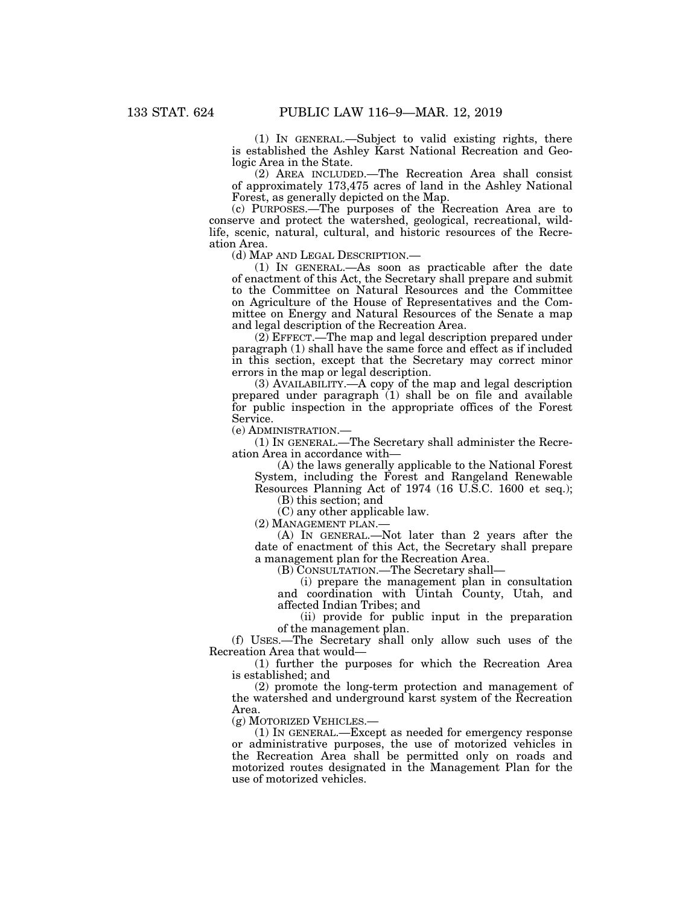(1) IN GENERAL.—Subject to valid existing rights, there is established the Ashley Karst National Recreation and Geologic Area in the State.

(2) AREA INCLUDED.—The Recreation Area shall consist of approximately 173,475 acres of land in the Ashley National Forest, as generally depicted on the Map.

(c) PURPOSES.—The purposes of the Recreation Area are to conserve and protect the watershed, geological, recreational, wildlife, scenic, natural, cultural, and historic resources of the Recreation Area.

(d) MAP AND LEGAL DESCRIPTION.—

(1) IN GENERAL.—As soon as practicable after the date of enactment of this Act, the Secretary shall prepare and submit to the Committee on Natural Resources and the Committee on Agriculture of the House of Representatives and the Committee on Energy and Natural Resources of the Senate a map and legal description of the Recreation Area.

(2) EFFECT.—The map and legal description prepared under paragraph (1) shall have the same force and effect as if included in this section, except that the Secretary may correct minor errors in the map or legal description.

(3) AVAILABILITY.—A copy of the map and legal description prepared under paragraph (1) shall be on file and available for public inspection in the appropriate offices of the Forest Service.

(e) ADMINISTRATION.—

(1) IN GENERAL.—The Secretary shall administer the Recreation Area in accordance with—

(A) the laws generally applicable to the National Forest System, including the Forest and Rangeland Renewable Resources Planning Act of 1974 (16 U.S.C. 1600 et seq.);

(B) this section; and

(C) any other applicable law.

(2) MANAGEMENT PLAN.—

(A) IN GENERAL.—Not later than 2 years after the date of enactment of this Act, the Secretary shall prepare a management plan for the Recreation Area.

(B) CONSULTATION.—The Secretary shall—

(i) prepare the management plan in consultation and coordination with Uintah County, Utah, and affected Indian Tribes; and

(ii) provide for public input in the preparation of the management plan.

(f) USES.—The Secretary shall only allow such uses of the Recreation Area that would—

(1) further the purposes for which the Recreation Area is established; and

(2) promote the long-term protection and management of the watershed and underground karst system of the Recreation Area.

(g) MOTORIZED VEHICLES.—

(1) IN GENERAL.—Except as needed for emergency response or administrative purposes, the use of motorized vehicles in the Recreation Area shall be permitted only on roads and motorized routes designated in the Management Plan for the use of motorized vehicles.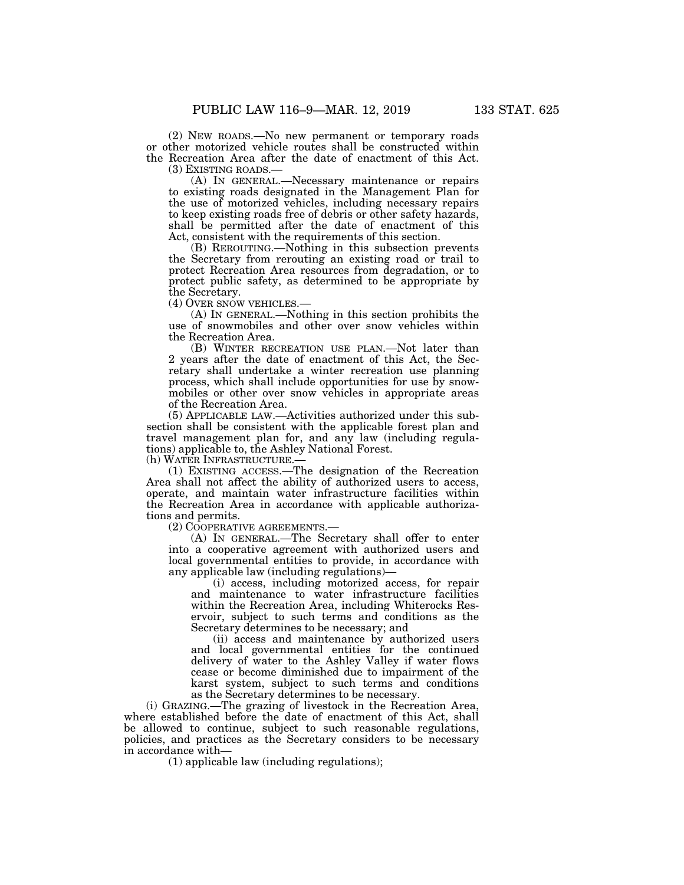(2) NEW ROADS.—No new permanent or temporary roads or other motorized vehicle routes shall be constructed within the Recreation Area after the date of enactment of this Act.

(3) EXISTING ROADS.—

(A) IN GENERAL.—Necessary maintenance or repairs to existing roads designated in the Management Plan for the use of motorized vehicles, including necessary repairs to keep existing roads free of debris or other safety hazards, shall be permitted after the date of enactment of this Act, consistent with the requirements of this section.

(B) REROUTING.—Nothing in this subsection prevents the Secretary from rerouting an existing road or trail to protect Recreation Area resources from degradation, or to protect public safety, as determined to be appropriate by the Secretary.

(4) OVER SNOW VEHICLES.—

(A) IN GENERAL.—Nothing in this section prohibits the use of snowmobiles and other over snow vehicles within the Recreation Area.

(B) WINTER RECREATION USE PLAN.—Not later than 2 years after the date of enactment of this Act, the Secretary shall undertake a winter recreation use planning process, which shall include opportunities for use by snowmobiles or other over snow vehicles in appropriate areas of the Recreation Area.

(5) APPLICABLE LAW.—Activities authorized under this subsection shall be consistent with the applicable forest plan and travel management plan for, and any law (including regulations) applicable to, the Ashley National Forest.

(h) WATER INFRASTRUCTURE.—

(1) EXISTING ACCESS.—The designation of the Recreation Area shall not affect the ability of authorized users to access, operate, and maintain water infrastructure facilities within the Recreation Area in accordance with applicable authorizations and permits.

(2) COOPERATIVE AGREEMENTS.—

(A) IN GENERAL.—The Secretary shall offer to enter into a cooperative agreement with authorized users and local governmental entities to provide, in accordance with any applicable law (including regulations)—

(i) access, including motorized access, for repair and maintenance to water infrastructure facilities within the Recreation Area, including Whiterocks Reservoir, subject to such terms and conditions as the Secretary determines to be necessary; and

(ii) access and maintenance by authorized users and local governmental entities for the continued delivery of water to the Ashley Valley if water flows cease or become diminished due to impairment of the karst system, subject to such terms and conditions as the Secretary determines to be necessary.

(i) GRAZING.—The grazing of livestock in the Recreation Area, where established before the date of enactment of this Act, shall be allowed to continue, subject to such reasonable regulations, policies, and practices as the Secretary considers to be necessary in accordance with—

(1) applicable law (including regulations);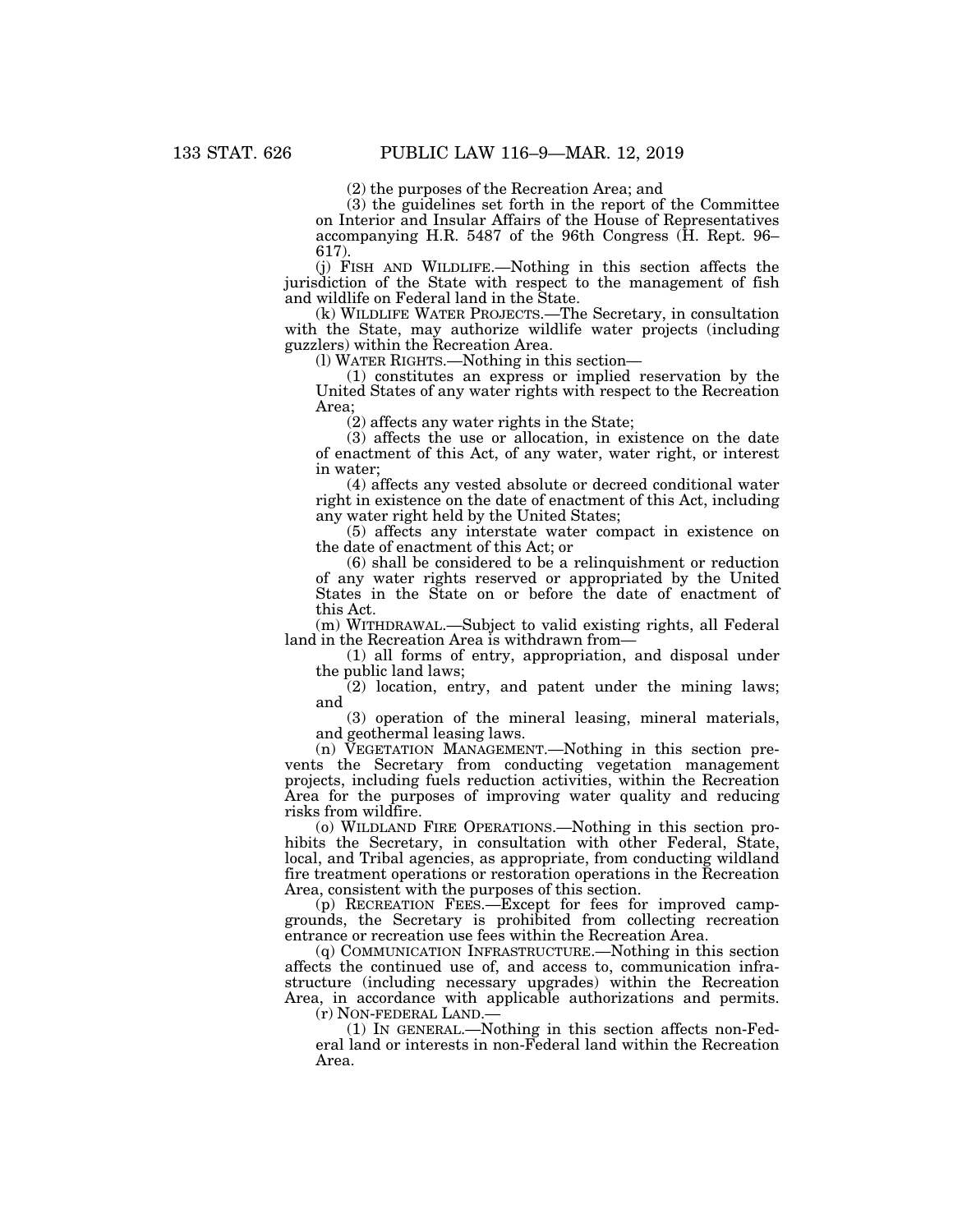(2) the purposes of the Recreation Area; and

(3) the guidelines set forth in the report of the Committee on Interior and Insular Affairs of the House of Representatives accompanying H.R. 5487 of the 96th Congress (H. Rept. 96–617).

(j) FISH AND WILDLIFE.—Nothing in this section affects the jurisdiction of the State with respect to the management of fish and wildlife on Federal land in the State.

(k) WILDLIFE WATER PROJECTS.—The Secretary, in consultation with the State, may authorize wildlife water projects (including guzzlers) within the Recreation Area.

(l) WATER RIGHTS.—Nothing in this section—

(1) constitutes an express or implied reservation by the United States of any water rights with respect to the Recreation Area;

(2) affects any water rights in the State;

(3) affects the use or allocation, in existence on the date of enactment of this Act, of any water, water right, or interest in water;

(4) affects any vested absolute or decreed conditional water right in existence on the date of enactment of this Act, including any water right held by the United States;

(5) affects any interstate water compact in existence on the date of enactment of this Act; or

(6) shall be considered to be a relinquishment or reduction of any water rights reserved or appropriated by the United States in the State on or before the date of enactment of this Act.

(m) WITHDRAWAL.—Subject to valid existing rights, all Federal land in the Recreation Area is withdrawn from—

(1) all forms of entry, appropriation, and disposal under the public land laws;

(2) location, entry, and patent under the mining laws; and

(3) operation of the mineral leasing, mineral materials, and geothermal leasing laws.

(n) VEGETATION MANAGEMENT.—Nothing in this section prevents the Secretary from conducting vegetation management projects, including fuels reduction activities, within the Recreation Area for the purposes of improving water quality and reducing risks from wildfire.

(o) WILDLAND FIRE OPERATIONS.—Nothing in this section prohibits the Secretary, in consultation with other Federal, State, local, and Tribal agencies, as appropriate, from conducting wildland fire treatment operations or restoration operations in the Recreation Area, consistent with the purposes of this section.

(p) RECREATION FEES.—Except for fees for improved campgrounds, the Secretary is prohibited from collecting recreation entrance or recreation use fees within the Recreation Area.

(q) COMMUNICATION INFRASTRUCTURE.—Nothing in this section affects the continued use of, and access to, communication infrastructure (including necessary upgrades) within the Recreation Area, in accordance with applicable authorizations and permits.

(r) NON-FEDERAL LAND.—

(1) IN GENERAL.—Nothing in this section affects non-Federal land or interests in non-Federal land within the Recreation Area.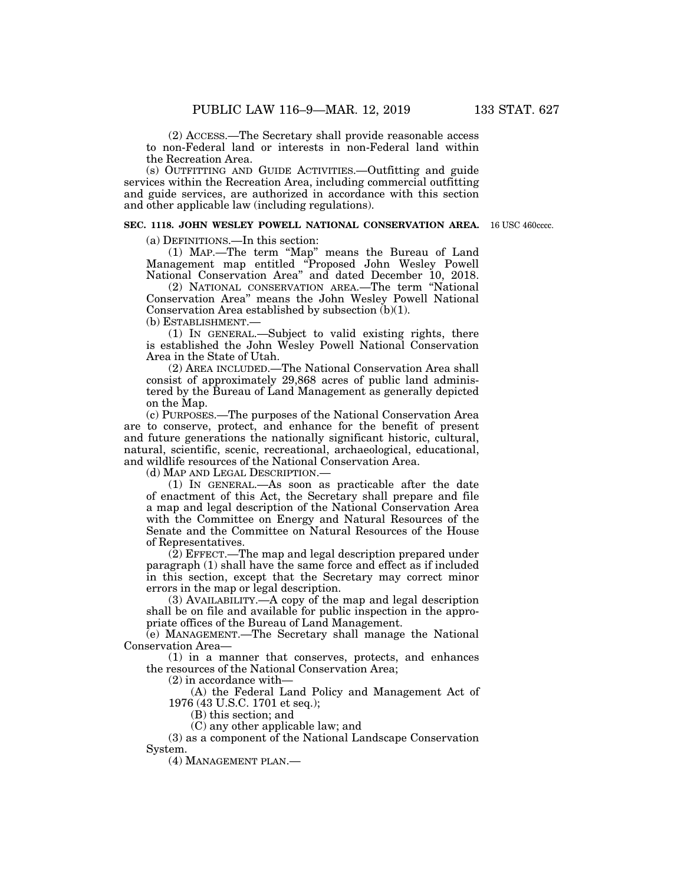(2) ACCESS.—The Secretary shall provide reasonable access to non-Federal land or interests in non-Federal land within the Recreation Area.

(s) OUTFITTING AND GUIDE ACTIVITIES.—Outfitting and guide services within the Recreation Area, including commercial outfitting and guide services, are authorized in accordance with this section and other applicable law (including regulations).

**SEC. 1118. JOHN WESLEY POWELL NATIONAL CONSERVATION AREA.** 16 USC 460cccc.

(a) DEFINITIONS.—In this section:

(1) MAP.—The term "Map" means the Bureau of Land Management map entitled "Proposed John Wesley Powell National Conservation Area" and dated December 10, 2018.

(2) NATIONAL CONSERVATION AREA.—The term "National Conservation Area" means the John Wesley Powell National Conservation Area established by subsection (b)(1).

(b) ESTABLISHMENT.—

(1) IN GENERAL.—Subject to valid existing rights, there is established the John Wesley Powell National Conservation Area in the State of Utah.

(2) AREA INCLUDED.—The National Conservation Area shall consist of approximately 29,868 acres of public land administered by the Bureau of Land Management as generally depicted on the Map.

(c) PURPOSES.—The purposes of the National Conservation Area are to conserve, protect, and enhance for the benefit of present and future generations the nationally significant historic, cultural, natural, scientific, scenic, recreational, archaeological, educational, and wildlife resources of the National Conservation Area.

(d) MAP AND LEGAL DESCRIPTION.—

(1) IN GENERAL.—As soon as practicable after the date of enactment of this Act, the Secretary shall prepare and file a map and legal description of the National Conservation Area with the Committee on Energy and Natural Resources of the Senate and the Committee on Natural Resources of the House of Representatives.

(2) EFFECT.—The map and legal description prepared under paragraph (1) shall have the same force and effect as if included in this section, except that the Secretary may correct minor errors in the map or legal description.

(3) AVAILABILITY.—A copy of the map and legal description shall be on file and available for public inspection in the appropriate offices of the Bureau of Land Management.

(e) MANAGEMENT.—The Secretary shall manage the National Conservation Area—

(1) in a manner that conserves, protects, and enhances the resources of the National Conservation Area;

(2) in accordance with—

(A) the Federal Land Policy and Management Act of 1976 (43 U.S.C. 1701 et seq.);

(B) this section; and

(C) any other applicable law; and

(3) as a component of the National Landscape Conservation System.

(4) MANAGEMENT PLAN.—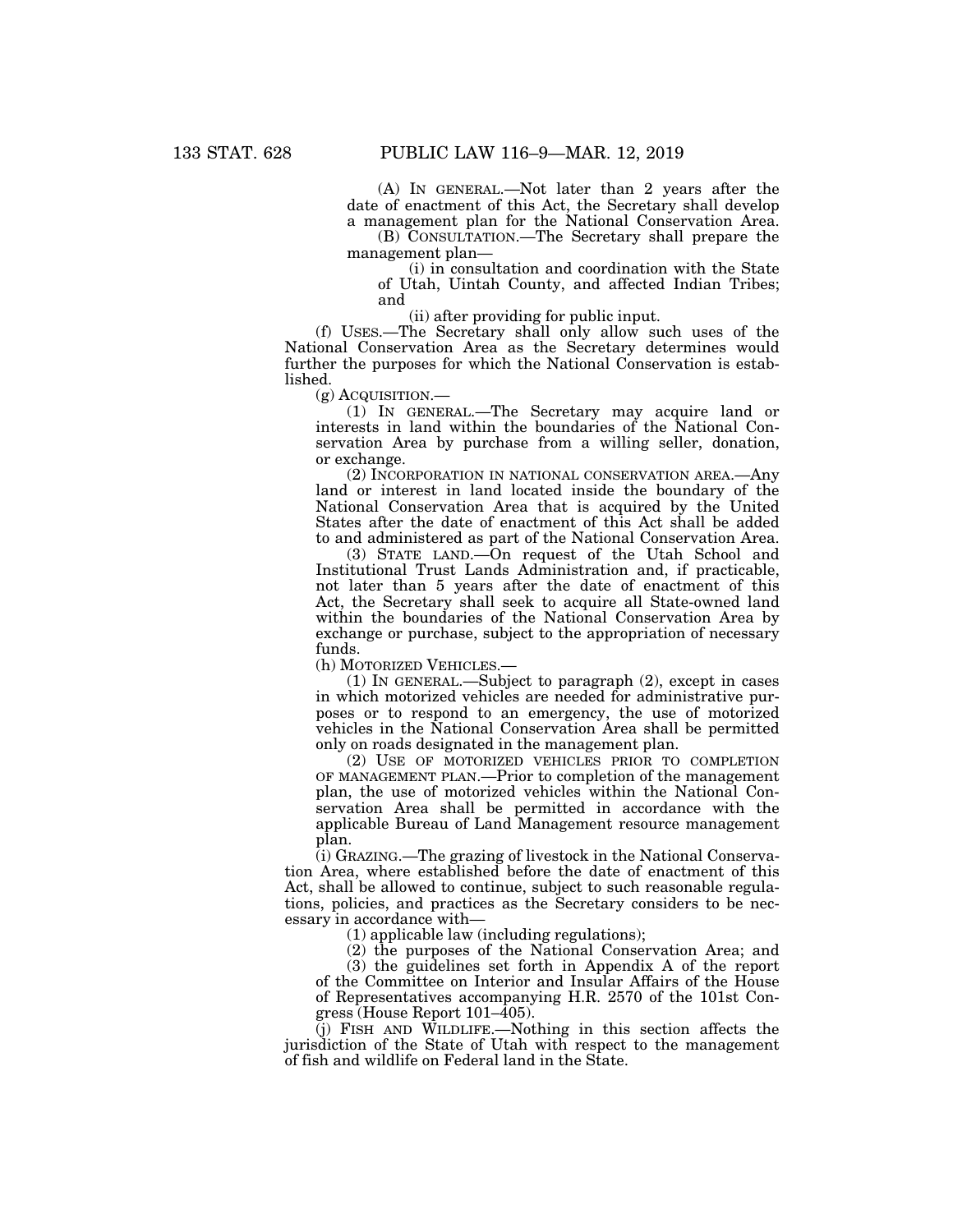(A) IN GENERAL.—Not later than 2 years after the date of enactment of this Act, the Secretary shall develop a management plan for the National Conservation Area.

(B) CONSULTATION.—The Secretary shall prepare the management plan—

(i) in consultation and coordination with the State of Utah, Uintah County, and affected Indian Tribes; and

(ii) after providing for public input.

(f) USES.—The Secretary shall only allow such uses of the National Conservation Area as the Secretary determines would further the purposes for which the National Conservation is established.

(g) ACQUISITION.—

(1) IN GENERAL.—The Secretary may acquire land or interests in land within the boundaries of the National Conservation Area by purchase from a willing seller, donation, or exchange.

(2) INCORPORATION IN NATIONAL CONSERVATION AREA.—Any land or interest in land located inside the boundary of the National Conservation Area that is acquired by the United States after the date of enactment of this Act shall be added to and administered as part of the National Conservation Area.

(3) STATE LAND.—On request of the Utah School and Institutional Trust Lands Administration and, if practicable, not later than 5 years after the date of enactment of this Act, the Secretary shall seek to acquire all State-owned land within the boundaries of the National Conservation Area by exchange or purchase, subject to the appropriation of necessary funds.

(h) MOTORIZED VEHICLES.—

(1) IN GENERAL.—Subject to paragraph (2), except in cases in which motorized vehicles are needed for administrative purposes or to respond to an emergency, the use of motorized vehicles in the National Conservation Area shall be permitted only on roads designated in the management plan.

(2) USE OF MOTORIZED VEHICLES PRIOR TO COMPLETION OF MANAGEMENT PLAN.—Prior to completion of the management plan, the use of motorized vehicles within the National Conservation Area shall be permitted in accordance with the applicable Bureau of Land Management resource management plan.

(i) GRAZING.—The grazing of livestock in the National Conservation Area, where established before the date of enactment of this Act, shall be allowed to continue, subject to such reasonable regulations, policies, and practices as the Secretary considers to be necessary in accordance with—

(1) applicable law (including regulations);

(2) the purposes of the National Conservation Area; and

(3) the guidelines set forth in Appendix A of the report of the Committee on Interior and Insular Affairs of the House of Representatives accompanying H.R. 2570 of the 101st Congress (House Report 101–405).

(j) FISH AND WILDLIFE.—Nothing in this section affects the jurisdiction of the State of Utah with respect to the management of fish and wildlife on Federal land in the State.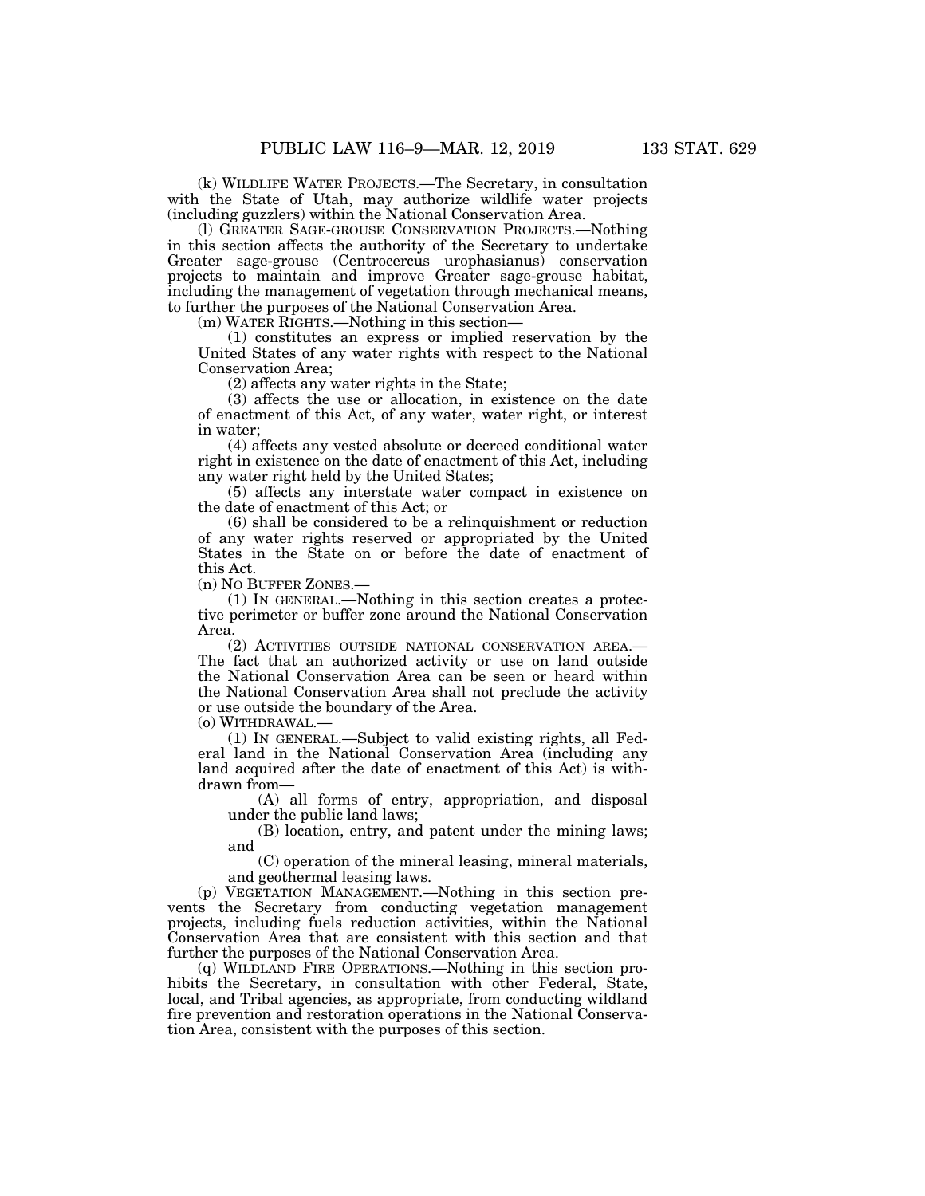(k) WILDLIFE WATER PROJECTS.—The Secretary, in consultation with the State of Utah, may authorize wildlife water projects (including guzzlers) within the National Conservation Area.

(l) GREATER SAGE-GROUSE CONSERVATION PROJECTS.—Nothing in this section affects the authority of the Secretary to undertake Greater sage-grouse (Centrocercus urophasianus) conservation projects to maintain and improve Greater sage-grouse habitat, including the management of vegetation through mechanical means, to further the purposes of the National Conservation Area.

(m) WATER RIGHTS.—Nothing in this section—

(1) constitutes an express or implied reservation by the United States of any water rights with respect to the National Conservation Area;

(2) affects any water rights in the State;

(3) affects the use or allocation, in existence on the date of enactment of this Act, of any water, water right, or interest in water;

(4) affects any vested absolute or decreed conditional water right in existence on the date of enactment of this Act, including any water right held by the United States;

(5) affects any interstate water compact in existence on the date of enactment of this Act; or

(6) shall be considered to be a relinquishment or reduction of any water rights reserved or appropriated by the United States in the State on or before the date of enactment of this Act.

(n) NO BUFFER ZONES.—

(1) IN GENERAL.—Nothing in this section creates a protective perimeter or buffer zone around the National Conservation Area.

(2) ACTIVITIES OUTSIDE NATIONAL CONSERVATION AREA.—The fact that an authorized activity or use on land outside the National Conservation Area can be seen or heard within the National Conservation Area shall not preclude the activity or use outside the boundary of the Area.

(o) WITHDRAWAL.—

(1) IN GENERAL.—Subject to valid existing rights, all Federal land in the National Conservation Area (including any land acquired after the date of enactment of this Act) is withdrawn from—

(A) all forms of entry, appropriation, and disposal under the public land laws;

(B) location, entry, and patent under the mining laws; and

(C) operation of the mineral leasing, mineral materials, and geothermal leasing laws.

(p) VEGETATION MANAGEMENT.—Nothing in this section prevents the Secretary from conducting vegetation management projects, including fuels reduction activities, within the National Conservation Area that are consistent with this section and that further the purposes of the National Conservation Area.

(q) WILDLAND FIRE OPERATIONS.—Nothing in this section prohibits the Secretary, in consultation with other Federal, State, local, and Tribal agencies, as appropriate, from conducting wildland fire prevention and restoration operations in the National Conservation Area, consistent with the purposes of this section.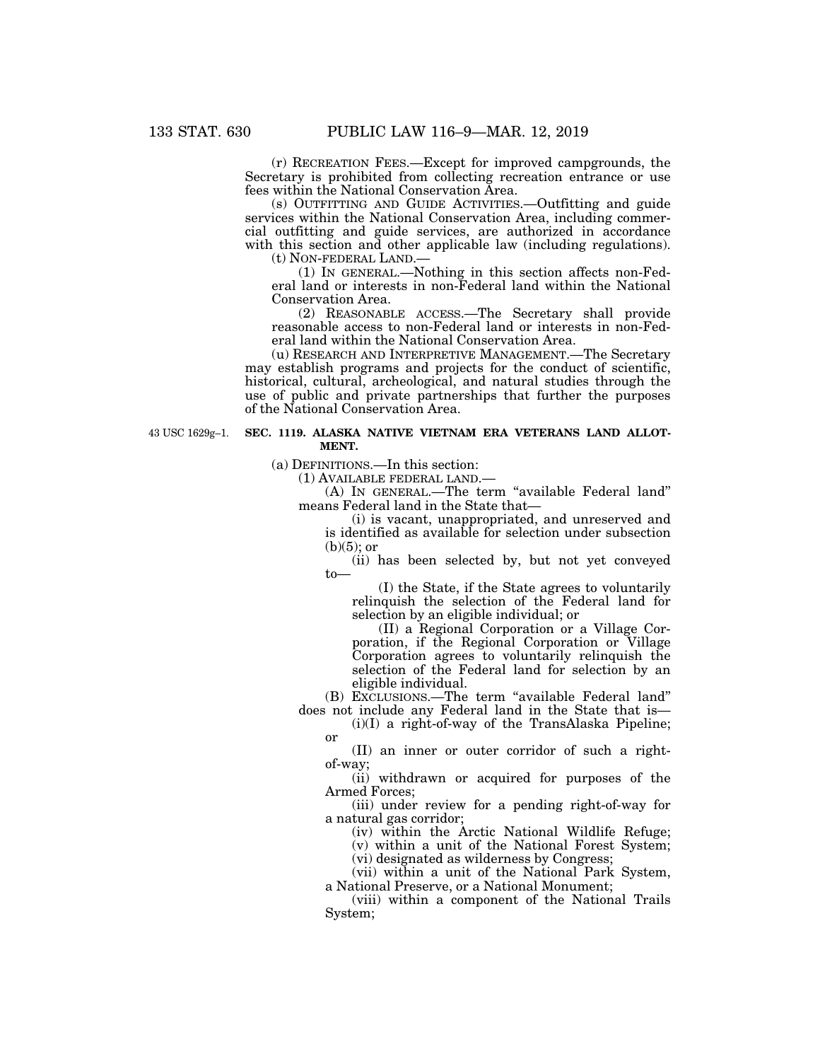(r) RECREATION FEES.—Except for improved campgrounds, the Secretary is prohibited from collecting recreation entrance or use fees within the National Conservation Area.

(s) OUTFITTING AND GUIDE ACTIVITIES.—Outfitting and guide services within the National Conservation Area, including commercial outfitting and guide services, are authorized in accordance with this section and other applicable law (including regulations).

(t) NON-FEDERAL LAND.—

(1) IN GENERAL.—Nothing in this section affects non-Federal land or interests in non-Federal land within the National Conservation Area.

(2) REASONABLE ACCESS.—The Secretary shall provide reasonable access to non-Federal land or interests in non-Federal land within the National Conservation Area.

(u) RESEARCH AND INTERPRETIVE MANAGEMENT.—The Secretary may establish programs and projects for the conduct of scientific, historical, cultural, archeological, and natural studies through the use of public and private partnerships that further the purposes of the National Conservation Area.

43 USC 1629g–1.

**SEC. 1119. ALASKA NATIVE VIETNAM ERA VETERANS LAND ALLOTMENT.**

(a) DEFINITIONS.—In this section:

(1) AVAILABLE FEDERAL LAND.—

(A) IN GENERAL.—The term "available Federal land" means Federal land in the State that—

(i) is vacant, unappropriated, and unreserved and is identified as available for selection under subsection (b)(5); or

(ii) has been selected by, but not yet conveyed to—

(I) the State, if the State agrees to voluntarily relinquish the selection of the Federal land for selection by an eligible individual; or

(II) a Regional Corporation or a Village Corporation, if the Regional Corporation or Village Corporation agrees to voluntarily relinquish the selection of the Federal land for selection by an eligible individual.

(B) EXCLUSIONS.—The term "available Federal land" does not include any Federal land in the State that is—

(i)(I) a right-of-way of the TransAlaska Pipeline; or

(II) an inner or outer corridor of such a right-of-way;

(ii) withdrawn or acquired for purposes of the Armed Forces;

(iii) under review for a pending right-of-way for a natural gas corridor;

(iv) within the Arctic National Wildlife Refuge;

(v) within a unit of the National Forest System;

(vi) designated as wilderness by Congress;

(vii) within a unit of the National Park System, a National Preserve, or a National Monument;

(viii) within a component of the National Trails System;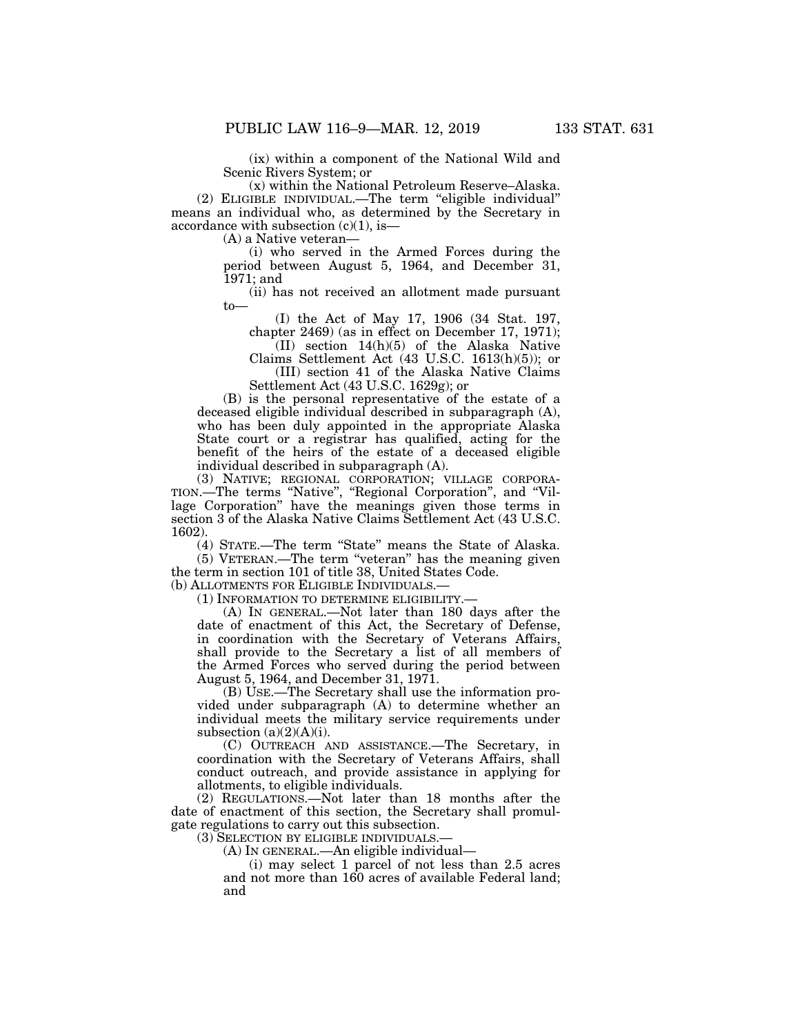(ix) within a component of the National Wild and Scenic Rivers System; or

(x) within the National Petroleum Reserve–Alaska.

(2) ELIGIBLE INDIVIDUAL.—The term "eligible individual" means an individual who, as determined by the Secretary in accordance with subsection (c)(1), is—

(A) a Native veteran—

(i) who served in the Armed Forces during the period between August 5, 1964, and December 31, 1971; and

(ii) has not received an allotment made pursuant to—

(I) the Act of May 17, 1906 (34 Stat. 197, chapter 2469) (as in effect on December 17, 1971);

(II) section 14(h)(5) of the Alaska Native Claims Settlement Act (43 U.S.C. 1613(h)(5)); or

(III) section 41 of the Alaska Native Claims Settlement Act (43 U.S.C. 1629g); or

(B) is the personal representative of the estate of a deceased eligible individual described in subparagraph (A), who has been duly appointed in the appropriate Alaska State court or a registrar has qualified, acting for the benefit of the heirs of the estate of a deceased eligible individual described in subparagraph (A).

(3) NATIVE; REGIONAL CORPORATION; VILLAGE CORPORATION.—The terms "Native", "Regional Corporation", and "Village Corporation" have the meanings given those terms in section 3 of the Alaska Native Claims Settlement Act (43 U.S.C. 1602).

(4) STATE.—The term "State" means the State of Alaska.

(5) VETERAN.—The term "veteran" has the meaning given the term in section 101 of title 38, United States Code.

(b) ALLOTMENTS FOR ELIGIBLE INDIVIDUALS.—

(1) INFORMATION TO DETERMINE ELIGIBILITY.—

(A) IN GENERAL.—Not later than 180 days after the date of enactment of this Act, the Secretary of Defense, in coordination with the Secretary of Veterans Affairs, shall provide to the Secretary a list of all members of the Armed Forces who served during the period between August 5, 1964, and December 31, 1971.

(B) USE.—The Secretary shall use the information provided under subparagraph (A) to determine whether an individual meets the military service requirements under subsection (a)(2)(A)(i).

(C) OUTREACH AND ASSISTANCE.—The Secretary, in coordination with the Secretary of Veterans Affairs, shall conduct outreach, and provide assistance in applying for allotments, to eligible individuals.

(2) REGULATIONS.—Not later than 18 months after the date of enactment of this section, the Secretary shall promulgate regulations to carry out this subsection.

(3) SELECTION BY ELIGIBLE INDIVIDUALS.—

(A) IN GENERAL.—An eligible individual—

(i) may select 1 parcel of not less than 2.5 acres and not more than 160 acres of available Federal land; and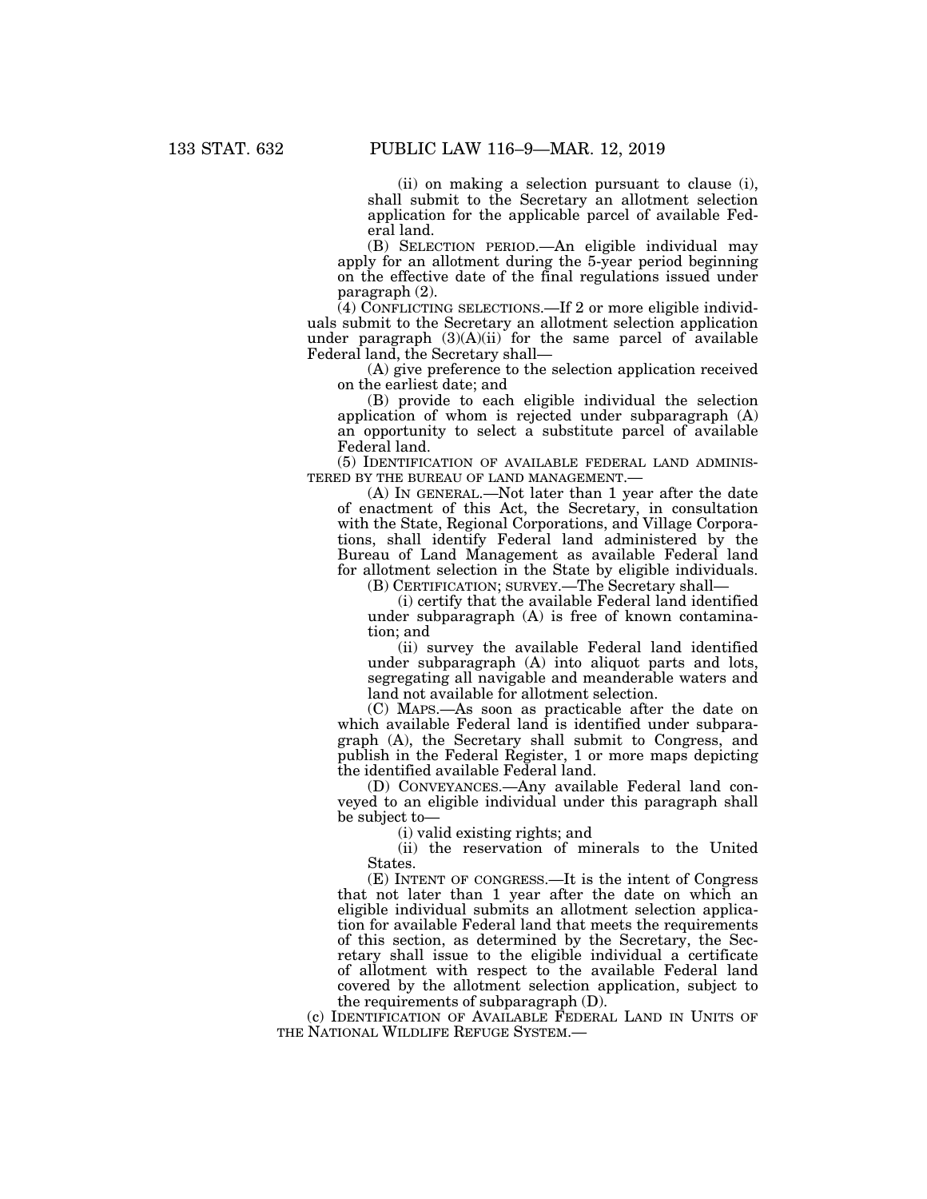(ii) on making a selection pursuant to clause (i), shall submit to the Secretary an allotment selection application for the applicable parcel of available Federal land.

(B) SELECTION PERIOD.—An eligible individual may apply for an allotment during the 5-year period beginning on the effective date of the final regulations issued under paragraph (2).

(4) CONFLICTING SELECTIONS.—If 2 or more eligible individuals submit to the Secretary an allotment selection application under paragraph (3)(A)(ii) for the same parcel of available Federal land, the Secretary shall—

(A) give preference to the selection application received on the earliest date; and

(B) provide to each eligible individual the selection application of whom is rejected under subparagraph (A) an opportunity to select a substitute parcel of available Federal land.

(5) IDENTIFICATION OF AVAILABLE FEDERAL LAND ADMINISTERED BY THE BUREAU OF LAND MANAGEMENT.—

(A) IN GENERAL.—Not later than 1 year after the date of enactment of this Act, the Secretary, in consultation with the State, Regional Corporations, and Village Corporations, shall identify Federal land administered by the Bureau of Land Management as available Federal land for allotment selection in the State by eligible individuals.

(B) CERTIFICATION; SURVEY.—The Secretary shall—

(i) certify that the available Federal land identified under subparagraph (A) is free of known contamination; and

(ii) survey the available Federal land identified under subparagraph (A) into aliquot parts and lots, segregating all navigable and meanderable waters and land not available for allotment selection.

(C) MAPS.—As soon as practicable after the date on which available Federal land is identified under subparagraph (A), the Secretary shall submit to Congress, and publish in the Federal Register, 1 or more maps depicting the identified available Federal land.

(D) CONVEYANCES.—Any available Federal land conveyed to an eligible individual under this paragraph shall be subject to—

(i) valid existing rights; and

(ii) the reservation of minerals to the United States.

(E) INTENT OF CONGRESS.—It is the intent of Congress that not later than 1 year after the date on which an eligible individual submits an allotment selection application for available Federal land that meets the requirements of this section, as determined by the Secretary, the Secretary shall issue to the eligible individual a certificate of allotment with respect to the available Federal land covered by the allotment selection application, subject to the requirements of subparagraph (D).

(c) IDENTIFICATION OF AVAILABLE FEDERAL LAND IN UNITS OF THE NATIONAL WILDLIFE REFUGE SYSTEM.—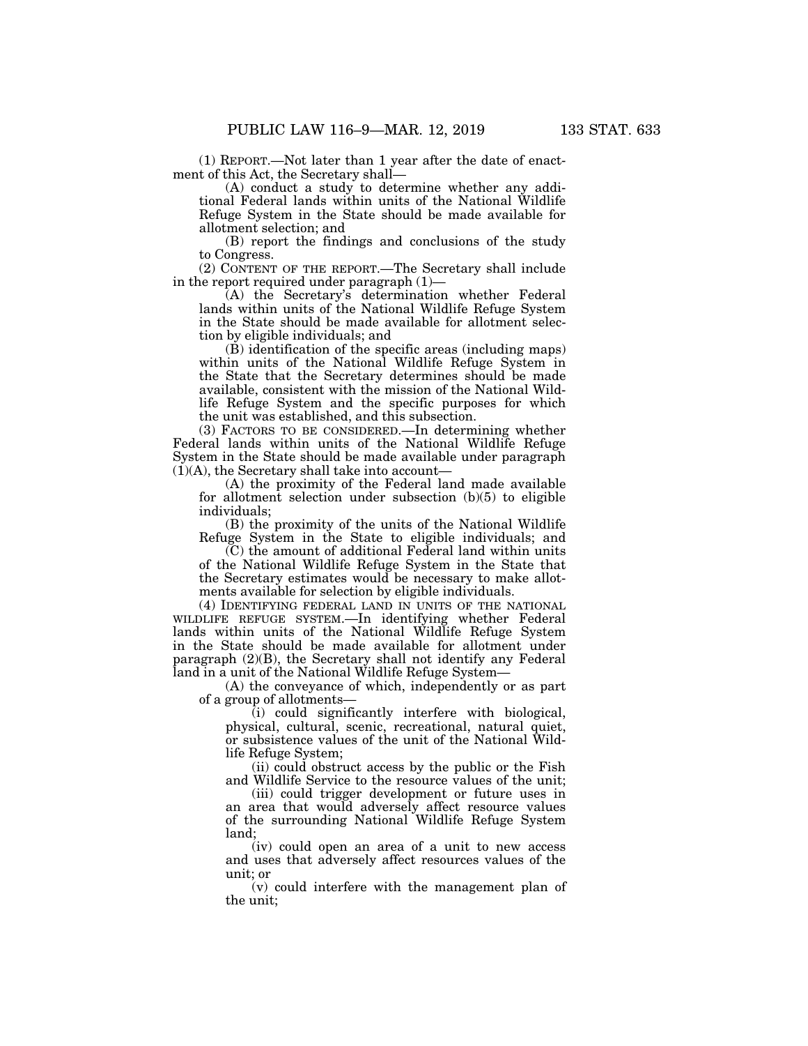(1) REPORT.—Not later than 1 year after the date of enactment of this Act, the Secretary shall—

(A) conduct a study to determine whether any additional Federal lands within units of the National Wildlife Refuge System in the State should be made available for allotment selection; and

(B) report the findings and conclusions of the study to Congress.

(2) CONTENT OF THE REPORT.—The Secretary shall include in the report required under paragraph (1)—

(A) the Secretary's determination whether Federal lands within units of the National Wildlife Refuge System in the State should be made available for allotment selection by eligible individuals; and

(B) identification of the specific areas (including maps) within units of the National Wildlife Refuge System in the State that the Secretary determines should be made available, consistent with the mission of the National Wildlife Refuge System and the specific purposes for which the unit was established, and this subsection.

(3) FACTORS TO BE CONSIDERED.—In determining whether Federal lands within units of the National Wildlife Refuge System in the State should be made available under paragraph (1)(A), the Secretary shall take into account—

(A) the proximity of the Federal land made available for allotment selection under subsection (b)(5) to eligible individuals;

(B) the proximity of the units of the National Wildlife Refuge System in the State to eligible individuals; and

(C) the amount of additional Federal land within units of the National Wildlife Refuge System in the State that the Secretary estimates would be necessary to make allotments available for selection by eligible individuals.

(4) IDENTIFYING FEDERAL LAND IN UNITS OF THE NATIONAL WILDLIFE REFUGE SYSTEM.—In identifying whether Federal lands within units of the National Wildlife Refuge System in the State should be made available for allotment under paragraph (2)(B), the Secretary shall not identify any Federal land in a unit of the National Wildlife Refuge System—

(A) the conveyance of which, independently or as part of a group of allotments—

(i) could significantly interfere with biological, physical, cultural, scenic, recreational, natural quiet, or subsistence values of the unit of the National Wildlife Refuge System;

(ii) could obstruct access by the public or the Fish and Wildlife Service to the resource values of the unit;

(iii) could trigger development or future uses in an area that would adversely affect resource values of the surrounding National Wildlife Refuge System land;

(iv) could open an area of a unit to new access and uses that adversely affect resources values of the unit; or

(v) could interfere with the management plan of the unit;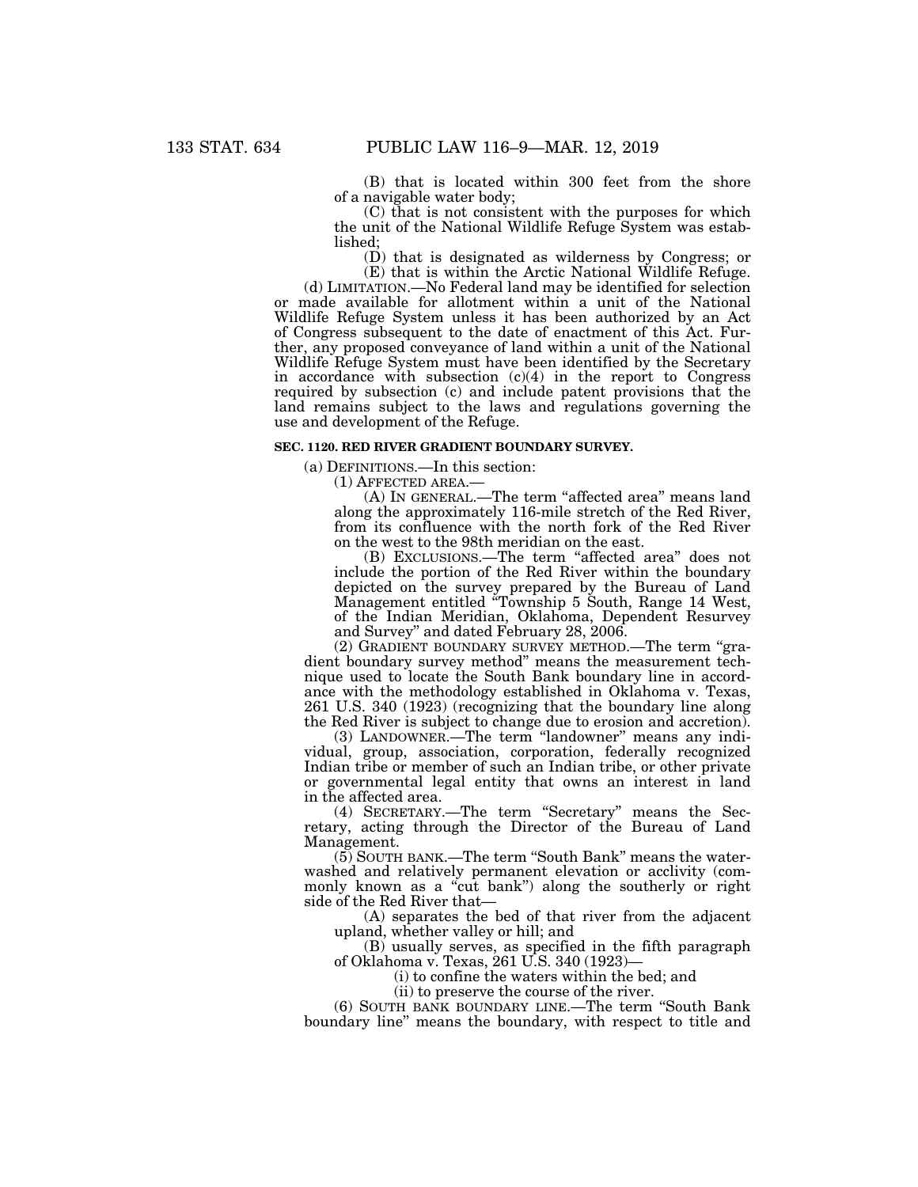(B) that is located within 300 feet from the shore of a navigable water body;

(C) that is not consistent with the purposes for which the unit of the National Wildlife Refuge System was established;

(D) that is designated as wilderness by Congress; or

(E) that is within the Arctic National Wildlife Refuge.

(d) LIMITATION.—No Federal land may be identified for selection or made available for allotment within a unit of the National Wildlife Refuge System unless it has been authorized by an Act of Congress subsequent to the date of enactment of this Act. Further, any proposed conveyance of land within a unit of the National Wildlife Refuge System must have been identified by the Secretary in accordance with subsection (c)(4) in the report to Congress required by subsection (c) and include patent provisions that the land remains subject to the laws and regulations governing the use and development of the Refuge.

**SEC. 1120. RED RIVER GRADIENT BOUNDARY SURVEY.**

(a) DEFINITIONS.—In this section:

(1) AFFECTED AREA.—

(A) IN GENERAL.—The term "affected area" means land along the approximately 116-mile stretch of the Red River, from its confluence with the north fork of the Red River on the west to the 98th meridian on the east.

(B) EXCLUSIONS.—The term "affected area" does not include the portion of the Red River within the boundary depicted on the survey prepared by the Bureau of Land Management entitled "Township 5 South, Range 14 West, of the Indian Meridian, Oklahoma, Dependent Resurvey and Survey" and dated February 28, 2006.

(2) GRADIENT BOUNDARY SURVEY METHOD.—The term "gradient boundary survey method" means the measurement technique used to locate the South Bank boundary line in accordance with the methodology established in Oklahoma v. Texas, 261 U.S. 340 (1923) (recognizing that the boundary line along the Red River is subject to change due to erosion and accretion).

(3) LANDOWNER.—The term "landowner" means any individual, group, association, corporation, federally recognized Indian tribe or member of such an Indian tribe, or other private or governmental legal entity that owns an interest in land in the affected area.

(4) SECRETARY.—The term "Secretary" means the Secretary, acting through the Director of the Bureau of Land Management.

(5) SOUTH BANK.—The term "South Bank" means the water-washed and relatively permanent elevation or acclivity (commonly known as a "cut bank") along the southerly or right side of the Red River that—

(A) separates the bed of that river from the adjacent upland, whether valley or hill; and

(B) usually serves, as specified in the fifth paragraph of Oklahoma v. Texas, 261 U.S. 340 (1923)—

(i) to confine the waters within the bed; and

(ii) to preserve the course of the river.

(6) SOUTH BANK BOUNDARY LINE.—The term "South Bank boundary line" means the boundary, with respect to title and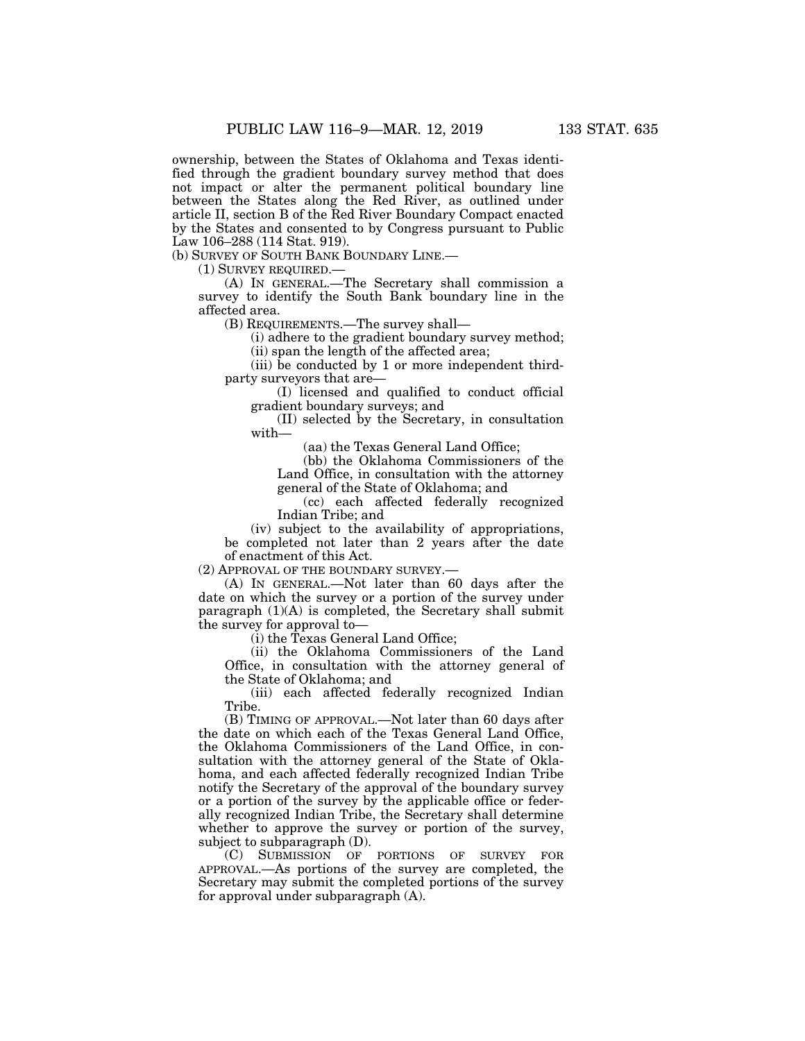ownership, between the States of Oklahoma and Texas identified through the gradient boundary survey method that does not impact or alter the permanent political boundary line between the States along the Red River, as outlined under article II, section B of the Red River Boundary Compact enacted by the States and consented to by Congress pursuant to Public Law 106–288 (114 Stat. 919).

(b) SURVEY OF SOUTH BANK BOUNDARY LINE.—

(1) SURVEY REQUIRED.—

(A) IN GENERAL.—The Secretary shall commission a survey to identify the South Bank boundary line in the affected area.

(B) REQUIREMENTS.—The survey shall—

(i) adhere to the gradient boundary survey method;

(ii) span the length of the affected area;

(iii) be conducted by 1 or more independent third-party surveyors that are—

(I) licensed and qualified to conduct official gradient boundary surveys; and

(II) selected by the Secretary, in consultation with—

(aa) the Texas General Land Office;

(bb) the Oklahoma Commissioners of the Land Office, in consultation with the attorney general of the State of Oklahoma; and

(cc) each affected federally recognized Indian Tribe; and

(iv) subject to the availability of appropriations, be completed not later than 2 years after the date of enactment of this Act.

(2) APPROVAL OF THE BOUNDARY SURVEY.—

(A) IN GENERAL.—Not later than 60 days after the date on which the survey or a portion of the survey under paragraph (1)(A) is completed, the Secretary shall submit the survey for approval to—

(i) the Texas General Land Office;

(ii) the Oklahoma Commissioners of the Land Office, in consultation with the attorney general of the State of Oklahoma; and

(iii) each affected federally recognized Indian Tribe.

(B) TIMING OF APPROVAL.—Not later than 60 days after the date on which each of the Texas General Land Office, the Oklahoma Commissioners of the Land Office, in consultation with the attorney general of the State of Oklahoma, and each affected federally recognized Indian Tribe notify the Secretary of the approval of the boundary survey or a portion of the survey by the applicable office or federally recognized Indian Tribe, the Secretary shall determine whether to approve the survey or portion of the survey, subject to subparagraph (D).

(C) SUBMISSION OF PORTIONS OF SURVEY FOR APPROVAL.—As portions of the survey are completed, the Secretary may submit the completed portions of the survey for approval under subparagraph (A).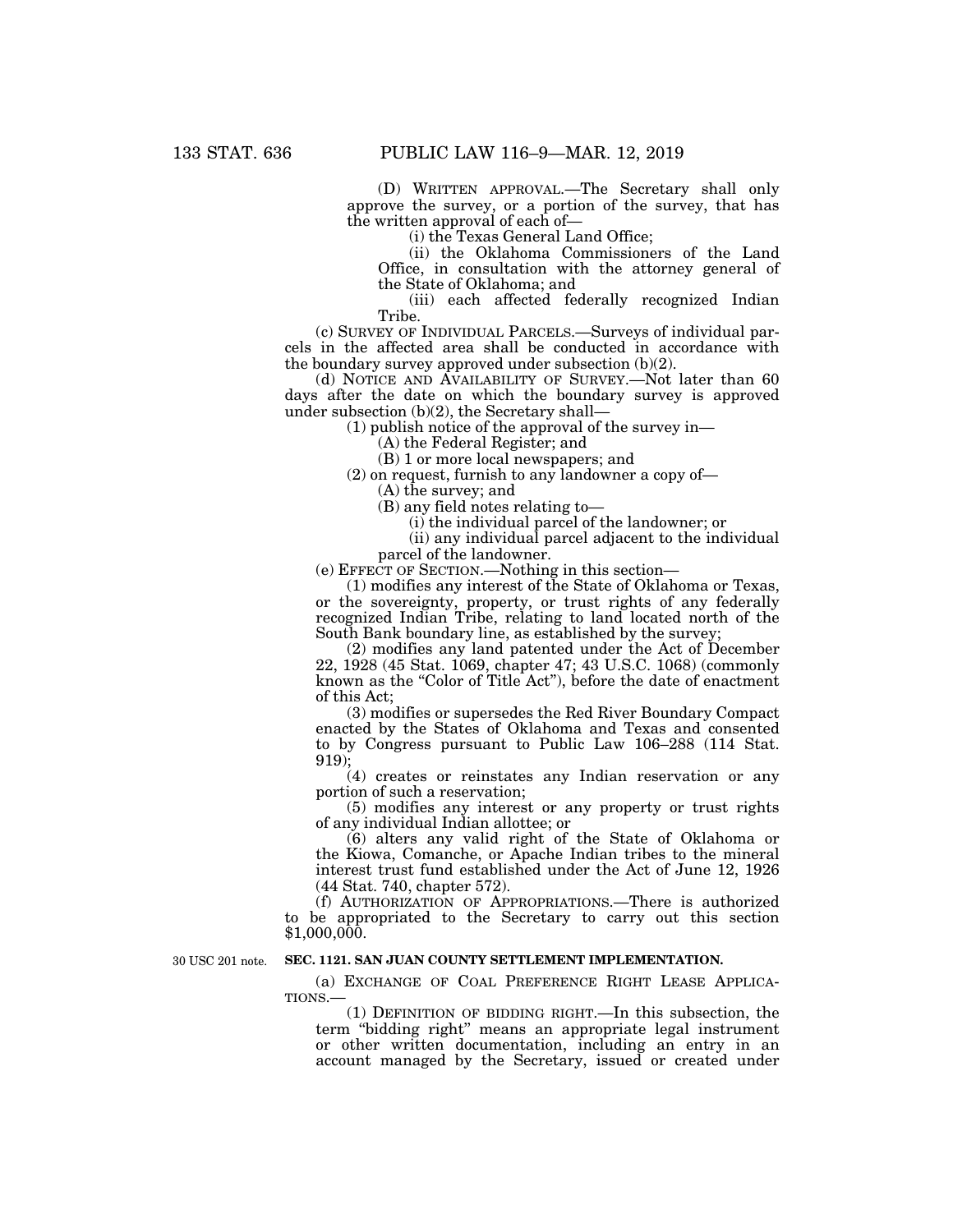(D) WRITTEN APPROVAL.—The Secretary shall only approve the survey, or a portion of the survey, that has the written approval of each of—

(i) the Texas General Land Office;

(ii) the Oklahoma Commissioners of the Land Office, in consultation with the attorney general of the State of Oklahoma; and

(iii) each affected federally recognized Indian Tribe.

(c) SURVEY OF INDIVIDUAL PARCELS.—Surveys of individual parcels in the affected area shall be conducted in accordance with the boundary survey approved under subsection (b)(2).

(d) NOTICE AND AVAILABILITY OF SURVEY.—Not later than 60 days after the date on which the boundary survey is approved under subsection (b)(2), the Secretary shall—

(1) publish notice of the approval of the survey in—

(A) the Federal Register; and

(B) 1 or more local newspapers; and

(2) on request, furnish to any landowner a copy of—

(A) the survey; and

(B) any field notes relating to—

(i) the individual parcel of the landowner; or

(ii) any individual parcel adjacent to the individual parcel of the landowner.

(e) EFFECT OF SECTION.—Nothing in this section—

(1) modifies any interest of the State of Oklahoma or Texas, or the sovereignty, property, or trust rights of any federally recognized Indian Tribe, relating to land located north of the South Bank boundary line, as established by the survey;

(2) modifies any land patented under the Act of December 22, 1928 (45 Stat. 1069, chapter 47; 43 U.S.C. 1068) (commonly known as the "Color of Title Act"), before the date of enactment of this Act;

(3) modifies or supersedes the Red River Boundary Compact enacted by the States of Oklahoma and Texas and consented to by Congress pursuant to Public Law 106–288 (114 Stat. 919);

(4) creates or reinstates any Indian reservation or any portion of such a reservation;

(5) modifies any interest or any property or trust rights of any individual Indian allottee; or

(6) alters any valid right of the State of Oklahoma or the Kiowa, Comanche, or Apache Indian tribes to the mineral interest trust fund established under the Act of June 12, 1926 (44 Stat. 740, chapter 572).

(f) AUTHORIZATION OF APPROPRIATIONS.—There is authorized to be appropriated to the Secretary to carry out this section $1,000,000.

30 USC 201 note.

**SEC. 1121. SAN JUAN COUNTY SETTLEMENT IMPLEMENTATION.**

(a) EXCHANGE OF COAL PREFERENCE RIGHT LEASE APPLICATIONS.—

(1) DEFINITION OF BIDDING RIGHT.—In this subsection, the term "bidding right" means an appropriate legal instrument or other written documentation, including an entry in an account managed by the Secretary, issued or created under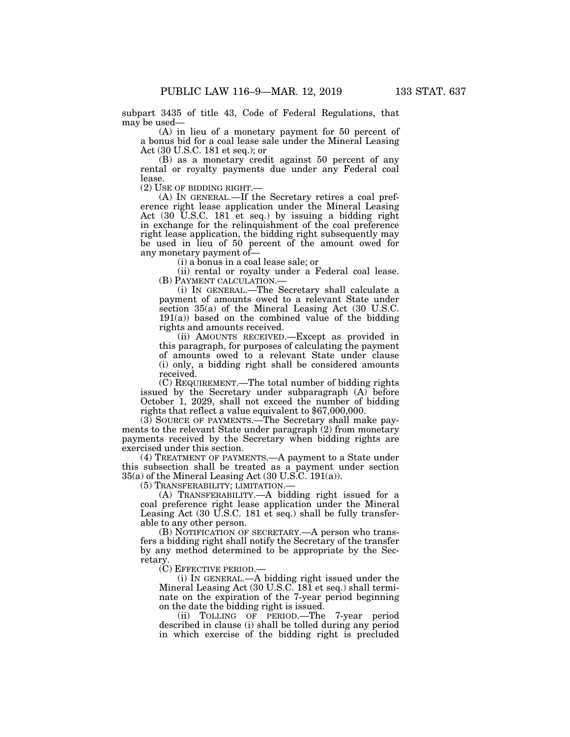subpart 3435 of title 43, Code of Federal Regulations, that may be used—

(A) in lieu of a monetary payment for 50 percent of a bonus bid for a coal lease sale under the Mineral Leasing Act (30 U.S.C. 181 et seq.); or

(B) as a monetary credit against 50 percent of any rental or royalty payments due under any Federal coal lease.

(2) USE OF BIDDING RIGHT.—

(A) IN GENERAL.—If the Secretary retires a coal preference right lease application under the Mineral Leasing Act (30 U.S.C. 181 et seq.) by issuing a bidding right in exchange for the relinquishment of the coal preference right lease application, the bidding right subsequently may be used in lieu of 50 percent of the amount owed for any monetary payment of—

(i) a bonus in a coal lease sale; or

(ii) rental or royalty under a Federal coal lease.

(B) PAYMENT CALCULATION.—

(i) IN GENERAL.—The Secretary shall calculate a payment of amounts owed to a relevant State under section 35(a) of the Mineral Leasing Act (30 U.S.C. 191(a)) based on the combined value of the bidding rights and amounts received.

(ii) AMOUNTS RECEIVED.—Except as provided in this paragraph, for purposes of calculating the payment of amounts owed to a relevant State under clause (i) only, a bidding right shall be considered amounts received.

(C) REQUIREMENT.—The total number of bidding rights issued by the Secretary under subparagraph (A) before October 1, 2029, shall not exceed the number of bidding rights that reflect a value equivalent to $67,000,000.

(3) SOURCE OF PAYMENTS.—The Secretary shall make payments to the relevant State under paragraph (2) from monetary payments received by the Secretary when bidding rights are exercised under this section.

(4) TREATMENT OF PAYMENTS.—A payment to a State under this subsection shall be treated as a payment under section 35(a) of the Mineral Leasing Act (30 U.S.C. 191(a)).

(5) TRANSFERABILITY; LIMITATION.—

(A) TRANSFERABILITY.—A bidding right issued for a coal preference right lease application under the Mineral Leasing Act (30 U.S.C. 181 et seq.) shall be fully transferable to any other person.

(B) NOTIFICATION OF SECRETARY.—A person who transfers a bidding right shall notify the Secretary of the transfer by any method determined to be appropriate by the Secretary.

(C) EFFECTIVE PERIOD.—

(i) IN GENERAL.—A bidding right issued under the Mineral Leasing Act (30 U.S.C. 181 et seq.) shall terminate on the expiration of the 7-year period beginning on the date the bidding right is issued.

(ii) TOLLING OF PERIOD.—The 7-year period described in clause (i) shall be tolled during any period in which exercise of the bidding right is precluded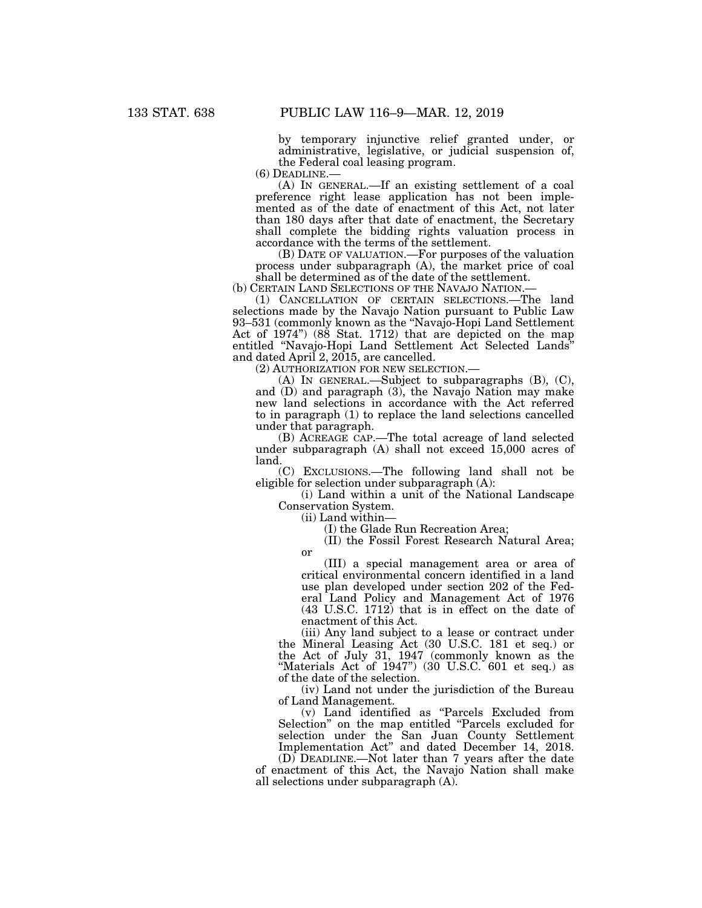by temporary injunctive relief granted under, or administrative, legislative, or judicial suspension of, the Federal coal leasing program.

(6) DEADLINE.—

(A) IN GENERAL.—If an existing settlement of a coal preference right lease application has not been implemented as of the date of enactment of this Act, not later than 180 days after that date of enactment, the Secretary shall complete the bidding rights valuation process in accordance with the terms of the settlement.

(B) DATE OF VALUATION.—For purposes of the valuation process under subparagraph (A), the market price of coal shall be determined as of the date of the settlement.

(b) CERTAIN LAND SELECTIONS OF THE NAVAJO NATION.—

(1) CANCELLATION OF CERTAIN SELECTIONS.—The land selections made by the Navajo Nation pursuant to Public Law 93–531 (commonly known as the "Navajo-Hopi Land Settlement Act of 1974") (88 Stat. 1712) that are depicted on the map entitled "Navajo-Hopi Land Settlement Act Selected Lands" and dated April 2, 2015, are cancelled.

(2) AUTHORIZATION FOR NEW SELECTION.—

(A) IN GENERAL.—Subject to subparagraphs (B), (C), and (D) and paragraph (3), the Navajo Nation may make new land selections in accordance with the Act referred to in paragraph (1) to replace the land selections cancelled under that paragraph.

(B) ACREAGE CAP.—The total acreage of land selected under subparagraph (A) shall not exceed 15,000 acres of land.

(C) EXCLUSIONS.—The following land shall not be eligible for selection under subparagraph (A):

(i) Land within a unit of the National Landscape Conservation System.

(ii) Land within—

(I) the Glade Run Recreation Area;

(II) the Fossil Forest Research Natural Area; or

(III) a special management area or area of critical environmental concern identified in a land use plan developed under section 202 of the Federal Land Policy and Management Act of 1976 (43 U.S.C. 1712) that is in effect on the date of enactment of this Act.

(iii) Any land subject to a lease or contract under the Mineral Leasing Act (30 U.S.C. 181 et seq.) or the Act of July 31, 1947 (commonly known as the "Materials Act of 1947") (30 U.S.C. 601 et seq.) as of the date of the selection.

(iv) Land not under the jurisdiction of the Bureau of Land Management.

(v) Land identified as "Parcels Excluded from Selection" on the map entitled "Parcels excluded for selection under the San Juan County Settlement Implementation Act" and dated December 14, 2018.

(D) DEADLINE.—Not later than 7 years after the date of enactment of this Act, the Navajo Nation shall make all selections under subparagraph (A).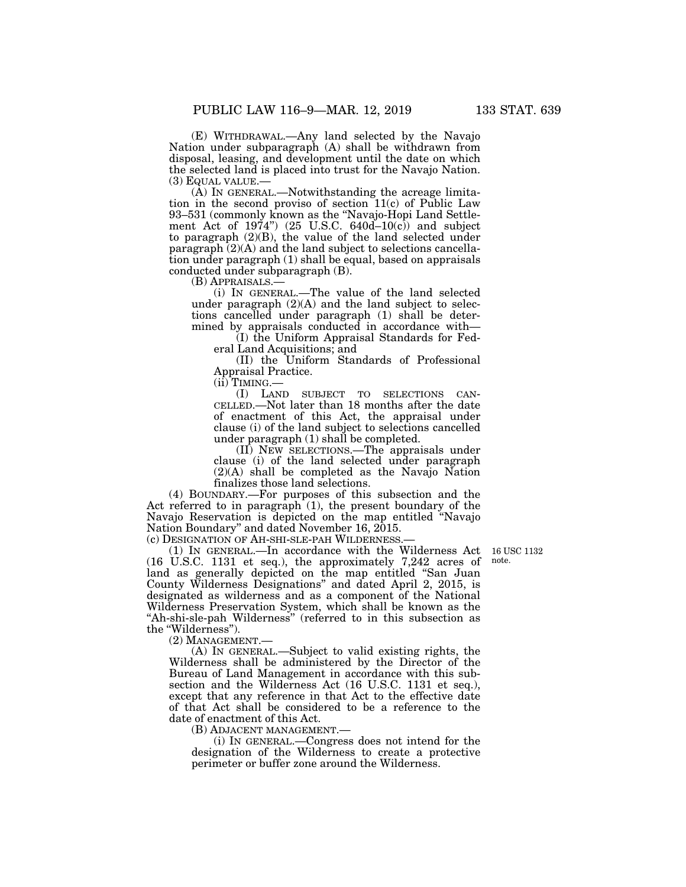(E) WITHDRAWAL.—Any land selected by the Navajo Nation under subparagraph (A) shall be withdrawn from disposal, leasing, and development until the date on which the selected land is placed into trust for the Navajo Nation.

(3) EQUAL VALUE.—

(A) IN GENERAL.—Notwithstanding the acreage limitation in the second proviso of section 11(c) of Public Law 93–531 (commonly known as the "Navajo-Hopi Land Settlement Act of 1974") (25 U.S.C. 640d–10(c)) and subject to paragraph (2)(B), the value of the land selected under paragraph (2)(A) and the land subject to selections cancellation under paragraph (1) shall be equal, based on appraisals conducted under subparagraph (B).

(B) APPRAISALS.—

(i) IN GENERAL.—The value of the land selected under paragraph (2)(A) and the land subject to selections cancelled under paragraph (1) shall be determined by appraisals conducted in accordance with—

(I) the Uniform Appraisal Standards for Federal Land Acquisitions; and

(II) the Uniform Standards of Professional Appraisal Practice.

(ii) TIMING.—

(I) LAND SUBJECT TO SELECTIONS CANCELLED.—Not later than 18 months after the date of enactment of this Act, the appraisal under clause (i) of the land subject to selections cancelled under paragraph (1) shall be completed.

(II) NEW SELECTIONS.—The appraisals under clause (i) of the land selected under paragraph (2)(A) shall be completed as the Navajo Nation finalizes those land selections.

(4) BOUNDARY.—For purposes of this subsection and the Act referred to in paragraph (1), the present boundary of the Navajo Reservation is depicted on the map entitled "Navajo Nation Boundary" and dated November 16, 2015.

(c) DESIGNATION OF AH-SHI-SLE-PAH WILDERNESS.—

16 USC 1132 note.

(1) IN GENERAL.—In accordance with the Wilderness Act (16 U.S.C. 1131 et seq.), the approximately 7,242 acres of land as generally depicted on the map entitled "San Juan County Wilderness Designations" and dated April 2, 2015, is designated as wilderness and as a component of the National Wilderness Preservation System, which shall be known as the "Ah-shi-sle-pah Wilderness" (referred to in this subsection as the "Wilderness").

(2) MANAGEMENT.—

(A) IN GENERAL.—Subject to valid existing rights, the Wilderness shall be administered by the Director of the Bureau of Land Management in accordance with this subsection and the Wilderness Act (16 U.S.C. 1131 et seq.), except that any reference in that Act to the effective date of that Act shall be considered to be a reference to the date of enactment of this Act.

(B) ADJACENT MANAGEMENT.—

(i) IN GENERAL.—Congress does not intend for the designation of the Wilderness to create a protective perimeter or buffer zone around the Wilderness.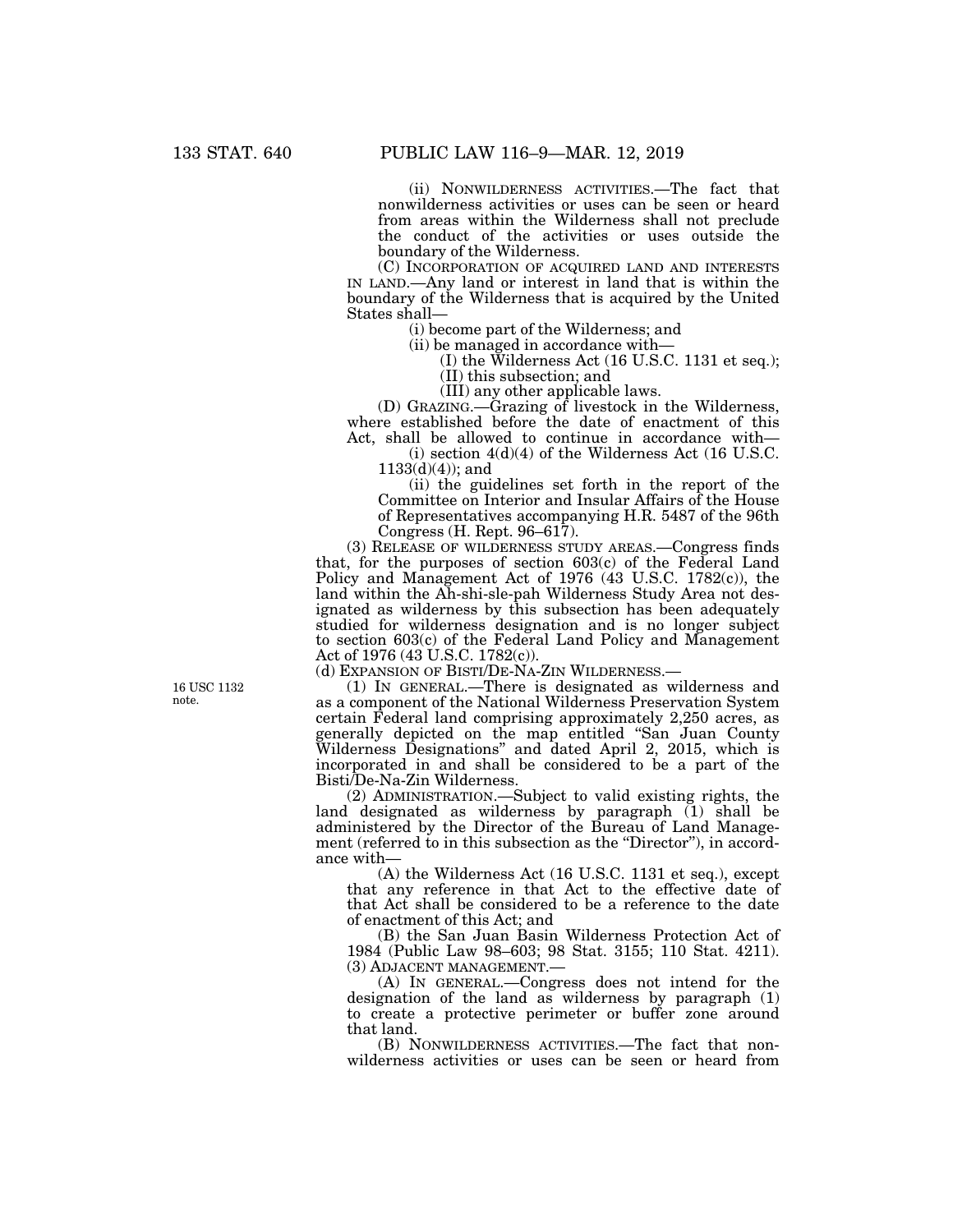(ii) NONWILDERNESS ACTIVITIES.—The fact that nonwilderness activities or uses can be seen or heard from areas within the Wilderness shall not preclude the conduct of the activities or uses outside the boundary of the Wilderness.

(C) INCORPORATION OF ACQUIRED LAND AND INTERESTS IN LAND.—Any land or interest in land that is within the boundary of the Wilderness that is acquired by the United States shall—

(i) become part of the Wilderness; and

(ii) be managed in accordance with—

(I) the Wilderness Act (16 U.S.C. 1131 et seq.);

(II) this subsection; and

(III) any other applicable laws.

(D) GRAZING.—Grazing of livestock in the Wilderness, where established before the date of enactment of this Act, shall be allowed to continue in accordance with—

(i) section 4(d)(4) of the Wilderness Act (16 U.S.C. 1133(d)(4)); and

(ii) the guidelines set forth in the report of the Committee on Interior and Insular Affairs of the House of Representatives accompanying H.R. 5487 of the 96th Congress (H. Rept. 96–617).

(3) RELEASE OF WILDERNESS STUDY AREAS.—Congress finds that, for the purposes of section 603(c) of the Federal Land Policy and Management Act of 1976 (43 U.S.C. 1782(c)), the land within the Ah-shi-sle-pah Wilderness Study Area not designated as wilderness by this subsection has been adequately studied for wilderness designation and is no longer subject to section 603(c) of the Federal Land Policy and Management Act of 1976 (43 U.S.C. 1782(c)).

(d) EXPANSION OF BISTI/DE-NA-ZIN WILDERNESS.—

16 USC 1132 note.

(1) IN GENERAL.—There is designated as wilderness and as a component of the National Wilderness Preservation System certain Federal land comprising approximately 2,250 acres, as generally depicted on the map entitled "San Juan County Wilderness Designations" and dated April 2, 2015, which is incorporated in and shall be considered to be a part of the Bisti/De-Na-Zin Wilderness.

(2) ADMINISTRATION.—Subject to valid existing rights, the land designated as wilderness by paragraph (1) shall be administered by the Director of the Bureau of Land Management (referred to in this subsection as the "Director"), in accordance with—

(A) the Wilderness Act (16 U.S.C. 1131 et seq.), except that any reference in that Act to the effective date of that Act shall be considered to be a reference to the date of enactment of this Act; and

(B) the San Juan Basin Wilderness Protection Act of 1984 (Public Law 98–603; 98 Stat. 3155; 110 Stat. 4211).

(3) ADJACENT MANAGEMENT.—

(A) IN GENERAL.—Congress does not intend for the designation of the land as wilderness by paragraph (1) to create a protective perimeter or buffer zone around that land.

(B) NONWILDERNESS ACTIVITIES.—The fact that nonwilderness activities or uses can be seen or heard from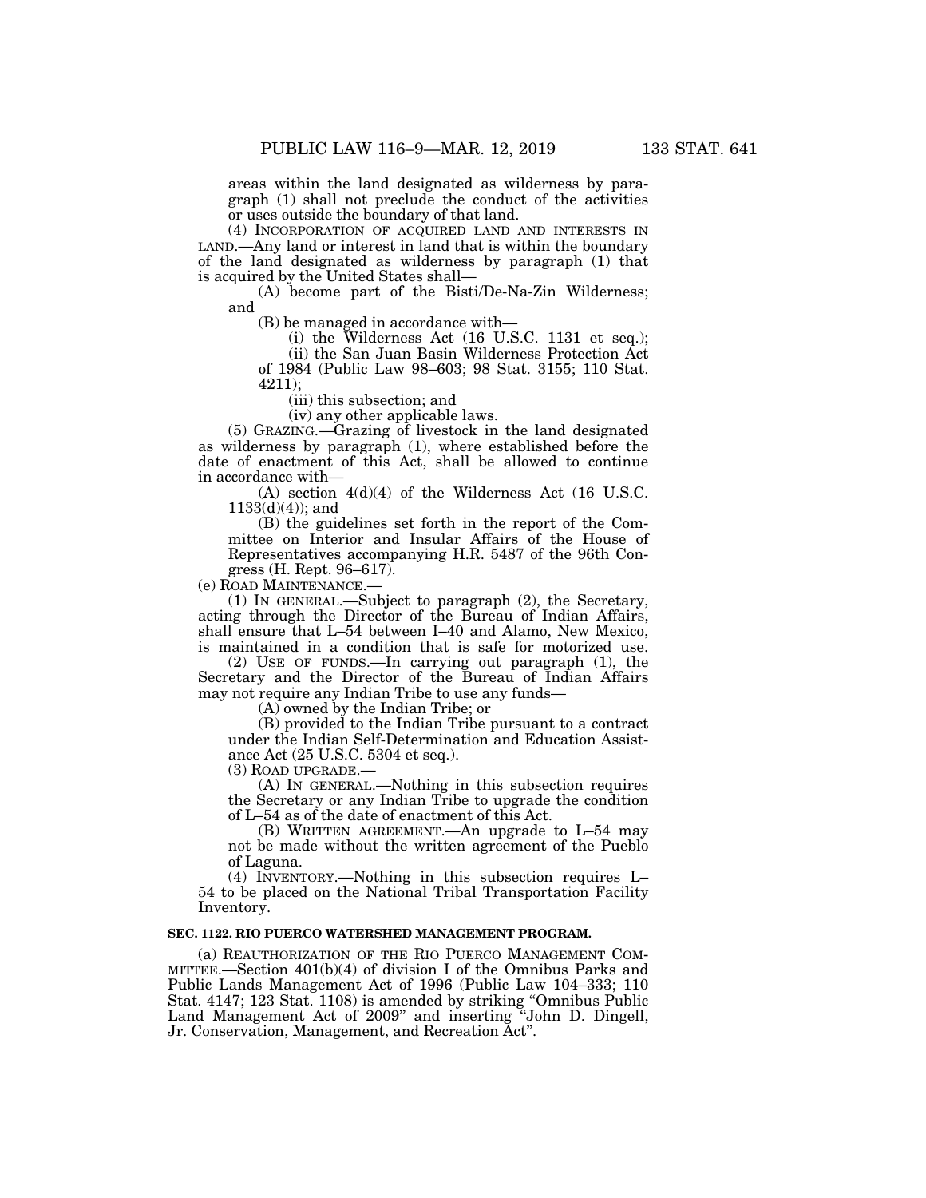areas within the land designated as wilderness by paragraph (1) shall not preclude the conduct of the activities or uses outside the boundary of that land.

(4) INCORPORATION OF ACQUIRED LAND AND INTERESTS IN LAND.—Any land or interest in land that is within the boundary of the land designated as wilderness by paragraph (1) that is acquired by the United States shall—

(A) become part of the Bisti/De-Na-Zin Wilderness; and

(B) be managed in accordance with—

(i) the Wilderness Act (16 U.S.C. 1131 et seq.);

(ii) the San Juan Basin Wilderness Protection Act of 1984 (Public Law 98–603; 98 Stat. 3155; 110 Stat. 4211);

(iii) this subsection; and

(iv) any other applicable laws.

(5) GRAZING.—Grazing of livestock in the land designated as wilderness by paragraph (1), where established before the date of enactment of this Act, shall be allowed to continue in accordance with—

(A) section 4(d)(4) of the Wilderness Act (16 U.S.C. 1133(d)(4)); and

(B) the guidelines set forth in the report of the Committee on Interior and Insular Affairs of the House of Representatives accompanying H.R. 5487 of the 96th Congress (H. Rept. 96–617).

(e) ROAD MAINTENANCE.—

(1) IN GENERAL.—Subject to paragraph (2), the Secretary, acting through the Director of the Bureau of Indian Affairs, shall ensure that L–54 between I–40 and Alamo, New Mexico, is maintained in a condition that is safe for motorized use.

(2) USE OF FUNDS.—In carrying out paragraph (1), the Secretary and the Director of the Bureau of Indian Affairs may not require any Indian Tribe to use any funds—

(A) owned by the Indian Tribe; or

(B) provided to the Indian Tribe pursuant to a contract under the Indian Self-Determination and Education Assistance Act (25 U.S.C. 5304 et seq.).

(3) ROAD UPGRADE.—

(A) IN GENERAL.—Nothing in this subsection requires the Secretary or any Indian Tribe to upgrade the condition of L–54 as of the date of enactment of this Act.

(B) WRITTEN AGREEMENT.—An upgrade to L–54 may not be made without the written agreement of the Pueblo of Laguna.

(4) INVENTORY.—Nothing in this subsection requires L–54 to be placed on the National Tribal Transportation Facility Inventory.

**SEC. 1122. RIO PUERCO WATERSHED MANAGEMENT PROGRAM.**

(a) REAUTHORIZATION OF THE RIO PUERCO MANAGEMENT COMMITTEE.—Section 401(b)(4) of division I of the Omnibus Parks and Public Lands Management Act of 1996 (Public Law 104–333; 110 Stat. 4147; 123 Stat. 1108) is amended by striking "Omnibus Public Land Management Act of 2009" and inserting "John D. Dingell, Jr. Conservation, Management, and Recreation Act".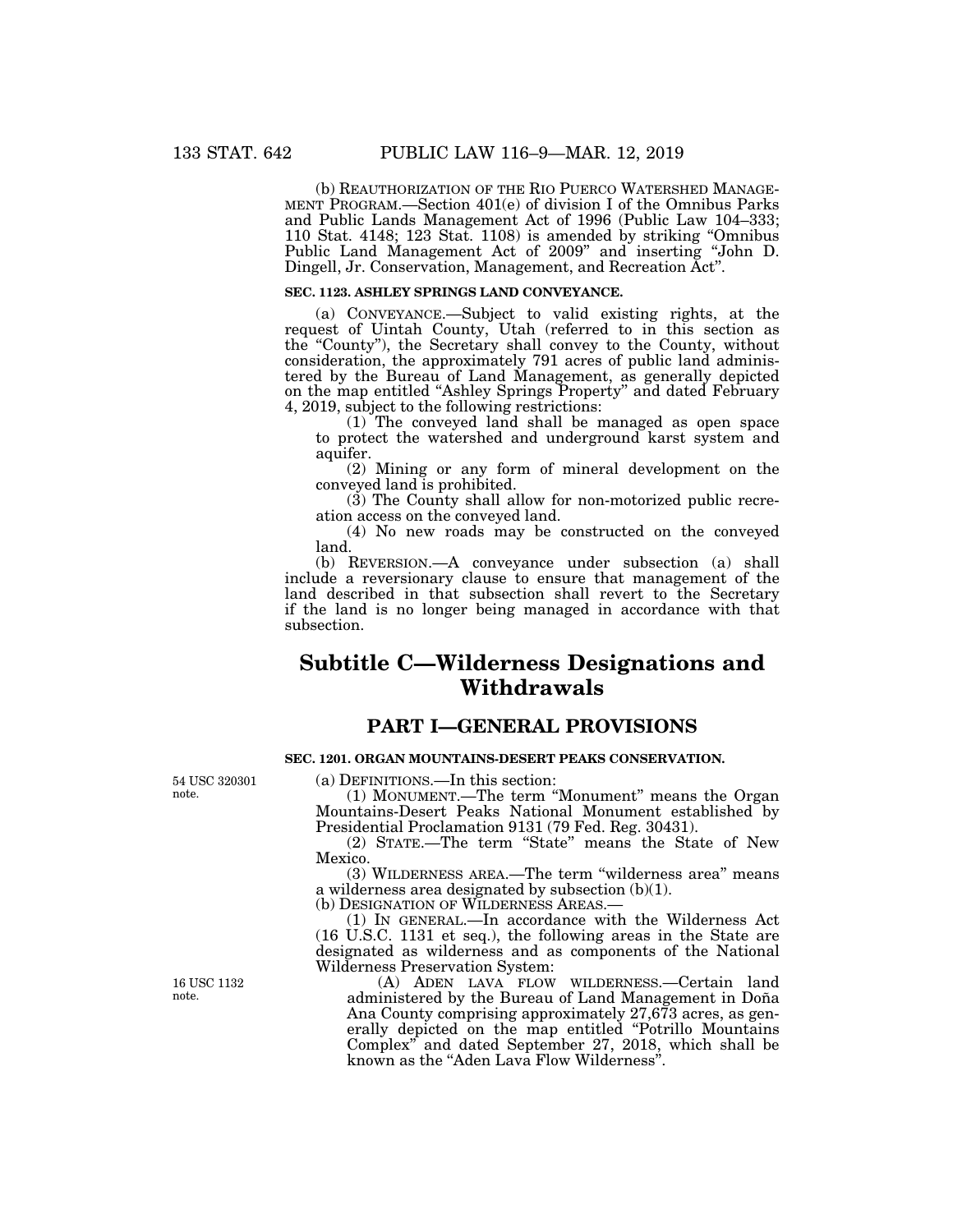(b) REAUTHORIZATION OF THE RIO PUERCO WATERSHED MANAGEMENT PROGRAM.—Section 401(e) of division I of the Omnibus Parks and Public Lands Management Act of 1996 (Public Law 104–333; 110 Stat. 4148; 123 Stat. 1108) is amended by striking "Omnibus Public Land Management Act of 2009" and inserting "John D. Dingell, Jr. Conservation, Management, and Recreation Act".

**SEC. 1123. ASHLEY SPRINGS LAND CONVEYANCE.**

(a) CONVEYANCE.—Subject to valid existing rights, at the request of Uintah County, Utah (referred to in this section as the "County"), the Secretary shall convey to the County, without consideration, the approximately 791 acres of public land administered by the Bureau of Land Management, as generally depicted on the map entitled "Ashley Springs Property" and dated February 4, 2019, subject to the following restrictions:

(1) The conveyed land shall be managed as open space to protect the watershed and underground karst system and aquifer.

(2) Mining or any form of mineral development on the conveyed land is prohibited.

(3) The County shall allow for non-motorized public recreation access on the conveyed land.

(4) No new roads may be constructed on the conveyed land.

(b) REVERSION.—A conveyance under subsection (a) shall include a reversionary clause to ensure that management of the land described in that subsection shall revert to the Secretary if the land is no longer being managed in accordance with that subsection.

# Subtitle C—Wilderness Designations and Withdrawals

## PART I—GENERAL PROVISIONS

**SEC. 1201. ORGAN MOUNTAINS-DESERT PEAKS CONSERVATION.**

54 USC 320301 note.

(a) DEFINITIONS.—In this section:

(1) MONUMENT.—The term "Monument" means the Organ Mountains-Desert Peaks National Monument established by Presidential Proclamation 9131 (79 Fed. Reg. 30431).

(2) STATE.—The term "State" means the State of New Mexico.

(3) WILDERNESS AREA.—The term "wilderness area" means a wilderness area designated by subsection (b)(1).

(b) DESIGNATION OF WILDERNESS AREAS.—

(1) IN GENERAL.—In accordance with the Wilderness Act (16 U.S.C. 1131 et seq.), the following areas in the State are designated as wilderness and as components of the National Wilderness Preservation System:

16 USC 1132 note.

(A) ADEN LAVA FLOW WILDERNESS.—Certain land administered by the Bureau of Land Management in Doña Ana County comprising approximately 27,673 acres, as generally depicted on the map entitled "Potrillo Mountains Complex" and dated September 27, 2018, which shall be known as the "Aden Lava Flow Wilderness".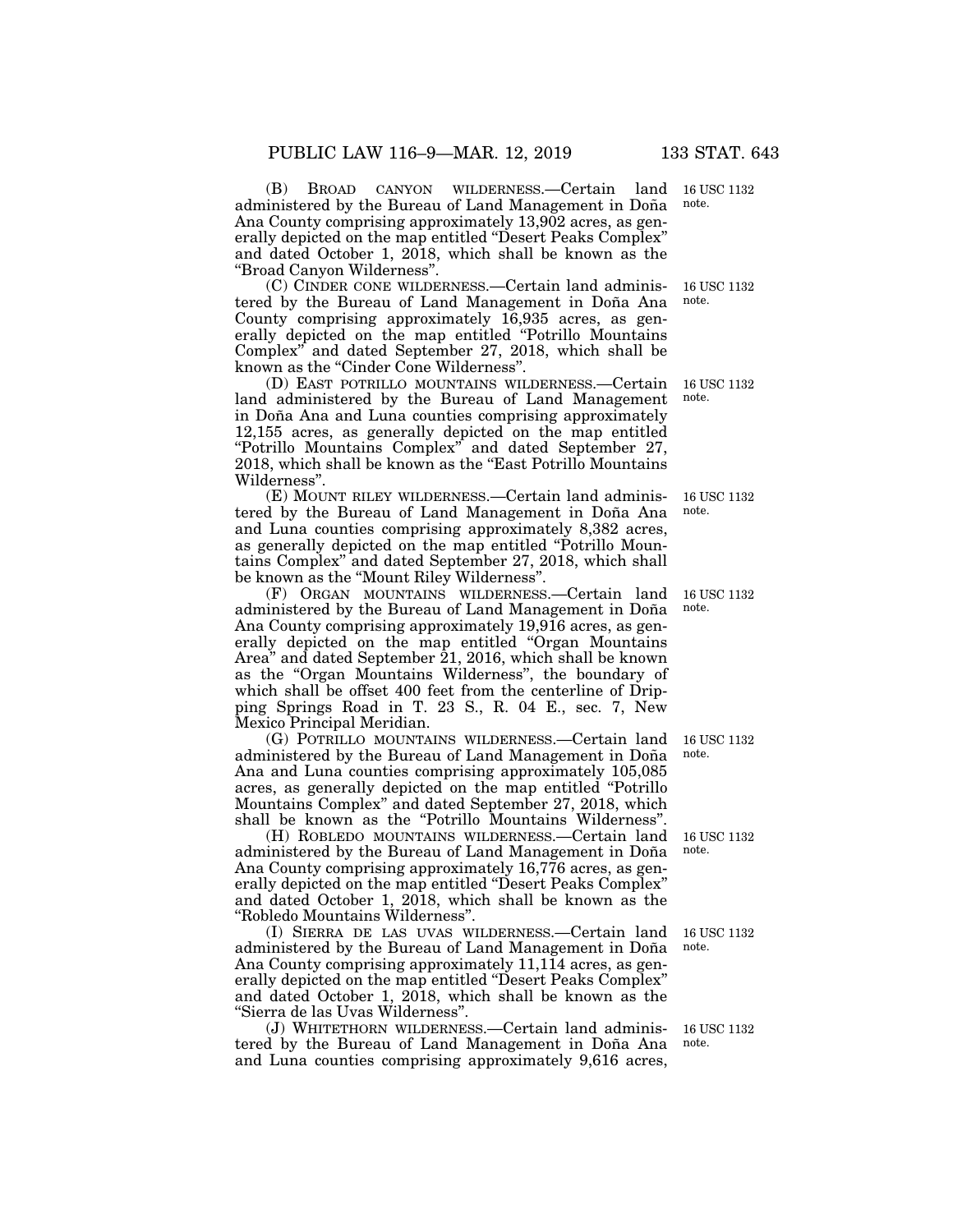(B) BROAD CANYON WILDERNESS.—Certain land administered by the Bureau of Land Management in Doña Ana County comprising approximately 13,902 acres, as generally depicted on the map entitled "Desert Peaks Complex" and dated October 1, 2018, which shall be known as the "Broad Canyon Wilderness".

16 USC 1132 note.

(C) CINDER CONE WILDERNESS.—Certain land administered by the Bureau of Land Management in Doña Ana County comprising approximately 16,935 acres, as generally depicted on the map entitled "Potrillo Mountains Complex" and dated September 27, 2018, which shall be known as the "Cinder Cone Wilderness".

16 USC 1132 note.

(D) EAST POTRILLO MOUNTAINS WILDERNESS.—Certain land administered by the Bureau of Land Management in Doña Ana and Luna counties comprising approximately 12,155 acres, as generally depicted on the map entitled "Potrillo Mountains Complex" and dated September 27, 2018, which shall be known as the "East Potrillo Mountains Wilderness".

16 USC 1132 note.

(E) MOUNT RILEY WILDERNESS.—Certain land administered by the Bureau of Land Management in Doña Ana and Luna counties comprising approximately 8,382 acres, as generally depicted on the map entitled "Potrillo Mountains Complex" and dated September 27, 2018, which shall be known as the "Mount Riley Wilderness".

16 USC 1132 note.

(F) ORGAN MOUNTAINS WILDERNESS.—Certain land administered by the Bureau of Land Management in Doña Ana County comprising approximately 19,916 acres, as generally depicted on the map entitled "Organ Mountains Area" and dated September 21, 2016, which shall be known as the "Organ Mountains Wilderness", the boundary of which shall be offset 400 feet from the centerline of Dripping Springs Road in T. 23 S., R. 04 E., sec. 7, New Mexico Principal Meridian.

16 USC 1132 note.

(G) POTRILLO MOUNTAINS WILDERNESS.—Certain land administered by the Bureau of Land Management in Doña Ana and Luna counties comprising approximately 105,085 acres, as generally depicted on the map entitled "Potrillo Mountains Complex" and dated September 27, 2018, which shall be known as the "Potrillo Mountains Wilderness".

16 USC 1132 note.

(H) ROBLEDO MOUNTAINS WILDERNESS.—Certain land administered by the Bureau of Land Management in Doña Ana County comprising approximately 16,776 acres, as generally depicted on the map entitled "Desert Peaks Complex" and dated October 1, 2018, which shall be known as the "Robledo Mountains Wilderness".

16 USC 1132 note.

(I) SIERRA DE LAS UVAS WILDERNESS.—Certain land administered by the Bureau of Land Management in Doña Ana County comprising approximately 11,114 acres, as generally depicted on the map entitled "Desert Peaks Complex" and dated October 1, 2018, which shall be known as the "Sierra de las Uvas Wilderness".

16 USC 1132 note.

(J) WHITETHORN WILDERNESS.—Certain land administered by the Bureau of Land Management in Doña Ana and Luna counties comprising approximately 9,616 acres,

16 USC 1132 note.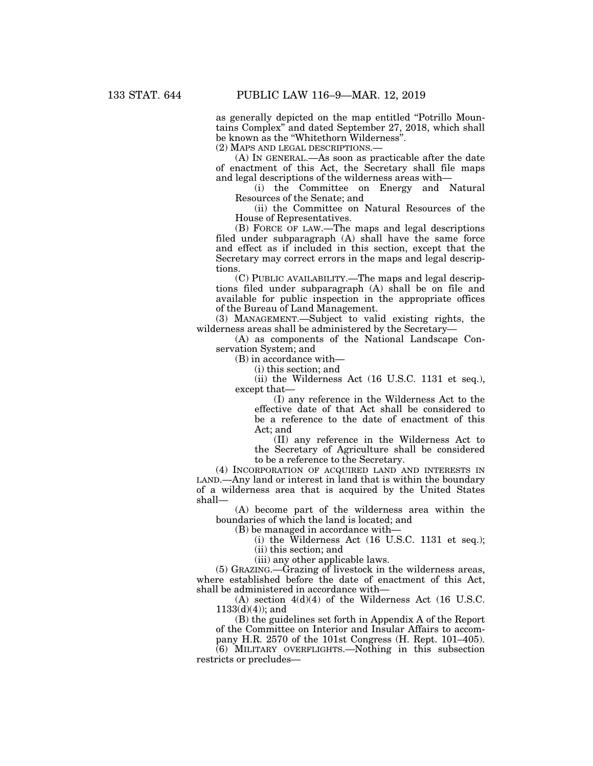as generally depicted on the map entitled "Potrillo Mountains Complex" and dated September 27, 2018, which shall be known as the "Whitethorn Wilderness".

(2) MAPS AND LEGAL DESCRIPTIONS.—

(A) IN GENERAL.—As soon as practicable after the date of enactment of this Act, the Secretary shall file maps and legal descriptions of the wilderness areas with—

(i) the Committee on Energy and Natural Resources of the Senate; and

(ii) the Committee on Natural Resources of the House of Representatives.

(B) FORCE OF LAW.—The maps and legal descriptions filed under subparagraph (A) shall have the same force and effect as if included in this section, except that the Secretary may correct errors in the maps and legal descriptions.

(C) PUBLIC AVAILABILITY.—The maps and legal descriptions filed under subparagraph (A) shall be on file and available for public inspection in the appropriate offices of the Bureau of Land Management.

(3) MANAGEMENT.—Subject to valid existing rights, the wilderness areas shall be administered by the Secretary—

(A) as components of the National Landscape Conservation System; and

(B) in accordance with—

(i) this section; and

(ii) the Wilderness Act (16 U.S.C. 1131 et seq.), except that—

(I) any reference in the Wilderness Act to the effective date of that Act shall be considered to be a reference to the date of enactment of this Act; and

(II) any reference in the Wilderness Act to the Secretary of Agriculture shall be considered to be a reference to the Secretary.

(4) INCORPORATION OF ACQUIRED LAND AND INTERESTS IN LAND.—Any land or interest in land that is within the boundary of a wilderness area that is acquired by the United States shall—

(A) become part of the wilderness area within the boundaries of which the land is located; and

(B) be managed in accordance with—

(i) the Wilderness Act (16 U.S.C. 1131 et seq.);

(ii) this section; and

(iii) any other applicable laws.

(5) GRAZING.—Grazing of livestock in the wilderness areas, where established before the date of enactment of this Act, shall be administered in accordance with—

(A) section 4(d)(4) of the Wilderness Act (16 U.S.C. 1133(d)(4)); and

(B) the guidelines set forth in Appendix A of the Report of the Committee on Interior and Insular Affairs to accompany H.R. 2570 of the 101st Congress (H. Rept. 101–405).

(6) MILITARY OVERFLIGHTS.—Nothing in this subsection restricts or precludes—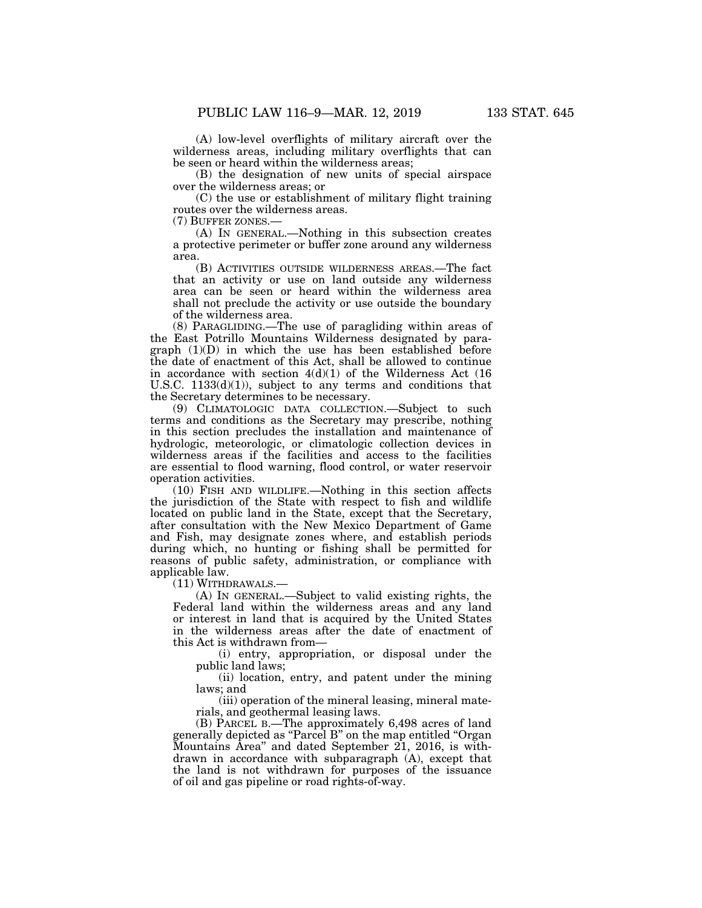(A) low-level overflights of military aircraft over the wilderness areas, including military overflights that can be seen or heard within the wilderness areas;

(B) the designation of new units of special airspace over the wilderness areas; or

(C) the use or establishment of military flight training routes over the wilderness areas.

(7) BUFFER ZONES.—

(A) IN GENERAL.—Nothing in this subsection creates a protective perimeter or buffer zone around any wilderness area.

(B) ACTIVITIES OUTSIDE WILDERNESS AREAS.—The fact that an activity or use on land outside any wilderness area can be seen or heard within the wilderness area shall not preclude the activity or use outside the boundary of the wilderness area.

(8) PARAGLIDING.—The use of paragliding within areas of the East Potrillo Mountains Wilderness designated by paragraph (1)(D) in which the use has been established before the date of enactment of this Act, shall be allowed to continue in accordance with section 4(d)(1) of the Wilderness Act (16 U.S.C. 1133(d)(1)), subject to any terms and conditions that the Secretary determines to be necessary.

(9) CLIMATOLOGIC DATA COLLECTION.—Subject to such terms and conditions as the Secretary may prescribe, nothing in this section precludes the installation and maintenance of hydrologic, meteorologic, or climatologic collection devices in wilderness areas if the facilities and access to the facilities are essential to flood warning, flood control, or water reservoir operation activities.

(10) FISH AND WILDLIFE.—Nothing in this section affects the jurisdiction of the State with respect to fish and wildlife located on public land in the State, except that the Secretary, after consultation with the New Mexico Department of Game and Fish, may designate zones where, and establish periods during which, no hunting or fishing shall be permitted for reasons of public safety, administration, or compliance with applicable law.

(11) WITHDRAWALS.—

(A) IN GENERAL.—Subject to valid existing rights, the Federal land within the wilderness areas and any land or interest in land that is acquired by the United States in the wilderness areas after the date of enactment of this Act is withdrawn from—

(i) entry, appropriation, or disposal under the public land laws;

(ii) location, entry, and patent under the mining laws; and

(iii) operation of the mineral leasing, mineral materials, and geothermal leasing laws.

(B) PARCEL B.—The approximately 6,498 acres of land generally depicted as "Parcel B" on the map entitled "Organ Mountains Area" and dated September 21, 2016, is withdrawn in accordance with subparagraph (A), except that the land is not withdrawn for purposes of the issuance of oil and gas pipeline or road rights-of-way.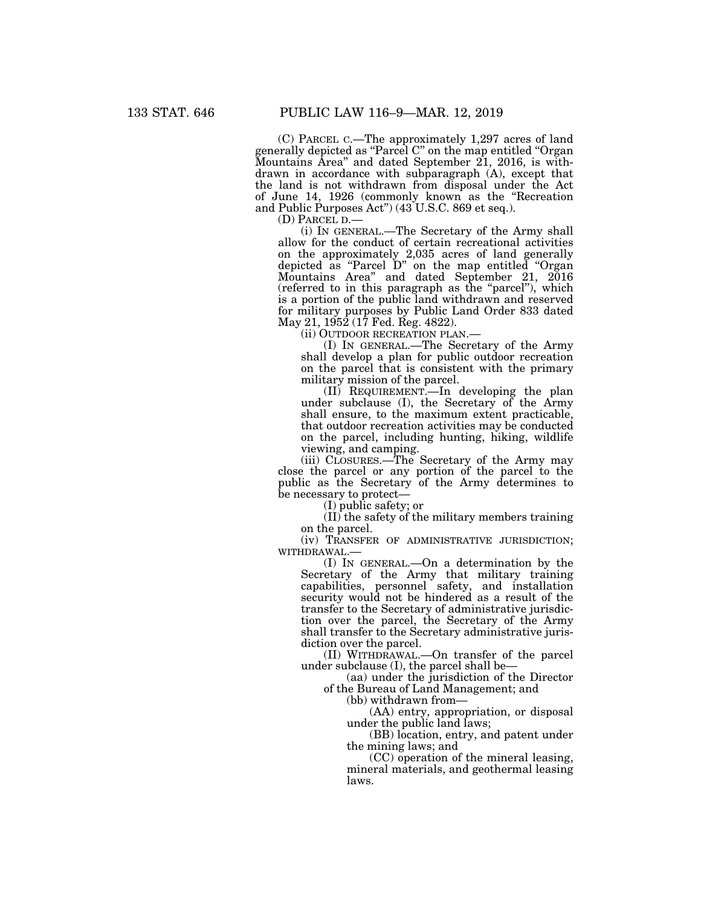(C) PARCEL C.—The approximately 1,297 acres of land generally depicted as "Parcel C" on the map entitled "Organ Mountains Area" and dated September 21, 2016, is withdrawn in accordance with subparagraph (A), except that the land is not withdrawn from disposal under the Act of June 14, 1926 (commonly known as the "Recreation and Public Purposes Act") (43 U.S.C. 869 et seq.).

(D) PARCEL D.—

(i) IN GENERAL.—The Secretary of the Army shall allow for the conduct of certain recreational activities on the approximately 2,035 acres of land generally depicted as "Parcel D" on the map entitled "Organ Mountains Area" and dated September 21, 2016 (referred to in this paragraph as the "parcel"), which is a portion of the public land withdrawn and reserved for military purposes by Public Land Order 833 dated May 21, 1952 (17 Fed. Reg. 4822).

(ii) OUTDOOR RECREATION PLAN.—

(I) IN GENERAL.—The Secretary of the Army shall develop a plan for public outdoor recreation on the parcel that is consistent with the primary military mission of the parcel.

(II) REQUIREMENT.—In developing the plan under subclause (I), the Secretary of the Army shall ensure, to the maximum extent practicable, that outdoor recreation activities may be conducted on the parcel, including hunting, hiking, wildlife viewing, and camping.

(iii) CLOSURES.—The Secretary of the Army may close the parcel or any portion of the parcel to the public as the Secretary of the Army determines to be necessary to protect—

(I) public safety; or

(II) the safety of the military members training on the parcel.

(iv) TRANSFER OF ADMINISTRATIVE JURISDICTION; WITHDRAWAL.—

(I) IN GENERAL.—On a determination by the Secretary of the Army that military training capabilities, personnel safety, and installation security would not be hindered as a result of the transfer to the Secretary of administrative jurisdiction over the parcel, the Secretary of the Army shall transfer to the Secretary administrative jurisdiction over the parcel.

(II) WITHDRAWAL.—On transfer of the parcel under subclause (I), the parcel shall be—

(aa) under the jurisdiction of the Director of the Bureau of Land Management; and

(bb) withdrawn from—

(AA) entry, appropriation, or disposal under the public land laws;

(BB) location, entry, and patent under the mining laws; and

(CC) operation of the mineral leasing, mineral materials, and geothermal leasing laws.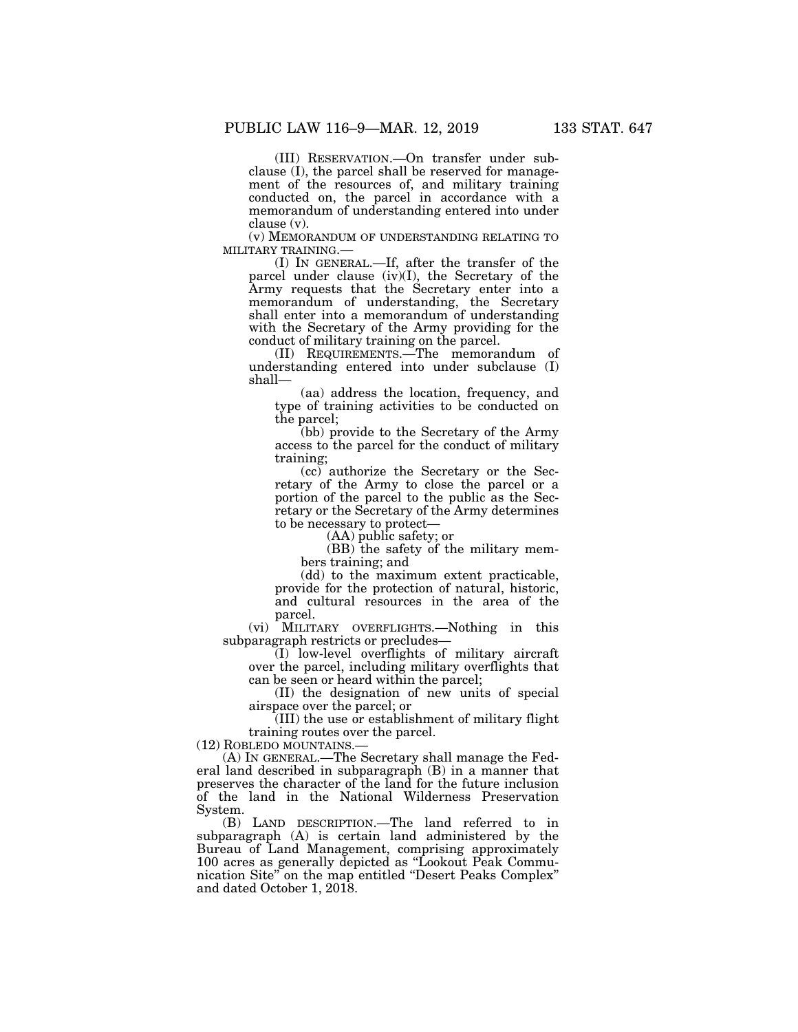(III) RESERVATION.—On transfer under subclause (I), the parcel shall be reserved for management of the resources of, and military training conducted on, the parcel in accordance with a memorandum of understanding entered into under clause (v).

(v) MEMORANDUM OF UNDERSTANDING RELATING TO MILITARY TRAINING.—

(I) IN GENERAL.—If, after the transfer of the parcel under clause (iv)(I), the Secretary of the Army requests that the Secretary enter into a memorandum of understanding, the Secretary shall enter into a memorandum of understanding with the Secretary of the Army providing for the conduct of military training on the parcel.

(II) REQUIREMENTS.—The memorandum of understanding entered into under subclause (I) shall—

(aa) address the location, frequency, and type of training activities to be conducted on the parcel;

(bb) provide to the Secretary of the Army access to the parcel for the conduct of military training;

(cc) authorize the Secretary or the Secretary of the Army to close the parcel or a portion of the parcel to the public as the Secretary or the Secretary of the Army determines to be necessary to protect—

(AA) public safety; or

(BB) the safety of the military members training; and

(dd) to the maximum extent practicable, provide for the protection of natural, historic, and cultural resources in the area of the parcel.

(vi) MILITARY OVERFLIGHTS.—Nothing in this subparagraph restricts or precludes—

(I) low-level overflights of military aircraft over the parcel, including military overflights that can be seen or heard within the parcel;

(II) the designation of new units of special airspace over the parcel; or

(III) the use or establishment of military flight training routes over the parcel.

(12) ROBLEDO MOUNTAINS.—

(A) IN GENERAL.—The Secretary shall manage the Federal land described in subparagraph (B) in a manner that preserves the character of the land for the future inclusion of the land in the National Wilderness Preservation System.

(B) LAND DESCRIPTION.—The land referred to in subparagraph (A) is certain land administered by the Bureau of Land Management, comprising approximately 100 acres as generally depicted as "Lookout Peak Communication Site" on the map entitled "Desert Peaks Complex" and dated October 1, 2018.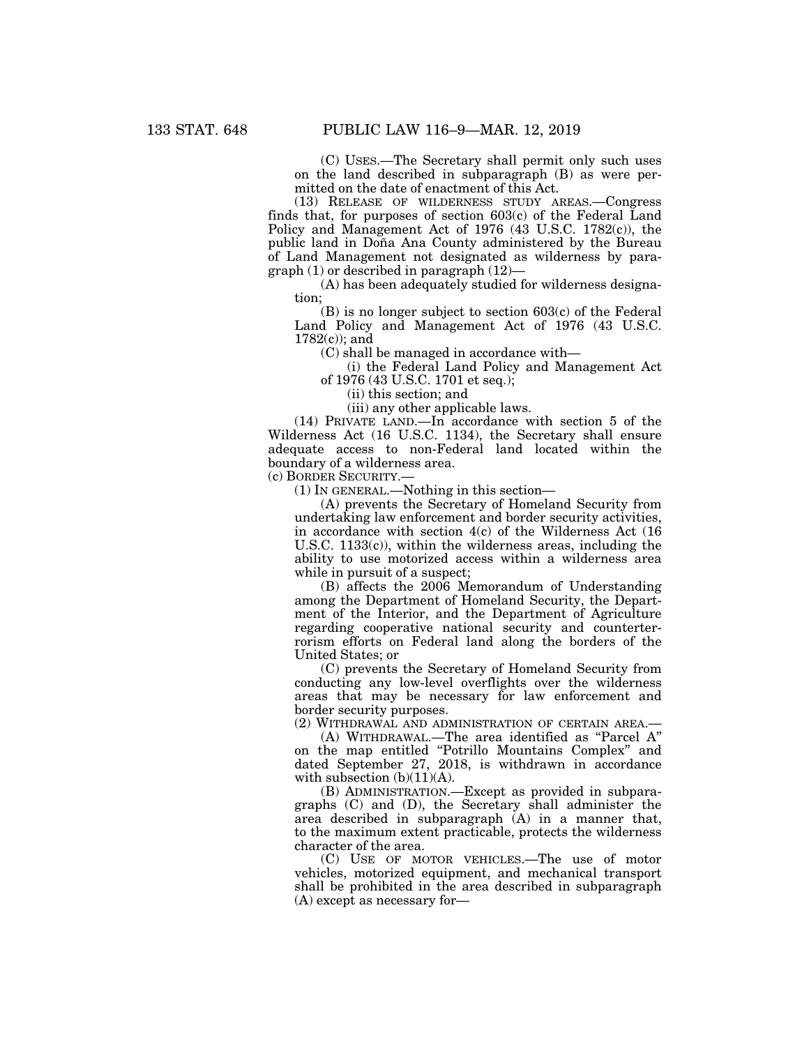(C) USES.—The Secretary shall permit only such uses on the land described in subparagraph (B) as were permitted on the date of enactment of this Act.

(13) RELEASE OF WILDERNESS STUDY AREAS.—Congress finds that, for purposes of section 603(c) of the Federal Land Policy and Management Act of 1976 (43 U.S.C. 1782(c)), the public land in Doña Ana County administered by the Bureau of Land Management not designated as wilderness by paragraph (1) or described in paragraph (12)—

(A) has been adequately studied for wilderness designation;

(B) is no longer subject to section 603(c) of the Federal Land Policy and Management Act of 1976 (43 U.S.C. 1782(c)); and

(C) shall be managed in accordance with—

(i) the Federal Land Policy and Management Act of 1976 (43 U.S.C. 1701 et seq.);

(ii) this section; and

(iii) any other applicable laws.

(14) PRIVATE LAND.—In accordance with section 5 of the Wilderness Act (16 U.S.C. 1134), the Secretary shall ensure adequate access to non-Federal land located within the boundary of a wilderness area.

(c) BORDER SECURITY.—

(1) IN GENERAL.—Nothing in this section—

(A) prevents the Secretary of Homeland Security from undertaking law enforcement and border security activities, in accordance with section 4(c) of the Wilderness Act (16 U.S.C. 1133(c)), within the wilderness areas, including the ability to use motorized access within a wilderness area while in pursuit of a suspect;

(B) affects the 2006 Memorandum of Understanding among the Department of Homeland Security, the Department of the Interior, and the Department of Agriculture regarding cooperative national security and counterterrorism efforts on Federal land along the borders of the United States; or

(C) prevents the Secretary of Homeland Security from conducting any low-level overflights over the wilderness areas that may be necessary for law enforcement and border security purposes.

(2) WITHDRAWAL AND ADMINISTRATION OF CERTAIN AREA.—

(A) WITHDRAWAL.—The area identified as "Parcel A" on the map entitled "Potrillo Mountains Complex" and dated September 27, 2018, is withdrawn in accordance with subsection (b)(11)(A).

(B) ADMINISTRATION.—Except as provided in subparagraphs (C) and (D), the Secretary shall administer the area described in subparagraph (A) in a manner that, to the maximum extent practicable, protects the wilderness character of the area.

(C) USE OF MOTOR VEHICLES.—The use of motor vehicles, motorized equipment, and mechanical transport shall be prohibited in the area described in subparagraph (A) except as necessary for—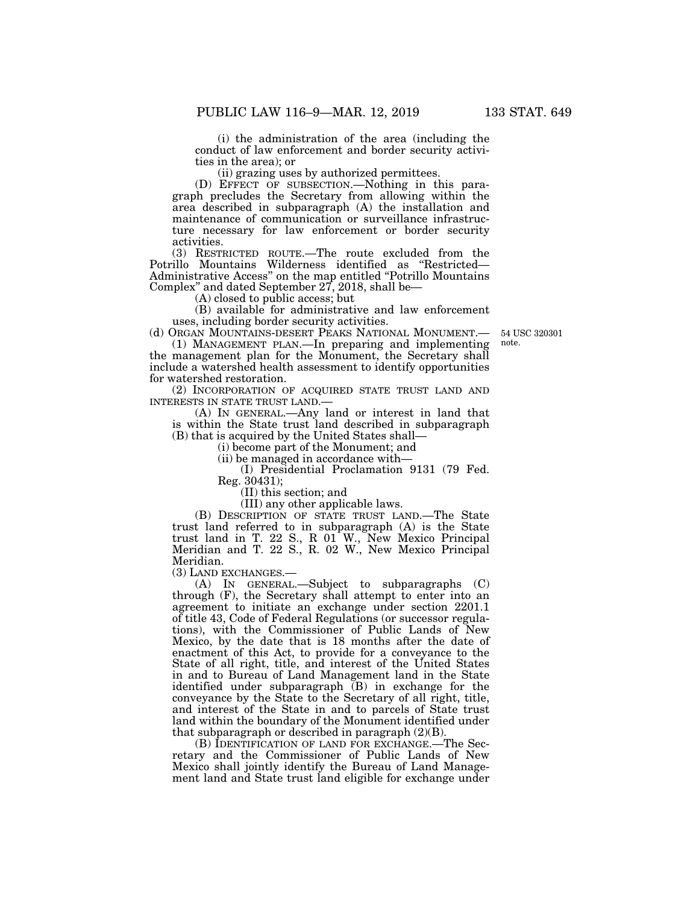(i) the administration of the area (including the conduct of law enforcement and border security activities in the area); or

(ii) grazing uses by authorized permittees.

(D) EFFECT OF SUBSECTION.—Nothing in this paragraph precludes the Secretary from allowing within the area described in subparagraph (A) the installation and maintenance of communication or surveillance infrastructure necessary for law enforcement or border security activities.

(3) RESTRICTED ROUTE.—The route excluded from the Potrillo Mountains Wilderness identified as "Restricted—Administrative Access" on the map entitled "Potrillo Mountains Complex" and dated September 27, 2018, shall be—

(A) closed to public access; but

(B) available for administrative and law enforcement uses, including border security activities.

(d) ORGAN MOUNTAINS-DESERT PEAKS NATIONAL MONUMENT.—

54 USC 320301 note.

(1) MANAGEMENT PLAN.—In preparing and implementing the management plan for the Monument, the Secretary shall include a watershed health assessment to identify opportunities for watershed restoration.

(2) INCORPORATION OF ACQUIRED STATE TRUST LAND AND INTERESTS IN STATE TRUST LAND.—

(A) IN GENERAL.—Any land or interest in land that is within the State trust land described in subparagraph (B) that is acquired by the United States shall—

(i) become part of the Monument; and

(ii) be managed in accordance with—

(I) Presidential Proclamation 9131 (79 Fed. Reg. 30431);

(II) this section; and

(III) any other applicable laws.

(B) DESCRIPTION OF STATE TRUST LAND.—The State trust land referred to in subparagraph (A) is the State trust land in T. 22 S., R 01 W., New Mexico Principal Meridian and T. 22 S., R. 02 W., New Mexico Principal Meridian.

(3) LAND EXCHANGES.—

(A) IN GENERAL.—Subject to subparagraphs (C) through (F), the Secretary shall attempt to enter into an agreement to initiate an exchange under section 2201.1 of title 43, Code of Federal Regulations (or successor regulations), with the Commissioner of Public Lands of New Mexico, by the date that is 18 months after the date of enactment of this Act, to provide for a conveyance to the State of all right, title, and interest of the United States in and to Bureau of Land Management land in the State identified under subparagraph (B) in exchange for the conveyance by the State to the Secretary of all right, title, and interest of the State in and to parcels of State trust land within the boundary of the Monument identified under that subparagraph or described in paragraph (2)(B).

(B) IDENTIFICATION OF LAND FOR EXCHANGE.—The Secretary and the Commissioner of Public Lands of New Mexico shall jointly identify the Bureau of Land Management land and State trust land eligible for exchange under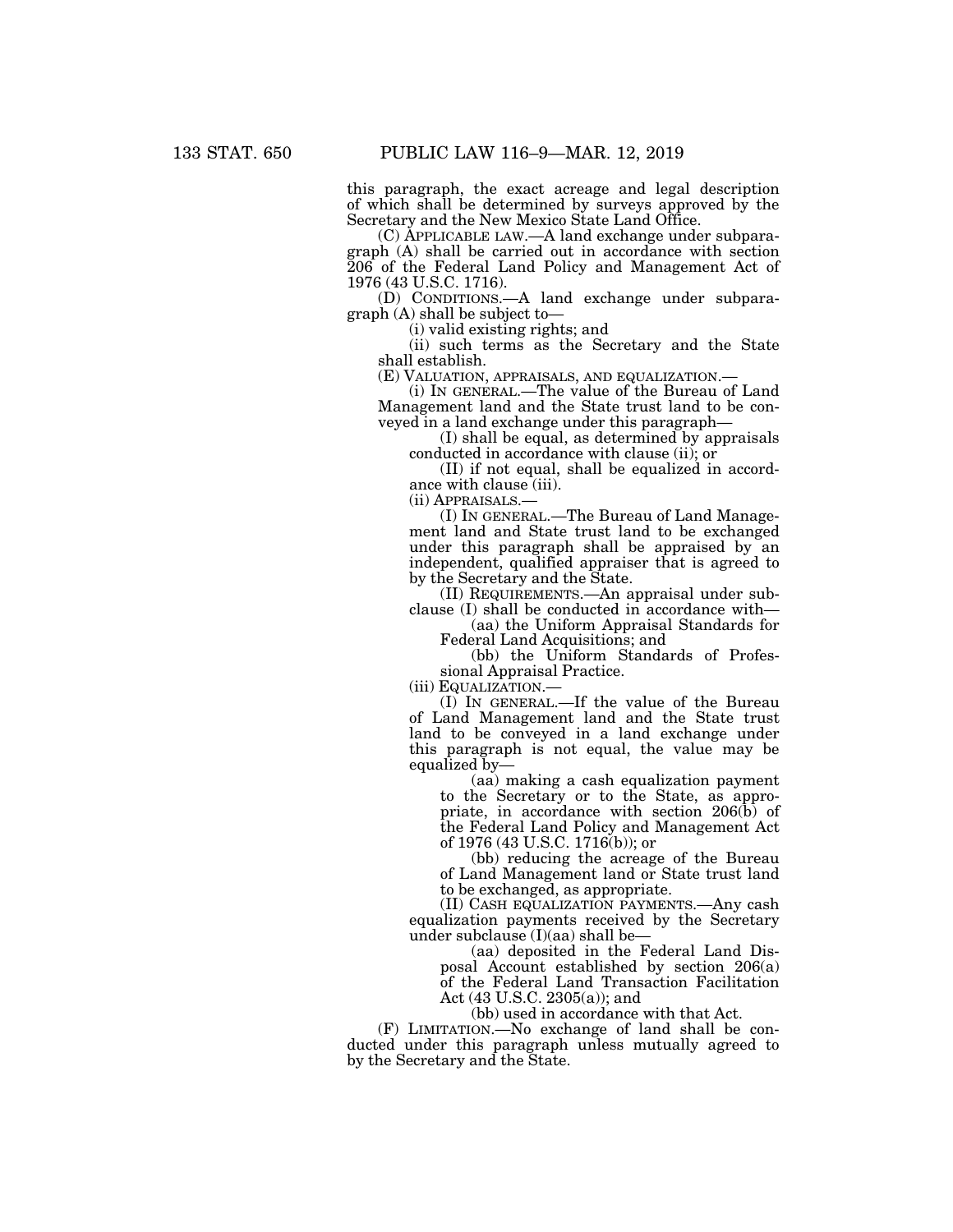this paragraph, the exact acreage and legal description of which shall be determined by surveys approved by the Secretary and the New Mexico State Land Office.

(C) APPLICABLE LAW.—A land exchange under subparagraph (A) shall be carried out in accordance with section 206 of the Federal Land Policy and Management Act of 1976 (43 U.S.C. 1716).

(D) CONDITIONS.—A land exchange under subparagraph (A) shall be subject to—

(i) valid existing rights; and

(ii) such terms as the Secretary and the State shall establish.

(E) VALUATION, APPRAISALS, AND EQUALIZATION.—

(i) IN GENERAL.—The value of the Bureau of Land Management land and the State trust land to be conveyed in a land exchange under this paragraph—

(I) shall be equal, as determined by appraisals conducted in accordance with clause (ii); or

(II) if not equal, shall be equalized in accordance with clause (iii).

(ii) APPRAISALS.—

(I) IN GENERAL.—The Bureau of Land Management land and State trust land to be exchanged under this paragraph shall be appraised by an independent, qualified appraiser that is agreed to by the Secretary and the State.

(II) REQUIREMENTS.—An appraisal under subclause (I) shall be conducted in accordance with—

(aa) the Uniform Appraisal Standards for Federal Land Acquisitions; and

(bb) the Uniform Standards of Professional Appraisal Practice.

(iii) EQUALIZATION.—

(I) IN GENERAL.—If the value of the Bureau of Land Management land and the State trust land to be conveyed in a land exchange under this paragraph is not equal, the value may be equalized by—

(aa) making a cash equalization payment to the Secretary or to the State, as appropriate, in accordance with section 206(b) of the Federal Land Policy and Management Act of 1976 (43 U.S.C. 1716(b)); or

(bb) reducing the acreage of the Bureau of Land Management land or State trust land to be exchanged, as appropriate.

(II) CASH EQUALIZATION PAYMENTS.—Any cash equalization payments received by the Secretary under subclause (I)(aa) shall be—

(aa) deposited in the Federal Land Disposal Account established by section 206(a) of the Federal Land Transaction Facilitation Act (43 U.S.C. 2305(a)); and

(bb) used in accordance with that Act.

(F) LIMITATION.—No exchange of land shall be conducted under this paragraph unless mutually agreed to by the Secretary and the State.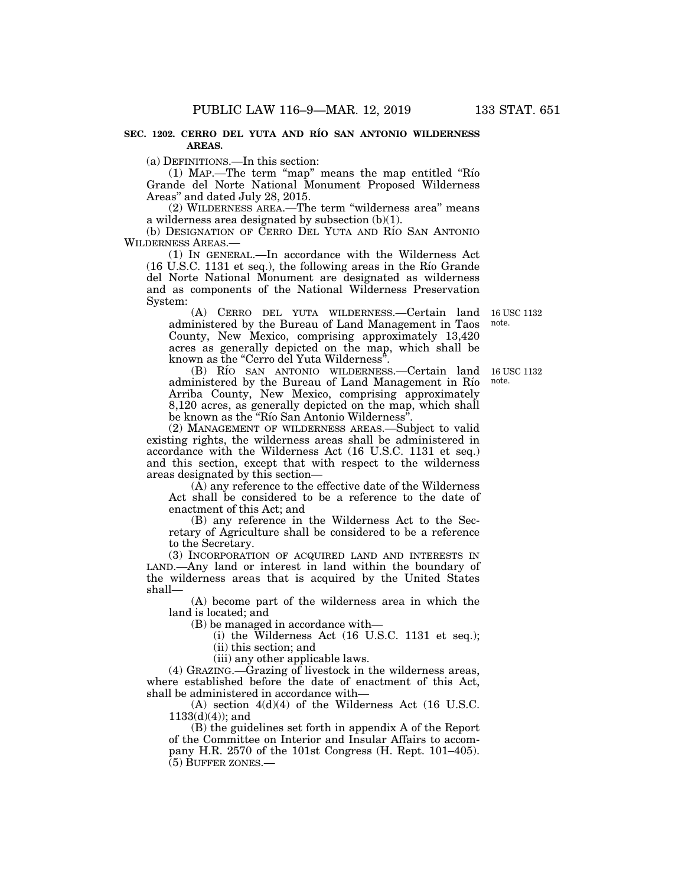**SEC. 1202. CERRO DEL YUTA AND RÍO SAN ANTONIO WILDERNESS AREAS.**

(a) DEFINITIONS.—In this section:

(1) MAP.—The term "map" means the map entitled "Río Grande del Norte National Monument Proposed Wilderness Areas" and dated July 28, 2015.

(2) WILDERNESS AREA.—The term "wilderness area" means a wilderness area designated by subsection (b)(1).

(b) DESIGNATION OF CERRO DEL YUTA AND RÍO SAN ANTONIO WILDERNESS AREAS.—

(1) IN GENERAL.—In accordance with the Wilderness Act (16 U.S.C. 1131 et seq.), the following areas in the Río Grande del Norte National Monument are designated as wilderness and as components of the National Wilderness Preservation System:

(A) CERRO DEL YUTA WILDERNESS.—Certain land administered by the Bureau of Land Management in Taos County, New Mexico, comprising approximately 13,420 acres as generally depicted on the map, which shall be known as the "Cerro del Yuta Wilderness".

16 USC 1132 note.

(B) RÍO SAN ANTONIO WILDERNESS.—Certain land administered by the Bureau of Land Management in Río Arriba County, New Mexico, comprising approximately 8,120 acres, as generally depicted on the map, which shall be known as the "Río San Antonio Wilderness".

16 USC 1132 note.

(2) MANAGEMENT OF WILDERNESS AREAS.—Subject to valid existing rights, the wilderness areas shall be administered in accordance with the Wilderness Act (16 U.S.C. 1131 et seq.) and this section, except that with respect to the wilderness areas designated by this section—

(A) any reference to the effective date of the Wilderness Act shall be considered to be a reference to the date of enactment of this Act; and

(B) any reference in the Wilderness Act to the Secretary of Agriculture shall be considered to be a reference to the Secretary.

(3) INCORPORATION OF ACQUIRED LAND AND INTERESTS IN LAND.—Any land or interest in land within the boundary of the wilderness areas that is acquired by the United States shall—

(A) become part of the wilderness area in which the land is located; and

(B) be managed in accordance with—

(i) the Wilderness Act (16 U.S.C. 1131 et seq.);

(ii) this section; and

(iii) any other applicable laws.

(4) GRAZING.—Grazing of livestock in the wilderness areas, where established before the date of enactment of this Act, shall be administered in accordance with—

(A) section 4(d)(4) of the Wilderness Act (16 U.S.C. 1133(d)(4)); and

(B) the guidelines set forth in appendix A of the Report of the Committee on Interior and Insular Affairs to accompany H.R. 2570 of the 101st Congress (H. Rept. 101–405).

(5) BUFFER ZONES.—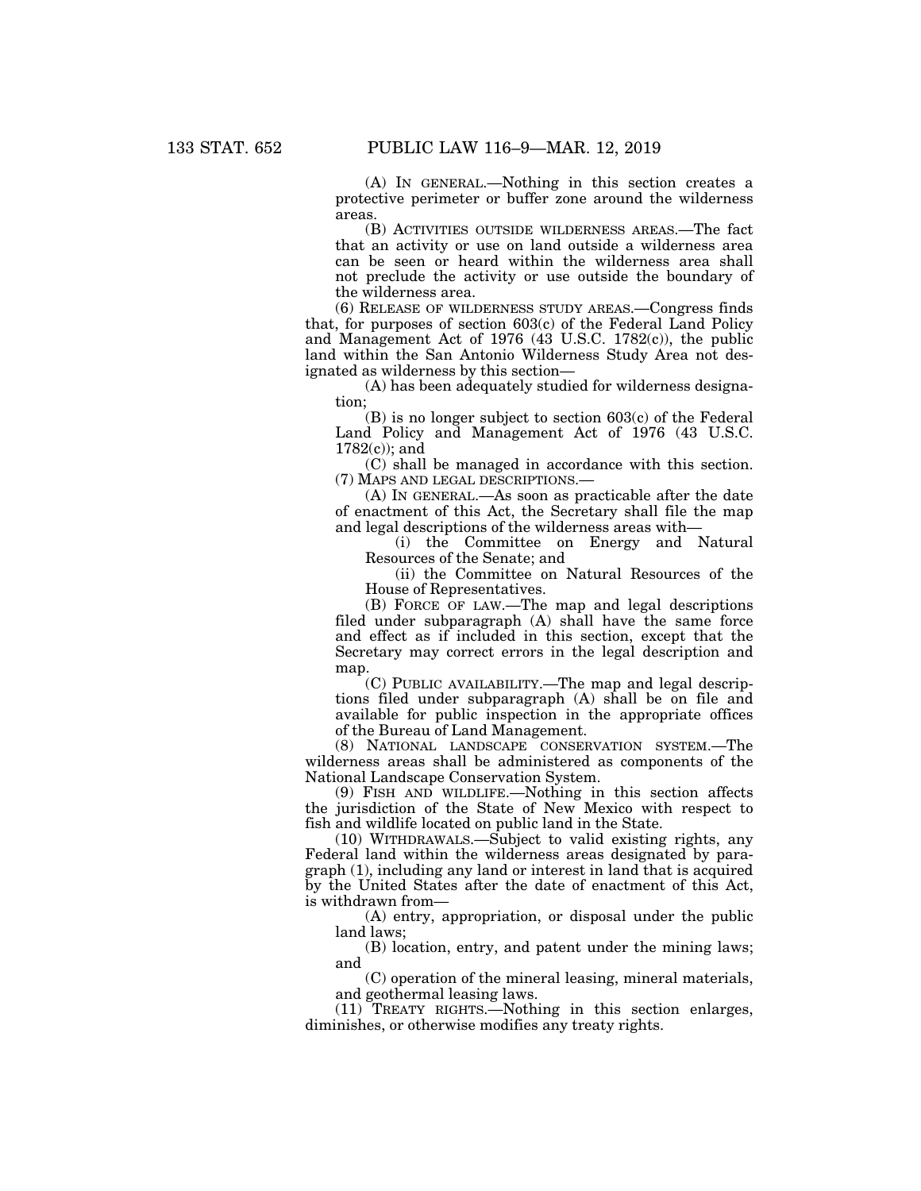(A) IN GENERAL.—Nothing in this section creates a protective perimeter or buffer zone around the wilderness areas.

(B) ACTIVITIES OUTSIDE WILDERNESS AREAS.—The fact that an activity or use on land outside a wilderness area can be seen or heard within the wilderness area shall not preclude the activity or use outside the boundary of the wilderness area.

(6) RELEASE OF WILDERNESS STUDY AREAS.—Congress finds that, for purposes of section 603(c) of the Federal Land Policy and Management Act of 1976 (43 U.S.C. 1782(c)), the public land within the San Antonio Wilderness Study Area not designated as wilderness by this section—

(A) has been adequately studied for wilderness designation;

(B) is no longer subject to section 603(c) of the Federal Land Policy and Management Act of 1976 (43 U.S.C. 1782(c)); and

(C) shall be managed in accordance with this section.

(7) MAPS AND LEGAL DESCRIPTIONS.—

(A) IN GENERAL.—As soon as practicable after the date of enactment of this Act, the Secretary shall file the map and legal descriptions of the wilderness areas with—

(i) the Committee on Energy and Natural Resources of the Senate; and

(ii) the Committee on Natural Resources of the House of Representatives.

(B) FORCE OF LAW.—The map and legal descriptions filed under subparagraph (A) shall have the same force and effect as if included in this section, except that the Secretary may correct errors in the legal description and map.

(C) PUBLIC AVAILABILITY.—The map and legal descriptions filed under subparagraph (A) shall be on file and available for public inspection in the appropriate offices of the Bureau of Land Management.

(8) NATIONAL LANDSCAPE CONSERVATION SYSTEM.—The wilderness areas shall be administered as components of the National Landscape Conservation System.

(9) FISH AND WILDLIFE.—Nothing in this section affects the jurisdiction of the State of New Mexico with respect to fish and wildlife located on public land in the State.

(10) WITHDRAWALS.—Subject to valid existing rights, any Federal land within the wilderness areas designated by paragraph (1), including any land or interest in land that is acquired by the United States after the date of enactment of this Act, is withdrawn from—

(A) entry, appropriation, or disposal under the public land laws;

(B) location, entry, and patent under the mining laws; and

(C) operation of the mineral leasing, mineral materials, and geothermal leasing laws.

(11) TREATY RIGHTS.—Nothing in this section enlarges, diminishes, or otherwise modifies any treaty rights.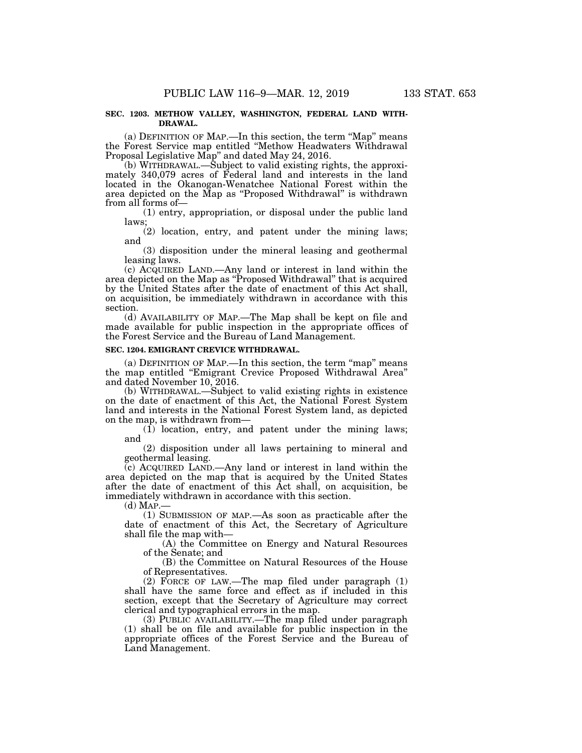### SEC. 1203. METHOW VALLEY, WASHINGTON, FEDERAL LAND WITHDRAWAL.

(a) DEFINITION OF MAP.—In this section, the term "Map" means the Forest Service map entitled "Methow Headwaters Withdrawal Proposal Legislative Map" and dated May 24, 2016.

(b) WITHDRAWAL.—Subject to valid existing rights, the approximately 340,079 acres of Federal land and interests in the land located in the Okanogan-Wenatchee National Forest within the area depicted on the Map as "Proposed Withdrawal" is withdrawn from all forms of—

(1) entry, appropriation, or disposal under the public land laws;

(2) location, entry, and patent under the mining laws; and

(3) disposition under the mineral leasing and geothermal leasing laws.

(c) ACQUIRED LAND.—Any land or interest in land within the area depicted on the Map as "Proposed Withdrawal" that is acquired by the United States after the date of enactment of this Act shall, on acquisition, be immediately withdrawn in accordance with this section.

(d) AVAILABILITY OF MAP.—The Map shall be kept on file and made available for public inspection in the appropriate offices of the Forest Service and the Bureau of Land Management.

### SEC. 1204. EMIGRANT CREVICE WITHDRAWAL.

(a) DEFINITION OF MAP.—In this section, the term "map" means the map entitled "Emigrant Crevice Proposed Withdrawal Area" and dated November 10, 2016.

(b) WITHDRAWAL.—Subject to valid existing rights in existence on the date of enactment of this Act, the National Forest System land and interests in the National Forest System land, as depicted on the map, is withdrawn from—

(1) location, entry, and patent under the mining laws; and

(2) disposition under all laws pertaining to mineral and geothermal leasing.

(c) ACQUIRED LAND.—Any land or interest in land within the area depicted on the map that is acquired by the United States after the date of enactment of this Act shall, on acquisition, be immediately withdrawn in accordance with this section.

(d) MAP.—

(1) SUBMISSION OF MAP.—As soon as practicable after the date of enactment of this Act, the Secretary of Agriculture shall file the map with—

(A) the Committee on Energy and Natural Resources of the Senate; and

(B) the Committee on Natural Resources of the House of Representatives.

(2) FORCE OF LAW.—The map filed under paragraph (1) shall have the same force and effect as if included in this section, except that the Secretary of Agriculture may correct clerical and typographical errors in the map.

(3) PUBLIC AVAILABILITY.—The map filed under paragraph (1) shall be on file and available for public inspection in the appropriate offices of the Forest Service and the Bureau of Land Management.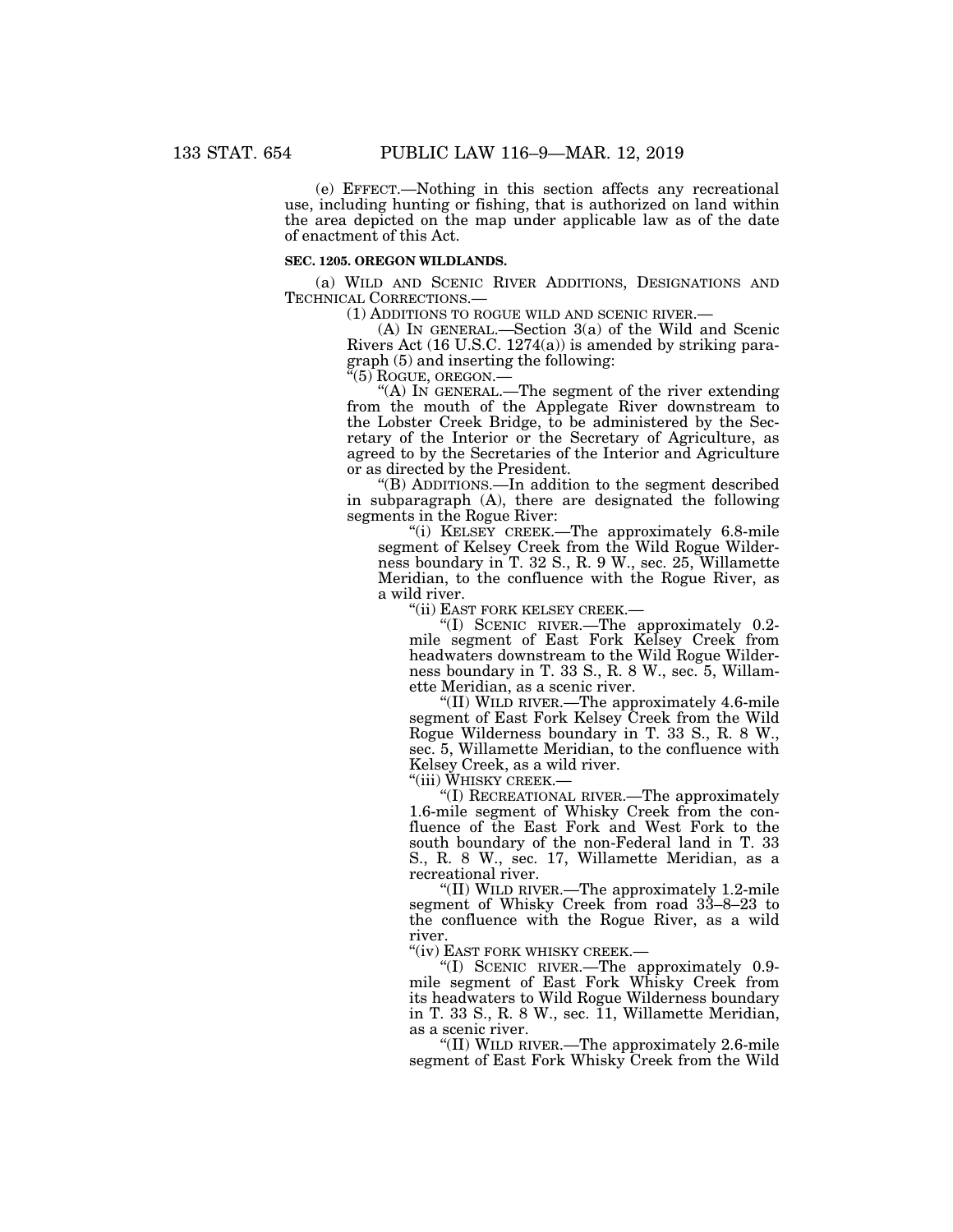(e) EFFECT.—Nothing in this section affects any recreational use, including hunting or fishing, that is authorized on land within the area depicted on the map under applicable law as of the date of enactment of this Act.

**SEC. 1205. OREGON WILDLANDS.**

(a) WILD AND SCENIC RIVER ADDITIONS, DESIGNATIONS AND TECHNICAL CORRECTIONS.—

(1) ADDITIONS TO ROGUE WILD AND SCENIC RIVER.—

(A) IN GENERAL.—Section 3(a) of the Wild and Scenic Rivers Act (16 U.S.C. 1274(a)) is amended by striking paragraph (5) and inserting the following:

"(5) ROGUE, OREGON.—

"(A) IN GENERAL.—The segment of the river extending from the mouth of the Applegate River downstream to the Lobster Creek Bridge, to be administered by the Secretary of the Interior or the Secretary of Agriculture, as agreed to by the Secretaries of the Interior and Agriculture or as directed by the President.

"(B) ADDITIONS.—In addition to the segment described in subparagraph (A), there are designated the following segments in the Rogue River:

"(i) KELSEY CREEK.—The approximately 6.8-mile segment of Kelsey Creek from the Wild Rogue Wilderness boundary in T. 32 S., R. 9 W., sec. 25, Willamette Meridian, to the confluence with the Rogue River, as a wild river.

"(ii) EAST FORK KELSEY CREEK.—

"(I) SCENIC RIVER.—The approximately 0.2-mile segment of East Fork Kelsey Creek from headwaters downstream to the Wild Rogue Wilderness boundary in T. 33 S., R. 8 W., sec. 5, Willamette Meridian, as a scenic river.

"(II) WILD RIVER.—The approximately 4.6-mile segment of East Fork Kelsey Creek from the Wild Rogue Wilderness boundary in T. 33 S., R. 8 W., sec. 5, Willamette Meridian, to the confluence with Kelsey Creek, as a wild river.

"(iii) WHISKY CREEK.—

"(I) RECREATIONAL RIVER.—The approximately 1.6-mile segment of Whisky Creek from the confluence of the East Fork and West Fork to the south boundary of the non-Federal land in T. 33 S., R. 8 W., sec. 17, Willamette Meridian, as a recreational river.

"(II) WILD RIVER.—The approximately 1.2-mile segment of Whisky Creek from road 33–8–23 to the confluence with the Rogue River, as a wild river.

"(iv) EAST FORK WHISKY CREEK.—

"(I) SCENIC RIVER.—The approximately 0.9-mile segment of East Fork Whisky Creek from its headwaters to Wild Rogue Wilderness boundary in T. 33 S., R. 8 W., sec. 11, Willamette Meridian, as a scenic river.

"(II) WILD RIVER.—The approximately 2.6-mile segment of East Fork Whisky Creek from the Wild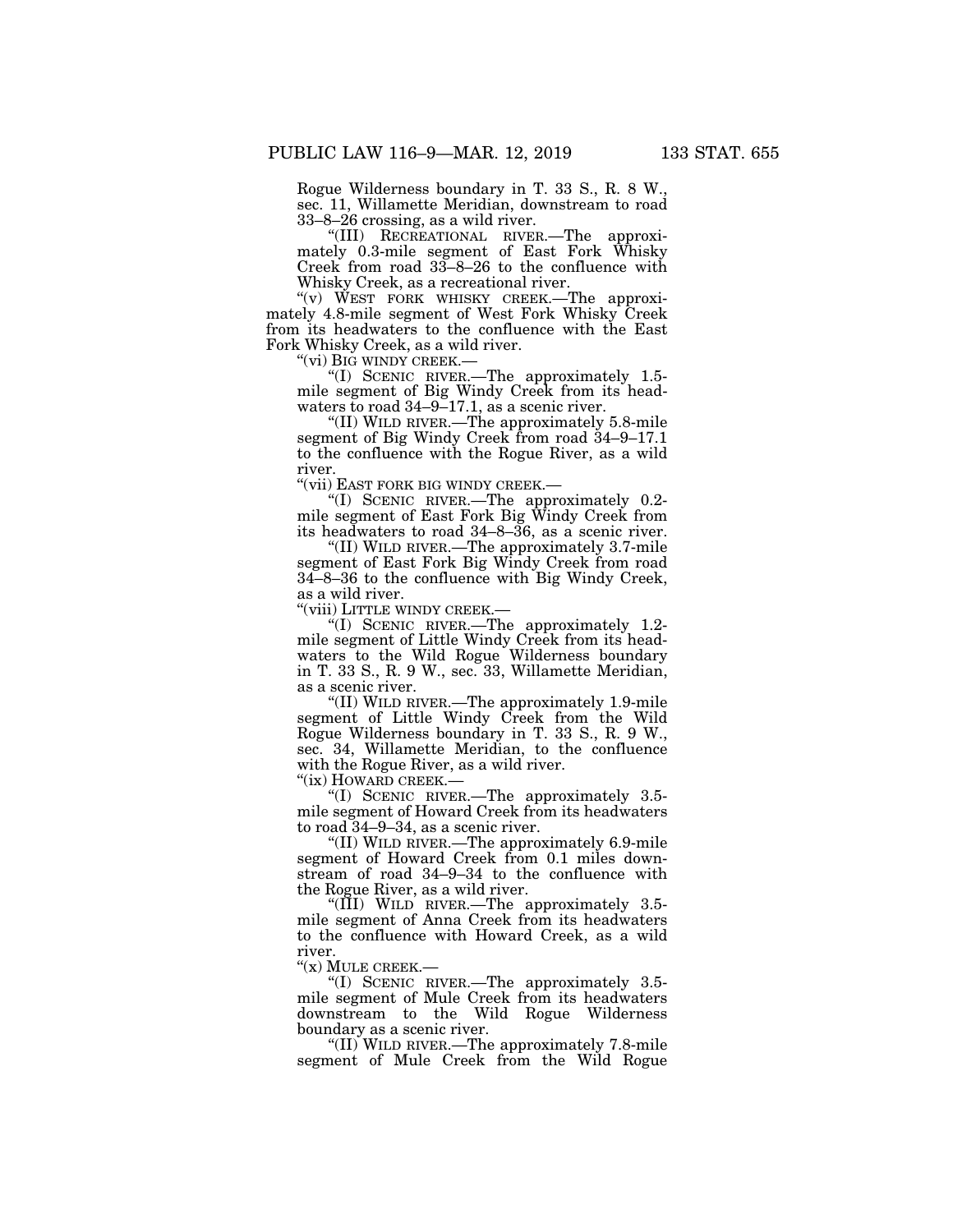Rogue Wilderness boundary in T. 33 S., R. 8 W., sec. 11, Willamette Meridian, downstream to road 33–8–26 crossing, as a wild river.

"(III) RECREATIONAL RIVER.—The approximately 0.3-mile segment of East Fork Whisky Creek from road 33–8–26 to the confluence with Whisky Creek, as a recreational river.

"(v) WEST FORK WHISKY CREEK.—The approximately 4.8-mile segment of West Fork Whisky Creek from its headwaters to the confluence with the East Fork Whisky Creek, as a wild river.

"(vi) BIG WINDY CREEK.—

"(I) SCENIC RIVER.—The approximately 1.5-mile segment of Big Windy Creek from its headwaters to road 34–9–17.1, as a scenic river.

"(II) WILD RIVER.—The approximately 5.8-mile segment of Big Windy Creek from road 34–9–17.1 to the confluence with the Rogue River, as a wild river.

"(vii) EAST FORK BIG WINDY CREEK.—

"(I) SCENIC RIVER.—The approximately 0.2-mile segment of East Fork Big Windy Creek from its headwaters to road 34–8–36, as a scenic river.

"(II) WILD RIVER.—The approximately 3.7-mile segment of East Fork Big Windy Creek from road 34–8–36 to the confluence with Big Windy Creek, as a wild river.

"(viii) LITTLE WINDY CREEK.—

"(I) SCENIC RIVER.—The approximately 1.2-mile segment of Little Windy Creek from its headwaters to the Wild Rogue Wilderness boundary in T. 33 S., R. 9 W., sec. 33, Willamette Meridian, as a scenic river.

"(II) WILD RIVER.—The approximately 1.9-mile segment of Little Windy Creek from the Wild Rogue Wilderness boundary in T. 33 S., R. 9 W., sec. 34, Willamette Meridian, to the confluence with the Rogue River, as a wild river.

"(ix) HOWARD CREEK.—

"(I) SCENIC RIVER.—The approximately 3.5-mile segment of Howard Creek from its headwaters to road 34–9–34, as a scenic river.

"(II) WILD RIVER.—The approximately 6.9-mile segment of Howard Creek from 0.1 miles downstream of road 34–9–34 to the confluence with the Rogue River, as a wild river.

"(III) WILD RIVER.—The approximately 3.5-mile segment of Anna Creek from its headwaters to the confluence with Howard Creek, as a wild river.

"(x) MULE CREEK.—

"(I) SCENIC RIVER.—The approximately 3.5-mile segment of Mule Creek from its headwaters downstream to the Wild Rogue Wilderness boundary as a scenic river.

"(II) WILD RIVER.—The approximately 7.8-mile segment of Mule Creek from the Wild Rogue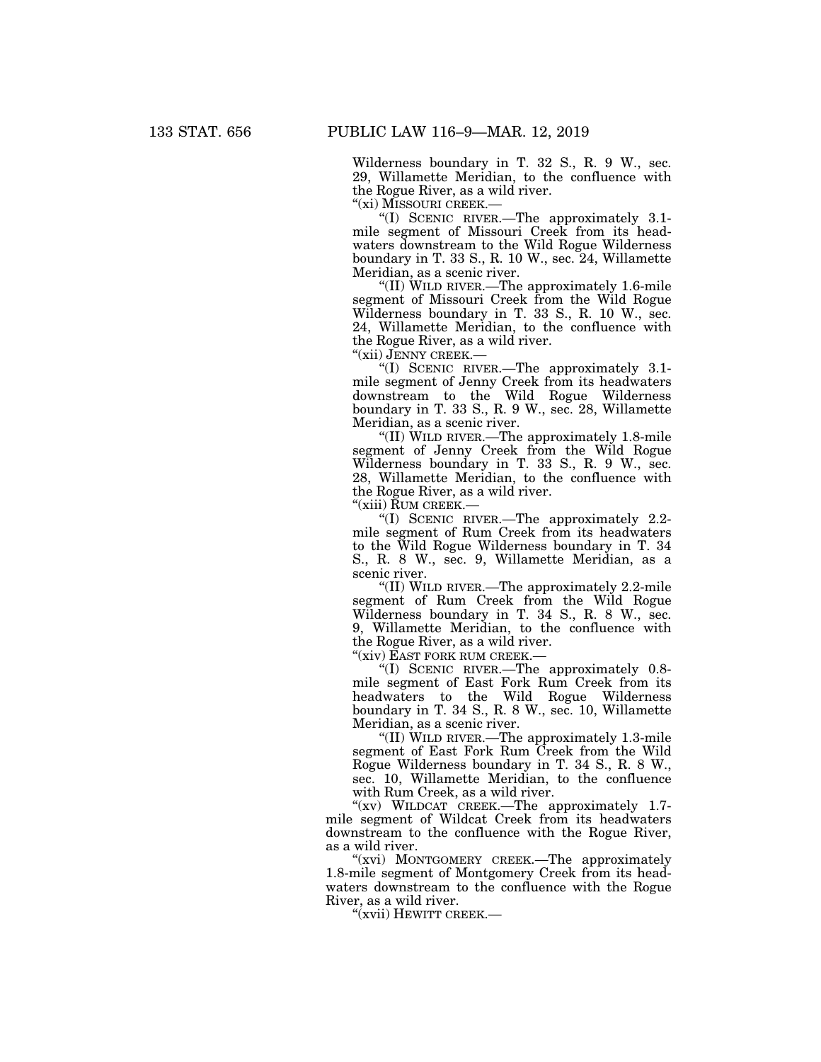Wilderness boundary in T. 32 S., R. 9 W., sec. 29, Willamette Meridian, to the confluence with the Rogue River, as a wild river.

"(xi) MISSOURI CREEK.—

"(I) SCENIC RIVER.—The approximately 3.1-mile segment of Missouri Creek from its headwaters downstream to the Wild Rogue Wilderness boundary in T. 33 S., R. 10 W., sec. 24, Willamette Meridian, as a scenic river.

"(II) WILD RIVER.—The approximately 1.6-mile segment of Missouri Creek from the Wild Rogue Wilderness boundary in T. 33 S., R. 10 W., sec. 24, Willamette Meridian, to the confluence with the Rogue River, as a wild river.

"(xii) JENNY CREEK.—

"(I) SCENIC RIVER.—The approximately 3.1-mile segment of Jenny Creek from its headwaters downstream to the Wild Rogue Wilderness boundary in T. 33 S., R. 9 W., sec. 28, Willamette Meridian, as a scenic river.

"(II) WILD RIVER.—The approximately 1.8-mile segment of Jenny Creek from the Wild Rogue Wilderness boundary in T. 33 S., R. 9 W., sec. 28, Willamette Meridian, to the confluence with the Rogue River, as a wild river.

"(xiii) RUM CREEK.—

"(I) SCENIC RIVER.—The approximately 2.2-mile segment of Rum Creek from its headwaters to the Wild Rogue Wilderness boundary in T. 34 S., R. 8 W., sec. 9, Willamette Meridian, as a scenic river.

"(II) WILD RIVER.—The approximately 2.2-mile segment of Rum Creek from the Wild Rogue Wilderness boundary in T. 34 S., R. 8 W., sec. 9, Willamette Meridian, to the confluence with the Rogue River, as a wild river.

"(xiv) EAST FORK RUM CREEK.—

"(I) SCENIC RIVER.—The approximately 0.8-mile segment of East Fork Rum Creek from its headwaters to the Wild Rogue Wilderness boundary in T. 34 S., R. 8 W., sec. 10, Willamette Meridian, as a scenic river.

"(II) WILD RIVER.—The approximately 1.3-mile segment of East Fork Rum Creek from the Wild Rogue Wilderness boundary in T. 34 S., R. 8 W., sec. 10, Willamette Meridian, to the confluence with Rum Creek, as a wild river.

"(xv) WILDCAT CREEK.—The approximately 1.7-mile segment of Wildcat Creek from its headwaters downstream to the confluence with the Rogue River, as a wild river.

"(xvi) MONTGOMERY CREEK.—The approximately 1.8-mile segment of Montgomery Creek from its headwaters downstream to the confluence with the Rogue River, as a wild river.

"(xvii) HEWITT CREEK.—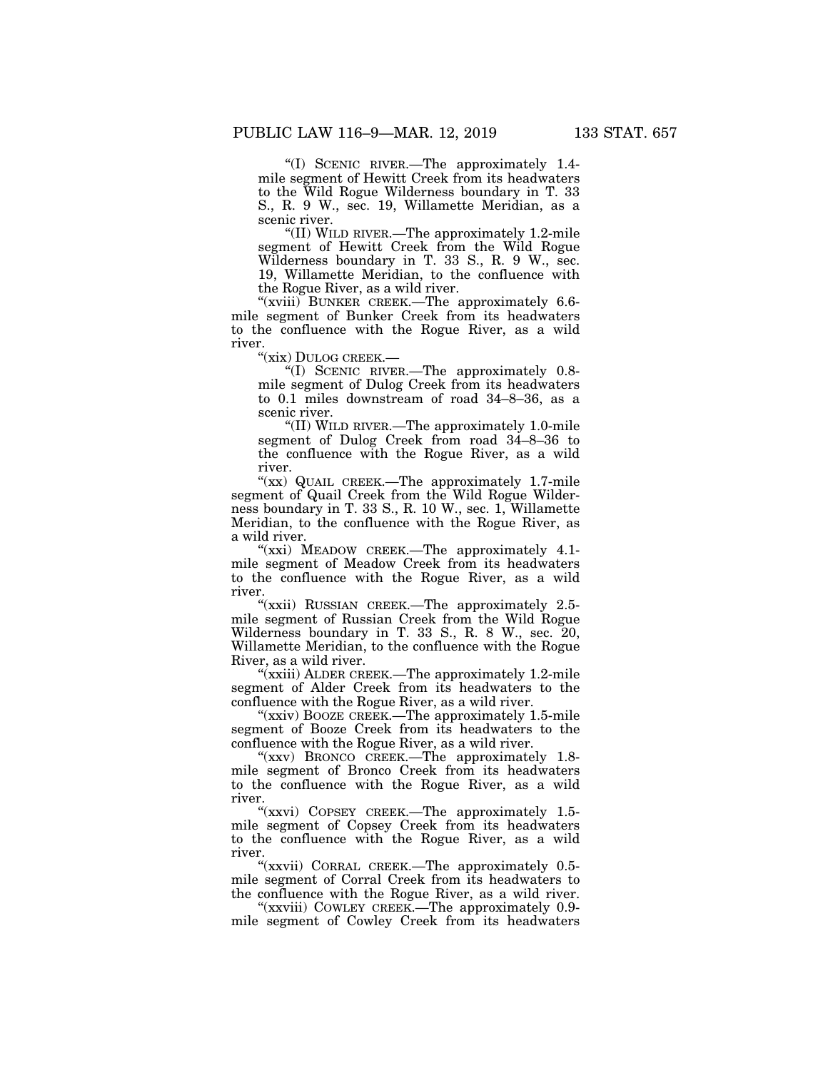"(I) SCENIC RIVER.—The approximately 1.4-mile segment of Hewitt Creek from its headwaters to the Wild Rogue Wilderness boundary in T. 33 S., R. 9 W., sec. 19, Willamette Meridian, as a scenic river.

"(II) WILD RIVER.—The approximately 1.2-mile segment of Hewitt Creek from the Wild Rogue Wilderness boundary in T. 33 S., R. 9 W., sec. 19, Willamette Meridian, to the confluence with the Rogue River, as a wild river.

"(xviii) BUNKER CREEK.—The approximately 6.6-mile segment of Bunker Creek from its headwaters to the confluence with the Rogue River, as a wild river.

"(xix) DULOG CREEK.—

"(I) SCENIC RIVER.—The approximately 0.8-mile segment of Dulog Creek from its headwaters to 0.1 miles downstream of road 34–8–36, as a scenic river.

"(II) WILD RIVER.—The approximately 1.0-mile segment of Dulog Creek from road 34–8–36 to the confluence with the Rogue River, as a wild river.

"(xx) QUAIL CREEK.—The approximately 1.7-mile segment of Quail Creek from the Wild Rogue Wilderness boundary in T. 33 S., R. 10 W., sec. 1, Willamette Meridian, to the confluence with the Rogue River, as a wild river.

"(xxi) MEADOW CREEK.—The approximately 4.1-mile segment of Meadow Creek from its headwaters to the confluence with the Rogue River, as a wild river.

"(xxii) RUSSIAN CREEK.—The approximately 2.5-mile segment of Russian Creek from the Wild Rogue Wilderness boundary in T. 33 S., R. 8 W., sec. 20, Willamette Meridian, to the confluence with the Rogue River, as a wild river.

"(xxiii) ALDER CREEK.—The approximately 1.2-mile segment of Alder Creek from its headwaters to the confluence with the Rogue River, as a wild river.

"(xxiv) BOOZE CREEK.—The approximately 1.5-mile segment of Booze Creek from its headwaters to the confluence with the Rogue River, as a wild river.

"(xxv) BRONCO CREEK.—The approximately 1.8-mile segment of Bronco Creek from its headwaters to the confluence with the Rogue River, as a wild river.

"(xxvi) COPSEY CREEK.—The approximately 1.5-mile segment of Copsey Creek from its headwaters to the confluence with the Rogue River, as a wild river.

"(xxvii) CORRAL CREEK.—The approximately 0.5-mile segment of Corral Creek from its headwaters to the confluence with the Rogue River, as a wild river.

"(xxviii) COWLEY CREEK.—The approximately 0.9-mile segment of Cowley Creek from its headwaters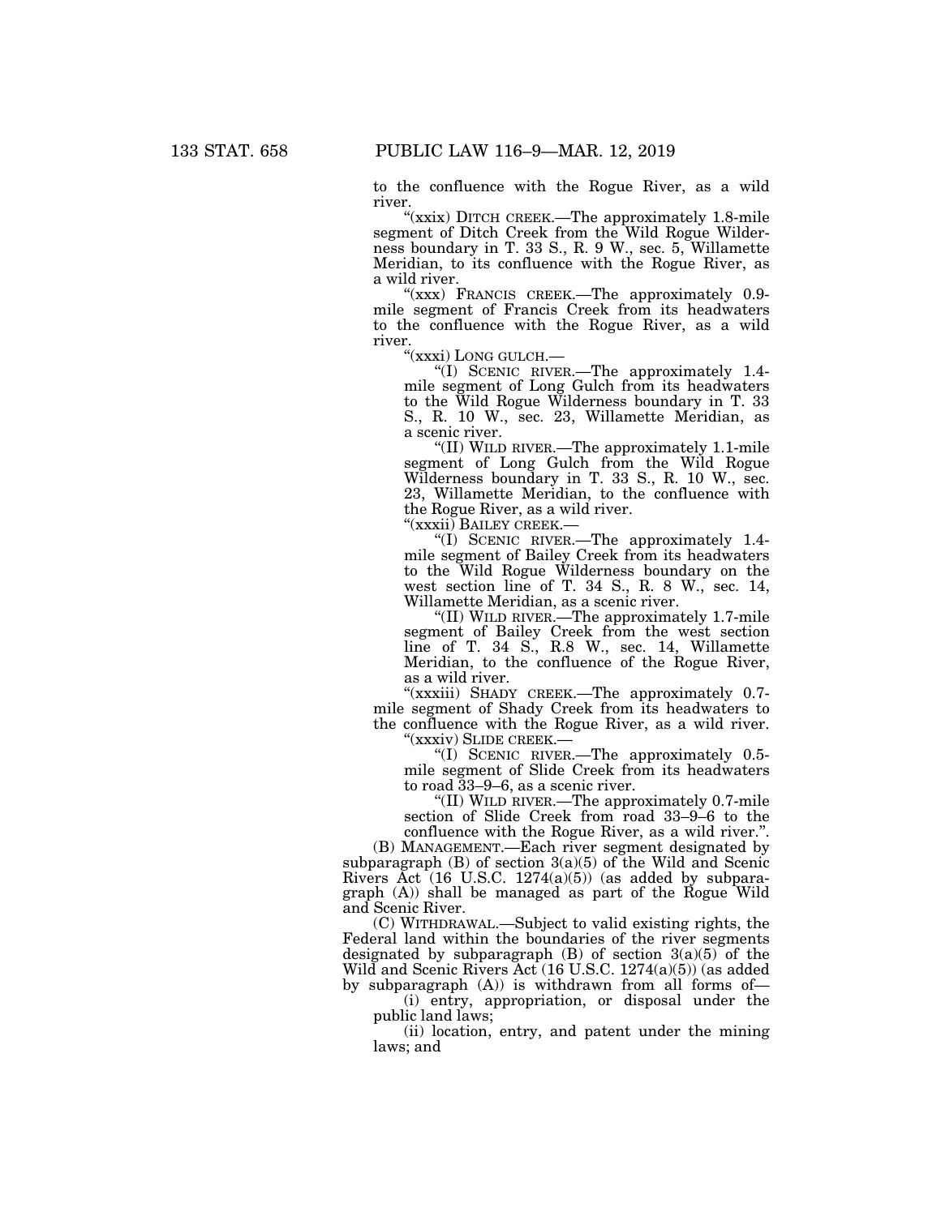to the confluence with the Rogue River, as a wild river.

"(xxix) DITCH CREEK.—The approximately 1.8-mile segment of Ditch Creek from the Wild Rogue Wilderness boundary in T. 33 S., R. 9 W., sec. 5, Willamette Meridian, to its confluence with the Rogue River, as a wild river.

"(xxx) FRANCIS CREEK.—The approximately 0.9-mile segment of Francis Creek from its headwaters to the confluence with the Rogue River, as a wild river.

"(xxxi) LONG GULCH.—

"(I) SCENIC RIVER.—The approximately 1.4-mile segment of Long Gulch from its headwaters to the Wild Rogue Wilderness boundary in T. 33 S., R. 10 W., sec. 23, Willamette Meridian, as a scenic river.

"(II) WILD RIVER.—The approximately 1.1-mile segment of Long Gulch from the Wild Rogue Wilderness boundary in T. 33 S., R. 10 W., sec. 23, Willamette Meridian, to the confluence with the Rogue River, as a wild river.

"(xxxii) BAILEY CREEK.—

"(I) SCENIC RIVER.—The approximately 1.4-mile segment of Bailey Creek from its headwaters to the Wild Rogue Wilderness boundary on the west section line of T. 34 S., R. 8 W., sec. 14, Willamette Meridian, as a scenic river.

"(II) WILD RIVER.—The approximately 1.7-mile segment of Bailey Creek from the west section line of T. 34 S., R.8 W., sec. 14, Willamette Meridian, to the confluence of the Rogue River, as a wild river.

"(xxxiii) SHADY CREEK.—The approximately 0.7-mile segment of Shady Creek from its headwaters to the confluence with the Rogue River, as a wild river.

"(xxxiv) SLIDE CREEK.—

"(I) SCENIC RIVER.—The approximately 0.5-mile segment of Slide Creek from its headwaters to road 33–9–6, as a scenic river.

"(II) WILD RIVER.—The approximately 0.7-mile section of Slide Creek from road 33–9–6 to the confluence with the Rogue River, as a wild river.".

(B) MANAGEMENT.—Each river segment designated by subparagraph (B) of section 3(a)(5) of the Wild and Scenic Rivers Act (16 U.S.C. 1274(a)(5)) (as added by subparagraph (A)) shall be managed as part of the Rogue Wild and Scenic River.

(C) WITHDRAWAL.—Subject to valid existing rights, the Federal land within the boundaries of the river segments designated by subparagraph (B) of section 3(a)(5) of the Wild and Scenic Rivers Act (16 U.S.C. 1274(a)(5)) (as added by subparagraph (A)) is withdrawn from all forms of—

(i) entry, appropriation, or disposal under the public land laws;

(ii) location, entry, and patent under the mining laws; and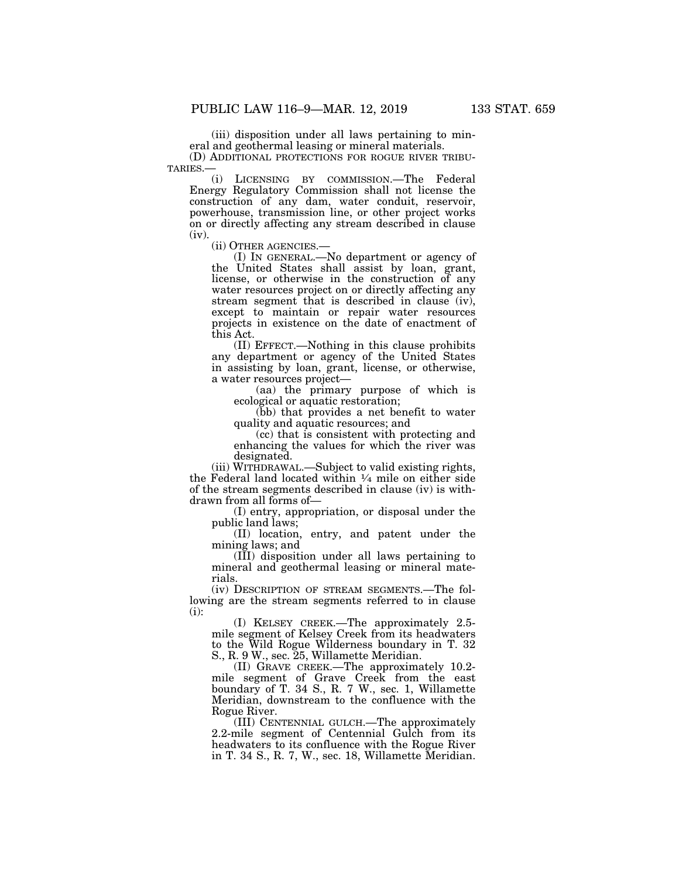(iii) disposition under all laws pertaining to mineral and geothermal leasing or mineral materials.

(D) ADDITIONAL PROTECTIONS FOR ROGUE RIVER TRIBUTARIES.—

(i) LICENSING BY COMMISSION.—The Federal Energy Regulatory Commission shall not license the construction of any dam, water conduit, reservoir, powerhouse, transmission line, or other project works on or directly affecting any stream described in clause (iv).

(ii) OTHER AGENCIES.—

(I) IN GENERAL.—No department or agency of the United States shall assist by loan, grant, license, or otherwise in the construction of any water resources project on or directly affecting any stream segment that is described in clause (iv), except to maintain or repair water resources projects in existence on the date of enactment of this Act.

(II) EFFECT.—Nothing in this clause prohibits any department or agency of the United States in assisting by loan, grant, license, or otherwise, a water resources project—

(aa) the primary purpose of which is ecological or aquatic restoration;

(bb) that provides a net benefit to water quality and aquatic resources; and

(cc) that is consistent with protecting and enhancing the values for which the river was designated.

(iii) WITHDRAWAL.—Subject to valid existing rights, the Federal land located within ¼ mile on either side of the stream segments described in clause (iv) is withdrawn from all forms of—

(I) entry, appropriation, or disposal under the public land laws;

(II) location, entry, and patent under the mining laws; and

(III) disposition under all laws pertaining to mineral and geothermal leasing or mineral materials.

(iv) DESCRIPTION OF STREAM SEGMENTS.—The following are the stream segments referred to in clause (i):

(I) KELSEY CREEK.—The approximately 2.5-mile segment of Kelsey Creek from its headwaters to the Wild Rogue Wilderness boundary in T. 32 S., R. 9 W., sec. 25, Willamette Meridian.

(II) GRAVE CREEK.—The approximately 10.2-mile segment of Grave Creek from the east boundary of T. 34 S., R. 7 W., sec. 1, Willamette Meridian, downstream to the confluence with the Rogue River.

(III) CENTENNIAL GULCH.—The approximately 2.2-mile segment of Centennial Gulch from its headwaters to its confluence with the Rogue River in T. 34 S., R. 7, W., sec. 18, Willamette Meridian.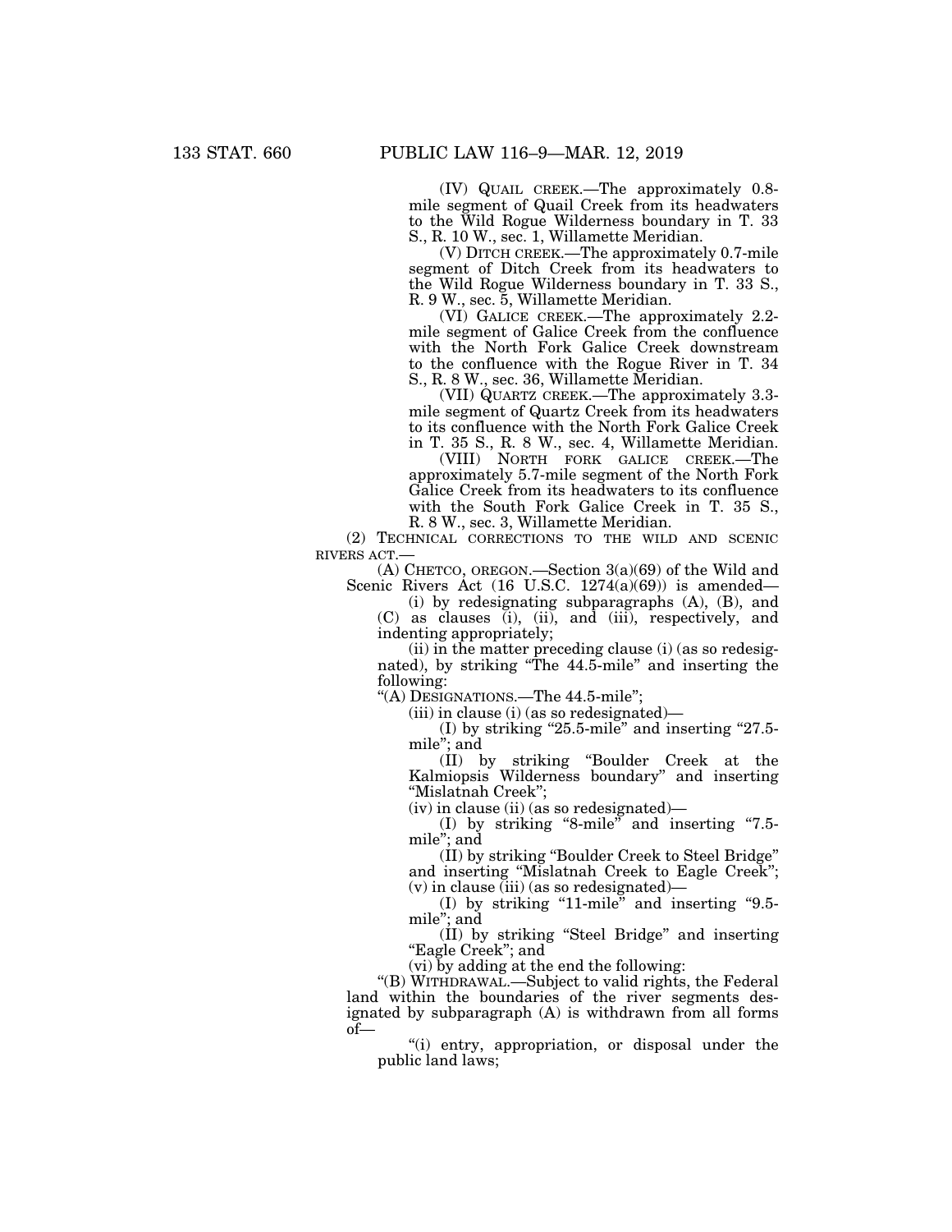(IV) QUAIL CREEK.—The approximately 0.8-mile segment of Quail Creek from its headwaters to the Wild Rogue Wilderness boundary in T. 33 S., R. 10 W., sec. 1, Willamette Meridian.

(V) DITCH CREEK.—The approximately 0.7-mile segment of Ditch Creek from its headwaters to the Wild Rogue Wilderness boundary in T. 33 S., R. 9 W., sec. 5, Willamette Meridian.

(VI) GALICE CREEK.—The approximately 2.2-mile segment of Galice Creek from the confluence with the North Fork Galice Creek downstream to the confluence with the Rogue River in T. 34 S., R. 8 W., sec. 36, Willamette Meridian.

(VII) QUARTZ CREEK.—The approximately 3.3-mile segment of Quartz Creek from its headwaters to its confluence with the North Fork Galice Creek in T. 35 S., R. 8 W., sec. 4, Willamette Meridian.

(VIII) NORTH FORK GALICE CREEK.—The approximately 5.7-mile segment of the North Fork Galice Creek from its headwaters to its confluence with the South Fork Galice Creek in T. 35 S., R. 8 W., sec. 3, Willamette Meridian.

(2) TECHNICAL CORRECTIONS TO THE WILD AND SCENIC RIVERS ACT.—

(A) CHETCO, OREGON.—Section 3(a)(69) of the Wild and Scenic Rivers Act (16 U.S.C. 1274(a)(69)) is amended—

(i) by redesignating subparagraphs (A), (B), and (C) as clauses (i), (ii), and (iii), respectively, and indenting appropriately;

(ii) in the matter preceding clause (i) (as so redesignated), by striking "The 44.5-mile" and inserting the following:

"(A) DESIGNATIONS.—The 44.5-mile";

(iii) in clause (i) (as so redesignated)—

(I) by striking "25.5-mile" and inserting "27.5-mile"; and

(II) by striking "Boulder Creek at the Kalmiopsis Wilderness boundary" and inserting "Mislatnah Creek";

(iv) in clause (ii) (as so redesignated)—

(I) by striking "8-mile" and inserting "7.5-mile"; and

(II) by striking "Boulder Creek to Steel Bridge" and inserting "Mislatnah Creek to Eagle Creek";

(v) in clause (iii) (as so redesignated)—

(I) by striking "11-mile" and inserting "9.5-mile"; and

(II) by striking "Steel Bridge" and inserting "Eagle Creek"; and

(vi) by adding at the end the following:

"(B) WITHDRAWAL.—Subject to valid rights, the Federal land within the boundaries of the river segments designated by subparagraph (A) is withdrawn from all forms of—

"(i) entry, appropriation, or disposal under the public land laws;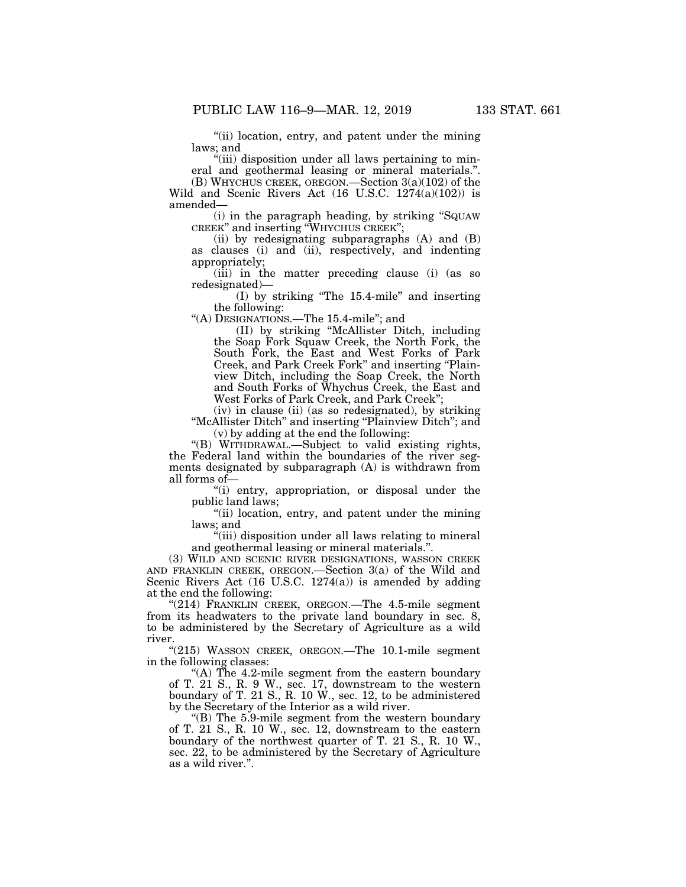"(ii) location, entry, and patent under the mining laws; and

"(iii) disposition under all laws pertaining to mineral and geothermal leasing or mineral materials.".

(B) WHYCHUS CREEK, OREGON.—Section 3(a)(102) of the Wild and Scenic Rivers Act (16 U.S.C. 1274(a)(102)) is amended—

(i) in the paragraph heading, by striking "SQUAW CREEK" and inserting "WHYCHUS CREEK";

(ii) by redesignating subparagraphs (A) and (B) as clauses (i) and (ii), respectively, and indenting appropriately;

(iii) in the matter preceding clause (i) (as so redesignated)—

(I) by striking "The 15.4-mile" and inserting the following:

"(A) DESIGNATIONS.—The 15.4-mile"; and

(II) by striking "McAllister Ditch, including the Soap Fork Squaw Creek, the North Fork, the South Fork, the East and West Forks of Park Creek, and Park Creek Fork" and inserting "Plainview Ditch, including the Soap Creek, the North and South Forks of Whychus Creek, the East and West Forks of Park Creek, and Park Creek";

(iv) in clause (ii) (as so redesignated), by striking "McAllister Ditch" and inserting "Plainview Ditch"; and

(v) by adding at the end the following:

"(B) WITHDRAWAL.—Subject to valid existing rights, the Federal land within the boundaries of the river segments designated by subparagraph (A) is withdrawn from all forms of—

"(i) entry, appropriation, or disposal under the public land laws;

"(ii) location, entry, and patent under the mining laws; and

"(iii) disposition under all laws relating to mineral and geothermal leasing or mineral materials.".

(3) WILD AND SCENIC RIVER DESIGNATIONS, WASSON CREEK AND FRANKLIN CREEK, OREGON.—Section 3(a) of the Wild and Scenic Rivers Act (16 U.S.C. 1274(a)) is amended by adding at the end the following:

"(214) FRANKLIN CREEK, OREGON.—The 4.5-mile segment from its headwaters to the private land boundary in sec. 8, to be administered by the Secretary of Agriculture as a wild river.

"(215) WASSON CREEK, OREGON.—The 10.1-mile segment in the following classes:

"(A) The 4.2-mile segment from the eastern boundary of T. 21 S., R. 9 W., sec. 17, downstream to the western boundary of T. 21 S., R. 10 W., sec. 12, to be administered by the Secretary of the Interior as a wild river.

"(B) The 5.9-mile segment from the western boundary of T. 21 S., R. 10 W., sec. 12, downstream to the eastern boundary of the northwest quarter of T. 21 S., R. 10 W., sec. 22, to be administered by the Secretary of Agriculture as a wild river.".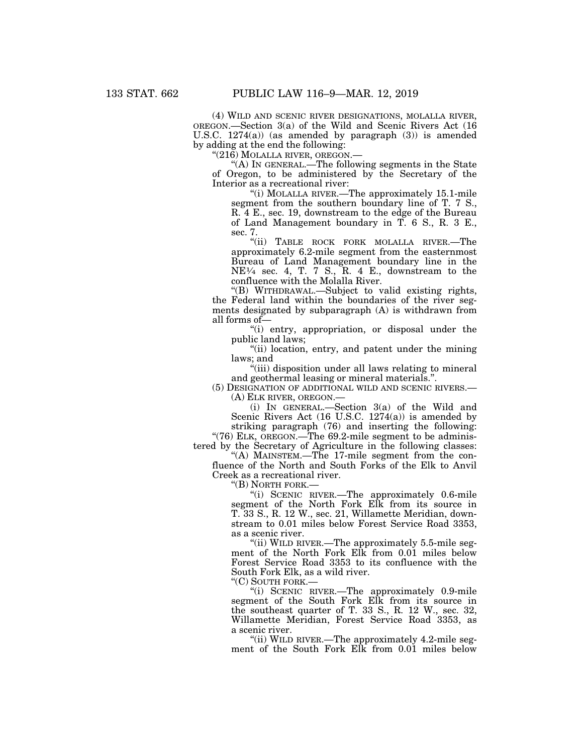(4) WILD AND SCENIC RIVER DESIGNATIONS, MOLALLA RIVER, OREGON.—Section 3(a) of the Wild and Scenic Rivers Act (16 U.S.C. 1274(a)) (as amended by paragraph (3)) is amended by adding at the end the following:

"(216) MOLALLA RIVER, OREGON.—

"(A) IN GENERAL.—The following segments in the State of Oregon, to be administered by the Secretary of the Interior as a recreational river:

"(i) MOLALLA RIVER.—The approximately 15.1-mile segment from the southern boundary line of T. 7 S., R. 4 E., sec. 19, downstream to the edge of the Bureau of Land Management boundary in T. 6 S., R. 3 E., sec. 7.

"(ii) TABLE ROCK FORK MOLALLA RIVER.—The approximately 6.2-mile segment from the easternmost Bureau of Land Management boundary line in the NE¼ sec. 4, T. 7 S., R. 4 E., downstream to the confluence with the Molalla River.

"(B) WITHDRAWAL.—Subject to valid existing rights, the Federal land within the boundaries of the river segments designated by subparagraph (A) is withdrawn from all forms of—

"(i) entry, appropriation, or disposal under the public land laws;

"(ii) location, entry, and patent under the mining laws; and

"(iii) disposition under all laws relating to mineral and geothermal leasing or mineral materials.".

(5) DESIGNATION OF ADDITIONAL WILD AND SCENIC RIVERS.—

(A) ELK RIVER, OREGON.—

(i) IN GENERAL.—Section 3(a) of the Wild and Scenic Rivers Act (16 U.S.C. 1274(a)) is amended by striking paragraph (76) and inserting the following:

"(76) ELK, OREGON.—The 69.2-mile segment to be administered by the Secretary of Agriculture in the following classes:

"(A) MAINSTEM.—The 17-mile segment from the confluence of the North and South Forks of the Elk to Anvil Creek as a recreational river.

"(B) NORTH FORK.—

"(i) SCENIC RIVER.—The approximately 0.6-mile segment of the North Fork Elk from its source in T. 33 S., R. 12 W., sec. 21, Willamette Meridian, downstream to 0.01 miles below Forest Service Road 3353, as a scenic river.

"(ii) WILD RIVER.—The approximately 5.5-mile segment of the North Fork Elk from 0.01 miles below Forest Service Road 3353 to its confluence with the South Fork Elk, as a wild river.

"(C) SOUTH FORK.—

"(i) SCENIC RIVER.—The approximately 0.9-mile segment of the South Fork Elk from its source in the southeast quarter of T. 33 S., R. 12 W., sec. 32, Willamette Meridian, Forest Service Road 3353, as a scenic river.

"(ii) WILD RIVER.—The approximately 4.2-mile segment of the South Fork Elk from 0.01 miles below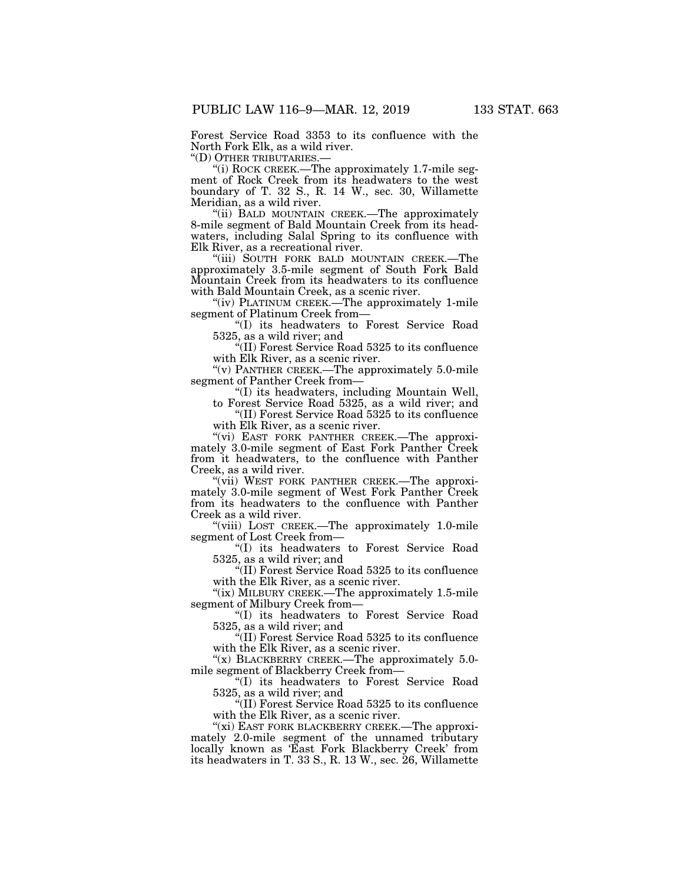Forest Service Road 3353 to its confluence with the North Fork Elk, as a wild river.

"(D) OTHER TRIBUTARIES.—

"(i) ROCK CREEK.—The approximately 1.7-mile segment of Rock Creek from its headwaters to the west boundary of T. 32 S., R. 14 W., sec. 30, Willamette Meridian, as a wild river.

"(ii) BALD MOUNTAIN CREEK.—The approximately 8-mile segment of Bald Mountain Creek from its headwaters, including Salal Spring to its confluence with Elk River, as a recreational river.

"(iii) SOUTH FORK BALD MOUNTAIN CREEK.—The approximately 3.5-mile segment of South Fork Bald Mountain Creek from its headwaters to its confluence with Bald Mountain Creek, as a scenic river.

"(iv) PLATINUM CREEK.—The approximately 1-mile segment of Platinum Creek from—

"(I) its headwaters to Forest Service Road 5325, as a wild river; and

"(II) Forest Service Road 5325 to its confluence with Elk River, as a scenic river.

"(v) PANTHER CREEK.—The approximately 5.0-mile segment of Panther Creek from—

"(I) its headwaters, including Mountain Well, to Forest Service Road 5325, as a wild river; and

"(II) Forest Service Road 5325 to its confluence with Elk River, as a scenic river.

"(vi) EAST FORK PANTHER CREEK.—The approximately 3.0-mile segment of East Fork Panther Creek from it headwaters, to the confluence with Panther Creek, as a wild river.

"(vii) WEST FORK PANTHER CREEK.—The approximately 3.0-mile segment of West Fork Panther Creek from its headwaters to the confluence with Panther Creek as a wild river.

"(viii) LOST CREEK.—The approximately 1.0-mile segment of Lost Creek from—

"(I) its headwaters to Forest Service Road 5325, as a wild river; and

"(II) Forest Service Road 5325 to its confluence with the Elk River, as a scenic river.

"(ix) MILBURY CREEK.—The approximately 1.5-mile segment of Milbury Creek from—

"(I) its headwaters to Forest Service Road 5325, as a wild river; and

"(II) Forest Service Road 5325 to its confluence with the Elk River, as a scenic river.

"(x) BLACKBERRY CREEK.—The approximately 5.0-mile segment of Blackberry Creek from—

"(I) its headwaters to Forest Service Road 5325, as a wild river; and

"(II) Forest Service Road 5325 to its confluence with the Elk River, as a scenic river.

"(xi) EAST FORK BLACKBERRY CREEK.—The approximately 2.0-mile segment of the unnamed tributary locally known as 'East Fork Blackberry Creek' from its headwaters in T. 33 S., R. 13 W., sec. 26, Willamette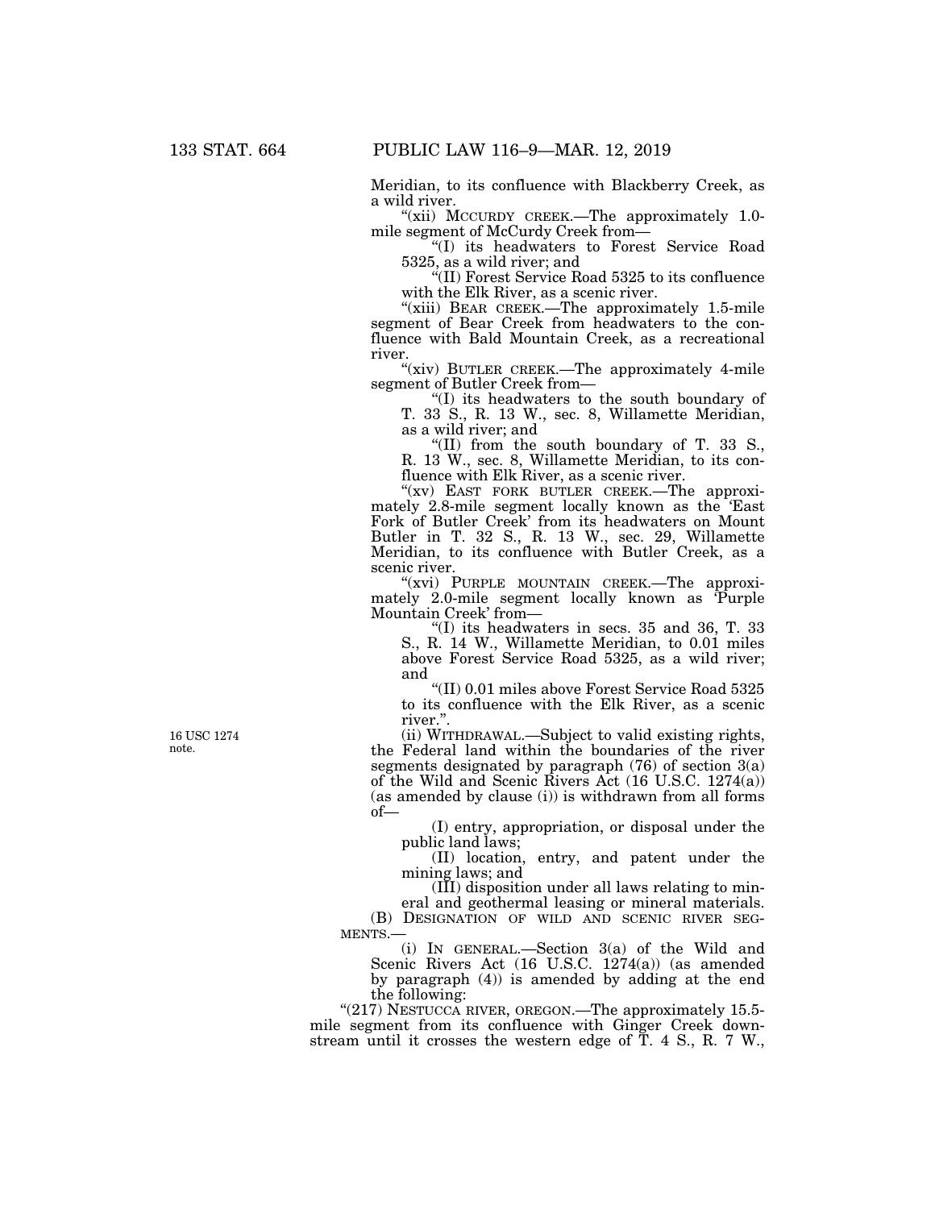Meridian, to its confluence with Blackberry Creek, as a wild river.

"(xii) MCCURDY CREEK.—The approximately 1.0-mile segment of McCurdy Creek from—

"(I) its headwaters to Forest Service Road 5325, as a wild river; and

"(II) Forest Service Road 5325 to its confluence with the Elk River, as a scenic river.

"(xiii) BEAR CREEK.—The approximately 1.5-mile segment of Bear Creek from headwaters to the confluence with Bald Mountain Creek, as a recreational river.

"(xiv) BUTLER CREEK.—The approximately 4-mile segment of Butler Creek from—

"(I) its headwaters to the south boundary of T. 33 S., R. 13 W., sec. 8, Willamette Meridian, as a wild river; and

"(II) from the south boundary of T. 33 S., R. 13 W., sec. 8, Willamette Meridian, to its confluence with Elk River, as a scenic river.

"(xv) EAST FORK BUTLER CREEK.—The approximately 2.8-mile segment locally known as the 'East Fork of Butler Creek' from its headwaters on Mount Butler in T. 32 S., R. 13 W., sec. 29, Willamette Meridian, to its confluence with Butler Creek, as a scenic river.

"(xvi) PURPLE MOUNTAIN CREEK.—The approximately 2.0-mile segment locally known as 'Purple Mountain Creek' from—

"(I) its headwaters in secs. 35 and 36, T. 33 S., R. 14 W., Willamette Meridian, to 0.01 miles above Forest Service Road 5325, as a wild river; and

"(II) 0.01 miles above Forest Service Road 5325 to its confluence with the Elk River, as a scenic river.".

16 USC 1274 note.

(ii) WITHDRAWAL.—Subject to valid existing rights, the Federal land within the boundaries of the river segments designated by paragraph (76) of section 3(a) of the Wild and Scenic Rivers Act (16 U.S.C. 1274(a)) (as amended by clause (i)) is withdrawn from all forms of—

(I) entry, appropriation, or disposal under the public land laws;

(II) location, entry, and patent under the mining laws; and

(III) disposition under all laws relating to mineral and geothermal leasing or mineral materials.

(B) DESIGNATION OF WILD AND SCENIC RIVER SEGMENTS.—

(i) IN GENERAL.—Section 3(a) of the Wild and Scenic Rivers Act (16 U.S.C. 1274(a)) (as amended by paragraph (4)) is amended by adding at the end the following:

"(217) NESTUCCA RIVER, OREGON.—The approximately 15.5-mile segment from its confluence with Ginger Creek downstream until it crosses the western edge of T. 4 S., R. 7 W.,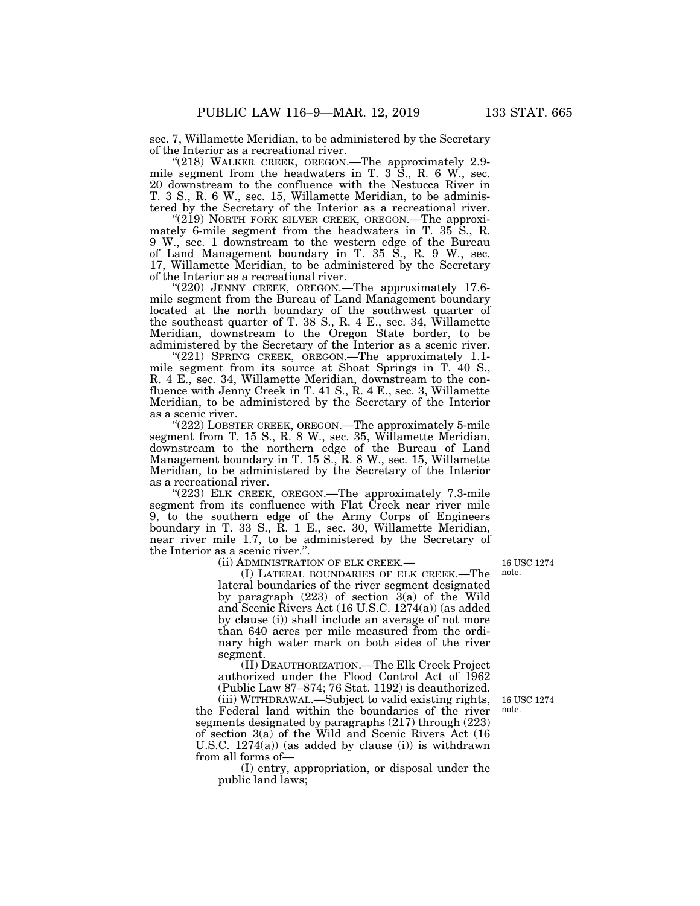sec. 7, Willamette Meridian, to be administered by the Secretary of the Interior as a recreational river.

"(218) WALKER CREEK, OREGON.—The approximately 2.9-mile segment from the headwaters in T. 3 S., R. 6 W., sec. 20 downstream to the confluence with the Nestucca River in T. 3 S., R. 6 W., sec. 15, Willamette Meridian, to be administered by the Secretary of the Interior as a recreational river.

"(219) NORTH FORK SILVER CREEK, OREGON.—The approximately 6-mile segment from the headwaters in T. 35 S., R. 9 W., sec. 1 downstream to the western edge of the Bureau of Land Management boundary in T. 35 S., R. 9 W., sec. 17, Willamette Meridian, to be administered by the Secretary of the Interior as a recreational river.

"(220) JENNY CREEK, OREGON.—The approximately 17.6-mile segment from the Bureau of Land Management boundary located at the north boundary of the southwest quarter of the southeast quarter of T. 38 S., R. 4 E., sec. 34, Willamette Meridian, downstream to the Oregon State border, to be administered by the Secretary of the Interior as a scenic river.

"(221) SPRING CREEK, OREGON.—The approximately 1.1-mile segment from its source at Shoat Springs in T. 40 S., R. 4 E., sec. 34, Willamette Meridian, downstream to the confluence with Jenny Creek in T. 41 S., R. 4 E., sec. 3, Willamette Meridian, to be administered by the Secretary of the Interior as a scenic river.

"(222) LOBSTER CREEK, OREGON.—The approximately 5-mile segment from T. 15 S., R. 8 W., sec. 35, Willamette Meridian, downstream to the northern edge of the Bureau of Land Management boundary in T. 15 S., R. 8 W., sec. 15, Willamette Meridian, to be administered by the Secretary of the Interior as a recreational river.

"(223) ELK CREEK, OREGON.—The approximately 7.3-mile segment from its confluence with Flat Creek near river mile 9, to the southern edge of the Army Corps of Engineers boundary in T. 33 S., R. 1 E., sec. 30, Willamette Meridian, near river mile 1.7, to be administered by the Secretary of the Interior as a scenic river.".

(ii) ADMINISTRATION OF ELK CREEK.—

16 USC 1274 note.

(I) LATERAL BOUNDARIES OF ELK CREEK.—The lateral boundaries of the river segment designated by paragraph (223) of section 3(a) of the Wild and Scenic Rivers Act (16 U.S.C. 1274(a)) (as added by clause (i)) shall include an average of not more than 640 acres per mile measured from the ordinary high water mark on both sides of the river segment.

(II) DEAUTHORIZATION.—The Elk Creek Project authorized under the Flood Control Act of 1962 (Public Law 87–874; 76 Stat. 1192) is deauthorized.

16 USC 1274 note.

(iii) WITHDRAWAL.—Subject to valid existing rights, the Federal land within the boundaries of the river segments designated by paragraphs (217) through (223) of section 3(a) of the Wild and Scenic Rivers Act (16 U.S.C. 1274(a)) (as added by clause (i)) is withdrawn from all forms of—

(I) entry, appropriation, or disposal under the public land laws;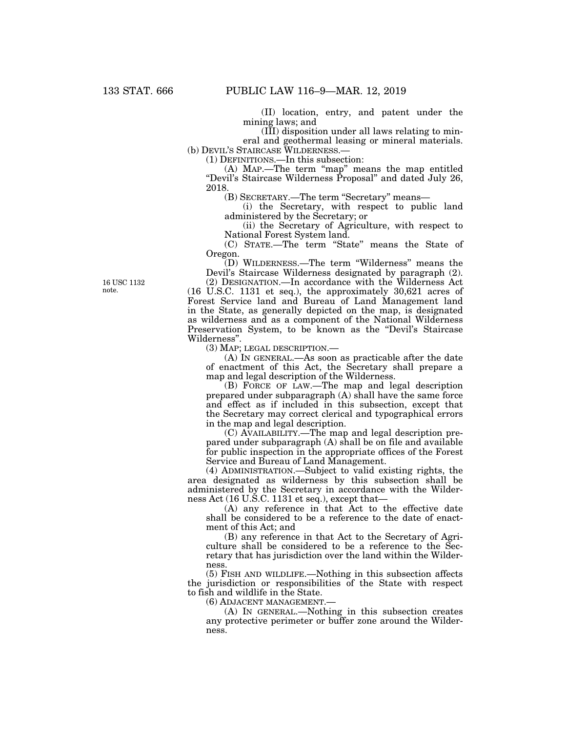(II) location, entry, and patent under the mining laws; and

(III) disposition under all laws relating to mineral and geothermal leasing or mineral materials.

(b) DEVIL'S STAIRCASE WILDERNESS.—

(1) DEFINITIONS.—In this subsection:

(A) MAP.—The term "map" means the map entitled "Devil's Staircase Wilderness Proposal" and dated July 26, 2018.

(B) SECRETARY.—The term "Secretary" means—

(i) the Secretary, with respect to public land administered by the Secretary; or

(ii) the Secretary of Agriculture, with respect to National Forest System land.

(C) STATE.—The term "State" means the State of Oregon.

(D) WILDERNESS.—The term "Wilderness" means the Devil's Staircase Wilderness designated by paragraph (2).

16 USC 1132 note.

(2) DESIGNATION.—In accordance with the Wilderness Act (16 U.S.C. 1131 et seq.), the approximately 30,621 acres of Forest Service land and Bureau of Land Management land in the State, as generally depicted on the map, is designated as wilderness and as a component of the National Wilderness Preservation System, to be known as the "Devil's Staircase Wilderness".

(3) MAP; LEGAL DESCRIPTION.—

(A) IN GENERAL.—As soon as practicable after the date of enactment of this Act, the Secretary shall prepare a map and legal description of the Wilderness.

(B) FORCE OF LAW.—The map and legal description prepared under subparagraph (A) shall have the same force and effect as if included in this subsection, except that the Secretary may correct clerical and typographical errors in the map and legal description.

(C) AVAILABILITY.—The map and legal description prepared under subparagraph (A) shall be on file and available for public inspection in the appropriate offices of the Forest Service and Bureau of Land Management.

(4) ADMINISTRATION.—Subject to valid existing rights, the area designated as wilderness by this subsection shall be administered by the Secretary in accordance with the Wilderness Act (16 U.S.C. 1131 et seq.), except that—

(A) any reference in that Act to the effective date shall be considered to be a reference to the date of enactment of this Act; and

(B) any reference in that Act to the Secretary of Agriculture shall be considered to be a reference to the Secretary that has jurisdiction over the land within the Wilderness.

(5) FISH AND WILDLIFE.—Nothing in this subsection affects the jurisdiction or responsibilities of the State with respect to fish and wildlife in the State.

(6) ADJACENT MANAGEMENT.—

(A) IN GENERAL.—Nothing in this subsection creates any protective perimeter or buffer zone around the Wilderness.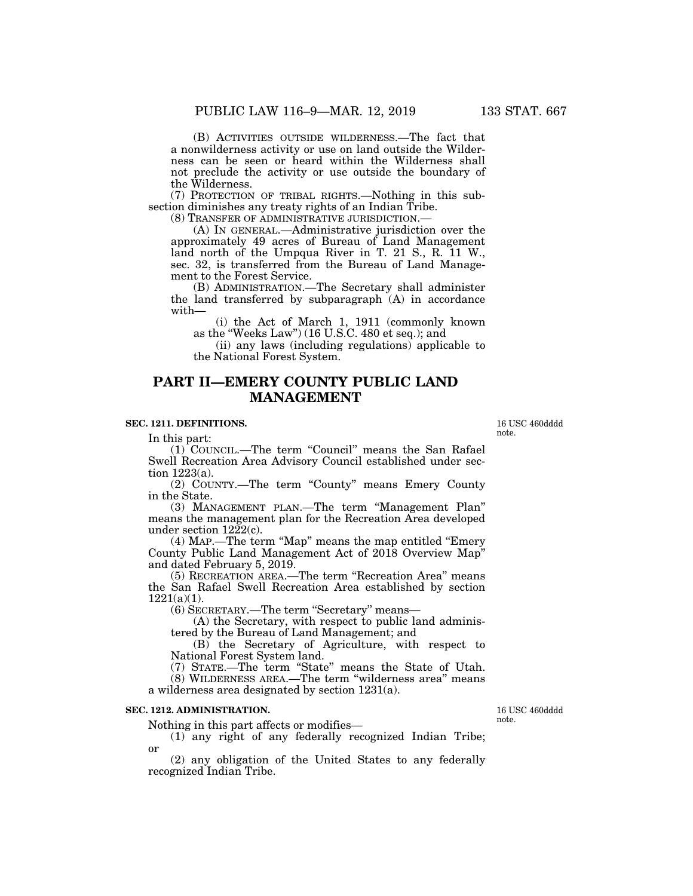(B) ACTIVITIES OUTSIDE WILDERNESS.—The fact that a nonwilderness activity or use on land outside the Wilderness can be seen or heard within the Wilderness shall not preclude the activity or use outside the boundary of the Wilderness.

(7) PROTECTION OF TRIBAL RIGHTS.—Nothing in this subsection diminishes any treaty rights of an Indian Tribe.

(8) TRANSFER OF ADMINISTRATIVE JURISDICTION.—

(A) IN GENERAL.—Administrative jurisdiction over the approximately 49 acres of Bureau of Land Management land north of the Umpqua River in T. 21 S., R. 11 W., sec. 32, is transferred from the Bureau of Land Management to the Forest Service.

(B) ADMINISTRATION.—The Secretary shall administer the land transferred by subparagraph (A) in accordance with—

(i) the Act of March 1, 1911 (commonly known as the "Weeks Law") (16 U.S.C. 480 et seq.); and

(ii) any laws (including regulations) applicable to the National Forest System.

## PART II—EMERY COUNTY PUBLIC LAND MANAGEMENT

### SEC. 1211. DEFINITIONS.

16 USC 460dddd note.

In this part:

(1) COUNCIL.—The term "Council" means the San Rafael Swell Recreation Area Advisory Council established under section 1223(a).

(2) COUNTY.—The term "County" means Emery County in the State.

(3) MANAGEMENT PLAN.—The term "Management Plan" means the management plan for the Recreation Area developed under section 1222(c).

(4) MAP.—The term "Map" means the map entitled "Emery County Public Land Management Act of 2018 Overview Map" and dated February 5, 2019.

(5) RECREATION AREA.—The term "Recreation Area" means the San Rafael Swell Recreation Area established by section 1221(a)(1).

(6) SECRETARY.—The term "Secretary" means—

(A) the Secretary, with respect to public land administered by the Bureau of Land Management; and

(B) the Secretary of Agriculture, with respect to National Forest System land.

(7) STATE.—The term "State" means the State of Utah.

(8) WILDERNESS AREA.—The term "wilderness area" means a wilderness area designated by section 1231(a).

### SEC. 1212. ADMINISTRATION.

16 USC 460dddd note.

Nothing in this part affects or modifies—

(1) any right of any federally recognized Indian Tribe; or

(2) any obligation of the United States to any federally recognized Indian Tribe.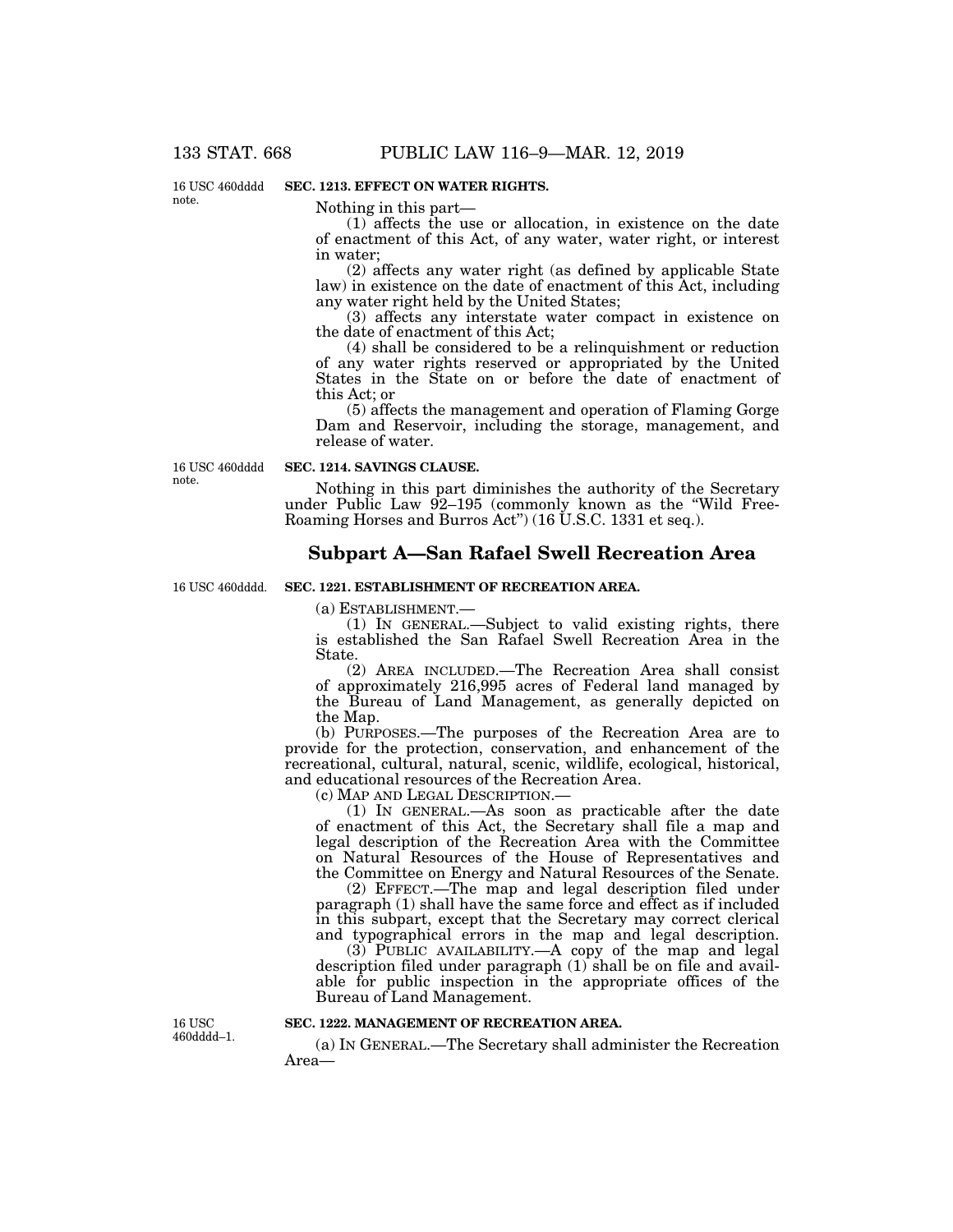16 USC 460dddd note.

**SEC. 1213. EFFECT ON WATER RIGHTS.**

Nothing in this part—

(1) affects the use or allocation, in existence on the date of enactment of this Act, of any water, water right, or interest in water;

(2) affects any water right (as defined by applicable State law) in existence on the date of enactment of this Act, including any water right held by the United States;

(3) affects any interstate water compact in existence on the date of enactment of this Act;

(4) shall be considered to be a relinquishment or reduction of any water rights reserved or appropriated by the United States in the State on or before the date of enactment of this Act; or

(5) affects the management and operation of Flaming Gorge Dam and Reservoir, including the storage, management, and release of water.

16 USC 460dddd note.

**SEC. 1214. SAVINGS CLAUSE.**

Nothing in this part diminishes the authority of the Secretary under Public Law 92–195 (commonly known as the "Wild Free-Roaming Horses and Burros Act") (16 U.S.C. 1331 et seq.).

## Subpart A—San Rafael Swell Recreation Area

16 USC 460dddd.

**SEC. 1221. ESTABLISHMENT OF RECREATION AREA.**

(a) ESTABLISHMENT.—

(1) IN GENERAL.—Subject to valid existing rights, there is established the San Rafael Swell Recreation Area in the State.

(2) AREA INCLUDED.—The Recreation Area shall consist of approximately 216,995 acres of Federal land managed by the Bureau of Land Management, as generally depicted on the Map.

(b) PURPOSES.—The purposes of the Recreation Area are to provide for the protection, conservation, and enhancement of the recreational, cultural, natural, scenic, wildlife, ecological, historical, and educational resources of the Recreation Area.

(c) MAP AND LEGAL DESCRIPTION.—

(1) IN GENERAL.—As soon as practicable after the date of enactment of this Act, the Secretary shall file a map and legal description of the Recreation Area with the Committee on Natural Resources of the House of Representatives and the Committee on Energy and Natural Resources of the Senate.

(2) EFFECT.—The map and legal description filed under paragraph (1) shall have the same force and effect as if included in this subpart, except that the Secretary may correct clerical and typographical errors in the map and legal description.

(3) PUBLIC AVAILABILITY.—A copy of the map and legal description filed under paragraph (1) shall be on file and available for public inspection in the appropriate offices of the Bureau of Land Management.

16 USC 460dddd–1.

**SEC. 1222. MANAGEMENT OF RECREATION AREA.**

(a) IN GENERAL.—The Secretary shall administer the Recreation Area—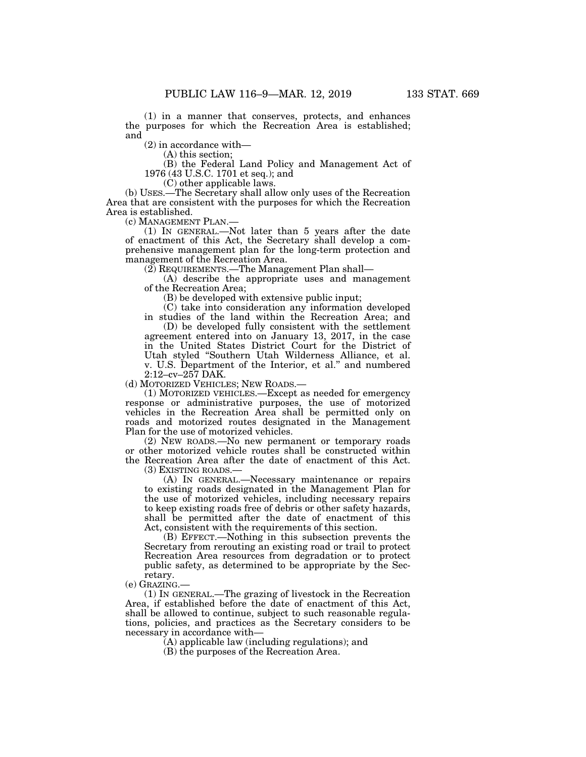(1) in a manner that conserves, protects, and enhances the purposes for which the Recreation Area is established; and

(2) in accordance with—

(A) this section;

(B) the Federal Land Policy and Management Act of 1976 (43 U.S.C. 1701 et seq.); and

(C) other applicable laws.

(b) USES.—The Secretary shall allow only uses of the Recreation Area that are consistent with the purposes for which the Recreation Area is established.

(c) MANAGEMENT PLAN.—

(1) IN GENERAL.—Not later than 5 years after the date of enactment of this Act, the Secretary shall develop a comprehensive management plan for the long-term protection and management of the Recreation Area.

(2) REQUIREMENTS.—The Management Plan shall—

(A) describe the appropriate uses and management of the Recreation Area;

(B) be developed with extensive public input;

(C) take into consideration any information developed in studies of the land within the Recreation Area; and

(D) be developed fully consistent with the settlement agreement entered into on January 13, 2017, in the case in the United States District Court for the District of Utah styled "Southern Utah Wilderness Alliance, et al. v. U.S. Department of the Interior, et al." and numbered 2:12–cv–257 DAK.

(d) MOTORIZED VEHICLES; NEW ROADS.—

(1) MOTORIZED VEHICLES.—Except as needed for emergency response or administrative purposes, the use of motorized vehicles in the Recreation Area shall be permitted only on roads and motorized routes designated in the Management Plan for the use of motorized vehicles.

(2) NEW ROADS.—No new permanent or temporary roads or other motorized vehicle routes shall be constructed within the Recreation Area after the date of enactment of this Act.

(3) EXISTING ROADS.—

(A) IN GENERAL.—Necessary maintenance or repairs to existing roads designated in the Management Plan for the use of motorized vehicles, including necessary repairs to keep existing roads free of debris or other safety hazards, shall be permitted after the date of enactment of this Act, consistent with the requirements of this section.

(B) EFFECT.—Nothing in this subsection prevents the Secretary from rerouting an existing road or trail to protect Recreation Area resources from degradation or to protect public safety, as determined to be appropriate by the Secretary.

(e) GRAZING.—

(1) IN GENERAL.—The grazing of livestock in the Recreation Area, if established before the date of enactment of this Act, shall be allowed to continue, subject to such reasonable regulations, policies, and practices as the Secretary considers to be necessary in accordance with—

(A) applicable law (including regulations); and

(B) the purposes of the Recreation Area.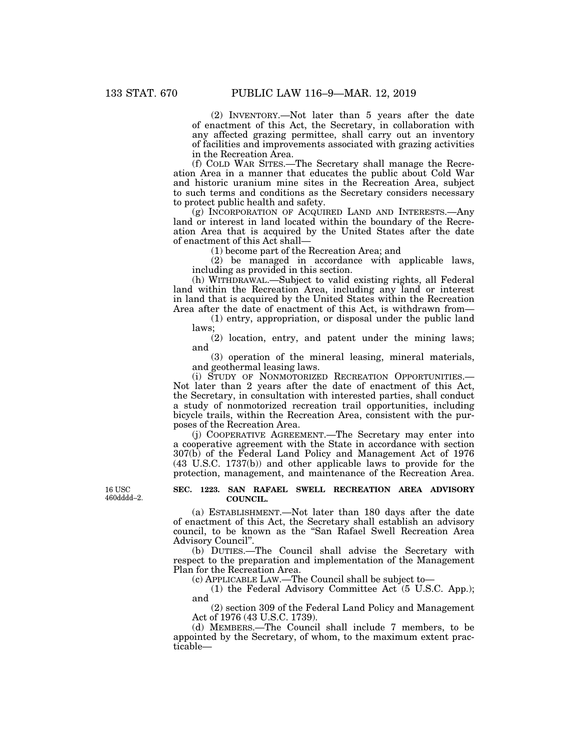(2) INVENTORY.—Not later than 5 years after the date of enactment of this Act, the Secretary, in collaboration with any affected grazing permittee, shall carry out an inventory of facilities and improvements associated with grazing activities in the Recreation Area.

(f) COLD WAR SITES.—The Secretary shall manage the Recreation Area in a manner that educates the public about Cold War and historic uranium mine sites in the Recreation Area, subject to such terms and conditions as the Secretary considers necessary to protect public health and safety.

(g) INCORPORATION OF ACQUIRED LAND AND INTERESTS.—Any land or interest in land located within the boundary of the Recreation Area that is acquired by the United States after the date of enactment of this Act shall—

(1) become part of the Recreation Area; and

(2) be managed in accordance with applicable laws, including as provided in this section.

(h) WITHDRAWAL.—Subject to valid existing rights, all Federal land within the Recreation Area, including any land or interest in land that is acquired by the United States within the Recreation Area after the date of enactment of this Act, is withdrawn from—

(1) entry, appropriation, or disposal under the public land laws;

(2) location, entry, and patent under the mining laws; and

(3) operation of the mineral leasing, mineral materials, and geothermal leasing laws.

(i) STUDY OF NONMOTORIZED RECREATION OPPORTUNITIES.—Not later than 2 years after the date of enactment of this Act, the Secretary, in consultation with interested parties, shall conduct a study of nonmotorized recreation trail opportunities, including bicycle trails, within the Recreation Area, consistent with the purposes of the Recreation Area.

(j) COOPERATIVE AGREEMENT.—The Secretary may enter into a cooperative agreement with the State in accordance with section 307(b) of the Federal Land Policy and Management Act of 1976 (43 U.S.C. 1737(b)) and other applicable laws to provide for the protection, management, and maintenance of the Recreation Area.

16 USC 460dddd–2.

**SEC. 1223. SAN RAFAEL SWELL RECREATION AREA ADVISORY COUNCIL.**

(a) ESTABLISHMENT.—Not later than 180 days after the date of enactment of this Act, the Secretary shall establish an advisory council, to be known as the "San Rafael Swell Recreation Area Advisory Council".

(b) DUTIES.—The Council shall advise the Secretary with respect to the preparation and implementation of the Management Plan for the Recreation Area.

(c) APPLICABLE LAW.—The Council shall be subject to—

(1) the Federal Advisory Committee Act (5 U.S.C. App.); and

(2) section 309 of the Federal Land Policy and Management Act of 1976 (43 U.S.C. 1739).

(d) MEMBERS.—The Council shall include 7 members, to be appointed by the Secretary, of whom, to the maximum extent practicable—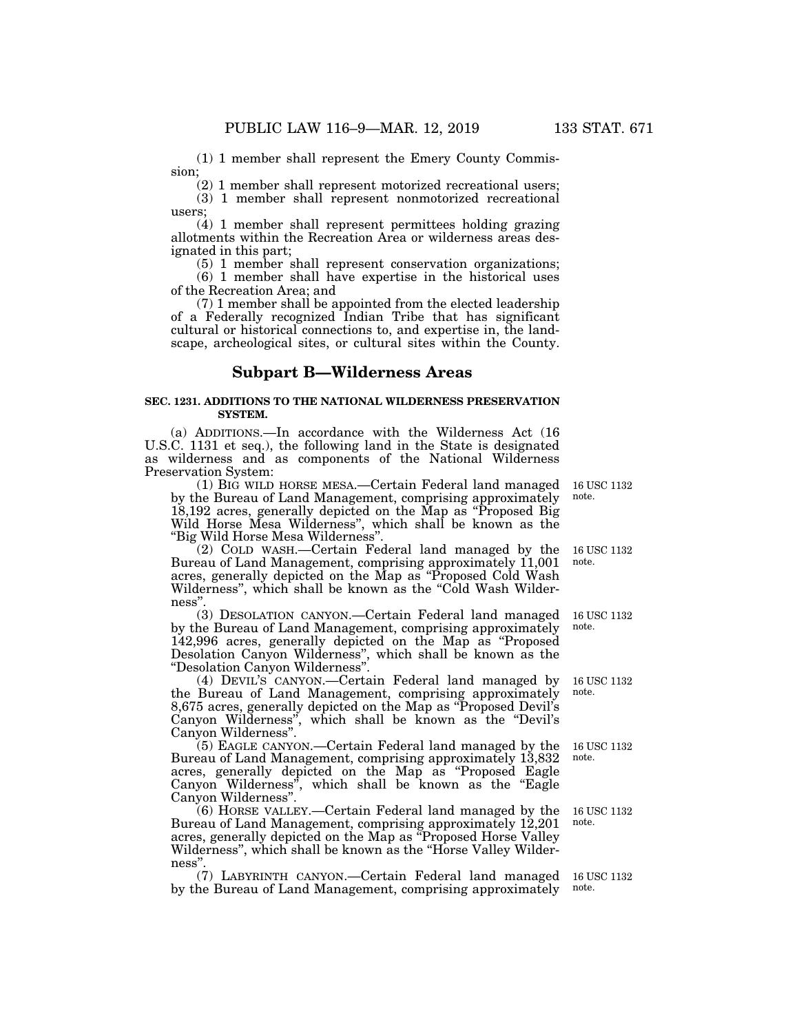(1) 1 member shall represent the Emery County Commission;

(2) 1 member shall represent motorized recreational users;

(3) 1 member shall represent nonmotorized recreational users;

(4) 1 member shall represent permittees holding grazing allotments within the Recreation Area or wilderness areas designated in this part;

(5) 1 member shall represent conservation organizations;

(6) 1 member shall have expertise in the historical uses of the Recreation Area; and

(7) 1 member shall be appointed from the elected leadership of a Federally recognized Indian Tribe that has significant cultural or historical connections to, and expertise in, the landscape, archeological sites, or cultural sites within the County.

## Subpart B—Wilderness Areas

### SEC. 1231. ADDITIONS TO THE NATIONAL WILDERNESS PRESERVATION SYSTEM.

(a) ADDITIONS.—In accordance with the Wilderness Act (16 U.S.C. 1131 et seq.), the following land in the State is designated as wilderness and as components of the National Wilderness Preservation System:

(1) BIG WILD HORSE MESA.—Certain Federal land managed by the Bureau of Land Management, comprising approximately 18,192 acres, generally depicted on the Map as "Proposed Big Wild Horse Mesa Wilderness", which shall be known as the "Big Wild Horse Mesa Wilderness".

16 USC 1132 note.

(2) COLD WASH.—Certain Federal land managed by the Bureau of Land Management, comprising approximately 11,001 acres, generally depicted on the Map as "Proposed Cold Wash Wilderness", which shall be known as the "Cold Wash Wilderness".

16 USC 1132 note.

(3) DESOLATION CANYON.—Certain Federal land managed by the Bureau of Land Management, comprising approximately 142,996 acres, generally depicted on the Map as "Proposed Desolation Canyon Wilderness", which shall be known as the "Desolation Canyon Wilderness".

16 USC 1132 note.

(4) DEVIL'S CANYON.—Certain Federal land managed by the Bureau of Land Management, comprising approximately 8,675 acres, generally depicted on the Map as "Proposed Devil's Canyon Wilderness", which shall be known as the "Devil's Canyon Wilderness".

16 USC 1132 note.

(5) EAGLE CANYON.—Certain Federal land managed by the Bureau of Land Management, comprising approximately 13,832 acres, generally depicted on the Map as "Proposed Eagle Canyon Wilderness", which shall be known as the "Eagle Canyon Wilderness".

16 USC 1132 note.

(6) HORSE VALLEY.—Certain Federal land managed by the Bureau of Land Management, comprising approximately 12,201 acres, generally depicted on the Map as "Proposed Horse Valley Wilderness", which shall be known as the "Horse Valley Wilderness".

16 USC 1132 note.

(7) LABYRINTH CANYON.—Certain Federal land managed by the Bureau of Land Management, comprising approximately

16 USC 1132 note.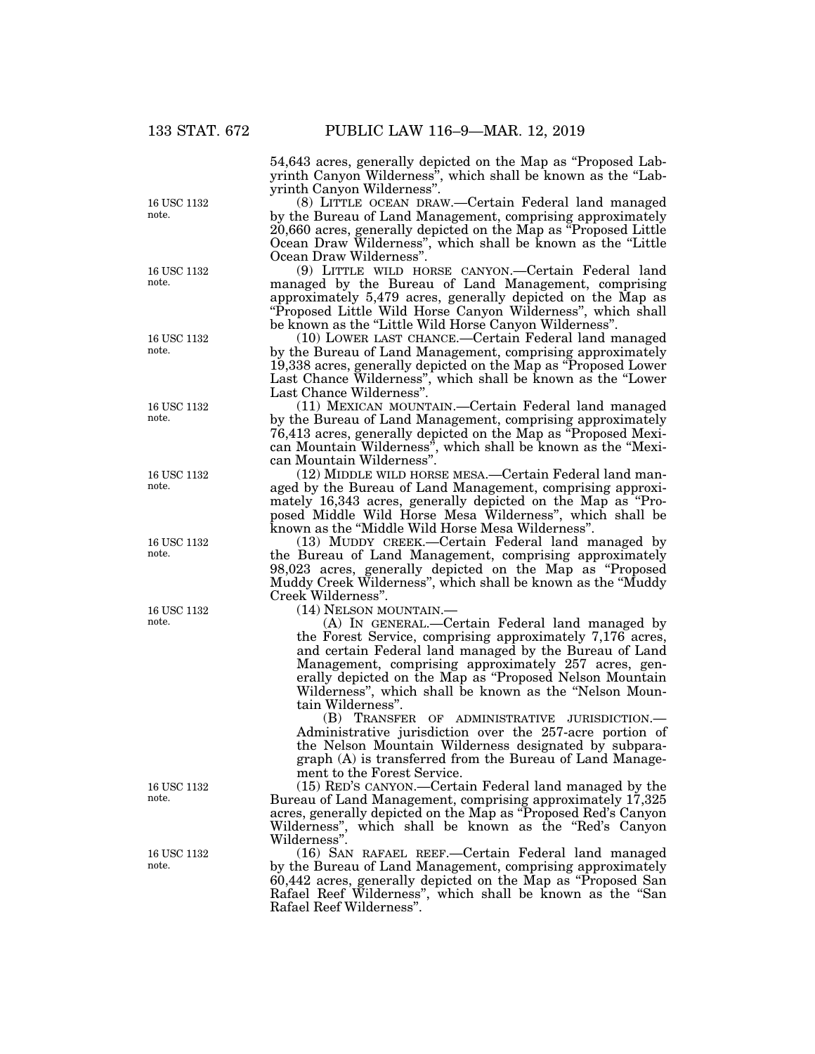54,643 acres, generally depicted on the Map as "Proposed Labyrinth Canyon Wilderness", which shall be known as the "Labyrinth Canyon Wilderness".

16 USC 1132 note.

(8) LITTLE OCEAN DRAW.—Certain Federal land managed by the Bureau of Land Management, comprising approximately 20,660 acres, generally depicted on the Map as "Proposed Little Ocean Draw Wilderness", which shall be known as the "Little Ocean Draw Wilderness".

16 USC 1132 note.

(9) LITTLE WILD HORSE CANYON.—Certain Federal land managed by the Bureau of Land Management, comprising approximately 5,479 acres, generally depicted on the Map as "Proposed Little Wild Horse Canyon Wilderness", which shall be known as the "Little Wild Horse Canyon Wilderness".

16 USC 1132 note.

(10) LOWER LAST CHANCE.—Certain Federal land managed by the Bureau of Land Management, comprising approximately 19,338 acres, generally depicted on the Map as "Proposed Lower Last Chance Wilderness", which shall be known as the "Lower Last Chance Wilderness".

16 USC 1132 note.

(11) MEXICAN MOUNTAIN.—Certain Federal land managed by the Bureau of Land Management, comprising approximately 76,413 acres, generally depicted on the Map as "Proposed Mexican Mountain Wilderness", which shall be known as the "Mexican Mountain Wilderness".

16 USC 1132 note.

(12) MIDDLE WILD HORSE MESA.—Certain Federal land managed by the Bureau of Land Management, comprising approximately 16,343 acres, generally depicted on the Map as "Proposed Middle Wild Horse Mesa Wilderness", which shall be known as the "Middle Wild Horse Mesa Wilderness".

16 USC 1132 note.

(13) MUDDY CREEK.—Certain Federal land managed by the Bureau of Land Management, comprising approximately 98,023 acres, generally depicted on the Map as "Proposed Muddy Creek Wilderness", which shall be known as the "Muddy Creek Wilderness".

16 USC 1132 note.

(14) NELSON MOUNTAIN.—

(A) IN GENERAL.—Certain Federal land managed by the Forest Service, comprising approximately 7,176 acres, and certain Federal land managed by the Bureau of Land Management, comprising approximately 257 acres, generally depicted on the Map as "Proposed Nelson Mountain Wilderness", which shall be known as the "Nelson Mountain Wilderness".

(B) TRANSFER OF ADMINISTRATIVE JURISDICTION.—Administrative jurisdiction over the 257-acre portion of the Nelson Mountain Wilderness designated by subparagraph (A) is transferred from the Bureau of Land Management to the Forest Service.

16 USC 1132 note.

(15) RED'S CANYON.—Certain Federal land managed by the Bureau of Land Management, comprising approximately 17,325 acres, generally depicted on the Map as "Proposed Red's Canyon Wilderness", which shall be known as the "Red's Canyon Wilderness".

16 USC 1132 note.

(16) SAN RAFAEL REEF.—Certain Federal land managed by the Bureau of Land Management, comprising approximately 60,442 acres, generally depicted on the Map as "Proposed San Rafael Reef Wilderness", which shall be known as the "San Rafael Reef Wilderness".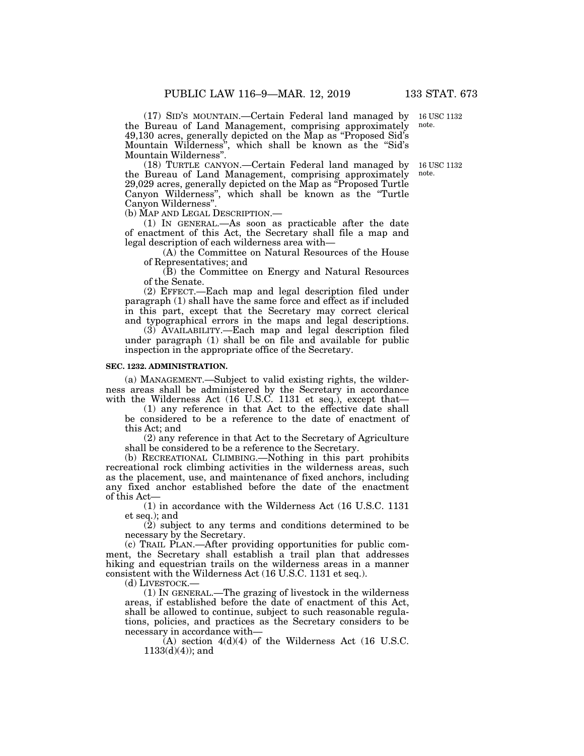(17) SID'S MOUNTAIN.—Certain Federal land managed by the Bureau of Land Management, comprising approximately 49,130 acres, generally depicted on the Map as "Proposed Sid's Mountain Wilderness", which shall be known as the "Sid's Mountain Wilderness".

16 USC 1132 note.

(18) TURTLE CANYON.—Certain Federal land managed by the Bureau of Land Management, comprising approximately 29,029 acres, generally depicted on the Map as "Proposed Turtle Canyon Wilderness", which shall be known as the "Turtle Canyon Wilderness".

16 USC 1132 note.

(b) MAP AND LEGAL DESCRIPTION.—

(1) IN GENERAL.—As soon as practicable after the date of enactment of this Act, the Secretary shall file a map and legal description of each wilderness area with—

(A) the Committee on Natural Resources of the House of Representatives; and

(B) the Committee on Energy and Natural Resources of the Senate.

(2) EFFECT.—Each map and legal description filed under paragraph (1) shall have the same force and effect as if included in this part, except that the Secretary may correct clerical and typographical errors in the maps and legal descriptions.

(3) AVAILABILITY.—Each map and legal description filed under paragraph (1) shall be on file and available for public inspection in the appropriate office of the Secretary.

**SEC. 1232. ADMINISTRATION.**

(a) MANAGEMENT.—Subject to valid existing rights, the wilderness areas shall be administered by the Secretary in accordance with the Wilderness Act (16 U.S.C. 1131 et seq.), except that—

(1) any reference in that Act to the effective date shall be considered to be a reference to the date of enactment of this Act; and

(2) any reference in that Act to the Secretary of Agriculture shall be considered to be a reference to the Secretary.

(b) RECREATIONAL CLIMBING.—Nothing in this part prohibits recreational rock climbing activities in the wilderness areas, such as the placement, use, and maintenance of fixed anchors, including any fixed anchor established before the date of the enactment of this Act—

(1) in accordance with the Wilderness Act (16 U.S.C. 1131 et seq.); and

(2) subject to any terms and conditions determined to be necessary by the Secretary.

(c) TRAIL PLAN.—After providing opportunities for public comment, the Secretary shall establish a trail plan that addresses hiking and equestrian trails on the wilderness areas in a manner consistent with the Wilderness Act (16 U.S.C. 1131 et seq.).

(d) LIVESTOCK.—

(1) IN GENERAL.—The grazing of livestock in the wilderness areas, if established before the date of enactment of this Act, shall be allowed to continue, subject to such reasonable regulations, policies, and practices as the Secretary considers to be necessary in accordance with—

(A) section 4(d)(4) of the Wilderness Act (16 U.S.C. 1133(d)(4)); and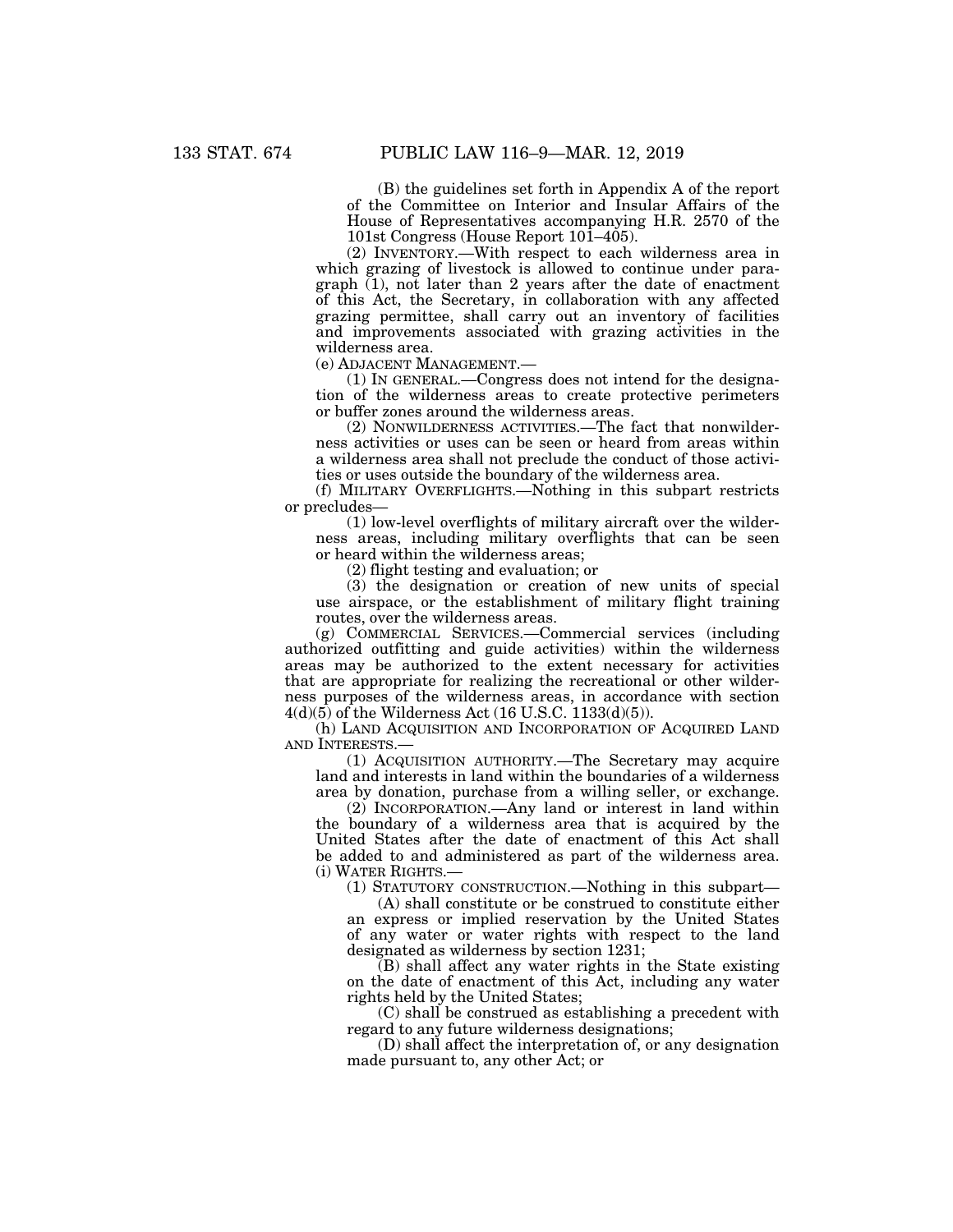(B) the guidelines set forth in Appendix A of the report of the Committee on Interior and Insular Affairs of the House of Representatives accompanying H.R. 2570 of the 101st Congress (House Report 101–405).

(2) INVENTORY.—With respect to each wilderness area in which grazing of livestock is allowed to continue under paragraph (1), not later than 2 years after the date of enactment of this Act, the Secretary, in collaboration with any affected grazing permittee, shall carry out an inventory of facilities and improvements associated with grazing activities in the wilderness area.

(e) ADJACENT MANAGEMENT.—

(1) IN GENERAL.—Congress does not intend for the designation of the wilderness areas to create protective perimeters or buffer zones around the wilderness areas.

(2) NONWILDERNESS ACTIVITIES.—The fact that nonwilderness activities or uses can be seen or heard from areas within a wilderness area shall not preclude the conduct of those activities or uses outside the boundary of the wilderness area.

(f) MILITARY OVERFLIGHTS.—Nothing in this subpart restricts or precludes—

(1) low-level overflights of military aircraft over the wilderness areas, including military overflights that can be seen or heard within the wilderness areas;

(2) flight testing and evaluation; or

(3) the designation or creation of new units of special use airspace, or the establishment of military flight training routes, over the wilderness areas.

(g) COMMERCIAL SERVICES.—Commercial services (including authorized outfitting and guide activities) within the wilderness areas may be authorized to the extent necessary for activities that are appropriate for realizing the recreational or other wilderness purposes of the wilderness areas, in accordance with section 4(d)(5) of the Wilderness Act (16 U.S.C. 1133(d)(5)).

(h) LAND ACQUISITION AND INCORPORATION OF ACQUIRED LAND AND INTERESTS.—

(1) ACQUISITION AUTHORITY.—The Secretary may acquire land and interests in land within the boundaries of a wilderness area by donation, purchase from a willing seller, or exchange.

(2) INCORPORATION.—Any land or interest in land within the boundary of a wilderness area that is acquired by the United States after the date of enactment of this Act shall be added to and administered as part of the wilderness area.

(i) WATER RIGHTS.—

(1) STATUTORY CONSTRUCTION.—Nothing in this subpart—

(A) shall constitute or be construed to constitute either an express or implied reservation by the United States of any water or water rights with respect to the land designated as wilderness by section 1231;

(B) shall affect any water rights in the State existing on the date of enactment of this Act, including any water rights held by the United States;

(C) shall be construed as establishing a precedent with regard to any future wilderness designations;

(D) shall affect the interpretation of, or any designation made pursuant to, any other Act; or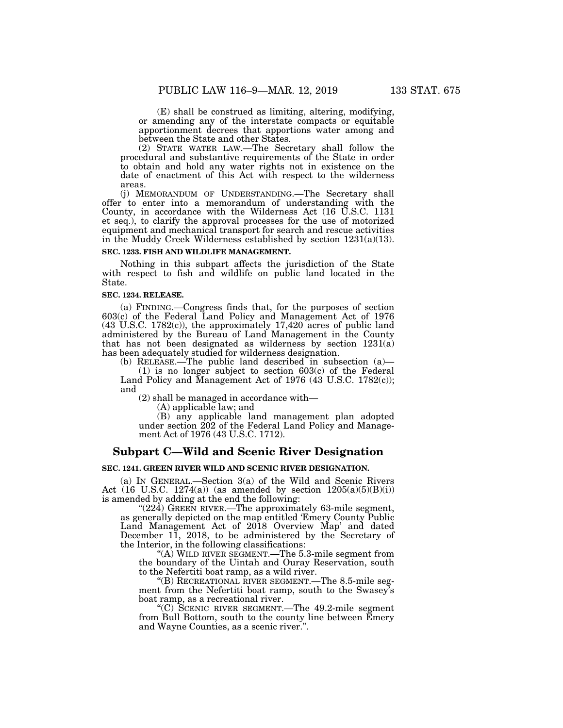(E) shall be construed as limiting, altering, modifying, or amending any of the interstate compacts or equitable apportionment decrees that apportions water among and between the State and other States.

(2) STATE WATER LAW.—The Secretary shall follow the procedural and substantive requirements of the State in order to obtain and hold any water rights not in existence on the date of enactment of this Act with respect to the wilderness areas.

(j) MEMORANDUM OF UNDERSTANDING.—The Secretary shall offer to enter into a memorandum of understanding with the County, in accordance with the Wilderness Act (16 U.S.C. 1131 et seq.), to clarify the approval processes for the use of motorized equipment and mechanical transport for search and rescue activities in the Muddy Creek Wilderness established by section 1231(a)(13).

**SEC. 1233. FISH AND WILDLIFE MANAGEMENT.**

Nothing in this subpart affects the jurisdiction of the State with respect to fish and wildlife on public land located in the State.

**SEC. 1234. RELEASE.**

(a) FINDING.—Congress finds that, for the purposes of section 603(c) of the Federal Land Policy and Management Act of 1976 (43 U.S.C. 1782(c)), the approximately 17,420 acres of public land administered by the Bureau of Land Management in the County that has not been designated as wilderness by section 1231(a) has been adequately studied for wilderness designation.

(b) RELEASE.—The public land described in subsection (a)—

(1) is no longer subject to section 603(c) of the Federal Land Policy and Management Act of 1976 (43 U.S.C. 1782(c)); and

(2) shall be managed in accordance with—

(A) applicable law; and

(B) any applicable land management plan adopted under section 202 of the Federal Land Policy and Management Act of 1976 (43 U.S.C. 1712).

## Subpart C—Wild and Scenic River Designation

**SEC. 1241. GREEN RIVER WILD AND SCENIC RIVER DESIGNATION.**

(a) IN GENERAL.—Section 3(a) of the Wild and Scenic Rivers Act (16 U.S.C. 1274(a)) (as amended by section 1205(a)(5)(B)(i)) is amended by adding at the end the following:

"(224) GREEN RIVER.—The approximately 63-mile segment, as generally depicted on the map entitled 'Emery County Public Land Management Act of 2018 Overview Map' and dated December 11, 2018, to be administered by the Secretary of the Interior, in the following classifications:

"(A) WILD RIVER SEGMENT.—The 5.3-mile segment from the boundary of the Uintah and Ouray Reservation, south to the Nefertiti boat ramp, as a wild river.

"(B) RECREATIONAL RIVER SEGMENT.—The 8.5-mile segment from the Nefertiti boat ramp, south to the Swasey's boat ramp, as a recreational river.

"(C) SCENIC RIVER SEGMENT.—The 49.2-mile segment from Bull Bottom, south to the county line between Emery and Wayne Counties, as a scenic river.".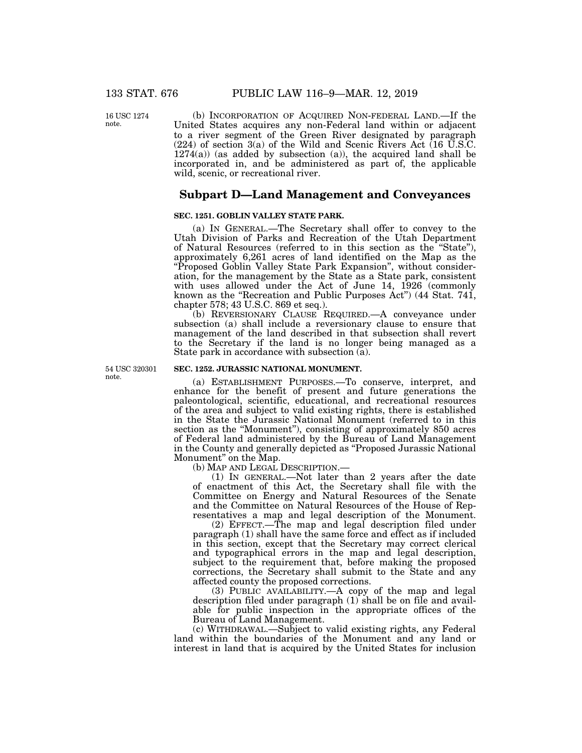(b) INCORPORATION OF ACQUIRED NON-FEDERAL LAND.—If the United States acquires any non-Federal land within or adjacent to a river segment of the Green River designated by paragraph (224) of section 3(a) of the Wild and Scenic Rivers Act (16 U.S.C. 1274(a)) (as added by subsection (a)), the acquired land shall be incorporated in, and be administered as part of, the applicable wild, scenic, or recreational river.

## Subpart D—Land Management and Conveyances

### SEC. 1251. GOBLIN VALLEY STATE PARK.

(a) IN GENERAL.—The Secretary shall offer to convey to the Utah Division of Parks and Recreation of the Utah Department of Natural Resources (referred to in this section as the "State"), approximately 6,261 acres of land identified on the Map as the "Proposed Goblin Valley State Park Expansion", without consideration, for the management by the State as a State park, consistent with uses allowed under the Act of June 14, 1926 (commonly known as the "Recreation and Public Purposes Act") (44 Stat. 741, chapter 578; 43 U.S.C. 869 et seq.).

(b) REVERSIONARY CLAUSE REQUIRED.—A conveyance under subsection (a) shall include a reversionary clause to ensure that management of the land described in that subsection shall revert to the Secretary if the land is no longer being managed as a State park in accordance with subsection (a).

### SEC. 1252. JURASSIC NATIONAL MONUMENT.

(a) ESTABLISHMENT PURPOSES.—To conserve, interpret, and enhance for the benefit of present and future generations the paleontological, scientific, educational, and recreational resources of the area and subject to valid existing rights, there is established in the State the Jurassic National Monument (referred to in this section as the "Monument"), consisting of approximately 850 acres of Federal land administered by the Bureau of Land Management in the County and generally depicted as "Proposed Jurassic National Monument" on the Map.

(b) MAP AND LEGAL DESCRIPTION.—

(1) IN GENERAL.—Not later than 2 years after the date of enactment of this Act, the Secretary shall file with the Committee on Energy and Natural Resources of the Senate and the Committee on Natural Resources of the House of Representatives a map and legal description of the Monument.

(2) EFFECT.—The map and legal description filed under paragraph (1) shall have the same force and effect as if included in this section, except that the Secretary may correct clerical and typographical errors in the map and legal description, subject to the requirement that, before making the proposed corrections, the Secretary shall submit to the State and any affected county the proposed corrections.

(3) PUBLIC AVAILABILITY.—A copy of the map and legal description filed under paragraph (1) shall be on file and available for public inspection in the appropriate offices of the Bureau of Land Management.

(c) WITHDRAWAL.—Subject to valid existing rights, any Federal land within the boundaries of the Monument and any land or interest in land that is acquired by the United States for inclusion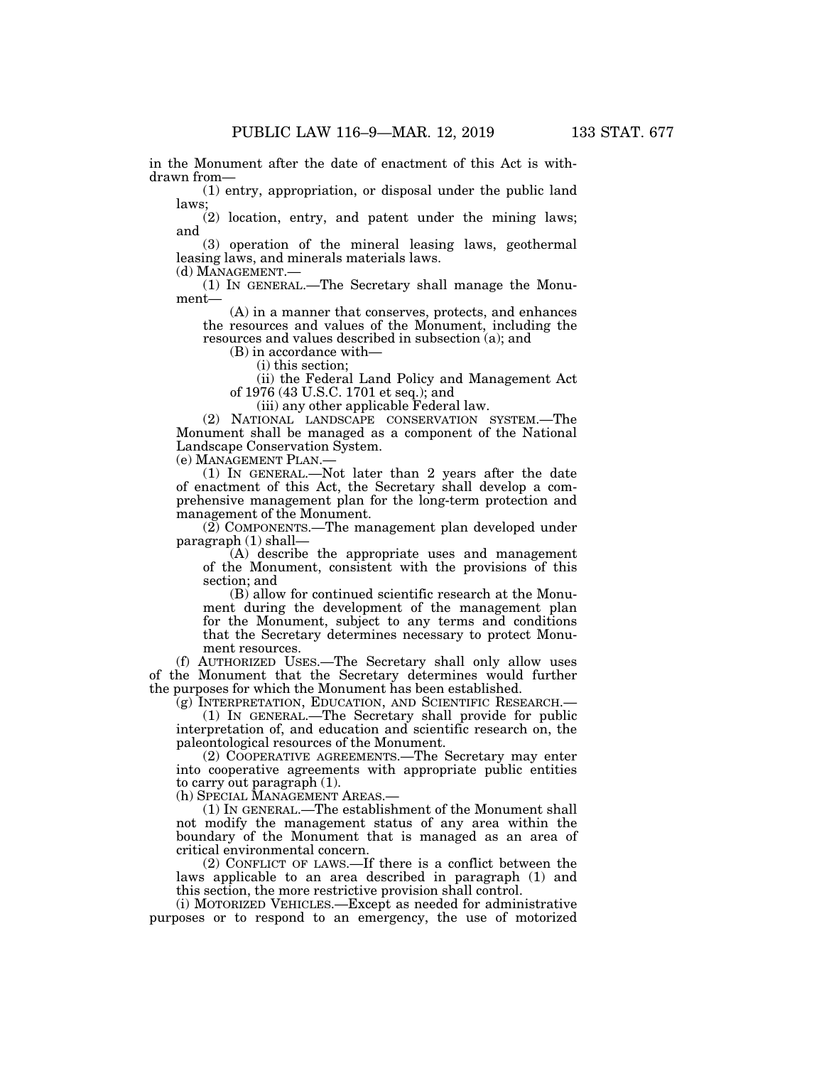in the Monument after the date of enactment of this Act is withdrawn from—

(1) entry, appropriation, or disposal under the public land laws;

(2) location, entry, and patent under the mining laws; and

(3) operation of the mineral leasing laws, geothermal leasing laws, and minerals materials laws.

(d) MANAGEMENT.—

(1) IN GENERAL.—The Secretary shall manage the Monument—

(A) in a manner that conserves, protects, and enhances the resources and values of the Monument, including the resources and values described in subsection (a); and

(B) in accordance with—

(i) this section;

(ii) the Federal Land Policy and Management Act of 1976 (43 U.S.C. 1701 et seq.); and

(iii) any other applicable Federal law.

(2) NATIONAL LANDSCAPE CONSERVATION SYSTEM.—The Monument shall be managed as a component of the National Landscape Conservation System.

(e) MANAGEMENT PLAN.—

(1) IN GENERAL.—Not later than 2 years after the date of enactment of this Act, the Secretary shall develop a comprehensive management plan for the long-term protection and management of the Monument.

(2) COMPONENTS.—The management plan developed under paragraph (1) shall—

(A) describe the appropriate uses and management of the Monument, consistent with the provisions of this section; and

(B) allow for continued scientific research at the Monument during the development of the management plan for the Monument, subject to any terms and conditions that the Secretary determines necessary to protect Monument resources.

(f) AUTHORIZED USES.—The Secretary shall only allow uses of the Monument that the Secretary determines would further the purposes for which the Monument has been established.

(g) INTERPRETATION, EDUCATION, AND SCIENTIFIC RESEARCH.—

(1) IN GENERAL.—The Secretary shall provide for public interpretation of, and education and scientific research on, the paleontological resources of the Monument.

(2) COOPERATIVE AGREEMENTS.—The Secretary may enter into cooperative agreements with appropriate public entities to carry out paragraph (1).

(h) SPECIAL MANAGEMENT AREAS.—

(1) IN GENERAL.—The establishment of the Monument shall not modify the management status of any area within the boundary of the Monument that is managed as an area of critical environmental concern.

(2) CONFLICT OF LAWS.—If there is a conflict between the laws applicable to an area described in paragraph (1) and this section, the more restrictive provision shall control.

(i) MOTORIZED VEHICLES.—Except as needed for administrative purposes or to respond to an emergency, the use of motorized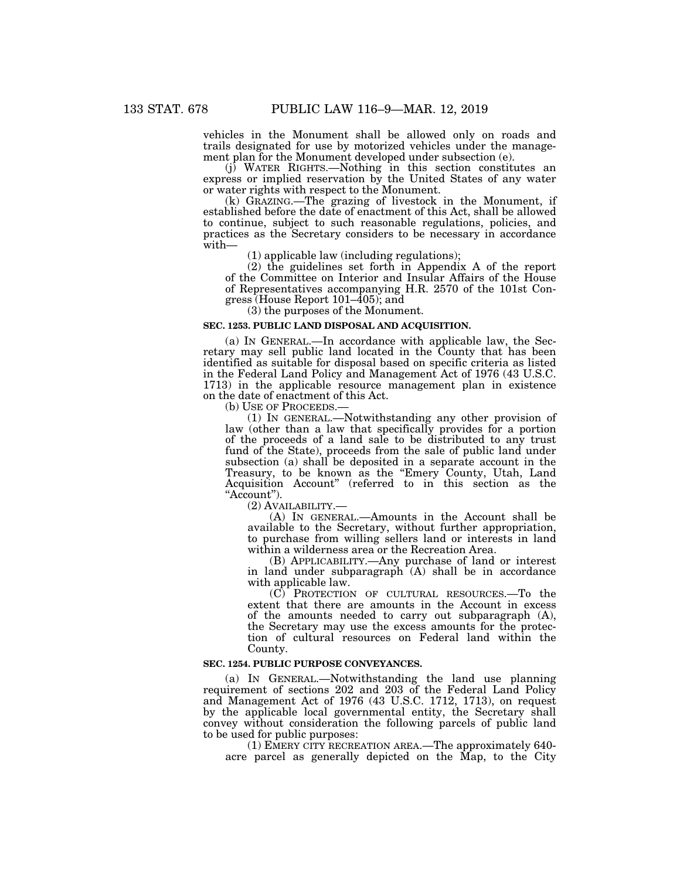vehicles in the Monument shall be allowed only on roads and trails designated for use by motorized vehicles under the management plan for the Monument developed under subsection (e).

(j) WATER RIGHTS.—Nothing in this section constitutes an express or implied reservation by the United States of any water or water rights with respect to the Monument.

(k) GRAZING.—The grazing of livestock in the Monument, if established before the date of enactment of this Act, shall be allowed to continue, subject to such reasonable regulations, policies, and practices as the Secretary considers to be necessary in accordance with—

(1) applicable law (including regulations);

(2) the guidelines set forth in Appendix A of the report of the Committee on Interior and Insular Affairs of the House of Representatives accompanying H.R. 2570 of the 101st Congress (House Report 101–405); and

(3) the purposes of the Monument.

**SEC. 1253. PUBLIC LAND DISPOSAL AND ACQUISITION.**

(a) IN GENERAL.—In accordance with applicable law, the Secretary may sell public land located in the County that has been identified as suitable for disposal based on specific criteria as listed in the Federal Land Policy and Management Act of 1976 (43 U.S.C. 1713) in the applicable resource management plan in existence on the date of enactment of this Act.

(b) USE OF PROCEEDS.—

(1) IN GENERAL.—Notwithstanding any other provision of law (other than a law that specifically provides for a portion of the proceeds of a land sale to be distributed to any trust fund of the State), proceeds from the sale of public land under subsection (a) shall be deposited in a separate account in the Treasury, to be known as the "Emery County, Utah, Land Acquisition Account" (referred to in this section as the "Account").

(2) AVAILABILITY.—

(A) IN GENERAL.—Amounts in the Account shall be available to the Secretary, without further appropriation, to purchase from willing sellers land or interests in land within a wilderness area or the Recreation Area.

(B) APPLICABILITY.—Any purchase of land or interest in land under subparagraph (A) shall be in accordance with applicable law.

(C) PROTECTION OF CULTURAL RESOURCES.—To the extent that there are amounts in the Account in excess of the amounts needed to carry out subparagraph (A), the Secretary may use the excess amounts for the protection of cultural resources on Federal land within the County.

**SEC. 1254. PUBLIC PURPOSE CONVEYANCES.**

(a) IN GENERAL.—Notwithstanding the land use planning requirement of sections 202 and 203 of the Federal Land Policy and Management Act of 1976 (43 U.S.C. 1712, 1713), on request by the applicable local governmental entity, the Secretary shall convey without consideration the following parcels of public land to be used for public purposes:

(1) EMERY CITY RECREATION AREA.—The approximately 640-acre parcel as generally depicted on the Map, to the City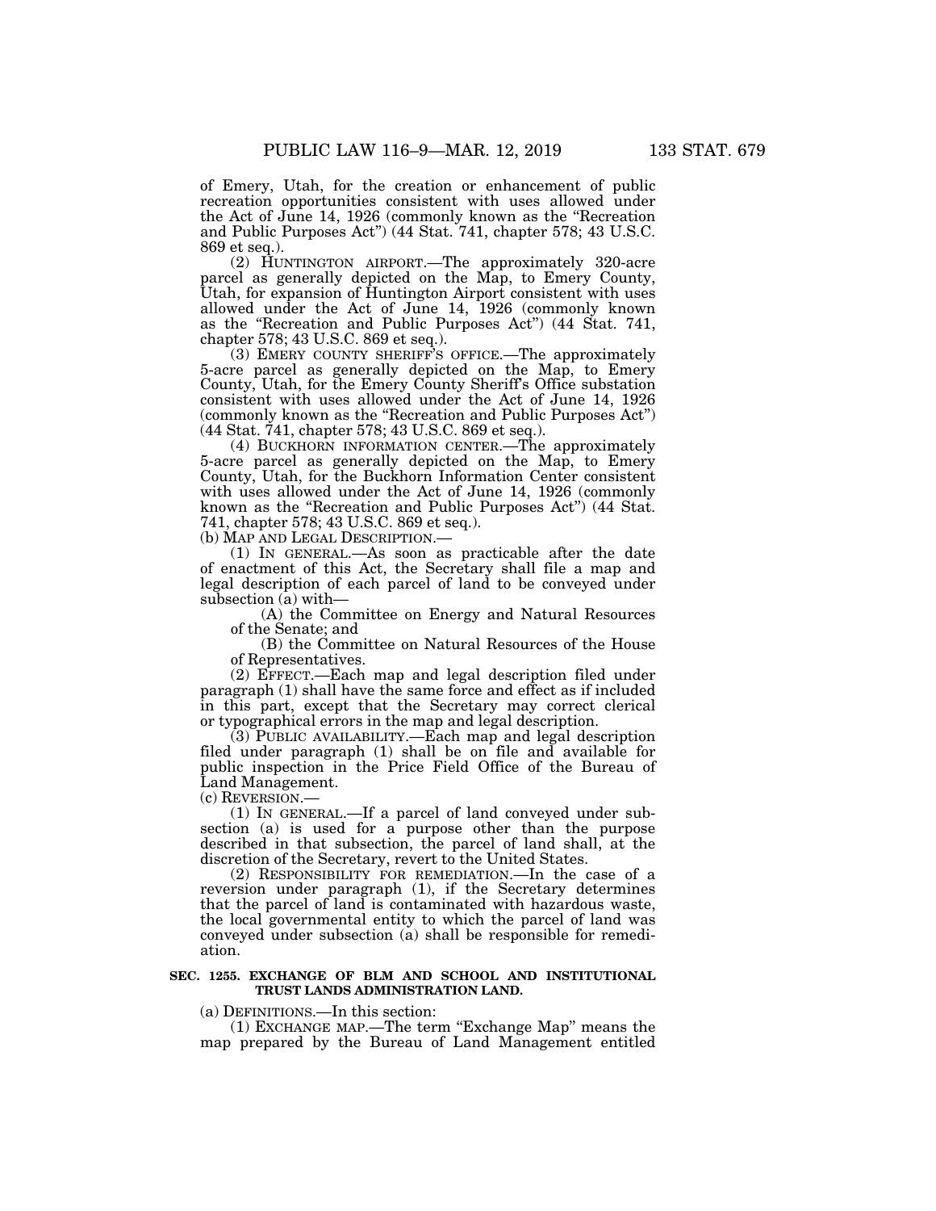of Emery, Utah, for the creation or enhancement of public recreation opportunities consistent with uses allowed under the Act of June 14, 1926 (commonly known as the "Recreation and Public Purposes Act") (44 Stat. 741, chapter 578; 43 U.S.C. 869 et seq.).

(2) HUNTINGTON AIRPORT.—The approximately 320-acre parcel as generally depicted on the Map, to Emery County, Utah, for expansion of Huntington Airport consistent with uses allowed under the Act of June 14, 1926 (commonly known as the "Recreation and Public Purposes Act") (44 Stat. 741, chapter 578; 43 U.S.C. 869 et seq.).

(3) EMERY COUNTY SHERIFF'S OFFICE.—The approximately 5-acre parcel as generally depicted on the Map, to Emery County, Utah, for the Emery County Sheriff's Office substation consistent with uses allowed under the Act of June 14, 1926 (commonly known as the "Recreation and Public Purposes Act") (44 Stat. 741, chapter 578; 43 U.S.C. 869 et seq.).

(4) BUCKHORN INFORMATION CENTER.—The approximately 5-acre parcel as generally depicted on the Map, to Emery County, Utah, for the Buckhorn Information Center consistent with uses allowed under the Act of June 14, 1926 (commonly known as the "Recreation and Public Purposes Act") (44 Stat. 741, chapter 578; 43 U.S.C. 869 et seq.).

(b) MAP AND LEGAL DESCRIPTION.—

(1) IN GENERAL.—As soon as practicable after the date of enactment of this Act, the Secretary shall file a map and legal description of each parcel of land to be conveyed under subsection (a) with—

(A) the Committee on Energy and Natural Resources of the Senate; and

(B) the Committee on Natural Resources of the House of Representatives.

(2) EFFECT.—Each map and legal description filed under paragraph (1) shall have the same force and effect as if included in this part, except that the Secretary may correct clerical or typographical errors in the map and legal description.

(3) PUBLIC AVAILABILITY.—Each map and legal description filed under paragraph (1) shall be on file and available for public inspection in the Price Field Office of the Bureau of Land Management.

(c) REVERSION.—

(1) IN GENERAL.—If a parcel of land conveyed under subsection (a) is used for a purpose other than the purpose described in that subsection, the parcel of land shall, at the discretion of the Secretary, revert to the United States.

(2) RESPONSIBILITY FOR REMEDIATION.—In the case of a reversion under paragraph (1), if the Secretary determines that the parcel of land is contaminated with hazardous waste, the local governmental entity to which the parcel of land was conveyed under subsection (a) shall be responsible for remediation.

### SEC. 1255. EXCHANGE OF BLM AND SCHOOL AND INSTITUTIONAL TRUST LANDS ADMINISTRATION LAND.

(a) DEFINITIONS.—In this section:

(1) EXCHANGE MAP.—The term "Exchange Map" means the map prepared by the Bureau of Land Management entitled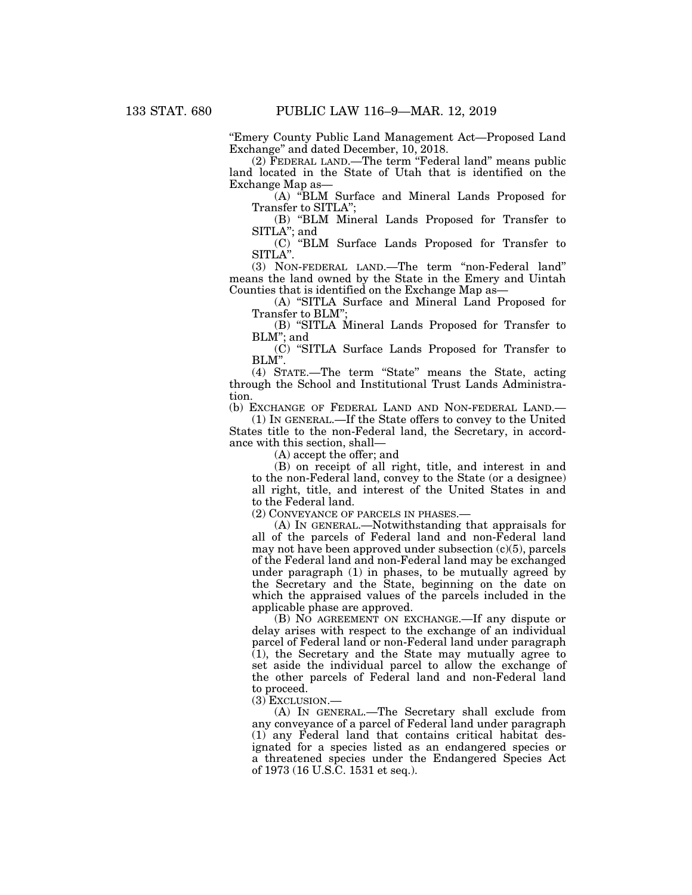"Emery County Public Land Management Act—Proposed Land Exchange" and dated December, 10, 2018.

(2) FEDERAL LAND.—The term "Federal land" means public land located in the State of Utah that is identified on the Exchange Map as—

(A) "BLM Surface and Mineral Lands Proposed for Transfer to SITLA";

(B) "BLM Mineral Lands Proposed for Transfer to SITLA"; and

(C) "BLM Surface Lands Proposed for Transfer to SITLA".

(3) NON-FEDERAL LAND.—The term "non-Federal land" means the land owned by the State in the Emery and Uintah Counties that is identified on the Exchange Map as—

(A) "SITLA Surface and Mineral Land Proposed for Transfer to BLM";

(B) "SITLA Mineral Lands Proposed for Transfer to BLM"; and

(C) "SITLA Surface Lands Proposed for Transfer to BLM".

(4) STATE.—The term "State" means the State, acting through the School and Institutional Trust Lands Administration.

(b) EXCHANGE OF FEDERAL LAND AND NON-FEDERAL LAND.—

(1) IN GENERAL.—If the State offers to convey to the United States title to the non-Federal land, the Secretary, in accordance with this section, shall—

(A) accept the offer; and

(B) on receipt of all right, title, and interest in and to the non-Federal land, convey to the State (or a designee) all right, title, and interest of the United States in and to the Federal land.

(2) CONVEYANCE OF PARCELS IN PHASES.—

(A) IN GENERAL.—Notwithstanding that appraisals for all of the parcels of Federal land and non-Federal land may not have been approved under subsection (c)(5), parcels of the Federal land and non-Federal land may be exchanged under paragraph (1) in phases, to be mutually agreed by the Secretary and the State, beginning on the date on which the appraised values of the parcels included in the applicable phase are approved.

(B) NO AGREEMENT ON EXCHANGE.—If any dispute or delay arises with respect to the exchange of an individual parcel of Federal land or non-Federal land under paragraph (1), the Secretary and the State may mutually agree to set aside the individual parcel to allow the exchange of the other parcels of Federal land and non-Federal land to proceed.

(3) EXCLUSION.—

(A) IN GENERAL.—The Secretary shall exclude from any conveyance of a parcel of Federal land under paragraph (1) any Federal land that contains critical habitat designated for a species listed as an endangered species or a threatened species under the Endangered Species Act of 1973 (16 U.S.C. 1531 et seq.).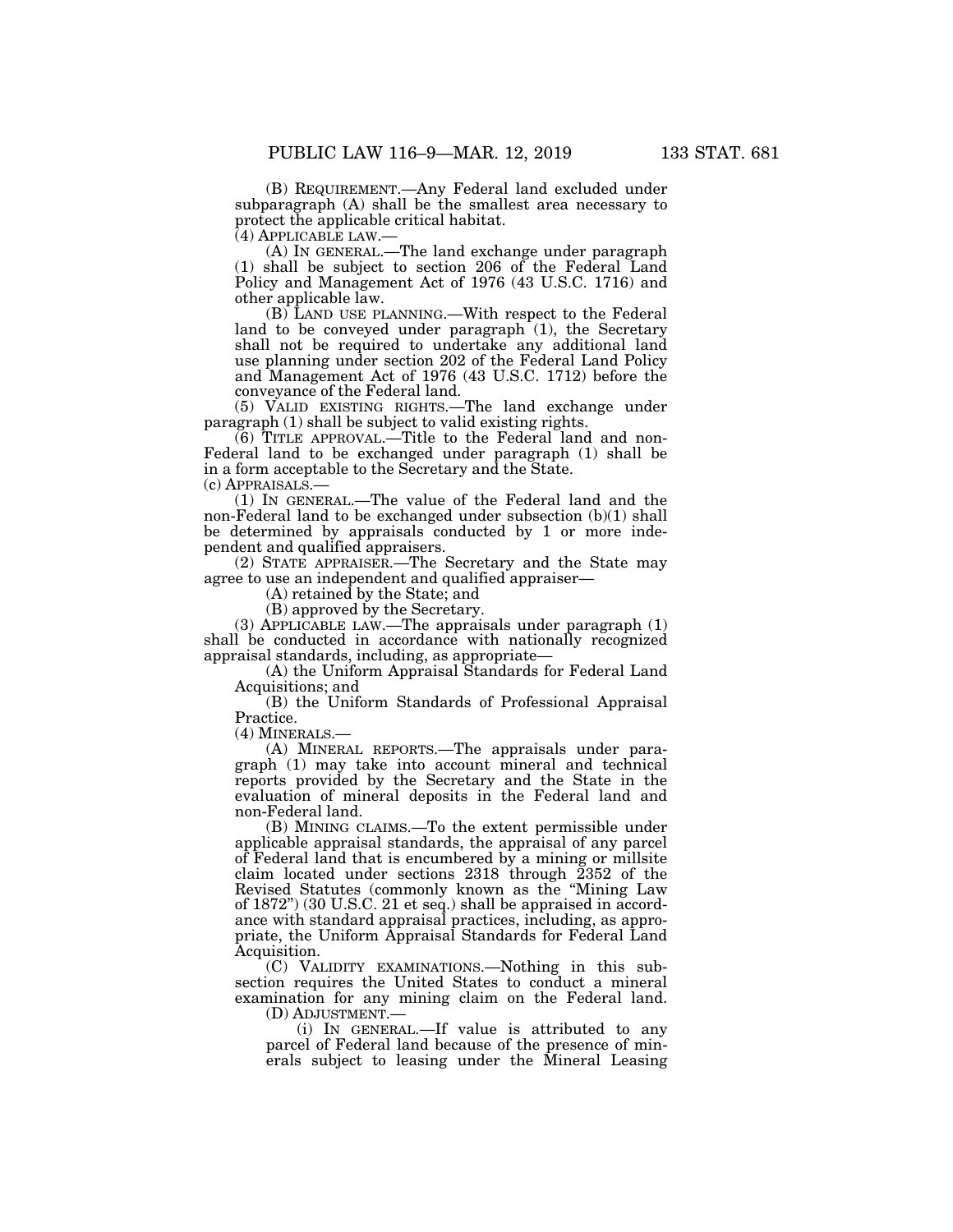(B) REQUIREMENT.—Any Federal land excluded under subparagraph (A) shall be the smallest area necessary to protect the applicable critical habitat.

(4) APPLICABLE LAW.—

(A) IN GENERAL.—The land exchange under paragraph (1) shall be subject to section 206 of the Federal Land Policy and Management Act of 1976 (43 U.S.C. 1716) and other applicable law.

(B) LAND USE PLANNING.—With respect to the Federal land to be conveyed under paragraph (1), the Secretary shall not be required to undertake any additional land use planning under section 202 of the Federal Land Policy and Management Act of 1976 (43 U.S.C. 1712) before the conveyance of the Federal land.

(5) VALID EXISTING RIGHTS.—The land exchange under paragraph (1) shall be subject to valid existing rights.

(6) TITLE APPROVAL.—Title to the Federal land and non-Federal land to be exchanged under paragraph (1) shall be in a form acceptable to the Secretary and the State.

(c) APPRAISALS.—

(1) IN GENERAL.—The value of the Federal land and the non-Federal land to be exchanged under subsection (b)(1) shall be determined by appraisals conducted by 1 or more independent and qualified appraisers.

(2) STATE APPRAISER.—The Secretary and the State may agree to use an independent and qualified appraiser—

(A) retained by the State; and

(B) approved by the Secretary.

(3) APPLICABLE LAW.—The appraisals under paragraph (1) shall be conducted in accordance with nationally recognized appraisal standards, including, as appropriate—

(A) the Uniform Appraisal Standards for Federal Land Acquisitions; and

(B) the Uniform Standards of Professional Appraisal Practice.

(4) MINERALS.—

(A) MINERAL REPORTS.—The appraisals under paragraph (1) may take into account mineral and technical reports provided by the Secretary and the State in the evaluation of mineral deposits in the Federal land and non-Federal land.

(B) MINING CLAIMS.—To the extent permissible under applicable appraisal standards, the appraisal of any parcel of Federal land that is encumbered by a mining or millsite claim located under sections 2318 through 2352 of the Revised Statutes (commonly known as the "Mining Law of 1872") (30 U.S.C. 21 et seq.) shall be appraised in accordance with standard appraisal practices, including, as appropriate, the Uniform Appraisal Standards for Federal Land Acquisition.

(C) VALIDITY EXAMINATIONS.—Nothing in this subsection requires the United States to conduct a mineral examination for any mining claim on the Federal land.

(D) ADJUSTMENT.—

(i) IN GENERAL.—If value is attributed to any parcel of Federal land because of the presence of minerals subject to leasing under the Mineral Leasing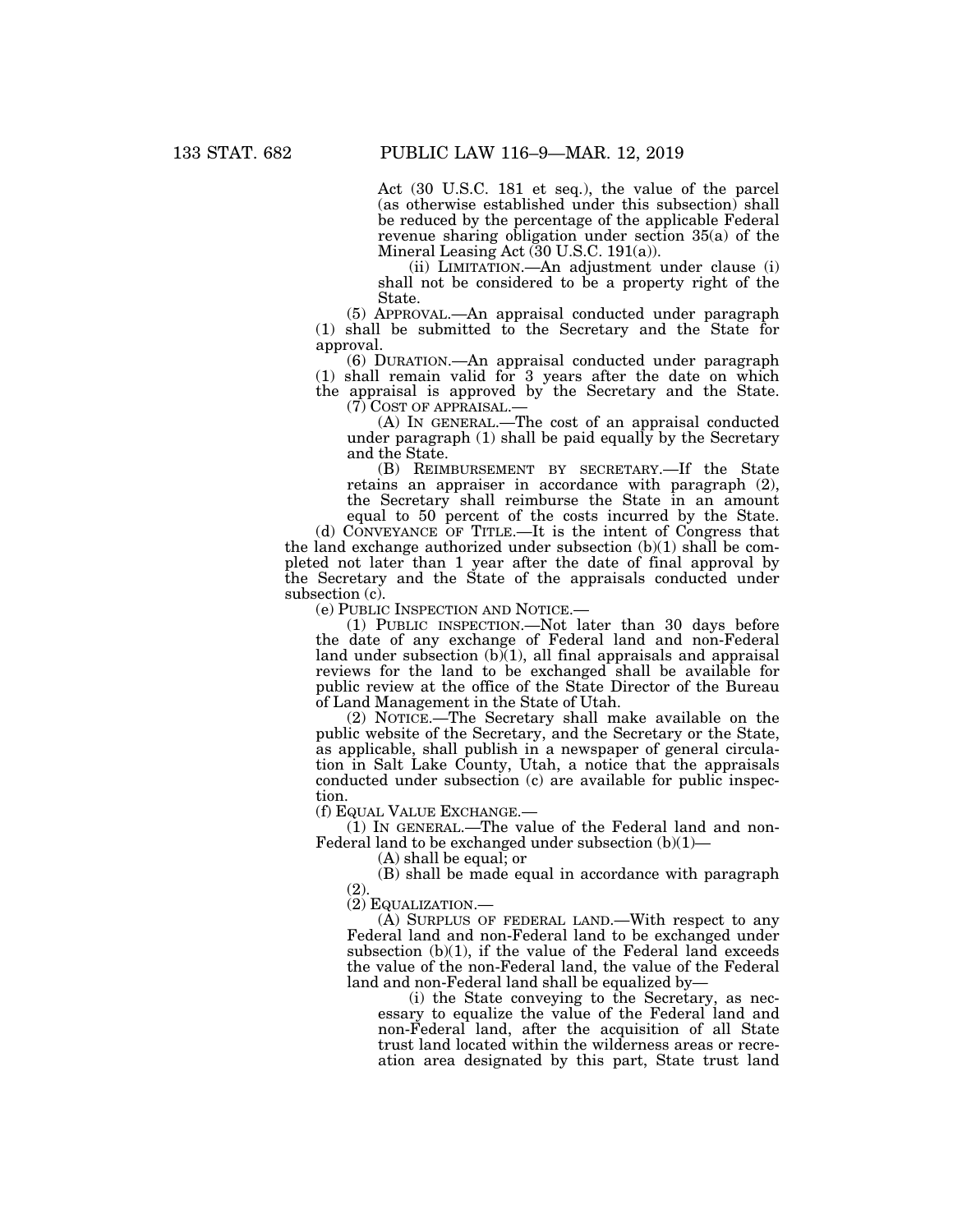Act (30 U.S.C. 181 et seq.), the value of the parcel (as otherwise established under this subsection) shall be reduced by the percentage of the applicable Federal revenue sharing obligation under section 35(a) of the Mineral Leasing Act (30 U.S.C. 191(a)).

(ii) LIMITATION.—An adjustment under clause (i) shall not be considered to be a property right of the State.

(5) APPROVAL.—An appraisal conducted under paragraph (1) shall be submitted to the Secretary and the State for approval.

(6) DURATION.—An appraisal conducted under paragraph (1) shall remain valid for 3 years after the date on which the appraisal is approved by the Secretary and the State.

(7) COST OF APPRAISAL.—

(A) IN GENERAL.—The cost of an appraisal conducted under paragraph (1) shall be paid equally by the Secretary and the State.

(B) REIMBURSEMENT BY SECRETARY.—If the State retains an appraiser in accordance with paragraph (2), the Secretary shall reimburse the State in an amount equal to 50 percent of the costs incurred by the State.

(d) CONVEYANCE OF TITLE.—It is the intent of Congress that the land exchange authorized under subsection (b)(1) shall be completed not later than 1 year after the date of final approval by the Secretary and the State of the appraisals conducted under subsection (c).

(e) PUBLIC INSPECTION AND NOTICE.—

(1) PUBLIC INSPECTION.—Not later than 30 days before the date of any exchange of Federal land and non-Federal land under subsection (b)(1), all final appraisals and appraisal reviews for the land to be exchanged shall be available for public review at the office of the State Director of the Bureau of Land Management in the State of Utah.

(2) NOTICE.—The Secretary shall make available on the public website of the Secretary, and the Secretary or the State, as applicable, shall publish in a newspaper of general circulation in Salt Lake County, Utah, a notice that the appraisals conducted under subsection (c) are available for public inspection.

(f) EQUAL VALUE EXCHANGE.—

(1) IN GENERAL.—The value of the Federal land and non-Federal land to be exchanged under subsection (b)(1)—

(A) shall be equal; or

(B) shall be made equal in accordance with paragraph (2).

(2) EQUALIZATION.—

(A) SURPLUS OF FEDERAL LAND.—With respect to any Federal land and non-Federal land to be exchanged under subsection (b)(1), if the value of the Federal land exceeds the value of the non-Federal land, the value of the Federal land and non-Federal land shall be equalized by—

(i) the State conveying to the Secretary, as necessary to equalize the value of the Federal land and non-Federal land, after the acquisition of all State trust land located within the wilderness areas or recreation area designated by this part, State trust land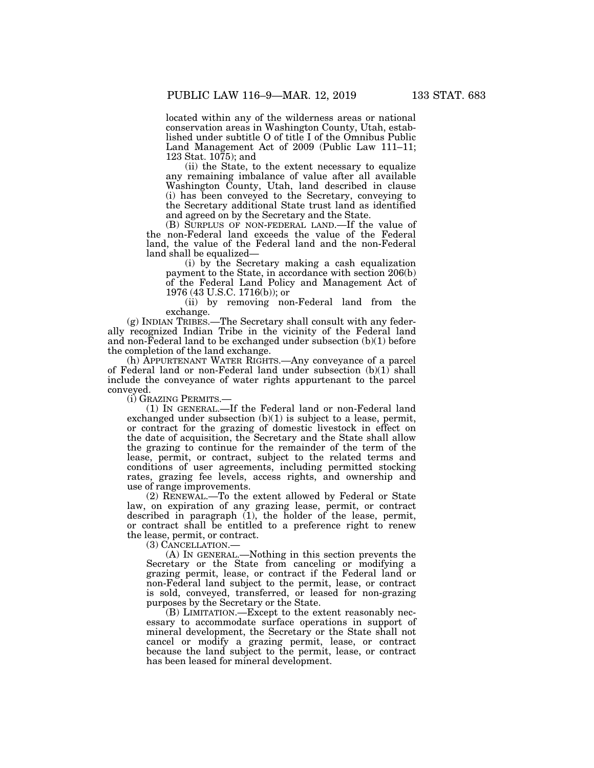located within any of the wilderness areas or national conservation areas in Washington County, Utah, established under subtitle O of title I of the Omnibus Public Land Management Act of 2009 (Public Law 111–11; 123 Stat. 1075); and

(ii) the State, to the extent necessary to equalize any remaining imbalance of value after all available Washington County, Utah, land described in clause (i) has been conveyed to the Secretary, conveying to the Secretary additional State trust land as identified and agreed on by the Secretary and the State.

(B) SURPLUS OF NON-FEDERAL LAND.—If the value of the non-Federal land exceeds the value of the Federal land, the value of the Federal land and the non-Federal land shall be equalized—

(i) by the Secretary making a cash equalization payment to the State, in accordance with section 206(b) of the Federal Land Policy and Management Act of 1976 (43 U.S.C. 1716(b)); or

(ii) by removing non-Federal land from the exchange.

(g) INDIAN TRIBES.—The Secretary shall consult with any federally recognized Indian Tribe in the vicinity of the Federal land and non-Federal land to be exchanged under subsection (b)(1) before the completion of the land exchange.

(h) APPURTENANT WATER RIGHTS.—Any conveyance of a parcel of Federal land or non-Federal land under subsection (b)(1) shall include the conveyance of water rights appurtenant to the parcel conveyed.

(i) GRAZING PERMITS.—

(1) IN GENERAL.—If the Federal land or non-Federal land exchanged under subsection (b)(1) is subject to a lease, permit, or contract for the grazing of domestic livestock in effect on the date of acquisition, the Secretary and the State shall allow the grazing to continue for the remainder of the term of the lease, permit, or contract, subject to the related terms and conditions of user agreements, including permitted stocking rates, grazing fee levels, access rights, and ownership and use of range improvements.

(2) RENEWAL.—To the extent allowed by Federal or State law, on expiration of any grazing lease, permit, or contract described in paragraph (1), the holder of the lease, permit, or contract shall be entitled to a preference right to renew the lease, permit, or contract.

(3) CANCELLATION.—

(A) IN GENERAL.—Nothing in this section prevents the Secretary or the State from canceling or modifying a grazing permit, lease, or contract if the Federal land or non-Federal land subject to the permit, lease, or contract is sold, conveyed, transferred, or leased for non-grazing purposes by the Secretary or the State.

(B) LIMITATION.—Except to the extent reasonably necessary to accommodate surface operations in support of mineral development, the Secretary or the State shall not cancel or modify a grazing permit, lease, or contract because the land subject to the permit, lease, or contract has been leased for mineral development.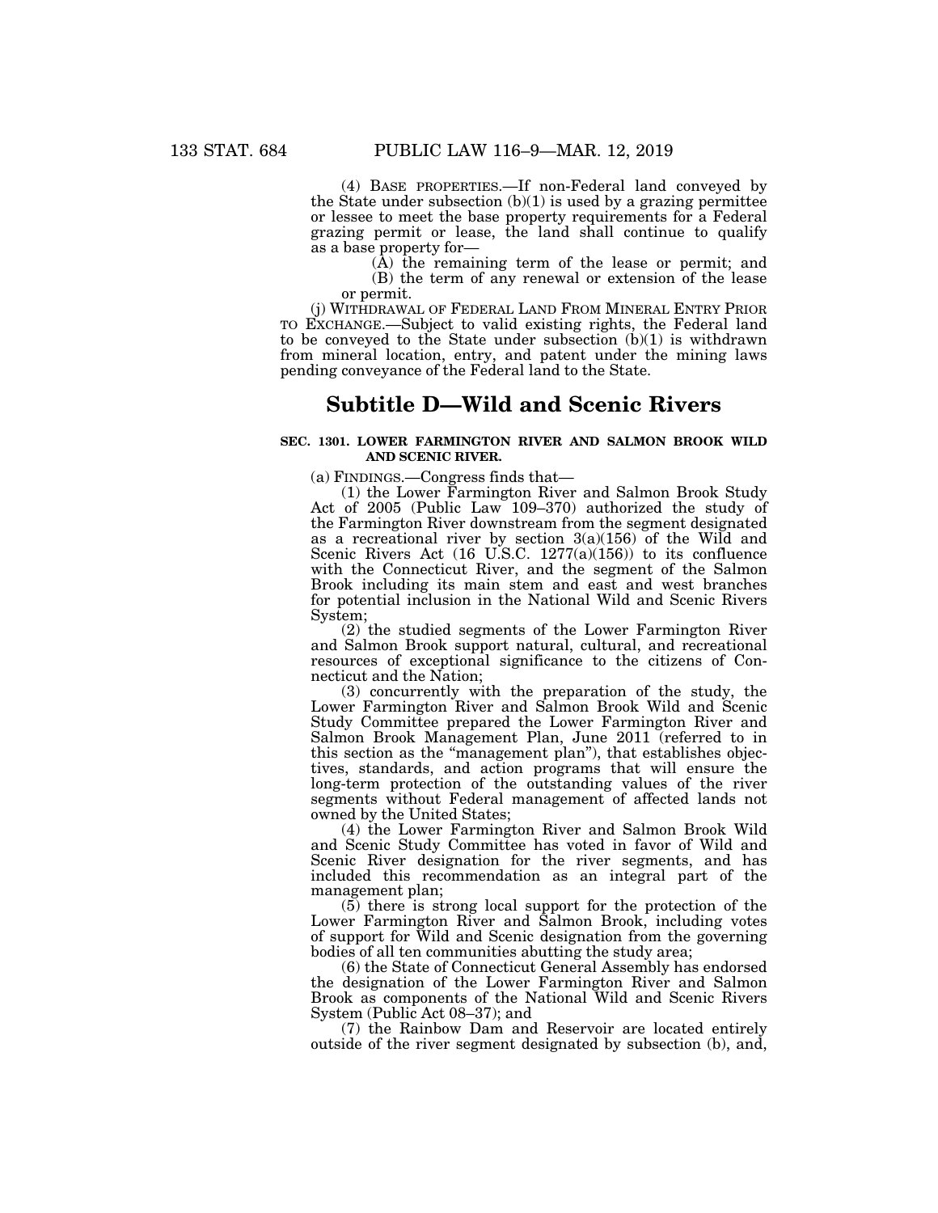(4) BASE PROPERTIES.—If non-Federal land conveyed by the State under subsection (b)(1) is used by a grazing permittee or lessee to meet the base property requirements for a Federal grazing permit or lease, the land shall continue to qualify as a base property for—

(A) the remaining term of the lease or permit; and

(B) the term of any renewal or extension of the lease or permit.

(j) WITHDRAWAL OF FEDERAL LAND FROM MINERAL ENTRY PRIOR TO EXCHANGE.—Subject to valid existing rights, the Federal land to be conveyed to the State under subsection (b)(1) is withdrawn from mineral location, entry, and patent under the mining laws pending conveyance of the Federal land to the State.

## Subtitle D—Wild and Scenic Rivers

### SEC. 1301. LOWER FARMINGTON RIVER AND SALMON BROOK WILD AND SCENIC RIVER.

(a) FINDINGS.—Congress finds that—

(1) the Lower Farmington River and Salmon Brook Study Act of 2005 (Public Law 109–370) authorized the study of the Farmington River downstream from the segment designated as a recreational river by section 3(a)(156) of the Wild and Scenic Rivers Act (16 U.S.C. 1277(a)(156)) to its confluence with the Connecticut River, and the segment of the Salmon Brook including its main stem and east and west branches for potential inclusion in the National Wild and Scenic Rivers System;

(2) the studied segments of the Lower Farmington River and Salmon Brook support natural, cultural, and recreational resources of exceptional significance to the citizens of Connecticut and the Nation;

(3) concurrently with the preparation of the study, the Lower Farmington River and Salmon Brook Wild and Scenic Study Committee prepared the Lower Farmington River and Salmon Brook Management Plan, June 2011 (referred to in this section as the "management plan"), that establishes objectives, standards, and action programs that will ensure the long-term protection of the outstanding values of the river segments without Federal management of affected lands not owned by the United States;

(4) the Lower Farmington River and Salmon Brook Wild and Scenic Study Committee has voted in favor of Wild and Scenic River designation for the river segments, and has included this recommendation as an integral part of the management plan;

(5) there is strong local support for the protection of the Lower Farmington River and Salmon Brook, including votes of support for Wild and Scenic designation from the governing bodies of all ten communities abutting the study area;

(6) the State of Connecticut General Assembly has endorsed the designation of the Lower Farmington River and Salmon Brook as components of the National Wild and Scenic Rivers System (Public Act 08–37); and

(7) the Rainbow Dam and Reservoir are located entirely outside of the river segment designated by subsection (b), and,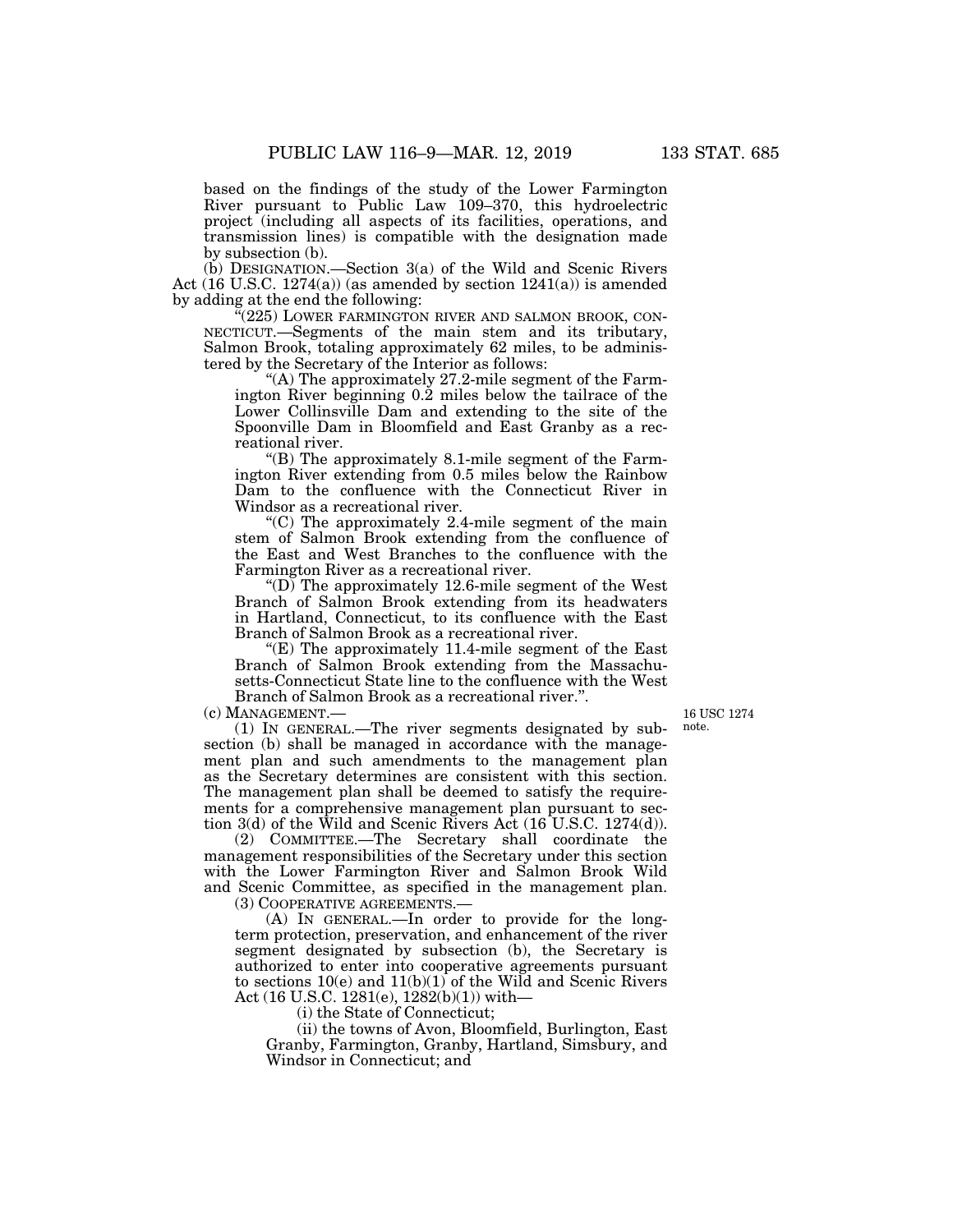based on the findings of the study of the Lower Farmington River pursuant to Public Law 109–370, this hydroelectric project (including all aspects of its facilities, operations, and transmission lines) is compatible with the designation made by subsection (b).

(b) DESIGNATION.—Section 3(a) of the Wild and Scenic Rivers Act (16 U.S.C. 1274(a)) (as amended by section 1241(a)) is amended by adding at the end the following:

"(225) LOWER FARMINGTON RIVER AND SALMON BROOK, CONNECTICUT.—Segments of the main stem and its tributary, Salmon Brook, totaling approximately 62 miles, to be administered by the Secretary of the Interior as follows:

"(A) The approximately 27.2-mile segment of the Farmington River beginning 0.2 miles below the tailrace of the Lower Collinsville Dam and extending to the site of the Spoonville Dam in Bloomfield and East Granby as a recreational river.

"(B) The approximately 8.1-mile segment of the Farmington River extending from 0.5 miles below the Rainbow Dam to the confluence with the Connecticut River in Windsor as a recreational river.

"(C) The approximately 2.4-mile segment of the main stem of Salmon Brook extending from the confluence of the East and West Branches to the confluence with the Farmington River as a recreational river.

"(D) The approximately 12.6-mile segment of the West Branch of Salmon Brook extending from its headwaters in Hartland, Connecticut, to its confluence with the East Branch of Salmon Brook as a recreational river.

"(E) The approximately 11.4-mile segment of the East Branch of Salmon Brook extending from the Massachusetts-Connecticut State line to the confluence with the West Branch of Salmon Brook as a recreational river.".

(c) MANAGEMENT.—

16 USC 1274 note.

(1) IN GENERAL.—The river segments designated by subsection (b) shall be managed in accordance with the management plan and such amendments to the management plan as the Secretary determines are consistent with this section. The management plan shall be deemed to satisfy the requirements for a comprehensive management plan pursuant to section 3(d) of the Wild and Scenic Rivers Act (16 U.S.C. 1274(d)).

(2) COMMITTEE.—The Secretary shall coordinate the management responsibilities of the Secretary under this section with the Lower Farmington River and Salmon Brook Wild and Scenic Committee, as specified in the management plan.

(3) COOPERATIVE AGREEMENTS.—

(A) IN GENERAL.—In order to provide for the long-term protection, preservation, and enhancement of the river segment designated by subsection (b), the Secretary is authorized to enter into cooperative agreements pursuant to sections 10(e) and 11(b)(1) of the Wild and Scenic Rivers Act (16 U.S.C. 1281(e), 1282(b)(1)) with—

(i) the State of Connecticut;

(ii) the towns of Avon, Bloomfield, Burlington, East Granby, Farmington, Granby, Hartland, Simsbury, and Windsor in Connecticut; and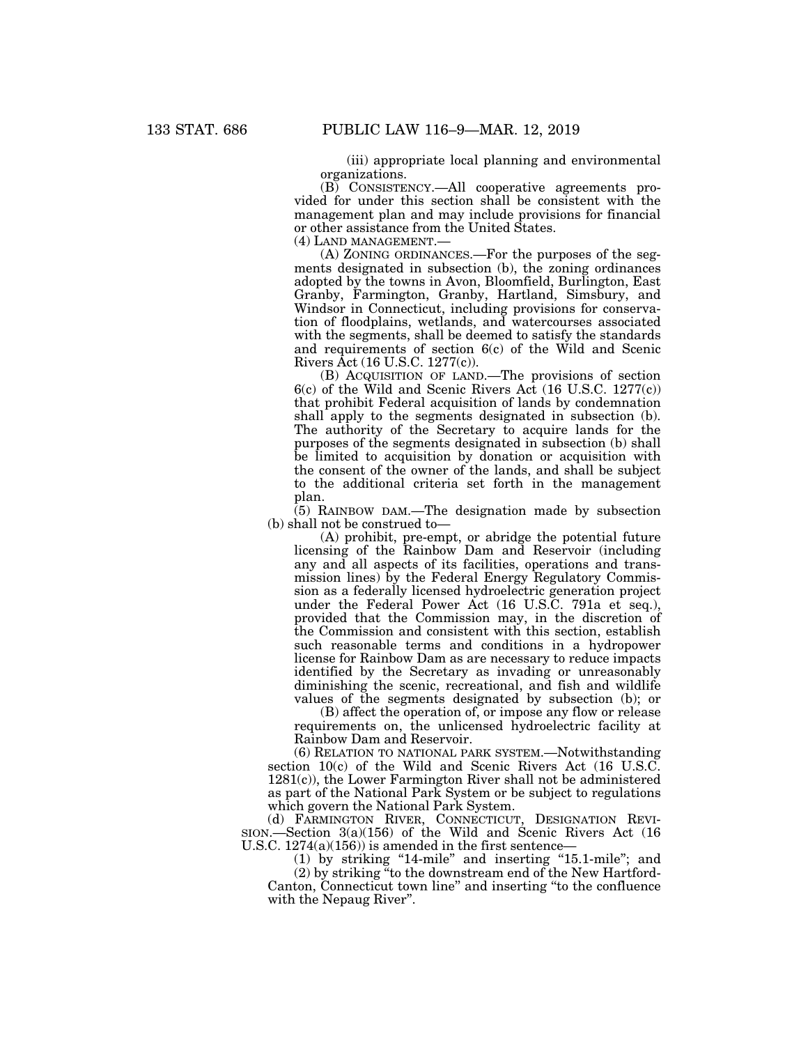(iii) appropriate local planning and environmental organizations.

(B) CONSISTENCY.—All cooperative agreements provided for under this section shall be consistent with the management plan and may include provisions for financial or other assistance from the United States.

(4) LAND MANAGEMENT.—

(A) ZONING ORDINANCES.—For the purposes of the segments designated in subsection (b), the zoning ordinances adopted by the towns in Avon, Bloomfield, Burlington, East Granby, Farmington, Granby, Hartland, Simsbury, and Windsor in Connecticut, including provisions for conservation of floodplains, wetlands, and watercourses associated with the segments, shall be deemed to satisfy the standards and requirements of section 6(c) of the Wild and Scenic Rivers Act (16 U.S.C. 1277(c)).

(B) ACQUISITION OF LAND.—The provisions of section 6(c) of the Wild and Scenic Rivers Act (16 U.S.C. 1277(c)) that prohibit Federal acquisition of lands by condemnation shall apply to the segments designated in subsection (b). The authority of the Secretary to acquire lands for the purposes of the segments designated in subsection (b) shall be limited to acquisition by donation or acquisition with the consent of the owner of the lands, and shall be subject to the additional criteria set forth in the management plan.

(5) RAINBOW DAM.—The designation made by subsection (b) shall not be construed to—

(A) prohibit, pre-empt, or abridge the potential future licensing of the Rainbow Dam and Reservoir (including any and all aspects of its facilities, operations and transmission lines) by the Federal Energy Regulatory Commission as a federally licensed hydroelectric generation project under the Federal Power Act (16 U.S.C. 791a et seq.), provided that the Commission may, in the discretion of the Commission and consistent with this section, establish such reasonable terms and conditions in a hydropower license for Rainbow Dam as are necessary to reduce impacts identified by the Secretary as invading or unreasonably diminishing the scenic, recreational, and fish and wildlife values of the segments designated by subsection (b); or

(B) affect the operation of, or impose any flow or release requirements on, the unlicensed hydroelectric facility at Rainbow Dam and Reservoir.

(6) RELATION TO NATIONAL PARK SYSTEM.—Notwithstanding section 10(c) of the Wild and Scenic Rivers Act (16 U.S.C. 1281(c)), the Lower Farmington River shall not be administered as part of the National Park System or be subject to regulations which govern the National Park System.

(d) FARMINGTON RIVER, CONNECTICUT, DESIGNATION REVISION.—Section 3(a)(156) of the Wild and Scenic Rivers Act (16 U.S.C. 1274(a)(156)) is amended in the first sentence—

(1) by striking "14-mile" and inserting "15.1-mile"; and

(2) by striking "to the downstream end of the New Hartford-Canton, Connecticut town line" and inserting "to the confluence with the Nepaug River".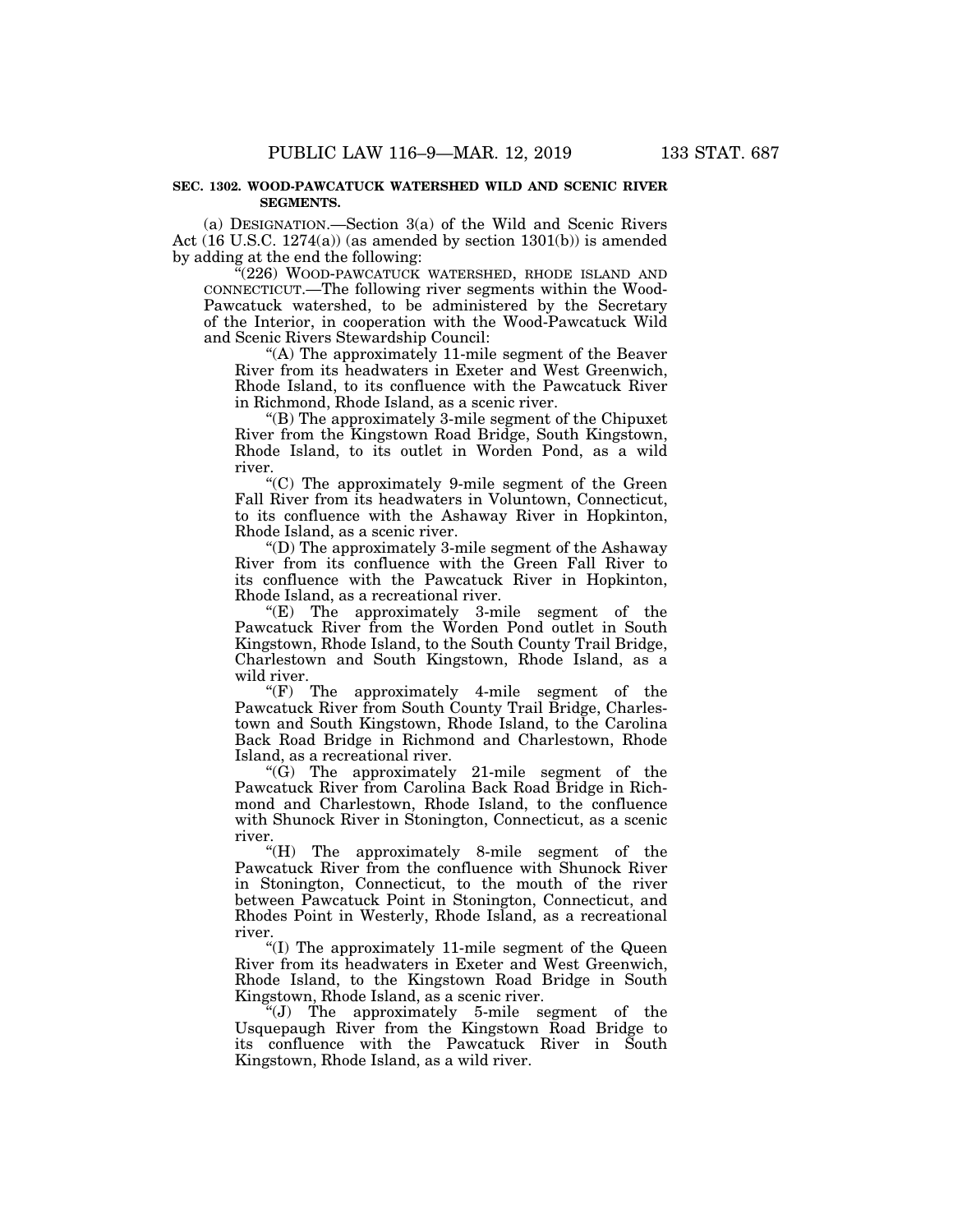**SEC. 1302. WOOD-PAWCATUCK WATERSHED WILD AND SCENIC RIVER SEGMENTS.**

(a) DESIGNATION.—Section 3(a) of the Wild and Scenic Rivers Act (16 U.S.C. 1274(a)) (as amended by section 1301(b)) is amended by adding at the end the following:

"(226) WOOD-PAWCATUCK WATERSHED, RHODE ISLAND AND CONNECTICUT.—The following river segments within the Wood-Pawcatuck watershed, to be administered by the Secretary of the Interior, in cooperation with the Wood-Pawcatuck Wild and Scenic Rivers Stewardship Council:

"(A) The approximately 11-mile segment of the Beaver River from its headwaters in Exeter and West Greenwich, Rhode Island, to its confluence with the Pawcatuck River in Richmond, Rhode Island, as a scenic river.

"(B) The approximately 3-mile segment of the Chipuxet River from the Kingstown Road Bridge, South Kingstown, Rhode Island, to its outlet in Worden Pond, as a wild river.

"(C) The approximately 9-mile segment of the Green Fall River from its headwaters in Voluntown, Connecticut, to its confluence with the Ashaway River in Hopkinton, Rhode Island, as a scenic river.

"(D) The approximately 3-mile segment of the Ashaway River from its confluence with the Green Fall River to its confluence with the Pawcatuck River in Hopkinton, Rhode Island, as a recreational river.

"(E) The approximately 3-mile segment of the Pawcatuck River from the Worden Pond outlet in South Kingstown, Rhode Island, to the South County Trail Bridge, Charlestown and South Kingstown, Rhode Island, as a wild river.

"(F) The approximately 4-mile segment of the Pawcatuck River from South County Trail Bridge, Charlestown and South Kingstown, Rhode Island, to the Carolina Back Road Bridge in Richmond and Charlestown, Rhode Island, as a recreational river.

"(G) The approximately 21-mile segment of the Pawcatuck River from Carolina Back Road Bridge in Richmond and Charlestown, Rhode Island, to the confluence with Shunock River in Stonington, Connecticut, as a scenic river.

"(H) The approximately 8-mile segment of the Pawcatuck River from the confluence with Shunock River in Stonington, Connecticut, to the mouth of the river between Pawcatuck Point in Stonington, Connecticut, and Rhodes Point in Westerly, Rhode Island, as a recreational river.

"(I) The approximately 11-mile segment of the Queen River from its headwaters in Exeter and West Greenwich, Rhode Island, to the Kingstown Road Bridge in South Kingstown, Rhode Island, as a scenic river.

"(J) The approximately 5-mile segment of the Usquepaugh River from the Kingstown Road Bridge to its confluence with the Pawcatuck River in South Kingstown, Rhode Island, as a wild river.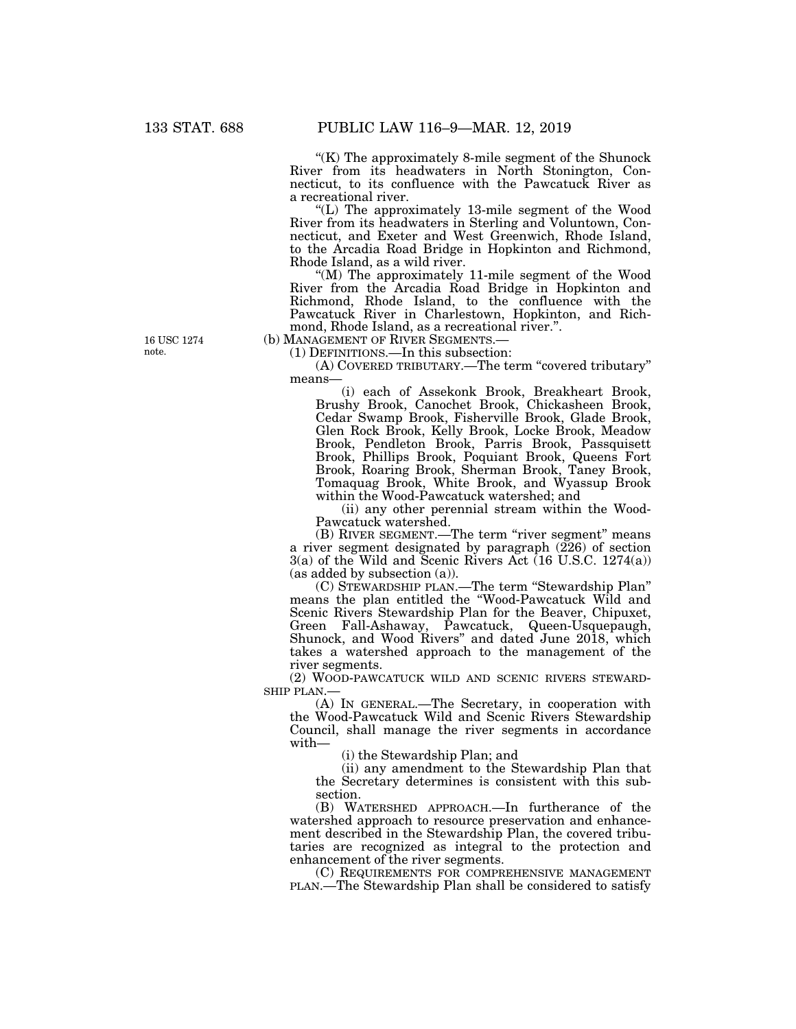"(K) The approximately 8-mile segment of the Shunock River from its headwaters in North Stonington, Connecticut, to its confluence with the Pawcatuck River as a recreational river.

"(L) The approximately 13-mile segment of the Wood River from its headwaters in Sterling and Voluntown, Connecticut, and Exeter and West Greenwich, Rhode Island, to the Arcadia Road Bridge in Hopkinton and Richmond, Rhode Island, as a wild river.

"(M) The approximately 11-mile segment of the Wood River from the Arcadia Road Bridge in Hopkinton and Richmond, Rhode Island, to the confluence with the Pawcatuck River in Charlestown, Hopkinton, and Richmond, Rhode Island, as a recreational river.".

16 USC 1274 note.

(b) MANAGEMENT OF RIVER SEGMENTS.—

(1) DEFINITIONS.—In this subsection:

(A) COVERED TRIBUTARY.—The term "covered tributary" means—

(i) each of Assekonk Brook, Breakheart Brook, Brushy Brook, Canochet Brook, Chickasheen Brook, Cedar Swamp Brook, Fisherville Brook, Glade Brook, Glen Rock Brook, Kelly Brook, Locke Brook, Meadow Brook, Pendleton Brook, Parris Brook, Passquisett Brook, Phillips Brook, Poquiant Brook, Queens Fort Brook, Roaring Brook, Sherman Brook, Taney Brook, Tomaquag Brook, White Brook, and Wyassup Brook within the Wood-Pawcatuck watershed; and

(ii) any other perennial stream within the Wood-Pawcatuck watershed.

(B) RIVER SEGMENT.—The term "river segment" means a river segment designated by paragraph (226) of section 3(a) of the Wild and Scenic Rivers Act (16 U.S.C. 1274(a)) (as added by subsection (a)).

(C) STEWARDSHIP PLAN.—The term "Stewardship Plan" means the plan entitled the "Wood-Pawcatuck Wild and Scenic Rivers Stewardship Plan for the Beaver, Chipuxet, Green Fall-Ashaway, Pawcatuck, Queen-Usquepaugh, Shunock, and Wood Rivers" and dated June 2018, which takes a watershed approach to the management of the river segments.

(2) WOOD-PAWCATUCK WILD AND SCENIC RIVERS STEWARDSHIP PLAN.—

(A) IN GENERAL.—The Secretary, in cooperation with the Wood-Pawcatuck Wild and Scenic Rivers Stewardship Council, shall manage the river segments in accordance with—

(i) the Stewardship Plan; and

(ii) any amendment to the Stewardship Plan that the Secretary determines is consistent with this subsection.

(B) WATERSHED APPROACH.—In furtherance of the watershed approach to resource preservation and enhancement described in the Stewardship Plan, the covered tributaries are recognized as integral to the protection and enhancement of the river segments.

(C) REQUIREMENTS FOR COMPREHENSIVE MANAGEMENT PLAN.—The Stewardship Plan shall be considered to satisfy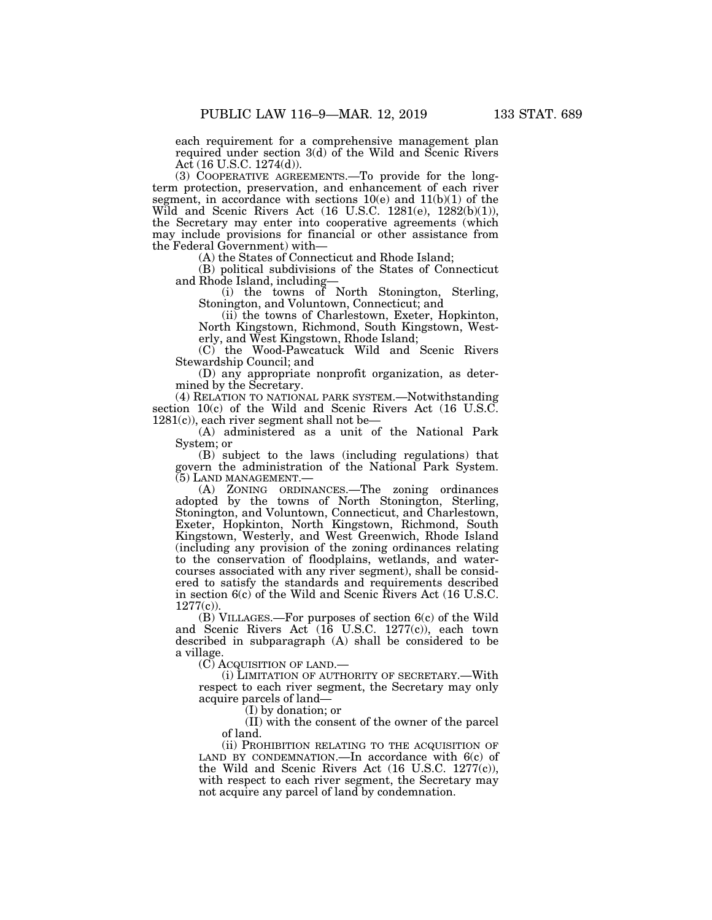each requirement for a comprehensive management plan required under section 3(d) of the Wild and Scenic Rivers Act (16 U.S.C. 1274(d)).

(3) COOPERATIVE AGREEMENTS.—To provide for the long-term protection, preservation, and enhancement of each river segment, in accordance with sections 10(e) and 11(b)(1) of the Wild and Scenic Rivers Act (16 U.S.C. 1281(e), 1282(b)(1)), the Secretary may enter into cooperative agreements (which may include provisions for financial or other assistance from the Federal Government) with—

(A) the States of Connecticut and Rhode Island;

(B) political subdivisions of the States of Connecticut and Rhode Island, including—

(i) the towns of North Stonington, Sterling, Stonington, and Voluntown, Connecticut; and

(ii) the towns of Charlestown, Exeter, Hopkinton, North Kingstown, Richmond, South Kingstown, Westerly, and West Kingstown, Rhode Island;

(C) the Wood-Pawcatuck Wild and Scenic Rivers Stewardship Council; and

(D) any appropriate nonprofit organization, as determined by the Secretary.

(4) RELATION TO NATIONAL PARK SYSTEM.—Notwithstanding section 10(c) of the Wild and Scenic Rivers Act (16 U.S.C. 1281(c)), each river segment shall not be—

(A) administered as a unit of the National Park System; or

(B) subject to the laws (including regulations) that govern the administration of the National Park System.

(5) LAND MANAGEMENT.—

(A) ZONING ORDINANCES.—The zoning ordinances adopted by the towns of North Stonington, Sterling, Stonington, and Voluntown, Connecticut, and Charlestown, Exeter, Hopkinton, North Kingstown, Richmond, South Kingstown, Westerly, and West Greenwich, Rhode Island (including any provision of the zoning ordinances relating to the conservation of floodplains, wetlands, and watercourses associated with any river segment), shall be considered to satisfy the standards and requirements described in section 6(c) of the Wild and Scenic Rivers Act (16 U.S.C. 1277(c)).

(B) VILLAGES.—For purposes of section 6(c) of the Wild and Scenic Rivers Act (16 U.S.C. 1277(c)), each town described in subparagraph (A) shall be considered to be a village.

(C) ACQUISITION OF LAND.—

(i) LIMITATION OF AUTHORITY OF SECRETARY.—With respect to each river segment, the Secretary may only acquire parcels of land—

(I) by donation; or

(II) with the consent of the owner of the parcel of land.

(ii) PROHIBITION RELATING TO THE ACQUISITION OF LAND BY CONDEMNATION.—In accordance with 6(c) of the Wild and Scenic Rivers Act (16 U.S.C. 1277(c)), with respect to each river segment, the Secretary may not acquire any parcel of land by condemnation.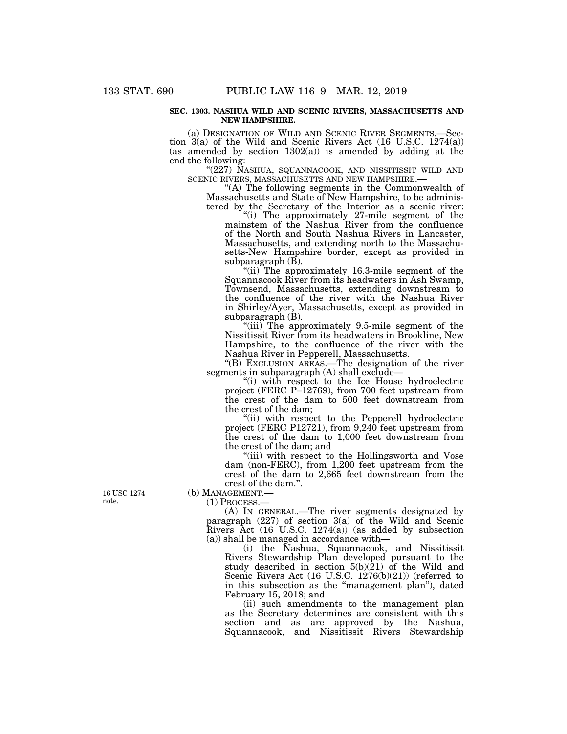**SEC. 1303. NASHUA WILD AND SCENIC RIVERS, MASSACHUSETTS AND NEW HAMPSHIRE.**

(a) DESIGNATION OF WILD AND SCENIC RIVER SEGMENTS.—Section 3(a) of the Wild and Scenic Rivers Act (16 U.S.C. 1274(a)) (as amended by section 1302(a)) is amended by adding at the end the following:

"(227) NASHUA, SQUANNACOOK, AND NISSITISSIT WILD AND SCENIC RIVERS, MASSACHUSETTS AND NEW HAMPSHIRE.—

"(A) The following segments in the Commonwealth of Massachusetts and State of New Hampshire, to be administered by the Secretary of the Interior as a scenic river:

"(i) The approximately 27-mile segment of the mainstem of the Nashua River from the confluence of the North and South Nashua Rivers in Lancaster, Massachusetts, and extending north to the Massachusetts-New Hampshire border, except as provided in subparagraph (B).

"(ii) The approximately 16.3-mile segment of the Squannacook River from its headwaters in Ash Swamp, Townsend, Massachusetts, extending downstream to the confluence of the river with the Nashua River in Shirley/Ayer, Massachusetts, except as provided in subparagraph (B).

"(iii) The approximately 9.5-mile segment of the Nissitissit River from its headwaters in Brookline, New Hampshire, to the confluence of the river with the Nashua River in Pepperell, Massachusetts.

"(B) EXCLUSION AREAS.—The designation of the river segments in subparagraph (A) shall exclude—

"(i) with respect to the Ice House hydroelectric project (FERC P–12769), from 700 feet upstream from the crest of the dam to 500 feet downstream from the crest of the dam;

"(ii) with respect to the Pepperell hydroelectric project (FERC P12721), from 9,240 feet upstream from the crest of the dam to 1,000 feet downstream from the crest of the dam; and

"(iii) with respect to the Hollingsworth and Vose dam (non-FERC), from 1,200 feet upstream from the crest of the dam to 2,665 feet downstream from the crest of the dam.".

16 USC 1274 note.

(b) MANAGEMENT.—

(1) PROCESS.—

(A) IN GENERAL.—The river segments designated by paragraph (227) of section 3(a) of the Wild and Scenic Rivers Act (16 U.S.C. 1274(a)) (as added by subsection (a)) shall be managed in accordance with—

(i) the Nashua, Squannacook, and Nissitissit Rivers Stewardship Plan developed pursuant to the study described in section 5(b)(21) of the Wild and Scenic Rivers Act (16 U.S.C. 1276(b)(21)) (referred to in this subsection as the "management plan"), dated February 15, 2018; and

(ii) such amendments to the management plan as the Secretary determines are consistent with this section and as are approved by the Nashua, Squannacook, and Nissitissit Rivers Stewardship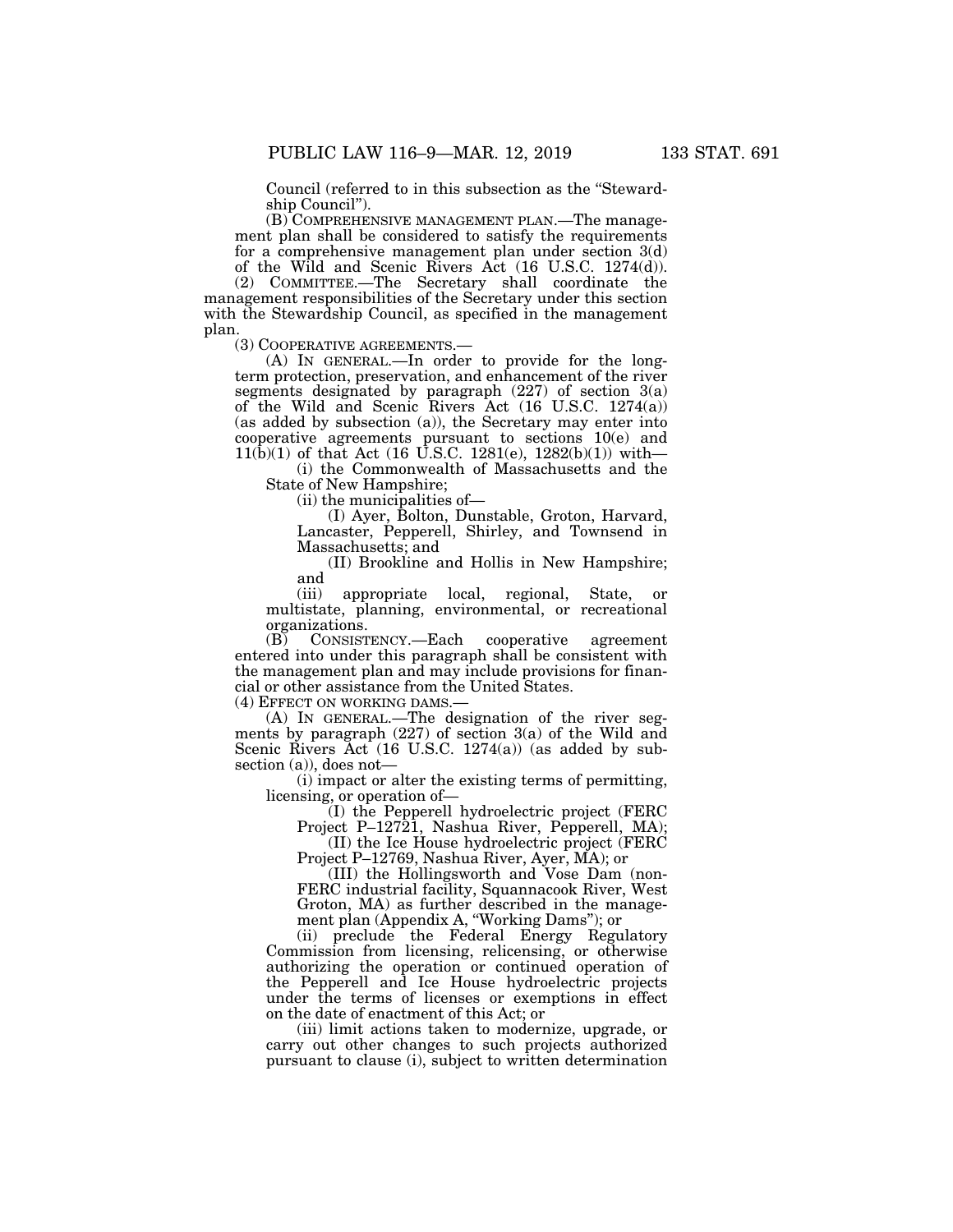Council (referred to in this subsection as the "Stewardship Council").

(B) COMPREHENSIVE MANAGEMENT PLAN.—The management plan shall be considered to satisfy the requirements for a comprehensive management plan under section 3(d) of the Wild and Scenic Rivers Act (16 U.S.C. 1274(d)).

(2) COMMITTEE.—The Secretary shall coordinate the management responsibilities of the Secretary under this section with the Stewardship Council, as specified in the management plan.

(3) COOPERATIVE AGREEMENTS.—

(A) IN GENERAL.—In order to provide for the long-term protection, preservation, and enhancement of the river segments designated by paragraph (227) of section 3(a) of the Wild and Scenic Rivers Act (16 U.S.C. 1274(a)) (as added by subsection (a)), the Secretary may enter into cooperative agreements pursuant to sections 10(e) and 11(b)(1) of that Act (16 U.S.C. 1281(e), 1282(b)(1)) with—

(i) the Commonwealth of Massachusetts and the State of New Hampshire;

(ii) the municipalities of—

(I) Ayer, Bolton, Dunstable, Groton, Harvard, Lancaster, Pepperell, Shirley, and Townsend in Massachusetts; and

(II) Brookline and Hollis in New Hampshire; and

(iii) appropriate local, regional, State, or multistate, planning, environmental, or recreational organizations.

(B) CONSISTENCY.—Each cooperative agreement entered into under this paragraph shall be consistent with the management plan and may include provisions for financial or other assistance from the United States.

(4) EFFECT ON WORKING DAMS.—

(A) IN GENERAL.—The designation of the river segments by paragraph (227) of section 3(a) of the Wild and Scenic Rivers Act (16 U.S.C. 1274(a)) (as added by subsection (a)), does not—

(i) impact or alter the existing terms of permitting, licensing, or operation of—

(I) the Pepperell hydroelectric project (FERC Project P–12721, Nashua River, Pepperell, MA);

(II) the Ice House hydroelectric project (FERC Project P–12769, Nashua River, Ayer, MA); or

(III) the Hollingsworth and Vose Dam (non-FERC industrial facility, Squannacook River, West Groton, MA) as further described in the management plan (Appendix A, "Working Dams"); or

(ii) preclude the Federal Energy Regulatory Commission from licensing, relicensing, or otherwise authorizing the operation or continued operation of the Pepperell and Ice House hydroelectric projects under the terms of licenses or exemptions in effect on the date of enactment of this Act; or

(iii) limit actions taken to modernize, upgrade, or carry out other changes to such projects authorized pursuant to clause (i), subject to written determination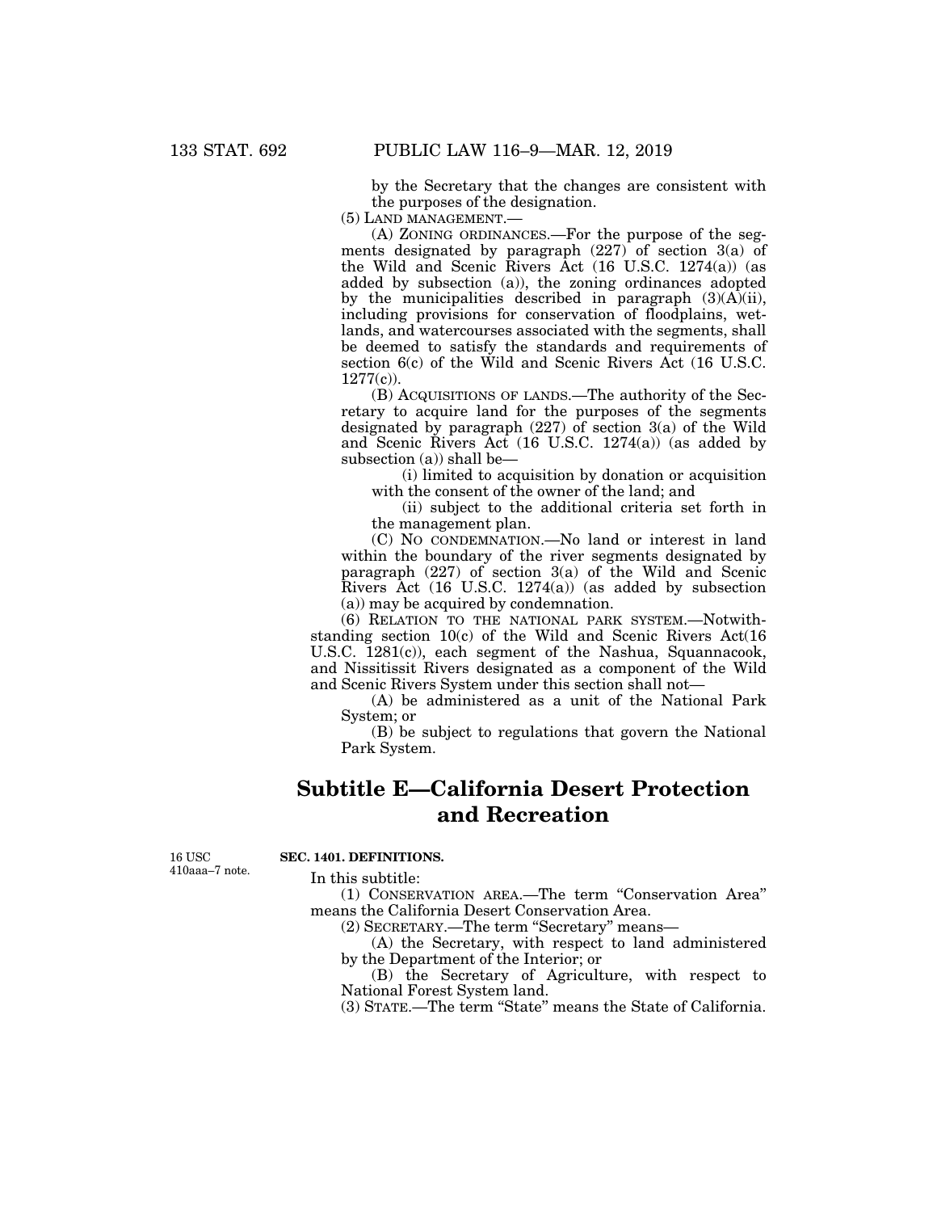by the Secretary that the changes are consistent with the purposes of the designation.

(5) LAND MANAGEMENT.—

(A) ZONING ORDINANCES.—For the purpose of the segments designated by paragraph (227) of section 3(a) of the Wild and Scenic Rivers Act (16 U.S.C. 1274(a)) (as added by subsection (a)), the zoning ordinances adopted by the municipalities described in paragraph (3)(A)(ii), including provisions for conservation of floodplains, wetlands, and watercourses associated with the segments, shall be deemed to satisfy the standards and requirements of section 6(c) of the Wild and Scenic Rivers Act (16 U.S.C. 1277(c)).

(B) ACQUISITIONS OF LANDS.—The authority of the Secretary to acquire land for the purposes of the segments designated by paragraph (227) of section 3(a) of the Wild and Scenic Rivers Act (16 U.S.C. 1274(a)) (as added by subsection (a)) shall be—

(i) limited to acquisition by donation or acquisition with the consent of the owner of the land; and

(ii) subject to the additional criteria set forth in the management plan.

(C) NO CONDEMNATION.—No land or interest in land within the boundary of the river segments designated by paragraph (227) of section 3(a) of the Wild and Scenic Rivers Act (16 U.S.C. 1274(a)) (as added by subsection (a)) may be acquired by condemnation.

(6) RELATION TO THE NATIONAL PARK SYSTEM.—Notwithstanding section 10(c) of the Wild and Scenic Rivers Act(16 U.S.C. 1281(c)), each segment of the Nashua, Squannacook, and Nissitissit Rivers designated as a component of the Wild and Scenic Rivers System under this section shall not—

(A) be administered as a unit of the National Park System; or

(B) be subject to regulations that govern the National Park System.

## Subtitle E—California Desert Protection and Recreation

16 USC 410aaa–7 note.

**SEC. 1401. DEFINITIONS.**

In this subtitle:

(1) CONSERVATION AREA.—The term "Conservation Area" means the California Desert Conservation Area.

(2) SECRETARY.—The term "Secretary" means—

(A) the Secretary, with respect to land administered by the Department of the Interior; or

(B) the Secretary of Agriculture, with respect to National Forest System land.

(3) STATE.—The term "State" means the State of California.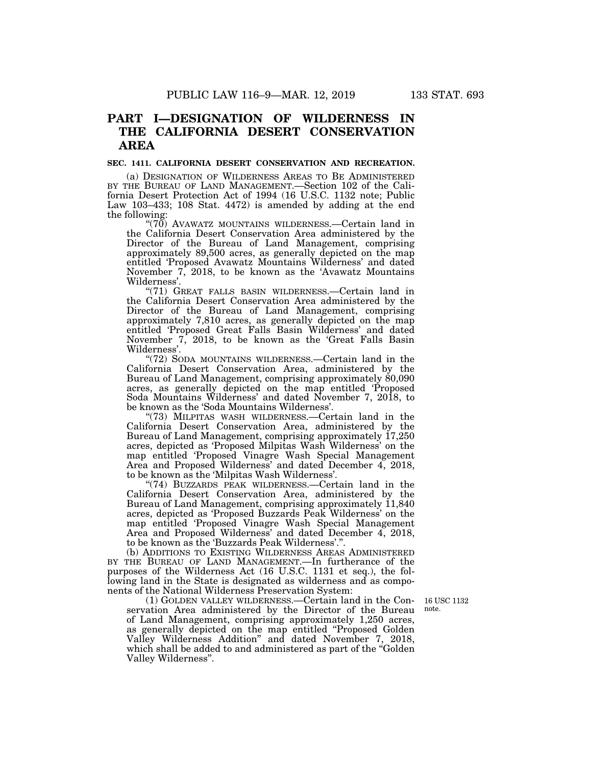## PART I—DESIGNATION OF WILDERNESS IN THE CALIFORNIA DESERT CONSERVATION AREA

### SEC. 1411. CALIFORNIA DESERT CONSERVATION AND RECREATION.

(a) DESIGNATION OF WILDERNESS AREAS TO BE ADMINISTERED BY THE BUREAU OF LAND MANAGEMENT.—Section 102 of the California Desert Protection Act of 1994 (16 U.S.C. 1132 note; Public Law 103–433; 108 Stat. 4472) is amended by adding at the end the following:

"(70) AVAWATZ MOUNTAINS WILDERNESS.—Certain land in the California Desert Conservation Area administered by the Director of the Bureau of Land Management, comprising approximately 89,500 acres, as generally depicted on the map entitled 'Proposed Avawatz Mountains Wilderness' and dated November 7, 2018, to be known as the 'Avawatz Mountains Wilderness'.

"(71) GREAT FALLS BASIN WILDERNESS.—Certain land in the California Desert Conservation Area administered by the Director of the Bureau of Land Management, comprising approximately 7,810 acres, as generally depicted on the map entitled 'Proposed Great Falls Basin Wilderness' and dated November 7, 2018, to be known as the 'Great Falls Basin Wilderness'.

"(72) SODA MOUNTAINS WILDERNESS.—Certain land in the California Desert Conservation Area, administered by the Bureau of Land Management, comprising approximately 80,090 acres, as generally depicted on the map entitled 'Proposed Soda Mountains Wilderness' and dated November 7, 2018, to be known as the 'Soda Mountains Wilderness'.

"(73) MILPITAS WASH WILDERNESS.—Certain land in the California Desert Conservation Area, administered by the Bureau of Land Management, comprising approximately 17,250 acres, depicted as 'Proposed Milpitas Wash Wilderness' on the map entitled 'Proposed Vinagre Wash Special Management Area and Proposed Wilderness' and dated December 4, 2018, to be known as the 'Milpitas Wash Wilderness'.

"(74) BUZZARDS PEAK WILDERNESS.—Certain land in the California Desert Conservation Area, administered by the Bureau of Land Management, comprising approximately 11,840 acres, depicted as 'Proposed Buzzards Peak Wilderness' on the map entitled 'Proposed Vinagre Wash Special Management Area and Proposed Wilderness' and dated December 4, 2018, to be known as the 'Buzzards Peak Wilderness'.".

(b) ADDITIONS TO EXISTING WILDERNESS AREAS ADMINISTERED BY THE BUREAU OF LAND MANAGEMENT.—In furtherance of the purposes of the Wilderness Act (16 U.S.C. 1131 et seq.), the following land in the State is designated as wilderness and as components of the National Wilderness Preservation System:

16 USC 1132 note.

(1) GOLDEN VALLEY WILDERNESS.—Certain land in the Conservation Area administered by the Director of the Bureau of Land Management, comprising approximately 1,250 acres, as generally depicted on the map entitled "Proposed Golden Valley Wilderness Addition" and dated November 7, 2018, which shall be added to and administered as part of the "Golden Valley Wilderness".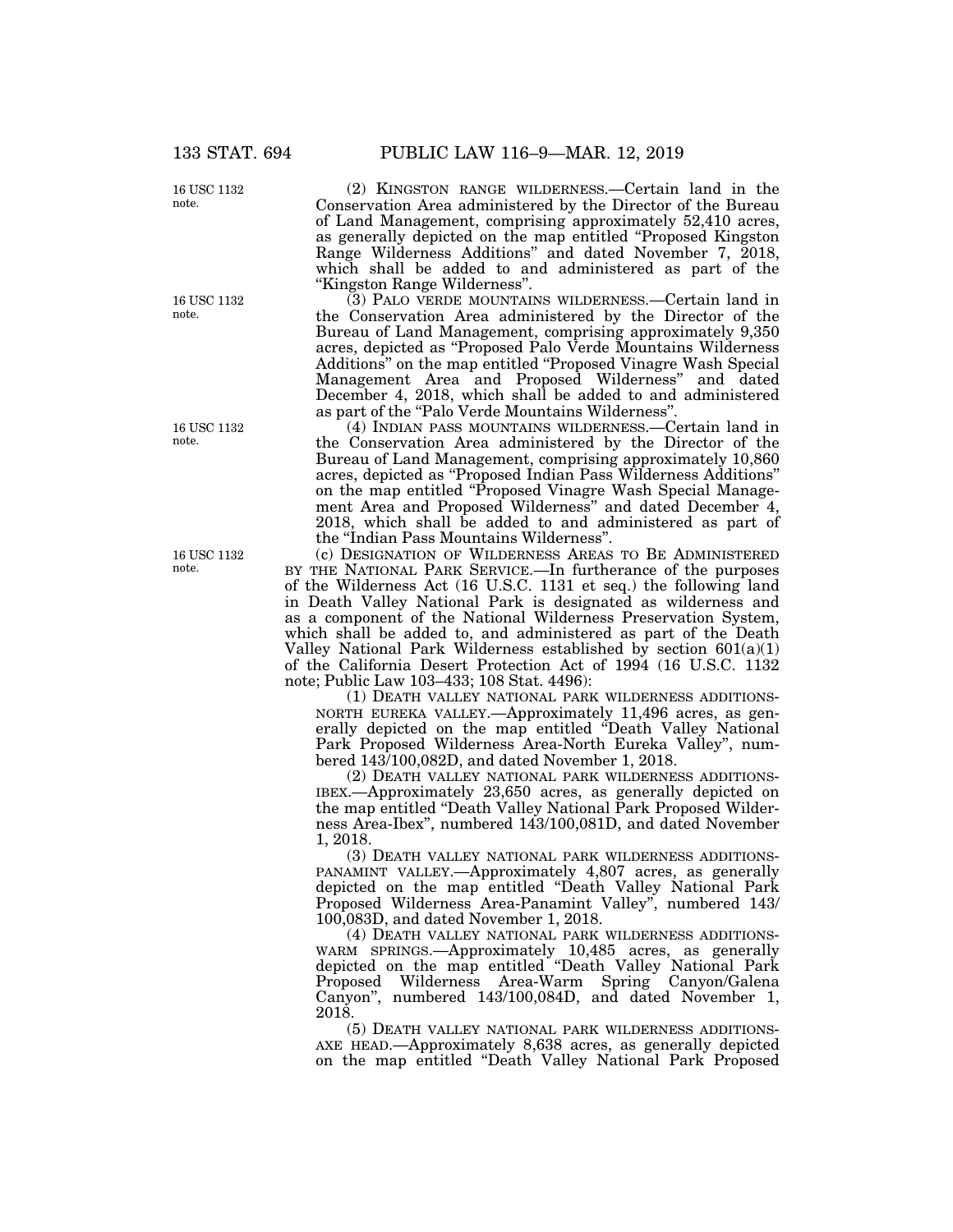(2) KINGSTON RANGE WILDERNESS.—Certain land in the Conservation Area administered by the Director of the Bureau of Land Management, comprising approximately 52,410 acres, as generally depicted on the map entitled "Proposed Kingston Range Wilderness Additions" and dated November 7, 2018, which shall be added to and administered as part of the "Kingston Range Wilderness".

(3) PALO VERDE MOUNTAINS WILDERNESS.—Certain land in the Conservation Area administered by the Director of the Bureau of Land Management, comprising approximately 9,350 acres, depicted as "Proposed Palo Verde Mountains Wilderness Additions" on the map entitled "Proposed Vinagre Wash Special Management Area and Proposed Wilderness" and dated December 4, 2018, which shall be added to and administered as part of the "Palo Verde Mountains Wilderness".

(4) INDIAN PASS MOUNTAINS WILDERNESS.—Certain land in the Conservation Area administered by the Director of the Bureau of Land Management, comprising approximately 10,860 acres, depicted as "Proposed Indian Pass Wilderness Additions" on the map entitled "Proposed Vinagre Wash Special Management Area and Proposed Wilderness" and dated December 4, 2018, which shall be added to and administered as part of the "Indian Pass Mountains Wilderness".

(c) DESIGNATION OF WILDERNESS AREAS TO BE ADMINISTERED BY THE NATIONAL PARK SERVICE.—In furtherance of the purposes of the Wilderness Act (16 U.S.C. 1131 et seq.) the following land in Death Valley National Park is designated as wilderness and as a component of the National Wilderness Preservation System, which shall be added to, and administered as part of the Death Valley National Park Wilderness established by section 601(a)(1) of the California Desert Protection Act of 1994 (16 U.S.C. 1132 note; Public Law 103–433; 108 Stat. 4496):

(1) DEATH VALLEY NATIONAL PARK WILDERNESS ADDITIONS-NORTH EUREKA VALLEY.—Approximately 11,496 acres, as generally depicted on the map entitled "Death Valley National Park Proposed Wilderness Area-North Eureka Valley", numbered 143/100,082D, and dated November 1, 2018.

(2) DEATH VALLEY NATIONAL PARK WILDERNESS ADDITIONS-IBEX.—Approximately 23,650 acres, as generally depicted on the map entitled "Death Valley National Park Proposed Wilderness Area-Ibex", numbered 143/100,081D, and dated November 1, 2018.

(3) DEATH VALLEY NATIONAL PARK WILDERNESS ADDITIONS-PANAMINT VALLEY.—Approximately 4,807 acres, as generally depicted on the map entitled "Death Valley National Park Proposed Wilderness Area-Panamint Valley", numbered 143/100,083D, and dated November 1, 2018.

(4) DEATH VALLEY NATIONAL PARK WILDERNESS ADDITIONS-WARM SPRINGS.—Approximately 10,485 acres, as generally depicted on the map entitled "Death Valley National Park Proposed Wilderness Area-Warm Spring Canyon/Galena Canyon", numbered 143/100,084D, and dated November 1, 2018.

(5) DEATH VALLEY NATIONAL PARK WILDERNESS ADDITIONS-AXE HEAD.—Approximately 8,638 acres, as generally depicted on the map entitled "Death Valley National Park Proposed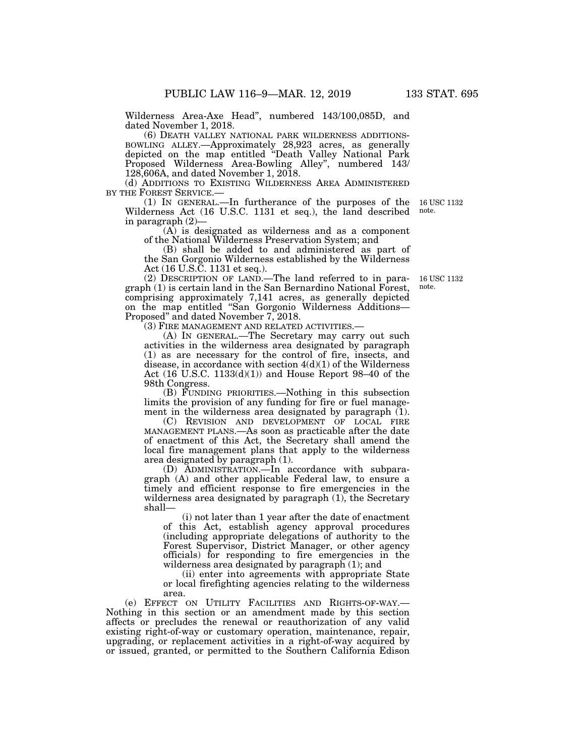Wilderness Area-Axe Head", numbered 143/100,085D, and dated November 1, 2018.

(6) DEATH VALLEY NATIONAL PARK WILDERNESS ADDITIONS-BOWLING ALLEY.—Approximately 28,923 acres, as generally depicted on the map entitled "Death Valley National Park Proposed Wilderness Area-Bowling Alley", numbered 143/128,606A, and dated November 1, 2018.

(d) ADDITIONS TO EXISTING WILDERNESS AREA ADMINISTERED BY THE FOREST SERVICE.—

(1) IN GENERAL.—In furtherance of the purposes of the Wilderness Act (16 U.S.C. 1131 et seq.), the land described in paragraph (2)—

16 USC 1132 note.

(A) is designated as wilderness and as a component of the National Wilderness Preservation System; and

(B) shall be added to and administered as part of the San Gorgonio Wilderness established by the Wilderness Act (16 U.S.C. 1131 et seq.).

(2) DESCRIPTION OF LAND.—The land referred to in paragraph (1) is certain land in the San Bernardino National Forest, comprising approximately 7,141 acres, as generally depicted on the map entitled "San Gorgonio Wilderness Additions—Proposed" and dated November 7, 2018.

16 USC 1132 note.

(3) FIRE MANAGEMENT AND RELATED ACTIVITIES.—

(A) IN GENERAL.—The Secretary may carry out such activities in the wilderness area designated by paragraph (1) as are necessary for the control of fire, insects, and disease, in accordance with section 4(d)(1) of the Wilderness Act (16 U.S.C. 1133(d)(1)) and House Report 98–40 of the 98th Congress.

(B) FUNDING PRIORITIES.—Nothing in this subsection limits the provision of any funding for fire or fuel management in the wilderness area designated by paragraph (1).

(C) REVISION AND DEVELOPMENT OF LOCAL FIRE MANAGEMENT PLANS.—As soon as practicable after the date of enactment of this Act, the Secretary shall amend the local fire management plans that apply to the wilderness area designated by paragraph (1).

(D) ADMINISTRATION.—In accordance with subparagraph (A) and other applicable Federal law, to ensure a timely and efficient response to fire emergencies in the wilderness area designated by paragraph (1), the Secretary shall—

(i) not later than 1 year after the date of enactment of this Act, establish agency approval procedures (including appropriate delegations of authority to the Forest Supervisor, District Manager, or other agency officials) for responding to fire emergencies in the wilderness area designated by paragraph (1); and

(ii) enter into agreements with appropriate State or local firefighting agencies relating to the wilderness area.

(e) EFFECT ON UTILITY FACILITIES AND RIGHTS-OF-WAY.—Nothing in this section or an amendment made by this section affects or precludes the renewal or reauthorization of any valid existing right-of-way or customary operation, maintenance, repair, upgrading, or replacement activities in a right-of-way acquired by or issued, granted, or permitted to the Southern California Edison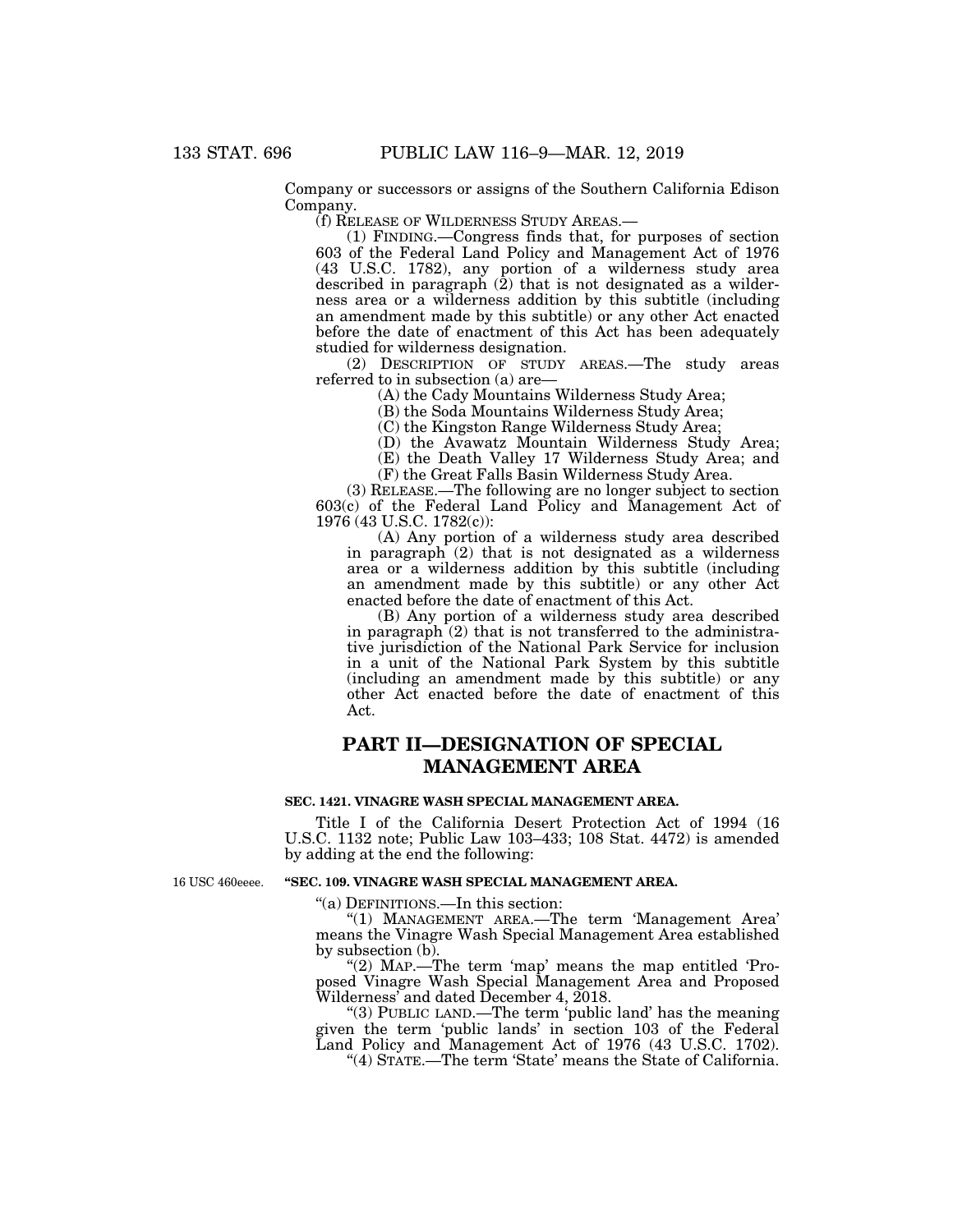Company or successors or assigns of the Southern California Edison Company.

(f) RELEASE OF WILDERNESS STUDY AREAS.—

(1) FINDING.—Congress finds that, for purposes of section 603 of the Federal Land Policy and Management Act of 1976 (43 U.S.C. 1782), any portion of a wilderness study area described in paragraph (2) that is not designated as a wilderness area or a wilderness addition by this subtitle (including an amendment made by this subtitle) or any other Act enacted before the date of enactment of this Act has been adequately studied for wilderness designation.

(2) DESCRIPTION OF STUDY AREAS.—The study areas referred to in subsection (a) are—

(A) the Cady Mountains Wilderness Study Area;

(B) the Soda Mountains Wilderness Study Area;

(C) the Kingston Range Wilderness Study Area;

(D) the Avawatz Mountain Wilderness Study Area;

(E) the Death Valley 17 Wilderness Study Area; and

(F) the Great Falls Basin Wilderness Study Area.

(3) RELEASE.—The following are no longer subject to section 603(c) of the Federal Land Policy and Management Act of 1976 (43 U.S.C. 1782(c)):

(A) Any portion of a wilderness study area described in paragraph (2) that is not designated as a wilderness area or a wilderness addition by this subtitle (including an amendment made by this subtitle) or any other Act enacted before the date of enactment of this Act.

(B) Any portion of a wilderness study area described in paragraph (2) that is not transferred to the administrative jurisdiction of the National Park Service for inclusion in a unit of the National Park System by this subtitle (including an amendment made by this subtitle) or any other Act enacted before the date of enactment of this Act.

## PART II—DESIGNATION OF SPECIAL MANAGEMENT AREA

### SEC. 1421. VINAGRE WASH SPECIAL MANAGEMENT AREA.

Title I of the California Desert Protection Act of 1994 (16 U.S.C. 1132 note; Public Law 103–433; 108 Stat. 4472) is amended by adding at the end the following:

16 USC 460eeee.

### "SEC. 109. VINAGRE WASH SPECIAL MANAGEMENT AREA.

"(a) DEFINITIONS.—In this section:

"(1) MANAGEMENT AREA.—The term 'Management Area' means the Vinagre Wash Special Management Area established by subsection (b).

"(2) MAP.—The term 'map' means the map entitled 'Proposed Vinagre Wash Special Management Area and Proposed Wilderness' and dated December 4, 2018.

"(3) PUBLIC LAND.—The term 'public land' has the meaning given the term 'public lands' in section 103 of the Federal Land Policy and Management Act of 1976 (43 U.S.C. 1702).

"(4) STATE.—The term 'State' means the State of California.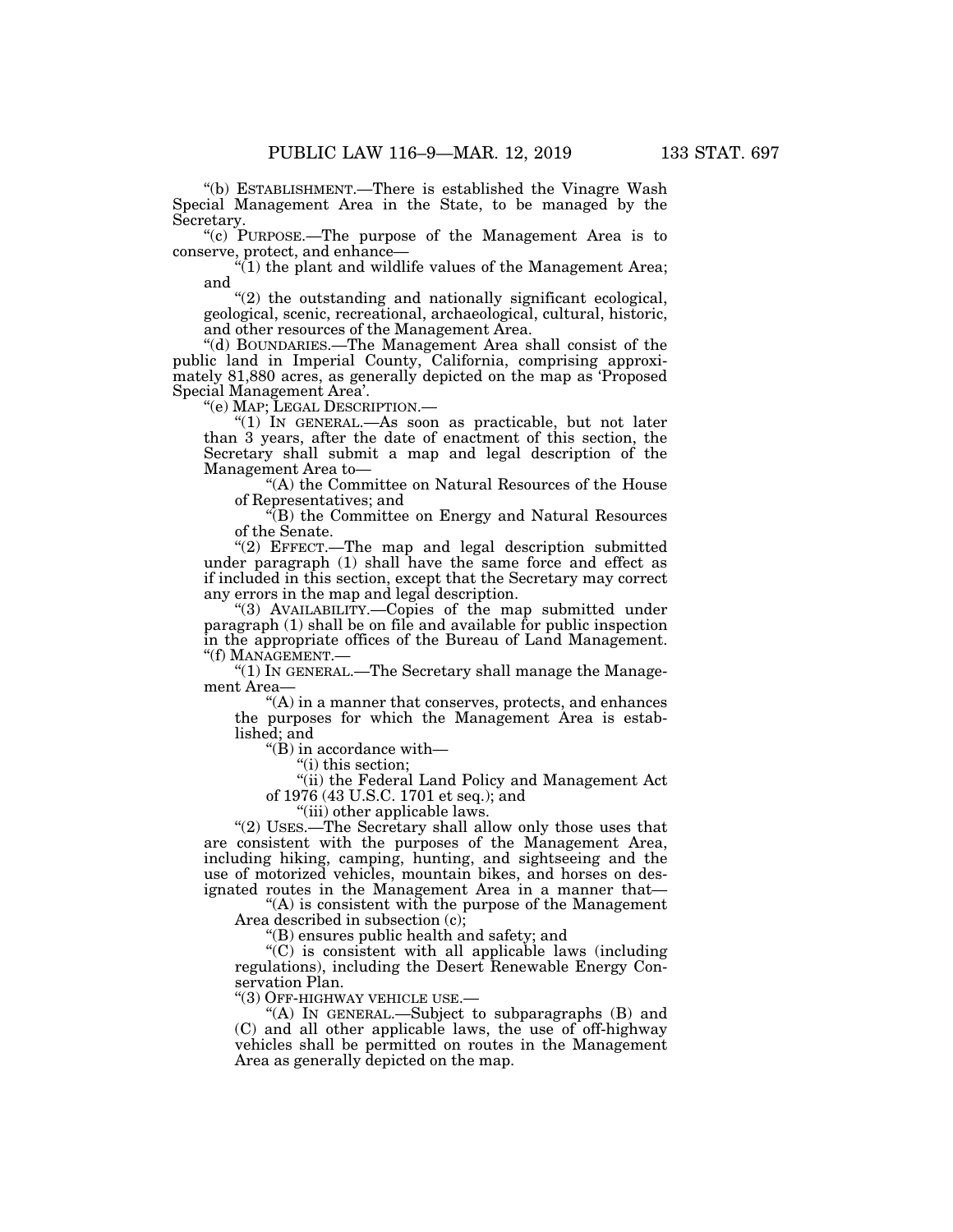"(b) ESTABLISHMENT.—There is established the Vinagre Wash Special Management Area in the State, to be managed by the Secretary.

"(c) PURPOSE.—The purpose of the Management Area is to conserve, protect, and enhance—

"(1) the plant and wildlife values of the Management Area; and

"(2) the outstanding and nationally significant ecological, geological, scenic, recreational, archaeological, cultural, historic, and other resources of the Management Area.

"(d) BOUNDARIES.—The Management Area shall consist of the public land in Imperial County, California, comprising approximately 81,880 acres, as generally depicted on the map as 'Proposed Special Management Area'.

"(e) MAP; LEGAL DESCRIPTION.—

"(1) IN GENERAL.—As soon as practicable, but not later than 3 years, after the date of enactment of this section, the Secretary shall submit a map and legal description of the Management Area to—

"(A) the Committee on Natural Resources of the House of Representatives; and

"(B) the Committee on Energy and Natural Resources of the Senate.

"(2) EFFECT.—The map and legal description submitted under paragraph (1) shall have the same force and effect as if included in this section, except that the Secretary may correct any errors in the map and legal description.

"(3) AVAILABILITY.—Copies of the map submitted under paragraph (1) shall be on file and available for public inspection in the appropriate offices of the Bureau of Land Management.

"(f) MANAGEMENT.—

"(1) IN GENERAL.—The Secretary shall manage the Management Area—

"(A) in a manner that conserves, protects, and enhances the purposes for which the Management Area is established; and

"(B) in accordance with—

"(i) this section;

"(ii) the Federal Land Policy and Management Act of 1976 (43 U.S.C. 1701 et seq.); and

"(iii) other applicable laws.

"(2) USES.—The Secretary shall allow only those uses that are consistent with the purposes of the Management Area, including hiking, camping, hunting, and sightseeing and the use of motorized vehicles, mountain bikes, and horses on designated routes in the Management Area in a manner that—

"(A) is consistent with the purpose of the Management Area described in subsection (c);

"(B) ensures public health and safety; and

"(C) is consistent with all applicable laws (including regulations), including the Desert Renewable Energy Conservation Plan.

"(3) OFF-HIGHWAY VEHICLE USE.—

"(A) IN GENERAL.—Subject to subparagraphs (B) and (C) and all other applicable laws, the use of off-highway vehicles shall be permitted on routes in the Management Area as generally depicted on the map.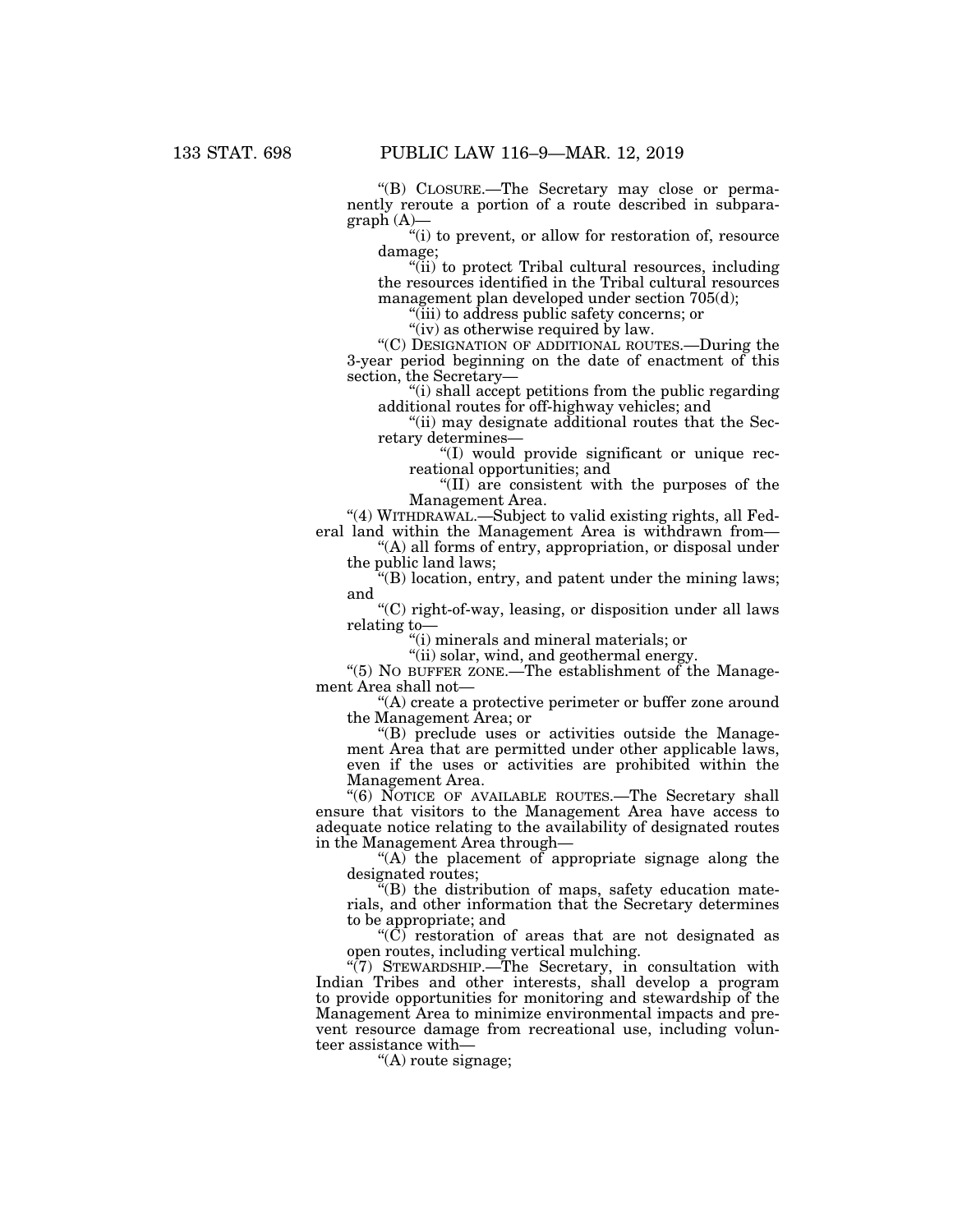"(B) CLOSURE.—The Secretary may close or permanently reroute a portion of a route described in subparagraph (A)—

"(i) to prevent, or allow for restoration of, resource damage;

"(ii) to protect Tribal cultural resources, including the resources identified in the Tribal cultural resources management plan developed under section 705(d);

"(iii) to address public safety concerns; or

"(iv) as otherwise required by law.

"(C) DESIGNATION OF ADDITIONAL ROUTES.—During the 3-year period beginning on the date of enactment of this section, the Secretary—

"(i) shall accept petitions from the public regarding additional routes for off-highway vehicles; and

"(ii) may designate additional routes that the Secretary determines—

"(I) would provide significant or unique recreational opportunities; and

"(II) are consistent with the purposes of the Management Area.

"(4) WITHDRAWAL.—Subject to valid existing rights, all Federal land within the Management Area is withdrawn from—

"(A) all forms of entry, appropriation, or disposal under the public land laws;

"(B) location, entry, and patent under the mining laws; and

"(C) right-of-way, leasing, or disposition under all laws relating to—

"(i) minerals and mineral materials; or

"(ii) solar, wind, and geothermal energy.

"(5) NO BUFFER ZONE.—The establishment of the Management Area shall not—

"(A) create a protective perimeter or buffer zone around the Management Area; or

"(B) preclude uses or activities outside the Management Area that are permitted under other applicable laws, even if the uses or activities are prohibited within the Management Area.

"(6) NOTICE OF AVAILABLE ROUTES.—The Secretary shall ensure that visitors to the Management Area have access to adequate notice relating to the availability of designated routes in the Management Area through—

"(A) the placement of appropriate signage along the designated routes;

"(B) the distribution of maps, safety education materials, and other information that the Secretary determines to be appropriate; and

"(C) restoration of areas that are not designated as open routes, including vertical mulching.

"(7) STEWARDSHIP.—The Secretary, in consultation with Indian Tribes and other interests, shall develop a program to provide opportunities for monitoring and stewardship of the Management Area to minimize environmental impacts and prevent resource damage from recreational use, including volunteer assistance with—

"(A) route signage;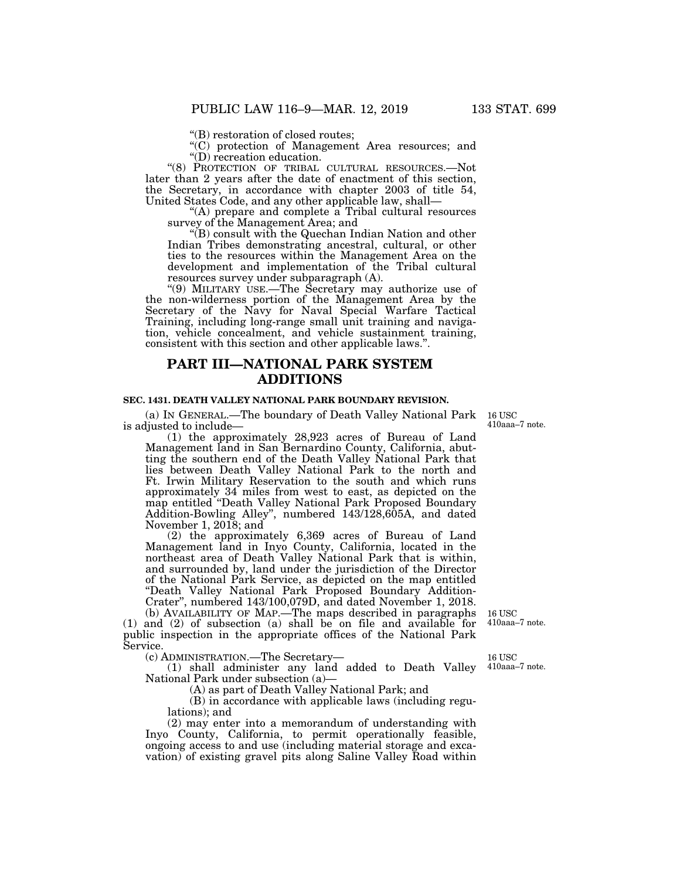"(B) restoration of closed routes;

"(C) protection of Management Area resources; and

"(D) recreation education.

"(8) PROTECTION OF TRIBAL CULTURAL RESOURCES.—Not later than 2 years after the date of enactment of this section, the Secretary, in accordance with chapter 2003 of title 54, United States Code, and any other applicable law, shall—

"(A) prepare and complete a Tribal cultural resources survey of the Management Area; and

"(B) consult with the Quechan Indian Nation and other Indian Tribes demonstrating ancestral, cultural, or other ties to the resources within the Management Area on the development and implementation of the Tribal cultural resources survey under subparagraph (A).

"(9) MILITARY USE.—The Secretary may authorize use of the non-wilderness portion of the Management Area by the Secretary of the Navy for Naval Special Warfare Tactical Training, including long-range small unit training and navigation, vehicle concealment, and vehicle sustainment training, consistent with this section and other applicable laws.".

## PART III—NATIONAL PARK SYSTEM ADDITIONS

### SEC. 1431. DEATH VALLEY NATIONAL PARK BOUNDARY REVISION.

16 USC 410aaa–7 note.

(a) IN GENERAL.—The boundary of Death Valley National Park is adjusted to include—

(1) the approximately 28,923 acres of Bureau of Land Management land in San Bernardino County, California, abutting the southern end of the Death Valley National Park that lies between Death Valley National Park to the north and Ft. Irwin Military Reservation to the south and which runs approximately 34 miles from west to east, as depicted on the map entitled "Death Valley National Park Proposed Boundary Addition-Bowling Alley", numbered 143/128,605A, and dated November 1, 2018; and

(2) the approximately 6,369 acres of Bureau of Land Management land in Inyo County, California, located in the northeast area of Death Valley National Park that is within, and surrounded by, land under the jurisdiction of the Director of the National Park Service, as depicted on the map entitled "Death Valley National Park Proposed Boundary Addition-Crater", numbered 143/100,079D, and dated November 1, 2018.

16 USC 410aaa–7 note.

(b) AVAILABILITY OF MAP.—The maps described in paragraphs (1) and (2) of subsection (a) shall be on file and available for public inspection in the appropriate offices of the National Park Service.

16 USC 410aaa–7 note.

(c) ADMINISTRATION.—The Secretary—

(1) shall administer any land added to Death Valley National Park under subsection (a)—

(A) as part of Death Valley National Park; and

(B) in accordance with applicable laws (including regulations); and

(2) may enter into a memorandum of understanding with Inyo County, California, to permit operationally feasible, ongoing access to and use (including material storage and excavation) of existing gravel pits along Saline Valley Road within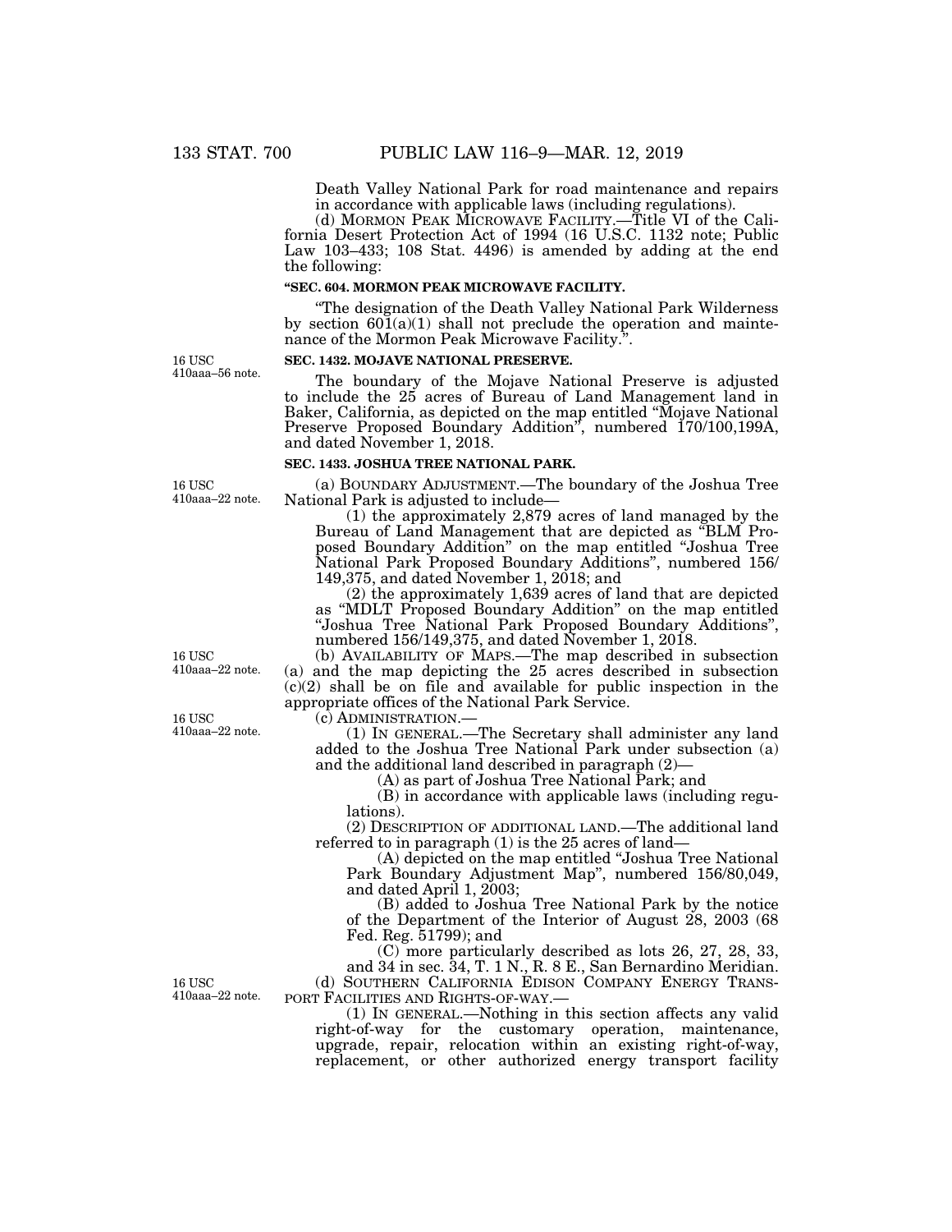Death Valley National Park for road maintenance and repairs in accordance with applicable laws (including regulations).

(d) MORMON PEAK MICROWAVE FACILITY.—Title VI of the California Desert Protection Act of 1994 (16 U.S.C. 1132 note; Public Law 103–433; 108 Stat. 4496) is amended by adding at the end the following:

**"SEC. 604. MORMON PEAK MICROWAVE FACILITY.**

"The designation of the Death Valley National Park Wilderness by section 601(a)(1) shall not preclude the operation and maintenance of the Mormon Peak Microwave Facility.".

16 USC 410aaa–56 note.

**SEC. 1432. MOJAVE NATIONAL PRESERVE.**

The boundary of the Mojave National Preserve is adjusted to include the 25 acres of Bureau of Land Management land in Baker, California, as depicted on the map entitled "Mojave National Preserve Proposed Boundary Addition", numbered 170/100,199A, and dated November 1, 2018.

**SEC. 1433. JOSHUA TREE NATIONAL PARK.**

16 USC 410aaa–22 note.

(a) BOUNDARY ADJUSTMENT.—The boundary of the Joshua Tree National Park is adjusted to include—

(1) the approximately 2,879 acres of land managed by the Bureau of Land Management that are depicted as "BLM Proposed Boundary Addition" on the map entitled "Joshua Tree National Park Proposed Boundary Additions", numbered 156/149,375, and dated November 1, 2018; and

(2) the approximately 1,639 acres of land that are depicted as "MDLT Proposed Boundary Addition" on the map entitled "Joshua Tree National Park Proposed Boundary Additions", numbered 156/149,375, and dated November 1, 2018.

16 USC 410aaa–22 note.

(b) AVAILABILITY OF MAPS.—The map described in subsection (a) and the map depicting the 25 acres described in subsection (c)(2) shall be on file and available for public inspection in the appropriate offices of the National Park Service.

16 USC 410aaa–22 note.

(c) ADMINISTRATION.—

(1) IN GENERAL.—The Secretary shall administer any land added to the Joshua Tree National Park under subsection (a) and the additional land described in paragraph (2)—

(A) as part of Joshua Tree National Park; and

(B) in accordance with applicable laws (including regulations).

(2) DESCRIPTION OF ADDITIONAL LAND.—The additional land referred to in paragraph (1) is the 25 acres of land—

(A) depicted on the map entitled "Joshua Tree National Park Boundary Adjustment Map", numbered 156/80,049, and dated April 1, 2003;

(B) added to Joshua Tree National Park by the notice of the Department of the Interior of August 28, 2003 (68 Fed. Reg. 51799); and

(C) more particularly described as lots 26, 27, 28, 33, and 34 in sec. 34, T. 1 N., R. 8 E., San Bernardino Meridian.

16 USC 410aaa–22 note.

(d) SOUTHERN CALIFORNIA EDISON COMPANY ENERGY TRANSPORT FACILITIES AND RIGHTS-OF-WAY.—

(1) IN GENERAL.—Nothing in this section affects any valid right-of-way for the customary operation, maintenance, upgrade, repair, relocation within an existing right-of-way, replacement, or other authorized energy transport facility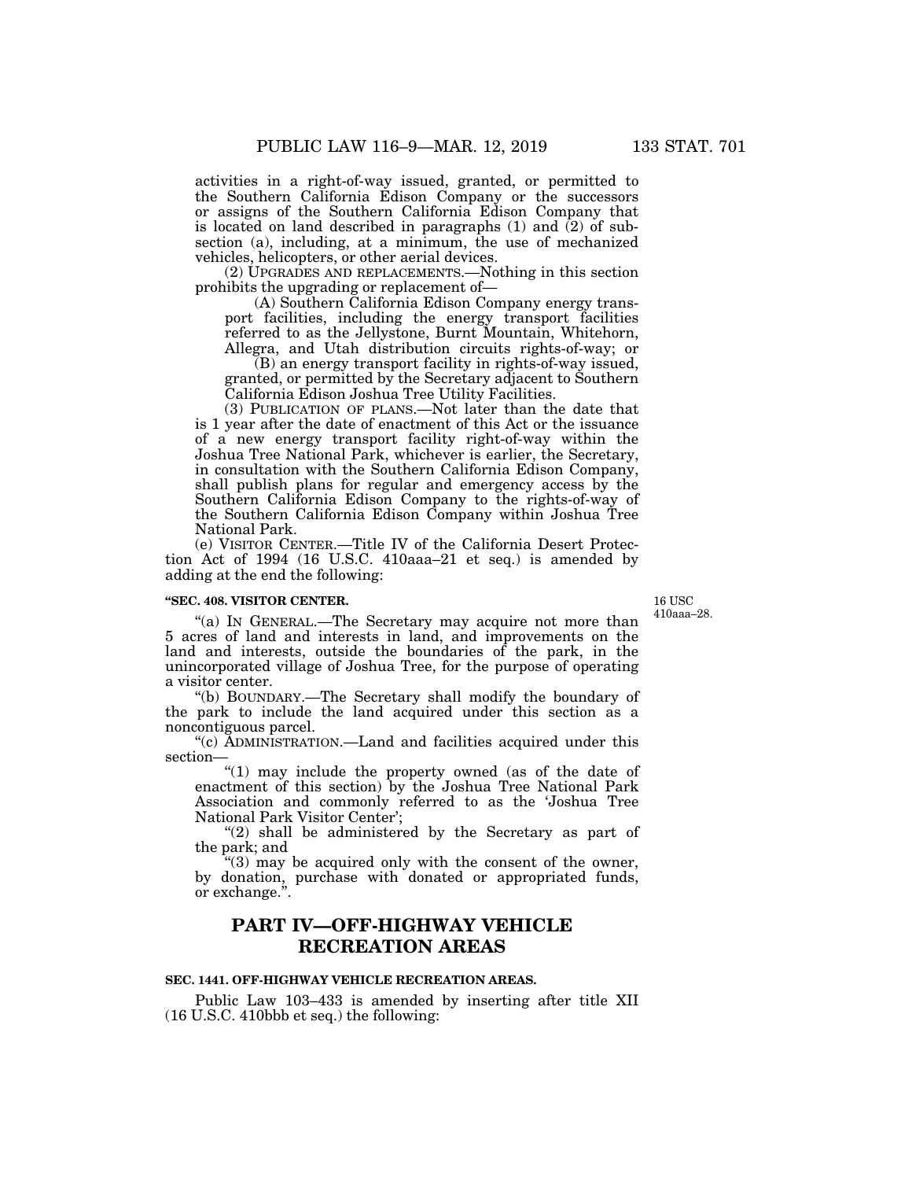activities in a right-of-way issued, granted, or permitted to the Southern California Edison Company or the successors or assigns of the Southern California Edison Company that is located on land described in paragraphs (1) and (2) of subsection (a), including, at a minimum, the use of mechanized vehicles, helicopters, or other aerial devices.

(2) UPGRADES AND REPLACEMENTS.—Nothing in this section prohibits the upgrading or replacement of—

(A) Southern California Edison Company energy transport facilities, including the energy transport facilities referred to as the Jellystone, Burnt Mountain, Whitehorn, Allegra, and Utah distribution circuits rights-of-way; or

(B) an energy transport facility in rights-of-way issued, granted, or permitted by the Secretary adjacent to Southern California Edison Joshua Tree Utility Facilities.

(3) PUBLICATION OF PLANS.—Not later than the date that is 1 year after the date of enactment of this Act or the issuance of a new energy transport facility right-of-way within the Joshua Tree National Park, whichever is earlier, the Secretary, in consultation with the Southern California Edison Company, shall publish plans for regular and emergency access by the Southern California Edison Company to the rights-of-way of the Southern California Edison Company within Joshua Tree National Park.

(e) VISITOR CENTER.—Title IV of the California Desert Protection Act of 1994 (16 U.S.C. 410aaa–21 et seq.) is amended by adding at the end the following:

**"SEC. 408. VISITOR CENTER.**

16 USC 410aaa–28.

"(a) IN GENERAL.—The Secretary may acquire not more than 5 acres of land and interests in land, and improvements on the land and interests, outside the boundaries of the park, in the unincorporated village of Joshua Tree, for the purpose of operating a visitor center.

"(b) BOUNDARY.—The Secretary shall modify the boundary of the park to include the land acquired under this section as a noncontiguous parcel.

"(c) ADMINISTRATION.—Land and facilities acquired under this section—

"(1) may include the property owned (as of the date of enactment of this section) by the Joshua Tree National Park Association and commonly referred to as the 'Joshua Tree National Park Visitor Center';

"(2) shall be administered by the Secretary as part of the park; and

"(3) may be acquired only with the consent of the owner, by donation, purchase with donated or appropriated funds, or exchange.".

## PART IV—OFF-HIGHWAY VEHICLE RECREATION AREAS

**SEC. 1441. OFF-HIGHWAY VEHICLE RECREATION AREAS.**

Public Law 103–433 is amended by inserting after title XII (16 U.S.C. 410bbb et seq.) the following: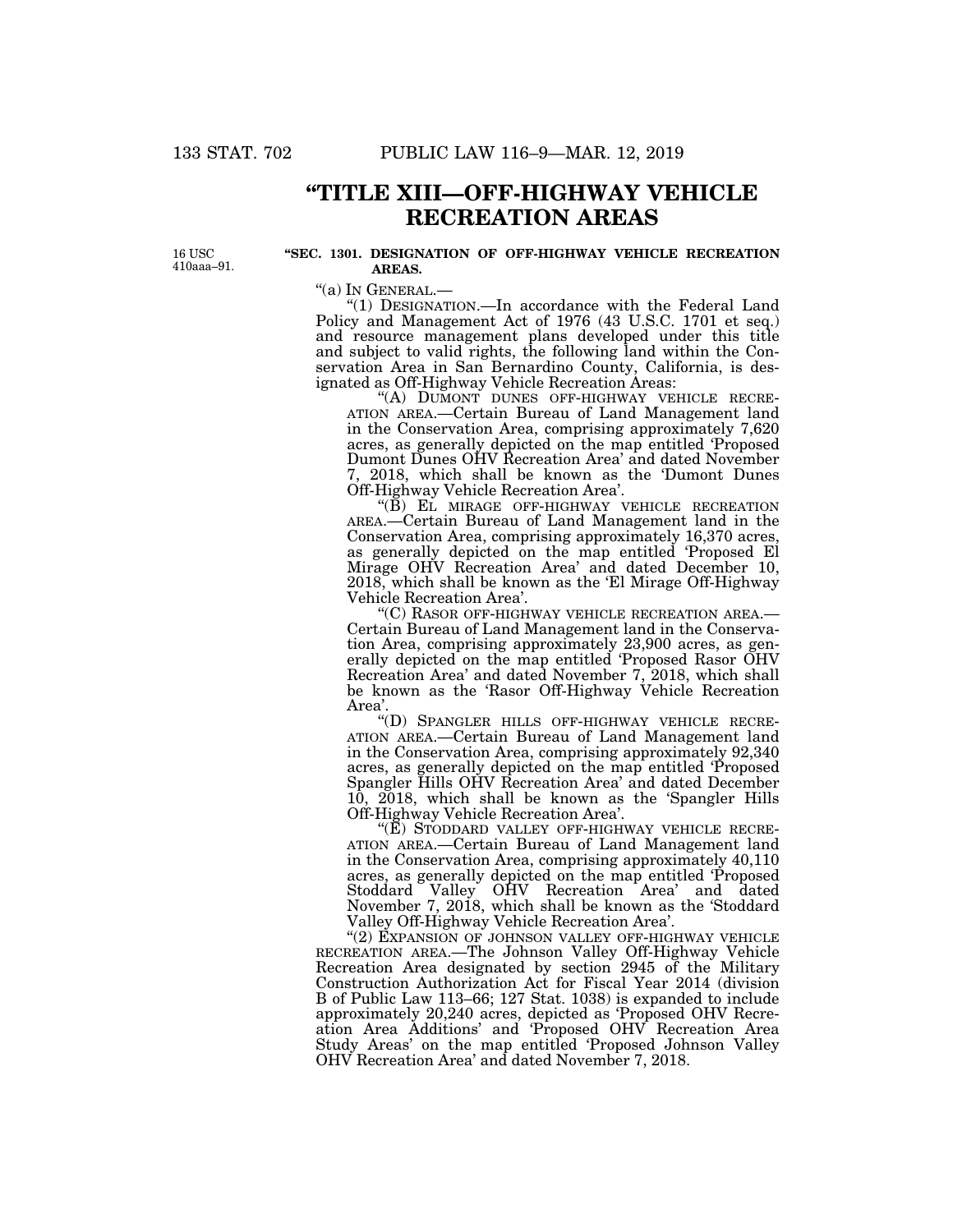# "TITLE XIII—OFF-HIGHWAY VEHICLE RECREATION AREAS

16 USC 410aaa–91.

**"SEC. 1301. DESIGNATION OF OFF-HIGHWAY VEHICLE RECREATION AREAS.**

"(a) IN GENERAL.—

"(1) DESIGNATION.—In accordance with the Federal Land Policy and Management Act of 1976 (43 U.S.C. 1701 et seq.) and resource management plans developed under this title and subject to valid rights, the following land within the Conservation Area in San Bernardino County, California, is designated as Off-Highway Vehicle Recreation Areas:

"(A) DUMONT DUNES OFF-HIGHWAY VEHICLE RECREATION AREA.—Certain Bureau of Land Management land in the Conservation Area, comprising approximately 7,620 acres, as generally depicted on the map entitled 'Proposed Dumont Dunes OHV Recreation Area' and dated November 7, 2018, which shall be known as the 'Dumont Dunes Off-Highway Vehicle Recreation Area'.

"(B) EL MIRAGE OFF-HIGHWAY VEHICLE RECREATION AREA.—Certain Bureau of Land Management land in the Conservation Area, comprising approximately 16,370 acres, as generally depicted on the map entitled 'Proposed El Mirage OHV Recreation Area' and dated December 10, 2018, which shall be known as the 'El Mirage Off-Highway Vehicle Recreation Area'.

"(C) RASOR OFF-HIGHWAY VEHICLE RECREATION AREA.—Certain Bureau of Land Management land in the Conservation Area, comprising approximately 23,900 acres, as generally depicted on the map entitled 'Proposed Rasor OHV Recreation Area' and dated November 7, 2018, which shall be known as the 'Rasor Off-Highway Vehicle Recreation Area'.

"(D) SPANGLER HILLS OFF-HIGHWAY VEHICLE RECREATION AREA.—Certain Bureau of Land Management land in the Conservation Area, comprising approximately 92,340 acres, as generally depicted on the map entitled 'Proposed Spangler Hills OHV Recreation Area' and dated December 10, 2018, which shall be known as the 'Spangler Hills Off-Highway Vehicle Recreation Area'.

"(E) STODDARD VALLEY OFF-HIGHWAY VEHICLE RECREATION AREA.—Certain Bureau of Land Management land in the Conservation Area, comprising approximately 40,110 acres, as generally depicted on the map entitled 'Proposed Stoddard Valley OHV Recreation Area' and dated November 7, 2018, which shall be known as the 'Stoddard Valley Off-Highway Vehicle Recreation Area'.

"(2) EXPANSION OF JOHNSON VALLEY OFF-HIGHWAY VEHICLE RECREATION AREA.—The Johnson Valley Off-Highway Vehicle Recreation Area designated by section 2945 of the Military Construction Authorization Act for Fiscal Year 2014 (division B of Public Law 113–66; 127 Stat. 1038) is expanded to include approximately 20,240 acres, depicted as 'Proposed OHV Recreation Area Additions' and 'Proposed OHV Recreation Area Study Areas' on the map entitled 'Proposed Johnson Valley OHV Recreation Area' and dated November 7, 2018.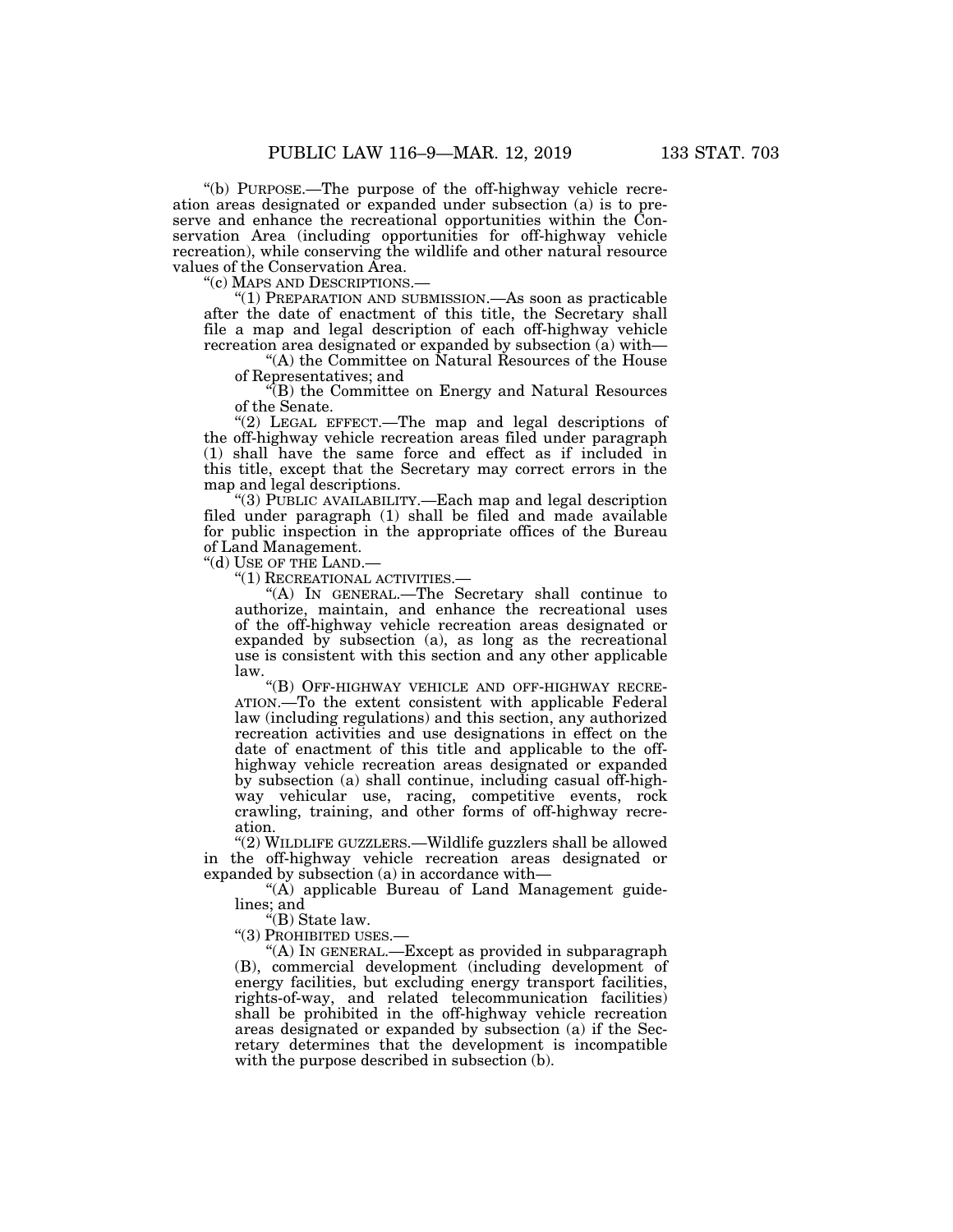"(b) PURPOSE.—The purpose of the off-highway vehicle recreation areas designated or expanded under subsection (a) is to preserve and enhance the recreational opportunities within the Conservation Area (including opportunities for off-highway vehicle recreation), while conserving the wildlife and other natural resource values of the Conservation Area.

"(c) MAPS AND DESCRIPTIONS.—

"(1) PREPARATION AND SUBMISSION.—As soon as practicable after the date of enactment of this title, the Secretary shall file a map and legal description of each off-highway vehicle recreation area designated or expanded by subsection (a) with—

"(A) the Committee on Natural Resources of the House of Representatives; and

"(B) the Committee on Energy and Natural Resources of the Senate.

"(2) LEGAL EFFECT.—The map and legal descriptions of the off-highway vehicle recreation areas filed under paragraph (1) shall have the same force and effect as if included in this title, except that the Secretary may correct errors in the map and legal descriptions.

"(3) PUBLIC AVAILABILITY.—Each map and legal description filed under paragraph (1) shall be filed and made available for public inspection in the appropriate offices of the Bureau of Land Management.

"(d) USE OF THE LAND.—

"(1) RECREATIONAL ACTIVITIES.—

"(A) IN GENERAL.—The Secretary shall continue to authorize, maintain, and enhance the recreational uses of the off-highway vehicle recreation areas designated or expanded by subsection (a), as long as the recreational use is consistent with this section and any other applicable law.

"(B) OFF-HIGHWAY VEHICLE AND OFF-HIGHWAY RECREATION.—To the extent consistent with applicable Federal law (including regulations) and this section, any authorized recreation activities and use designations in effect on the date of enactment of this title and applicable to the off-highway vehicle recreation areas designated or expanded by subsection (a) shall continue, including casual off-highway vehicular use, racing, competitive events, rock crawling, training, and other forms of off-highway recreation.

"(2) WILDLIFE GUZZLERS.—Wildlife guzzlers shall be allowed in the off-highway vehicle recreation areas designated or expanded by subsection (a) in accordance with—

"(A) applicable Bureau of Land Management guidelines; and

"(B) State law.

"(3) PROHIBITED USES.—

"(A) IN GENERAL.—Except as provided in subparagraph (B), commercial development (including development of energy facilities, but excluding energy transport facilities, rights-of-way, and related telecommunication facilities) shall be prohibited in the off-highway vehicle recreation areas designated or expanded by subsection (a) if the Secretary determines that the development is incompatible with the purpose described in subsection (b).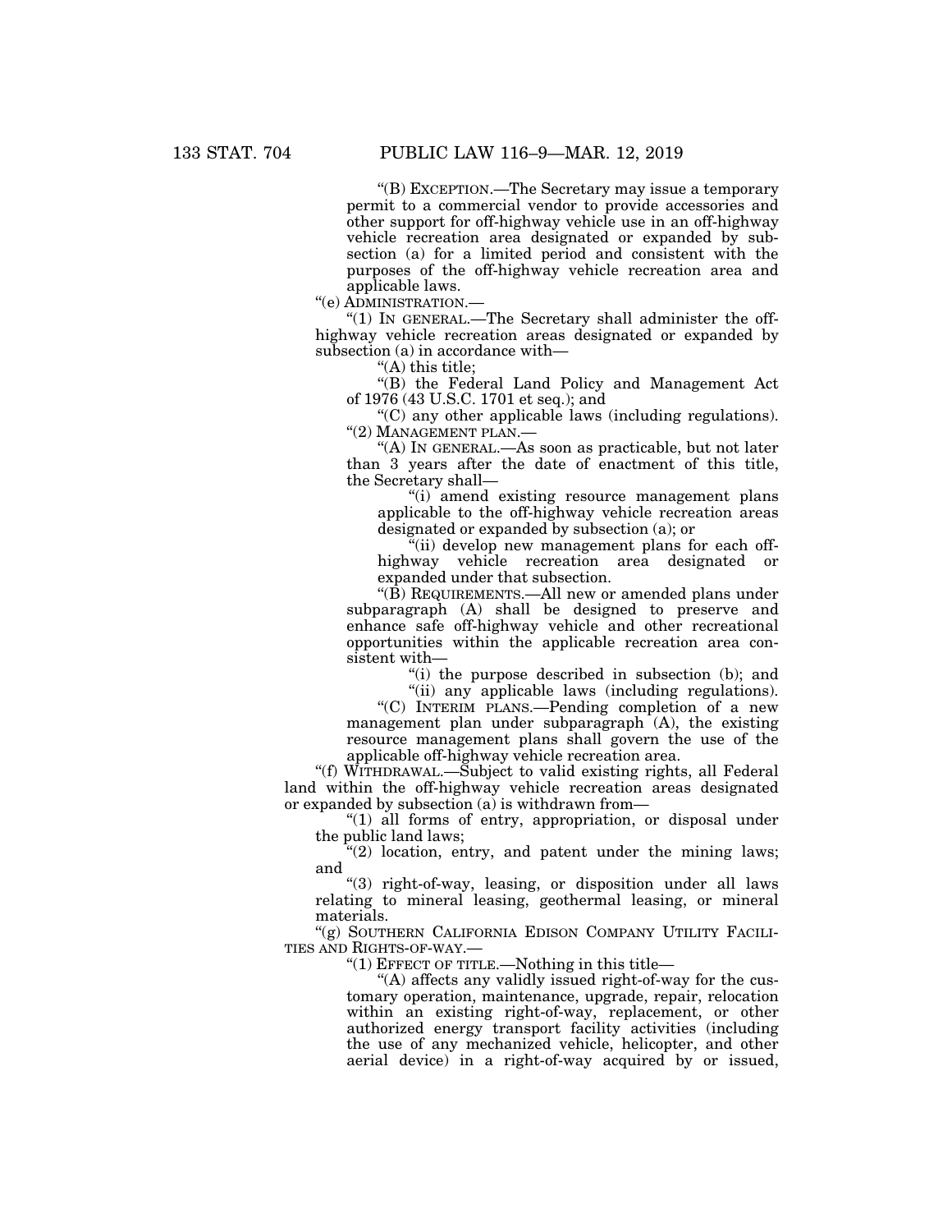"(B) EXCEPTION.—The Secretary may issue a temporary permit to a commercial vendor to provide accessories and other support for off-highway vehicle use in an off-highway vehicle recreation area designated or expanded by subsection (a) for a limited period and consistent with the purposes of the off-highway vehicle recreation area and applicable laws.

"(e) ADMINISTRATION.—

"(1) IN GENERAL.—The Secretary shall administer the off-highway vehicle recreation areas designated or expanded by subsection (a) in accordance with—

"(A) this title;

"(B) the Federal Land Policy and Management Act of 1976 (43 U.S.C. 1701 et seq.); and

"(C) any other applicable laws (including regulations).

"(2) MANAGEMENT PLAN.—

"(A) IN GENERAL.—As soon as practicable, but not later than 3 years after the date of enactment of this title, the Secretary shall—

"(i) amend existing resource management plans applicable to the off-highway vehicle recreation areas designated or expanded by subsection (a); or

"(ii) develop new management plans for each off-highway vehicle recreation area designated or expanded under that subsection.

"(B) REQUIREMENTS.—All new or amended plans under subparagraph (A) shall be designed to preserve and enhance safe off-highway vehicle and other recreational opportunities within the applicable recreation area consistent with—

"(i) the purpose described in subsection (b); and

"(ii) any applicable laws (including regulations).

"(C) INTERIM PLANS.—Pending completion of a new management plan under subparagraph (A), the existing resource management plans shall govern the use of the applicable off-highway vehicle recreation area.

"(f) WITHDRAWAL.—Subject to valid existing rights, all Federal land within the off-highway vehicle recreation areas designated or expanded by subsection (a) is withdrawn from—

"(1) all forms of entry, appropriation, or disposal under the public land laws;

"(2) location, entry, and patent under the mining laws; and

"(3) right-of-way, leasing, or disposition under all laws relating to mineral leasing, geothermal leasing, or mineral materials.

"(g) SOUTHERN CALIFORNIA EDISON COMPANY UTILITY FACILITIES AND RIGHTS-OF-WAY.—

"(1) EFFECT OF TITLE.—Nothing in this title—

"(A) affects any validly issued right-of-way for the customary operation, maintenance, upgrade, repair, relocation within an existing right-of-way, replacement, or other authorized energy transport facility activities (including the use of any mechanized vehicle, helicopter, and other aerial device) in a right-of-way acquired by or issued,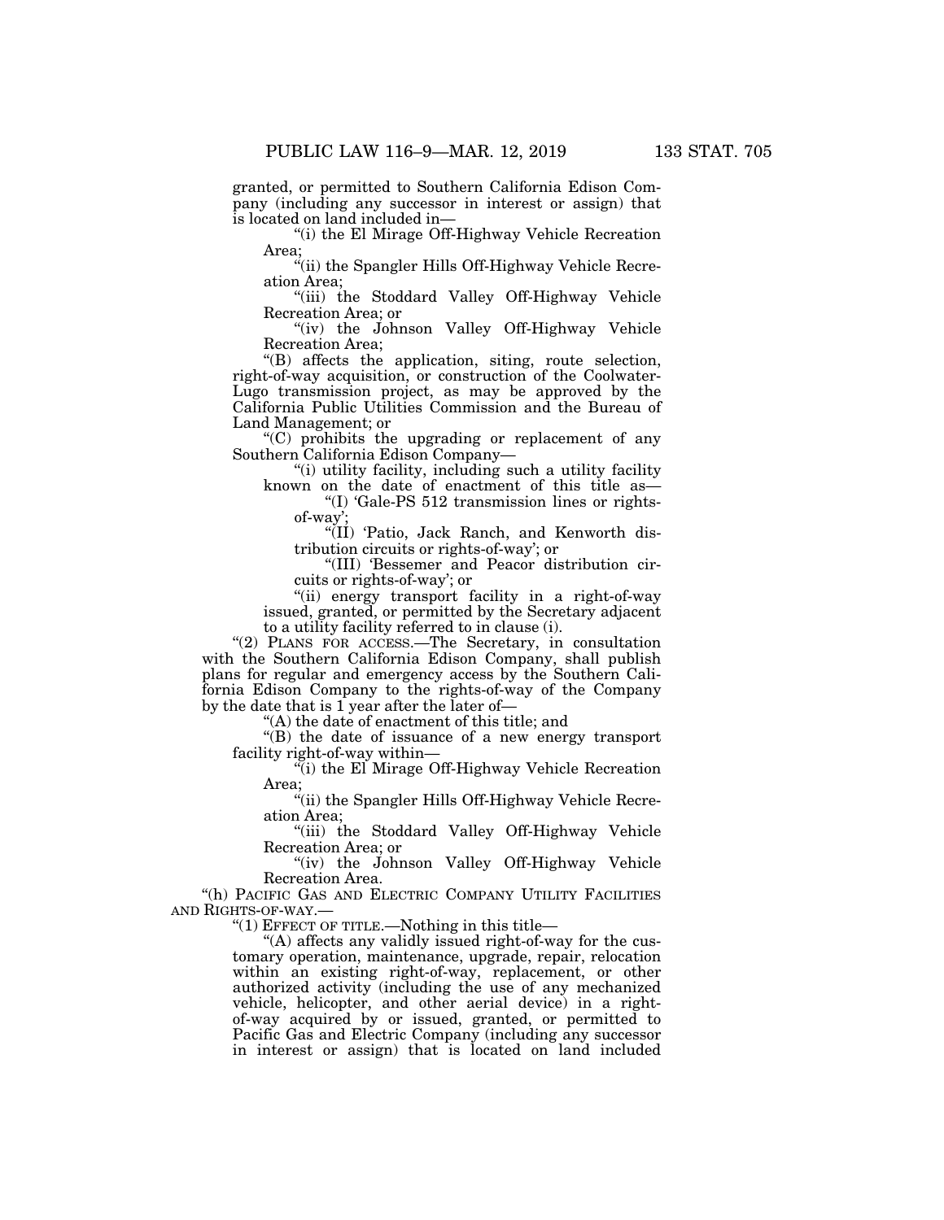granted, or permitted to Southern California Edison Company (including any successor in interest or assign) that is located on land included in—

"(i) the El Mirage Off-Highway Vehicle Recreation Area;

"(ii) the Spangler Hills Off-Highway Vehicle Recreation Area;

"(iii) the Stoddard Valley Off-Highway Vehicle Recreation Area; or

"(iv) the Johnson Valley Off-Highway Vehicle Recreation Area;

"(B) affects the application, siting, route selection, right-of-way acquisition, or construction of the Coolwater-Lugo transmission project, as may be approved by the California Public Utilities Commission and the Bureau of Land Management; or

"(C) prohibits the upgrading or replacement of any Southern California Edison Company—

"(i) utility facility, including such a utility facility known on the date of enactment of this title as—

"(I) 'Gale-PS 512 transmission lines or rights-of-way';

"(II) 'Patio, Jack Ranch, and Kenworth distribution circuits or rights-of-way'; or

"(III) 'Bessemer and Peacor distribution circuits or rights-of-way'; or

"(ii) energy transport facility in a right-of-way issued, granted, or permitted by the Secretary adjacent to a utility facility referred to in clause (i).

"(2) PLANS FOR ACCESS.—The Secretary, in consultation with the Southern California Edison Company, shall publish plans for regular and emergency access by the Southern California Edison Company to the rights-of-way of the Company by the date that is 1 year after the later of—

"(A) the date of enactment of this title; and

"(B) the date of issuance of a new energy transport facility right-of-way within—

"(i) the El Mirage Off-Highway Vehicle Recreation Area;

"(ii) the Spangler Hills Off-Highway Vehicle Recreation Area;

"(iii) the Stoddard Valley Off-Highway Vehicle Recreation Area; or

"(iv) the Johnson Valley Off-Highway Vehicle Recreation Area.

"(h) PACIFIC GAS AND ELECTRIC COMPANY UTILITY FACILITIES AND RIGHTS-OF-WAY.—

"(1) EFFECT OF TITLE.—Nothing in this title—

"(A) affects any validly issued right-of-way for the customary operation, maintenance, upgrade, repair, relocation within an existing right-of-way, replacement, or other authorized activity (including the use of any mechanized vehicle, helicopter, and other aerial device) in a right-of-way acquired by or issued, granted, or permitted to Pacific Gas and Electric Company (including any successor in interest or assign) that is located on land included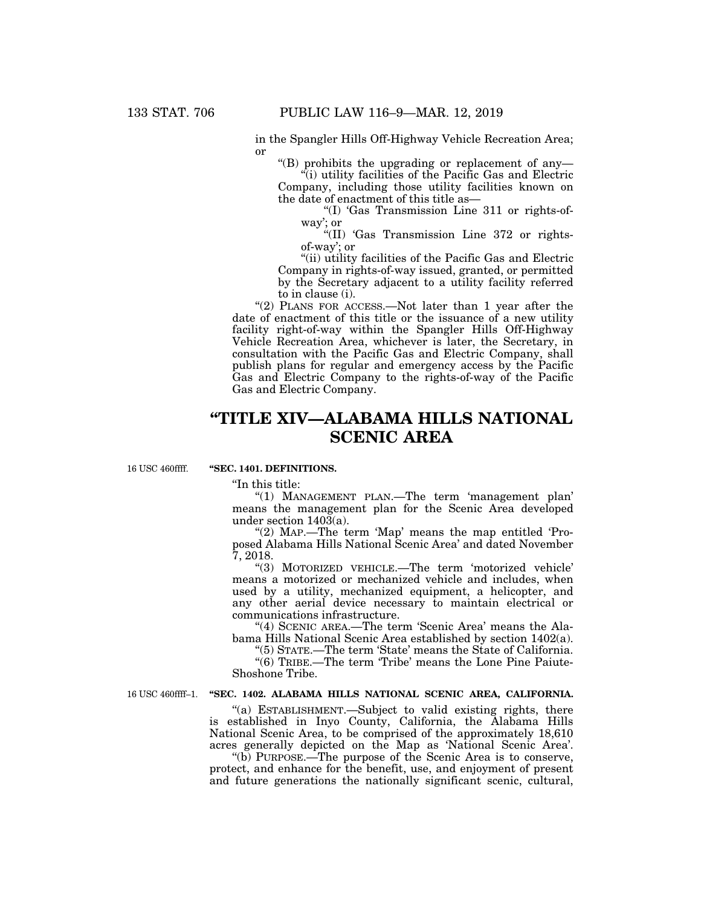in the Spangler Hills Off-Highway Vehicle Recreation Area; or

"(B) prohibits the upgrading or replacement of any—

"(i) utility facilities of the Pacific Gas and Electric Company, including those utility facilities known on the date of enactment of this title as—

"(I) 'Gas Transmission Line 311 or rights-of-way'; or

"(II) 'Gas Transmission Line 372 or rights-of-way'; or

"(ii) utility facilities of the Pacific Gas and Electric Company in rights-of-way issued, granted, or permitted by the Secretary adjacent to a utility facility referred to in clause (i).

"(2) PLANS FOR ACCESS.—Not later than 1 year after the date of enactment of this title or the issuance of a new utility facility right-of-way within the Spangler Hills Off-Highway Vehicle Recreation Area, whichever is later, the Secretary, in consultation with the Pacific Gas and Electric Company, shall publish plans for regular and emergency access by the Pacific Gas and Electric Company to the rights-of-way of the Pacific Gas and Electric Company.

# "TITLE XIV—ALABAMA HILLS NATIONAL SCENIC AREA

16 USC 460ffff.

### "SEC. 1401. DEFINITIONS.

"In this title:

"(1) MANAGEMENT PLAN.—The term 'management plan' means the management plan for the Scenic Area developed under section 1403(a).

"(2) MAP.—The term 'Map' means the map entitled 'Proposed Alabama Hills National Scenic Area' and dated November 7, 2018.

"(3) MOTORIZED VEHICLE.—The term 'motorized vehicle' means a motorized or mechanized vehicle and includes, when used by a utility, mechanized equipment, a helicopter, and any other aerial device necessary to maintain electrical or communications infrastructure.

"(4) SCENIC AREA.—The term 'Scenic Area' means the Alabama Hills National Scenic Area established by section 1402(a).

"(5) STATE.—The term 'State' means the State of California.

"(6) TRIBE.—The term 'Tribe' means the Lone Pine Paiute-Shoshone Tribe.

16 USC 460ffff–1.

### "SEC. 1402. ALABAMA HILLS NATIONAL SCENIC AREA, CALIFORNIA.

"(a) ESTABLISHMENT.—Subject to valid existing rights, there is established in Inyo County, California, the Alabama Hills National Scenic Area, to be comprised of the approximately 18,610 acres generally depicted on the Map as 'National Scenic Area'.

"(b) PURPOSE.—The purpose of the Scenic Area is to conserve, protect, and enhance for the benefit, use, and enjoyment of present and future generations the nationally significant scenic, cultural,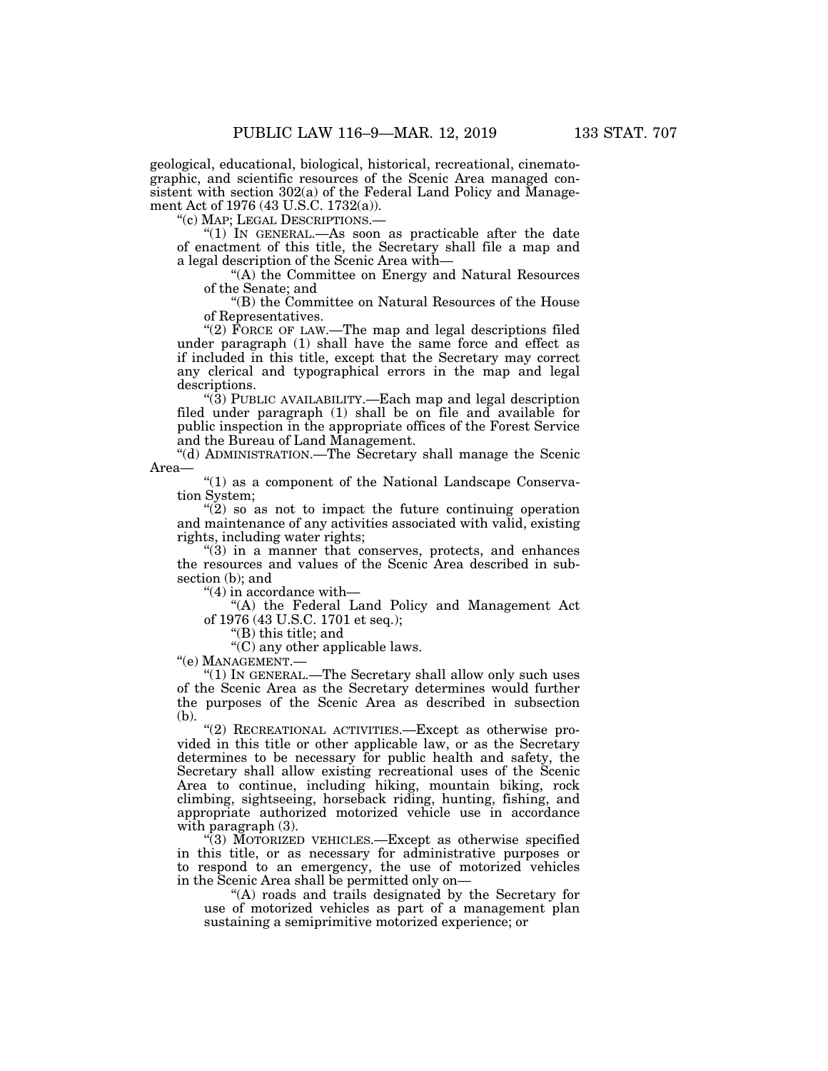geological, educational, biological, historical, recreational, cinematographic, and scientific resources of the Scenic Area managed consistent with section 302(a) of the Federal Land Policy and Management Act of 1976 (43 U.S.C. 1732(a)).

"(c) MAP; LEGAL DESCRIPTIONS.—

"(1) IN GENERAL.—As soon as practicable after the date of enactment of this title, the Secretary shall file a map and a legal description of the Scenic Area with—

"(A) the Committee on Energy and Natural Resources of the Senate; and

"(B) the Committee on Natural Resources of the House of Representatives.

"(2) FORCE OF LAW.—The map and legal descriptions filed under paragraph (1) shall have the same force and effect as if included in this title, except that the Secretary may correct any clerical and typographical errors in the map and legal descriptions.

"(3) PUBLIC AVAILABILITY.—Each map and legal description filed under paragraph (1) shall be on file and available for public inspection in the appropriate offices of the Forest Service and the Bureau of Land Management.

"(d) ADMINISTRATION.—The Secretary shall manage the Scenic Area—

"(1) as a component of the National Landscape Conservation System;

"(2) so as not to impact the future continuing operation and maintenance of any activities associated with valid, existing rights, including water rights;

"(3) in a manner that conserves, protects, and enhances the resources and values of the Scenic Area described in subsection (b); and

"(4) in accordance with—

"(A) the Federal Land Policy and Management Act of 1976 (43 U.S.C. 1701 et seq.);

"(B) this title; and

"(C) any other applicable laws.

"(e) MANAGEMENT.—

"(1) IN GENERAL.—The Secretary shall allow only such uses of the Scenic Area as the Secretary determines would further the purposes of the Scenic Area as described in subsection (b).

"(2) RECREATIONAL ACTIVITIES.—Except as otherwise provided in this title or other applicable law, or as the Secretary determines to be necessary for public health and safety, the Secretary shall allow existing recreational uses of the Scenic Area to continue, including hiking, mountain biking, rock climbing, sightseeing, horseback riding, hunting, fishing, and appropriate authorized motorized vehicle use in accordance with paragraph (3).

"(3) MOTORIZED VEHICLES.—Except as otherwise specified in this title, or as necessary for administrative purposes or to respond to an emergency, the use of motorized vehicles in the Scenic Area shall be permitted only on—

"(A) roads and trails designated by the Secretary for use of motorized vehicles as part of a management plan sustaining a semiprimitive motorized experience; or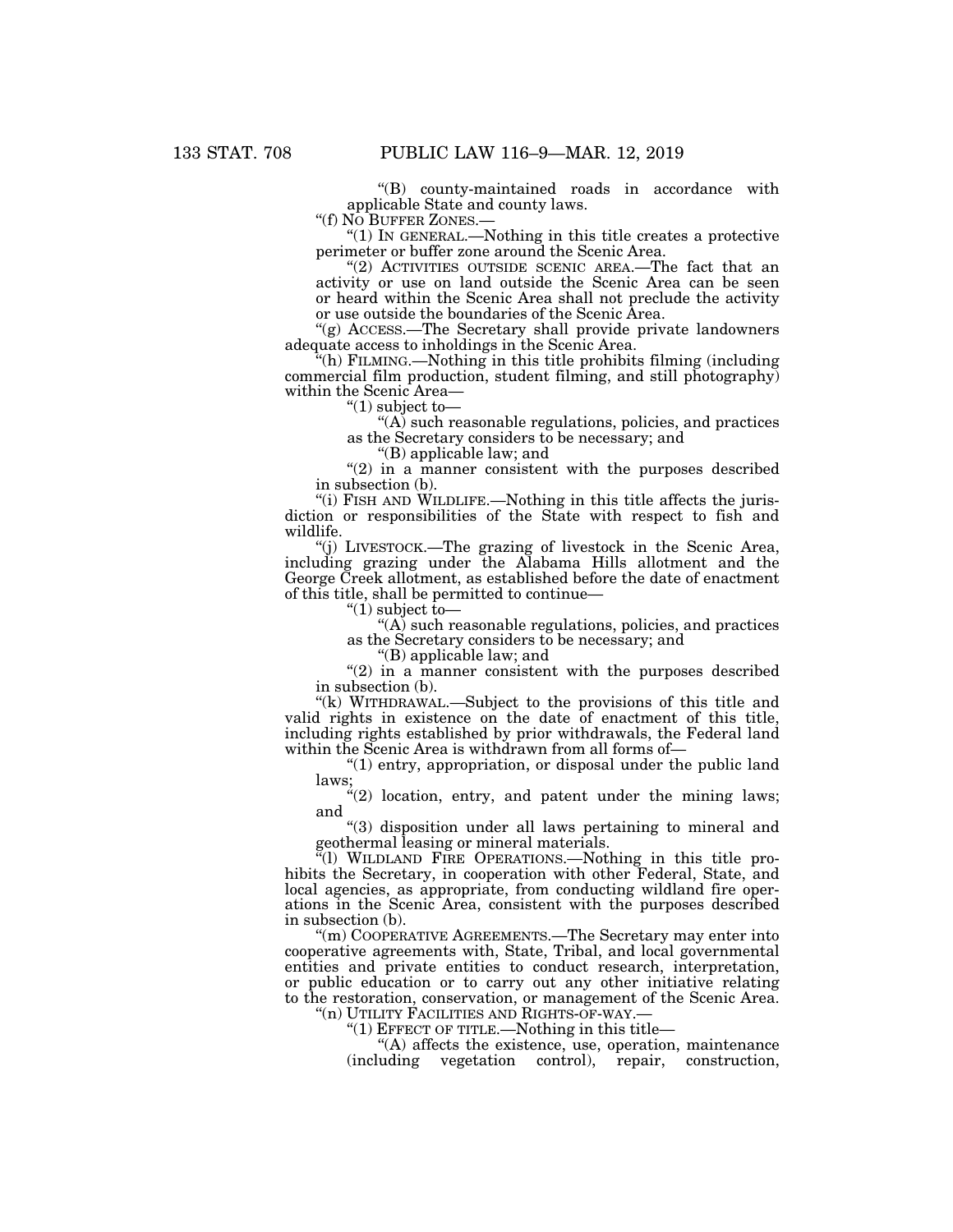"(B) county-maintained roads in accordance with applicable State and county laws.

"(f) NO BUFFER ZONES.—

"(1) IN GENERAL.—Nothing in this title creates a protective perimeter or buffer zone around the Scenic Area.

"(2) ACTIVITIES OUTSIDE SCENIC AREA.—The fact that an activity or use on land outside the Scenic Area can be seen or heard within the Scenic Area shall not preclude the activity or use outside the boundaries of the Scenic Area.

"(g) ACCESS.—The Secretary shall provide private landowners adequate access to inholdings in the Scenic Area.

"(h) FILMING.—Nothing in this title prohibits filming (including commercial film production, student filming, and still photography) within the Scenic Area—

"(1) subject to—

"(A) such reasonable regulations, policies, and practices as the Secretary considers to be necessary; and

"(B) applicable law; and

"(2) in a manner consistent with the purposes described in subsection (b).

"(i) FISH AND WILDLIFE.—Nothing in this title affects the jurisdiction or responsibilities of the State with respect to fish and wildlife.

"(j) LIVESTOCK.—The grazing of livestock in the Scenic Area, including grazing under the Alabama Hills allotment and the George Creek allotment, as established before the date of enactment of this title, shall be permitted to continue—

"(1) subject to—

"(A) such reasonable regulations, policies, and practices as the Secretary considers to be necessary; and

"(B) applicable law; and

"(2) in a manner consistent with the purposes described in subsection (b).

"(k) WITHDRAWAL.—Subject to the provisions of this title and valid rights in existence on the date of enactment of this title, including rights established by prior withdrawals, the Federal land within the Scenic Area is withdrawn from all forms of—

"(1) entry, appropriation, or disposal under the public land laws;

"(2) location, entry, and patent under the mining laws; and

"(3) disposition under all laws pertaining to mineral and geothermal leasing or mineral materials.

"(l) WILDLAND FIRE OPERATIONS.—Nothing in this title prohibits the Secretary, in cooperation with other Federal, State, and local agencies, as appropriate, from conducting wildland fire operations in the Scenic Area, consistent with the purposes described in subsection (b).

"(m) COOPERATIVE AGREEMENTS.—The Secretary may enter into cooperative agreements with, State, Tribal, and local governmental entities and private entities to conduct research, interpretation, or public education or to carry out any other initiative relating to the restoration, conservation, or management of the Scenic Area.

"(n) UTILITY FACILITIES AND RIGHTS-OF-WAY.—

"(1) EFFECT OF TITLE.—Nothing in this title—

"(A) affects the existence, use, operation, maintenance (including vegetation control), repair, construction,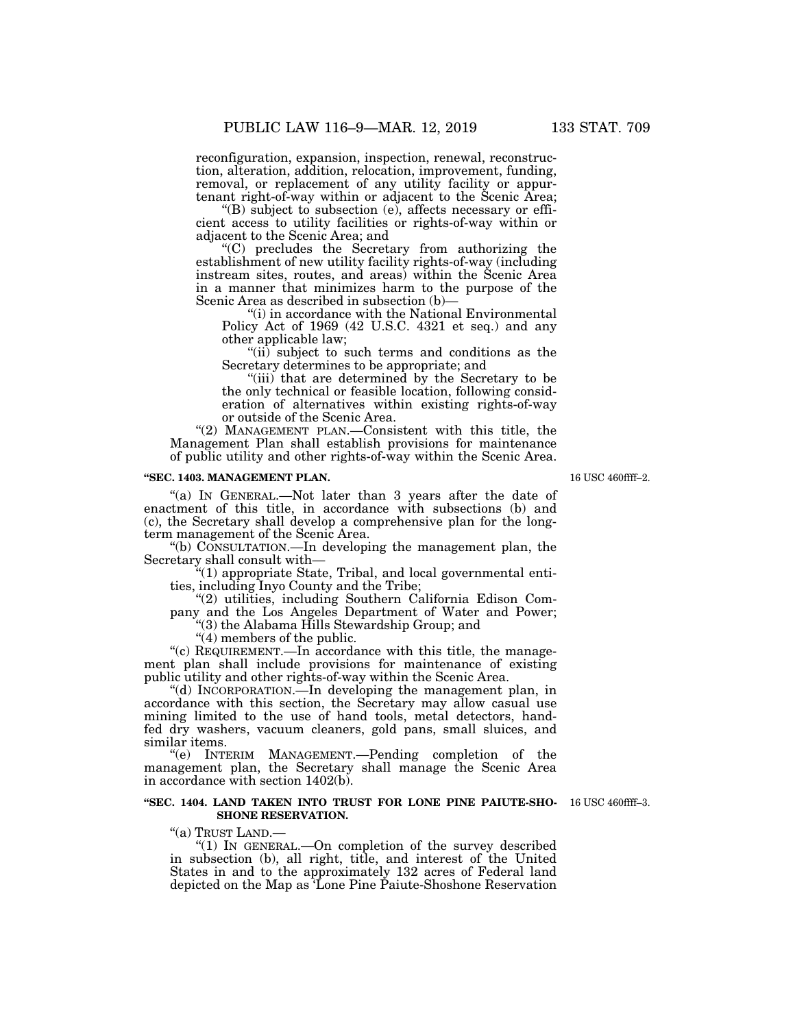reconfiguration, expansion, inspection, renewal, reconstruction, alteration, addition, relocation, improvement, funding, removal, or replacement of any utility facility or appurtenant right-of-way within or adjacent to the Scenic Area;

"(B) subject to subsection (e), affects necessary or efficient access to utility facilities or rights-of-way within or adjacent to the Scenic Area; and

"(C) precludes the Secretary from authorizing the establishment of new utility facility rights-of-way (including instream sites, routes, and areas) within the Scenic Area in a manner that minimizes harm to the purpose of the Scenic Area as described in subsection (b)—

"(i) in accordance with the National Environmental Policy Act of 1969 (42 U.S.C. 4321 et seq.) and any other applicable law;

"(ii) subject to such terms and conditions as the Secretary determines to be appropriate; and

"(iii) that are determined by the Secretary to be the only technical or feasible location, following consideration of alternatives within existing rights-of-way or outside of the Scenic Area.

"(2) MANAGEMENT PLAN.—Consistent with this title, the Management Plan shall establish provisions for maintenance of public utility and other rights-of-way within the Scenic Area.

**"SEC. 1403. MANAGEMENT PLAN.**

16 USC 460ffff–2.

"(a) IN GENERAL.—Not later than 3 years after the date of enactment of this title, in accordance with subsections (b) and (c), the Secretary shall develop a comprehensive plan for the long-term management of the Scenic Area.

"(b) CONSULTATION.—In developing the management plan, the Secretary shall consult with—

"(1) appropriate State, Tribal, and local governmental entities, including Inyo County and the Tribe;

"(2) utilities, including Southern California Edison Company and the Los Angeles Department of Water and Power;

"(3) the Alabama Hills Stewardship Group; and

"(4) members of the public.

"(c) REQUIREMENT.—In accordance with this title, the management plan shall include provisions for maintenance of existing public utility and other rights-of-way within the Scenic Area.

"(d) INCORPORATION.—In developing the management plan, in accordance with this section, the Secretary may allow casual use mining limited to the use of hand tools, metal detectors, hand-fed dry washers, vacuum cleaners, gold pans, small sluices, and similar items.

"(e) INTERIM MANAGEMENT.—Pending completion of the management plan, the Secretary shall manage the Scenic Area in accordance with section 1402(b).

**"SEC. 1404. LAND TAKEN INTO TRUST FOR LONE PINE PAIUTE-SHOSHONE RESERVATION.**

16 USC 460ffff–3.

"(a) TRUST LAND.—

"(1) IN GENERAL.—On completion of the survey described in subsection (b), all right, title, and interest of the United States in and to the approximately 132 acres of Federal land depicted on the Map as 'Lone Pine Paiute-Shoshone Reservation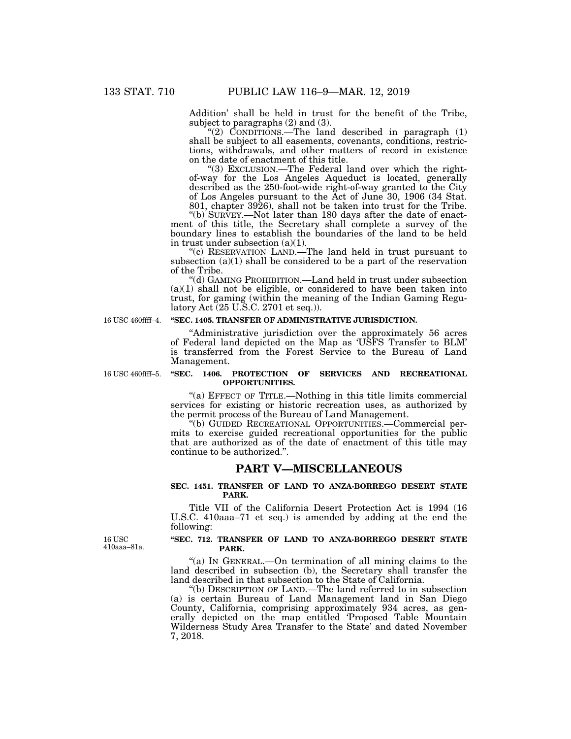Addition' shall be held in trust for the benefit of the Tribe, subject to paragraphs (2) and (3).

"(2) CONDITIONS.—The land described in paragraph (1) shall be subject to all easements, covenants, conditions, restrictions, withdrawals, and other matters of record in existence on the date of enactment of this title.

"(3) EXCLUSION.—The Federal land over which the right-of-way for the Los Angeles Aqueduct is located, generally described as the 250-foot-wide right-of-way granted to the City of Los Angeles pursuant to the Act of June 30, 1906 (34 Stat. 801, chapter 3926), shall not be taken into trust for the Tribe.

"(b) SURVEY.—Not later than 180 days after the date of enactment of this title, the Secretary shall complete a survey of the boundary lines to establish the boundaries of the land to be held in trust under subsection (a)(1).

"(c) RESERVATION LAND.—The land held in trust pursuant to subsection (a)(1) shall be considered to be a part of the reservation of the Tribe.

"(d) GAMING PROHIBITION.—Land held in trust under subsection (a)(1) shall not be eligible, or considered to have been taken into trust, for gaming (within the meaning of the Indian Gaming Regulatory Act (25 U.S.C. 2701 et seq.)).

16 USC 460ffff–4.

**"SEC. 1405. TRANSFER OF ADMINISTRATIVE JURISDICTION.**

"Administrative jurisdiction over the approximately 56 acres of Federal land depicted on the Map as 'USFS Transfer to BLM' is transferred from the Forest Service to the Bureau of Land Management.

16 USC 460ffff–5.

**"SEC. 1406. PROTECTION OF SERVICES AND RECREATIONAL OPPORTUNITIES.**

"(a) EFFECT OF TITLE.—Nothing in this title limits commercial services for existing or historic recreation uses, as authorized by the permit process of the Bureau of Land Management.

"(b) GUIDED RECREATIONAL OPPORTUNITIES.—Commercial permits to exercise guided recreational opportunities for the public that are authorized as of the date of enactment of this title may continue to be authorized.".

## PART V—MISCELLANEOUS

**SEC. 1451. TRANSFER OF LAND TO ANZA-BORREGO DESERT STATE PARK.**

Title VII of the California Desert Protection Act is 1994 (16 U.S.C. 410aaa–71 et seq.) is amended by adding at the end the following:

16 USC 410aaa–81a.

**"SEC. 712. TRANSFER OF LAND TO ANZA-BORREGO DESERT STATE PARK.**

"(a) IN GENERAL.—On termination of all mining claims to the land described in subsection (b), the Secretary shall transfer the land described in that subsection to the State of California.

"(b) DESCRIPTION OF LAND.—The land referred to in subsection (a) is certain Bureau of Land Management land in San Diego County, California, comprising approximately 934 acres, as generally depicted on the map entitled 'Proposed Table Mountain Wilderness Study Area Transfer to the State' and dated November 7, 2018.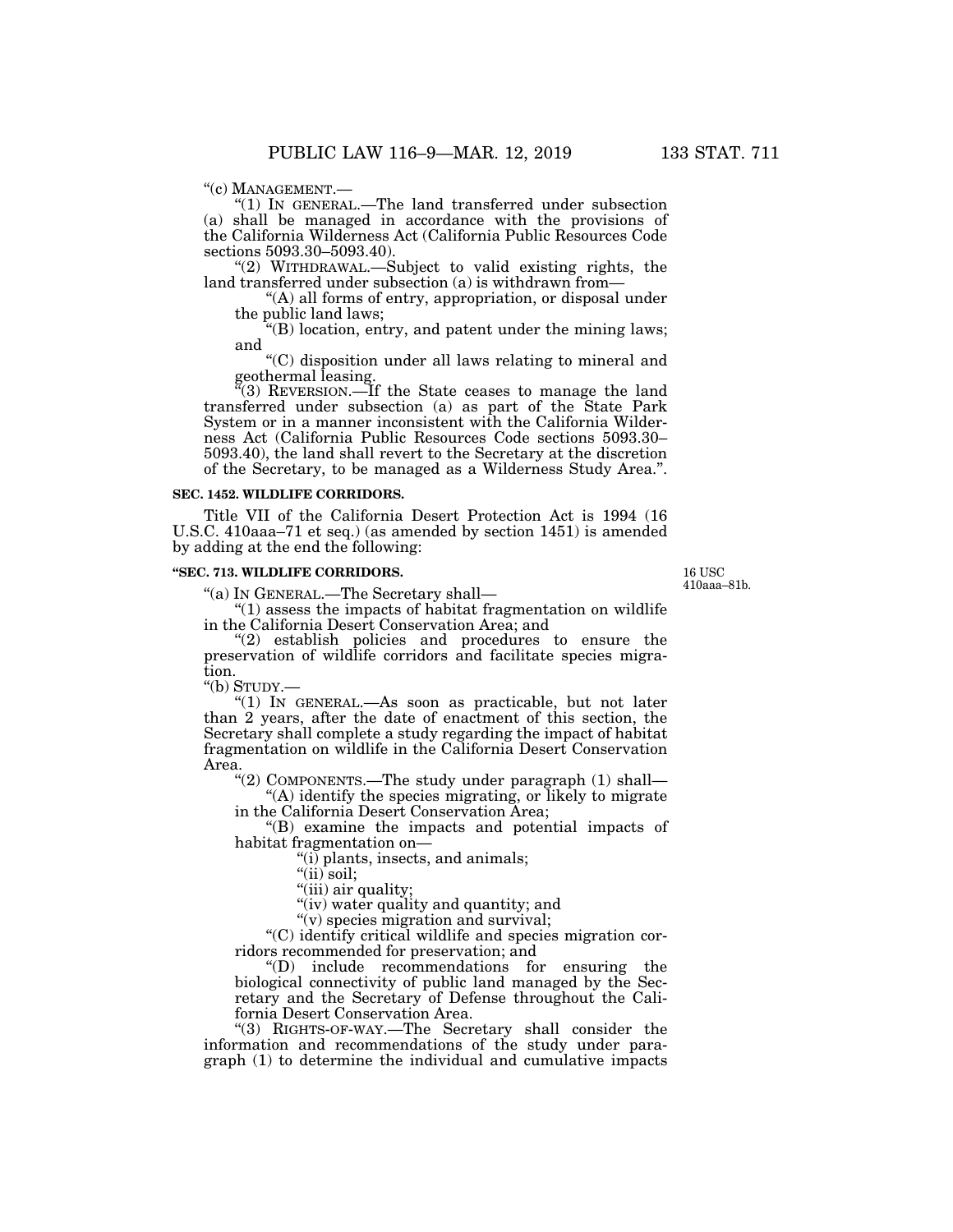"(c) MANAGEMENT.—

"(1) IN GENERAL.—The land transferred under subsection (a) shall be managed in accordance with the provisions of the California Wilderness Act (California Public Resources Code sections 5093.30–5093.40).

"(2) WITHDRAWAL.—Subject to valid existing rights, the land transferred under subsection (a) is withdrawn from—

"(A) all forms of entry, appropriation, or disposal under the public land laws;

"(B) location, entry, and patent under the mining laws; and

"(C) disposition under all laws relating to mineral and geothermal leasing.

"(3) REVERSION.—If the State ceases to manage the land transferred under subsection (a) as part of the State Park System or in a manner inconsistent with the California Wilderness Act (California Public Resources Code sections 5093.30–5093.40), the land shall revert to the Secretary at the discretion of the Secretary, to be managed as a Wilderness Study Area.".

**SEC. 1452. WILDLIFE CORRIDORS.**

Title VII of the California Desert Protection Act is 1994 (16 U.S.C. 410aaa–71 et seq.) (as amended by section 1451) is amended by adding at the end the following:

**"SEC. 713. WILDLIFE CORRIDORS.**

16 USC 410aaa–81b.

"(a) IN GENERAL.—The Secretary shall—

"(1) assess the impacts of habitat fragmentation on wildlife in the California Desert Conservation Area; and

"(2) establish policies and procedures to ensure the preservation of wildlife corridors and facilitate species migration.

"(b) STUDY.—

"(1) IN GENERAL.—As soon as practicable, but not later than 2 years, after the date of enactment of this section, the Secretary shall complete a study regarding the impact of habitat fragmentation on wildlife in the California Desert Conservation Area.

"(2) COMPONENTS.—The study under paragraph (1) shall—

"(A) identify the species migrating, or likely to migrate in the California Desert Conservation Area;

"(B) examine the impacts and potential impacts of habitat fragmentation on—

"(i) plants, insects, and animals;

"(ii) soil;

"(iii) air quality;

"(iv) water quality and quantity; and

"(v) species migration and survival;

"(C) identify critical wildlife and species migration corridors recommended for preservation; and

"(D) include recommendations for ensuring the biological connectivity of public land managed by the Secretary and the Secretary of Defense throughout the California Desert Conservation Area.

"(3) RIGHTS-OF-WAY.—The Secretary shall consider the information and recommendations of the study under paragraph (1) to determine the individual and cumulative impacts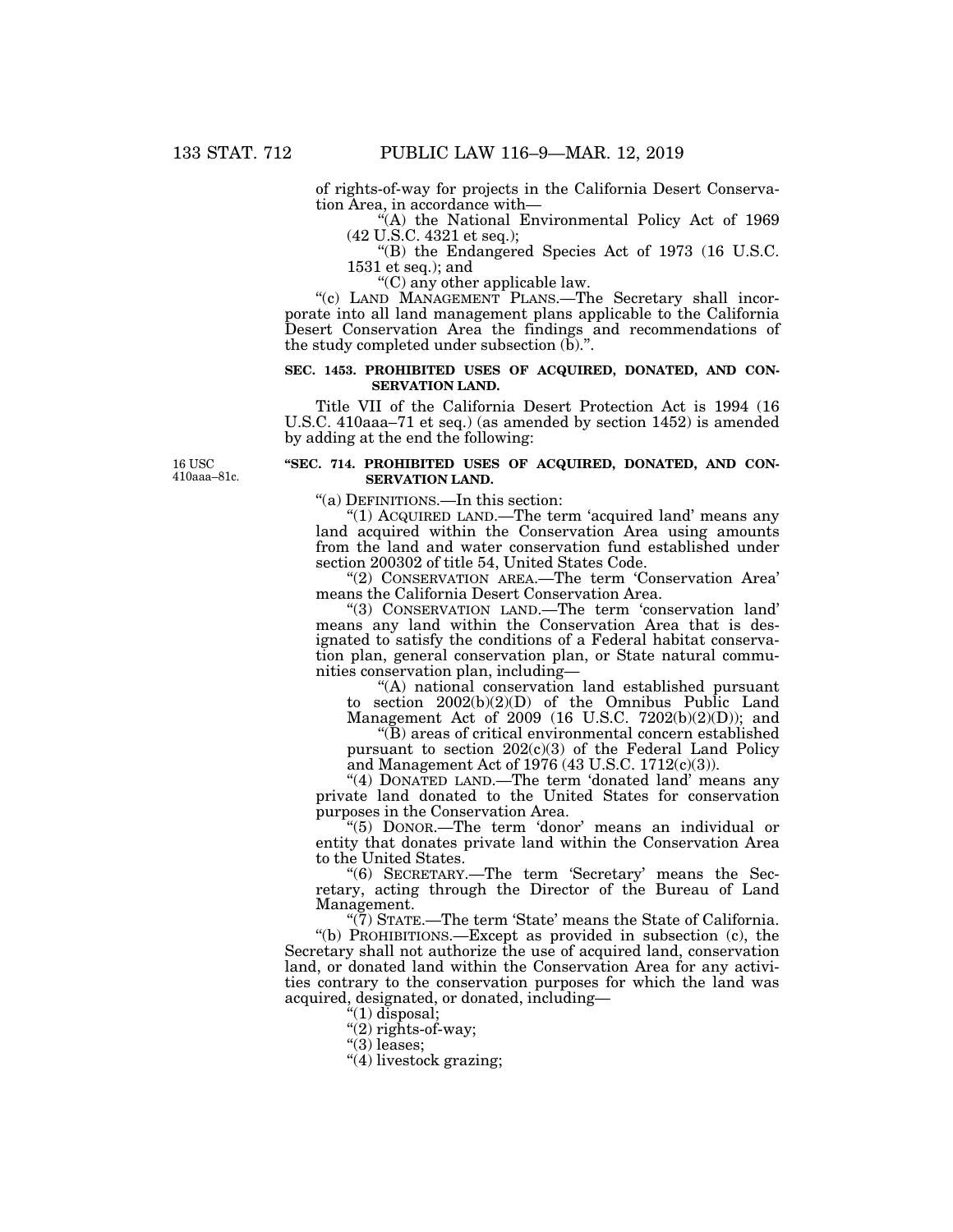of rights-of-way for projects in the California Desert Conservation Area, in accordance with—

"(A) the National Environmental Policy Act of 1969 (42 U.S.C. 4321 et seq.);

"(B) the Endangered Species Act of 1973 (16 U.S.C. 1531 et seq.); and

"(C) any other applicable law.

"(c) LAND MANAGEMENT PLANS.—The Secretary shall incorporate into all land management plans applicable to the California Desert Conservation Area the findings and recommendations of the study completed under subsection (b).".

**SEC. 1453. PROHIBITED USES OF ACQUIRED, DONATED, AND CONSERVATION LAND.**

Title VII of the California Desert Protection Act is 1994 (16 U.S.C. 410aaa–71 et seq.) (as amended by section 1452) is amended by adding at the end the following:

16 USC 410aaa–81c.

**"SEC. 714. PROHIBITED USES OF ACQUIRED, DONATED, AND CONSERVATION LAND.**

"(a) DEFINITIONS.—In this section:

"(1) ACQUIRED LAND.—The term 'acquired land' means any land acquired within the Conservation Area using amounts from the land and water conservation fund established under section 200302 of title 54, United States Code.

"(2) CONSERVATION AREA.—The term 'Conservation Area' means the California Desert Conservation Area.

"(3) CONSERVATION LAND.—The term 'conservation land' means any land within the Conservation Area that is designated to satisfy the conditions of a Federal habitat conservation plan, general conservation plan, or State natural communities conservation plan, including—

"(A) national conservation land established pursuant to section 2002(b)(2)(D) of the Omnibus Public Land Management Act of 2009 (16 U.S.C. 7202(b)(2)(D)); and

"(B) areas of critical environmental concern established pursuant to section 202(c)(3) of the Federal Land Policy and Management Act of 1976 (43 U.S.C. 1712(c)(3)).

"(4) DONATED LAND.—The term 'donated land' means any private land donated to the United States for conservation purposes in the Conservation Area.

"(5) DONOR.—The term 'donor' means an individual or entity that donates private land within the Conservation Area to the United States.

"(6) SECRETARY.—The term 'Secretary' means the Secretary, acting through the Director of the Bureau of Land Management.

"(7) STATE.—The term 'State' means the State of California.

"(b) PROHIBITIONS.—Except as provided in subsection (c), the Secretary shall not authorize the use of acquired land, conservation land, or donated land within the Conservation Area for any activities contrary to the conservation purposes for which the land was acquired, designated, or donated, including—

"(1) disposal;

"(2) rights-of-way;

"(3) leases;

"(4) livestock grazing;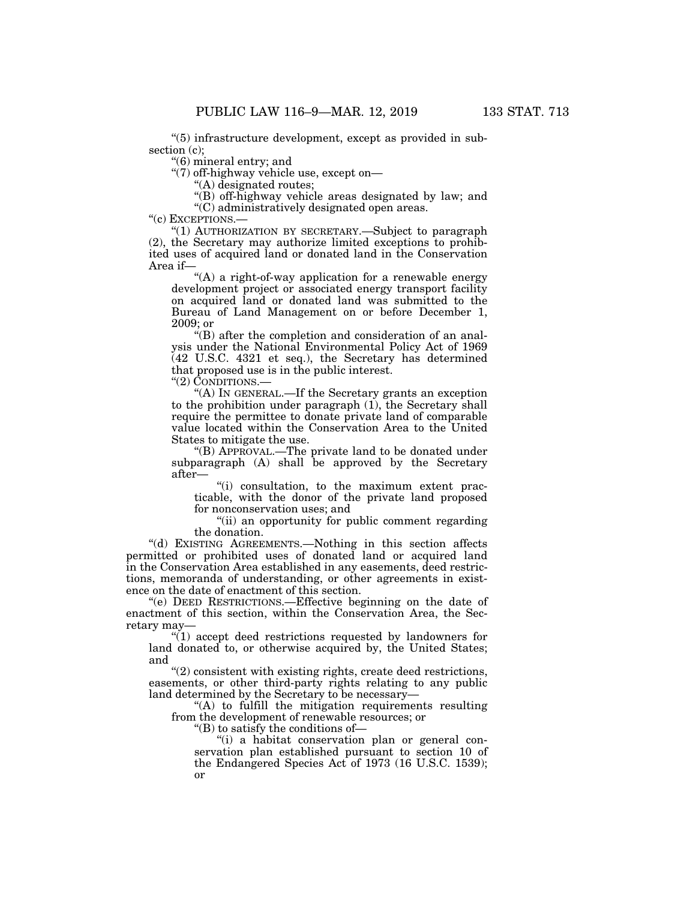"(5) infrastructure development, except as provided in subsection (c);

"(6) mineral entry; and

"(7) off-highway vehicle use, except on—

"(A) designated routes;

"(B) off-highway vehicle areas designated by law; and

"(C) administratively designated open areas.

"(c) EXCEPTIONS.—

"(1) AUTHORIZATION BY SECRETARY.—Subject to paragraph (2), the Secretary may authorize limited exceptions to prohibited uses of acquired land or donated land in the Conservation Area if—

"(A) a right-of-way application for a renewable energy development project or associated energy transport facility on acquired land or donated land was submitted to the Bureau of Land Management on or before December 1, 2009; or

"(B) after the completion and consideration of an analysis under the National Environmental Policy Act of 1969 (42 U.S.C. 4321 et seq.), the Secretary has determined that proposed use is in the public interest.

"(2) CONDITIONS.—

"(A) IN GENERAL.—If the Secretary grants an exception to the prohibition under paragraph (1), the Secretary shall require the permittee to donate private land of comparable value located within the Conservation Area to the United States to mitigate the use.

"(B) APPROVAL.—The private land to be donated under subparagraph (A) shall be approved by the Secretary after—

"(i) consultation, to the maximum extent practicable, with the donor of the private land proposed for nonconservation uses; and

"(ii) an opportunity for public comment regarding the donation.

"(d) EXISTING AGREEMENTS.—Nothing in this section affects permitted or prohibited uses of donated land or acquired land in the Conservation Area established in any easements, deed restrictions, memoranda of understanding, or other agreements in existence on the date of enactment of this section.

"(e) DEED RESTRICTIONS.—Effective beginning on the date of enactment of this section, within the Conservation Area, the Secretary may—

"(1) accept deed restrictions requested by landowners for land donated to, or otherwise acquired by, the United States; and

"(2) consistent with existing rights, create deed restrictions, easements, or other third-party rights relating to any public land determined by the Secretary to be necessary—

"(A) to fulfill the mitigation requirements resulting from the development of renewable resources; or

"(B) to satisfy the conditions of—

"(i) a habitat conservation plan or general conservation plan established pursuant to section 10 of the Endangered Species Act of 1973 (16 U.S.C. 1539); or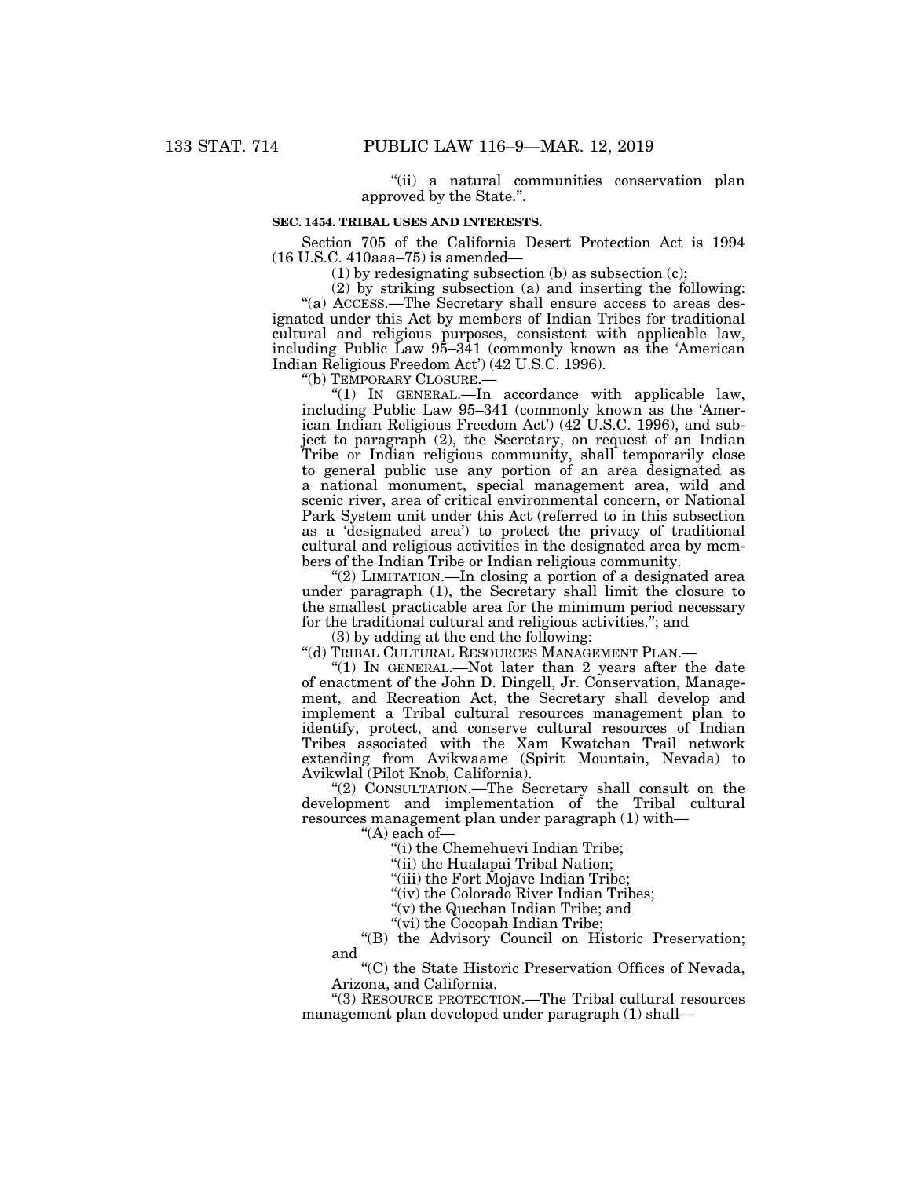"(ii) a natural communities conservation plan approved by the State.".

**SEC. 1454. TRIBAL USES AND INTERESTS.**

Section 705 of the California Desert Protection Act is 1994 (16 U.S.C. 410aaa–75) is amended—

(1) by redesignating subsection (b) as subsection (c);

(2) by striking subsection (a) and inserting the following:

"(a) ACCESS.—The Secretary shall ensure access to areas designated under this Act by members of Indian Tribes for traditional cultural and religious purposes, consistent with applicable law, including Public Law 95–341 (commonly known as the 'American Indian Religious Freedom Act') (42 U.S.C. 1996).

"(b) TEMPORARY CLOSURE.—

"(1) IN GENERAL.—In accordance with applicable law, including Public Law 95–341 (commonly known as the 'American Indian Religious Freedom Act') (42 U.S.C. 1996), and subject to paragraph (2), the Secretary, on request of an Indian Tribe or Indian religious community, shall temporarily close to general public use any portion of an area designated as a national monument, special management area, wild and scenic river, area of critical environmental concern, or National Park System unit under this Act (referred to in this subsection as a 'designated area') to protect the privacy of traditional cultural and religious activities in the designated area by members of the Indian Tribe or Indian religious community.

"(2) LIMITATION.—In closing a portion of a designated area under paragraph (1), the Secretary shall limit the closure to the smallest practicable area for the minimum period necessary for the traditional cultural and religious activities."; and

(3) by adding at the end the following:

"(d) TRIBAL CULTURAL RESOURCES MANAGEMENT PLAN.—

"(1) IN GENERAL.—Not later than 2 years after the date of enactment of the John D. Dingell, Jr. Conservation, Management, and Recreation Act, the Secretary shall develop and implement a Tribal cultural resources management plan to identify, protect, and conserve cultural resources of Indian Tribes associated with the Xam Kwatchan Trail network extending from Avikwaame (Spirit Mountain, Nevada) to Avikwlal (Pilot Knob, California).

"(2) CONSULTATION.—The Secretary shall consult on the development and implementation of the Tribal cultural resources management plan under paragraph (1) with—

"(A) each of—

"(i) the Chemehuevi Indian Tribe;

"(ii) the Hualapai Tribal Nation;

"(iii) the Fort Mojave Indian Tribe;

"(iv) the Colorado River Indian Tribes;

"(v) the Quechan Indian Tribe; and

"(vi) the Cocopah Indian Tribe;

"(B) the Advisory Council on Historic Preservation; and

"(C) the State Historic Preservation Offices of Nevada, Arizona, and California.

"(3) RESOURCE PROTECTION.—The Tribal cultural resources management plan developed under paragraph (1) shall—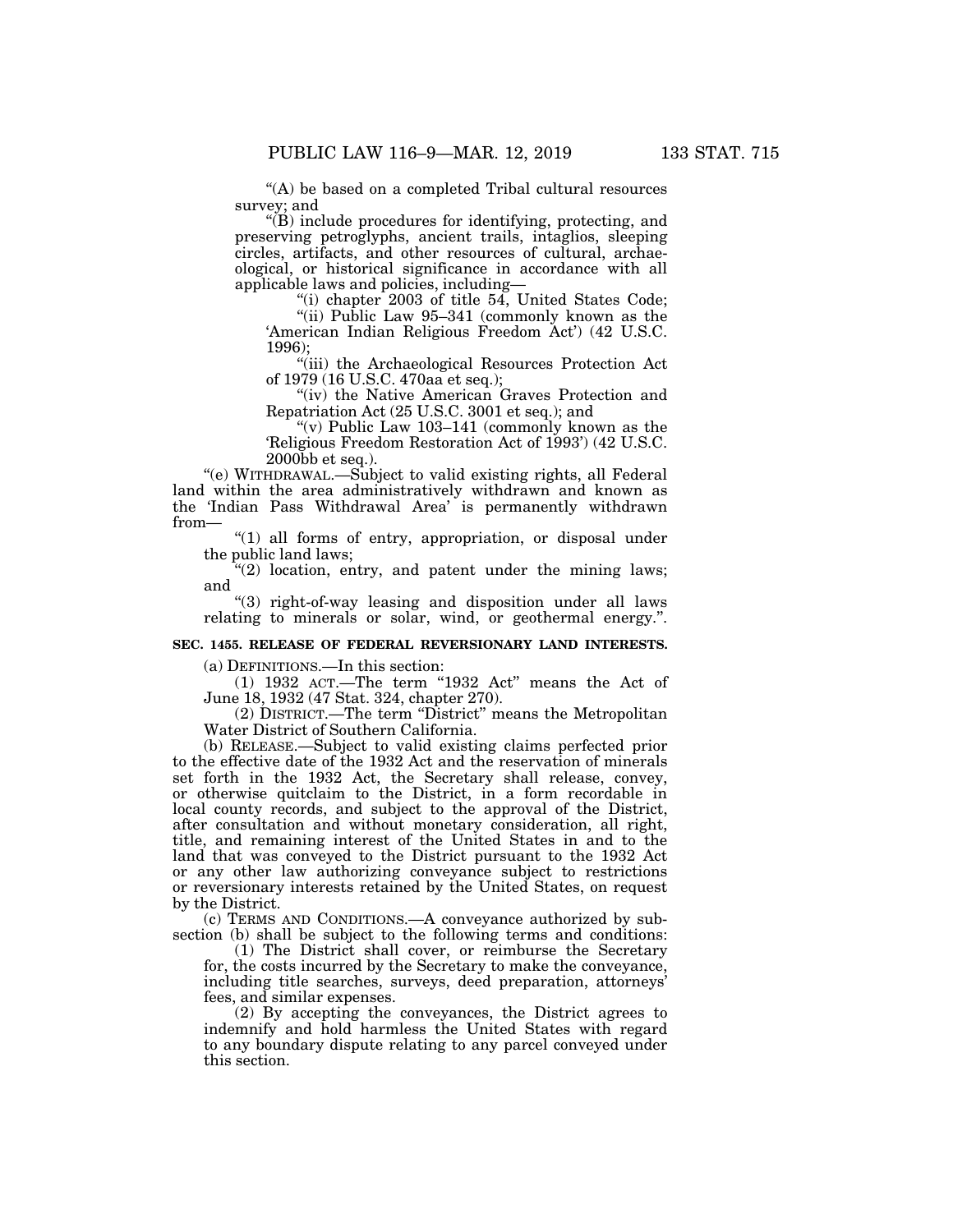"(A) be based on a completed Tribal cultural resources survey; and

"(B) include procedures for identifying, protecting, and preserving petroglyphs, ancient trails, intaglios, sleeping circles, artifacts, and other resources of cultural, archaeological, or historical significance in accordance with all applicable laws and policies, including—

"(i) chapter 2003 of title 54, United States Code;

"(ii) Public Law 95–341 (commonly known as the 'American Indian Religious Freedom Act') (42 U.S.C. 1996);

"(iii) the Archaeological Resources Protection Act of 1979 (16 U.S.C. 470aa et seq.);

"(iv) the Native American Graves Protection and Repatriation Act (25 U.S.C. 3001 et seq.); and

"(v) Public Law 103–141 (commonly known as the 'Religious Freedom Restoration Act of 1993') (42 U.S.C. 2000bb et seq.).

"(e) WITHDRAWAL.—Subject to valid existing rights, all Federal land within the area administratively withdrawn and known as the 'Indian Pass Withdrawal Area' is permanently withdrawn from—

"(1) all forms of entry, appropriation, or disposal under the public land laws;

"(2) location, entry, and patent under the mining laws; and

"(3) right-of-way leasing and disposition under all laws relating to minerals or solar, wind, or geothermal energy.".

**SEC. 1455. RELEASE OF FEDERAL REVERSIONARY LAND INTERESTS.**

(a) DEFINITIONS.—In this section:

(1) 1932 ACT.—The term "1932 Act" means the Act of June 18, 1932 (47 Stat. 324, chapter 270).

(2) DISTRICT.—The term "District" means the Metropolitan Water District of Southern California.

(b) RELEASE.—Subject to valid existing claims perfected prior to the effective date of the 1932 Act and the reservation of minerals set forth in the 1932 Act, the Secretary shall release, convey, or otherwise quitclaim to the District, in a form recordable in local county records, and subject to the approval of the District, after consultation and without monetary consideration, all right, title, and remaining interest of the United States in and to the land that was conveyed to the District pursuant to the 1932 Act or any other law authorizing conveyance subject to restrictions or reversionary interests retained by the United States, on request by the District.

(c) TERMS AND CONDITIONS.—A conveyance authorized by subsection (b) shall be subject to the following terms and conditions:

(1) The District shall cover, or reimburse the Secretary for, the costs incurred by the Secretary to make the conveyance, including title searches, surveys, deed preparation, attorneys' fees, and similar expenses.

(2) By accepting the conveyances, the District agrees to indemnify and hold harmless the United States with regard to any boundary dispute relating to any parcel conveyed under this section.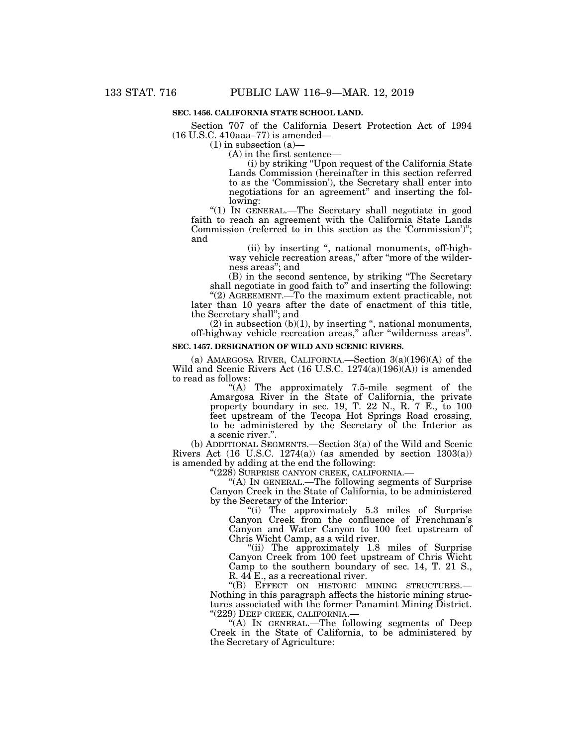**SEC. 1456. CALIFORNIA STATE SCHOOL LAND.**

Section 707 of the California Desert Protection Act of 1994 (16 U.S.C. 410aaa–77) is amended—

(1) in subsection (a)—

(A) in the first sentence—

(i) by striking "Upon request of the California State Lands Commission (hereinafter in this section referred to as the 'Commission'), the Secretary shall enter into negotiations for an agreement" and inserting the following:

"(1) IN GENERAL.—The Secretary shall negotiate in good faith to reach an agreement with the California State Lands Commission (referred to in this section as the 'Commission')"; and

(ii) by inserting ", national monuments, off-highway vehicle recreation areas," after "more of the wilderness areas"; and

(B) in the second sentence, by striking "The Secretary shall negotiate in good faith to" and inserting the following:

"(2) AGREEMENT.—To the maximum extent practicable, not later than 10 years after the date of enactment of this title, the Secretary shall"; and

(2) in subsection (b)(1), by inserting ", national monuments, off-highway vehicle recreation areas," after "wilderness areas".

**SEC. 1457. DESIGNATION OF WILD AND SCENIC RIVERS.**

(a) AMARGOSA RIVER, CALIFORNIA.—Section 3(a)(196)(A) of the Wild and Scenic Rivers Act (16 U.S.C. 1274(a)(196)(A)) is amended to read as follows:

"(A) The approximately 7.5-mile segment of the Amargosa River in the State of California, the private property boundary in sec. 19, T. 22 N., R. 7 E., to 100 feet upstream of the Tecopa Hot Springs Road crossing, to be administered by the Secretary of the Interior as a scenic river.".

(b) ADDITIONAL SEGMENTS.—Section 3(a) of the Wild and Scenic Rivers Act (16 U.S.C. 1274(a)) (as amended by section 1303(a)) is amended by adding at the end the following:

"(228) SURPRISE CANYON CREEK, CALIFORNIA.—

"(A) IN GENERAL.—The following segments of Surprise Canyon Creek in the State of California, to be administered by the Secretary of the Interior:

"(i) The approximately 5.3 miles of Surprise Canyon Creek from the confluence of Frenchman's Canyon and Water Canyon to 100 feet upstream of Chris Wicht Camp, as a wild river.

"(ii) The approximately 1.8 miles of Surprise Canyon Creek from 100 feet upstream of Chris Wicht Camp to the southern boundary of sec. 14, T. 21 S., R. 44 E., as a recreational river.

"(B) EFFECT ON HISTORIC MINING STRUCTURES.—Nothing in this paragraph affects the historic mining structures associated with the former Panamint Mining District.

"(229) DEEP CREEK, CALIFORNIA.—

"(A) IN GENERAL.—The following segments of Deep Creek in the State of California, to be administered by the Secretary of Agriculture: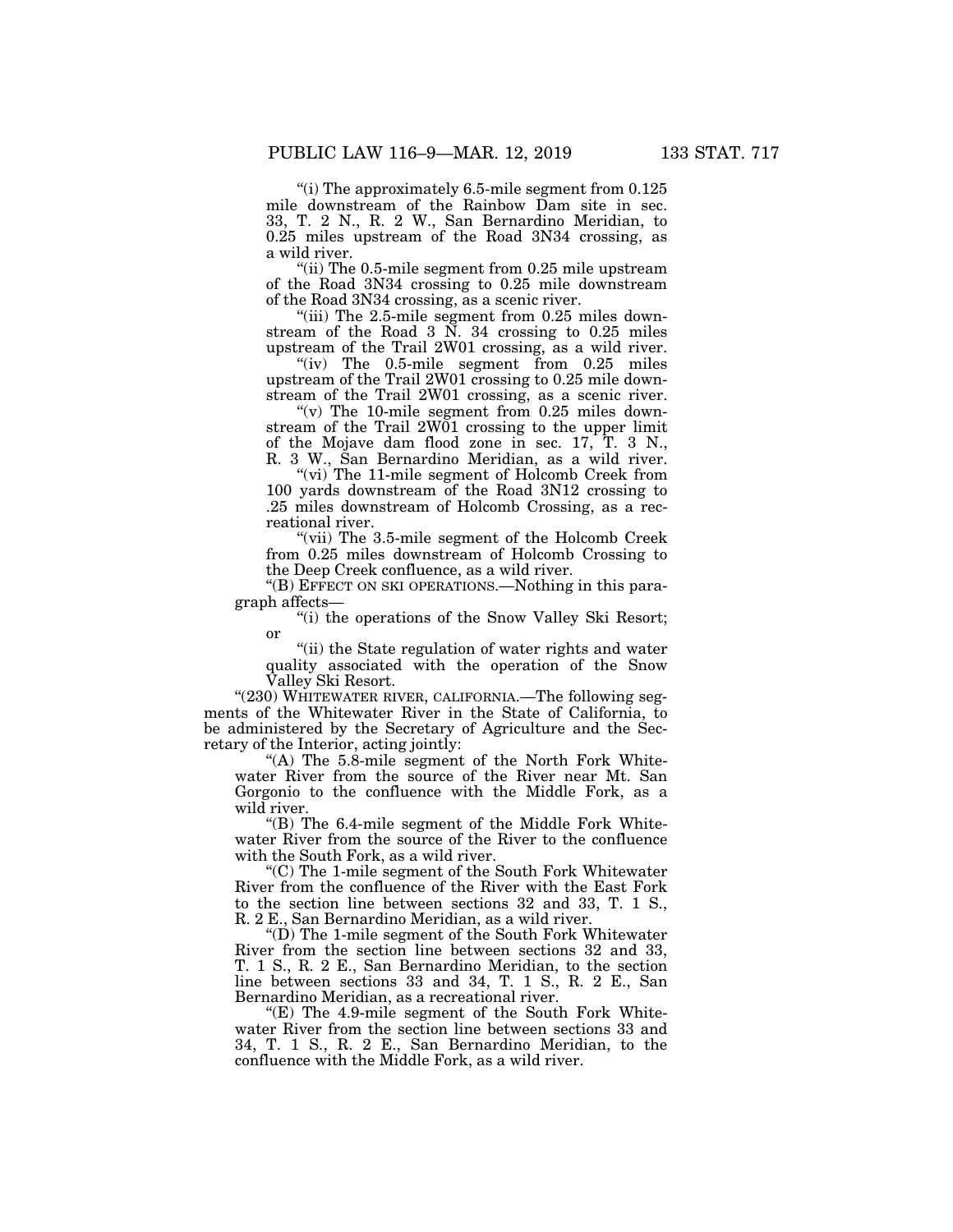"(i) The approximately 6.5-mile segment from 0.125 mile downstream of the Rainbow Dam site in sec. 33, T. 2 N., R. 2 W., San Bernardino Meridian, to 0.25 miles upstream of the Road 3N34 crossing, as a wild river.

"(ii) The 0.5-mile segment from 0.25 mile upstream of the Road 3N34 crossing to 0.25 mile downstream of the Road 3N34 crossing, as a scenic river.

"(iii) The 2.5-mile segment from 0.25 miles downstream of the Road 3 N. 34 crossing to 0.25 miles upstream of the Trail 2W01 crossing, as a wild river.

"(iv) The 0.5-mile segment from 0.25 miles upstream of the Trail 2W01 crossing to 0.25 mile downstream of the Trail 2W01 crossing, as a scenic river.

"(v) The 10-mile segment from 0.25 miles downstream of the Trail 2W01 crossing to the upper limit of the Mojave dam flood zone in sec. 17, T. 3 N., R. 3 W., San Bernardino Meridian, as a wild river.

"(vi) The 11-mile segment of Holcomb Creek from 100 yards downstream of the Road 3N12 crossing to .25 miles downstream of Holcomb Crossing, as a recreational river.

"(vii) The 3.5-mile segment of the Holcomb Creek from 0.25 miles downstream of Holcomb Crossing to the Deep Creek confluence, as a wild river.

"(B) EFFECT ON SKI OPERATIONS.—Nothing in this paragraph affects—

"(i) the operations of the Snow Valley Ski Resort; or

"(ii) the State regulation of water rights and water quality associated with the operation of the Snow Valley Ski Resort.

"(230) WHITEWATER RIVER, CALIFORNIA.—The following segments of the Whitewater River in the State of California, to be administered by the Secretary of Agriculture and the Secretary of the Interior, acting jointly:

"(A) The 5.8-mile segment of the North Fork Whitewater River from the source of the River near Mt. San Gorgonio to the confluence with the Middle Fork, as a wild river.

"(B) The 6.4-mile segment of the Middle Fork Whitewater River from the source of the River to the confluence with the South Fork, as a wild river.

"(C) The 1-mile segment of the South Fork Whitewater River from the confluence of the River with the East Fork to the section line between sections 32 and 33, T. 1 S., R. 2 E., San Bernardino Meridian, as a wild river.

"(D) The 1-mile segment of the South Fork Whitewater River from the section line between sections 32 and 33, T. 1 S., R. 2 E., San Bernardino Meridian, to the section line between sections 33 and 34, T. 1 S., R. 2 E., San Bernardino Meridian, as a recreational river.

"(E) The 4.9-mile segment of the South Fork Whitewater River from the section line between sections 33 and 34, T. 1 S., R. 2 E., San Bernardino Meridian, to the confluence with the Middle Fork, as a wild river.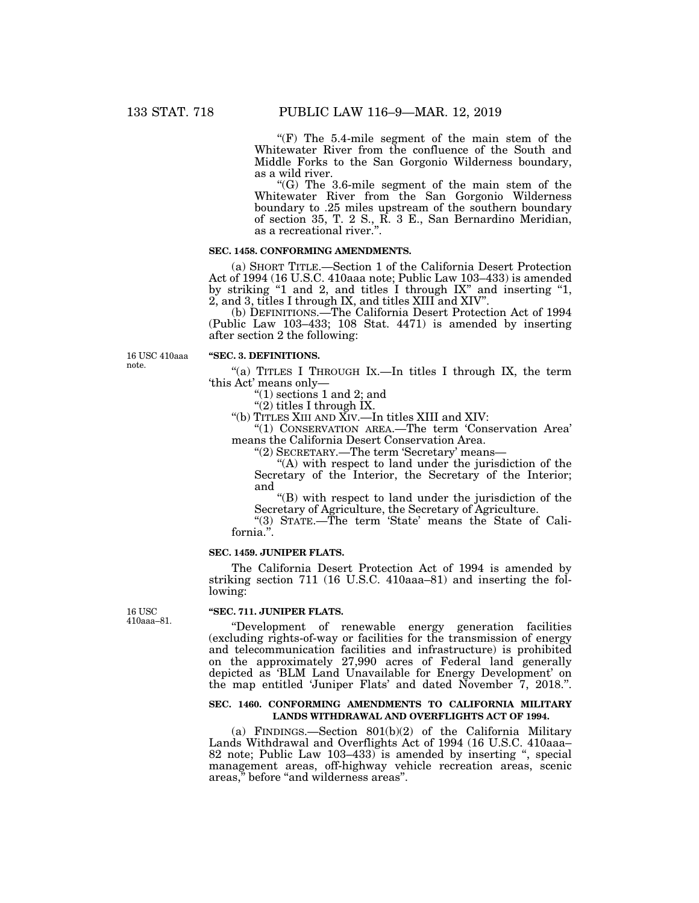"(F) The 5.4-mile segment of the main stem of the Whitewater River from the confluence of the South and Middle Forks to the San Gorgonio Wilderness boundary, as a wild river.

"(G) The 3.6-mile segment of the main stem of the Whitewater River from the San Gorgonio Wilderness boundary to .25 miles upstream of the southern boundary of section 35, T. 2 S., R. 3 E., San Bernardino Meridian, as a recreational river.".

**SEC. 1458. CONFORMING AMENDMENTS.**

(a) SHORT TITLE.—Section 1 of the California Desert Protection Act of 1994 (16 U.S.C. 410aaa note; Public Law 103–433) is amended by striking "1 and 2, and titles I through IX" and inserting "1, 2, and 3, titles I through IX, and titles XIII and XIV".

(b) DEFINITIONS.—The California Desert Protection Act of 1994 (Public Law 103–433; 108 Stat. 4471) is amended by inserting after section 2 the following:

16 USC 410aaa note.

**"SEC. 3. DEFINITIONS.**

"(a) TITLES I THROUGH IX.—In titles I through IX, the term 'this Act' means only—

"(1) sections 1 and 2; and

"(2) titles I through IX.

"(b) TITLES XIII AND XIV.—In titles XIII and XIV:

"(1) CONSERVATION AREA.—The term 'Conservation Area' means the California Desert Conservation Area.

"(2) SECRETARY.—The term 'Secretary' means—

"(A) with respect to land under the jurisdiction of the Secretary of the Interior, the Secretary of the Interior; and

"(B) with respect to land under the jurisdiction of the Secretary of Agriculture, the Secretary of Agriculture.

"(3) STATE.—The term 'State' means the State of California.".

**SEC. 1459. JUNIPER FLATS.**

The California Desert Protection Act of 1994 is amended by striking section 711 (16 U.S.C. 410aaa–81) and inserting the following:

16 USC 410aaa–81.

**"SEC. 711. JUNIPER FLATS.**

"Development of renewable energy generation facilities (excluding rights-of-way or facilities for the transmission of energy and telecommunication facilities and infrastructure) is prohibited on the approximately 27,990 acres of Federal land generally depicted as 'BLM Land Unavailable for Energy Development' on the map entitled 'Juniper Flats' and dated November 7, 2018.".

**SEC. 1460. CONFORMING AMENDMENTS TO CALIFORNIA MILITARY LANDS WITHDRAWAL AND OVERFLIGHTS ACT OF 1994.**

(a) FINDINGS.—Section 801(b)(2) of the California Military Lands Withdrawal and Overflights Act of 1994 (16 U.S.C. 410aaa–82 note; Public Law 103–433) is amended by inserting ", special management areas, off-highway vehicle recreation areas, scenic areas," before "and wilderness areas".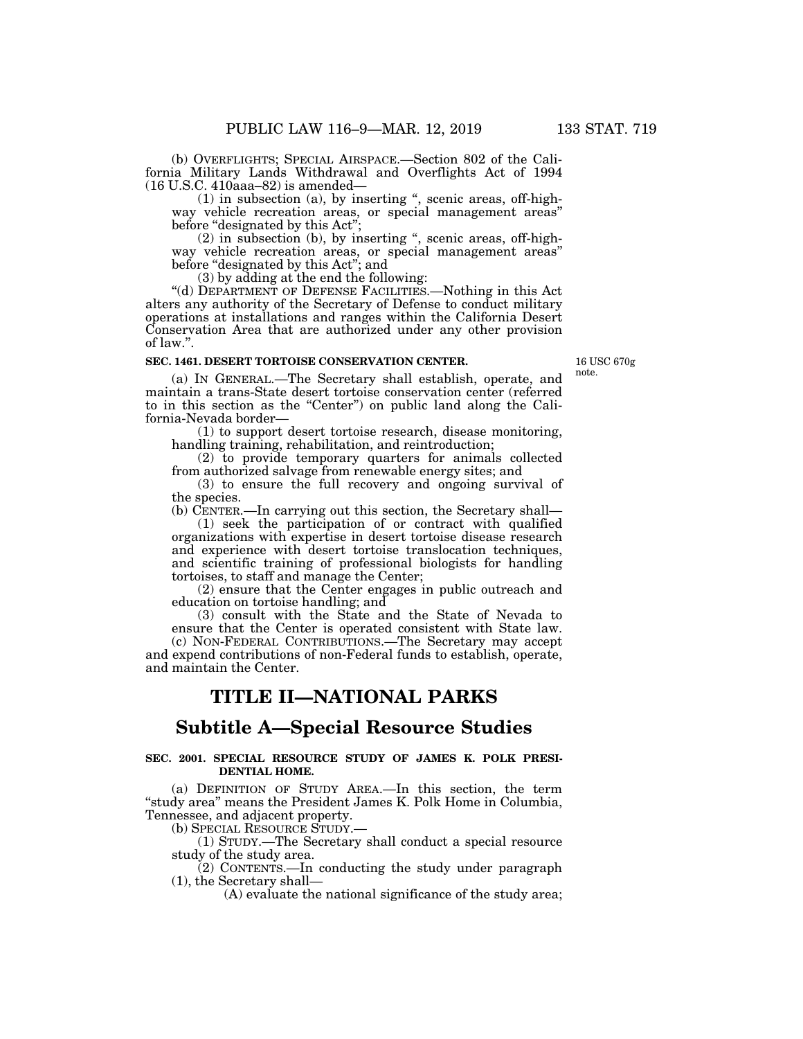(b) OVERFLIGHTS; SPECIAL AIRSPACE.—Section 802 of the California Military Lands Withdrawal and Overflights Act of 1994 (16 U.S.C. 410aaa–82) is amended—

(1) in subsection (a), by inserting ", scenic areas, off-highway vehicle recreation areas, or special management areas" before "designated by this Act";

(2) in subsection (b), by inserting ", scenic areas, off-highway vehicle recreation areas, or special management areas" before "designated by this Act"; and

(3) by adding at the end the following:

"(d) DEPARTMENT OF DEFENSE FACILITIES.—Nothing in this Act alters any authority of the Secretary of Defense to conduct military operations at installations and ranges within the California Desert Conservation Area that are authorized under any other provision of law.".

**SEC. 1461. DESERT TORTOISE CONSERVATION CENTER.**

16 USC 670g note.

(a) IN GENERAL.—The Secretary shall establish, operate, and maintain a trans-State desert tortoise conservation center (referred to in this section as the "Center") on public land along the California-Nevada border—

(1) to support desert tortoise research, disease monitoring, handling training, rehabilitation, and reintroduction;

(2) to provide temporary quarters for animals collected from authorized salvage from renewable energy sites; and

(3) to ensure the full recovery and ongoing survival of the species.

(b) CENTER.—In carrying out this section, the Secretary shall—

(1) seek the participation of or contract with qualified organizations with expertise in desert tortoise disease research and experience with desert tortoise translocation techniques, and scientific training of professional biologists for handling tortoises, to staff and manage the Center;

(2) ensure that the Center engages in public outreach and education on tortoise handling; and

(3) consult with the State and the State of Nevada to ensure that the Center is operated consistent with State law.

(c) NON-FEDERAL CONTRIBUTIONS.—The Secretary may accept and expend contributions of non-Federal funds to establish, operate, and maintain the Center.

# TITLE II—NATIONAL PARKS

## Subtitle A—Special Resource Studies

**SEC. 2001. SPECIAL RESOURCE STUDY OF JAMES K. POLK PRESIDENTIAL HOME.**

(a) DEFINITION OF STUDY AREA.—In this section, the term "study area" means the President James K. Polk Home in Columbia, Tennessee, and adjacent property.

(b) SPECIAL RESOURCE STUDY.—

(1) STUDY.—The Secretary shall conduct a special resource study of the study area.

(2) CONTENTS.—In conducting the study under paragraph (1), the Secretary shall—

(A) evaluate the national significance of the study area;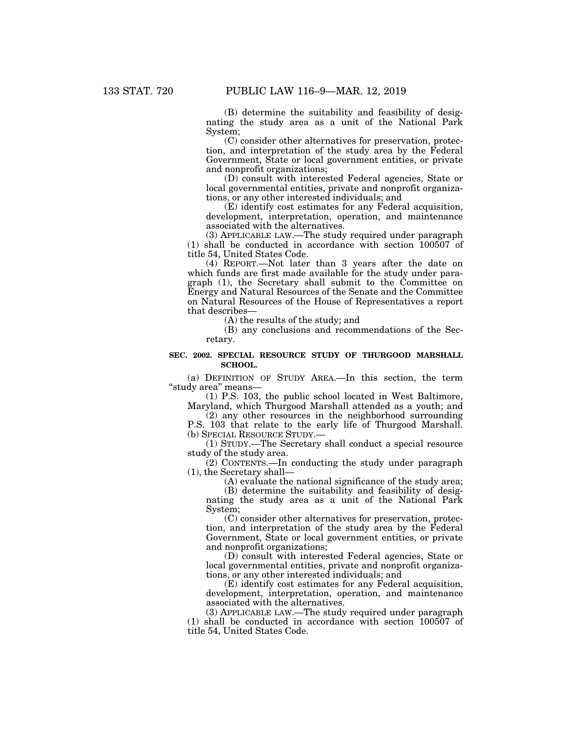(B) determine the suitability and feasibility of designating the study area as a unit of the National Park System;

(C) consider other alternatives for preservation, protection, and interpretation of the study area by the Federal Government, State or local government entities, or private and nonprofit organizations;

(D) consult with interested Federal agencies, State or local governmental entities, private and nonprofit organizations, or any other interested individuals; and

(E) identify cost estimates for any Federal acquisition, development, interpretation, operation, and maintenance associated with the alternatives.

(3) APPLICABLE LAW.—The study required under paragraph (1) shall be conducted in accordance with section 100507 of title 54, United States Code.

(4) REPORT.—Not later than 3 years after the date on which funds are first made available for the study under paragraph (1), the Secretary shall submit to the Committee on Energy and Natural Resources of the Senate and the Committee on Natural Resources of the House of Representatives a report that describes—

(A) the results of the study; and

(B) any conclusions and recommendations of the Secretary.

**SEC. 2002. SPECIAL RESOURCE STUDY OF THURGOOD MARSHALL SCHOOL.**

(a) DEFINITION OF STUDY AREA.—In this section, the term "study area" means—

(1) P.S. 103, the public school located in West Baltimore, Maryland, which Thurgood Marshall attended as a youth; and

(2) any other resources in the neighborhood surrounding P.S. 103 that relate to the early life of Thurgood Marshall.

(b) SPECIAL RESOURCE STUDY.—

(1) STUDY.—The Secretary shall conduct a special resource study of the study area.

(2) CONTENTS.—In conducting the study under paragraph (1), the Secretary shall—

(A) evaluate the national significance of the study area;

(B) determine the suitability and feasibility of designating the study area as a unit of the National Park System;

(C) consider other alternatives for preservation, protection, and interpretation of the study area by the Federal Government, State or local government entities, or private and nonprofit organizations;

(D) consult with interested Federal agencies, State or local governmental entities, private and nonprofit organizations, or any other interested individuals; and

(E) identify cost estimates for any Federal acquisition, development, interpretation, operation, and maintenance associated with the alternatives.

(3) APPLICABLE LAW.—The study required under paragraph (1) shall be conducted in accordance with section 100507 of title 54, United States Code.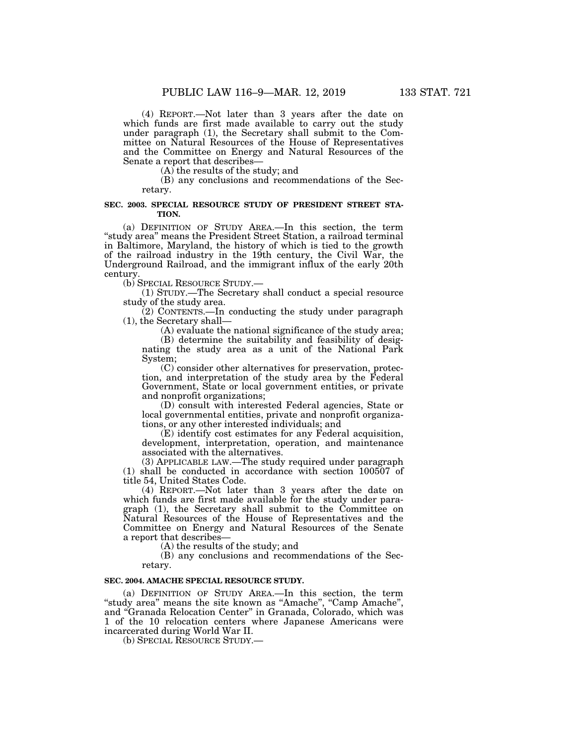(4) REPORT.—Not later than 3 years after the date on which funds are first made available to carry out the study under paragraph (1), the Secretary shall submit to the Committee on Natural Resources of the House of Representatives and the Committee on Energy and Natural Resources of the Senate a report that describes—

(A) the results of the study; and

(B) any conclusions and recommendations of the Secretary.

**SEC. 2003. SPECIAL RESOURCE STUDY OF PRESIDENT STREET STATION.**

(a) DEFINITION OF STUDY AREA.—In this section, the term "study area" means the President Street Station, a railroad terminal in Baltimore, Maryland, the history of which is tied to the growth of the railroad industry in the 19th century, the Civil War, the Underground Railroad, and the immigrant influx of the early 20th century.

(b) SPECIAL RESOURCE STUDY.—

(1) STUDY.—The Secretary shall conduct a special resource study of the study area.

(2) CONTENTS.—In conducting the study under paragraph (1), the Secretary shall—

(A) evaluate the national significance of the study area;

(B) determine the suitability and feasibility of designating the study area as a unit of the National Park System;

(C) consider other alternatives for preservation, protection, and interpretation of the study area by the Federal Government, State or local government entities, or private and nonprofit organizations;

(D) consult with interested Federal agencies, State or local governmental entities, private and nonprofit organizations, or any other interested individuals; and

(E) identify cost estimates for any Federal acquisition, development, interpretation, operation, and maintenance associated with the alternatives.

(3) APPLICABLE LAW.—The study required under paragraph (1) shall be conducted in accordance with section 100507 of title 54, United States Code.

(4) REPORT.—Not later than 3 years after the date on which funds are first made available for the study under paragraph (1), the Secretary shall submit to the Committee on Natural Resources of the House of Representatives and the Committee on Energy and Natural Resources of the Senate a report that describes—

(A) the results of the study; and

(B) any conclusions and recommendations of the Secretary.

**SEC. 2004. AMACHE SPECIAL RESOURCE STUDY.**

(a) DEFINITION OF STUDY AREA.—In this section, the term "study area" means the site known as "Amache", "Camp Amache", and "Granada Relocation Center" in Granada, Colorado, which was 1 of the 10 relocation centers where Japanese Americans were incarcerated during World War II.

(b) SPECIAL RESOURCE STUDY.—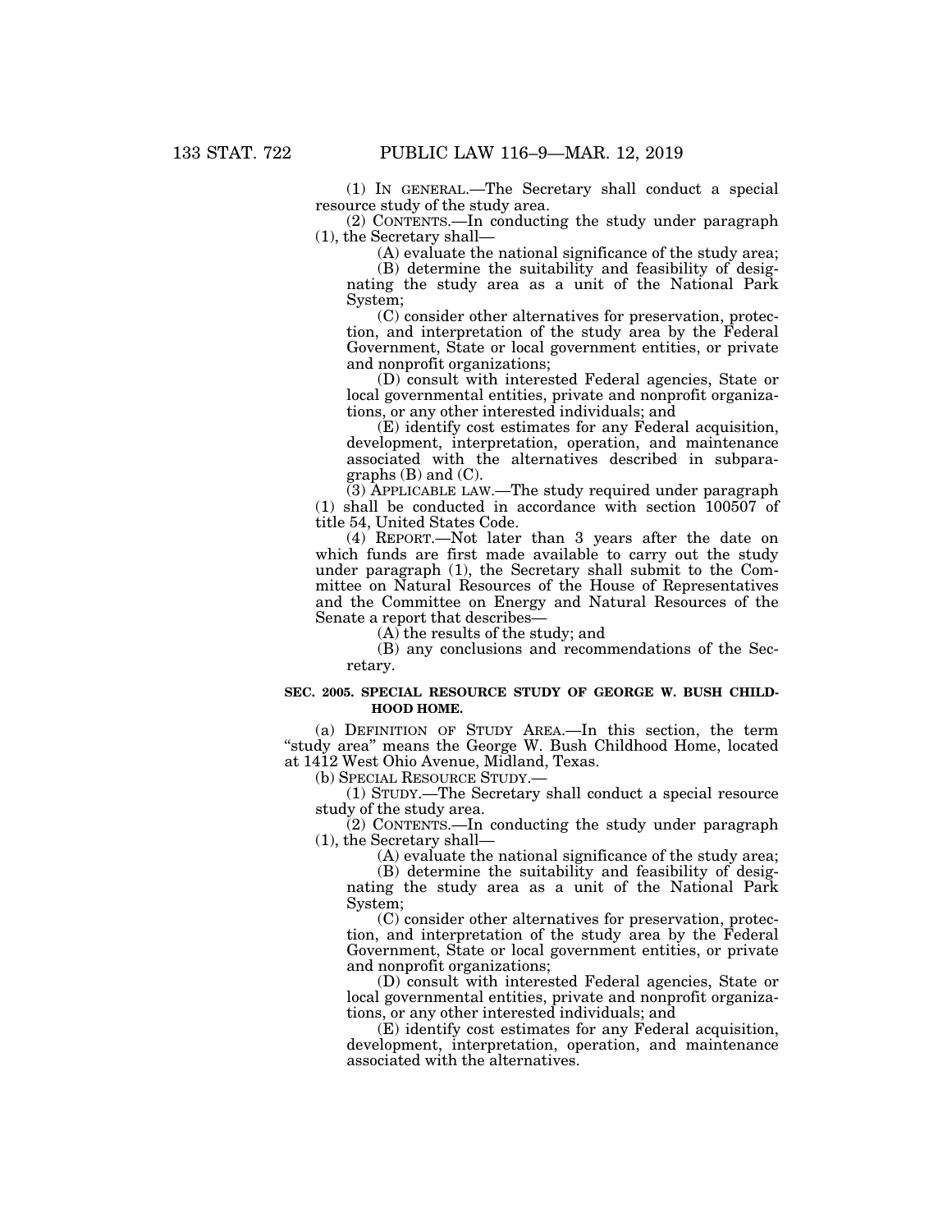(1) IN GENERAL.—The Secretary shall conduct a special resource study of the study area.

(2) CONTENTS.—In conducting the study under paragraph (1), the Secretary shall—

(A) evaluate the national significance of the study area;

(B) determine the suitability and feasibility of designating the study area as a unit of the National Park System;

(C) consider other alternatives for preservation, protection, and interpretation of the study area by the Federal Government, State or local government entities, or private and nonprofit organizations;

(D) consult with interested Federal agencies, State or local governmental entities, private and nonprofit organizations, or any other interested individuals; and

(E) identify cost estimates for any Federal acquisition, development, interpretation, operation, and maintenance associated with the alternatives described in subparagraphs (B) and (C).

(3) APPLICABLE LAW.—The study required under paragraph (1) shall be conducted in accordance with section 100507 of title 54, United States Code.

(4) REPORT.—Not later than 3 years after the date on which funds are first made available to carry out the study under paragraph (1), the Secretary shall submit to the Committee on Natural Resources of the House of Representatives and the Committee on Energy and Natural Resources of the Senate a report that describes—

(A) the results of the study; and

(B) any conclusions and recommendations of the Secretary.

**SEC. 2005. SPECIAL RESOURCE STUDY OF GEORGE W. BUSH CHILDHOOD HOME.**

(a) DEFINITION OF STUDY AREA.—In this section, the term "study area" means the George W. Bush Childhood Home, located at 1412 West Ohio Avenue, Midland, Texas.

(b) SPECIAL RESOURCE STUDY.—

(1) STUDY.—The Secretary shall conduct a special resource study of the study area.

(2) CONTENTS.—In conducting the study under paragraph (1), the Secretary shall—

(A) evaluate the national significance of the study area;

(B) determine the suitability and feasibility of designating the study area as a unit of the National Park System;

(C) consider other alternatives for preservation, protection, and interpretation of the study area by the Federal Government, State or local government entities, or private and nonprofit organizations;

(D) consult with interested Federal agencies, State or local governmental entities, private and nonprofit organizations, or any other interested individuals; and

(E) identify cost estimates for any Federal acquisition, development, interpretation, operation, and maintenance associated with the alternatives.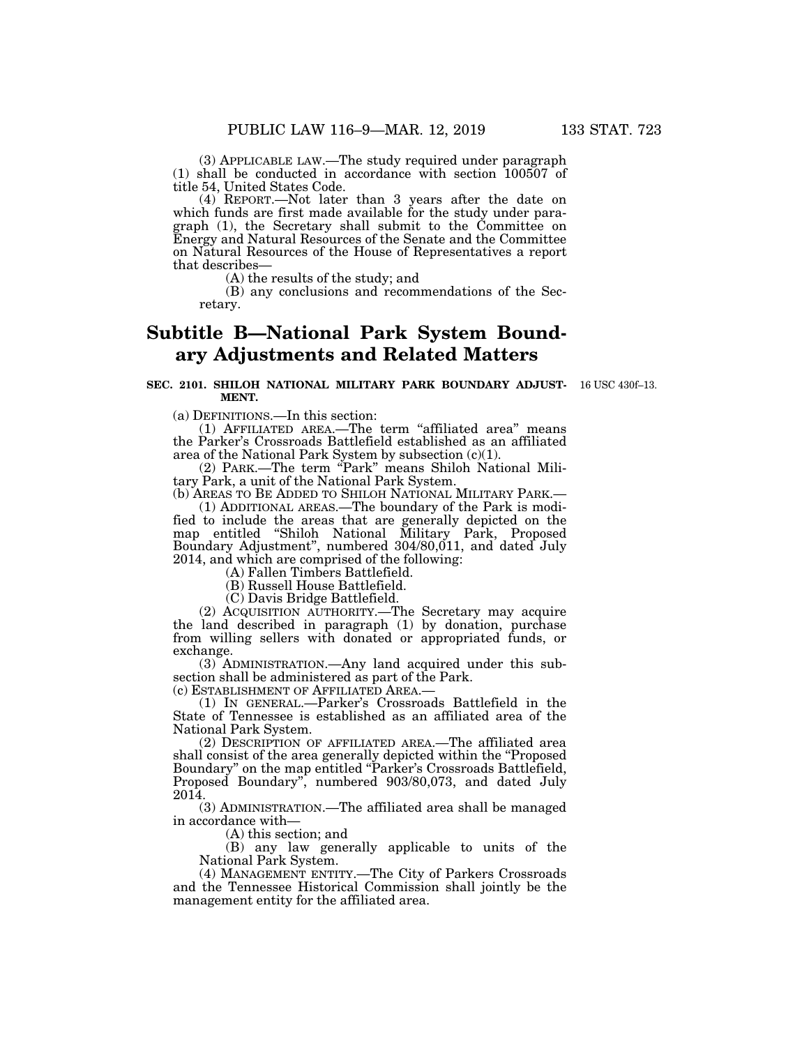(3) APPLICABLE LAW.—The study required under paragraph (1) shall be conducted in accordance with section 100507 of title 54, United States Code.

(4) REPORT.—Not later than 3 years after the date on which funds are first made available for the study under paragraph (1), the Secretary shall submit to the Committee on Energy and Natural Resources of the Senate and the Committee on Natural Resources of the House of Representatives a report that describes—

(A) the results of the study; and

(B) any conclusions and recommendations of the Secretary.

## Subtitle B—National Park System Boundary Adjustments and Related Matters

**SEC. 2101. SHILOH NATIONAL MILITARY PARK BOUNDARY ADJUSTMENT.**

16 USC 430f–13.

(a) DEFINITIONS.—In this section:

(1) AFFILIATED AREA.—The term "affiliated area" means the Parker's Crossroads Battlefield established as an affiliated area of the National Park System by subsection (c)(1).

(2) PARK.—The term "Park" means Shiloh National Military Park, a unit of the National Park System.

(b) AREAS TO BE ADDED TO SHILOH NATIONAL MILITARY PARK.—

(1) ADDITIONAL AREAS.—The boundary of the Park is modified to include the areas that are generally depicted on the map entitled "Shiloh National Military Park, Proposed Boundary Adjustment", numbered 304/80,011, and dated July 2014, and which are comprised of the following:

(A) Fallen Timbers Battlefield.

(B) Russell House Battlefield.

(C) Davis Bridge Battlefield.

(2) ACQUISITION AUTHORITY.—The Secretary may acquire the land described in paragraph (1) by donation, purchase from willing sellers with donated or appropriated funds, or exchange.

(3) ADMINISTRATION.—Any land acquired under this subsection shall be administered as part of the Park.

(c) ESTABLISHMENT OF AFFILIATED AREA.—

(1) IN GENERAL.—Parker's Crossroads Battlefield in the State of Tennessee is established as an affiliated area of the National Park System.

(2) DESCRIPTION OF AFFILIATED AREA.—The affiliated area shall consist of the area generally depicted within the "Proposed Boundary" on the map entitled "Parker's Crossroads Battlefield, Proposed Boundary", numbered 903/80,073, and dated July 2014.

(3) ADMINISTRATION.—The affiliated area shall be managed in accordance with—

(A) this section; and

(B) any law generally applicable to units of the National Park System.

(4) MANAGEMENT ENTITY.—The City of Parkers Crossroads and the Tennessee Historical Commission shall jointly be the management entity for the affiliated area.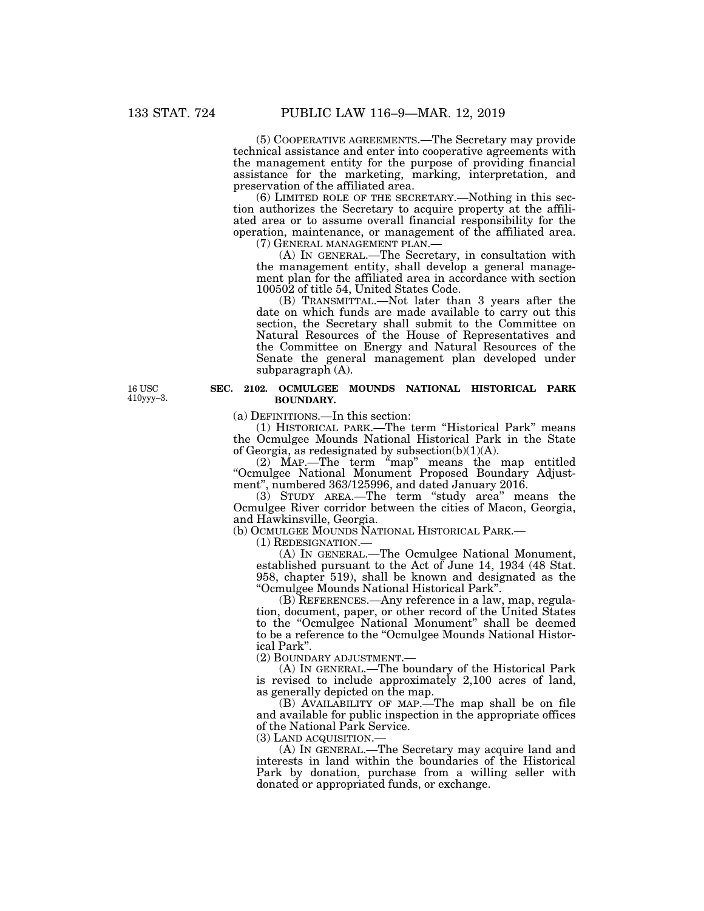(5) COOPERATIVE AGREEMENTS.—The Secretary may provide technical assistance and enter into cooperative agreements with the management entity for the purpose of providing financial assistance for the marketing, marking, interpretation, and preservation of the affiliated area.

(6) LIMITED ROLE OF THE SECRETARY.—Nothing in this section authorizes the Secretary to acquire property at the affiliated area or to assume overall financial responsibility for the operation, maintenance, or management of the affiliated area.

(7) GENERAL MANAGEMENT PLAN.—

(A) IN GENERAL.—The Secretary, in consultation with the management entity, shall develop a general management plan for the affiliated area in accordance with section 100502 of title 54, United States Code.

(B) TRANSMITTAL.—Not later than 3 years after the date on which funds are made available to carry out this section, the Secretary shall submit to the Committee on Natural Resources of the House of Representatives and the Committee on Energy and Natural Resources of the Senate the general management plan developed under subparagraph (A).

16 USC 410yyy–3.

**SEC. 2102. OCMULGEE MOUNDS NATIONAL HISTORICAL PARK BOUNDARY.**

(a) DEFINITIONS.—In this section:

(1) HISTORICAL PARK.—The term "Historical Park" means the Ocmulgee Mounds National Historical Park in the State of Georgia, as redesignated by subsection(b)(1)(A).

(2) MAP.—The term "map" means the map entitled "Ocmulgee National Monument Proposed Boundary Adjustment", numbered 363/125996, and dated January 2016.

(3) STUDY AREA.—The term "study area" means the Ocmulgee River corridor between the cities of Macon, Georgia, and Hawkinsville, Georgia.

(b) OCMULGEE MOUNDS NATIONAL HISTORICAL PARK.—

(1) REDESIGNATION.—

(A) IN GENERAL.—The Ocmulgee National Monument, established pursuant to the Act of June 14, 1934 (48 Stat. 958, chapter 519), shall be known and designated as the "Ocmulgee Mounds National Historical Park".

(B) REFERENCES.—Any reference in a law, map, regulation, document, paper, or other record of the United States to the "Ocmulgee National Monument" shall be deemed to be a reference to the "Ocmulgee Mounds National Historical Park".

(2) BOUNDARY ADJUSTMENT.—

(A) IN GENERAL.—The boundary of the Historical Park is revised to include approximately 2,100 acres of land, as generally depicted on the map.

(B) AVAILABILITY OF MAP.—The map shall be on file and available for public inspection in the appropriate offices of the National Park Service.

(3) LAND ACQUISITION.—

(A) IN GENERAL.—The Secretary may acquire land and interests in land within the boundaries of the Historical Park by donation, purchase from a willing seller with donated or appropriated funds, or exchange.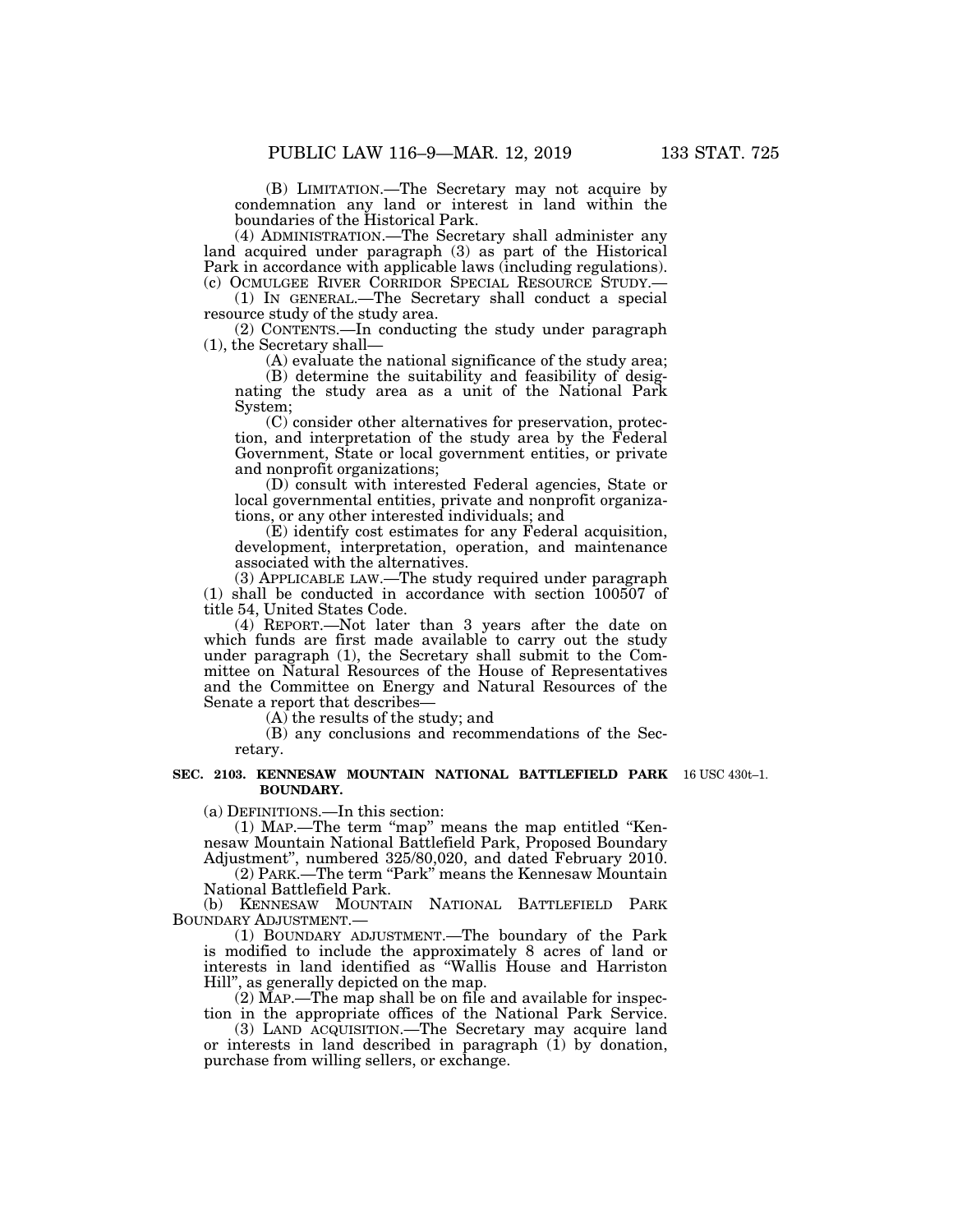(B) LIMITATION.—The Secretary may not acquire by condemnation any land or interest in land within the boundaries of the Historical Park.

(4) ADMINISTRATION.—The Secretary shall administer any land acquired under paragraph (3) as part of the Historical Park in accordance with applicable laws (including regulations).

(c) OCMULGEE RIVER CORRIDOR SPECIAL RESOURCE STUDY.—

(1) IN GENERAL.—The Secretary shall conduct a special resource study of the study area.

(2) CONTENTS.—In conducting the study under paragraph (1), the Secretary shall—

(A) evaluate the national significance of the study area;

(B) determine the suitability and feasibility of designating the study area as a unit of the National Park System;

(C) consider other alternatives for preservation, protection, and interpretation of the study area by the Federal Government, State or local government entities, or private and nonprofit organizations;

(D) consult with interested Federal agencies, State or local governmental entities, private and nonprofit organizations, or any other interested individuals; and

(E) identify cost estimates for any Federal acquisition, development, interpretation, operation, and maintenance associated with the alternatives.

(3) APPLICABLE LAW.—The study required under paragraph (1) shall be conducted in accordance with section 100507 of title 54, United States Code.

(4) REPORT.—Not later than 3 years after the date on which funds are first made available to carry out the study under paragraph (1), the Secretary shall submit to the Committee on Natural Resources of the House of Representatives and the Committee on Energy and Natural Resources of the Senate a report that describes—

(A) the results of the study; and

(B) any conclusions and recommendations of the Secretary.

**SEC. 2103. KENNESAW MOUNTAIN NATIONAL BATTLEFIELD PARK BOUNDARY.**

16 USC 430t–1.

(a) DEFINITIONS.—In this section:

(1) MAP.—The term "map" means the map entitled "Kennesaw Mountain National Battlefield Park, Proposed Boundary Adjustment", numbered 325/80,020, and dated February 2010.

(2) PARK.—The term "Park" means the Kennesaw Mountain National Battlefield Park.

(b) KENNESAW MOUNTAIN NATIONAL BATTLEFIELD PARK BOUNDARY ADJUSTMENT.—

(1) BOUNDARY ADJUSTMENT.—The boundary of the Park is modified to include the approximately 8 acres of land or interests in land identified as "Wallis House and Harriston Hill", as generally depicted on the map.

(2) MAP.—The map shall be on file and available for inspection in the appropriate offices of the National Park Service.

(3) LAND ACQUISITION.—The Secretary may acquire land or interests in land described in paragraph (1) by donation, purchase from willing sellers, or exchange.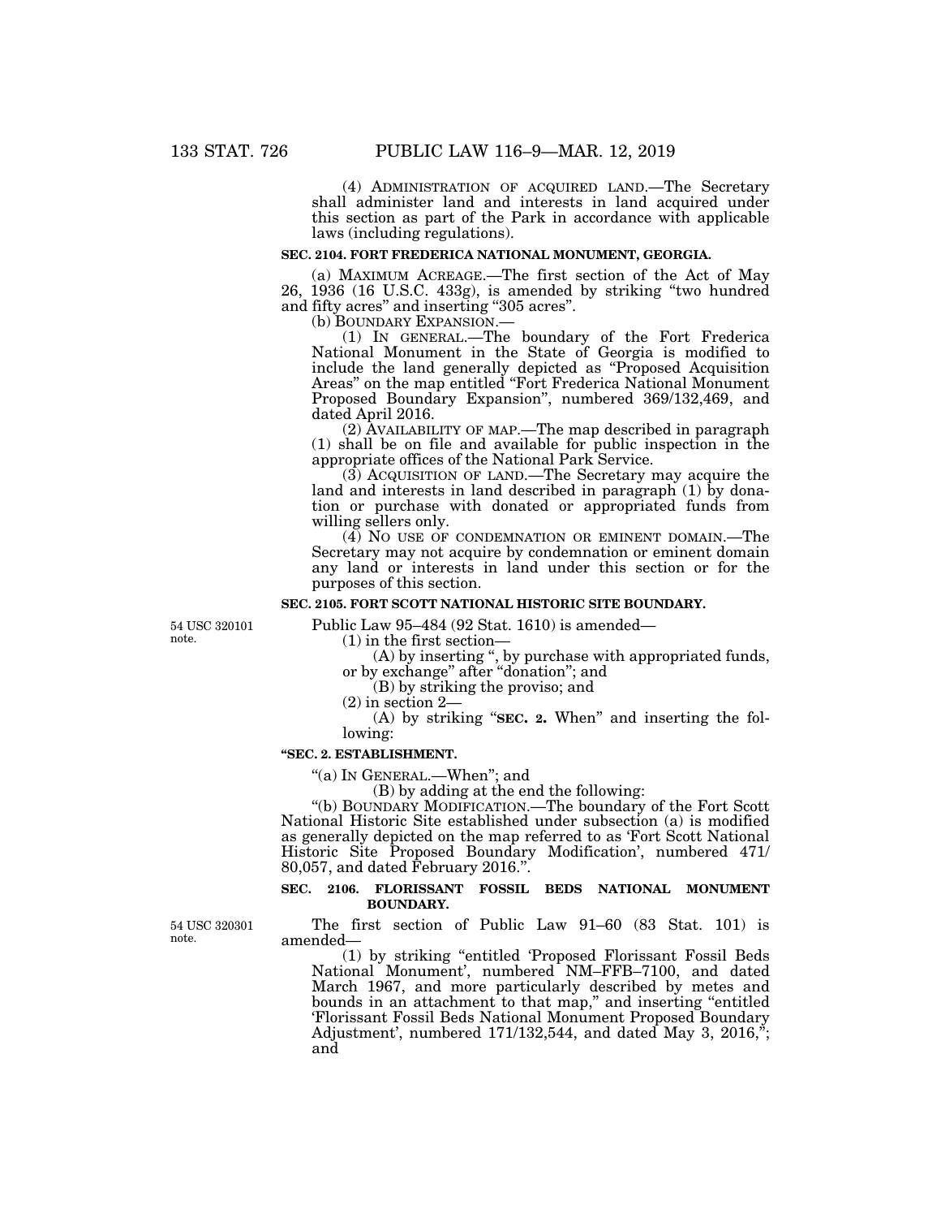(4) ADMINISTRATION OF ACQUIRED LAND.—The Secretary shall administer land and interests in land acquired under this section as part of the Park in accordance with applicable laws (including regulations).

**SEC. 2104. FORT FREDERICA NATIONAL MONUMENT, GEORGIA.**

(a) MAXIMUM ACREAGE.—The first section of the Act of May 26, 1936 (16 U.S.C. 433g), is amended by striking "two hundred and fifty acres" and inserting "305 acres".

(b) BOUNDARY EXPANSION.—

(1) IN GENERAL.—The boundary of the Fort Frederica National Monument in the State of Georgia is modified to include the land generally depicted as "Proposed Acquisition Areas" on the map entitled "Fort Frederica National Monument Proposed Boundary Expansion", numbered 369/132,469, and dated April 2016.

(2) AVAILABILITY OF MAP.—The map described in paragraph (1) shall be on file and available for public inspection in the appropriate offices of the National Park Service.

(3) ACQUISITION OF LAND.—The Secretary may acquire the land and interests in land described in paragraph (1) by donation or purchase with donated or appropriated funds from willing sellers only.

(4) NO USE OF CONDEMNATION OR EMINENT DOMAIN.—The Secretary may not acquire by condemnation or eminent domain any land or interests in land under this section or for the purposes of this section.

**SEC. 2105. FORT SCOTT NATIONAL HISTORIC SITE BOUNDARY.**

54 USC 320101 note.

Public Law 95–484 (92 Stat. 1610) is amended—

(1) in the first section—

(A) by inserting ", by purchase with appropriated funds, or by exchange" after "donation"; and

(B) by striking the proviso; and

(2) in section 2—

(A) by striking "**SEC. 2.** When" and inserting the following:

**"SEC. 2. ESTABLISHMENT.**

"(a) IN GENERAL.—When"; and

(B) by adding at the end the following:

"(b) BOUNDARY MODIFICATION.—The boundary of the Fort Scott National Historic Site established under subsection (a) is modified as generally depicted on the map referred to as 'Fort Scott National Historic Site Proposed Boundary Modification', numbered 471/80,057, and dated February 2016.".

**SEC. 2106. FLORISSANT FOSSIL BEDS NATIONAL MONUMENT BOUNDARY.**

54 USC 320301 note.

The first section of Public Law 91–60 (83 Stat. 101) is amended—

(1) by striking "entitled 'Proposed Florissant Fossil Beds National Monument', numbered NM–FFB–7100, and dated March 1967, and more particularly described by metes and bounds in an attachment to that map," and inserting "entitled 'Florissant Fossil Beds National Monument Proposed Boundary Adjustment', numbered 171/132,544, and dated May 3, 2016,"; and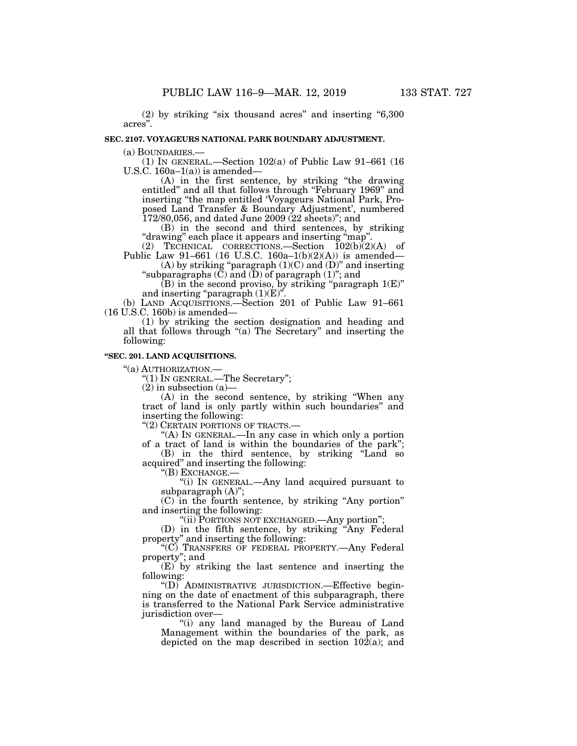(2) by striking "six thousand acres" and inserting "6,300 acres".

**SEC. 2107. VOYAGEURS NATIONAL PARK BOUNDARY ADJUSTMENT.**

(a) BOUNDARIES.—

(1) IN GENERAL.—Section 102(a) of Public Law 91–661 (16 U.S.C. 160a–1(a)) is amended—

(A) in the first sentence, by striking "the drawing entitled" and all that follows through "February 1969" and inserting "the map entitled 'Voyageurs National Park, Proposed Land Transfer & Boundary Adjustment', numbered 172/80,056, and dated June 2009 (22 sheets)"; and

(B) in the second and third sentences, by striking "drawing" each place it appears and inserting "map".

(2) TECHNICAL CORRECTIONS.—Section 102(b)(2)(A) of Public Law 91–661 (16 U.S.C. 160a–1(b)(2)(A)) is amended—

(A) by striking "paragraph (1)(C) and (D)" and inserting "subparagraphs (C) and (D) of paragraph (1)"; and

(B) in the second proviso, by striking "paragraph 1(E)" and inserting "paragraph (1)(E)".

(b) LAND ACQUISITIONS.—Section 201 of Public Law 91–661 (16 U.S.C. 160b) is amended—

(1) by striking the section designation and heading and all that follows through "(a) The Secretary" and inserting the following:

**"SEC. 201. LAND ACQUISITIONS.**

"(a) AUTHORIZATION.—

"(1) IN GENERAL.—The Secretary";

(2) in subsection (a)—

(A) in the second sentence, by striking "When any tract of land is only partly within such boundaries" and inserting the following:

"(2) CERTAIN PORTIONS OF TRACTS.—

"(A) IN GENERAL.—In any case in which only a portion of a tract of land is within the boundaries of the park";

(B) in the third sentence, by striking "Land so acquired" and inserting the following:

"(B) EXCHANGE.—

"(i) IN GENERAL.—Any land acquired pursuant to subparagraph (A)";

(C) in the fourth sentence, by striking "Any portion" and inserting the following:

"(ii) PORTIONS NOT EXCHANGED.—Any portion";

(D) in the fifth sentence, by striking "Any Federal property" and inserting the following:

"(C) TRANSFERS OF FEDERAL PROPERTY.—Any Federal property"; and

(E) by striking the last sentence and inserting the following:

"(D) ADMINISTRATIVE JURISDICTION.—Effective beginning on the date of enactment of this subparagraph, there is transferred to the National Park Service administrative jurisdiction over—

"(i) any land managed by the Bureau of Land Management within the boundaries of the park, as depicted on the map described in section 102(a); and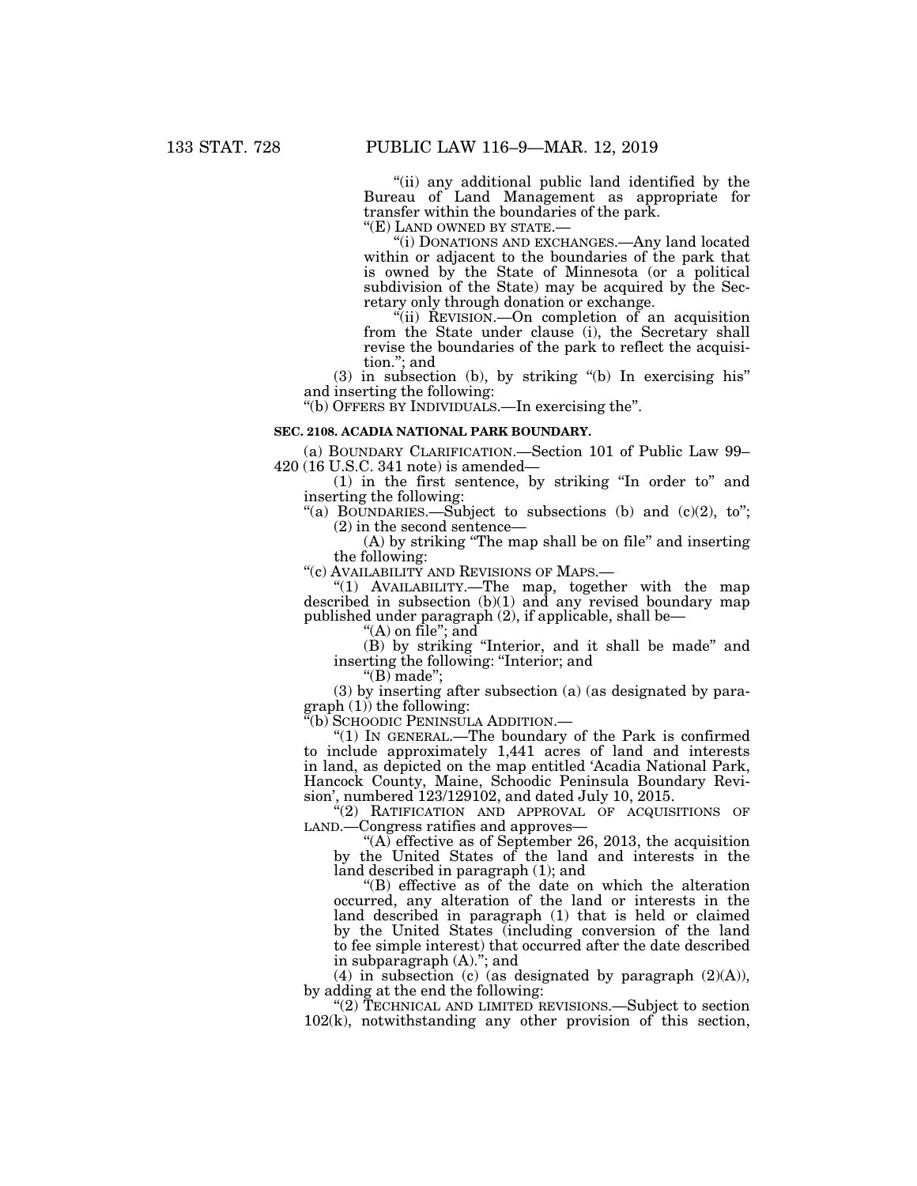"(ii) any additional public land identified by the Bureau of Land Management as appropriate for transfer within the boundaries of the park.

"(E) LAND OWNED BY STATE.—

"(i) DONATIONS AND EXCHANGES.—Any land located within or adjacent to the boundaries of the park that is owned by the State of Minnesota (or a political subdivision of the State) may be acquired by the Secretary only through donation or exchange.

"(ii) REVISION.—On completion of an acquisition from the State under clause (i), the Secretary shall revise the boundaries of the park to reflect the acquisition."; and

(3) in subsection (b), by striking "(b) In exercising his" and inserting the following:

"(b) OFFERS BY INDIVIDUALS.—In exercising the".

**SEC. 2108. ACADIA NATIONAL PARK BOUNDARY.**

(a) BOUNDARY CLARIFICATION.—Section 101 of Public Law 99–420 (16 U.S.C. 341 note) is amended—

(1) in the first sentence, by striking "In order to" and inserting the following:

"(a) BOUNDARIES.—Subject to subsections (b) and (c)(2), to";

(2) in the second sentence—

(A) by striking "The map shall be on file" and inserting the following:

"(c) AVAILABILITY AND REVISIONS OF MAPS.—

"(1) AVAILABILITY.—The map, together with the map described in subsection (b)(1) and any revised boundary map published under paragraph (2), if applicable, shall be—

"(A) on file"; and

(B) by striking "Interior, and it shall be made" and inserting the following: "Interior; and

"(B) made";

(3) by inserting after subsection (a) (as designated by paragraph (1)) the following:

"(b) SCHOODIC PENINSULA ADDITION.—

"(1) IN GENERAL.—The boundary of the Park is confirmed to include approximately 1,441 acres of land and interests in land, as depicted on the map entitled 'Acadia National Park, Hancock County, Maine, Schoodic Peninsula Boundary Revision', numbered 123/129102, and dated July 10, 2015.

"(2) RATIFICATION AND APPROVAL OF ACQUISITIONS OF LAND.—Congress ratifies and approves—

"(A) effective as of September 26, 2013, the acquisition by the United States of the land and interests in the land described in paragraph (1); and

"(B) effective as of the date on which the alteration occurred, any alteration of the land or interests in the land described in paragraph (1) that is held or claimed by the United States (including conversion of the land to fee simple interest) that occurred after the date described in subparagraph (A)."; and

(4) in subsection (c) (as designated by paragraph (2)(A)), by adding at the end the following:

"(2) TECHNICAL AND LIMITED REVISIONS.—Subject to section 102(k), notwithstanding any other provision of this section,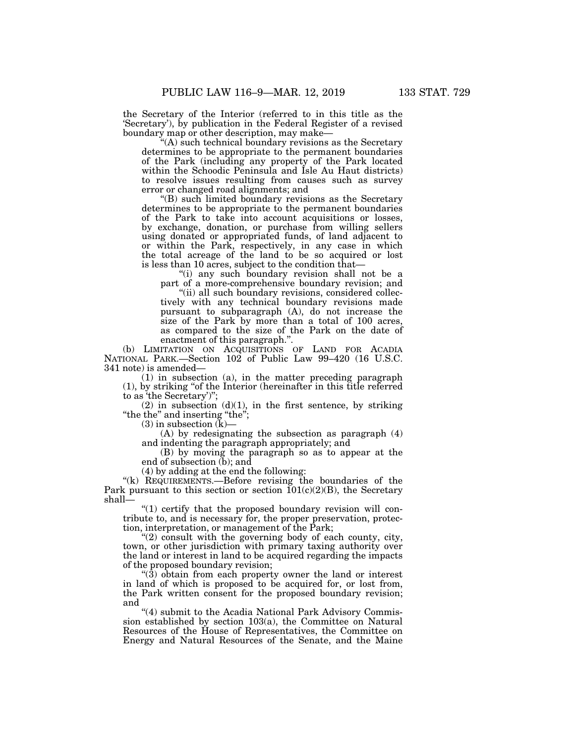the Secretary of the Interior (referred to in this title as the 'Secretary'), by publication in the Federal Register of a revised boundary map or other description, may make—

"(A) such technical boundary revisions as the Secretary determines to be appropriate to the permanent boundaries of the Park (including any property of the Park located within the Schoodic Peninsula and Isle Au Haut districts) to resolve issues resulting from causes such as survey error or changed road alignments; and

"(B) such limited boundary revisions as the Secretary determines to be appropriate to the permanent boundaries of the Park to take into account acquisitions or losses, by exchange, donation, or purchase from willing sellers using donated or appropriated funds, of land adjacent to or within the Park, respectively, in any case in which the total acreage of the land to be so acquired or lost is less than 10 acres, subject to the condition that—

"(i) any such boundary revision shall not be a part of a more-comprehensive boundary revision; and

"(ii) all such boundary revisions, considered collectively with any technical boundary revisions made pursuant to subparagraph (A), do not increase the size of the Park by more than a total of 100 acres, as compared to the size of the Park on the date of enactment of this paragraph.".

(b) LIMITATION ON ACQUISITIONS OF LAND FOR ACADIA NATIONAL PARK.—Section 102 of Public Law 99–420 (16 U.S.C. 341 note) is amended—

(1) in subsection (a), in the matter preceding paragraph (1), by striking "of the Interior (hereinafter in this title referred to as 'the Secretary')";

(2) in subsection (d)(1), in the first sentence, by striking "the the" and inserting "the";

(3) in subsection (k)—

(A) by redesignating the subsection as paragraph (4) and indenting the paragraph appropriately; and

(B) by moving the paragraph so as to appear at the end of subsection (b); and

(4) by adding at the end the following:

"(k) REQUIREMENTS.—Before revising the boundaries of the Park pursuant to this section or section 101(c)(2)(B), the Secretary shall—

"(1) certify that the proposed boundary revision will contribute to, and is necessary for, the proper preservation, protection, interpretation, or management of the Park;

"(2) consult with the governing body of each county, city, town, or other jurisdiction with primary taxing authority over the land or interest in land to be acquired regarding the impacts of the proposed boundary revision;

"(3) obtain from each property owner the land or interest in land of which is proposed to be acquired for, or lost from, the Park written consent for the proposed boundary revision; and

"(4) submit to the Acadia National Park Advisory Commission established by section 103(a), the Committee on Natural Resources of the House of Representatives, the Committee on Energy and Natural Resources of the Senate, and the Maine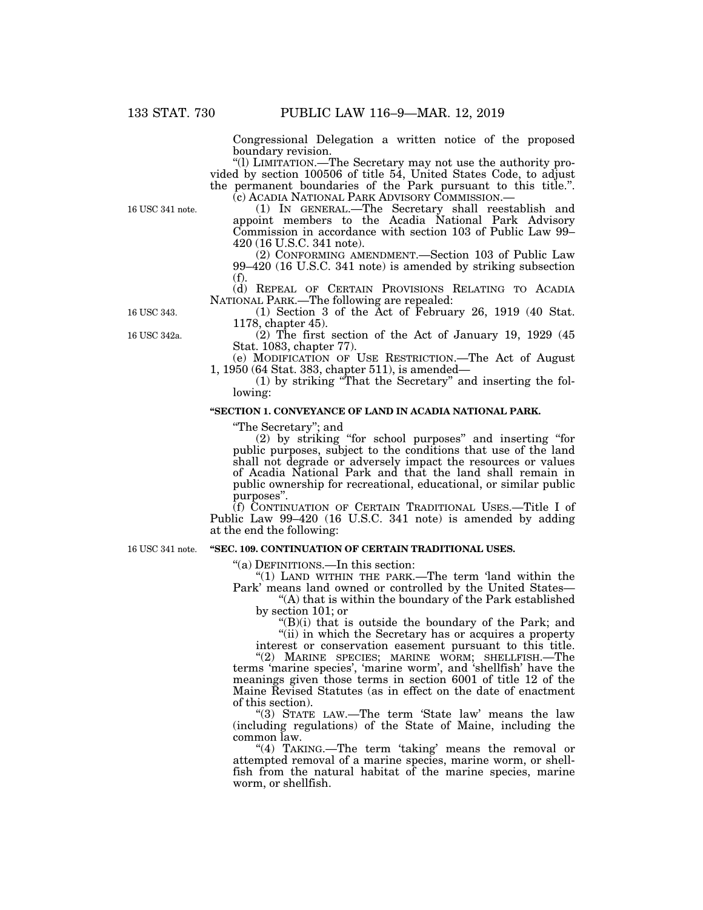Congressional Delegation a written notice of the proposed boundary revision.

"(l) LIMITATION.—The Secretary may not use the authority provided by section 100506 of title 54, United States Code, to adjust the permanent boundaries of the Park pursuant to this title.".

(c) ACADIA NATIONAL PARK ADVISORY COMMISSION.—

16 USC 341 note.

(1) IN GENERAL.—The Secretary shall reestablish and appoint members to the Acadia National Park Advisory Commission in accordance with section 103 of Public Law 99–420 (16 U.S.C. 341 note).

(2) CONFORMING AMENDMENT.—Section 103 of Public Law 99–420 (16 U.S.C. 341 note) is amended by striking subsection (f).

(d) REPEAL OF CERTAIN PROVISIONS RELATING TO ACADIA NATIONAL PARK.—The following are repealed:

16 USC 343.

(1) Section 3 of the Act of February 26, 1919 (40 Stat. 1178, chapter 45).

16 USC 342a.

(2) The first section of the Act of January 19, 1929 (45 Stat. 1083, chapter 77).

(e) MODIFICATION OF USE RESTRICTION.—The Act of August 1, 1950 (64 Stat. 383, chapter 511), is amended—

(1) by striking "That the Secretary" and inserting the following:

**"SECTION 1. CONVEYANCE OF LAND IN ACADIA NATIONAL PARK.**

"The Secretary"; and

(2) by striking "for school purposes" and inserting "for public purposes, subject to the conditions that use of the land shall not degrade or adversely impact the resources or values of Acadia National Park and that the land shall remain in public ownership for recreational, educational, or similar public purposes".

(f) CONTINUATION OF CERTAIN TRADITIONAL USES.—Title I of Public Law 99–420 (16 U.S.C. 341 note) is amended by adding at the end the following:

16 USC 341 note.

**"SEC. 109. CONTINUATION OF CERTAIN TRADITIONAL USES.**

"(a) DEFINITIONS.—In this section:

"(1) LAND WITHIN THE PARK.—The term 'land within the Park' means land owned or controlled by the United States—

"(A) that is within the boundary of the Park established by section 101; or

"(B)(i) that is outside the boundary of the Park; and

"(ii) in which the Secretary has or acquires a property interest or conservation easement pursuant to this title.

"(2) MARINE SPECIES; MARINE WORM; SHELLFISH.—The terms 'marine species', 'marine worm', and 'shellfish' have the meanings given those terms in section 6001 of title 12 of the Maine Revised Statutes (as in effect on the date of enactment of this section).

"(3) STATE LAW.—The term 'State law' means the law (including regulations) of the State of Maine, including the common law.

"(4) TAKING.—The term 'taking' means the removal or attempted removal of a marine species, marine worm, or shellfish from the natural habitat of the marine species, marine worm, or shellfish.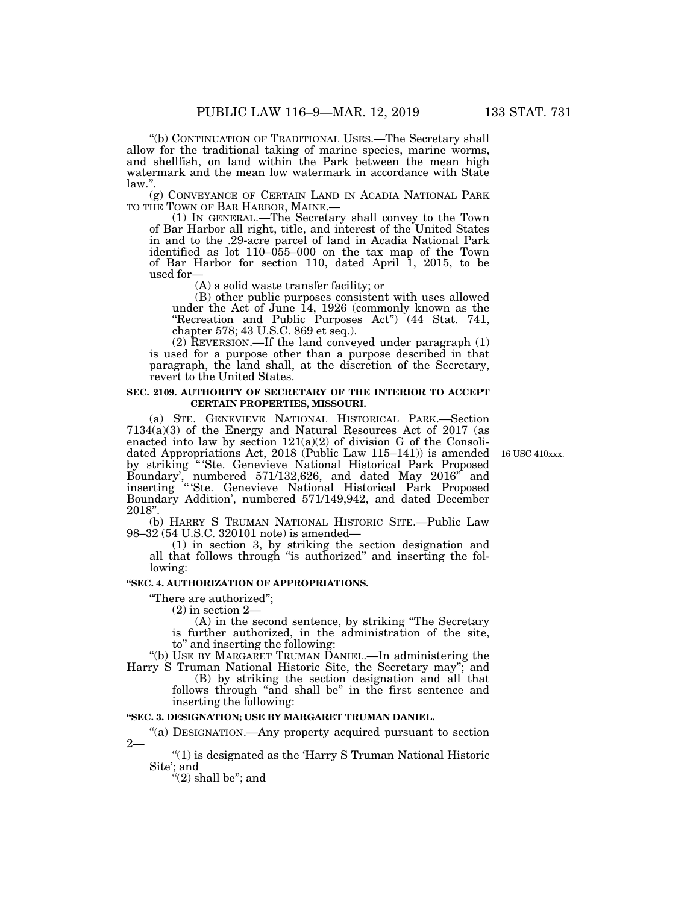"(b) CONTINUATION OF TRADITIONAL USES.—The Secretary shall allow for the traditional taking of marine species, marine worms, and shellfish, on land within the Park between the mean high watermark and the mean low watermark in accordance with State law.".

(g) CONVEYANCE OF CERTAIN LAND IN ACADIA NATIONAL PARK TO THE TOWN OF BAR HARBOR, MAINE.—

(1) IN GENERAL.—The Secretary shall convey to the Town of Bar Harbor all right, title, and interest of the United States in and to the .29-acre parcel of land in Acadia National Park identified as lot 110–055–000 on the tax map of the Town of Bar Harbor for section 110, dated April 1, 2015, to be used for—

(A) a solid waste transfer facility; or

(B) other public purposes consistent with uses allowed under the Act of June 14, 1926 (commonly known as the "Recreation and Public Purposes Act") (44 Stat. 741, chapter 578; 43 U.S.C. 869 et seq.).

(2) REVERSION.—If the land conveyed under paragraph (1) is used for a purpose other than a purpose described in that paragraph, the land shall, at the discretion of the Secretary, revert to the United States.

**SEC. 2109. AUTHORITY OF SECRETARY OF THE INTERIOR TO ACCEPT CERTAIN PROPERTIES, MISSOURI.**

(a) STE. GENEVIEVE NATIONAL HISTORICAL PARK.—Section 7134(a)(3) of the Energy and Natural Resources Act of 2017 (as enacted into law by section 121(a)(2) of division G of the Consolidated Appropriations Act, 2018 (Public Law 115–141)) is amended by striking "'Ste. Genevieve National Historical Park Proposed Boundary', numbered 571/132,626, and dated May 2016" and inserting "'Ste. Genevieve National Historical Park Proposed Boundary Addition', numbered 571/149,942, and dated December 2018".

16 USC 410xxx.

(b) HARRY S TRUMAN NATIONAL HISTORIC SITE.—Public Law 98–32 (54 U.S.C. 320101 note) is amended—

(1) in section 3, by striking the section designation and all that follows through "is authorized" and inserting the following:

**"SEC. 4. AUTHORIZATION OF APPROPRIATIONS.**

"There are authorized";

(2) in section 2—

(A) in the second sentence, by striking "The Secretary is further authorized, in the administration of the site, to" and inserting the following:

"(b) USE BY MARGARET TRUMAN DANIEL.—In administering the Harry S Truman National Historic Site, the Secretary may"; and

(B) by striking the section designation and all that follows through "and shall be" in the first sentence and inserting the following:

**"SEC. 3. DESIGNATION; USE BY MARGARET TRUMAN DANIEL.**

"(a) DESIGNATION.—Any property acquired pursuant to section 2—

"(1) is designated as the 'Harry S Truman National Historic Site'; and

"(2) shall be"; and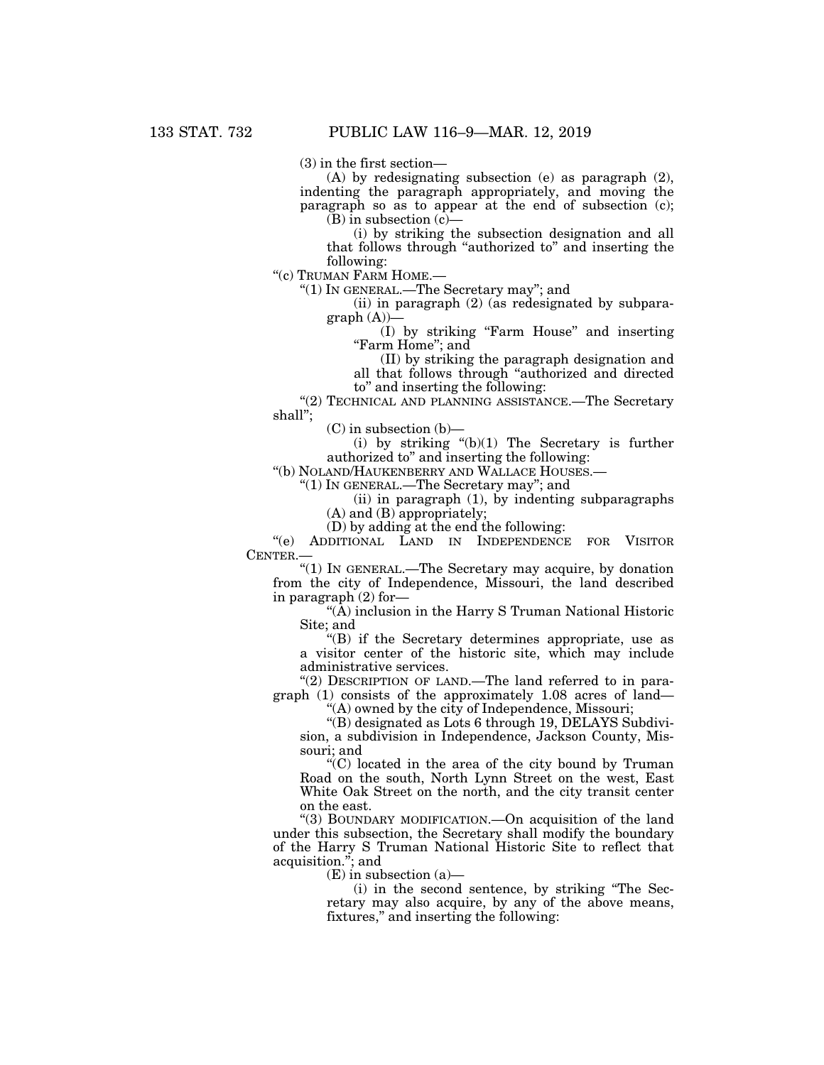(3) in the first section—

(A) by redesignating subsection (e) as paragraph (2), indenting the paragraph appropriately, and moving the paragraph so as to appear at the end of subsection (c);

(B) in subsection (c)—

(i) by striking the subsection designation and all that follows through "authorized to" and inserting the following:

"(c) TRUMAN FARM HOME.—

"(1) IN GENERAL.—The Secretary may"; and

(ii) in paragraph (2) (as redesignated by subparagraph (A))—

(I) by striking "Farm House" and inserting "Farm Home"; and

(II) by striking the paragraph designation and all that follows through "authorized and directed to" and inserting the following:

"(2) TECHNICAL AND PLANNING ASSISTANCE.—The Secretary shall";

(C) in subsection (b)—

(i) by striking "(b)(1) The Secretary is further authorized to" and inserting the following:

"(b) NOLAND/HAUKENBERRY AND WALLACE HOUSES.—

"(1) IN GENERAL.—The Secretary may"; and

(ii) in paragraph (1), by indenting subparagraphs (A) and (B) appropriately;

(D) by adding at the end the following:

"(e) ADDITIONAL LAND IN INDEPENDENCE FOR VISITOR CENTER.—

"(1) IN GENERAL.—The Secretary may acquire, by donation from the city of Independence, Missouri, the land described in paragraph (2) for—

"(A) inclusion in the Harry S Truman National Historic Site; and

"(B) if the Secretary determines appropriate, use as a visitor center of the historic site, which may include administrative services.

"(2) DESCRIPTION OF LAND.—The land referred to in paragraph (1) consists of the approximately 1.08 acres of land—

"(A) owned by the city of Independence, Missouri;

"(B) designated as Lots 6 through 19, DELAYS Subdivision, a subdivision in Independence, Jackson County, Missouri; and

"(C) located in the area of the city bound by Truman Road on the south, North Lynn Street on the west, East White Oak Street on the north, and the city transit center on the east.

"(3) BOUNDARY MODIFICATION.—On acquisition of the land under this subsection, the Secretary shall modify the boundary of the Harry S Truman National Historic Site to reflect that acquisition."; and

(E) in subsection (a)—

(i) in the second sentence, by striking "The Secretary may also acquire, by any of the above means, fixtures," and inserting the following: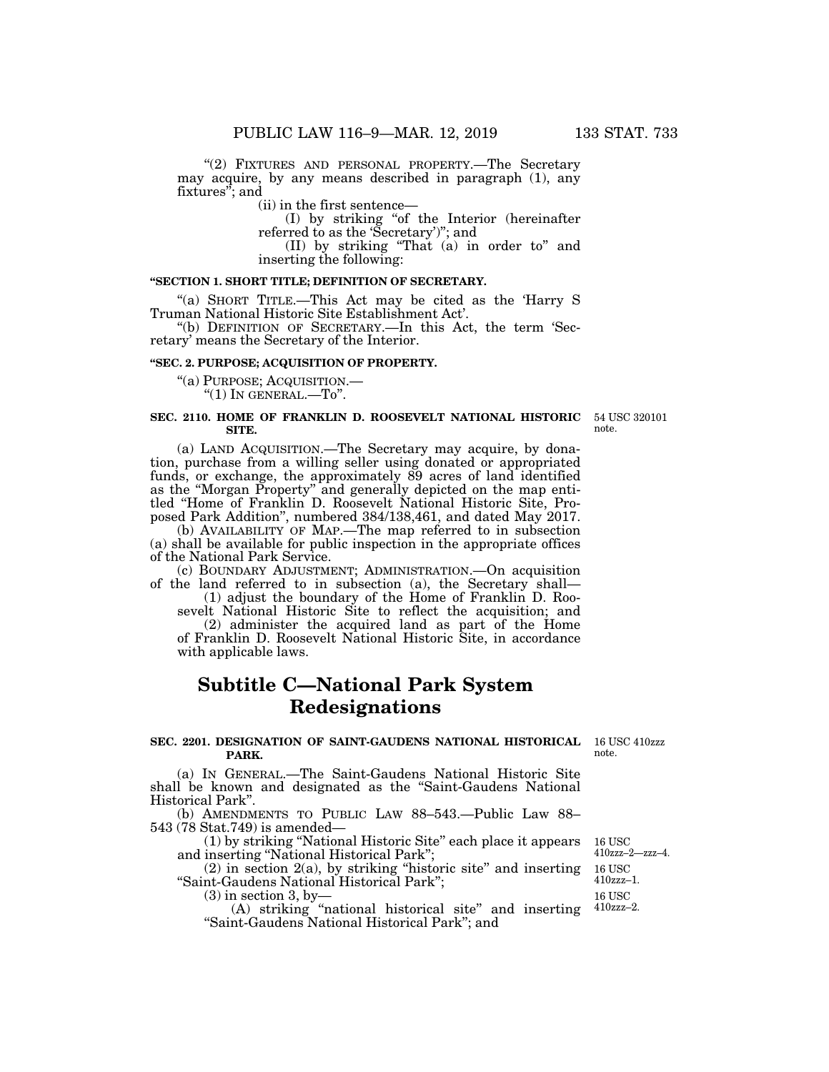"(2) FIXTURES AND PERSONAL PROPERTY.—The Secretary may acquire, by any means described in paragraph (1), any fixtures"; and

(ii) in the first sentence—

(I) by striking "of the Interior (hereinafter referred to as the 'Secretary')"; and

(II) by striking "That (a) in order to" and inserting the following:

**"SECTION 1. SHORT TITLE; DEFINITION OF SECRETARY.**

"(a) SHORT TITLE.—This Act may be cited as the 'Harry S Truman National Historic Site Establishment Act'.

"(b) DEFINITION OF SECRETARY.—In this Act, the term 'Secretary' means the Secretary of the Interior.

**"SEC. 2. PURPOSE; ACQUISITION OF PROPERTY.**

"(a) PURPOSE; ACQUISITION.—

"(1) IN GENERAL.—To".

**SEC. 2110. HOME OF FRANKLIN D. ROOSEVELT NATIONAL HISTORIC SITE.**

54 USC 320101 note.

(a) LAND ACQUISITION.—The Secretary may acquire, by donation, purchase from a willing seller using donated or appropriated funds, or exchange, the approximately 89 acres of land identified as the "Morgan Property" and generally depicted on the map entitled "Home of Franklin D. Roosevelt National Historic Site, Proposed Park Addition", numbered 384/138,461, and dated May 2017.

(b) AVAILABILITY OF MAP.—The map referred to in subsection (a) shall be available for public inspection in the appropriate offices of the National Park Service.

(c) BOUNDARY ADJUSTMENT; ADMINISTRATION.—On acquisition of the land referred to in subsection (a), the Secretary shall—

(1) adjust the boundary of the Home of Franklin D. Roosevelt National Historic Site to reflect the acquisition; and

(2) administer the acquired land as part of the Home of Franklin D. Roosevelt National Historic Site, in accordance with applicable laws.

# Subtitle C—National Park System Redesignations

**SEC. 2201. DESIGNATION OF SAINT-GAUDENS NATIONAL HISTORICAL PARK.**

16 USC 410zzz note.

(a) IN GENERAL.—The Saint-Gaudens National Historic Site shall be known and designated as the "Saint-Gaudens National Historical Park".

(b) AMENDMENTS TO PUBLIC LAW 88–543.—Public Law 88–543 (78 Stat.749) is amended—

(1) by striking "National Historic Site" each place it appears and inserting "National Historical Park"; (16 USC 410zzz–2—zzz–4.)

(2) in section 2(a), by striking "historic site" and inserting "Saint-Gaudens National Historical Park"; (16 USC 410zzz–1.)

(3) in section 3, by— (16 USC 410zzz–2.)

(A) striking "national historical site" and inserting "Saint-Gaudens National Historical Park"; and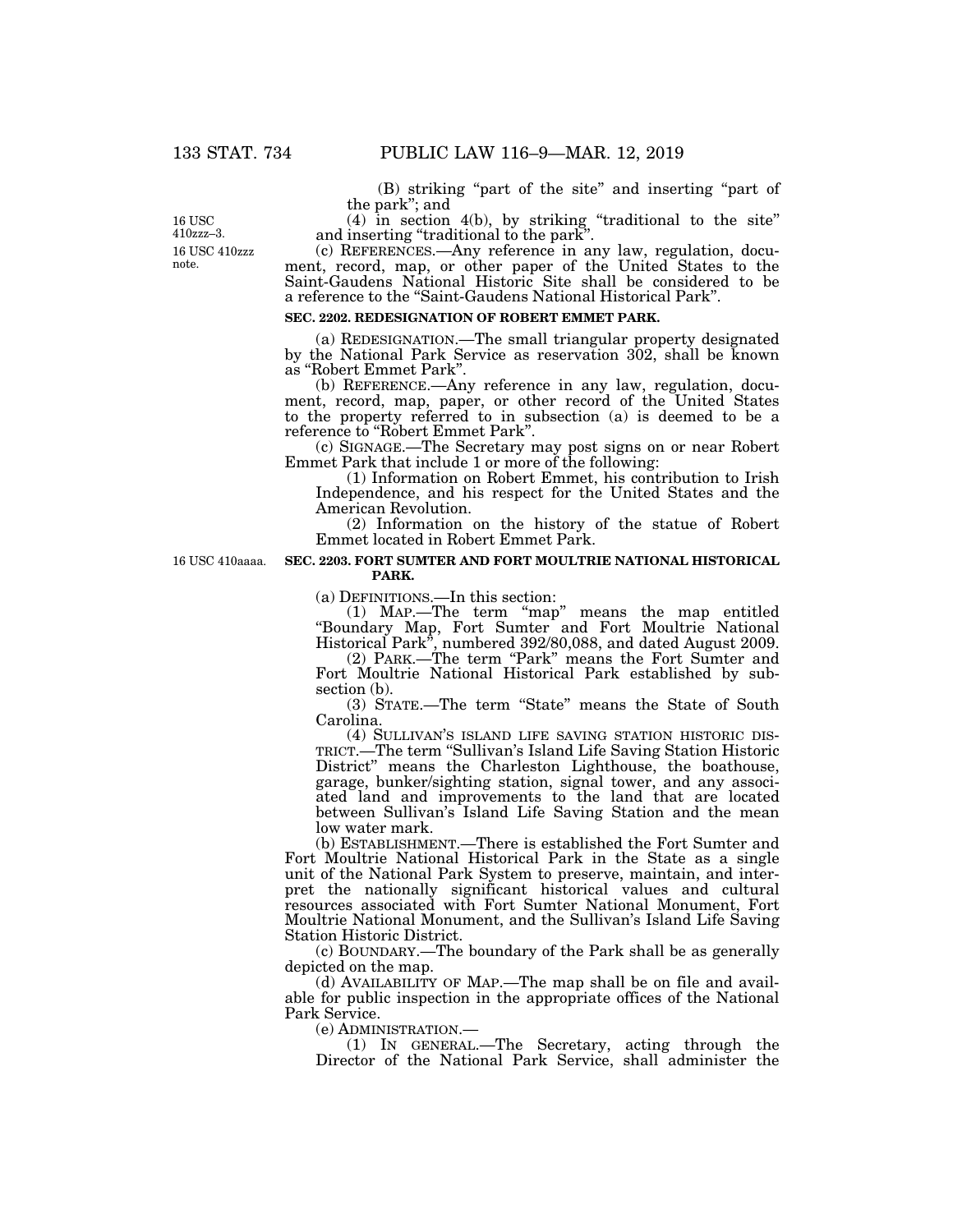(B) striking "part of the site" and inserting "part of the park"; and

(4) in section 4(b), by striking "traditional to the site" and inserting "traditional to the park".

16 USC 410zzz–3.

16 USC 410zzz note.

(c) REFERENCES.—Any reference in any law, regulation, document, record, map, or other paper of the United States to the Saint-Gaudens National Historic Site shall be considered to be a reference to the "Saint-Gaudens National Historical Park".

**SEC. 2202. REDESIGNATION OF ROBERT EMMET PARK.**

(a) REDESIGNATION.—The small triangular property designated by the National Park Service as reservation 302, shall be known as "Robert Emmet Park".

(b) REFERENCE.—Any reference in any law, regulation, document, record, map, paper, or other record of the United States to the property referred to in subsection (a) is deemed to be a reference to "Robert Emmet Park".

(c) SIGNAGE.—The Secretary may post signs on or near Robert Emmet Park that include 1 or more of the following:

(1) Information on Robert Emmet, his contribution to Irish Independence, and his respect for the United States and the American Revolution.

(2) Information on the history of the statue of Robert Emmet located in Robert Emmet Park.

16 USC 410aaaa.

**SEC. 2203. FORT SUMTER AND FORT MOULTRIE NATIONAL HISTORICAL PARK.**

(a) DEFINITIONS.—In this section:

(1) MAP.—The term "map" means the map entitled "Boundary Map, Fort Sumter and Fort Moultrie National Historical Park", numbered 392/80,088, and dated August 2009.

(2) PARK.—The term "Park" means the Fort Sumter and Fort Moultrie National Historical Park established by subsection (b).

(3) STATE.—The term "State" means the State of South Carolina.

(4) SULLIVAN'S ISLAND LIFE SAVING STATION HISTORIC DISTRICT.—The term "Sullivan's Island Life Saving Station Historic District" means the Charleston Lighthouse, the boathouse, garage, bunker/sighting station, signal tower, and any associated land and improvements to the land that are located between Sullivan's Island Life Saving Station and the mean low water mark.

(b) ESTABLISHMENT.—There is established the Fort Sumter and Fort Moultrie National Historical Park in the State as a single unit of the National Park System to preserve, maintain, and interpret the nationally significant historical values and cultural resources associated with Fort Sumter National Monument, Fort Moultrie National Monument, and the Sullivan's Island Life Saving Station Historic District.

(c) BOUNDARY.—The boundary of the Park shall be as generally depicted on the map.

(d) AVAILABILITY OF MAP.—The map shall be on file and available for public inspection in the appropriate offices of the National Park Service.

(e) ADMINISTRATION.—

(1) IN GENERAL.—The Secretary, acting through the Director of the National Park Service, shall administer the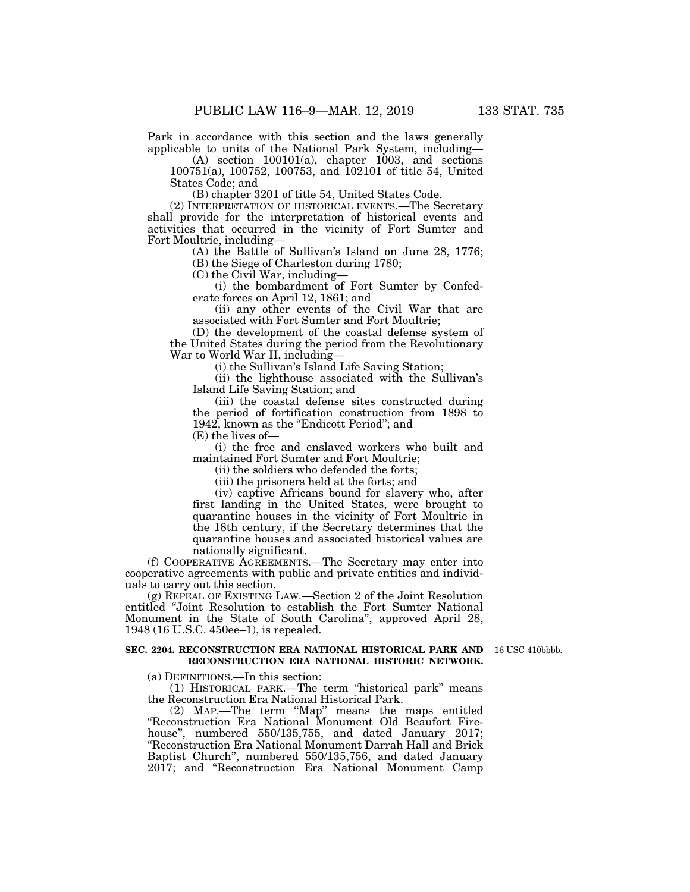Park in accordance with this section and the laws generally applicable to units of the National Park System, including—

(A) section 100101(a), chapter 1003, and sections 100751(a), 100752, 100753, and 102101 of title 54, United States Code; and

(B) chapter 3201 of title 54, United States Code.

(2) INTERPRETATION OF HISTORICAL EVENTS.—The Secretary shall provide for the interpretation of historical events and activities that occurred in the vicinity of Fort Sumter and Fort Moultrie, including—

(A) the Battle of Sullivan's Island on June 28, 1776;

(B) the Siege of Charleston during 1780;

(C) the Civil War, including—

(i) the bombardment of Fort Sumter by Confederate forces on April 12, 1861; and

(ii) any other events of the Civil War that are associated with Fort Sumter and Fort Moultrie;

(D) the development of the coastal defense system of the United States during the period from the Revolutionary War to World War II, including—

(i) the Sullivan's Island Life Saving Station;

(ii) the lighthouse associated with the Sullivan's Island Life Saving Station; and

(iii) the coastal defense sites constructed during the period of fortification construction from 1898 to 1942, known as the "Endicott Period"; and

(E) the lives of—

(i) the free and enslaved workers who built and maintained Fort Sumter and Fort Moultrie;

(ii) the soldiers who defended the forts;

(iii) the prisoners held at the forts; and

(iv) captive Africans bound for slavery who, after first landing in the United States, were brought to quarantine houses in the vicinity of Fort Moultrie in the 18th century, if the Secretary determines that the quarantine houses and associated historical values are nationally significant.

(f) COOPERATIVE AGREEMENTS.—The Secretary may enter into cooperative agreements with public and private entities and individuals to carry out this section.

(g) REPEAL OF EXISTING LAW.—Section 2 of the Joint Resolution entitled "Joint Resolution to establish the Fort Sumter National Monument in the State of South Carolina", approved April 28, 1948 (16 U.S.C. 450ee–1), is repealed.

**SEC. 2204. RECONSTRUCTION ERA NATIONAL HISTORICAL PARK AND RECONSTRUCTION ERA NATIONAL HISTORIC NETWORK.**

16 USC 410bbbb.

(a) DEFINITIONS.—In this section:

(1) HISTORICAL PARK.—The term "historical park" means the Reconstruction Era National Historical Park.

(2) MAP.—The term "Map" means the maps entitled "Reconstruction Era National Monument Old Beaufort Firehouse", numbered 550/135,755, and dated January 2017; "Reconstruction Era National Monument Darrah Hall and Brick Baptist Church", numbered 550/135,756, and dated January 2017; and "Reconstruction Era National Monument Camp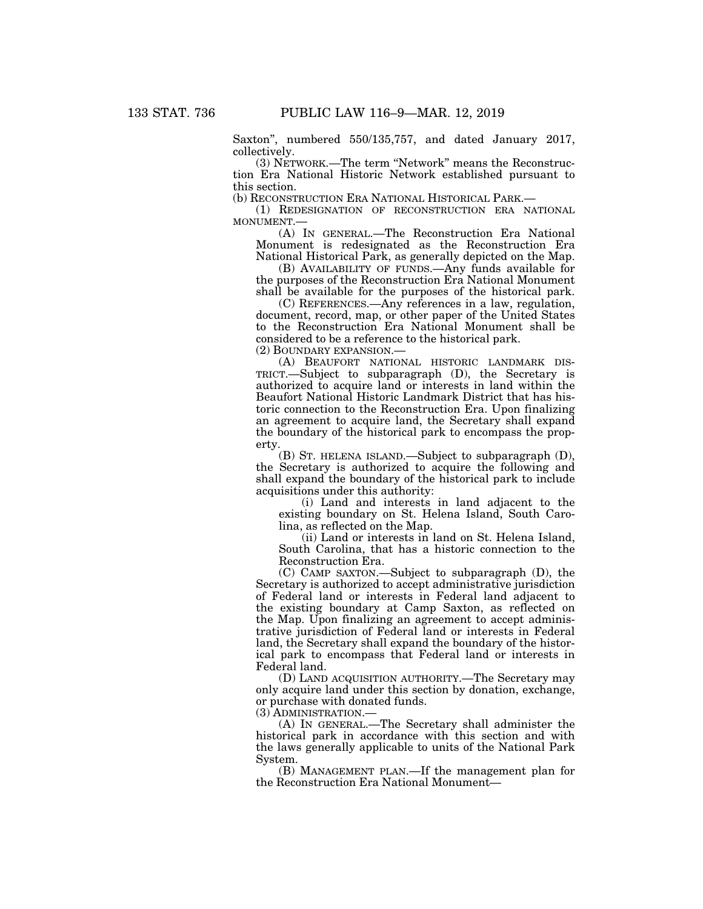Saxton", numbered 550/135,757, and dated January 2017, collectively.

(3) NETWORK.—The term "Network" means the Reconstruction Era National Historic Network established pursuant to this section.

(b) RECONSTRUCTION ERA NATIONAL HISTORICAL PARK.—

(1) REDESIGNATION OF RECONSTRUCTION ERA NATIONAL MONUMENT.—

(A) IN GENERAL.—The Reconstruction Era National Monument is redesignated as the Reconstruction Era National Historical Park, as generally depicted on the Map.

(B) AVAILABILITY OF FUNDS.—Any funds available for the purposes of the Reconstruction Era National Monument shall be available for the purposes of the historical park.

(C) REFERENCES.—Any references in a law, regulation, document, record, map, or other paper of the United States to the Reconstruction Era National Monument shall be considered to be a reference to the historical park.

(2) BOUNDARY EXPANSION.—

(A) BEAUFORT NATIONAL HISTORIC LANDMARK DISTRICT.—Subject to subparagraph (D), the Secretary is authorized to acquire land or interests in land within the Beaufort National Historic Landmark District that has historic connection to the Reconstruction Era. Upon finalizing an agreement to acquire land, the Secretary shall expand the boundary of the historical park to encompass the property.

(B) ST. HELENA ISLAND.—Subject to subparagraph (D), the Secretary is authorized to acquire the following and shall expand the boundary of the historical park to include acquisitions under this authority:

(i) Land and interests in land adjacent to the existing boundary on St. Helena Island, South Carolina, as reflected on the Map.

(ii) Land or interests in land on St. Helena Island, South Carolina, that has a historic connection to the Reconstruction Era.

(C) CAMP SAXTON.—Subject to subparagraph (D), the Secretary is authorized to accept administrative jurisdiction of Federal land or interests in Federal land adjacent to the existing boundary at Camp Saxton, as reflected on the Map. Upon finalizing an agreement to accept administrative jurisdiction of Federal land or interests in Federal land, the Secretary shall expand the boundary of the historical park to encompass that Federal land or interests in Federal land.

(D) LAND ACQUISITION AUTHORITY.—The Secretary may only acquire land under this section by donation, exchange, or purchase with donated funds.

(3) ADMINISTRATION.—

(A) IN GENERAL.—The Secretary shall administer the historical park in accordance with this section and with the laws generally applicable to units of the National Park System.

(B) MANAGEMENT PLAN.—If the management plan for the Reconstruction Era National Monument—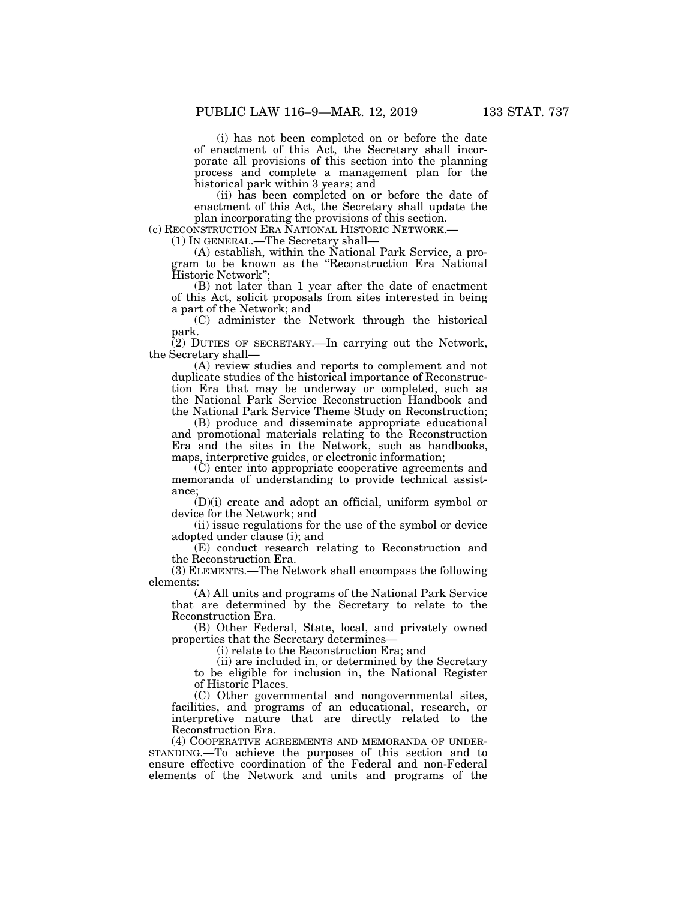(i) has not been completed on or before the date of enactment of this Act, the Secretary shall incorporate all provisions of this section into the planning process and complete a management plan for the historical park within 3 years; and

(ii) has been completed on or before the date of enactment of this Act, the Secretary shall update the plan incorporating the provisions of this section.

(c) RECONSTRUCTION ERA NATIONAL HISTORIC NETWORK.—

(1) IN GENERAL.—The Secretary shall—

(A) establish, within the National Park Service, a program to be known as the "Reconstruction Era National Historic Network";

(B) not later than 1 year after the date of enactment of this Act, solicit proposals from sites interested in being a part of the Network; and

(C) administer the Network through the historical park.

(2) DUTIES OF SECRETARY.—In carrying out the Network, the Secretary shall—

(A) review studies and reports to complement and not duplicate studies of the historical importance of Reconstruction Era that may be underway or completed, such as the National Park Service Reconstruction Handbook and the National Park Service Theme Study on Reconstruction;

(B) produce and disseminate appropriate educational and promotional materials relating to the Reconstruction Era and the sites in the Network, such as handbooks, maps, interpretive guides, or electronic information;

(C) enter into appropriate cooperative agreements and memoranda of understanding to provide technical assistance;

(D)(i) create and adopt an official, uniform symbol or device for the Network; and

(ii) issue regulations for the use of the symbol or device adopted under clause (i); and

(E) conduct research relating to Reconstruction and the Reconstruction Era.

(3) ELEMENTS.—The Network shall encompass the following elements:

(A) All units and programs of the National Park Service that are determined by the Secretary to relate to the Reconstruction Era.

(B) Other Federal, State, local, and privately owned properties that the Secretary determines—

(i) relate to the Reconstruction Era; and

(ii) are included in, or determined by the Secretary to be eligible for inclusion in, the National Register of Historic Places.

(C) Other governmental and nongovernmental sites, facilities, and programs of an educational, research, or interpretive nature that are directly related to the Reconstruction Era.

(4) COOPERATIVE AGREEMENTS AND MEMORANDA OF UNDERSTANDING.—To achieve the purposes of this section and to ensure effective coordination of the Federal and non-Federal elements of the Network and units and programs of the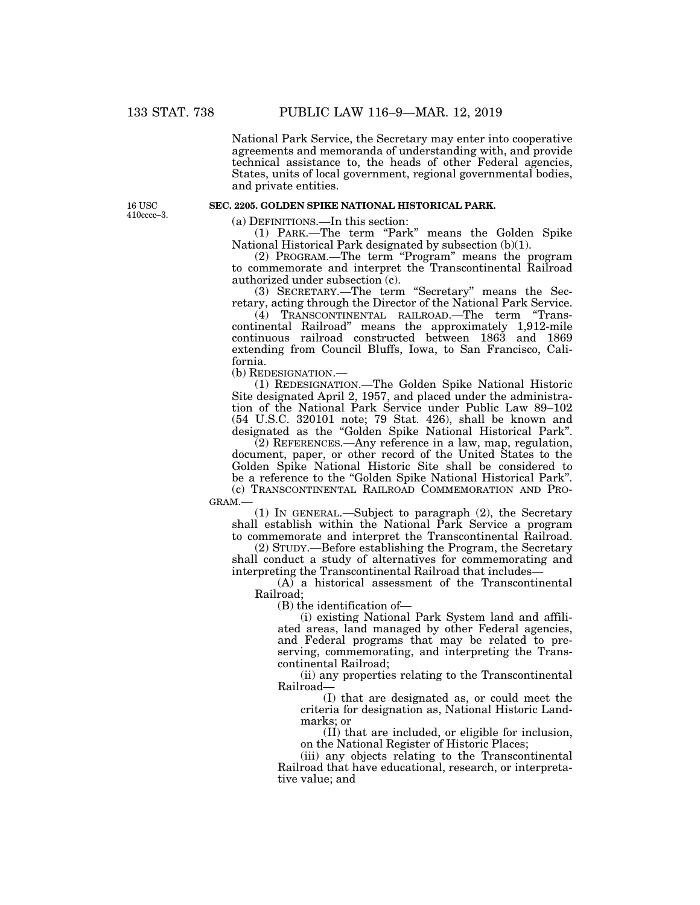National Park Service, the Secretary may enter into cooperative agreements and memoranda of understanding with, and provide technical assistance to, the heads of other Federal agencies, States, units of local government, regional governmental bodies, and private entities.

16 USC 410cccc–3.

**SEC. 2205. GOLDEN SPIKE NATIONAL HISTORICAL PARK.**

(a) DEFINITIONS.—In this section:

(1) PARK.—The term "Park" means the Golden Spike National Historical Park designated by subsection (b)(1).

(2) PROGRAM.—The term "Program" means the program to commemorate and interpret the Transcontinental Railroad authorized under subsection (c).

(3) SECRETARY.—The term "Secretary" means the Secretary, acting through the Director of the National Park Service.

(4) TRANSCONTINENTAL RAILROAD.—The term "Transcontinental Railroad" means the approximately 1,912-mile continuous railroad constructed between 1863 and 1869 extending from Council Bluffs, Iowa, to San Francisco, California.

(b) REDESIGNATION.—

(1) REDESIGNATION.—The Golden Spike National Historic Site designated April 2, 1957, and placed under the administration of the National Park Service under Public Law 89–102 (54 U.S.C. 320101 note; 79 Stat. 426), shall be known and designated as the "Golden Spike National Historical Park".

(2) REFERENCES.—Any reference in a law, map, regulation, document, paper, or other record of the United States to the Golden Spike National Historic Site shall be considered to be a reference to the "Golden Spike National Historical Park".

(c) TRANSCONTINENTAL RAILROAD COMMEMORATION AND PROGRAM.—

(1) IN GENERAL.—Subject to paragraph (2), the Secretary shall establish within the National Park Service a program to commemorate and interpret the Transcontinental Railroad.

(2) STUDY.—Before establishing the Program, the Secretary shall conduct a study of alternatives for commemorating and interpreting the Transcontinental Railroad that includes—

(A) a historical assessment of the Transcontinental Railroad;

(B) the identification of—

(i) existing National Park System land and affiliated areas, land managed by other Federal agencies, and Federal programs that may be related to preserving, commemorating, and interpreting the Transcontinental Railroad;

(ii) any properties relating to the Transcontinental Railroad—

(I) that are designated as, or could meet the criteria for designation as, National Historic Landmarks; or

(II) that are included, or eligible for inclusion, on the National Register of Historic Places;

(iii) any objects relating to the Transcontinental Railroad that have educational, research, or interpretative value; and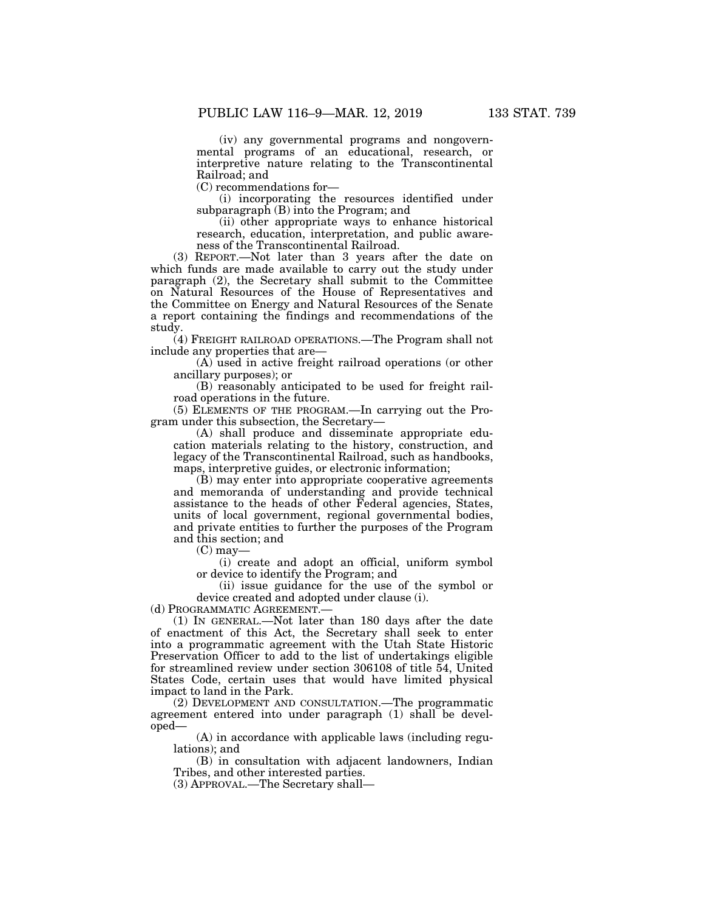(iv) any governmental programs and nongovernmental programs of an educational, research, or interpretive nature relating to the Transcontinental Railroad; and

(C) recommendations for—

(i) incorporating the resources identified under subparagraph (B) into the Program; and

(ii) other appropriate ways to enhance historical research, education, interpretation, and public awareness of the Transcontinental Railroad.

(3) REPORT.—Not later than 3 years after the date on which funds are made available to carry out the study under paragraph (2), the Secretary shall submit to the Committee on Natural Resources of the House of Representatives and the Committee on Energy and Natural Resources of the Senate a report containing the findings and recommendations of the study.

(4) FREIGHT RAILROAD OPERATIONS.—The Program shall not include any properties that are—

(A) used in active freight railroad operations (or other ancillary purposes); or

(B) reasonably anticipated to be used for freight railroad operations in the future.

(5) ELEMENTS OF THE PROGRAM.—In carrying out the Program under this subsection, the Secretary—

(A) shall produce and disseminate appropriate education materials relating to the history, construction, and legacy of the Transcontinental Railroad, such as handbooks, maps, interpretive guides, or electronic information;

(B) may enter into appropriate cooperative agreements and memoranda of understanding and provide technical assistance to the heads of other Federal agencies, States, units of local government, regional governmental bodies, and private entities to further the purposes of the Program and this section; and

(C) may—

(i) create and adopt an official, uniform symbol or device to identify the Program; and

(ii) issue guidance for the use of the symbol or device created and adopted under clause (i).

(d) PROGRAMMATIC AGREEMENT.—

(1) IN GENERAL.—Not later than 180 days after the date of enactment of this Act, the Secretary shall seek to enter into a programmatic agreement with the Utah State Historic Preservation Officer to add to the list of undertakings eligible for streamlined review under section 306108 of title 54, United States Code, certain uses that would have limited physical impact to land in the Park.

(2) DEVELOPMENT AND CONSULTATION.—The programmatic agreement entered into under paragraph (1) shall be developed—

(A) in accordance with applicable laws (including regulations); and

(B) in consultation with adjacent landowners, Indian Tribes, and other interested parties.

(3) APPROVAL.—The Secretary shall—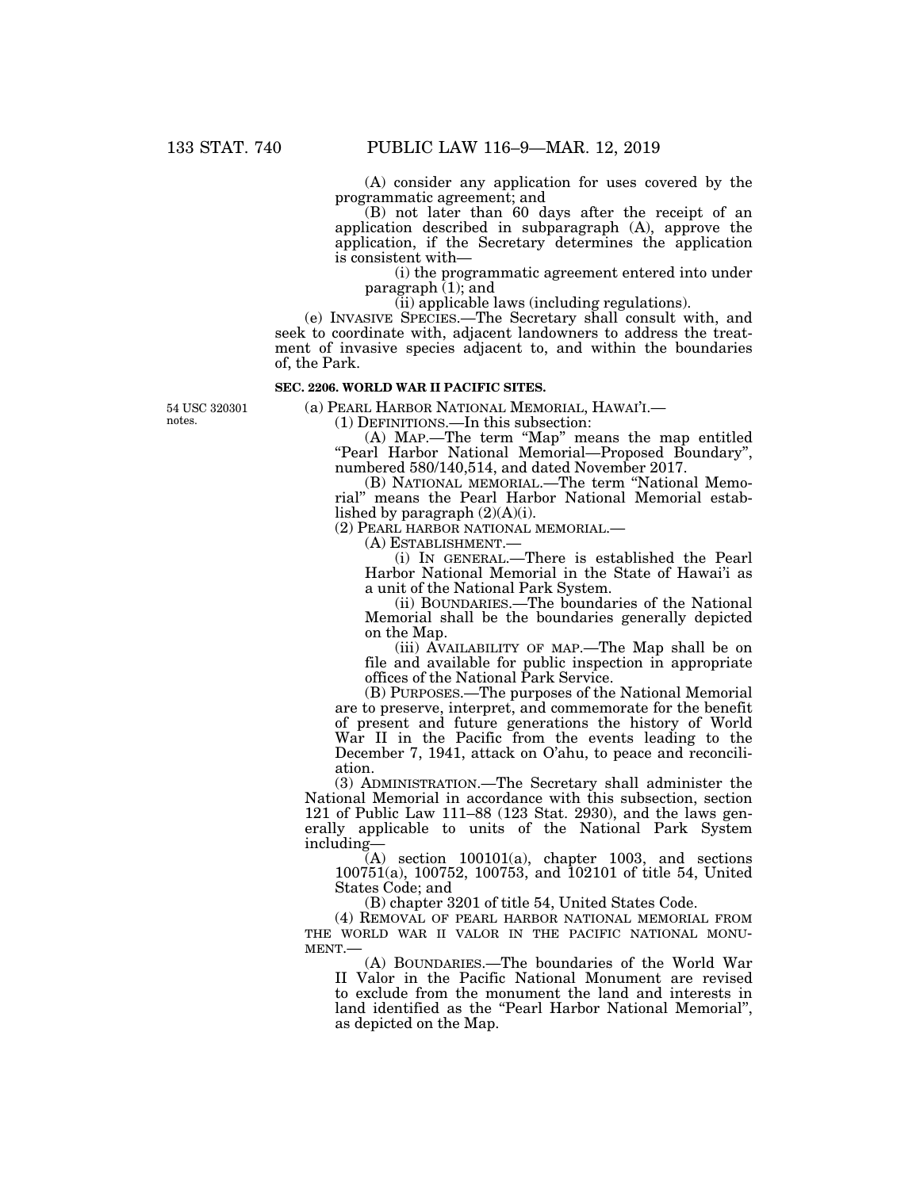(A) consider any application for uses covered by the programmatic agreement; and

(B) not later than 60 days after the receipt of an application described in subparagraph (A), approve the application, if the Secretary determines the application is consistent with—

(i) the programmatic agreement entered into under paragraph (1); and

(ii) applicable laws (including regulations).

(e) INVASIVE SPECIES.—The Secretary shall consult with, and seek to coordinate with, adjacent landowners to address the treatment of invasive species adjacent to, and within the boundaries of, the Park.

**SEC. 2206. WORLD WAR II PACIFIC SITES.**

54 USC 320301 notes.

(a) PEARL HARBOR NATIONAL MEMORIAL, HAWAI'I.—

(1) DEFINITIONS.—In this subsection:

(A) MAP.—The term "Map" means the map entitled "Pearl Harbor National Memorial—Proposed Boundary", numbered 580/140,514, and dated November 2017.

(B) NATIONAL MEMORIAL.—The term "National Memorial" means the Pearl Harbor National Memorial established by paragraph (2)(A)(i).

(2) PEARL HARBOR NATIONAL MEMORIAL.—

(A) ESTABLISHMENT.—

(i) IN GENERAL.—There is established the Pearl Harbor National Memorial in the State of Hawai'i as a unit of the National Park System.

(ii) BOUNDARIES.—The boundaries of the National Memorial shall be the boundaries generally depicted on the Map.

(iii) AVAILABILITY OF MAP.—The Map shall be on file and available for public inspection in appropriate offices of the National Park Service.

(B) PURPOSES.—The purposes of the National Memorial are to preserve, interpret, and commemorate for the benefit of present and future generations the history of World War II in the Pacific from the events leading to the December 7, 1941, attack on O'ahu, to peace and reconciliation.

(3) ADMINISTRATION.—The Secretary shall administer the National Memorial in accordance with this subsection, section 121 of Public Law 111–88 (123 Stat. 2930), and the laws generally applicable to units of the National Park System including—

(A) section 100101(a), chapter 1003, and sections 100751(a), 100752, 100753, and 102101 of title 54, United States Code; and

(B) chapter 3201 of title 54, United States Code.

(4) REMOVAL OF PEARL HARBOR NATIONAL MEMORIAL FROM THE WORLD WAR II VALOR IN THE PACIFIC NATIONAL MONUMENT.—

(A) BOUNDARIES.—The boundaries of the World War II Valor in the Pacific National Monument are revised to exclude from the monument the land and interests in land identified as the "Pearl Harbor National Memorial", as depicted on the Map.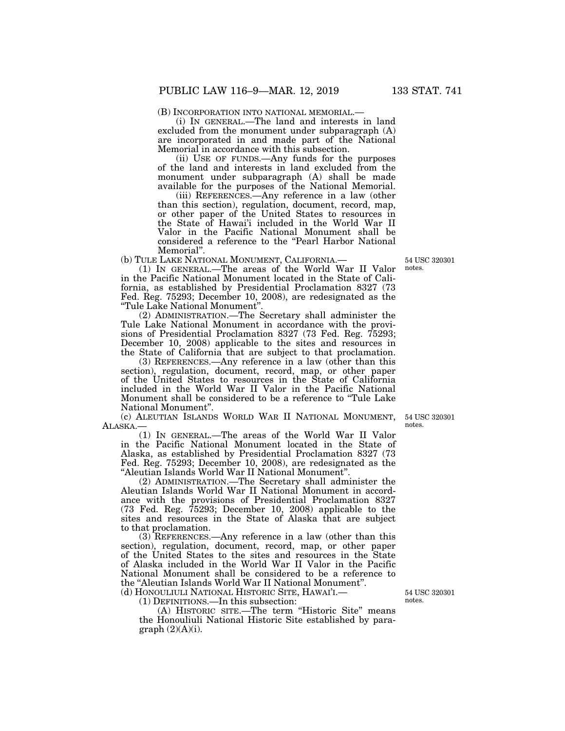(B) INCORPORATION INTO NATIONAL MEMORIAL.—

(i) IN GENERAL.—The land and interests in land excluded from the monument under subparagraph (A) are incorporated in and made part of the National Memorial in accordance with this subsection.

(ii) USE OF FUNDS.—Any funds for the purposes of the land and interests in land excluded from the monument under subparagraph (A) shall be made available for the purposes of the National Memorial.

(iii) REFERENCES.—Any reference in a law (other than this section), regulation, document, record, map, or other paper of the United States to resources in the State of Hawai'i included in the World War II Valor in the Pacific National Monument shall be considered a reference to the "Pearl Harbor National Memorial".

(b) TULE LAKE NATIONAL MONUMENT, CALIFORNIA.—

54 USC 320301 notes.

(1) IN GENERAL.—The areas of the World War II Valor in the Pacific National Monument located in the State of California, as established by Presidential Proclamation 8327 (73 Fed. Reg. 75293; December 10, 2008), are redesignated as the "Tule Lake National Monument".

(2) ADMINISTRATION.—The Secretary shall administer the Tule Lake National Monument in accordance with the provisions of Presidential Proclamation 8327 (73 Fed. Reg. 75293; December 10, 2008) applicable to the sites and resources in the State of California that are subject to that proclamation.

(3) REFERENCES.—Any reference in a law (other than this section), regulation, document, record, map, or other paper of the United States to resources in the State of California included in the World War II Valor in the Pacific National Monument shall be considered to be a reference to "Tule Lake National Monument".

(c) ALEUTIAN ISLANDS WORLD WAR II NATIONAL MONUMENT, ALASKA.—

54 USC 320301 notes.

(1) IN GENERAL.—The areas of the World War II Valor in the Pacific National Monument located in the State of Alaska, as established by Presidential Proclamation 8327 (73 Fed. Reg. 75293; December 10, 2008), are redesignated as the "Aleutian Islands World War II National Monument".

(2) ADMINISTRATION.—The Secretary shall administer the Aleutian Islands World War II National Monument in accordance with the provisions of Presidential Proclamation 8327 (73 Fed. Reg. 75293; December 10, 2008) applicable to the sites and resources in the State of Alaska that are subject to that proclamation.

(3) REFERENCES.—Any reference in a law (other than this section), regulation, document, record, map, or other paper of the United States to the sites and resources in the State of Alaska included in the World War II Valor in the Pacific National Monument shall be considered to be a reference to the "Aleutian Islands World War II National Monument".

(d) HONOULIULI NATIONAL HISTORIC SITE, HAWAI'I.—

54 USC 320301 notes.

(1) DEFINITIONS.—In this subsection:

(A) HISTORIC SITE.—The term "Historic Site" means the Honouliuli National Historic Site established by paragraph (2)(A)(i).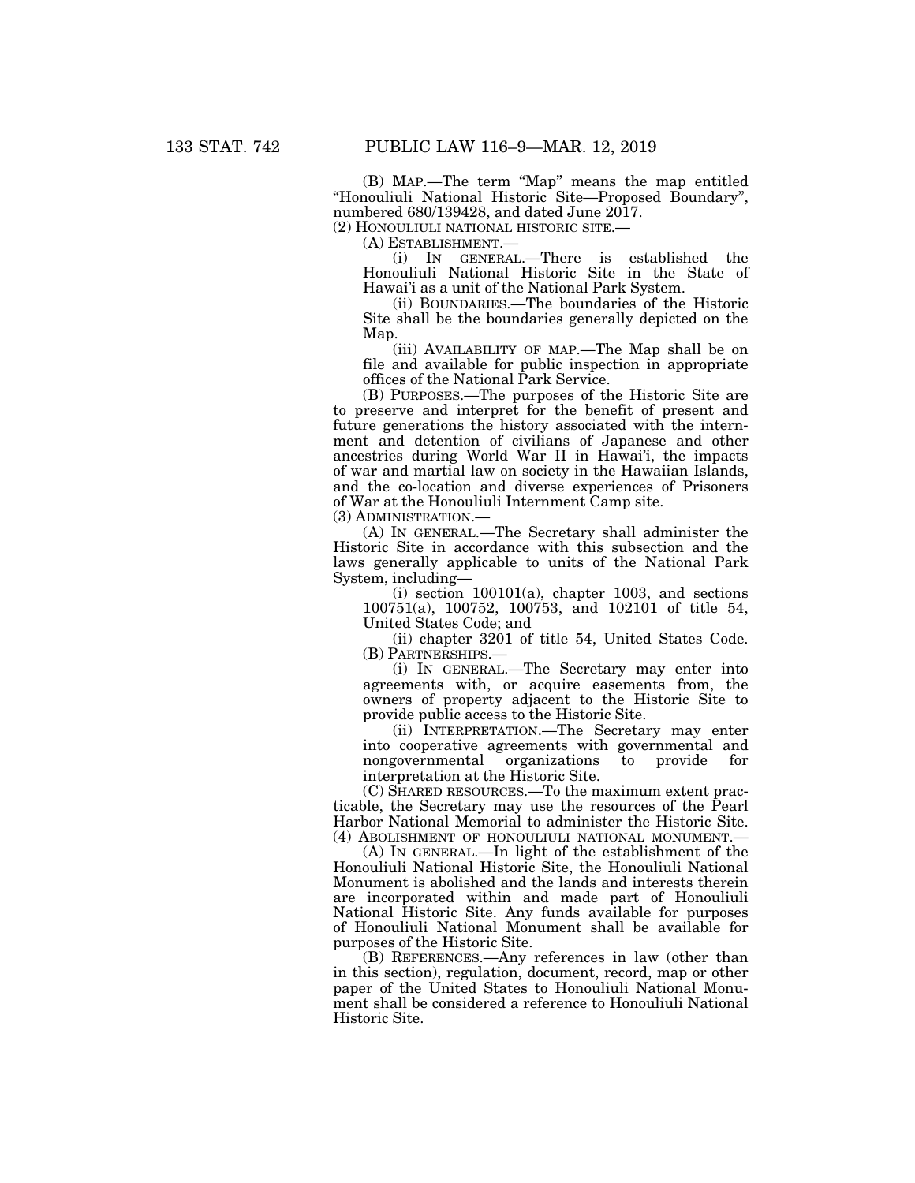(B) MAP.—The term "Map" means the map entitled "Honouliuli National Historic Site—Proposed Boundary", numbered 680/139428, and dated June 2017.

(2) HONOULIULI NATIONAL HISTORIC SITE.—

(A) ESTABLISHMENT.—

(i) IN GENERAL.—There is established the Honouliuli National Historic Site in the State of Hawai'i as a unit of the National Park System.

(ii) BOUNDARIES.—The boundaries of the Historic Site shall be the boundaries generally depicted on the Map.

(iii) AVAILABILITY OF MAP.—The Map shall be on file and available for public inspection in appropriate offices of the National Park Service.

(B) PURPOSES.—The purposes of the Historic Site are to preserve and interpret for the benefit of present and future generations the history associated with the internment and detention of civilians of Japanese and other ancestries during World War II in Hawai'i, the impacts of war and martial law on society in the Hawaiian Islands, and the co-location and diverse experiences of Prisoners of War at the Honouliuli Internment Camp site.

(3) ADMINISTRATION.—

(A) IN GENERAL.—The Secretary shall administer the Historic Site in accordance with this subsection and the laws generally applicable to units of the National Park System, including—

(i) section 100101(a), chapter 1003, and sections 100751(a), 100752, 100753, and 102101 of title 54, United States Code; and

(ii) chapter 3201 of title 54, United States Code.

(B) PARTNERSHIPS.—

(i) IN GENERAL.—The Secretary may enter into agreements with, or acquire easements from, the owners of property adjacent to the Historic Site to provide public access to the Historic Site.

(ii) INTERPRETATION.—The Secretary may enter into cooperative agreements with governmental and nongovernmental organizations to provide for interpretation at the Historic Site.

(C) SHARED RESOURCES.—To the maximum extent practicable, the Secretary may use the resources of the Pearl Harbor National Memorial to administer the Historic Site.

(4) ABOLISHMENT OF HONOULIULI NATIONAL MONUMENT.—

(A) IN GENERAL.—In light of the establishment of the Honouliuli National Historic Site, the Honouliuli National Monument is abolished and the lands and interests therein are incorporated within and made part of Honouliuli National Historic Site. Any funds available for purposes of Honouliuli National Monument shall be available for purposes of the Historic Site.

(B) REFERENCES.—Any references in law (other than in this section), regulation, document, record, map or other paper of the United States to Honouliuli National Monument shall be considered a reference to Honouliuli National Historic Site.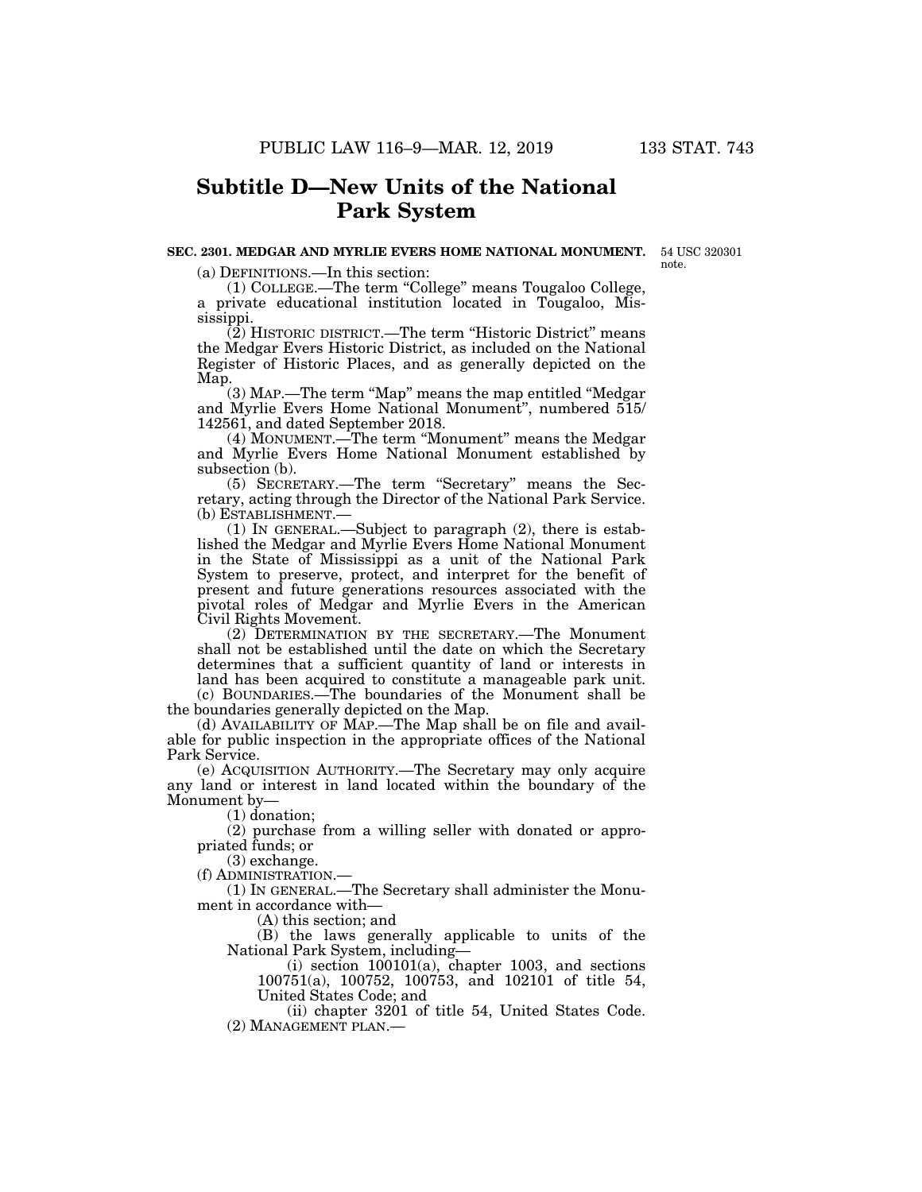## Subtitle D—New Units of the National Park System

**SEC. 2301. MEDGAR AND MYRLIE EVERS HOME NATIONAL MONUMENT.**

54 USC 320301 note.

(a) DEFINITIONS.—In this section:

(1) COLLEGE.—The term "College" means Tougaloo College, a private educational institution located in Tougaloo, Mississippi.

(2) HISTORIC DISTRICT.—The term "Historic District" means the Medgar Evers Historic District, as included on the National Register of Historic Places, and as generally depicted on the Map.

(3) MAP.—The term "Map" means the map entitled "Medgar and Myrlie Evers Home National Monument", numbered 515/142561, and dated September 2018.

(4) MONUMENT.—The term "Monument" means the Medgar and Myrlie Evers Home National Monument established by subsection (b).

(5) SECRETARY.—The term "Secretary" means the Secretary, acting through the Director of the National Park Service.

(b) ESTABLISHMENT.—

(1) IN GENERAL.—Subject to paragraph (2), there is established the Medgar and Myrlie Evers Home National Monument in the State of Mississippi as a unit of the National Park System to preserve, protect, and interpret for the benefit of present and future generations resources associated with the pivotal roles of Medgar and Myrlie Evers in the American Civil Rights Movement.

(2) DETERMINATION BY THE SECRETARY.—The Monument shall not be established until the date on which the Secretary determines that a sufficient quantity of land or interests in land has been acquired to constitute a manageable park unit.

(c) BOUNDARIES.—The boundaries of the Monument shall be the boundaries generally depicted on the Map.

(d) AVAILABILITY OF MAP.—The Map shall be on file and available for public inspection in the appropriate offices of the National Park Service.

(e) ACQUISITION AUTHORITY.—The Secretary may only acquire any land or interest in land located within the boundary of the Monument by—

(1) donation;

(2) purchase from a willing seller with donated or appropriated funds; or

(3) exchange.

(f) ADMINISTRATION.—

(1) IN GENERAL.—The Secretary shall administer the Monument in accordance with—

(A) this section; and

(B) the laws generally applicable to units of the National Park System, including—

(i) section 100101(a), chapter 1003, and sections 100751(a), 100752, 100753, and 102101 of title 54, United States Code; and

(ii) chapter 3201 of title 54, United States Code.

(2) MANAGEMENT PLAN.—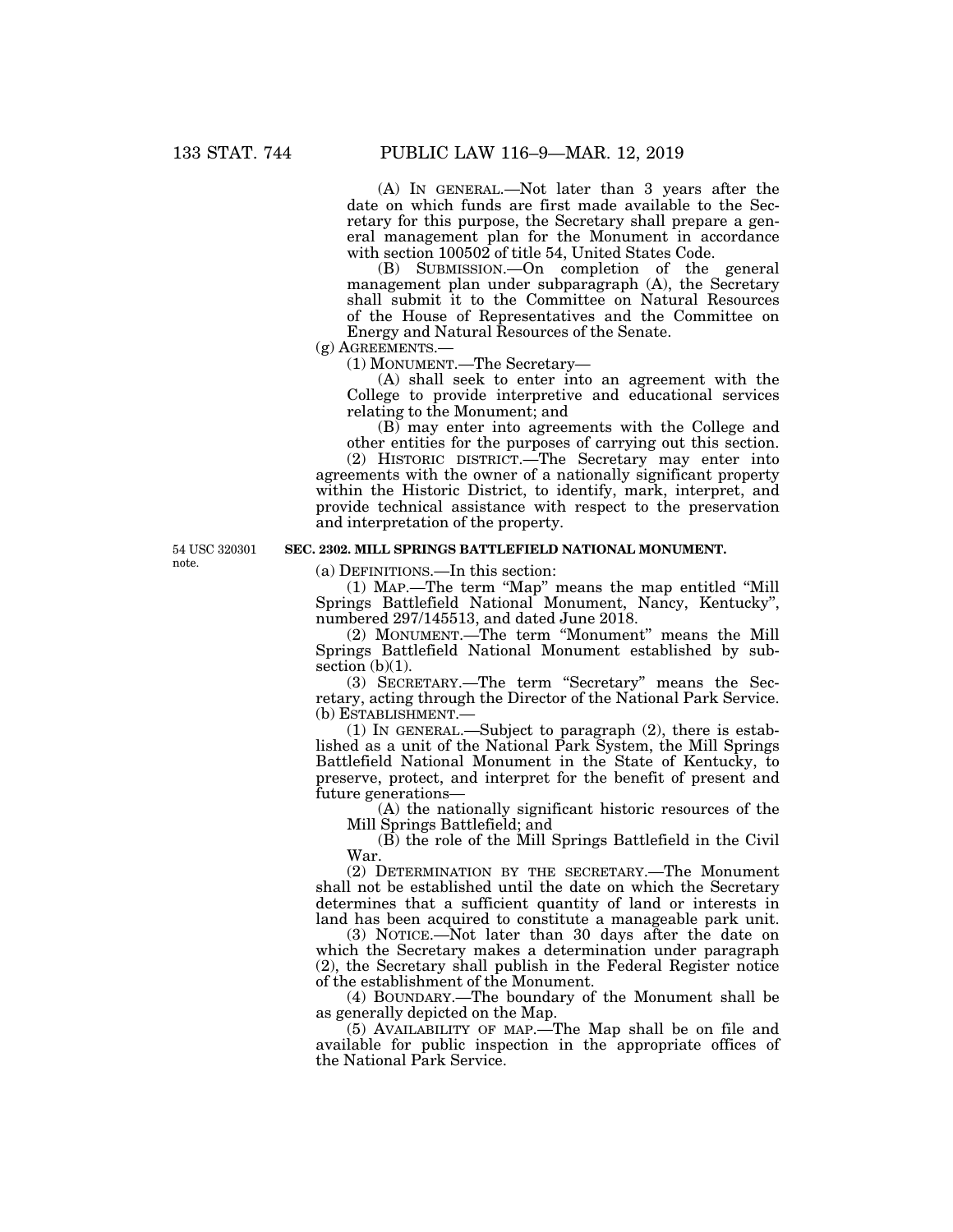(A) IN GENERAL.—Not later than 3 years after the date on which funds are first made available to the Secretary for this purpose, the Secretary shall prepare a general management plan for the Monument in accordance with section 100502 of title 54, United States Code.

(B) SUBMISSION.—On completion of the general management plan under subparagraph (A), the Secretary shall submit it to the Committee on Natural Resources of the House of Representatives and the Committee on Energy and Natural Resources of the Senate.

(g) AGREEMENTS.—

(1) MONUMENT.—The Secretary—

(A) shall seek to enter into an agreement with the College to provide interpretive and educational services relating to the Monument; and

(B) may enter into agreements with the College and other entities for the purposes of carrying out this section.

(2) HISTORIC DISTRICT.—The Secretary may enter into agreements with the owner of a nationally significant property within the Historic District, to identify, mark, interpret, and provide technical assistance with respect to the preservation and interpretation of the property.

54 USC 320301 note.

**SEC. 2302. MILL SPRINGS BATTLEFIELD NATIONAL MONUMENT.**

(a) DEFINITIONS.—In this section:

(1) MAP.—The term "Map" means the map entitled "Mill Springs Battlefield National Monument, Nancy, Kentucky", numbered 297/145513, and dated June 2018.

(2) MONUMENT.—The term "Monument" means the Mill Springs Battlefield National Monument established by subsection (b)(1).

(3) SECRETARY.—The term "Secretary" means the Secretary, acting through the Director of the National Park Service.

(b) ESTABLISHMENT.—

(1) IN GENERAL.—Subject to paragraph (2), there is established as a unit of the National Park System, the Mill Springs Battlefield National Monument in the State of Kentucky, to preserve, protect, and interpret for the benefit of present and future generations—

(A) the nationally significant historic resources of the Mill Springs Battlefield; and

(B) the role of the Mill Springs Battlefield in the Civil War.

(2) DETERMINATION BY THE SECRETARY.—The Monument shall not be established until the date on which the Secretary determines that a sufficient quantity of land or interests in land has been acquired to constitute a manageable park unit.

(3) NOTICE.—Not later than 30 days after the date on which the Secretary makes a determination under paragraph (2), the Secretary shall publish in the Federal Register notice of the establishment of the Monument.

(4) BOUNDARY.—The boundary of the Monument shall be as generally depicted on the Map.

(5) AVAILABILITY OF MAP.—The Map shall be on file and available for public inspection in the appropriate offices of the National Park Service.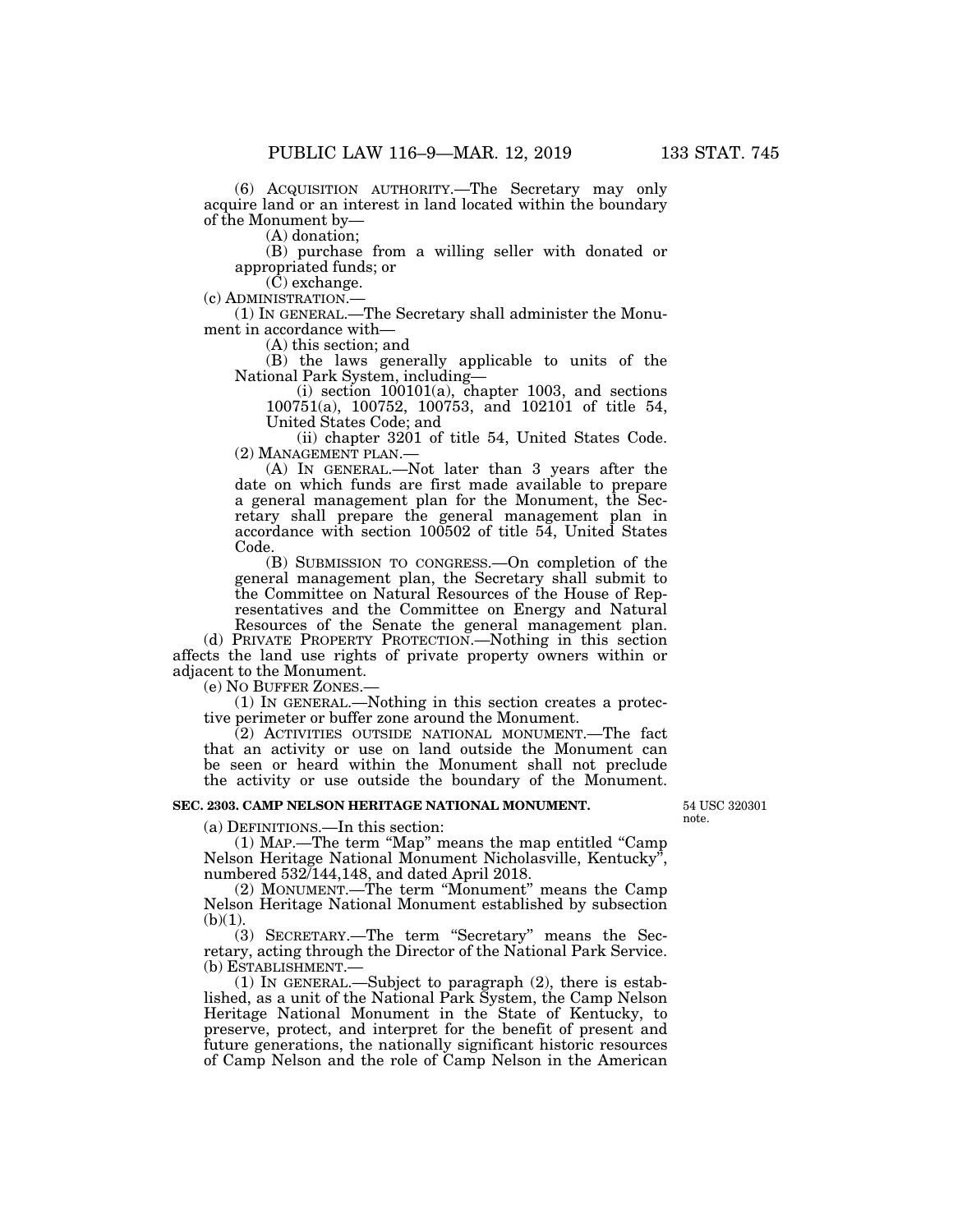(6) ACQUISITION AUTHORITY.—The Secretary may only acquire land or an interest in land located within the boundary of the Monument by—

(A) donation;

(B) purchase from a willing seller with donated or appropriated funds; or

(C) exchange.

(c) ADMINISTRATION.—

(1) IN GENERAL.—The Secretary shall administer the Monument in accordance with—

(A) this section; and

(B) the laws generally applicable to units of the National Park System, including—

(i) section 100101(a), chapter 1003, and sections 100751(a), 100752, 100753, and 102101 of title 54, United States Code; and

(ii) chapter 3201 of title 54, United States Code.

(2) MANAGEMENT PLAN.—

(A) IN GENERAL.—Not later than 3 years after the date on which funds are first made available to prepare a general management plan for the Monument, the Secretary shall prepare the general management plan in accordance with section 100502 of title 54, United States Code.

(B) SUBMISSION TO CONGRESS.—On completion of the general management plan, the Secretary shall submit to the Committee on Natural Resources of the House of Representatives and the Committee on Energy and Natural Resources of the Senate the general management plan.

(d) PRIVATE PROPERTY PROTECTION.—Nothing in this section affects the land use rights of private property owners within or adjacent to the Monument.

(e) NO BUFFER ZONES.—

(1) IN GENERAL.—Nothing in this section creates a protective perimeter or buffer zone around the Monument.

(2) ACTIVITIES OUTSIDE NATIONAL MONUMENT.—The fact that an activity or use on land outside the Monument can be seen or heard within the Monument shall not preclude the activity or use outside the boundary of the Monument.

**SEC. 2303. CAMP NELSON HERITAGE NATIONAL MONUMENT.**

54 USC 320301 note.

(a) DEFINITIONS.—In this section:

(1) MAP.—The term "Map" means the map entitled "Camp Nelson Heritage National Monument Nicholasville, Kentucky", numbered 532/144,148, and dated April 2018.

(2) MONUMENT.—The term "Monument" means the Camp Nelson Heritage National Monument established by subsection (b)(1).

(3) SECRETARY.—The term "Secretary" means the Secretary, acting through the Director of the National Park Service.

(b) ESTABLISHMENT.—

(1) IN GENERAL.—Subject to paragraph (2), there is established, as a unit of the National Park System, the Camp Nelson Heritage National Monument in the State of Kentucky, to preserve, protect, and interpret for the benefit of present and future generations, the nationally significant historic resources of Camp Nelson and the role of Camp Nelson in the American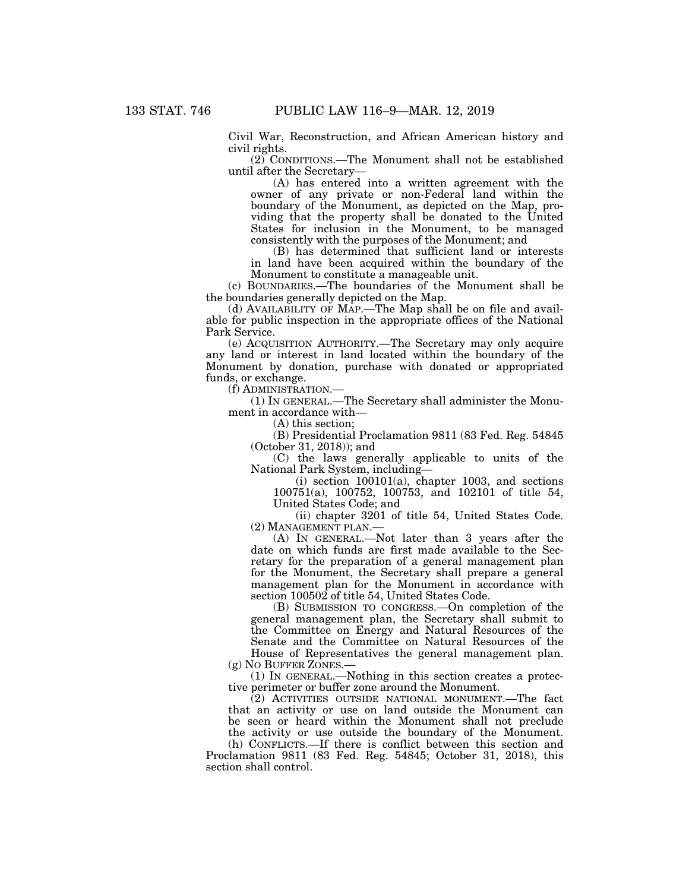Civil War, Reconstruction, and African American history and civil rights.

(2) CONDITIONS.—The Monument shall not be established until after the Secretary—

(A) has entered into a written agreement with the owner of any private or non-Federal land within the boundary of the Monument, as depicted on the Map, providing that the property shall be donated to the United States for inclusion in the Monument, to be managed consistently with the purposes of the Monument; and

(B) has determined that sufficient land or interests in land have been acquired within the boundary of the Monument to constitute a manageable unit.

(c) BOUNDARIES.—The boundaries of the Monument shall be the boundaries generally depicted on the Map.

(d) AVAILABILITY OF MAP.—The Map shall be on file and available for public inspection in the appropriate offices of the National Park Service.

(e) ACQUISITION AUTHORITY.—The Secretary may only acquire any land or interest in land located within the boundary of the Monument by donation, purchase with donated or appropriated funds, or exchange.

(f) ADMINISTRATION.—

(1) IN GENERAL.—The Secretary shall administer the Monument in accordance with—

(A) this section;

(B) Presidential Proclamation 9811 (83 Fed. Reg. 54845 (October 31, 2018)); and

(C) the laws generally applicable to units of the National Park System, including—

(i) section 100101(a), chapter 1003, and sections 100751(a), 100752, 100753, and 102101 of title 54, United States Code; and

(ii) chapter 3201 of title 54, United States Code.

(2) MANAGEMENT PLAN.—

(A) IN GENERAL.—Not later than 3 years after the date on which funds are first made available to the Secretary for the preparation of a general management plan for the Monument, the Secretary shall prepare a general management plan for the Monument in accordance with section 100502 of title 54, United States Code.

(B) SUBMISSION TO CONGRESS.—On completion of the general management plan, the Secretary shall submit to the Committee on Energy and Natural Resources of the Senate and the Committee on Natural Resources of the House of Representatives the general management plan.

(g) NO BUFFER ZONES.—

(1) IN GENERAL.—Nothing in this section creates a protective perimeter or buffer zone around the Monument.

(2) ACTIVITIES OUTSIDE NATIONAL MONUMENT.—The fact that an activity or use on land outside the Monument can be seen or heard within the Monument shall not preclude the activity or use outside the boundary of the Monument.

(h) CONFLICTS.—If there is conflict between this section and Proclamation 9811 (83 Fed. Reg. 54845; October 31, 2018), this section shall control.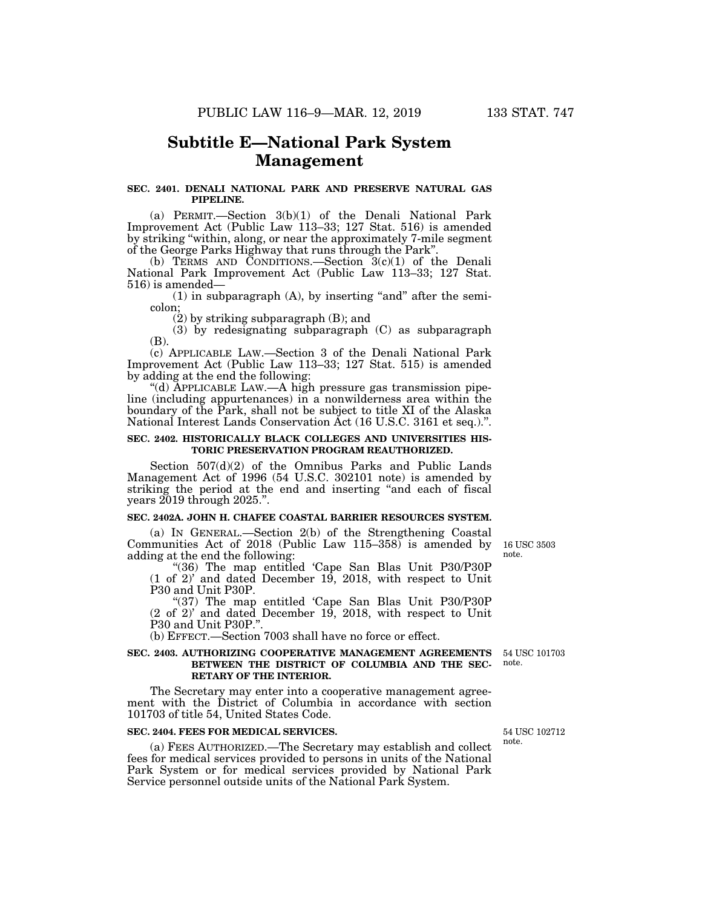# Subtitle E—National Park System Management

**SEC. 2401. DENALI NATIONAL PARK AND PRESERVE NATURAL GAS PIPELINE.**

(a) PERMIT.—Section 3(b)(1) of the Denali National Park Improvement Act (Public Law 113–33; 127 Stat. 516) is amended by striking "within, along, or near the approximately 7-mile segment of the George Parks Highway that runs through the Park".

(b) TERMS AND CONDITIONS.—Section 3(c)(1) of the Denali National Park Improvement Act (Public Law 113–33; 127 Stat. 516) is amended—

(1) in subparagraph (A), by inserting "and" after the semicolon;

(2) by striking subparagraph (B); and

(3) by redesignating subparagraph (C) as subparagraph (B).

(c) APPLICABLE LAW.—Section 3 of the Denali National Park Improvement Act (Public Law 113–33; 127 Stat. 515) is amended by adding at the end the following:

"(d) APPLICABLE LAW.—A high pressure gas transmission pipeline (including appurtenances) in a nonwilderness area within the boundary of the Park, shall not be subject to title XI of the Alaska National Interest Lands Conservation Act (16 U.S.C. 3161 et seq.).".

**SEC. 2402. HISTORICALLY BLACK COLLEGES AND UNIVERSITIES HISTORIC PRESERVATION PROGRAM REAUTHORIZED.**

Section 507(d)(2) of the Omnibus Parks and Public Lands Management Act of 1996 (54 U.S.C. 302101 note) is amended by striking the period at the end and inserting "and each of fiscal years 2019 through 2025.".

**SEC. 2402A. JOHN H. CHAFEE COASTAL BARRIER RESOURCES SYSTEM.**

16 USC 3503 note.

(a) IN GENERAL.—Section 2(b) of the Strengthening Coastal Communities Act of 2018 (Public Law 115–358) is amended by adding at the end the following:

"(36) The map entitled 'Cape San Blas Unit P30/P30P (1 of 2)' and dated December 19, 2018, with respect to Unit P30 and Unit P30P.

"(37) The map entitled 'Cape San Blas Unit P30/P30P (2 of 2)' and dated December 19, 2018, with respect to Unit P30 and Unit P30P.".

(b) EFFECT.—Section 7003 shall have no force or effect.

**SEC. 2403. AUTHORIZING COOPERATIVE MANAGEMENT AGREEMENTS BETWEEN THE DISTRICT OF COLUMBIA AND THE SECRETARY OF THE INTERIOR.**

54 USC 101703 note.

The Secretary may enter into a cooperative management agreement with the District of Columbia in accordance with section 101703 of title 54, United States Code.

**SEC. 2404. FEES FOR MEDICAL SERVICES.**

54 USC 102712 note.

(a) FEES AUTHORIZED.—The Secretary may establish and collect fees for medical services provided to persons in units of the National Park System or for medical services provided by National Park Service personnel outside units of the National Park System.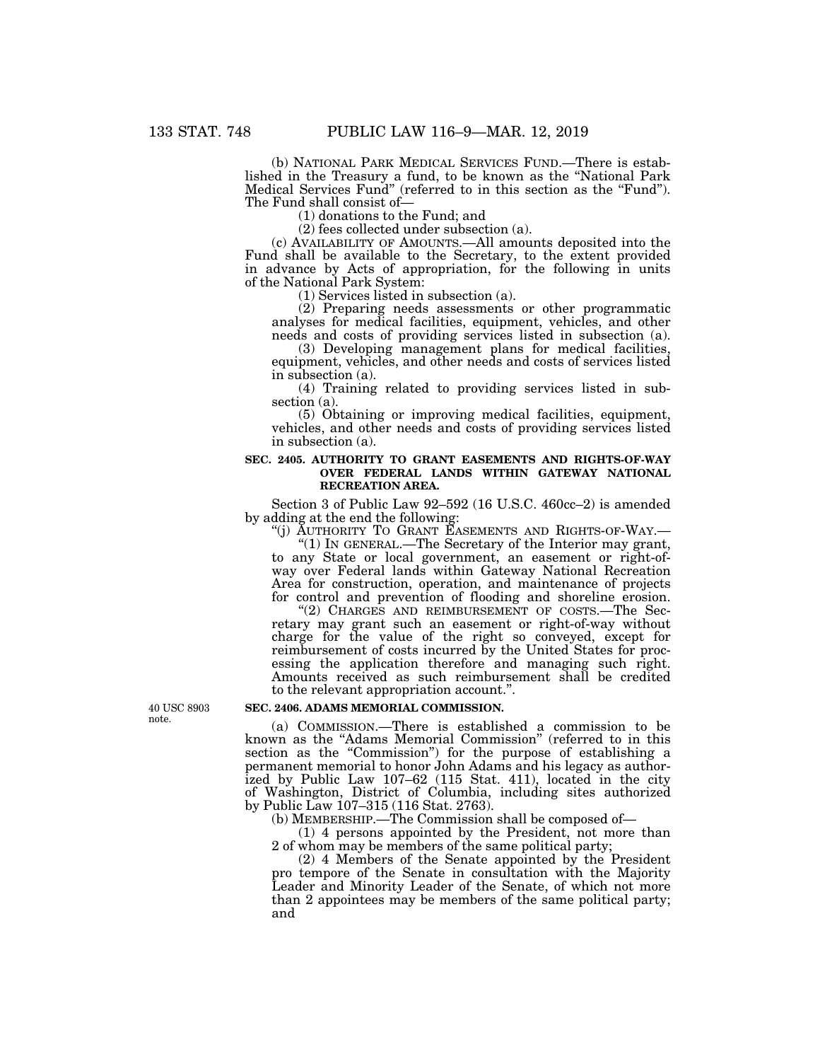(b) NATIONAL PARK MEDICAL SERVICES FUND.—There is established in the Treasury a fund, to be known as the "National Park Medical Services Fund" (referred to in this section as the "Fund"). The Fund shall consist of—

(1) donations to the Fund; and

(2) fees collected under subsection (a).

(c) AVAILABILITY OF AMOUNTS.—All amounts deposited into the Fund shall be available to the Secretary, to the extent provided in advance by Acts of appropriation, for the following in units of the National Park System:

(1) Services listed in subsection (a).

(2) Preparing needs assessments or other programmatic analyses for medical facilities, equipment, vehicles, and other needs and costs of providing services listed in subsection (a).

(3) Developing management plans for medical facilities, equipment, vehicles, and other needs and costs of services listed in subsection (a).

(4) Training related to providing services listed in subsection (a).

(5) Obtaining or improving medical facilities, equipment, vehicles, and other needs and costs of providing services listed in subsection (a).

### SEC. 2405. AUTHORITY TO GRANT EASEMENTS AND RIGHTS-OF-WAY OVER FEDERAL LANDS WITHIN GATEWAY NATIONAL RECREATION AREA.

Section 3 of Public Law 92–592 (16 U.S.C. 460cc–2) is amended by adding at the end the following:

"(j) AUTHORITY TO GRANT EASEMENTS AND RIGHTS-OF-WAY.—

"(1) IN GENERAL.—The Secretary of the Interior may grant, to any State or local government, an easement or right-of-way over Federal lands within Gateway National Recreation Area for construction, operation, and maintenance of projects for control and prevention of flooding and shoreline erosion.

"(2) CHARGES AND REIMBURSEMENT OF COSTS.—The Secretary may grant such an easement or right-of-way without charge for the value of the right so conveyed, except for reimbursement of costs incurred by the United States for processing the application therefore and managing such right. Amounts received as such reimbursement shall be credited to the relevant appropriation account.".

40 USC 8903 note.

### SEC. 2406. ADAMS MEMORIAL COMMISSION.

(a) COMMISSION.—There is established a commission to be known as the "Adams Memorial Commission" (referred to in this section as the "Commission") for the purpose of establishing a permanent memorial to honor John Adams and his legacy as authorized by Public Law 107–62 (115 Stat. 411), located in the city of Washington, District of Columbia, including sites authorized by Public Law 107–315 (116 Stat. 2763).

(b) MEMBERSHIP.—The Commission shall be composed of—

(1) 4 persons appointed by the President, not more than 2 of whom may be members of the same political party;

(2) 4 Members of the Senate appointed by the President pro tempore of the Senate in consultation with the Majority Leader and Minority Leader of the Senate, of which not more than 2 appointees may be members of the same political party; and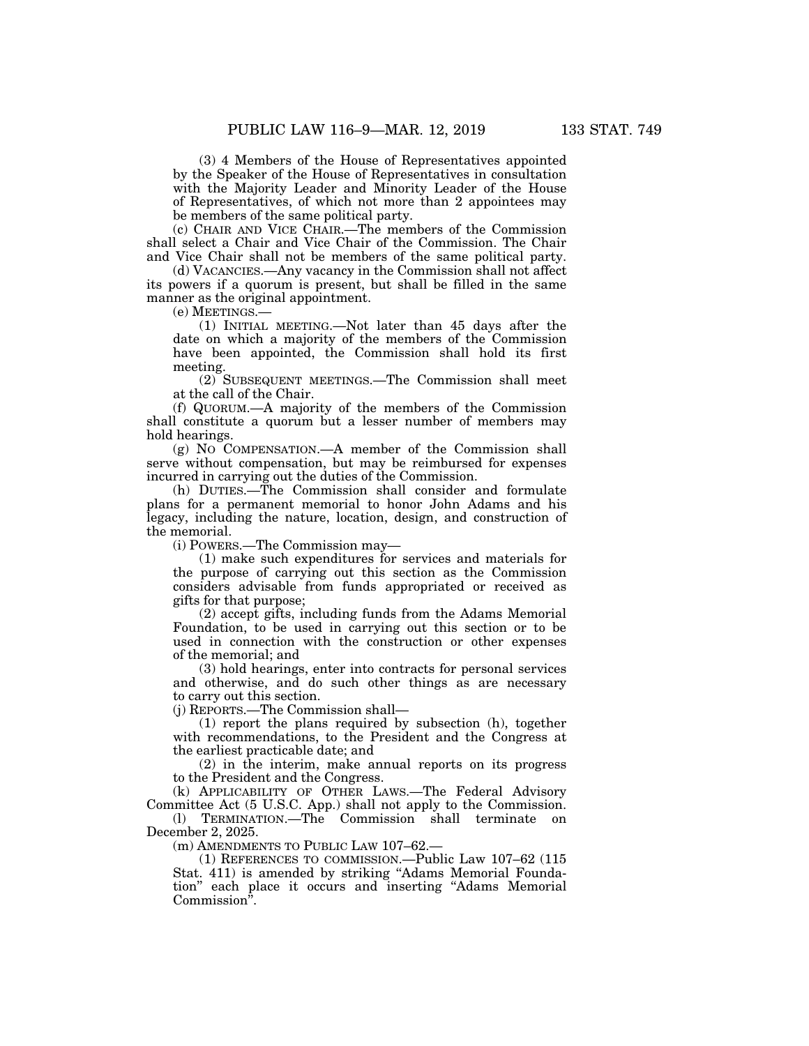(3) 4 Members of the House of Representatives appointed by the Speaker of the House of Representatives in consultation with the Majority Leader and Minority Leader of the House of Representatives, of which not more than 2 appointees may be members of the same political party.

(c) CHAIR AND VICE CHAIR.—The members of the Commission shall select a Chair and Vice Chair of the Commission. The Chair and Vice Chair shall not be members of the same political party.

(d) VACANCIES.—Any vacancy in the Commission shall not affect its powers if a quorum is present, but shall be filled in the same manner as the original appointment.

(e) MEETINGS.—

(1) INITIAL MEETING.—Not later than 45 days after the date on which a majority of the members of the Commission have been appointed, the Commission shall hold its first meeting.

(2) SUBSEQUENT MEETINGS.—The Commission shall meet at the call of the Chair.

(f) QUORUM.—A majority of the members of the Commission shall constitute a quorum but a lesser number of members may hold hearings.

(g) NO COMPENSATION.—A member of the Commission shall serve without compensation, but may be reimbursed for expenses incurred in carrying out the duties of the Commission.

(h) DUTIES.—The Commission shall consider and formulate plans for a permanent memorial to honor John Adams and his legacy, including the nature, location, design, and construction of the memorial.

(i) POWERS.—The Commission may—

(1) make such expenditures for services and materials for the purpose of carrying out this section as the Commission considers advisable from funds appropriated or received as gifts for that purpose;

(2) accept gifts, including funds from the Adams Memorial Foundation, to be used in carrying out this section or to be used in connection with the construction or other expenses of the memorial; and

(3) hold hearings, enter into contracts for personal services and otherwise, and do such other things as are necessary to carry out this section.

(j) REPORTS.—The Commission shall—

(1) report the plans required by subsection (h), together with recommendations, to the President and the Congress at the earliest practicable date; and

(2) in the interim, make annual reports on its progress to the President and the Congress.

(k) APPLICABILITY OF OTHER LAWS.—The Federal Advisory Committee Act (5 U.S.C. App.) shall not apply to the Commission.

(l) TERMINATION.—The Commission shall terminate on December 2, 2025.

(m) AMENDMENTS TO PUBLIC LAW 107–62.—

(1) REFERENCES TO COMMISSION.—Public Law 107–62 (115 Stat. 411) is amended by striking "Adams Memorial Foundation" each place it occurs and inserting "Adams Memorial Commission".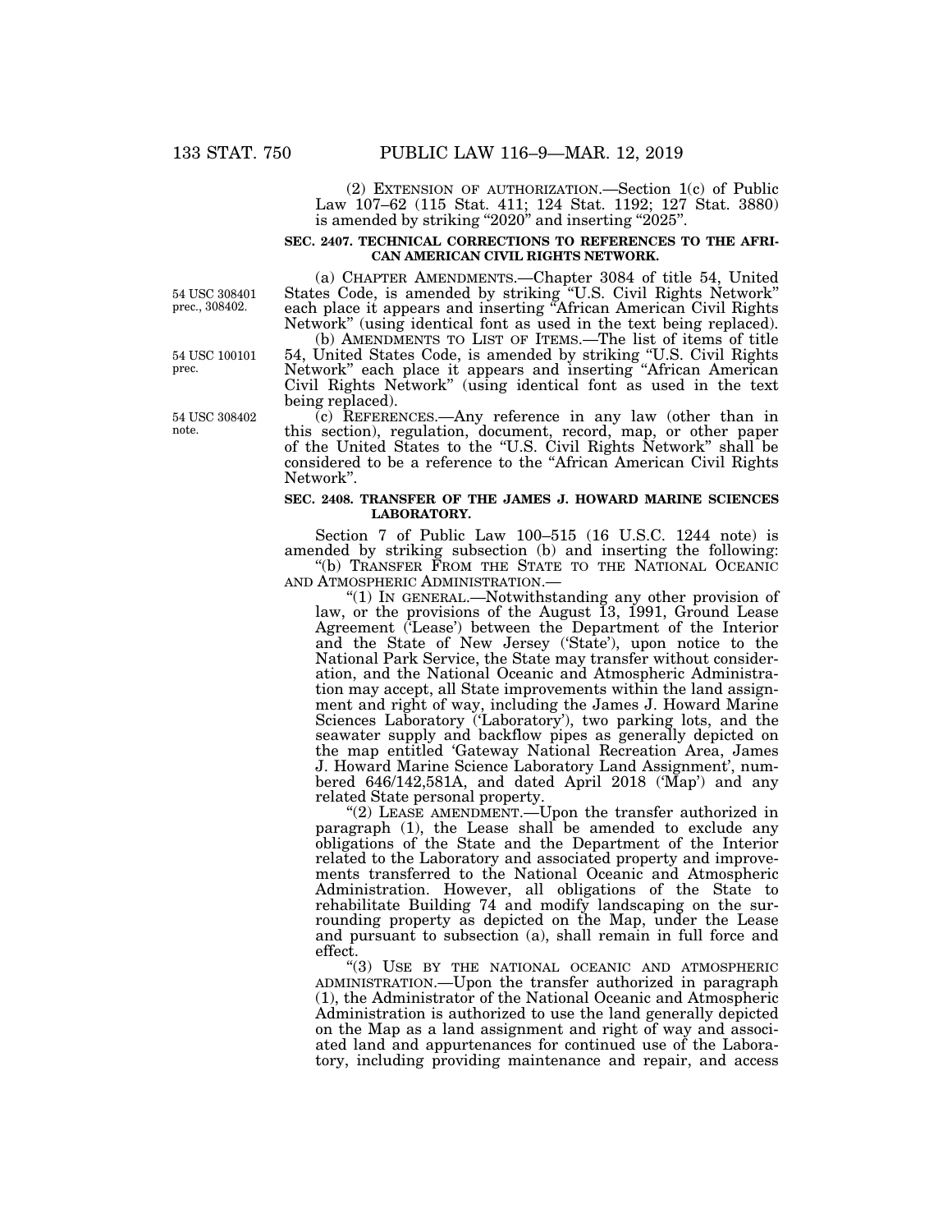(2) EXTENSION OF AUTHORIZATION.—Section 1(c) of Public Law 107–62 (115 Stat. 411; 124 Stat. 1192; 127 Stat. 3880) is amended by striking "2020" and inserting "2025".

### SEC. 2407. TECHNICAL CORRECTIONS TO REFERENCES TO THE AFRICAN AMERICAN CIVIL RIGHTS NETWORK.

54 USC 308401 prec., 308402.

(a) CHAPTER AMENDMENTS.—Chapter 3084 of title 54, United States Code, is amended by striking "U.S. Civil Rights Network" each place it appears and inserting "African American Civil Rights Network" (using identical font as used in the text being replaced).

54 USC 100101 prec.

(b) AMENDMENTS TO LIST OF ITEMS.—The list of items of title 54, United States Code, is amended by striking "U.S. Civil Rights Network" each place it appears and inserting "African American Civil Rights Network" (using identical font as used in the text being replaced).

54 USC 308402 note.

(c) REFERENCES.—Any reference in any law (other than in this section), regulation, document, record, map, or other paper of the United States to the "U.S. Civil Rights Network" shall be considered to be a reference to the "African American Civil Rights Network".

### SEC. 2408. TRANSFER OF THE JAMES J. HOWARD MARINE SCIENCES LABORATORY.

Section 7 of Public Law 100–515 (16 U.S.C. 1244 note) is amended by striking subsection (b) and inserting the following:

"(b) TRANSFER FROM THE STATE TO THE NATIONAL OCEANIC AND ATMOSPHERIC ADMINISTRATION.—

"(1) IN GENERAL.—Notwithstanding any other provision of law, or the provisions of the August 13, 1991, Ground Lease Agreement ('Lease') between the Department of the Interior and the State of New Jersey ('State'), upon notice to the National Park Service, the State may transfer without consideration, and the National Oceanic and Atmospheric Administration may accept, all State improvements within the land assignment and right of way, including the James J. Howard Marine Sciences Laboratory ('Laboratory'), two parking lots, and the seawater supply and backflow pipes as generally depicted on the map entitled 'Gateway National Recreation Area, James J. Howard Marine Science Laboratory Land Assignment', numbered 646/142,581A, and dated April 2018 ('Map') and any related State personal property.

"(2) LEASE AMENDMENT.—Upon the transfer authorized in paragraph (1), the Lease shall be amended to exclude any obligations of the State and the Department of the Interior related to the Laboratory and associated property and improvements transferred to the National Oceanic and Atmospheric Administration. However, all obligations of the State to rehabilitate Building 74 and modify landscaping on the surrounding property as depicted on the Map, under the Lease and pursuant to subsection (a), shall remain in full force and effect.

"(3) USE BY THE NATIONAL OCEANIC AND ATMOSPHERIC ADMINISTRATION.—Upon the transfer authorized in paragraph (1), the Administrator of the National Oceanic and Atmospheric Administration is authorized to use the land generally depicted on the Map as a land assignment and right of way and associated land and appurtenances for continued use of the Laboratory, including providing maintenance and repair, and access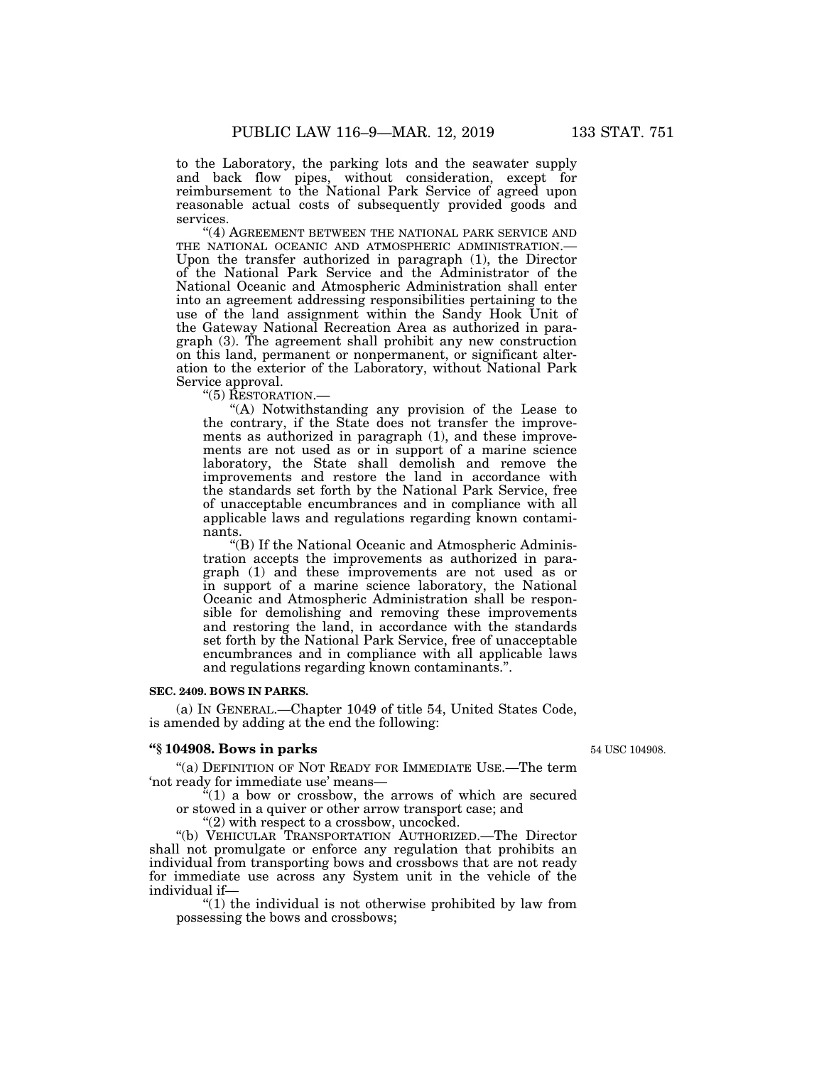to the Laboratory, the parking lots and the seawater supply and back flow pipes, without consideration, except for reimbursement to the National Park Service of agreed upon reasonable actual costs of subsequently provided goods and services.

"(4) AGREEMENT BETWEEN THE NATIONAL PARK SERVICE AND THE NATIONAL OCEANIC AND ATMOSPHERIC ADMINISTRATION.—Upon the transfer authorized in paragraph (1), the Director of the National Park Service and the Administrator of the National Oceanic and Atmospheric Administration shall enter into an agreement addressing responsibilities pertaining to the use of the land assignment within the Sandy Hook Unit of the Gateway National Recreation Area as authorized in paragraph (3). The agreement shall prohibit any new construction on this land, permanent or nonpermanent, or significant alteration to the exterior of the Laboratory, without National Park Service approval.

"(5) RESTORATION.—

"(A) Notwithstanding any provision of the Lease to the contrary, if the State does not transfer the improvements as authorized in paragraph (1), and these improvements are not used as or in support of a marine science laboratory, the State shall demolish and remove the improvements and restore the land in accordance with the standards set forth by the National Park Service, free of unacceptable encumbrances and in compliance with all applicable laws and regulations regarding known contaminants.

"(B) If the National Oceanic and Atmospheric Administration accepts the improvements as authorized in paragraph (1) and these improvements are not used as or in support of a marine science laboratory, the National Oceanic and Atmospheric Administration shall be responsible for demolishing and removing these improvements and restoring the land, in accordance with the standards set forth by the National Park Service, free of unacceptable encumbrances and in compliance with all applicable laws and regulations regarding known contaminants.".

**SEC. 2409. BOWS IN PARKS.**

(a) IN GENERAL.—Chapter 1049 of title 54, United States Code, is amended by adding at the end the following:

**"§ 104908. Bows in parks**

54 USC 104908.

"(a) DEFINITION OF NOT READY FOR IMMEDIATE USE.—The term 'not ready for immediate use' means—

"(1) a bow or crossbow, the arrows of which are secured or stowed in a quiver or other arrow transport case; and

"(2) with respect to a crossbow, uncocked.

"(b) VEHICULAR TRANSPORTATION AUTHORIZED.—The Director shall not promulgate or enforce any regulation that prohibits an individual from transporting bows and crossbows that are not ready for immediate use across any System unit in the vehicle of the individual if—

"(1) the individual is not otherwise prohibited by law from possessing the bows and crossbows;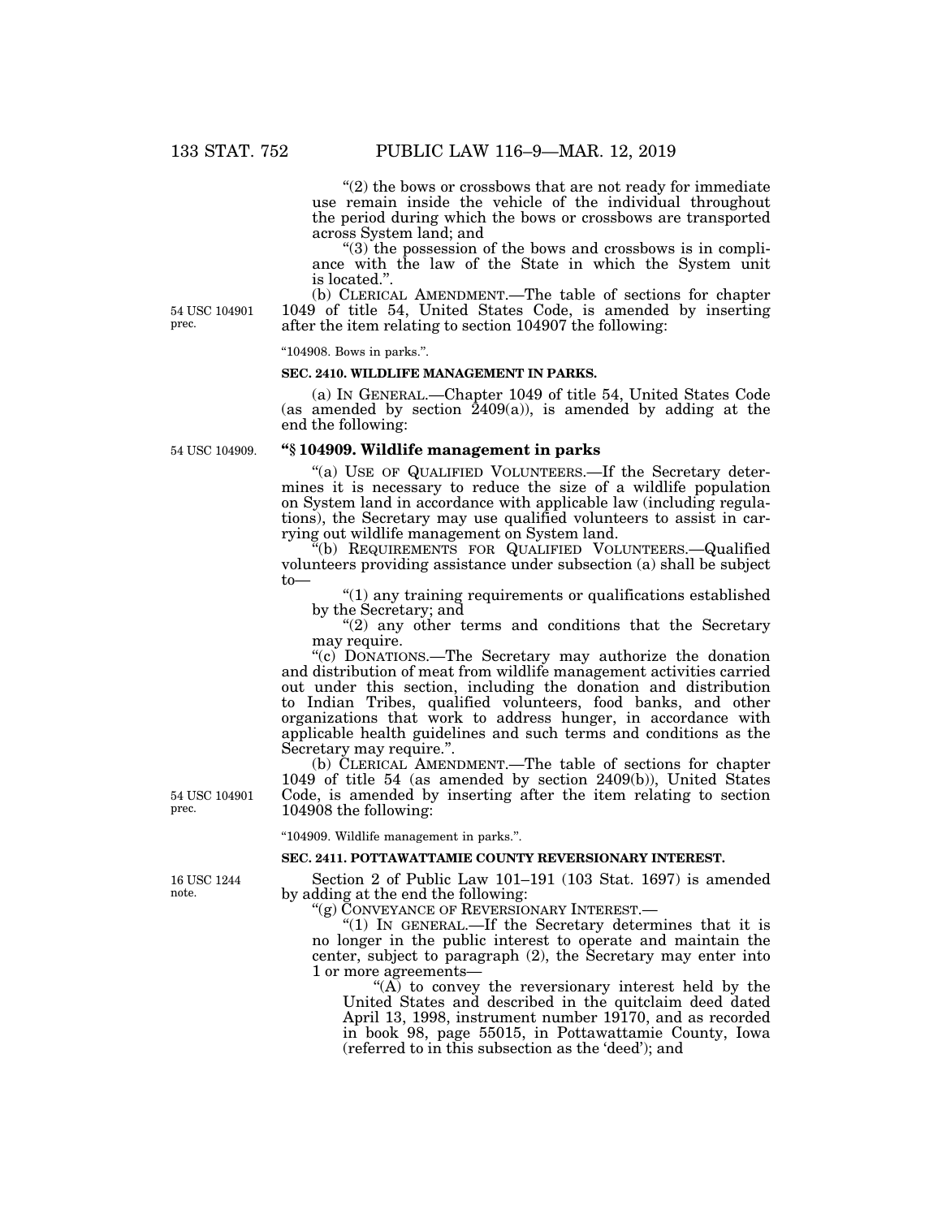"(2) the bows or crossbows that are not ready for immediate use remain inside the vehicle of the individual throughout the period during which the bows or crossbows are transported across System land; and

"(3) the possession of the bows and crossbows is in compliance with the law of the State in which the System unit is located.".

(b) CLERICAL AMENDMENT.—The table of sections for chapter 1049 of title 54, United States Code, is amended by inserting after the item relating to section 104907 the following:

54 USC 104901 prec.

"104908. Bows in parks.".

**SEC. 2410. WILDLIFE MANAGEMENT IN PARKS.**

(a) IN GENERAL.—Chapter 1049 of title 54, United States Code (as amended by section 2409(a)), is amended by adding at the end the following:

54 USC 104909.

**"§ 104909. Wildlife management in parks**

"(a) USE OF QUALIFIED VOLUNTEERS.—If the Secretary determines it is necessary to reduce the size of a wildlife population on System land in accordance with applicable law (including regulations), the Secretary may use qualified volunteers to assist in carrying out wildlife management on System land.

"(b) REQUIREMENTS FOR QUALIFIED VOLUNTEERS.—Qualified volunteers providing assistance under subsection (a) shall be subject to—

"(1) any training requirements or qualifications established by the Secretary; and

"(2) any other terms and conditions that the Secretary may require.

"(c) DONATIONS.—The Secretary may authorize the donation and distribution of meat from wildlife management activities carried out under this section, including the donation and distribution to Indian Tribes, qualified volunteers, food banks, and other organizations that work to address hunger, in accordance with applicable health guidelines and such terms and conditions as the Secretary may require.".

(b) CLERICAL AMENDMENT.—The table of sections for chapter 1049 of title 54 (as amended by section 2409(b)), United States Code, is amended by inserting after the item relating to section 104908 the following:

54 USC 104901 prec.

"104909. Wildlife management in parks.".

**SEC. 2411. POTTAWATTAMIE COUNTY REVERSIONARY INTEREST.**

16 USC 1244 note.

Section 2 of Public Law 101–191 (103 Stat. 1697) is amended by adding at the end the following:

"(g) CONVEYANCE OF REVERSIONARY INTEREST.—

"(1) IN GENERAL.—If the Secretary determines that it is no longer in the public interest to operate and maintain the center, subject to paragraph (2), the Secretary may enter into 1 or more agreements—

"(A) to convey the reversionary interest held by the United States and described in the quitclaim deed dated April 13, 1998, instrument number 19170, and as recorded in book 98, page 55015, in Pottawattamie County, Iowa (referred to in this subsection as the 'deed'); and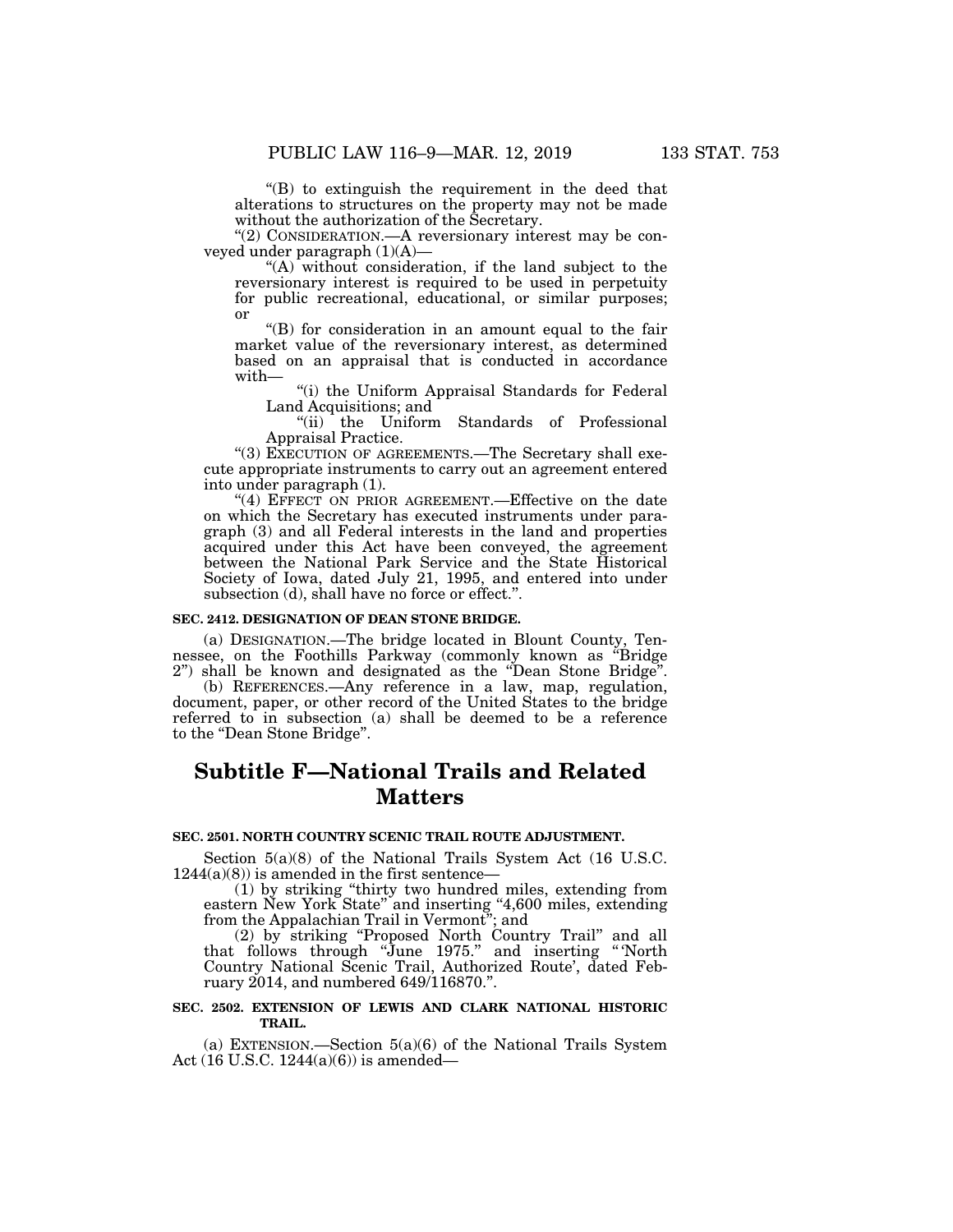"(B) to extinguish the requirement in the deed that alterations to structures on the property may not be made without the authorization of the Secretary.

"(2) CONSIDERATION.—A reversionary interest may be conveyed under paragraph (1)(A)—

"(A) without consideration, if the land subject to the reversionary interest is required to be used in perpetuity for public recreational, educational, or similar purposes; or

"(B) for consideration in an amount equal to the fair market value of the reversionary interest, as determined based on an appraisal that is conducted in accordance with—

"(i) the Uniform Appraisal Standards for Federal Land Acquisitions; and

"(ii) the Uniform Standards of Professional Appraisal Practice.

"(3) EXECUTION OF AGREEMENTS.—The Secretary shall execute appropriate instruments to carry out an agreement entered into under paragraph (1).

"(4) EFFECT ON PRIOR AGREEMENT.—Effective on the date on which the Secretary has executed instruments under paragraph (3) and all Federal interests in the land and properties acquired under this Act have been conveyed, the agreement between the National Park Service and the State Historical Society of Iowa, dated July 21, 1995, and entered into under subsection (d), shall have no force or effect.".

**SEC. 2412. DESIGNATION OF DEAN STONE BRIDGE.**

(a) DESIGNATION.—The bridge located in Blount County, Tennessee, on the Foothills Parkway (commonly known as "Bridge 2") shall be known and designated as the "Dean Stone Bridge".

(b) REFERENCES.—Any reference in a law, map, regulation, document, paper, or other record of the United States to the bridge referred to in subsection (a) shall be deemed to be a reference to the "Dean Stone Bridge".

# Subtitle F—National Trails and Related Matters

**SEC. 2501. NORTH COUNTRY SCENIC TRAIL ROUTE ADJUSTMENT.**

Section 5(a)(8) of the National Trails System Act (16 U.S.C. 1244(a)(8)) is amended in the first sentence—

(1) by striking "thirty two hundred miles, extending from eastern New York State" and inserting "4,600 miles, extending from the Appalachian Trail in Vermont"; and

(2) by striking "Proposed North Country Trail" and all that follows through "June 1975." and inserting "'North Country National Scenic Trail, Authorized Route', dated February 2014, and numbered 649/116870.".

**SEC. 2502. EXTENSION OF LEWIS AND CLARK NATIONAL HISTORIC TRAIL.**

(a) EXTENSION.—Section 5(a)(6) of the National Trails System Act (16 U.S.C. 1244(a)(6)) is amended—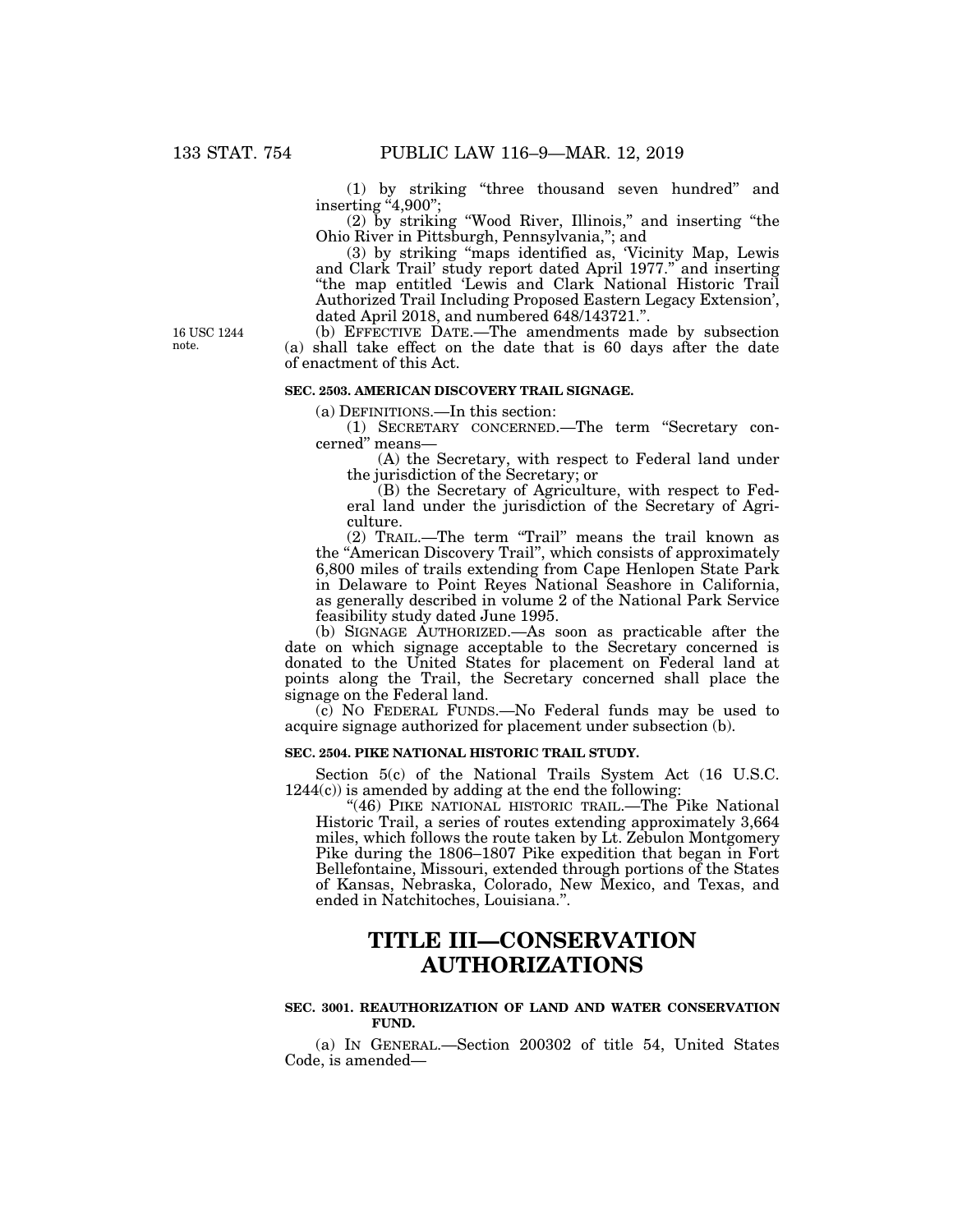(1) by striking "three thousand seven hundred" and inserting "4,900";

(2) by striking "Wood River, Illinois," and inserting "the Ohio River in Pittsburgh, Pennsylvania,"; and

(3) by striking "maps identified as, 'Vicinity Map, Lewis and Clark Trail' study report dated April 1977." and inserting "the map entitled 'Lewis and Clark National Historic Trail Authorized Trail Including Proposed Eastern Legacy Extension', dated April 2018, and numbered 648/143721.".

16 USC 1244 note.

(b) EFFECTIVE DATE.—The amendments made by subsection (a) shall take effect on the date that is 60 days after the date of enactment of this Act.

**SEC. 2503. AMERICAN DISCOVERY TRAIL SIGNAGE.**

(a) DEFINITIONS.—In this section:

(1) SECRETARY CONCERNED.—The term "Secretary concerned" means—

(A) the Secretary, with respect to Federal land under the jurisdiction of the Secretary; or

(B) the Secretary of Agriculture, with respect to Federal land under the jurisdiction of the Secretary of Agriculture.

(2) TRAIL.—The term "Trail" means the trail known as the "American Discovery Trail", which consists of approximately 6,800 miles of trails extending from Cape Henlopen State Park in Delaware to Point Reyes National Seashore in California, as generally described in volume 2 of the National Park Service feasibility study dated June 1995.

(b) SIGNAGE AUTHORIZED.—As soon as practicable after the date on which signage acceptable to the Secretary concerned is donated to the United States for placement on Federal land at points along the Trail, the Secretary concerned shall place the signage on the Federal land.

(c) NO FEDERAL FUNDS.—No Federal funds may be used to acquire signage authorized for placement under subsection (b).

**SEC. 2504. PIKE NATIONAL HISTORIC TRAIL STUDY.**

Section 5(c) of the National Trails System Act (16 U.S.C. 1244(c)) is amended by adding at the end the following:

"(46) PIKE NATIONAL HISTORIC TRAIL.—The Pike National Historic Trail, a series of routes extending approximately 3,664 miles, which follows the route taken by Lt. Zebulon Montgomery Pike during the 1806–1807 Pike expedition that began in Fort Bellefontaine, Missouri, extended through portions of the States of Kansas, Nebraska, Colorado, New Mexico, and Texas, and ended in Natchitoches, Louisiana.".

# TITLE III—CONSERVATION AUTHORIZATIONS

**SEC. 3001. REAUTHORIZATION OF LAND AND WATER CONSERVATION FUND.**

(a) IN GENERAL.—Section 200302 of title 54, United States Code, is amended—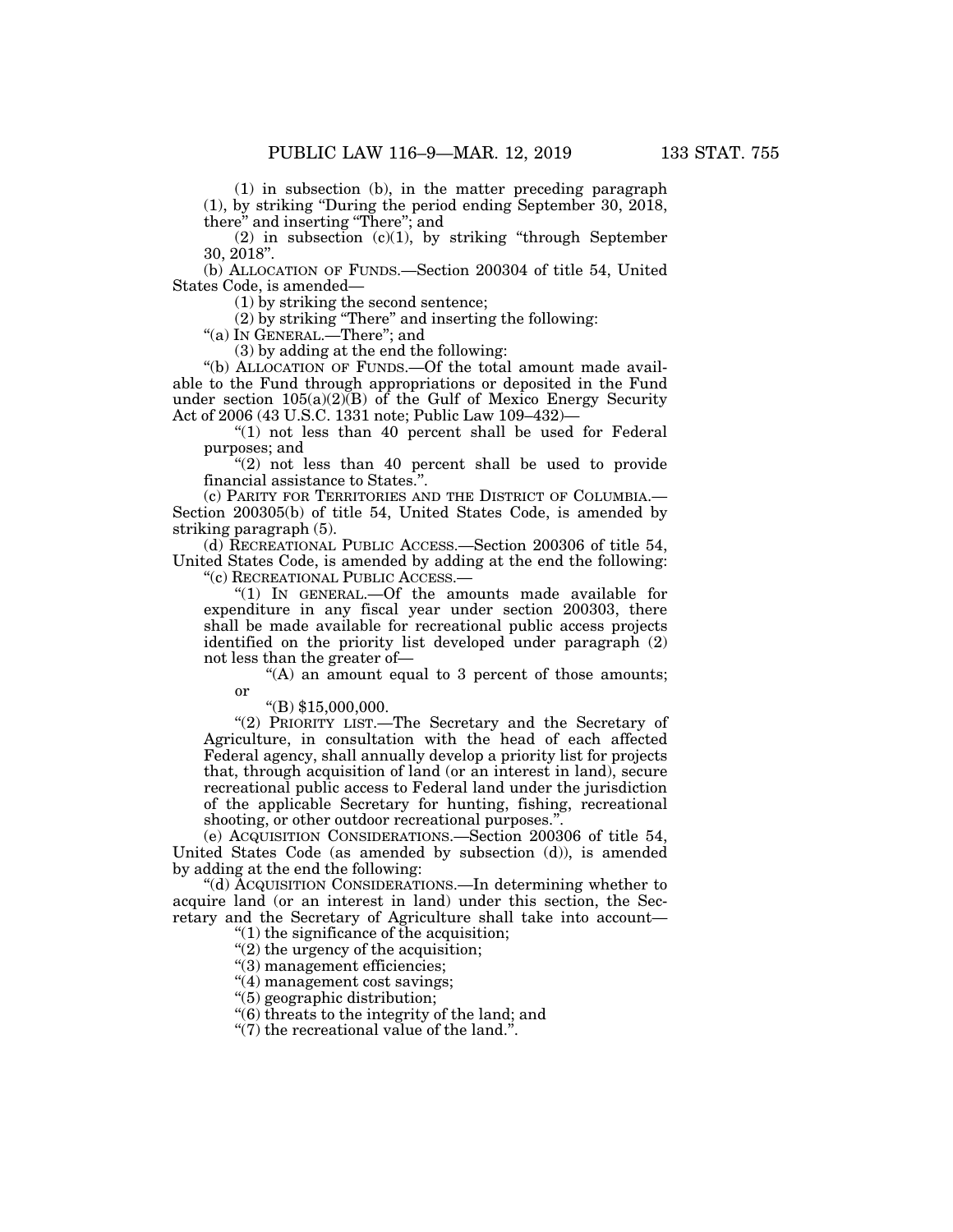(1) in subsection (b), in the matter preceding paragraph (1), by striking "During the period ending September 30, 2018, there" and inserting "There"; and

(2) in subsection (c)(1), by striking "through September 30, 2018".

(b) ALLOCATION OF FUNDS.—Section 200304 of title 54, United States Code, is amended—

(1) by striking the second sentence;

(2) by striking "There" and inserting the following:

"(a) IN GENERAL.—There"; and

(3) by adding at the end the following:

"(b) ALLOCATION OF FUNDS.—Of the total amount made available to the Fund through appropriations or deposited in the Fund under section 105(a)(2)(B) of the Gulf of Mexico Energy Security Act of 2006 (43 U.S.C. 1331 note; Public Law 109–432)—

"(1) not less than 40 percent shall be used for Federal purposes; and

"(2) not less than 40 percent shall be used to provide financial assistance to States.".

(c) PARITY FOR TERRITORIES AND THE DISTRICT OF COLUMBIA.—Section 200305(b) of title 54, United States Code, is amended by striking paragraph (5).

(d) RECREATIONAL PUBLIC ACCESS.—Section 200306 of title 54, United States Code, is amended by adding at the end the following:

"(c) RECREATIONAL PUBLIC ACCESS.—

"(1) IN GENERAL.—Of the amounts made available for expenditure in any fiscal year under section 200303, there shall be made available for recreational public access projects identified on the priority list developed under paragraph (2) not less than the greater of—

"(A) an amount equal to 3 percent of those amounts; or

"(B) $15,000,000.

"(2) PRIORITY LIST.—The Secretary and the Secretary of Agriculture, in consultation with the head of each affected Federal agency, shall annually develop a priority list for projects that, through acquisition of land (or an interest in land), secure recreational public access to Federal land under the jurisdiction of the applicable Secretary for hunting, fishing, recreational shooting, or other outdoor recreational purposes.".

(e) ACQUISITION CONSIDERATIONS.—Section 200306 of title 54, United States Code (as amended by subsection (d)), is amended by adding at the end the following:

"(d) ACQUISITION CONSIDERATIONS.—In determining whether to acquire land (or an interest in land) under this section, the Secretary and the Secretary of Agriculture shall take into account—

"(1) the significance of the acquisition;

"(2) the urgency of the acquisition;

"(3) management efficiencies;

"(4) management cost savings;

"(5) geographic distribution;

"(6) threats to the integrity of the land; and

"(7) the recreational value of the land.".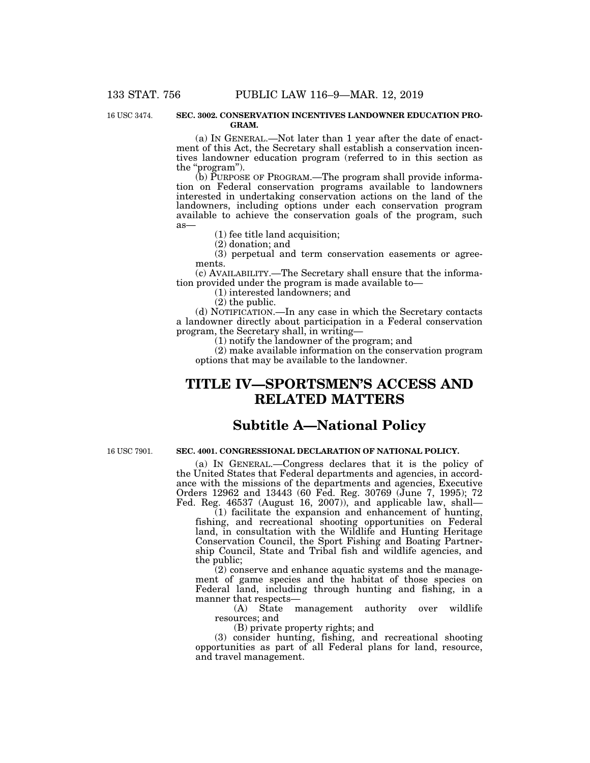16 USC 3474.

**SEC. 3002. CONSERVATION INCENTIVES LANDOWNER EDUCATION PROGRAM.**

(a) IN GENERAL.—Not later than 1 year after the date of enactment of this Act, the Secretary shall establish a conservation incentives landowner education program (referred to in this section as the "program").

(b) PURPOSE OF PROGRAM.—The program shall provide information on Federal conservation programs available to landowners interested in undertaking conservation actions on the land of the landowners, including options under each conservation program available to achieve the conservation goals of the program, such as—

(1) fee title land acquisition;

(2) donation; and

(3) perpetual and term conservation easements or agreements.

(c) AVAILABILITY.—The Secretary shall ensure that the information provided under the program is made available to—

(1) interested landowners; and

(2) the public.

(d) NOTIFICATION.—In any case in which the Secretary contacts a landowner directly about participation in a Federal conservation program, the Secretary shall, in writing—

(1) notify the landowner of the program; and

(2) make available information on the conservation program options that may be available to the landowner.

# TITLE IV—SPORTSMEN'S ACCESS AND RELATED MATTERS

## Subtitle A—National Policy

16 USC 7901.

**SEC. 4001. CONGRESSIONAL DECLARATION OF NATIONAL POLICY.**

(a) IN GENERAL.—Congress declares that it is the policy of the United States that Federal departments and agencies, in accordance with the missions of the departments and agencies, Executive Orders 12962 and 13443 (60 Fed. Reg. 30769 (June 7, 1995); 72 Fed. Reg. 46537 (August 16, 2007)), and applicable law, shall—

(1) facilitate the expansion and enhancement of hunting, fishing, and recreational shooting opportunities on Federal land, in consultation with the Wildlife and Hunting Heritage Conservation Council, the Sport Fishing and Boating Partnership Council, State and Tribal fish and wildlife agencies, and the public;

(2) conserve and enhance aquatic systems and the management of game species and the habitat of those species on Federal land, including through hunting and fishing, in a manner that respects—

(A) State management authority over wildlife resources; and

(B) private property rights; and

(3) consider hunting, fishing, and recreational shooting opportunities as part of all Federal plans for land, resource, and travel management.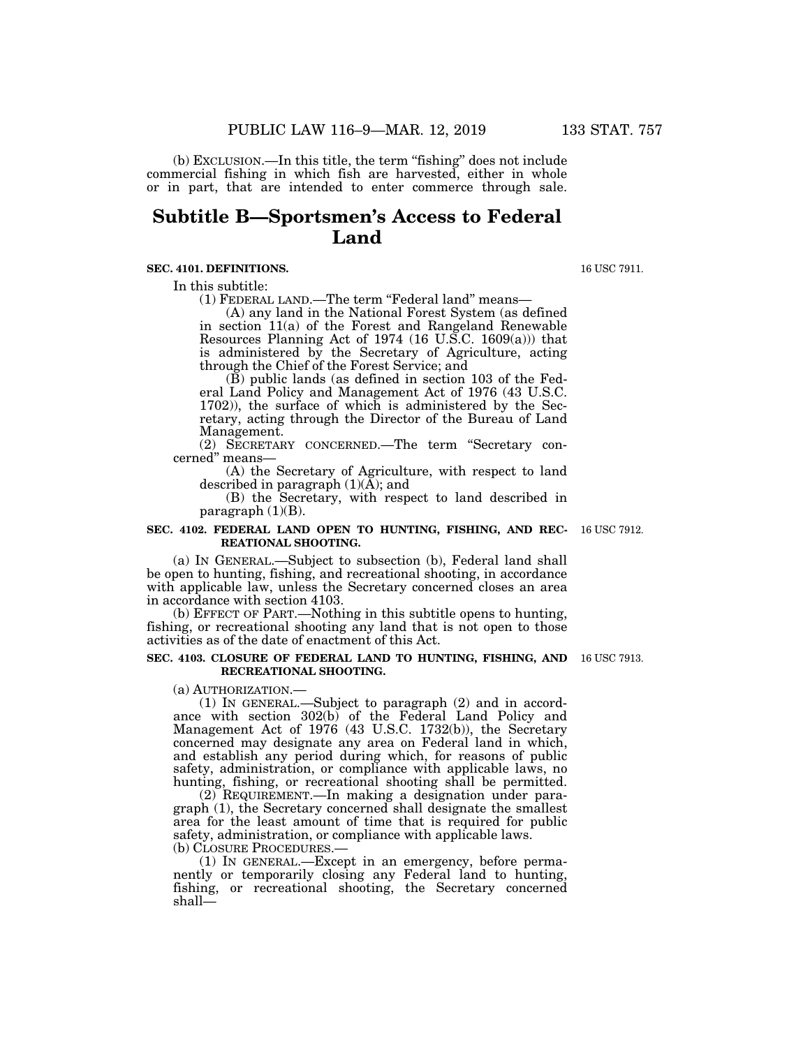(b) EXCLUSION.—In this title, the term "fishing" does not include commercial fishing in which fish are harvested, either in whole or in part, that are intended to enter commerce through sale.

## Subtitle B—Sportsmen's Access to Federal Land

**SEC. 4101. DEFINITIONS.**

16 USC 7911.

In this subtitle:

(1) FEDERAL LAND.—The term "Federal land" means—

(A) any land in the National Forest System (as defined in section 11(a) of the Forest and Rangeland Renewable Resources Planning Act of 1974 (16 U.S.C. 1609(a))) that is administered by the Secretary of Agriculture, acting through the Chief of the Forest Service; and

(B) public lands (as defined in section 103 of the Federal Land Policy and Management Act of 1976 (43 U.S.C. 1702)), the surface of which is administered by the Secretary, acting through the Director of the Bureau of Land Management.

(2) SECRETARY CONCERNED.—The term "Secretary concerned" means—

(A) the Secretary of Agriculture, with respect to land described in paragraph (1)(A); and

(B) the Secretary, with respect to land described in paragraph (1)(B).

**SEC. 4102. FEDERAL LAND OPEN TO HUNTING, FISHING, AND RECREATIONAL SHOOTING.**

16 USC 7912.

(a) IN GENERAL.—Subject to subsection (b), Federal land shall be open to hunting, fishing, and recreational shooting, in accordance with applicable law, unless the Secretary concerned closes an area in accordance with section 4103.

(b) EFFECT OF PART.—Nothing in this subtitle opens to hunting, fishing, or recreational shooting any land that is not open to those activities as of the date of enactment of this Act.

**SEC. 4103. CLOSURE OF FEDERAL LAND TO HUNTING, FISHING, AND RECREATIONAL SHOOTING.**

16 USC 7913.

(a) AUTHORIZATION.—

(1) IN GENERAL.—Subject to paragraph (2) and in accordance with section 302(b) of the Federal Land Policy and Management Act of 1976 (43 U.S.C. 1732(b)), the Secretary concerned may designate any area on Federal land in which, and establish any period during which, for reasons of public safety, administration, or compliance with applicable laws, no hunting, fishing, or recreational shooting shall be permitted.

(2) REQUIREMENT.—In making a designation under paragraph (1), the Secretary concerned shall designate the smallest area for the least amount of time that is required for public safety, administration, or compliance with applicable laws.

(b) CLOSURE PROCEDURES.—

(1) IN GENERAL.—Except in an emergency, before permanently or temporarily closing any Federal land to hunting, fishing, or recreational shooting, the Secretary concerned shall—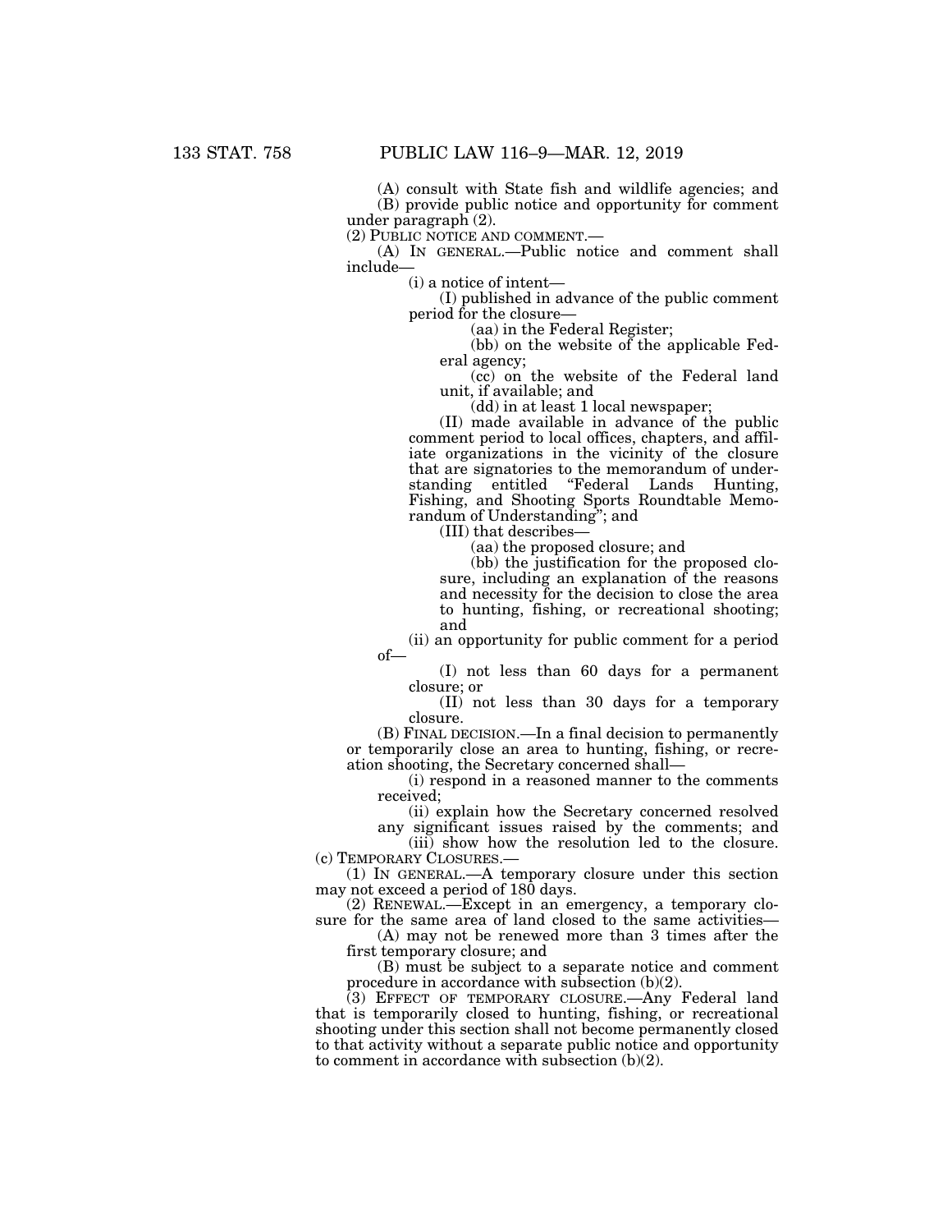(A) consult with State fish and wildlife agencies; and

(B) provide public notice and opportunity for comment under paragraph (2).

(2) PUBLIC NOTICE AND COMMENT.—

(A) IN GENERAL.—Public notice and comment shall include—

(i) a notice of intent—

(I) published in advance of the public comment period for the closure—

(aa) in the Federal Register;

(bb) on the website of the applicable Federal agency;

(cc) on the website of the Federal land unit, if available; and

(dd) in at least 1 local newspaper;

(II) made available in advance of the public comment period to local offices, chapters, and affiliate organizations in the vicinity of the closure that are signatories to the memorandum of understanding entitled "Federal Lands Hunting, Fishing, and Shooting Sports Roundtable Memorandum of Understanding"; and

(III) that describes—

(aa) the proposed closure; and

(bb) the justification for the proposed closure, including an explanation of the reasons and necessity for the decision to close the area to hunting, fishing, or recreational shooting; and

(ii) an opportunity for public comment for a period of—

(I) not less than 60 days for a permanent closure; or

(II) not less than 30 days for a temporary closure.

(B) FINAL DECISION.—In a final decision to permanently or temporarily close an area to hunting, fishing, or recreation shooting, the Secretary concerned shall—

(i) respond in a reasoned manner to the comments received;

(ii) explain how the Secretary concerned resolved any significant issues raised by the comments; and

(iii) show how the resolution led to the closure.

(c) TEMPORARY CLOSURES.—

(1) IN GENERAL.—A temporary closure under this section may not exceed a period of 180 days.

(2) RENEWAL.—Except in an emergency, a temporary closure for the same area of land closed to the same activities—

(A) may not be renewed more than 3 times after the first temporary closure; and

(B) must be subject to a separate notice and comment procedure in accordance with subsection (b)(2).

(3) EFFECT OF TEMPORARY CLOSURE.—Any Federal land that is temporarily closed to hunting, fishing, or recreational shooting under this section shall not become permanently closed to that activity without a separate public notice and opportunity to comment in accordance with subsection (b)(2).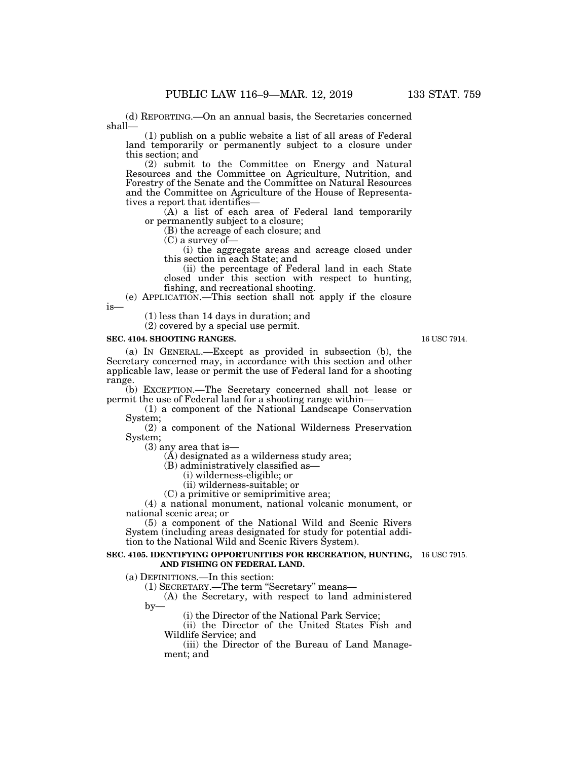(d) REPORTING.—On an annual basis, the Secretaries concerned shall—

(1) publish on a public website a list of all areas of Federal land temporarily or permanently subject to a closure under this section; and

(2) submit to the Committee on Energy and Natural Resources and the Committee on Agriculture, Nutrition, and Forestry of the Senate and the Committee on Natural Resources and the Committee on Agriculture of the House of Representatives a report that identifies—

(A) a list of each area of Federal land temporarily or permanently subject to a closure;

(B) the acreage of each closure; and

(C) a survey of—

(i) the aggregate areas and acreage closed under this section in each State; and

(ii) the percentage of Federal land in each State closed under this section with respect to hunting, fishing, and recreational shooting.

(e) APPLICATION.—This section shall not apply if the closure is—

(1) less than 14 days in duration; and

(2) covered by a special use permit.

**SEC. 4104. SHOOTING RANGES.**

16 USC 7914.

(a) IN GENERAL.—Except as provided in subsection (b), the Secretary concerned may, in accordance with this section and other applicable law, lease or permit the use of Federal land for a shooting range.

(b) EXCEPTION.—The Secretary concerned shall not lease or permit the use of Federal land for a shooting range within—

(1) a component of the National Landscape Conservation System;

(2) a component of the National Wilderness Preservation System;

(3) any area that is—

(A) designated as a wilderness study area;

(B) administratively classified as—

(i) wilderness-eligible; or

(ii) wilderness-suitable; or

(C) a primitive or semiprimitive area;

(4) a national monument, national volcanic monument, or national scenic area; or

(5) a component of the National Wild and Scenic Rivers System (including areas designated for study for potential addition to the National Wild and Scenic Rivers System).

**SEC. 4105. IDENTIFYING OPPORTUNITIES FOR RECREATION, HUNTING, AND FISHING ON FEDERAL LAND.**

16 USC 7915.

(a) DEFINITIONS.—In this section:

(1) SECRETARY.—The term "Secretary" means—

(A) the Secretary, with respect to land administered by—

(i) the Director of the National Park Service;

(ii) the Director of the United States Fish and Wildlife Service; and

(iii) the Director of the Bureau of Land Management; and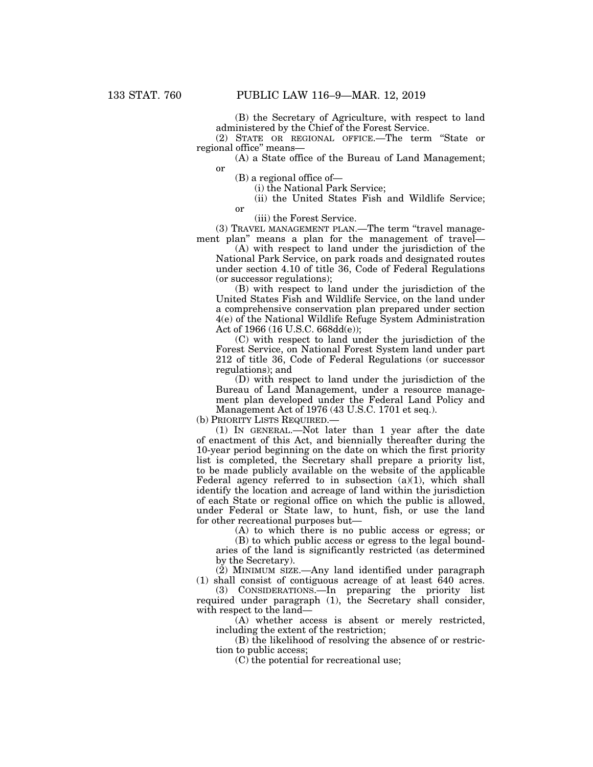(B) the Secretary of Agriculture, with respect to land administered by the Chief of the Forest Service.

(2) STATE OR REGIONAL OFFICE.—The term "State or regional office" means—

(A) a State office of the Bureau of Land Management; or

(B) a regional office of—

(i) the National Park Service;

(ii) the United States Fish and Wildlife Service; or

(iii) the Forest Service.

(3) TRAVEL MANAGEMENT PLAN.—The term "travel management plan" means a plan for the management of travel—

(A) with respect to land under the jurisdiction of the National Park Service, on park roads and designated routes under section 4.10 of title 36, Code of Federal Regulations (or successor regulations);

(B) with respect to land under the jurisdiction of the United States Fish and Wildlife Service, on the land under a comprehensive conservation plan prepared under section 4(e) of the National Wildlife Refuge System Administration Act of 1966 (16 U.S.C. 668dd(e));

(C) with respect to land under the jurisdiction of the Forest Service, on National Forest System land under part 212 of title 36, Code of Federal Regulations (or successor regulations); and

(D) with respect to land under the jurisdiction of the Bureau of Land Management, under a resource management plan developed under the Federal Land Policy and Management Act of 1976 (43 U.S.C. 1701 et seq.).

(b) PRIORITY LISTS REQUIRED.—

(1) IN GENERAL.—Not later than 1 year after the date of enactment of this Act, and biennially thereafter during the 10-year period beginning on the date on which the first priority list is completed, the Secretary shall prepare a priority list, to be made publicly available on the website of the applicable Federal agency referred to in subsection (a)(1), which shall identify the location and acreage of land within the jurisdiction of each State or regional office on which the public is allowed, under Federal or State law, to hunt, fish, or use the land for other recreational purposes but—

(A) to which there is no public access or egress; or

(B) to which public access or egress to the legal boundaries of the land is significantly restricted (as determined by the Secretary).

(2) MINIMUM SIZE.—Any land identified under paragraph (1) shall consist of contiguous acreage of at least 640 acres.

(3) CONSIDERATIONS.—In preparing the priority list required under paragraph (1), the Secretary shall consider, with respect to the land—

(A) whether access is absent or merely restricted, including the extent of the restriction;

(B) the likelihood of resolving the absence of or restriction to public access;

(C) the potential for recreational use;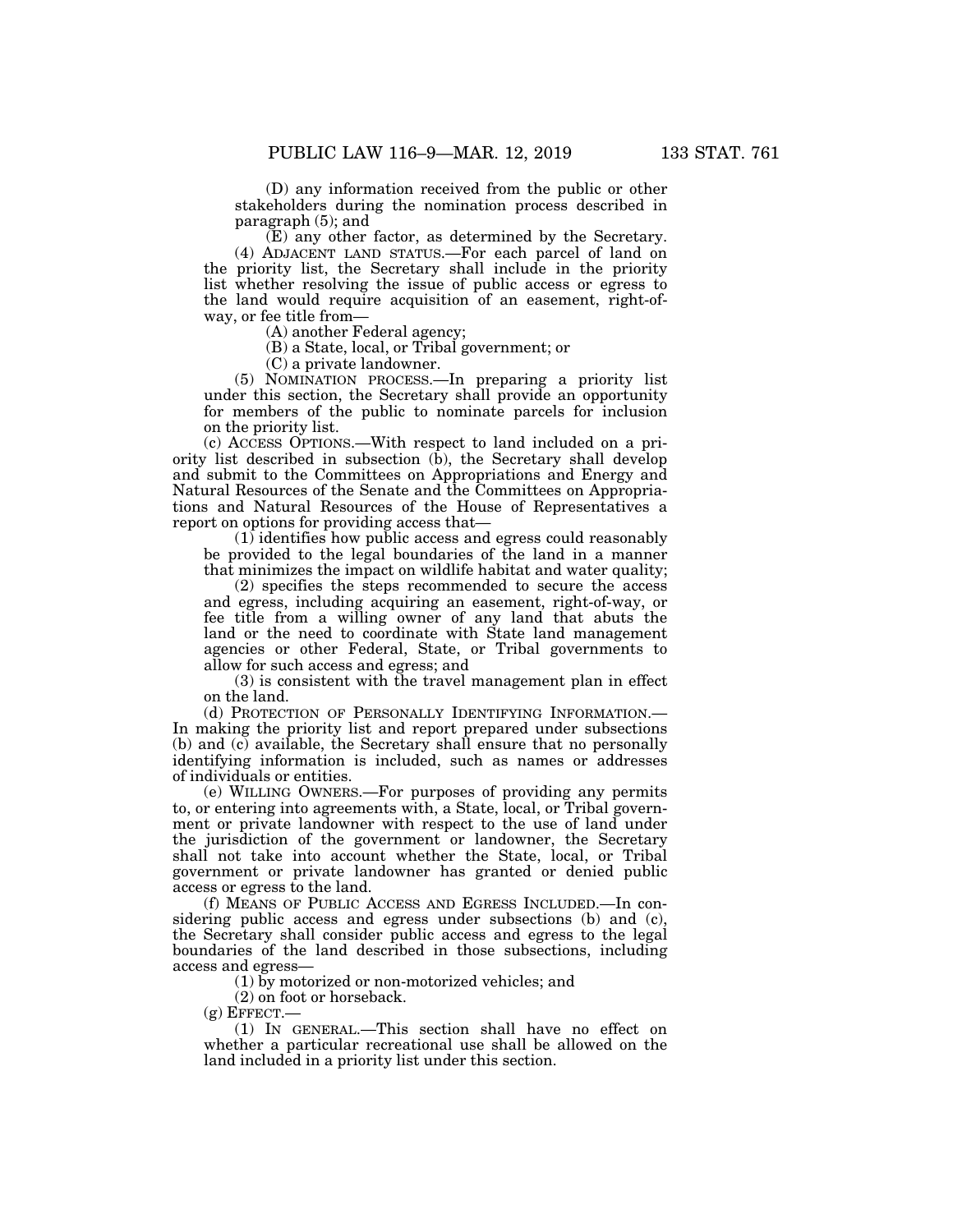(D) any information received from the public or other stakeholders during the nomination process described in paragraph (5); and

(E) any other factor, as determined by the Secretary.

(4) ADJACENT LAND STATUS.—For each parcel of land on the priority list, the Secretary shall include in the priority list whether resolving the issue of public access or egress to the land would require acquisition of an easement, right-of-way, or fee title from—

(A) another Federal agency;

(B) a State, local, or Tribal government; or

(C) a private landowner.

(5) NOMINATION PROCESS.—In preparing a priority list under this section, the Secretary shall provide an opportunity for members of the public to nominate parcels for inclusion on the priority list.

(c) ACCESS OPTIONS.—With respect to land included on a priority list described in subsection (b), the Secretary shall develop and submit to the Committees on Appropriations and Energy and Natural Resources of the Senate and the Committees on Appropriations and Natural Resources of the House of Representatives a report on options for providing access that—

(1) identifies how public access and egress could reasonably be provided to the legal boundaries of the land in a manner that minimizes the impact on wildlife habitat and water quality;

(2) specifies the steps recommended to secure the access and egress, including acquiring an easement, right-of-way, or fee title from a willing owner of any land that abuts the land or the need to coordinate with State land management agencies or other Federal, State, or Tribal governments to allow for such access and egress; and

(3) is consistent with the travel management plan in effect on the land.

(d) PROTECTION OF PERSONALLY IDENTIFYING INFORMATION.—In making the priority list and report prepared under subsections (b) and (c) available, the Secretary shall ensure that no personally identifying information is included, such as names or addresses of individuals or entities.

(e) WILLING OWNERS.—For purposes of providing any permits to, or entering into agreements with, a State, local, or Tribal government or private landowner with respect to the use of land under the jurisdiction of the government or landowner, the Secretary shall not take into account whether the State, local, or Tribal government or private landowner has granted or denied public access or egress to the land.

(f) MEANS OF PUBLIC ACCESS AND EGRESS INCLUDED.—In considering public access and egress under subsections (b) and (c), the Secretary shall consider public access and egress to the legal boundaries of the land described in those subsections, including access and egress—

(1) by motorized or non-motorized vehicles; and

(2) on foot or horseback.

(g) EFFECT.—

(1) IN GENERAL.—This section shall have no effect on whether a particular recreational use shall be allowed on the land included in a priority list under this section.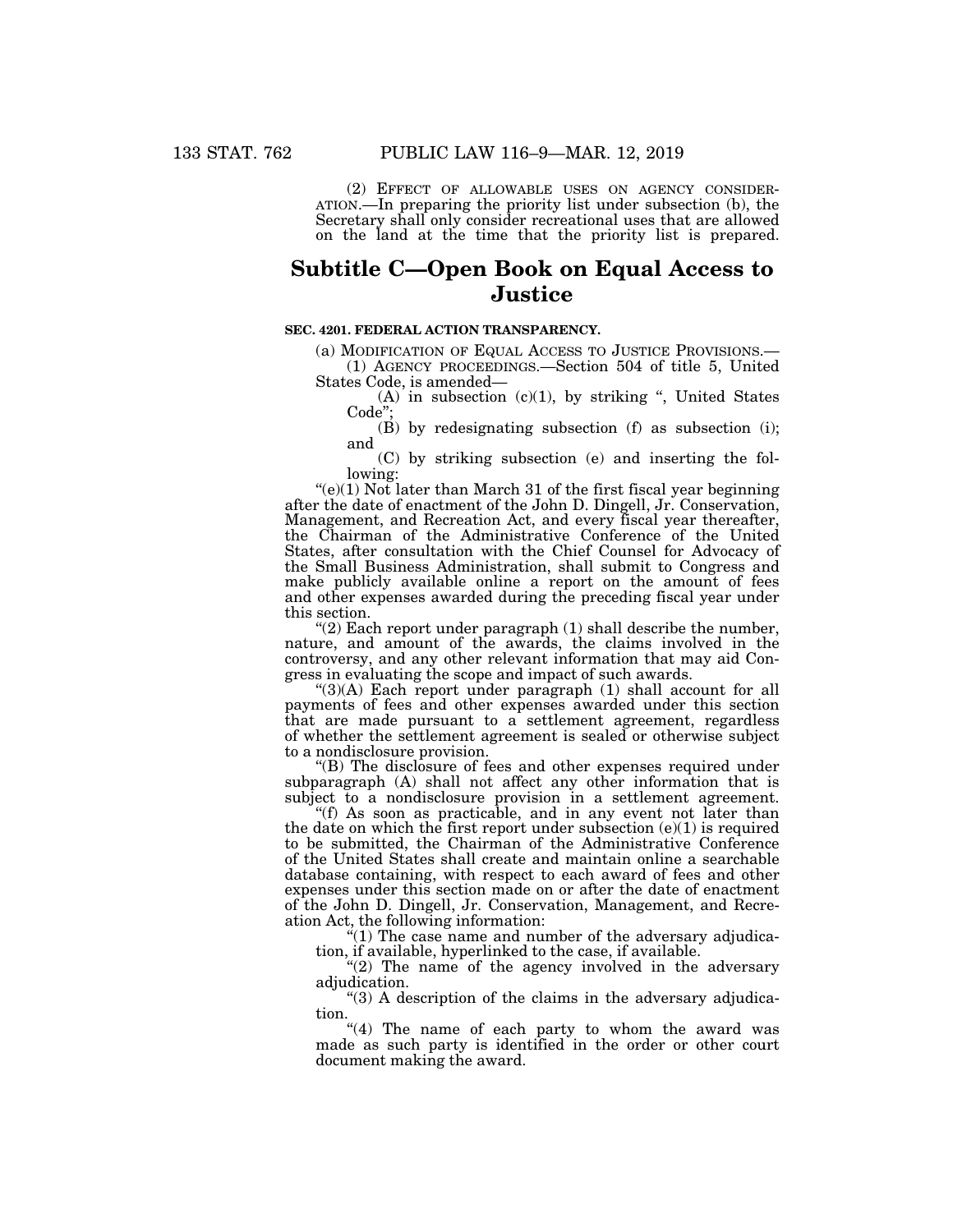(2) EFFECT OF ALLOWABLE USES ON AGENCY CONSIDERATION.—In preparing the priority list under subsection (b), the Secretary shall only consider recreational uses that are allowed on the land at the time that the priority list is prepared.

# Subtitle C—Open Book on Equal Access to Justice

### SEC. 4201. FEDERAL ACTION TRANSPARENCY.

(a) MODIFICATION OF EQUAL ACCESS TO JUSTICE PROVISIONS.—

(1) AGENCY PROCEEDINGS.—Section 504 of title 5, United States Code, is amended—

(A) in subsection (c)(1), by striking ", United States Code";

(B) by redesignating subsection (f) as subsection (i); and

(C) by striking subsection (e) and inserting the following:

"(e)(1) Not later than March 31 of the first fiscal year beginning after the date of enactment of the John D. Dingell, Jr. Conservation, Management, and Recreation Act, and every fiscal year thereafter, the Chairman of the Administrative Conference of the United States, after consultation with the Chief Counsel for Advocacy of the Small Business Administration, shall submit to Congress and make publicly available online a report on the amount of fees and other expenses awarded during the preceding fiscal year under this section.

"(2) Each report under paragraph (1) shall describe the number, nature, and amount of the awards, the claims involved in the controversy, and any other relevant information that may aid Congress in evaluating the scope and impact of such awards.

"(3)(A) Each report under paragraph (1) shall account for all payments of fees and other expenses awarded under this section that are made pursuant to a settlement agreement, regardless of whether the settlement agreement is sealed or otherwise subject to a nondisclosure provision.

"(B) The disclosure of fees and other expenses required under subparagraph (A) shall not affect any other information that is subject to a nondisclosure provision in a settlement agreement.

"(f) As soon as practicable, and in any event not later than the date on which the first report under subsection (e)(1) is required to be submitted, the Chairman of the Administrative Conference of the United States shall create and maintain online a searchable database containing, with respect to each award of fees and other expenses under this section made on or after the date of enactment of the John D. Dingell, Jr. Conservation, Management, and Recreation Act, the following information:

"(1) The case name and number of the adversary adjudication, if available, hyperlinked to the case, if available.

"(2) The name of the agency involved in the adversary adjudication.

"(3) A description of the claims in the adversary adjudication.

"(4) The name of each party to whom the award was made as such party is identified in the order or other court document making the award.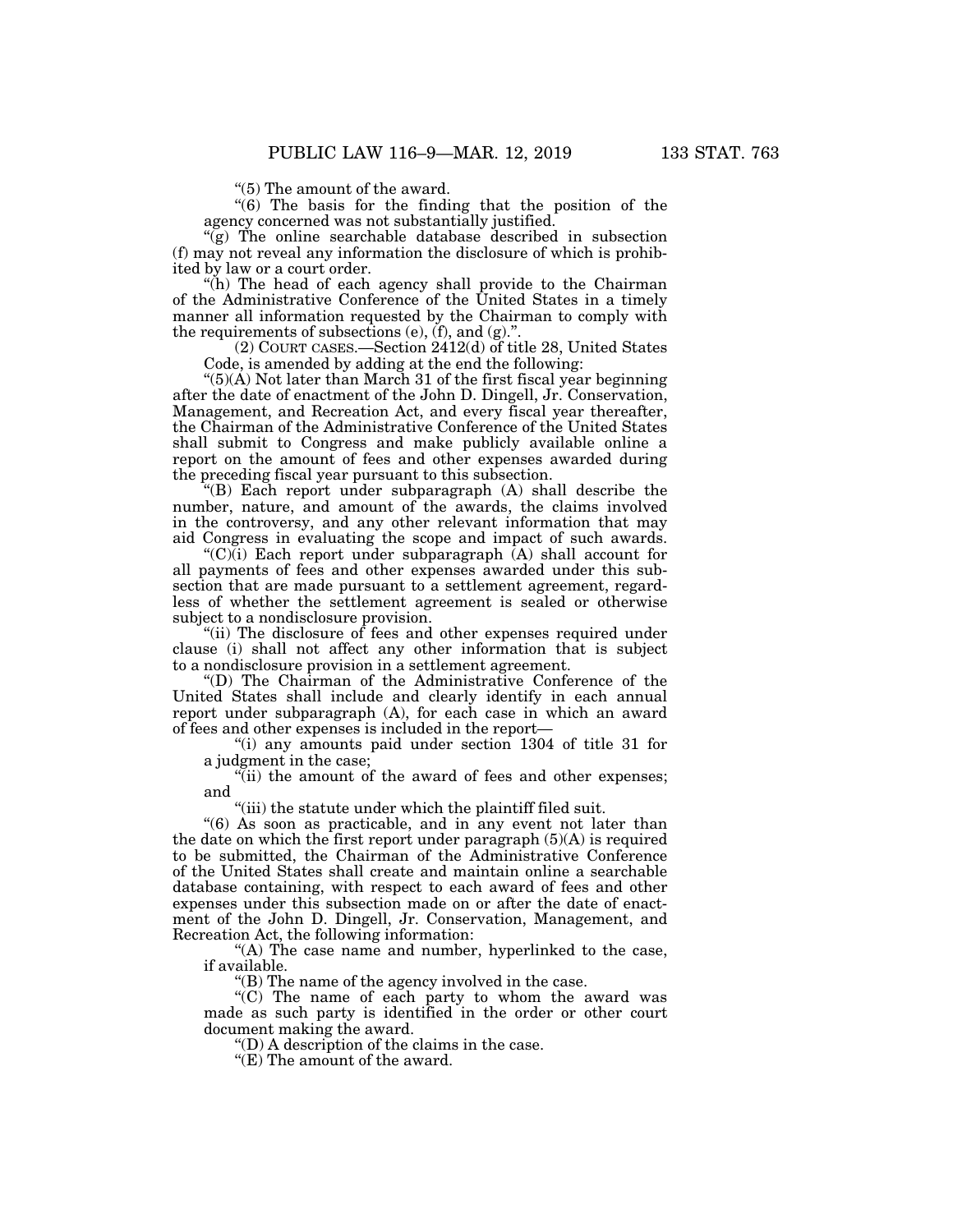"(5) The amount of the award.

"(6) The basis for the finding that the position of the agency concerned was not substantially justified.

"(g) The online searchable database described in subsection (f) may not reveal any information the disclosure of which is prohibited by law or a court order.

"(h) The head of each agency shall provide to the Chairman of the Administrative Conference of the United States in a timely manner all information requested by the Chairman to comply with the requirements of subsections (e), (f), and (g).".

(2) COURT CASES.—Section 2412(d) of title 28, United States Code, is amended by adding at the end the following:

"(5)(A) Not later than March 31 of the first fiscal year beginning after the date of enactment of the John D. Dingell, Jr. Conservation, Management, and Recreation Act, and every fiscal year thereafter, the Chairman of the Administrative Conference of the United States shall submit to Congress and make publicly available online a report on the amount of fees and other expenses awarded during the preceding fiscal year pursuant to this subsection.

"(B) Each report under subparagraph (A) shall describe the number, nature, and amount of the awards, the claims involved in the controversy, and any other relevant information that may aid Congress in evaluating the scope and impact of such awards.

"(C)(i) Each report under subparagraph (A) shall account for all payments of fees and other expenses awarded under this subsection that are made pursuant to a settlement agreement, regardless of whether the settlement agreement is sealed or otherwise subject to a nondisclosure provision.

"(ii) The disclosure of fees and other expenses required under clause (i) shall not affect any other information that is subject to a nondisclosure provision in a settlement agreement.

"(D) The Chairman of the Administrative Conference of the United States shall include and clearly identify in each annual report under subparagraph (A), for each case in which an award of fees and other expenses is included in the report—

"(i) any amounts paid under section 1304 of title 31 for a judgment in the case;

"(ii) the amount of the award of fees and other expenses; and

"(iii) the statute under which the plaintiff filed suit.

"(6) As soon as practicable, and in any event not later than the date on which the first report under paragraph (5)(A) is required to be submitted, the Chairman of the Administrative Conference of the United States shall create and maintain online a searchable database containing, with respect to each award of fees and other expenses under this subsection made on or after the date of enactment of the John D. Dingell, Jr. Conservation, Management, and Recreation Act, the following information:

"(A) The case name and number, hyperlinked to the case, if available.

"(B) The name of the agency involved in the case.

"(C) The name of each party to whom the award was made as such party is identified in the order or other court document making the award.

"(D) A description of the claims in the case.

"(E) The amount of the award.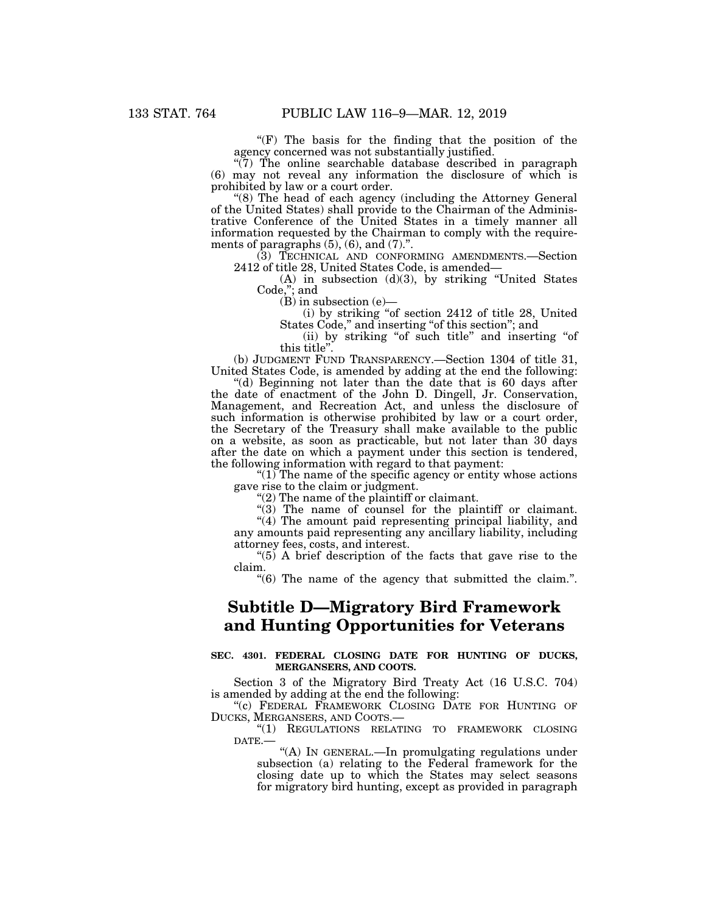"(F) The basis for the finding that the position of the agency concerned was not substantially justified.

"(7) The online searchable database described in paragraph (6) may not reveal any information the disclosure of which is prohibited by law or a court order.

"(8) The head of each agency (including the Attorney General of the United States) shall provide to the Chairman of the Administrative Conference of the United States in a timely manner all information requested by the Chairman to comply with the requirements of paragraphs (5), (6), and (7).".

(3) TECHNICAL AND CONFORMING AMENDMENTS.—Section 2412 of title 28, United States Code, is amended—

(A) in subsection (d)(3), by striking "United States Code,"; and

(B) in subsection (e)—

(i) by striking "of section 2412 of title 28, United States Code," and inserting "of this section"; and

(ii) by striking "of such title" and inserting "of this title".

(b) JUDGMENT FUND TRANSPARENCY.—Section 1304 of title 31, United States Code, is amended by adding at the end the following:

"(d) Beginning not later than the date that is 60 days after the date of enactment of the John D. Dingell, Jr. Conservation, Management, and Recreation Act, and unless the disclosure of such information is otherwise prohibited by law or a court order, the Secretary of the Treasury shall make available to the public on a website, as soon as practicable, but not later than 30 days after the date on which a payment under this section is tendered, the following information with regard to that payment:

"(1) The name of the specific agency or entity whose actions gave rise to the claim or judgment.

"(2) The name of the plaintiff or claimant.

"(3) The name of counsel for the plaintiff or claimant.

"(4) The amount paid representing principal liability, and any amounts paid representing any ancillary liability, including attorney fees, costs, and interest.

"(5) A brief description of the facts that gave rise to the claim.

"(6) The name of the agency that submitted the claim.".

## Subtitle D—Migratory Bird Framework and Hunting Opportunities for Veterans

### SEC. 4301. FEDERAL CLOSING DATE FOR HUNTING OF DUCKS, MERGANSERS, AND COOTS.

Section 3 of the Migratory Bird Treaty Act (16 U.S.C. 704) is amended by adding at the end the following:

"(c) FEDERAL FRAMEWORK CLOSING DATE FOR HUNTING OF DUCKS, MERGANSERS, AND COOTS.—

"(1) REGULATIONS RELATING TO FRAMEWORK CLOSING DATE.—

"(A) IN GENERAL.—In promulgating regulations under subsection (a) relating to the Federal framework for the closing date up to which the States may select seasons for migratory bird hunting, except as provided in paragraph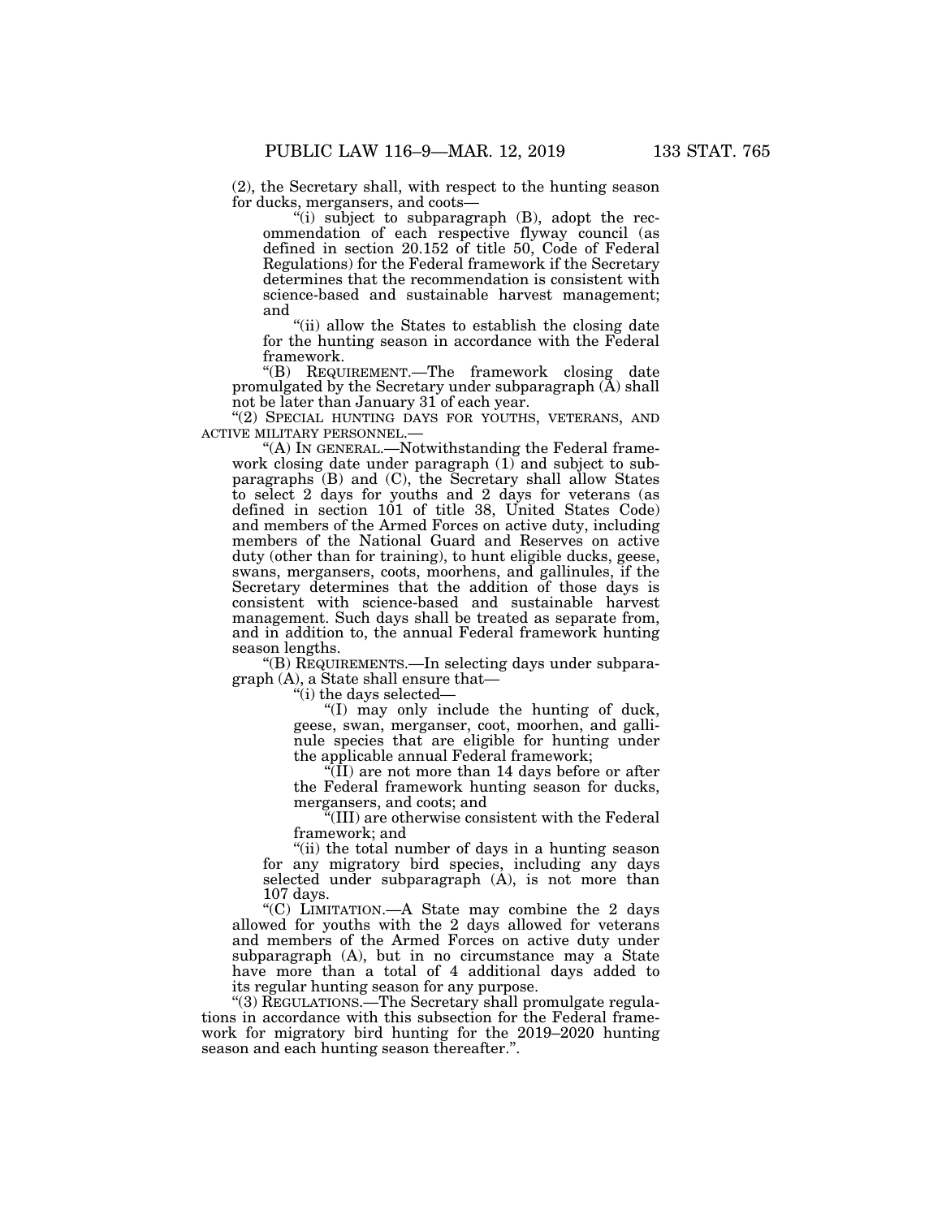(2), the Secretary shall, with respect to the hunting season for ducks, mergansers, and coots—

"(i) subject to subparagraph (B), adopt the recommendation of each respective flyway council (as defined in section 20.152 of title 50, Code of Federal Regulations) for the Federal framework if the Secretary determines that the recommendation is consistent with science-based and sustainable harvest management; and

"(ii) allow the States to establish the closing date for the hunting season in accordance with the Federal framework.

"(B) REQUIREMENT.—The framework closing date promulgated by the Secretary under subparagraph (A) shall not be later than January 31 of each year.

"(2) SPECIAL HUNTING DAYS FOR YOUTHS, VETERANS, AND ACTIVE MILITARY PERSONNEL.—

"(A) IN GENERAL.—Notwithstanding the Federal framework closing date under paragraph (1) and subject to subparagraphs (B) and (C), the Secretary shall allow States to select 2 days for youths and 2 days for veterans (as defined in section 101 of title 38, United States Code) and members of the Armed Forces on active duty, including members of the National Guard and Reserves on active duty (other than for training), to hunt eligible ducks, geese, swans, mergansers, coots, moorhens, and gallinules, if the Secretary determines that the addition of those days is consistent with science-based and sustainable harvest management. Such days shall be treated as separate from, and in addition to, the annual Federal framework hunting season lengths.

"(B) REQUIREMENTS.—In selecting days under subparagraph (A), a State shall ensure that—

"(i) the days selected—

"(I) may only include the hunting of duck, geese, swan, merganser, coot, moorhen, and gallinule species that are eligible for hunting under the applicable annual Federal framework;

"(II) are not more than 14 days before or after the Federal framework hunting season for ducks, mergansers, and coots; and

"(III) are otherwise consistent with the Federal framework; and

"(ii) the total number of days in a hunting season for any migratory bird species, including any days selected under subparagraph (A), is not more than 107 days.

"(C) LIMITATION.—A State may combine the 2 days allowed for youths with the 2 days allowed for veterans and members of the Armed Forces on active duty under subparagraph (A), but in no circumstance may a State have more than a total of 4 additional days added to its regular hunting season for any purpose.

"(3) REGULATIONS.—The Secretary shall promulgate regulations in accordance with this subsection for the Federal framework for migratory bird hunting for the 2019–2020 hunting season and each hunting season thereafter.".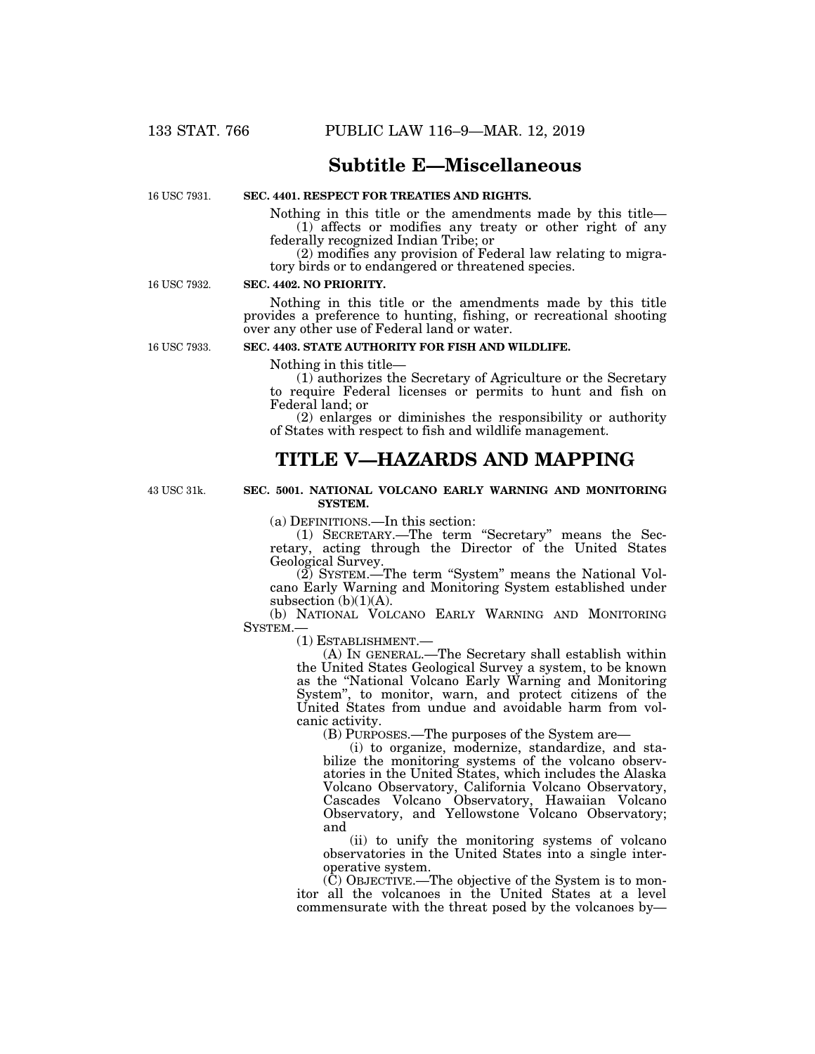## Subtitle E—Miscellaneous

16 USC 7931.

**SEC. 4401. RESPECT FOR TREATIES AND RIGHTS.**

Nothing in this title or the amendments made by this title—

(1) affects or modifies any treaty or other right of any federally recognized Indian Tribe; or

(2) modifies any provision of Federal law relating to migratory birds or to endangered or threatened species.

16 USC 7932.

**SEC. 4402. NO PRIORITY.**

Nothing in this title or the amendments made by this title provides a preference to hunting, fishing, or recreational shooting over any other use of Federal land or water.

16 USC 7933.

**SEC. 4403. STATE AUTHORITY FOR FISH AND WILDLIFE.**

Nothing in this title—

(1) authorizes the Secretary of Agriculture or the Secretary to require Federal licenses or permits to hunt and fish on Federal land; or

(2) enlarges or diminishes the responsibility or authority of States with respect to fish and wildlife management.

# TITLE V—HAZARDS AND MAPPING

43 USC 31k.

**SEC. 5001. NATIONAL VOLCANO EARLY WARNING AND MONITORING SYSTEM.**

(a) DEFINITIONS.—In this section:

(1) SECRETARY.—The term "Secretary" means the Secretary, acting through the Director of the United States Geological Survey.

(2) SYSTEM.—The term "System" means the National Volcano Early Warning and Monitoring System established under subsection (b)(1)(A).

(b) NATIONAL VOLCANO EARLY WARNING AND MONITORING SYSTEM.—

(1) ESTABLISHMENT.—

(A) IN GENERAL.—The Secretary shall establish within the United States Geological Survey a system, to be known as the "National Volcano Early Warning and Monitoring System", to monitor, warn, and protect citizens of the United States from undue and avoidable harm from volcanic activity.

(B) PURPOSES.—The purposes of the System are—

(i) to organize, modernize, standardize, and stabilize the monitoring systems of the volcano observatories in the United States, which includes the Alaska Volcano Observatory, California Volcano Observatory, Cascades Volcano Observatory, Hawaiian Volcano Observatory, and Yellowstone Volcano Observatory; and

(ii) to unify the monitoring systems of volcano observatories in the United States into a single interoperative system.

(C) OBJECTIVE.—The objective of the System is to monitor all the volcanoes in the United States at a level commensurate with the threat posed by the volcanoes by—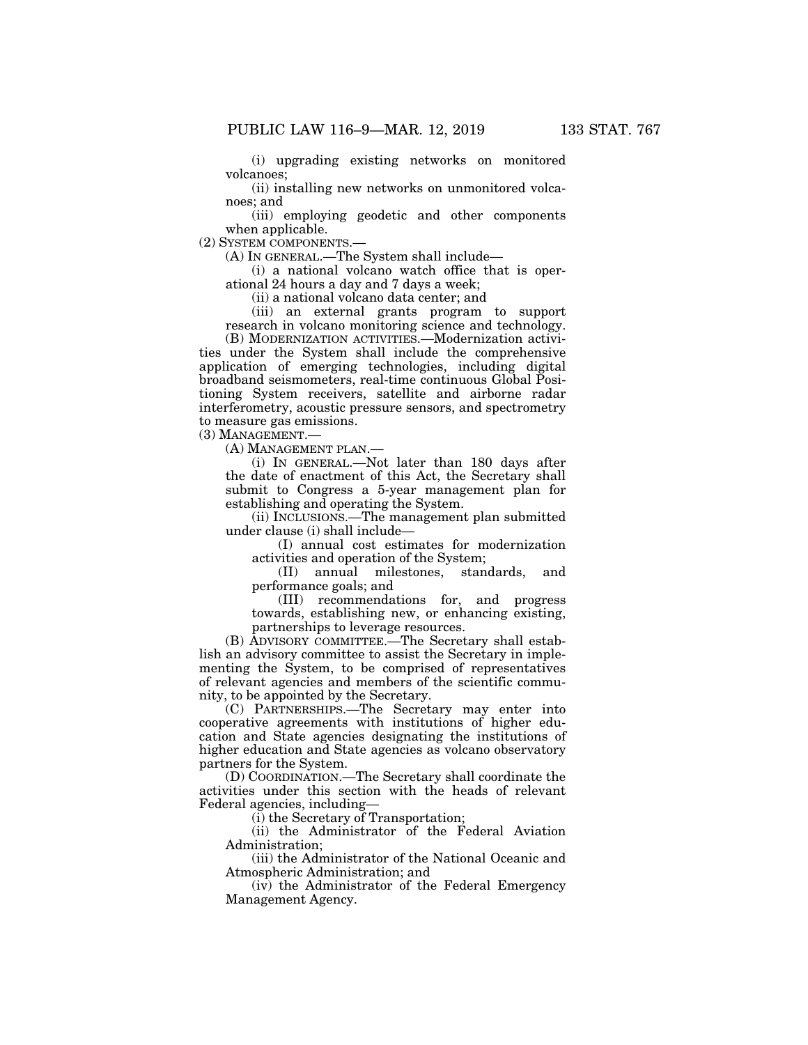(i) upgrading existing networks on monitored volcanoes;

(ii) installing new networks on unmonitored volcanoes; and

(iii) employing geodetic and other components when applicable.

(2) SYSTEM COMPONENTS.—

(A) IN GENERAL.—The System shall include—

(i) a national volcano watch office that is operational 24 hours a day and 7 days a week;

(ii) a national volcano data center; and

(iii) an external grants program to support research in volcano monitoring science and technology.

(B) MODERNIZATION ACTIVITIES.—Modernization activities under the System shall include the comprehensive application of emerging technologies, including digital broadband seismometers, real-time continuous Global Positioning System receivers, satellite and airborne radar interferometry, acoustic pressure sensors, and spectrometry to measure gas emissions.

(3) MANAGEMENT.—

(A) MANAGEMENT PLAN.—

(i) IN GENERAL.—Not later than 180 days after the date of enactment of this Act, the Secretary shall submit to Congress a 5-year management plan for establishing and operating the System.

(ii) INCLUSIONS.—The management plan submitted under clause (i) shall include—

(I) annual cost estimates for modernization activities and operation of the System;

(II) annual milestones, standards, and performance goals; and

(III) recommendations for, and progress towards, establishing new, or enhancing existing, partnerships to leverage resources.

(B) ADVISORY COMMITTEE.—The Secretary shall establish an advisory committee to assist the Secretary in implementing the System, to be comprised of representatives of relevant agencies and members of the scientific community, to be appointed by the Secretary.

(C) PARTNERSHIPS.—The Secretary may enter into cooperative agreements with institutions of higher education and State agencies designating the institutions of higher education and State agencies as volcano observatory partners for the System.

(D) COORDINATION.—The Secretary shall coordinate the activities under this section with the heads of relevant Federal agencies, including—

(i) the Secretary of Transportation;

(ii) the Administrator of the Federal Aviation Administration;

(iii) the Administrator of the National Oceanic and Atmospheric Administration; and

(iv) the Administrator of the Federal Emergency Management Agency.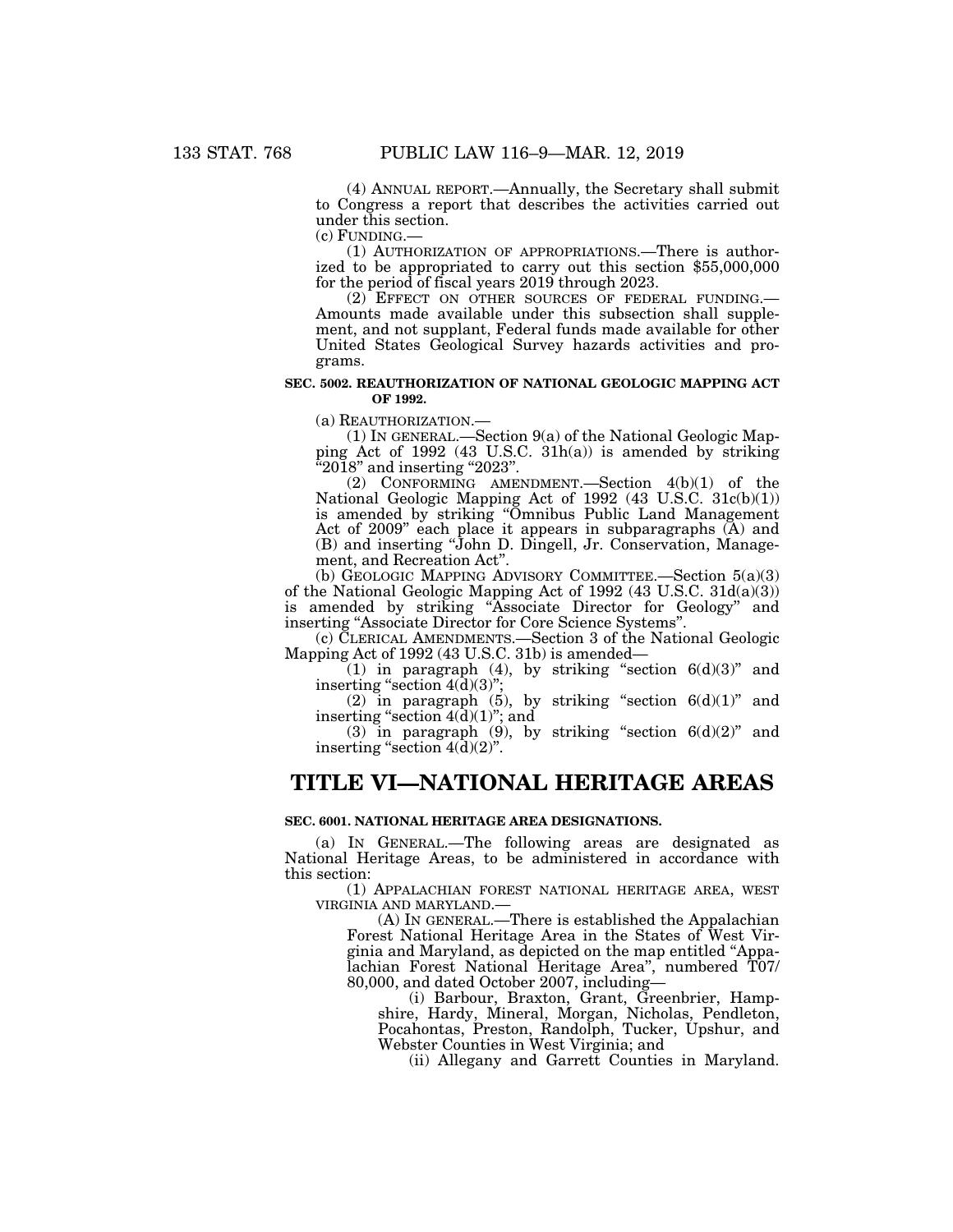(4) ANNUAL REPORT.—Annually, the Secretary shall submit to Congress a report that describes the activities carried out under this section.

(c) FUNDING.—

(1) AUTHORIZATION OF APPROPRIATIONS.—There is authorized to be appropriated to carry out this section $55,000,000 for the period of fiscal years 2019 through 2023.

(2) EFFECT ON OTHER SOURCES OF FEDERAL FUNDING.—Amounts made available under this subsection shall supplement, and not supplant, Federal funds made available for other United States Geological Survey hazards activities and programs.

**SEC. 5002. REAUTHORIZATION OF NATIONAL GEOLOGIC MAPPING ACT OF 1992.**

(a) REAUTHORIZATION.—

(1) IN GENERAL.—Section 9(a) of the National Geologic Mapping Act of 1992 (43 U.S.C. 31h(a)) is amended by striking "2018" and inserting "2023".

(2) CONFORMING AMENDMENT.—Section 4(b)(1) of the National Geologic Mapping Act of 1992 (43 U.S.C. 31c(b)(1)) is amended by striking "Omnibus Public Land Management Act of 2009" each place it appears in subparagraphs (A) and (B) and inserting "John D. Dingell, Jr. Conservation, Management, and Recreation Act".

(b) GEOLOGIC MAPPING ADVISORY COMMITTEE.—Section 5(a)(3) of the National Geologic Mapping Act of 1992 (43 U.S.C. 31d(a)(3)) is amended by striking "Associate Director for Geology" and inserting "Associate Director for Core Science Systems".

(c) CLERICAL AMENDMENTS.—Section 3 of the National Geologic Mapping Act of 1992 (43 U.S.C. 31b) is amended—

(1) in paragraph (4), by striking "section 6(d)(3)" and inserting "section 4(d)(3)";

(2) in paragraph (5), by striking "section 6(d)(1)" and inserting "section 4(d)(1)"; and

(3) in paragraph (9), by striking "section 6(d)(2)" and inserting "section 4(d)(2)".

# TITLE VI—NATIONAL HERITAGE AREAS

**SEC. 6001. NATIONAL HERITAGE AREA DESIGNATIONS.**

(a) IN GENERAL.—The following areas are designated as National Heritage Areas, to be administered in accordance with this section:

(1) APPALACHIAN FOREST NATIONAL HERITAGE AREA, WEST VIRGINIA AND MARYLAND.—

(A) IN GENERAL.—There is established the Appalachian Forest National Heritage Area in the States of West Virginia and Maryland, as depicted on the map entitled "Appalachian Forest National Heritage Area", numbered T07/80,000, and dated October 2007, including—

(i) Barbour, Braxton, Grant, Greenbrier, Hampshire, Hardy, Mineral, Morgan, Nicholas, Pendleton, Pocahontas, Preston, Randolph, Tucker, Upshur, and Webster Counties in West Virginia; and

(ii) Allegany and Garrett Counties in Maryland.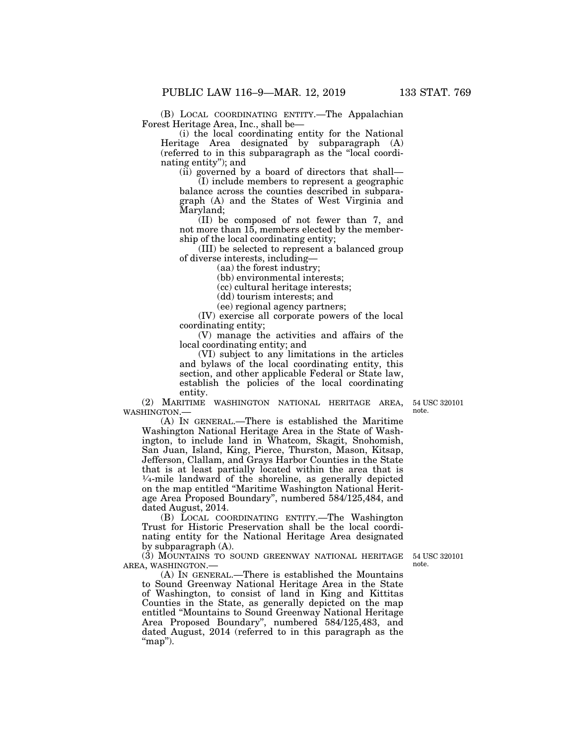(B) LOCAL COORDINATING ENTITY.—The Appalachian Forest Heritage Area, Inc., shall be—

(i) the local coordinating entity for the National Heritage Area designated by subparagraph (A) (referred to in this subparagraph as the "local coordinating entity"); and

(ii) governed by a board of directors that shall—

(I) include members to represent a geographic balance across the counties described in subparagraph (A) and the States of West Virginia and Maryland;

(II) be composed of not fewer than 7, and not more than 15, members elected by the membership of the local coordinating entity;

(III) be selected to represent a balanced group of diverse interests, including—

(aa) the forest industry;

(bb) environmental interests;

(cc) cultural heritage interests;

(dd) tourism interests; and

(ee) regional agency partners;

(IV) exercise all corporate powers of the local coordinating entity;

(V) manage the activities and affairs of the local coordinating entity; and

(VI) subject to any limitations in the articles and bylaws of the local coordinating entity, this section, and other applicable Federal or State law, establish the policies of the local coordinating entity.

(2) MARITIME WASHINGTON NATIONAL HERITAGE AREA, WASHINGTON.—

54 USC 320101 note.

(A) IN GENERAL.—There is established the Maritime Washington National Heritage Area in the State of Washington, to include land in Whatcom, Skagit, Snohomish, San Juan, Island, King, Pierce, Thurston, Mason, Kitsap, Jefferson, Clallam, and Grays Harbor Counties in the State that is at least partially located within the area that is ¼-mile landward of the shoreline, as generally depicted on the map entitled "Maritime Washington National Heritage Area Proposed Boundary", numbered 584/125,484, and dated August, 2014.

(B) LOCAL COORDINATING ENTITY.—The Washington Trust for Historic Preservation shall be the local coordinating entity for the National Heritage Area designated by subparagraph (A).

(3) MOUNTAINS TO SOUND GREENWAY NATIONAL HERITAGE AREA, WASHINGTON.—

54 USC 320101 note.

(A) IN GENERAL.—There is established the Mountains to Sound Greenway National Heritage Area in the State of Washington, to consist of land in King and Kittitas Counties in the State, as generally depicted on the map entitled "Mountains to Sound Greenway National Heritage Area Proposed Boundary", numbered 584/125,483, and dated August, 2014 (referred to in this paragraph as the "map").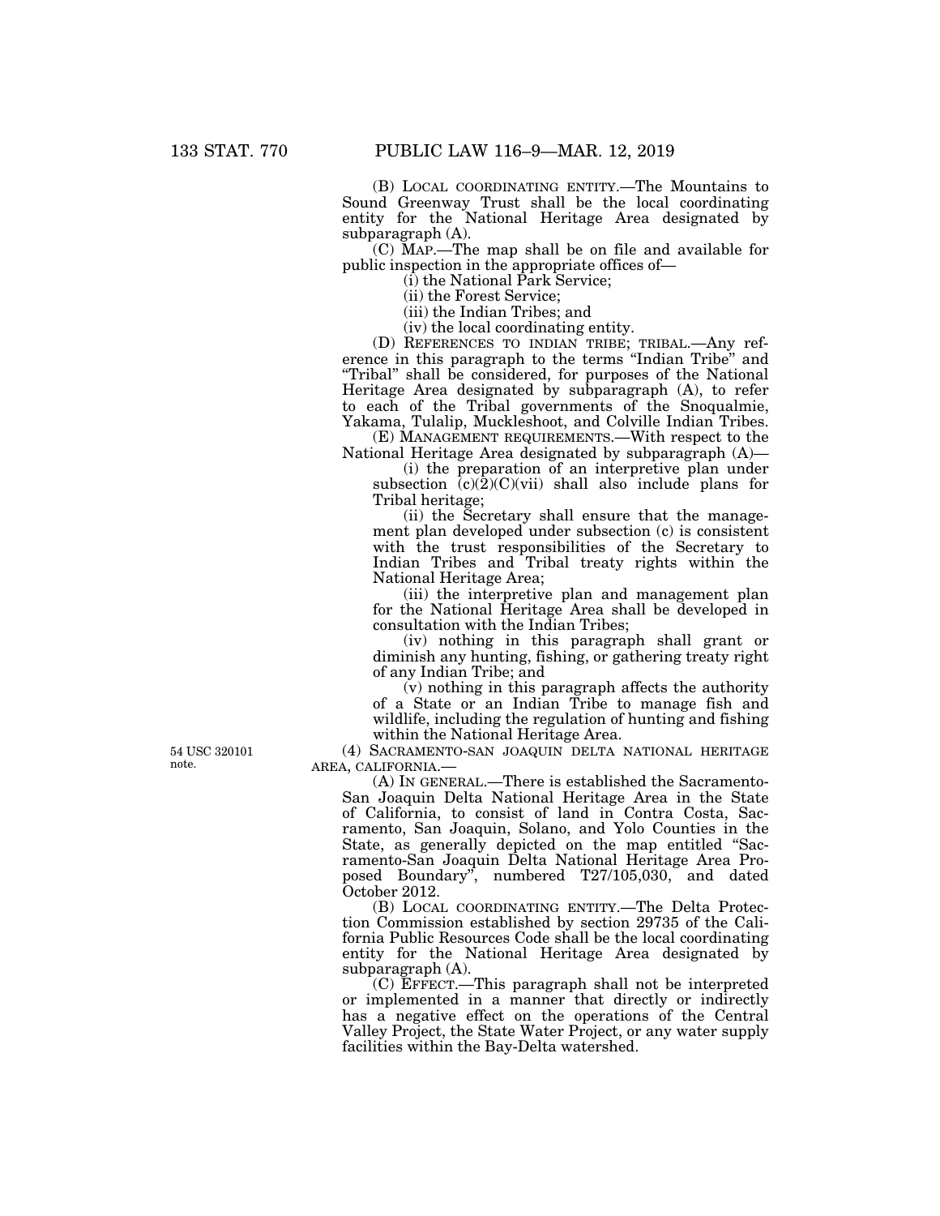(B) LOCAL COORDINATING ENTITY.—The Mountains to Sound Greenway Trust shall be the local coordinating entity for the National Heritage Area designated by subparagraph (A).

(C) MAP.—The map shall be on file and available for public inspection in the appropriate offices of—

(i) the National Park Service;

(ii) the Forest Service;

(iii) the Indian Tribes; and

(iv) the local coordinating entity.

(D) REFERENCES TO INDIAN TRIBE; TRIBAL.—Any reference in this paragraph to the terms "Indian Tribe" and "Tribal" shall be considered, for purposes of the National Heritage Area designated by subparagraph (A), to refer to each of the Tribal governments of the Snoqualmie, Yakama, Tulalip, Muckleshoot, and Colville Indian Tribes.

(E) MANAGEMENT REQUIREMENTS.—With respect to the National Heritage Area designated by subparagraph (A)—

(i) the preparation of an interpretive plan under subsection (c)(2)(C)(vii) shall also include plans for Tribal heritage;

(ii) the Secretary shall ensure that the management plan developed under subsection (c) is consistent with the trust responsibilities of the Secretary to Indian Tribes and Tribal treaty rights within the National Heritage Area;

(iii) the interpretive plan and management plan for the National Heritage Area shall be developed in consultation with the Indian Tribes;

(iv) nothing in this paragraph shall grant or diminish any hunting, fishing, or gathering treaty right of any Indian Tribe; and

(v) nothing in this paragraph affects the authority of a State or an Indian Tribe to manage fish and wildlife, including the regulation of hunting and fishing within the National Heritage Area.

54 USC 320101 note.

(4) SACRAMENTO-SAN JOAQUIN DELTA NATIONAL HERITAGE AREA, CALIFORNIA.—

(A) IN GENERAL.—There is established the Sacramento-San Joaquin Delta National Heritage Area in the State of California, to consist of land in Contra Costa, Sacramento, San Joaquin, Solano, and Yolo Counties in the State, as generally depicted on the map entitled "Sacramento-San Joaquin Delta National Heritage Area Proposed Boundary", numbered T27/105,030, and dated October 2012.

(B) LOCAL COORDINATING ENTITY.—The Delta Protection Commission established by section 29735 of the California Public Resources Code shall be the local coordinating entity for the National Heritage Area designated by subparagraph (A).

(C) EFFECT.—This paragraph shall not be interpreted or implemented in a manner that directly or indirectly has a negative effect on the operations of the Central Valley Project, the State Water Project, or any water supply facilities within the Bay-Delta watershed.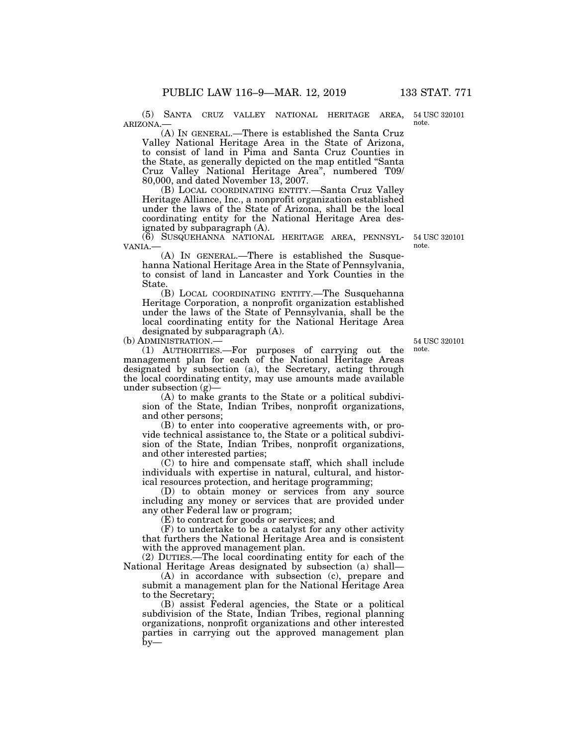(5) SANTA CRUZ VALLEY NATIONAL HERITAGE AREA, ARIZONA.—

(A) IN GENERAL.—There is established the Santa Cruz Valley National Heritage Area in the State of Arizona, to consist of land in Pima and Santa Cruz Counties in the State, as generally depicted on the map entitled "Santa Cruz Valley National Heritage Area", numbered T09/80,000, and dated November 13, 2007.

(B) LOCAL COORDINATING ENTITY.—Santa Cruz Valley Heritage Alliance, Inc., a nonprofit organization established under the laws of the State of Arizona, shall be the local coordinating entity for the National Heritage Area designated by subparagraph (A).

(6) SUSQUEHANNA NATIONAL HERITAGE AREA, PENNSYLVANIA.—

(A) IN GENERAL.—There is established the Susquehanna National Heritage Area in the State of Pennsylvania, to consist of land in Lancaster and York Counties in the State.

(B) LOCAL COORDINATING ENTITY.—The Susquehanna Heritage Corporation, a nonprofit organization established under the laws of the State of Pennsylvania, shall be the local coordinating entity for the National Heritage Area designated by subparagraph (A).

(b) ADMINISTRATION.—

(1) AUTHORITIES.—For purposes of carrying out the management plan for each of the National Heritage Areas designated by subsection (a), the Secretary, acting through the local coordinating entity, may use amounts made available under subsection (g)—

(A) to make grants to the State or a political subdivision of the State, Indian Tribes, nonprofit organizations, and other persons;

(B) to enter into cooperative agreements with, or provide technical assistance to, the State or a political subdivision of the State, Indian Tribes, nonprofit organizations, and other interested parties;

(C) to hire and compensate staff, which shall include individuals with expertise in natural, cultural, and historical resources protection, and heritage programming;

(D) to obtain money or services from any source including any money or services that are provided under any other Federal law or program;

(E) to contract for goods or services; and

(F) to undertake to be a catalyst for any other activity that furthers the National Heritage Area and is consistent with the approved management plan.

(2) DUTIES.—The local coordinating entity for each of the National Heritage Areas designated by subsection (a) shall—

(A) in accordance with subsection (c), prepare and submit a management plan for the National Heritage Area to the Secretary;

(B) assist Federal agencies, the State or a political subdivision of the State, Indian Tribes, regional planning organizations, nonprofit organizations and other interested parties in carrying out the approved management plan by—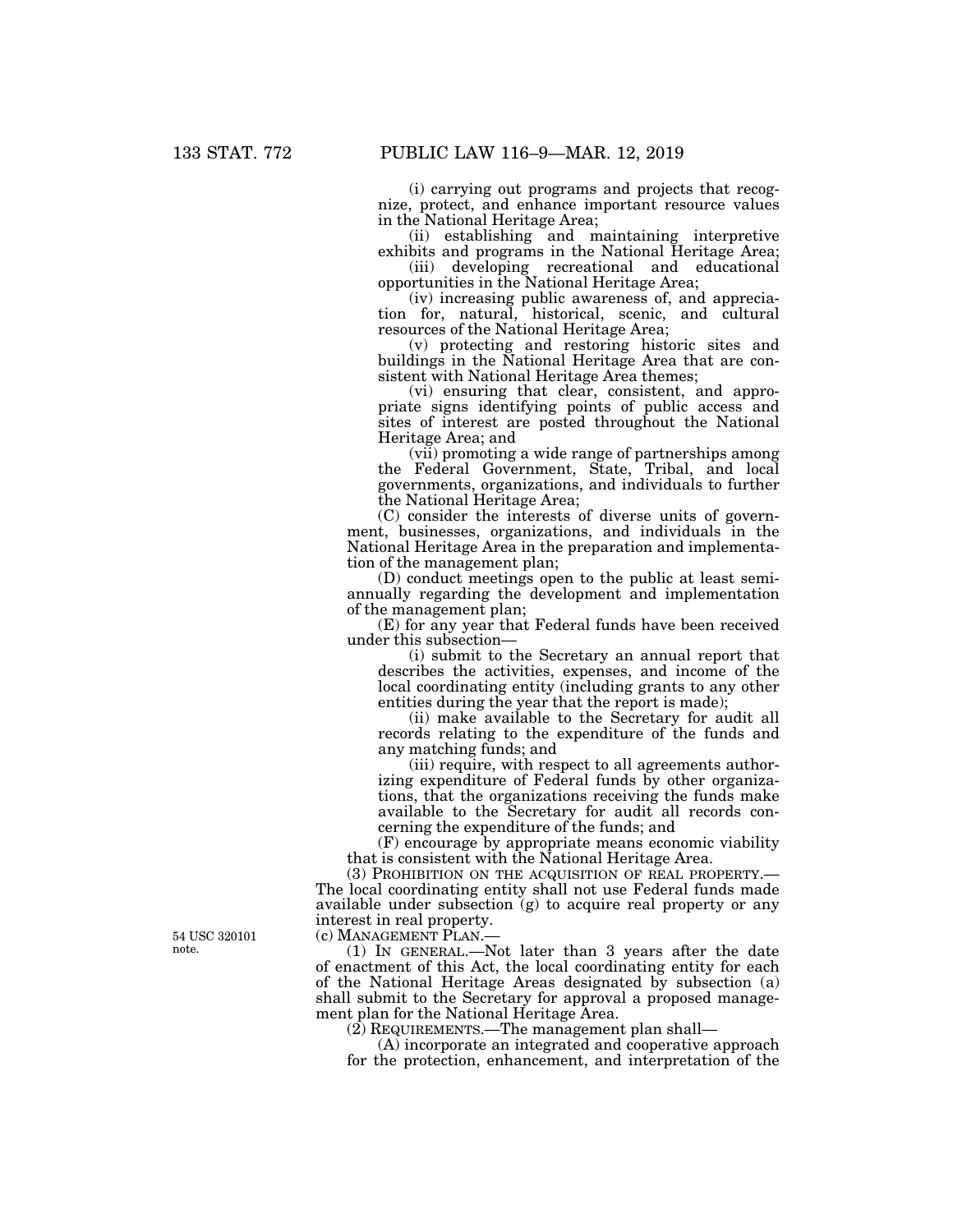(i) carrying out programs and projects that recognize, protect, and enhance important resource values in the National Heritage Area;

(ii) establishing and maintaining interpretive exhibits and programs in the National Heritage Area;

(iii) developing recreational and educational opportunities in the National Heritage Area;

(iv) increasing public awareness of, and appreciation for, natural, historical, scenic, and cultural resources of the National Heritage Area;

(v) protecting and restoring historic sites and buildings in the National Heritage Area that are consistent with National Heritage Area themes;

(vi) ensuring that clear, consistent, and appropriate signs identifying points of public access and sites of interest are posted throughout the National Heritage Area; and

(vii) promoting a wide range of partnerships among the Federal Government, State, Tribal, and local governments, organizations, and individuals to further the National Heritage Area;

(C) consider the interests of diverse units of government, businesses, organizations, and individuals in the National Heritage Area in the preparation and implementation of the management plan;

(D) conduct meetings open to the public at least semiannually regarding the development and implementation of the management plan;

(E) for any year that Federal funds have been received under this subsection—

(i) submit to the Secretary an annual report that describes the activities, expenses, and income of the local coordinating entity (including grants to any other entities during the year that the report is made);

(ii) make available to the Secretary for audit all records relating to the expenditure of the funds and any matching funds; and

(iii) require, with respect to all agreements authorizing expenditure of Federal funds by other organizations, that the organizations receiving the funds make available to the Secretary for audit all records concerning the expenditure of the funds; and

(F) encourage by appropriate means economic viability that is consistent with the National Heritage Area.

(3) PROHIBITION ON THE ACQUISITION OF REAL PROPERTY.—The local coordinating entity shall not use Federal funds made available under subsection (g) to acquire real property or any interest in real property.

54 USC 320101 note.

(c) MANAGEMENT PLAN.—

(1) IN GENERAL.—Not later than 3 years after the date of enactment of this Act, the local coordinating entity for each of the National Heritage Areas designated by subsection (a) shall submit to the Secretary for approval a proposed management plan for the National Heritage Area.

(2) REQUIREMENTS.—The management plan shall—

(A) incorporate an integrated and cooperative approach for the protection, enhancement, and interpretation of the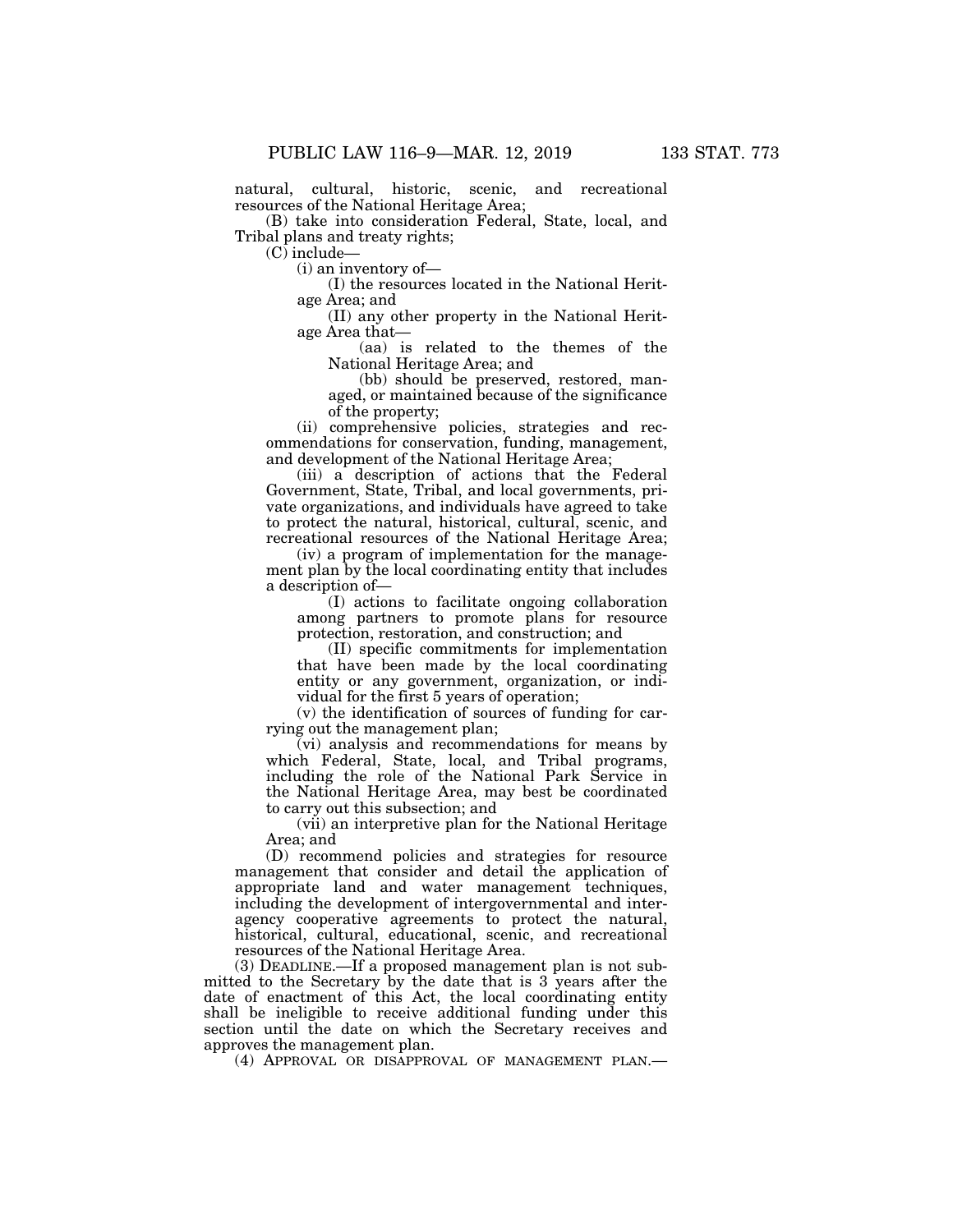natural, cultural, historic, scenic, and recreational resources of the National Heritage Area;

(B) take into consideration Federal, State, local, and Tribal plans and treaty rights;

(C) include—

(i) an inventory of—

(I) the resources located in the National Heritage Area; and

(II) any other property in the National Heritage Area that—

(aa) is related to the themes of the National Heritage Area; and

(bb) should be preserved, restored, managed, or maintained because of the significance of the property;

(ii) comprehensive policies, strategies and recommendations for conservation, funding, management, and development of the National Heritage Area;

(iii) a description of actions that the Federal Government, State, Tribal, and local governments, private organizations, and individuals have agreed to take to protect the natural, historical, cultural, scenic, and recreational resources of the National Heritage Area;

(iv) a program of implementation for the management plan by the local coordinating entity that includes a description of—

(I) actions to facilitate ongoing collaboration among partners to promote plans for resource protection, restoration, and construction; and

(II) specific commitments for implementation that have been made by the local coordinating entity or any government, organization, or individual for the first 5 years of operation;

(v) the identification of sources of funding for carrying out the management plan;

(vi) analysis and recommendations for means by which Federal, State, local, and Tribal programs, including the role of the National Park Service in the National Heritage Area, may best be coordinated to carry out this subsection; and

(vii) an interpretive plan for the National Heritage Area; and

(D) recommend policies and strategies for resource management that consider and detail the application of appropriate land and water management techniques, including the development of intergovernmental and interagency cooperative agreements to protect the natural, historical, cultural, educational, scenic, and recreational resources of the National Heritage Area.

(3) DEADLINE.—If a proposed management plan is not submitted to the Secretary by the date that is 3 years after the date of enactment of this Act, the local coordinating entity shall be ineligible to receive additional funding under this section until the date on which the Secretary receives and approves the management plan.

(4) APPROVAL OR DISAPPROVAL OF MANAGEMENT PLAN.—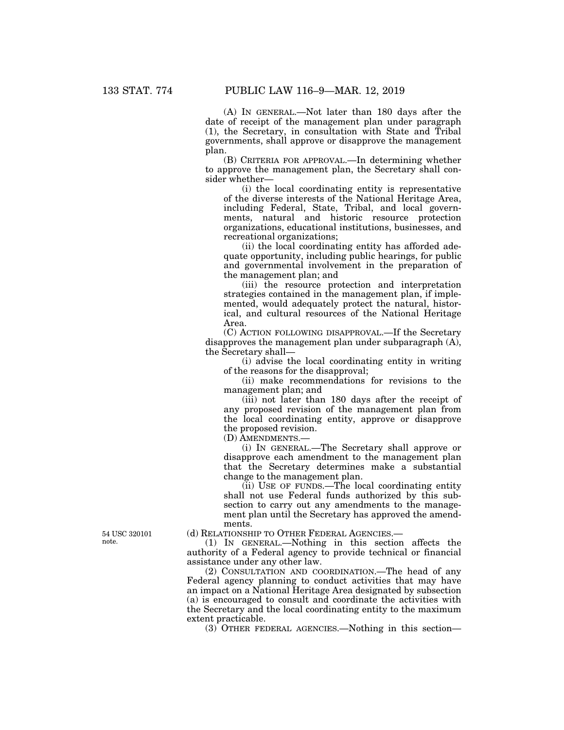(A) IN GENERAL.—Not later than 180 days after the date of receipt of the management plan under paragraph (1), the Secretary, in consultation with State and Tribal governments, shall approve or disapprove the management plan.

(B) CRITERIA FOR APPROVAL.—In determining whether to approve the management plan, the Secretary shall consider whether—

(i) the local coordinating entity is representative of the diverse interests of the National Heritage Area, including Federal, State, Tribal, and local governments, natural and historic resource protection organizations, educational institutions, businesses, and recreational organizations;

(ii) the local coordinating entity has afforded adequate opportunity, including public hearings, for public and governmental involvement in the preparation of the management plan; and

(iii) the resource protection and interpretation strategies contained in the management plan, if implemented, would adequately protect the natural, historical, and cultural resources of the National Heritage Area.

(C) ACTION FOLLOWING DISAPPROVAL.—If the Secretary disapproves the management plan under subparagraph (A), the Secretary shall—

(i) advise the local coordinating entity in writing of the reasons for the disapproval;

(ii) make recommendations for revisions to the management plan; and

(iii) not later than 180 days after the receipt of any proposed revision of the management plan from the local coordinating entity, approve or disapprove the proposed revision.

(D) AMENDMENTS.—

(i) IN GENERAL.—The Secretary shall approve or disapprove each amendment to the management plan that the Secretary determines make a substantial change to the management plan.

(ii) USE OF FUNDS.—The local coordinating entity shall not use Federal funds authorized by this subsection to carry out any amendments to the management plan until the Secretary has approved the amendments.

54 USC 320101 note.

(d) RELATIONSHIP TO OTHER FEDERAL AGENCIES.—

(1) IN GENERAL.—Nothing in this section affects the authority of a Federal agency to provide technical or financial assistance under any other law.

(2) CONSULTATION AND COORDINATION.—The head of any Federal agency planning to conduct activities that may have an impact on a National Heritage Area designated by subsection (a) is encouraged to consult and coordinate the activities with the Secretary and the local coordinating entity to the maximum extent practicable.

(3) OTHER FEDERAL AGENCIES.—Nothing in this section—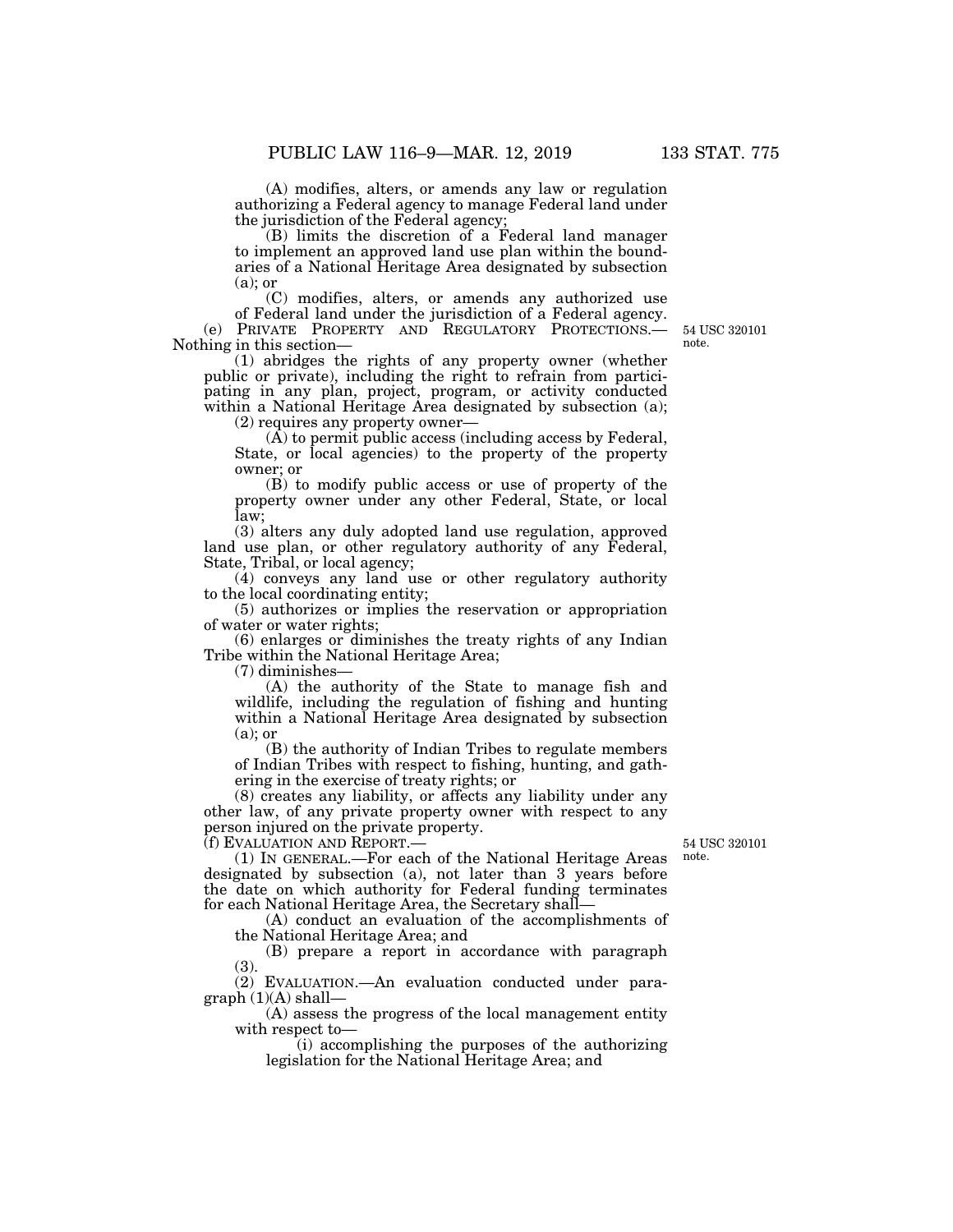(A) modifies, alters, or amends any law or regulation authorizing a Federal agency to manage Federal land under the jurisdiction of the Federal agency;

(B) limits the discretion of a Federal land manager to implement an approved land use plan within the boundaries of a National Heritage Area designated by subsection (a); or

(C) modifies, alters, or amends any authorized use of Federal land under the jurisdiction of a Federal agency.

(e) PRIVATE PROPERTY AND REGULATORY PROTECTIONS.—Nothing in this section—

54 USC 320101 note.

(1) abridges the rights of any property owner (whether public or private), including the right to refrain from participating in any plan, project, program, or activity conducted within a National Heritage Area designated by subsection (a);

(2) requires any property owner—

(A) to permit public access (including access by Federal, State, or local agencies) to the property of the property owner; or

(B) to modify public access or use of property of the property owner under any other Federal, State, or local law;

(3) alters any duly adopted land use regulation, approved land use plan, or other regulatory authority of any Federal, State, Tribal, or local agency;

(4) conveys any land use or other regulatory authority to the local coordinating entity;

(5) authorizes or implies the reservation or appropriation of water or water rights;

(6) enlarges or diminishes the treaty rights of any Indian Tribe within the National Heritage Area;

(7) diminishes—

(A) the authority of the State to manage fish and wildlife, including the regulation of fishing and hunting within a National Heritage Area designated by subsection (a); or

(B) the authority of Indian Tribes to regulate members of Indian Tribes with respect to fishing, hunting, and gathering in the exercise of treaty rights; or

(8) creates any liability, or affects any liability under any other law, of any private property owner with respect to any person injured on the private property.

(f) EVALUATION AND REPORT.—

54 USC 320101 note.

(1) IN GENERAL.—For each of the National Heritage Areas designated by subsection (a), not later than 3 years before the date on which authority for Federal funding terminates for each National Heritage Area, the Secretary shall—

(A) conduct an evaluation of the accomplishments of the National Heritage Area; and

(B) prepare a report in accordance with paragraph (3).

(2) EVALUATION.—An evaluation conducted under paragraph (1)(A) shall—

(A) assess the progress of the local management entity with respect to—

(i) accomplishing the purposes of the authorizing legislation for the National Heritage Area; and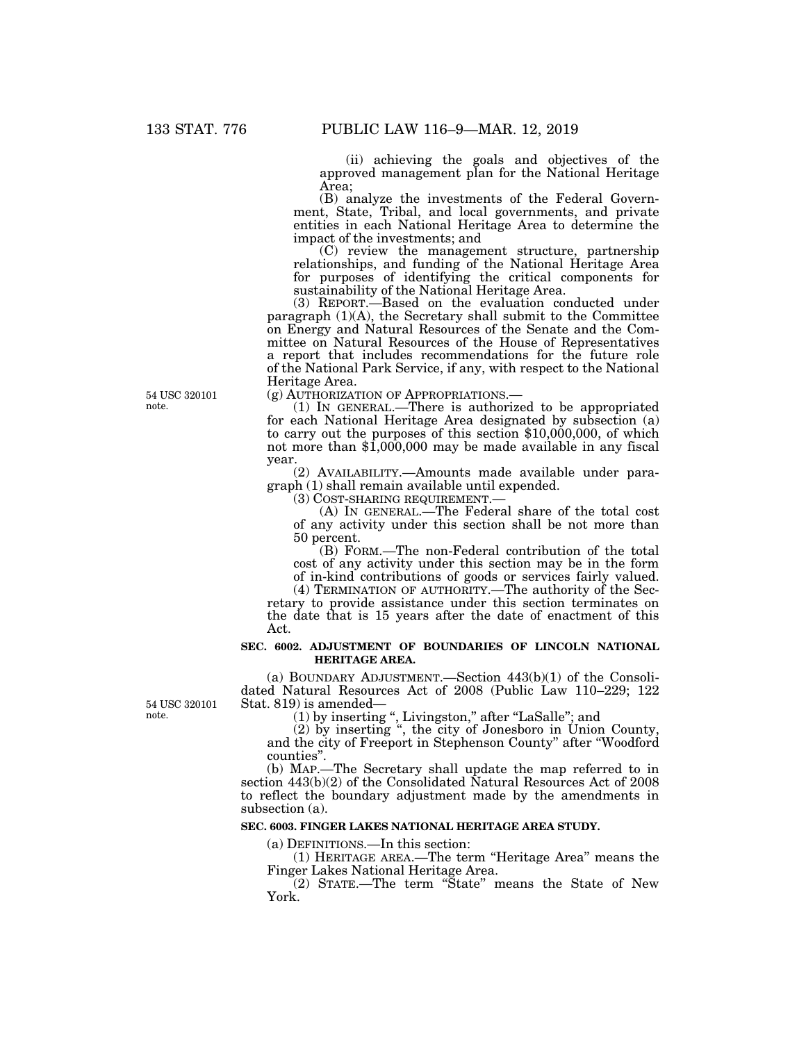(ii) achieving the goals and objectives of the approved management plan for the National Heritage Area;

(B) analyze the investments of the Federal Government, State, Tribal, and local governments, and private entities in each National Heritage Area to determine the impact of the investments; and

(C) review the management structure, partnership relationships, and funding of the National Heritage Area for purposes of identifying the critical components for sustainability of the National Heritage Area.

(3) REPORT.—Based on the evaluation conducted under paragraph (1)(A), the Secretary shall submit to the Committee on Energy and Natural Resources of the Senate and the Committee on Natural Resources of the House of Representatives a report that includes recommendations for the future role of the National Park Service, if any, with respect to the National Heritage Area.

54 USC 320101 note.

(g) AUTHORIZATION OF APPROPRIATIONS.—

(1) IN GENERAL.—There is authorized to be appropriated for each National Heritage Area designated by subsection (a) to carry out the purposes of this section $10,000,000, of which not more than $1,000,000 may be made available in any fiscal year.

(2) AVAILABILITY.—Amounts made available under paragraph (1) shall remain available until expended.

(3) COST-SHARING REQUIREMENT.—

(A) IN GENERAL.—The Federal share of the total cost of any activity under this section shall be not more than 50 percent.

(B) FORM.—The non-Federal contribution of the total cost of any activity under this section may be in the form of in-kind contributions of goods or services fairly valued.

(4) TERMINATION OF AUTHORITY.—The authority of the Secretary to provide assistance under this section terminates on the date that is 15 years after the date of enactment of this Act.

**SEC. 6002. ADJUSTMENT OF BOUNDARIES OF LINCOLN NATIONAL HERITAGE AREA.**

54 USC 320101 note.

(a) BOUNDARY ADJUSTMENT.—Section 443(b)(1) of the Consolidated Natural Resources Act of 2008 (Public Law 110–229; 122 Stat. 819) is amended—

(1) by inserting ", Livingston," after "LaSalle"; and

(2) by inserting ", the city of Jonesboro in Union County, and the city of Freeport in Stephenson County" after "Woodford counties".

(b) MAP.—The Secretary shall update the map referred to in section 443(b)(2) of the Consolidated Natural Resources Act of 2008 to reflect the boundary adjustment made by the amendments in subsection (a).

**SEC. 6003. FINGER LAKES NATIONAL HERITAGE AREA STUDY.**

(a) DEFINITIONS.—In this section:

(1) HERITAGE AREA.—The term "Heritage Area" means the Finger Lakes National Heritage Area.

(2) STATE.—The term "State" means the State of New York.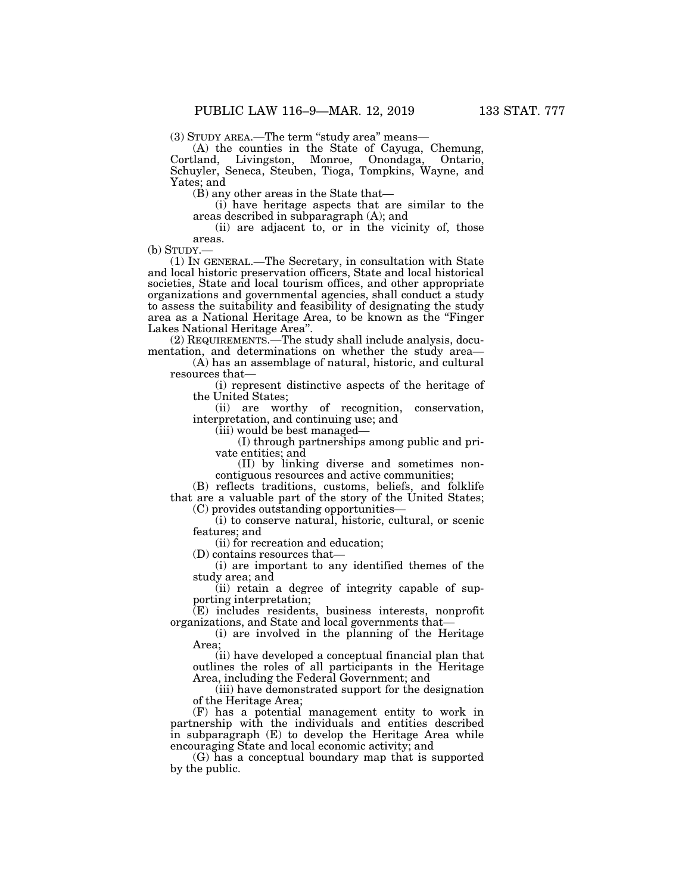(3) STUDY AREA.—The term "study area" means—

(A) the counties in the State of Cayuga, Chemung, Cortland, Livingston, Monroe, Onondaga, Ontario, Schuyler, Seneca, Steuben, Tioga, Tompkins, Wayne, and Yates; and

(B) any other areas in the State that—

(i) have heritage aspects that are similar to the areas described in subparagraph (A); and

(ii) are adjacent to, or in the vicinity of, those areas.

(b) STUDY.—

(1) IN GENERAL.—The Secretary, in consultation with State and local historic preservation officers, State and local historical societies, State and local tourism offices, and other appropriate organizations and governmental agencies, shall conduct a study to assess the suitability and feasibility of designating the study area as a National Heritage Area, to be known as the "Finger Lakes National Heritage Area".

(2) REQUIREMENTS.—The study shall include analysis, documentation, and determinations on whether the study area—

(A) has an assemblage of natural, historic, and cultural resources that—

(i) represent distinctive aspects of the heritage of the United States;

(ii) are worthy of recognition, conservation, interpretation, and continuing use; and

(iii) would be best managed—

(I) through partnerships among public and private entities; and

(II) by linking diverse and sometimes noncontiguous resources and active communities;

(B) reflects traditions, customs, beliefs, and folklife that are a valuable part of the story of the United States;

(C) provides outstanding opportunities—

(i) to conserve natural, historic, cultural, or scenic features; and

(ii) for recreation and education;

(D) contains resources that—

(i) are important to any identified themes of the study area; and

(ii) retain a degree of integrity capable of supporting interpretation;

(E) includes residents, business interests, nonprofit organizations, and State and local governments that—

(i) are involved in the planning of the Heritage Area;

(ii) have developed a conceptual financial plan that outlines the roles of all participants in the Heritage Area, including the Federal Government; and

(iii) have demonstrated support for the designation of the Heritage Area;

(F) has a potential management entity to work in partnership with the individuals and entities described in subparagraph (E) to develop the Heritage Area while encouraging State and local economic activity; and

(G) has a conceptual boundary map that is supported by the public.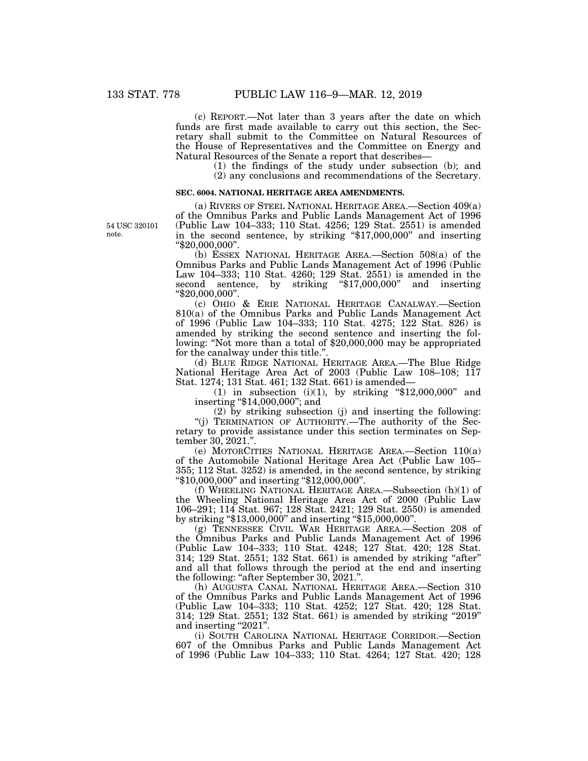(c) REPORT.—Not later than 3 years after the date on which funds are first made available to carry out this section, the Secretary shall submit to the Committee on Natural Resources of the House of Representatives and the Committee on Energy and Natural Resources of the Senate a report that describes—

(1) the findings of the study under subsection (b); and

(2) any conclusions and recommendations of the Secretary.

**SEC. 6004. NATIONAL HERITAGE AREA AMENDMENTS.**

(a) RIVERS OF STEEL NATIONAL HERITAGE AREA.—Section 409(a) of the Omnibus Parks and Public Lands Management Act of 1996 (Public Law 104–333; 110 Stat. 4256; 129 Stat. 2551) is amended in the second sentence, by striking "$17,000,000" and inserting "$20,000,000".

54 USC 320101 note.

(b) ESSEX NATIONAL HERITAGE AREA.—Section 508(a) of the Omnibus Parks and Public Lands Management Act of 1996 (Public Law 104–333; 110 Stat. 4260; 129 Stat. 2551) is amended in the second sentence, by striking "$17,000,000" and inserting "$20,000,000".

(c) OHIO & ERIE NATIONAL HERITAGE CANALWAY.—Section 810(a) of the Omnibus Parks and Public Lands Management Act of 1996 (Public Law 104–333; 110 Stat. 4275; 122 Stat. 826) is amended by striking the second sentence and inserting the following: "Not more than a total of $20,000,000 may be appropriated for the canalway under this title.".

(d) BLUE RIDGE NATIONAL HERITAGE AREA.—The Blue Ridge National Heritage Area Act of 2003 (Public Law 108–108; 117 Stat. 1274; 131 Stat. 461; 132 Stat. 661) is amended—

(1) in subsection (i)(1), by striking "$12,000,000" and inserting "$14,000,000"; and

(2) by striking subsection (j) and inserting the following:

"(j) TERMINATION OF AUTHORITY.—The authority of the Secretary to provide assistance under this section terminates on September 30, 2021.".

(e) MOTORCITIES NATIONAL HERITAGE AREA.—Section 110(a) of the Automobile National Heritage Area Act (Public Law 105–355; 112 Stat. 3252) is amended, in the second sentence, by striking "$10,000,000" and inserting "$12,000,000".

(f) WHEELING NATIONAL HERITAGE AREA.—Subsection (h)(1) of the Wheeling National Heritage Area Act of 2000 (Public Law 106–291; 114 Stat. 967; 128 Stat. 2421; 129 Stat. 2550) is amended by striking "$13,000,000" and inserting "$15,000,000".

(g) TENNESSEE CIVIL WAR HERITAGE AREA.—Section 208 of the Omnibus Parks and Public Lands Management Act of 1996 (Public Law 104–333; 110 Stat. 4248; 127 Stat. 420; 128 Stat. 314; 129 Stat. 2551; 132 Stat. 661) is amended by striking "after" and all that follows through the period at the end and inserting the following: "after September 30, 2021.".

(h) AUGUSTA CANAL NATIONAL HERITAGE AREA.—Section 310 of the Omnibus Parks and Public Lands Management Act of 1996 (Public Law 104–333; 110 Stat. 4252; 127 Stat. 420; 128 Stat. 314; 129 Stat. 2551; 132 Stat. 661) is amended by striking "2019" and inserting "2021".

(i) SOUTH CAROLINA NATIONAL HERITAGE CORRIDOR.—Section 607 of the Omnibus Parks and Public Lands Management Act of 1996 (Public Law 104–333; 110 Stat. 4264; 127 Stat. 420; 128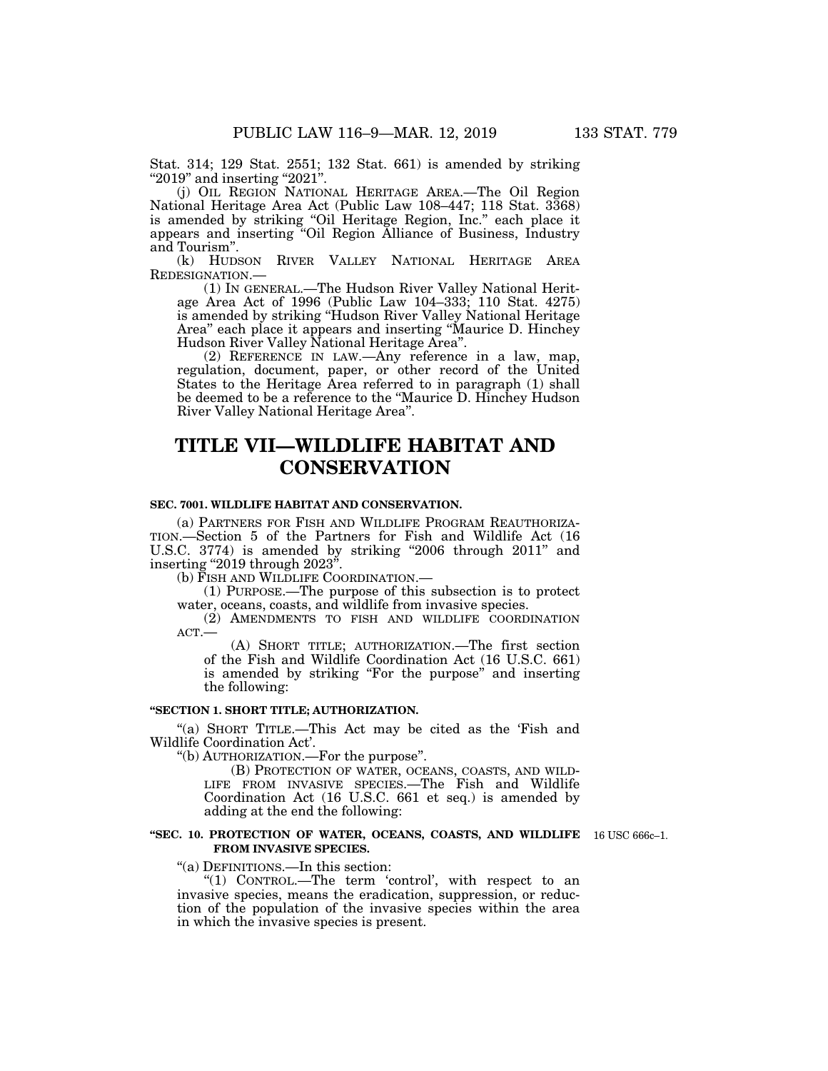Stat. 314; 129 Stat. 2551; 132 Stat. 661) is amended by striking "2019" and inserting "2021".

(j) OIL REGION NATIONAL HERITAGE AREA.—The Oil Region National Heritage Area Act (Public Law 108–447; 118 Stat. 3368) is amended by striking "Oil Heritage Region, Inc." each place it appears and inserting "Oil Region Alliance of Business, Industry and Tourism".

(k) HUDSON RIVER VALLEY NATIONAL HERITAGE AREA REDESIGNATION.—

(1) IN GENERAL.—The Hudson River Valley National Heritage Area Act of 1996 (Public Law 104–333; 110 Stat. 4275) is amended by striking "Hudson River Valley National Heritage Area" each place it appears and inserting "Maurice D. Hinchey Hudson River Valley National Heritage Area".

(2) REFERENCE IN LAW.—Any reference in a law, map, regulation, document, paper, or other record of the United States to the Heritage Area referred to in paragraph (1) shall be deemed to be a reference to the "Maurice D. Hinchey Hudson River Valley National Heritage Area".

# TITLE VII—WILDLIFE HABITAT AND CONSERVATION

### SEC. 7001. WILDLIFE HABITAT AND CONSERVATION.

(a) PARTNERS FOR FISH AND WILDLIFE PROGRAM REAUTHORIZATION.—Section 5 of the Partners for Fish and Wildlife Act (16 U.S.C. 3774) is amended by striking "2006 through 2011" and inserting "2019 through 2023".

(b) FISH AND WILDLIFE COORDINATION.—

(1) PURPOSE.—The purpose of this subsection is to protect water, oceans, coasts, and wildlife from invasive species.

(2) AMENDMENTS TO FISH AND WILDLIFE COORDINATION ACT.—

(A) SHORT TITLE; AUTHORIZATION.—The first section of the Fish and Wildlife Coordination Act (16 U.S.C. 661) is amended by striking "For the purpose" and inserting the following:

### "SECTION 1. SHORT TITLE; AUTHORIZATION.

"(a) SHORT TITLE.—This Act may be cited as the 'Fish and Wildlife Coordination Act'.

"(b) AUTHORIZATION.—For the purpose".

(B) PROTECTION OF WATER, OCEANS, COASTS, AND WILDLIFE FROM INVASIVE SPECIES.—The Fish and Wildlife Coordination Act (16 U.S.C. 661 et seq.) is amended by adding at the end the following:

### "SEC. 10. PROTECTION OF WATER, OCEANS, COASTS, AND WILDLIFE FROM INVASIVE SPECIES.

16 USC 666c–1.

"(a) DEFINITIONS.—In this section:

"(1) CONTROL.—The term 'control', with respect to an invasive species, means the eradication, suppression, or reduction of the population of the invasive species within the area in which the invasive species is present.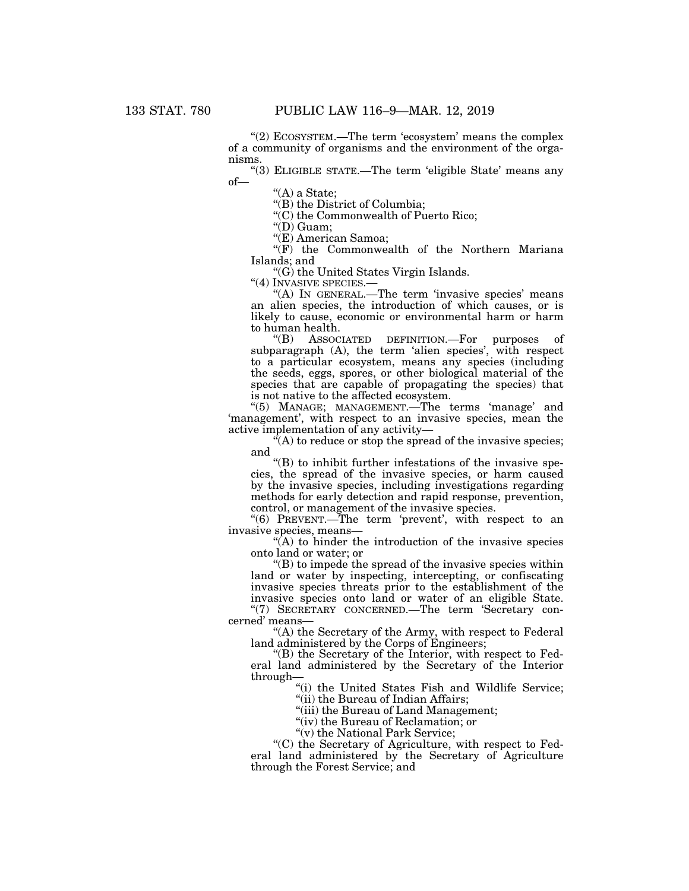"(2) ECOSYSTEM.—The term 'ecosystem' means the complex of a community of organisms and the environment of the organisms.

"(3) ELIGIBLE STATE.—The term 'eligible State' means any of—

"(A) a State;

"(B) the District of Columbia;

"(C) the Commonwealth of Puerto Rico;

"(D) Guam;

"(E) American Samoa;

"(F) the Commonwealth of the Northern Mariana Islands; and

"(G) the United States Virgin Islands.

"(4) INVASIVE SPECIES.—

"(A) IN GENERAL.—The term 'invasive species' means an alien species, the introduction of which causes, or is likely to cause, economic or environmental harm or harm to human health.

"(B) ASSOCIATED DEFINITION.—For purposes of subparagraph (A), the term 'alien species', with respect to a particular ecosystem, means any species (including the seeds, eggs, spores, or other biological material of the species that are capable of propagating the species) that is not native to the affected ecosystem.

"(5) MANAGE; MANAGEMENT.—The terms 'manage' and 'management', with respect to an invasive species, mean the active implementation of any activity—

"(A) to reduce or stop the spread of the invasive species; and

"(B) to inhibit further infestations of the invasive species, the spread of the invasive species, or harm caused by the invasive species, including investigations regarding methods for early detection and rapid response, prevention, control, or management of the invasive species.

"(6) PREVENT.—The term 'prevent', with respect to an invasive species, means—

"(A) to hinder the introduction of the invasive species onto land or water; or

"(B) to impede the spread of the invasive species within land or water by inspecting, intercepting, or confiscating invasive species threats prior to the establishment of the invasive species onto land or water of an eligible State.

"(7) SECRETARY CONCERNED.—The term 'Secretary concerned' means—

"(A) the Secretary of the Army, with respect to Federal land administered by the Corps of Engineers;

"(B) the Secretary of the Interior, with respect to Federal land administered by the Secretary of the Interior through—

"(i) the United States Fish and Wildlife Service;

"(ii) the Bureau of Indian Affairs;

"(iii) the Bureau of Land Management;

"(iv) the Bureau of Reclamation; or

"(v) the National Park Service;

"(C) the Secretary of Agriculture, with respect to Federal land administered by the Secretary of Agriculture through the Forest Service; and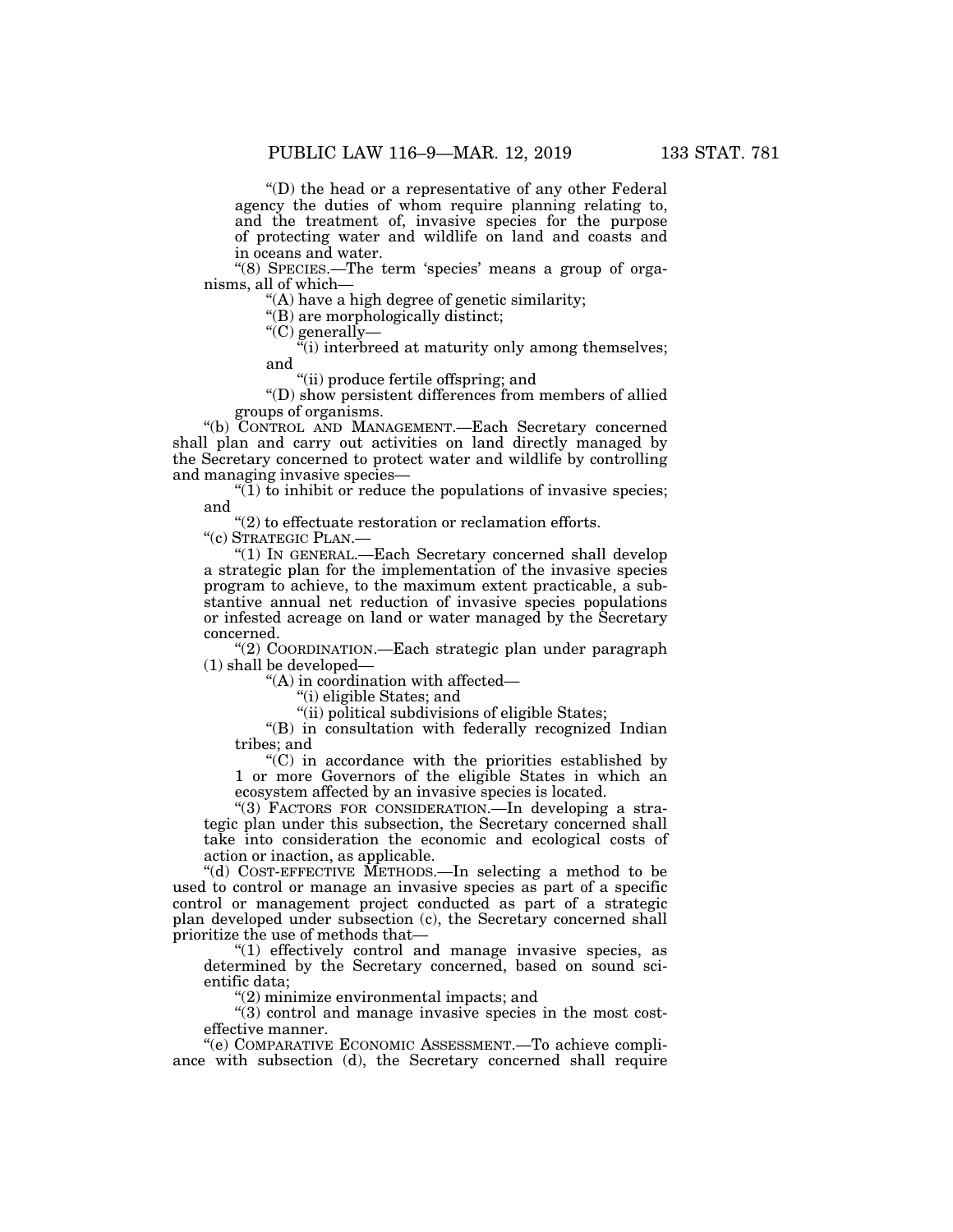"(D) the head or a representative of any other Federal agency the duties of whom require planning relating to, and the treatment of, invasive species for the purpose of protecting water and wildlife on land and coasts and in oceans and water.

"(8) SPECIES.—The term 'species' means a group of organisms, all of which—

"(A) have a high degree of genetic similarity;

"(B) are morphologically distinct;

"(C) generally—

"(i) interbreed at maturity only among themselves; and

"(ii) produce fertile offspring; and

"(D) show persistent differences from members of allied groups of organisms.

"(b) CONTROL AND MANAGEMENT.—Each Secretary concerned shall plan and carry out activities on land directly managed by the Secretary concerned to protect water and wildlife by controlling and managing invasive species—

"(1) to inhibit or reduce the populations of invasive species; and

"(2) to effectuate restoration or reclamation efforts.

"(c) STRATEGIC PLAN.—

"(1) IN GENERAL.—Each Secretary concerned shall develop a strategic plan for the implementation of the invasive species program to achieve, to the maximum extent practicable, a substantive annual net reduction of invasive species populations or infested acreage on land or water managed by the Secretary concerned.

"(2) COORDINATION.—Each strategic plan under paragraph (1) shall be developed—

"(A) in coordination with affected—

"(i) eligible States; and

"(ii) political subdivisions of eligible States;

"(B) in consultation with federally recognized Indian tribes; and

"(C) in accordance with the priorities established by 1 or more Governors of the eligible States in which an ecosystem affected by an invasive species is located.

"(3) FACTORS FOR CONSIDERATION.—In developing a strategic plan under this subsection, the Secretary concerned shall take into consideration the economic and ecological costs of action or inaction, as applicable.

"(d) COST-EFFECTIVE METHODS.—In selecting a method to be used to control or manage an invasive species as part of a specific control or management project conducted as part of a strategic plan developed under subsection (c), the Secretary concerned shall prioritize the use of methods that—

"(1) effectively control and manage invasive species, as determined by the Secretary concerned, based on sound scientific data;

"(2) minimize environmental impacts; and

"(3) control and manage invasive species in the most cost-effective manner.

"(e) COMPARATIVE ECONOMIC ASSESSMENT.—To achieve compliance with subsection (d), the Secretary concerned shall require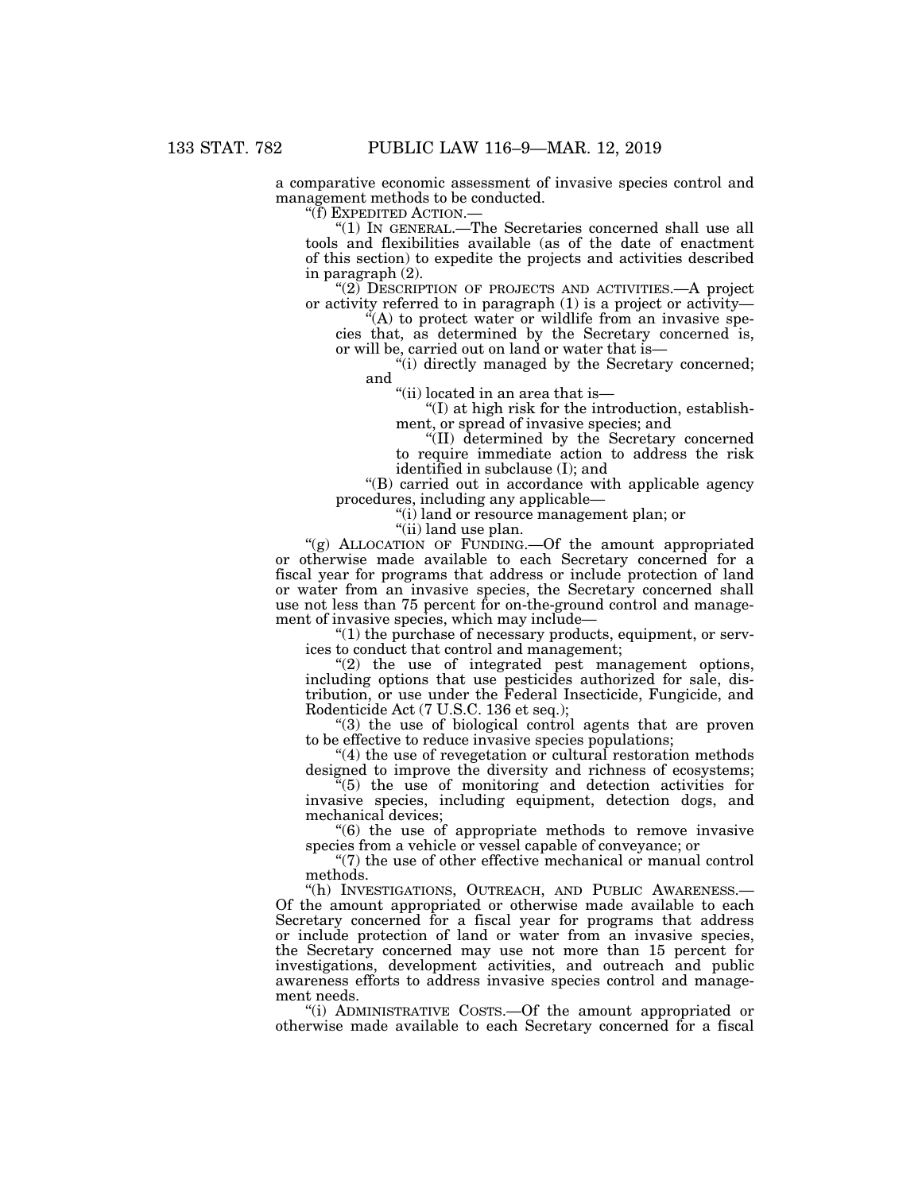a comparative economic assessment of invasive species control and management methods to be conducted.

"(f) EXPEDITED ACTION.—

"(1) IN GENERAL.—The Secretaries concerned shall use all tools and flexibilities available (as of the date of enactment of this section) to expedite the projects and activities described in paragraph (2).

"(2) DESCRIPTION OF PROJECTS AND ACTIVITIES.—A project or activity referred to in paragraph (1) is a project or activity—

"(A) to protect water or wildlife from an invasive species that, as determined by the Secretary concerned is, or will be, carried out on land or water that is—

"(i) directly managed by the Secretary concerned; and

"(ii) located in an area that is—

"(I) at high risk for the introduction, establishment, or spread of invasive species; and

"(II) determined by the Secretary concerned to require immediate action to address the risk identified in subclause (I); and

"(B) carried out in accordance with applicable agency procedures, including any applicable—

"(i) land or resource management plan; or

"(ii) land use plan.

"(g) ALLOCATION OF FUNDING.—Of the amount appropriated or otherwise made available to each Secretary concerned for a fiscal year for programs that address or include protection of land or water from an invasive species, the Secretary concerned shall use not less than 75 percent for on-the-ground control and management of invasive species, which may include—

"(1) the purchase of necessary products, equipment, or services to conduct that control and management;

"(2) the use of integrated pest management options, including options that use pesticides authorized for sale, distribution, or use under the Federal Insecticide, Fungicide, and Rodenticide Act (7 U.S.C. 136 et seq.);

"(3) the use of biological control agents that are proven to be effective to reduce invasive species populations;

"(4) the use of revegetation or cultural restoration methods designed to improve the diversity and richness of ecosystems;

"(5) the use of monitoring and detection activities for invasive species, including equipment, detection dogs, and mechanical devices;

"(6) the use of appropriate methods to remove invasive species from a vehicle or vessel capable of conveyance; or

"(7) the use of other effective mechanical or manual control methods.

"(h) INVESTIGATIONS, OUTREACH, AND PUBLIC AWARENESS.—Of the amount appropriated or otherwise made available to each Secretary concerned for a fiscal year for programs that address or include protection of land or water from an invasive species, the Secretary concerned may use not more than 15 percent for investigations, development activities, and outreach and public awareness efforts to address invasive species control and management needs.

"(i) ADMINISTRATIVE COSTS.—Of the amount appropriated or otherwise made available to each Secretary concerned for a fiscal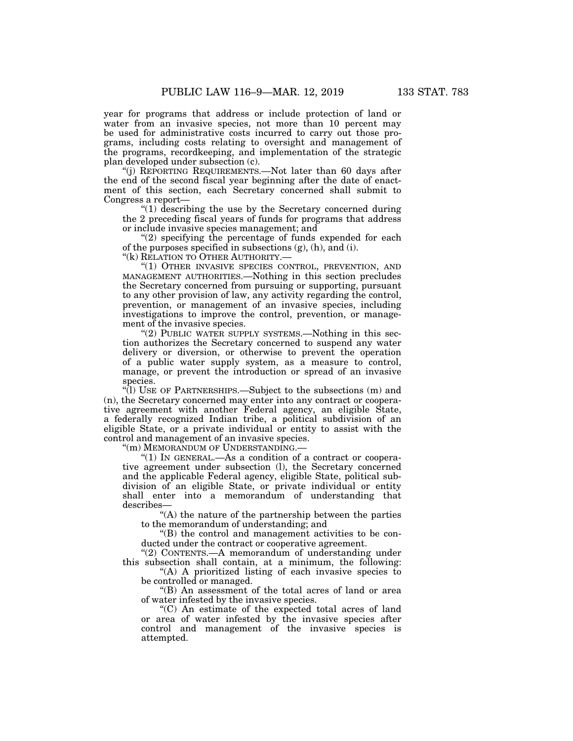year for programs that address or include protection of land or water from an invasive species, not more than 10 percent may be used for administrative costs incurred to carry out those programs, including costs relating to oversight and management of the programs, recordkeeping, and implementation of the strategic plan developed under subsection (c).

"(j) REPORTING REQUIREMENTS.—Not later than 60 days after the end of the second fiscal year beginning after the date of enactment of this section, each Secretary concerned shall submit to Congress a report—

"(1) describing the use by the Secretary concerned during the 2 preceding fiscal years of funds for programs that address or include invasive species management; and

"(2) specifying the percentage of funds expended for each of the purposes specified in subsections (g), (h), and (i).

"(k) RELATION TO OTHER AUTHORITY.—

"(1) OTHER INVASIVE SPECIES CONTROL, PREVENTION, AND MANAGEMENT AUTHORITIES.—Nothing in this section precludes the Secretary concerned from pursuing or supporting, pursuant to any other provision of law, any activity regarding the control, prevention, or management of an invasive species, including investigations to improve the control, prevention, or management of the invasive species.

"(2) PUBLIC WATER SUPPLY SYSTEMS.—Nothing in this section authorizes the Secretary concerned to suspend any water delivery or diversion, or otherwise to prevent the operation of a public water supply system, as a measure to control, manage, or prevent the introduction or spread of an invasive species.

"(l) USE OF PARTNERSHIPS.—Subject to the subsections (m) and (n), the Secretary concerned may enter into any contract or cooperative agreement with another Federal agency, an eligible State, a federally recognized Indian tribe, a political subdivision of an eligible State, or a private individual or entity to assist with the control and management of an invasive species.

"(m) MEMORANDUM OF UNDERSTANDING.—

"(1) IN GENERAL.—As a condition of a contract or cooperative agreement under subsection (l), the Secretary concerned and the applicable Federal agency, eligible State, political subdivision of an eligible State, or private individual or entity shall enter into a memorandum of understanding that describes—

"(A) the nature of the partnership between the parties to the memorandum of understanding; and

"(B) the control and management activities to be conducted under the contract or cooperative agreement.

"(2) CONTENTS.—A memorandum of understanding under this subsection shall contain, at a minimum, the following:

"(A) A prioritized listing of each invasive species to be controlled or managed.

"(B) An assessment of the total acres of land or area of water infested by the invasive species.

"(C) An estimate of the expected total acres of land or area of water infested by the invasive species after control and management of the invasive species is attempted.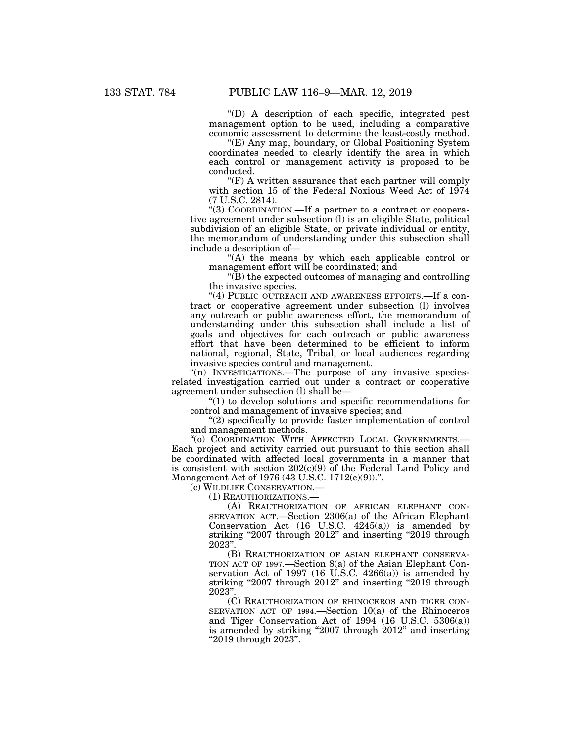"(D) A description of each specific, integrated pest management option to be used, including a comparative economic assessment to determine the least-costly method.

"(E) Any map, boundary, or Global Positioning System coordinates needed to clearly identify the area in which each control or management activity is proposed to be conducted.

"(F) A written assurance that each partner will comply with section 15 of the Federal Noxious Weed Act of 1974 (7 U.S.C. 2814).

"(3) COORDINATION.—If a partner to a contract or cooperative agreement under subsection (l) is an eligible State, political subdivision of an eligible State, or private individual or entity, the memorandum of understanding under this subsection shall include a description of—

"(A) the means by which each applicable control or management effort will be coordinated; and

"(B) the expected outcomes of managing and controlling the invasive species.

"(4) PUBLIC OUTREACH AND AWARENESS EFFORTS.—If a contract or cooperative agreement under subsection (l) involves any outreach or public awareness effort, the memorandum of understanding under this subsection shall include a list of goals and objectives for each outreach or public awareness effort that have been determined to be efficient to inform national, regional, State, Tribal, or local audiences regarding invasive species control and management.

"(n) INVESTIGATIONS.—The purpose of any invasive species-related investigation carried out under a contract or cooperative agreement under subsection (l) shall be—

"(1) to develop solutions and specific recommendations for control and management of invasive species; and

"(2) specifically to provide faster implementation of control and management methods.

"(o) COORDINATION WITH AFFECTED LOCAL GOVERNMENTS.—Each project and activity carried out pursuant to this section shall be coordinated with affected local governments in a manner that is consistent with section 202(c)(9) of the Federal Land Policy and Management Act of 1976 (43 U.S.C. 1712(c)(9)).".

(c) WILDLIFE CONSERVATION.—

(1) REAUTHORIZATIONS.—

(A) REAUTHORIZATION OF AFRICAN ELEPHANT CONSERVATION ACT.—Section 2306(a) of the African Elephant Conservation Act (16 U.S.C. 4245(a)) is amended by striking "2007 through 2012" and inserting "2019 through 2023".

(B) REAUTHORIZATION OF ASIAN ELEPHANT CONSERVATION ACT OF 1997.—Section 8(a) of the Asian Elephant Conservation Act of 1997 (16 U.S.C. 4266(a)) is amended by striking "2007 through 2012" and inserting "2019 through 2023".

(C) REAUTHORIZATION OF RHINOCEROS AND TIGER CONSERVATION ACT OF 1994.—Section 10(a) of the Rhinoceros and Tiger Conservation Act of 1994 (16 U.S.C. 5306(a)) is amended by striking "2007 through 2012" and inserting "2019 through 2023".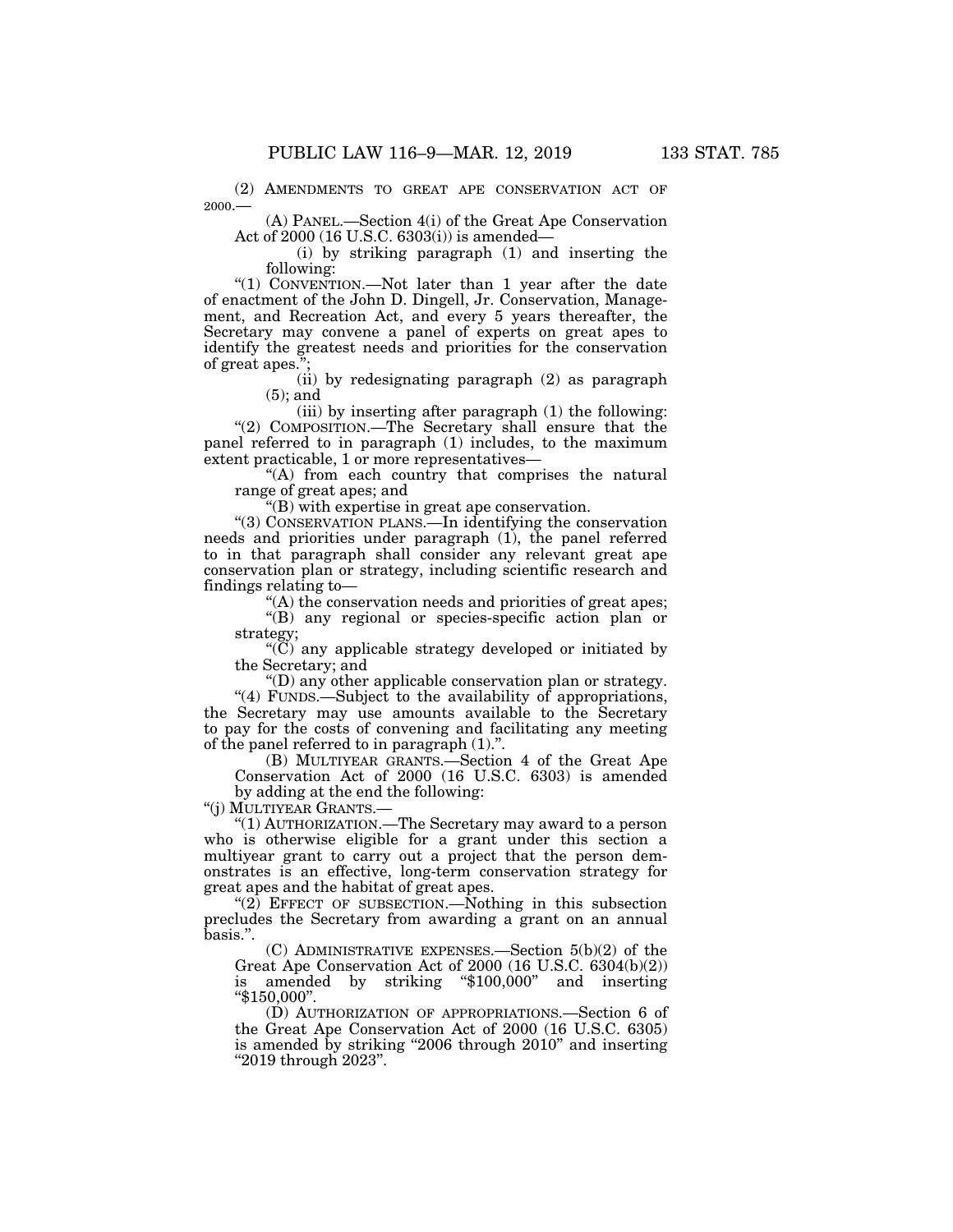(2) AMENDMENTS TO GREAT APE CONSERVATION ACT OF 2000.—

(A) PANEL.—Section 4(i) of the Great Ape Conservation Act of 2000 (16 U.S.C. 6303(i)) is amended—

(i) by striking paragraph (1) and inserting the following:

"(1) CONVENTION.—Not later than 1 year after the date of enactment of the John D. Dingell, Jr. Conservation, Management, and Recreation Act, and every 5 years thereafter, the Secretary may convene a panel of experts on great apes to identify the greatest needs and priorities for the conservation of great apes.";

(ii) by redesignating paragraph (2) as paragraph (5); and

(iii) by inserting after paragraph (1) the following:

"(2) COMPOSITION.—The Secretary shall ensure that the panel referred to in paragraph (1) includes, to the maximum extent practicable, 1 or more representatives—

"(A) from each country that comprises the natural range of great apes; and

"(B) with expertise in great ape conservation.

"(3) CONSERVATION PLANS.—In identifying the conservation needs and priorities under paragraph (1), the panel referred to in that paragraph shall consider any relevant great ape conservation plan or strategy, including scientific research and findings relating to—

"(A) the conservation needs and priorities of great apes;

"(B) any regional or species-specific action plan or strategy;

"(C) any applicable strategy developed or initiated by the Secretary; and

"(D) any other applicable conservation plan or strategy.

"(4) FUNDS.—Subject to the availability of appropriations, the Secretary may use amounts available to the Secretary to pay for the costs of convening and facilitating any meeting of the panel referred to in paragraph (1).".

(B) MULTIYEAR GRANTS.—Section 4 of the Great Ape Conservation Act of 2000 (16 U.S.C. 6303) is amended by adding at the end the following:

"(j) MULTIYEAR GRANTS.—

"(1) AUTHORIZATION.—The Secretary may award to a person who is otherwise eligible for a grant under this section a multiyear grant to carry out a project that the person demonstrates is an effective, long-term conservation strategy for great apes and the habitat of great apes.

"(2) EFFECT OF SUBSECTION.—Nothing in this subsection precludes the Secretary from awarding a grant on an annual basis.".

(C) ADMINISTRATIVE EXPENSES.—Section 5(b)(2) of the Great Ape Conservation Act of 2000 (16 U.S.C. 6304(b)(2)) is amended by striking "$100,000" and inserting "$150,000".

(D) AUTHORIZATION OF APPROPRIATIONS.—Section 6 of the Great Ape Conservation Act of 2000 (16 U.S.C. 6305) is amended by striking "2006 through 2010" and inserting "2019 through 2023".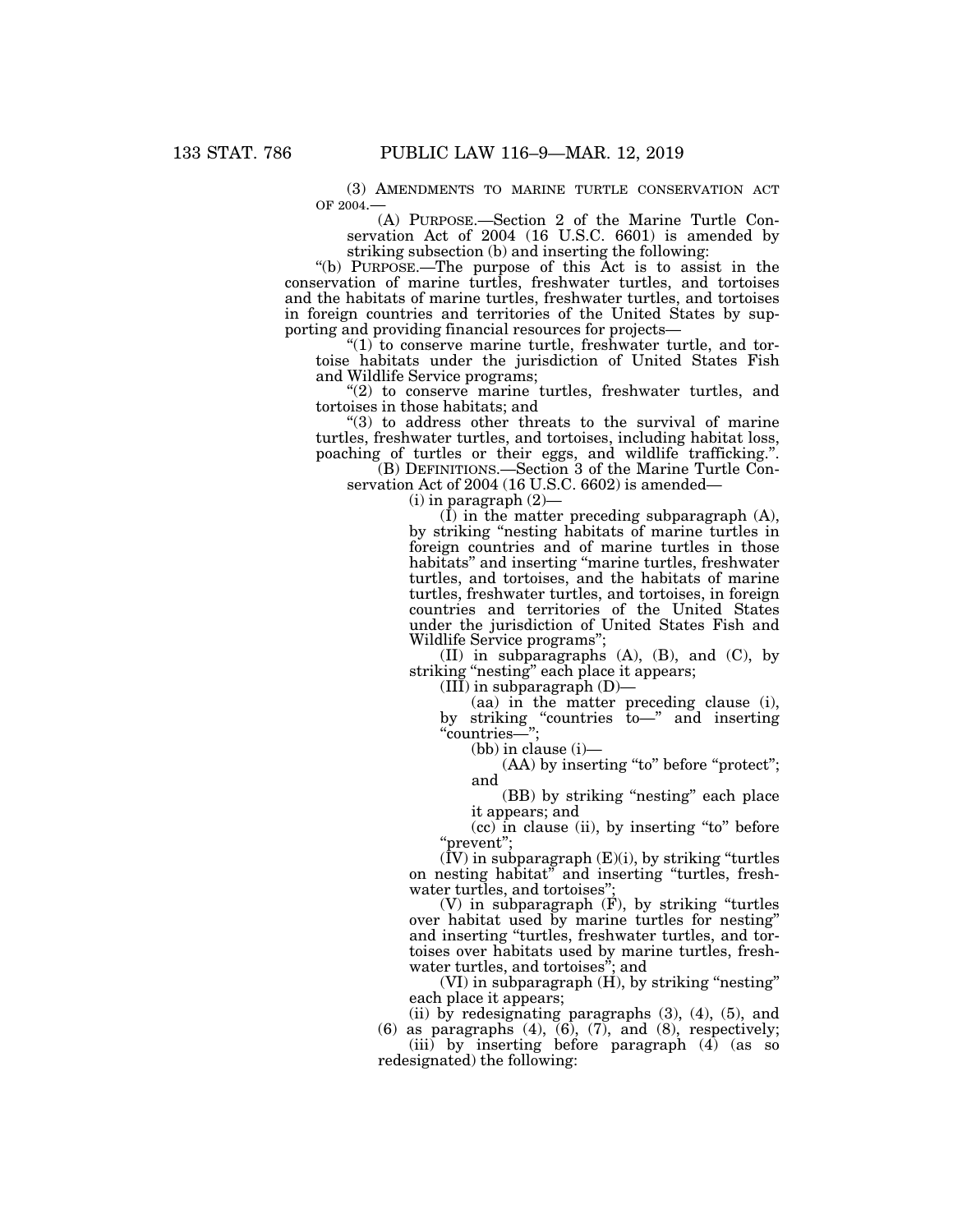(3) AMENDMENTS TO MARINE TURTLE CONSERVATION ACT OF 2004.—

(A) PURPOSE.—Section 2 of the Marine Turtle Conservation Act of 2004 (16 U.S.C. 6601) is amended by striking subsection (b) and inserting the following:

"(b) PURPOSE.—The purpose of this Act is to assist in the conservation of marine turtles, freshwater turtles, and tortoises and the habitats of marine turtles, freshwater turtles, and tortoises in foreign countries and territories of the United States by supporting and providing financial resources for projects—

"(1) to conserve marine turtle, freshwater turtle, and tortoise habitats under the jurisdiction of United States Fish and Wildlife Service programs;

"(2) to conserve marine turtles, freshwater turtles, and tortoises in those habitats; and

"(3) to address other threats to the survival of marine turtles, freshwater turtles, and tortoises, including habitat loss, poaching of turtles or their eggs, and wildlife trafficking.".

(B) DEFINITIONS.—Section 3 of the Marine Turtle Conservation Act of 2004 (16 U.S.C. 6602) is amended—

(i) in paragraph (2)—

(I) in the matter preceding subparagraph (A), by striking "nesting habitats of marine turtles in foreign countries and of marine turtles in those habitats" and inserting "marine turtles, freshwater turtles, and tortoises, and the habitats of marine turtles, freshwater turtles, and tortoises, in foreign countries and territories of the United States under the jurisdiction of United States Fish and Wildlife Service programs";

(II) in subparagraphs (A), (B), and (C), by striking "nesting" each place it appears;

(III) in subparagraph (D)—

(aa) in the matter preceding clause (i), by striking "countries to—" and inserting "countries—";

(bb) in clause (i)—

(AA) by inserting "to" before "protect"; and

(BB) by striking "nesting" each place it appears; and

(cc) in clause (ii), by inserting "to" before "prevent";

(IV) in subparagraph (E)(i), by striking "turtles on nesting habitat" and inserting "turtles, freshwater turtles, and tortoises";

(V) in subparagraph (F), by striking "turtles over habitat used by marine turtles for nesting" and inserting "turtles, freshwater turtles, and tortoises over habitats used by marine turtles, freshwater turtles, and tortoises"; and

(VI) in subparagraph (H), by striking "nesting" each place it appears;

(ii) by redesignating paragraphs (3), (4), (5), and (6) as paragraphs (4), (6), (7), and (8), respectively;

(iii) by inserting before paragraph (4) (as so redesignated) the following: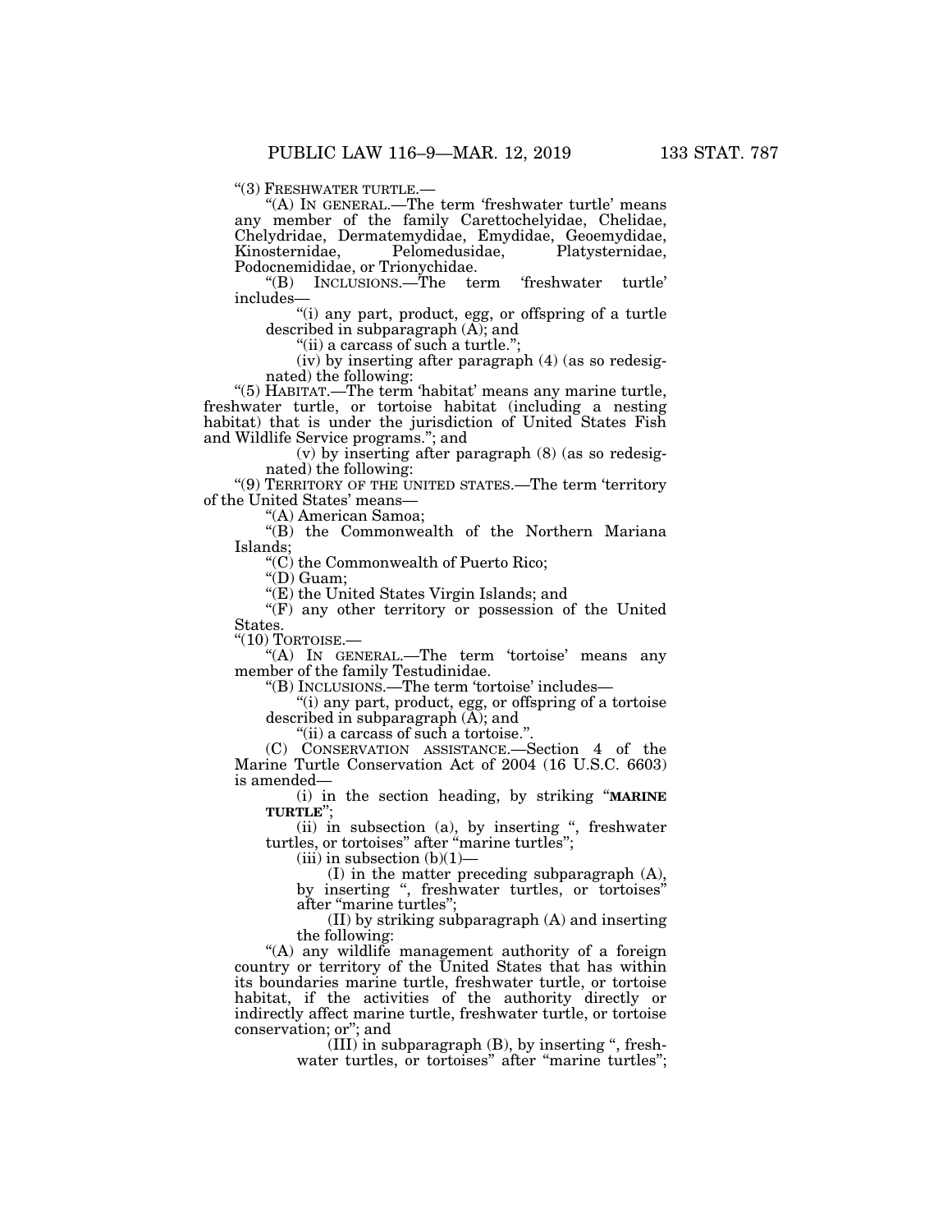"(3) FRESHWATER TURTLE.—

"(A) IN GENERAL.—The term 'freshwater turtle' means any member of the family Carettochelyidae, Chelidae, Chelydridae, Dermatemydidae, Emydidae, Geoemydidae, Kinosternidae, Pelomedusidae, Platysternidae, Podocnemididae, or Trionychidae.

"(B) INCLUSIONS.—The term 'freshwater turtle' includes—

"(i) any part, product, egg, or offspring of a turtle described in subparagraph (A); and

"(ii) a carcass of such a turtle.";

(iv) by inserting after paragraph (4) (as so redesignated) the following:

"(5) HABITAT.—The term 'habitat' means any marine turtle, freshwater turtle, or tortoise habitat (including a nesting habitat) that is under the jurisdiction of United States Fish and Wildlife Service programs."; and

(v) by inserting after paragraph (8) (as so redesignated) the following:

"(9) TERRITORY OF THE UNITED STATES.—The term 'territory of the United States' means—

"(A) American Samoa;

"(B) the Commonwealth of the Northern Mariana Islands;

"(C) the Commonwealth of Puerto Rico;

"(D) Guam;

"(E) the United States Virgin Islands; and

"(F) any other territory or possession of the United States.

"(10) TORTOISE.—

"(A) IN GENERAL.—The term 'tortoise' means any member of the family Testudinidae.

"(B) INCLUSIONS.—The term 'tortoise' includes—

"(i) any part, product, egg, or offspring of a tortoise described in subparagraph (A); and

"(ii) a carcass of such a tortoise.".

(C) CONSERVATION ASSISTANCE.—Section 4 of the Marine Turtle Conservation Act of 2004 (16 U.S.C. 6603) is amended—

(i) in the section heading, by striking "**MARINE TURTLE**";

(ii) in subsection (a), by inserting ", freshwater turtles, or tortoises" after "marine turtles";

(iii) in subsection (b)(1)—

(I) in the matter preceding subparagraph (A), by inserting ", freshwater turtles, or tortoises" after "marine turtles";

(II) by striking subparagraph (A) and inserting the following:

"(A) any wildlife management authority of a foreign country or territory of the United States that has within its boundaries marine turtle, freshwater turtle, or tortoise habitat, if the activities of the authority directly or indirectly affect marine turtle, freshwater turtle, or tortoise conservation; or"; and

(III) in subparagraph (B), by inserting ", freshwater turtles, or tortoises" after "marine turtles";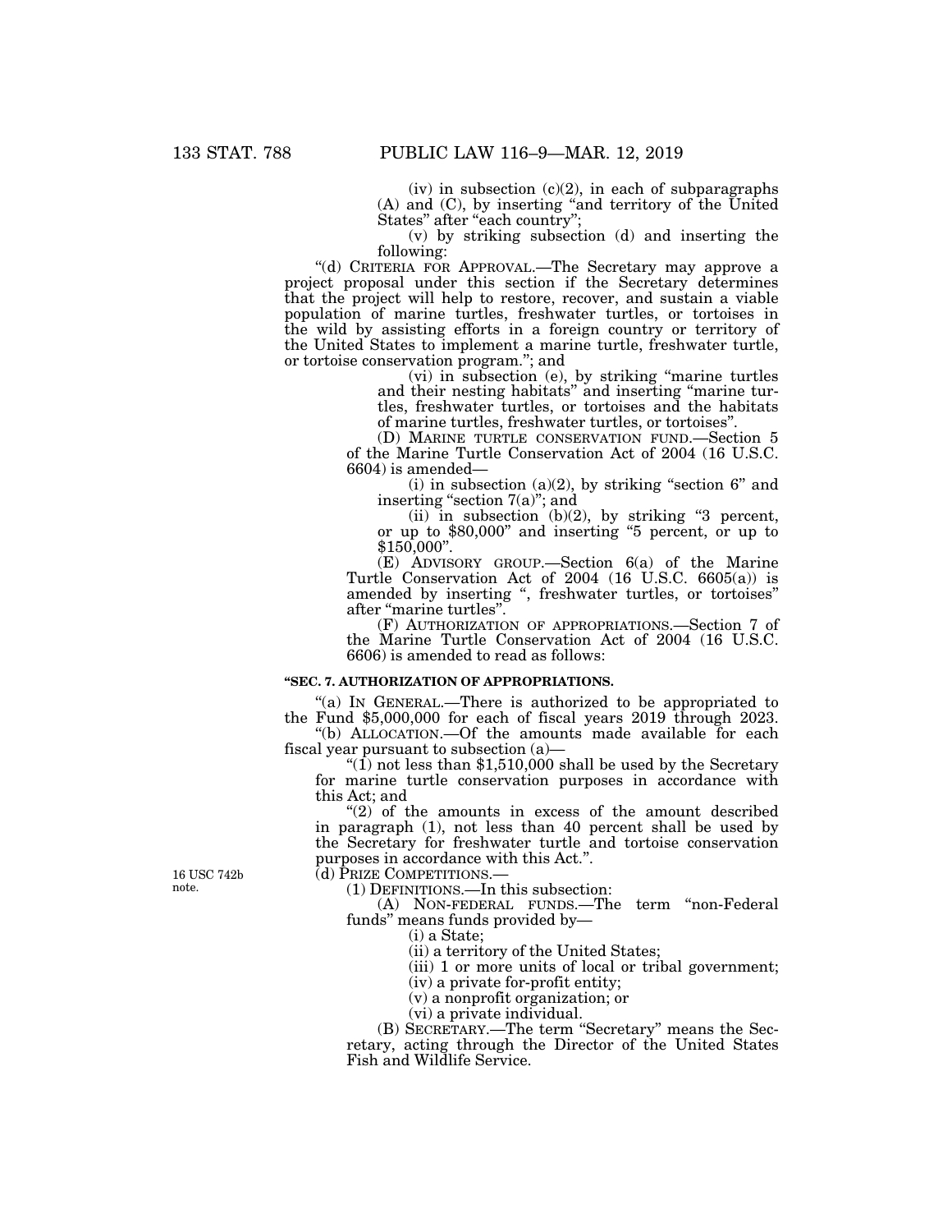(iv) in subsection (c)(2), in each of subparagraphs (A) and (C), by inserting "and territory of the United States" after "each country";

(v) by striking subsection (d) and inserting the following:

"(d) CRITERIA FOR APPROVAL.—The Secretary may approve a project proposal under this section if the Secretary determines that the project will help to restore, recover, and sustain a viable population of marine turtles, freshwater turtles, or tortoises in the wild by assisting efforts in a foreign country or territory of the United States to implement a marine turtle, freshwater turtle, or tortoise conservation program."; and

(vi) in subsection (e), by striking "marine turtles and their nesting habitats" and inserting "marine turtles, freshwater turtles, or tortoises and the habitats of marine turtles, freshwater turtles, or tortoises".

(D) MARINE TURTLE CONSERVATION FUND.—Section 5 of the Marine Turtle Conservation Act of 2004 (16 U.S.C. 6604) is amended—

(i) in subsection (a)(2), by striking "section 6" and inserting "section 7(a)"; and

(ii) in subsection (b)(2), by striking "3 percent, or up to $80,000" and inserting "5 percent, or up to $150,000".

(E) ADVISORY GROUP.—Section 6(a) of the Marine Turtle Conservation Act of 2004 (16 U.S.C. 6605(a)) is amended by inserting ", freshwater turtles, or tortoises" after "marine turtles".

(F) AUTHORIZATION OF APPROPRIATIONS.—Section 7 of the Marine Turtle Conservation Act of 2004 (16 U.S.C. 6606) is amended to read as follows:

**"SEC. 7. AUTHORIZATION OF APPROPRIATIONS.**

"(a) IN GENERAL.—There is authorized to be appropriated to the Fund $5,000,000 for each of fiscal years 2019 through 2023.

"(b) ALLOCATION.—Of the amounts made available for each fiscal year pursuant to subsection (a)—

"(1) not less than $1,510,000 shall be used by the Secretary for marine turtle conservation purposes in accordance with this Act; and

"(2) of the amounts in excess of the amount described in paragraph (1), not less than 40 percent shall be used by the Secretary for freshwater turtle and tortoise conservation purposes in accordance with this Act.".

16 USC 742b note.

(d) PRIZE COMPETITIONS.—

(1) DEFINITIONS.—In this subsection:

(A) NON-FEDERAL FUNDS.—The term "non-Federal funds" means funds provided by—

(i) a State;

(ii) a territory of the United States;

(iii) 1 or more units of local or tribal government;

(iv) a private for-profit entity;

(v) a nonprofit organization; or

(vi) a private individual.

(B) SECRETARY.—The term "Secretary" means the Secretary, acting through the Director of the United States Fish and Wildlife Service.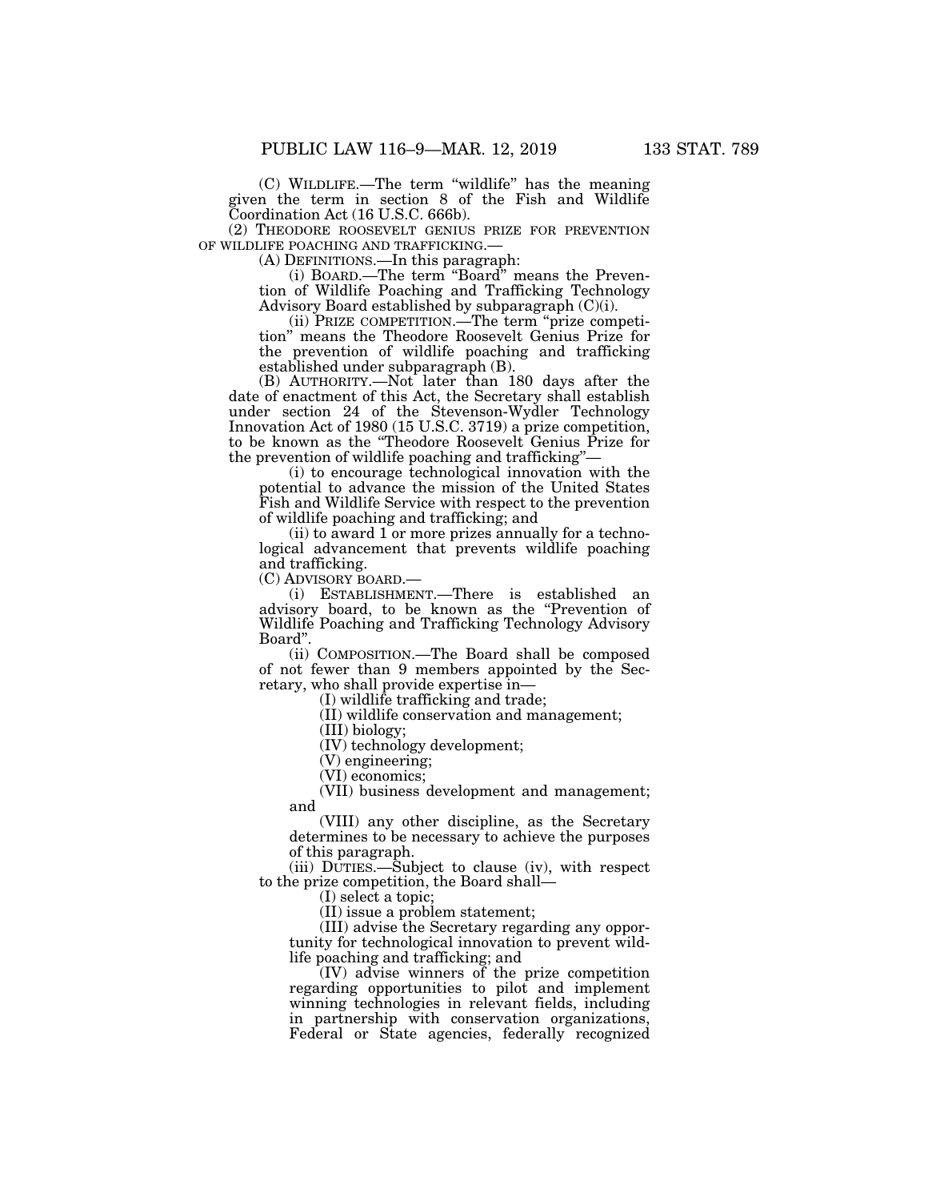(C) WILDLIFE.—The term "wildlife" has the meaning given the term in section 8 of the Fish and Wildlife Coordination Act (16 U.S.C. 666b).

(2) THEODORE ROOSEVELT GENIUS PRIZE FOR PREVENTION OF WILDLIFE POACHING AND TRAFFICKING.—

(A) DEFINITIONS.—In this paragraph:

(i) BOARD.—The term "Board" means the Prevention of Wildlife Poaching and Trafficking Technology Advisory Board established by subparagraph (C)(i).

(ii) PRIZE COMPETITION.—The term "prize competition" means the Theodore Roosevelt Genius Prize for the prevention of wildlife poaching and trafficking established under subparagraph (B).

(B) AUTHORITY.—Not later than 180 days after the date of enactment of this Act, the Secretary shall establish under section 24 of the Stevenson-Wydler Technology Innovation Act of 1980 (15 U.S.C. 3719) a prize competition, to be known as the "Theodore Roosevelt Genius Prize for the prevention of wildlife poaching and trafficking"—

(i) to encourage technological innovation with the potential to advance the mission of the United States Fish and Wildlife Service with respect to the prevention of wildlife poaching and trafficking; and

(ii) to award 1 or more prizes annually for a technological advancement that prevents wildlife poaching and trafficking.

(C) ADVISORY BOARD.—

(i) ESTABLISHMENT.—There is established an advisory board, to be known as the "Prevention of Wildlife Poaching and Trafficking Technology Advisory Board".

(ii) COMPOSITION.—The Board shall be composed of not fewer than 9 members appointed by the Secretary, who shall provide expertise in—

(I) wildlife trafficking and trade;

(II) wildlife conservation and management;

(III) biology;

(IV) technology development;

(V) engineering;

(VI) economics;

(VII) business development and management; and

(VIII) any other discipline, as the Secretary determines to be necessary to achieve the purposes of this paragraph.

(iii) DUTIES.—Subject to clause (iv), with respect to the prize competition, the Board shall—

(I) select a topic;

(II) issue a problem statement;

(III) advise the Secretary regarding any opportunity for technological innovation to prevent wildlife poaching and trafficking; and

(IV) advise winners of the prize competition regarding opportunities to pilot and implement winning technologies in relevant fields, including in partnership with conservation organizations, Federal or State agencies, federally recognized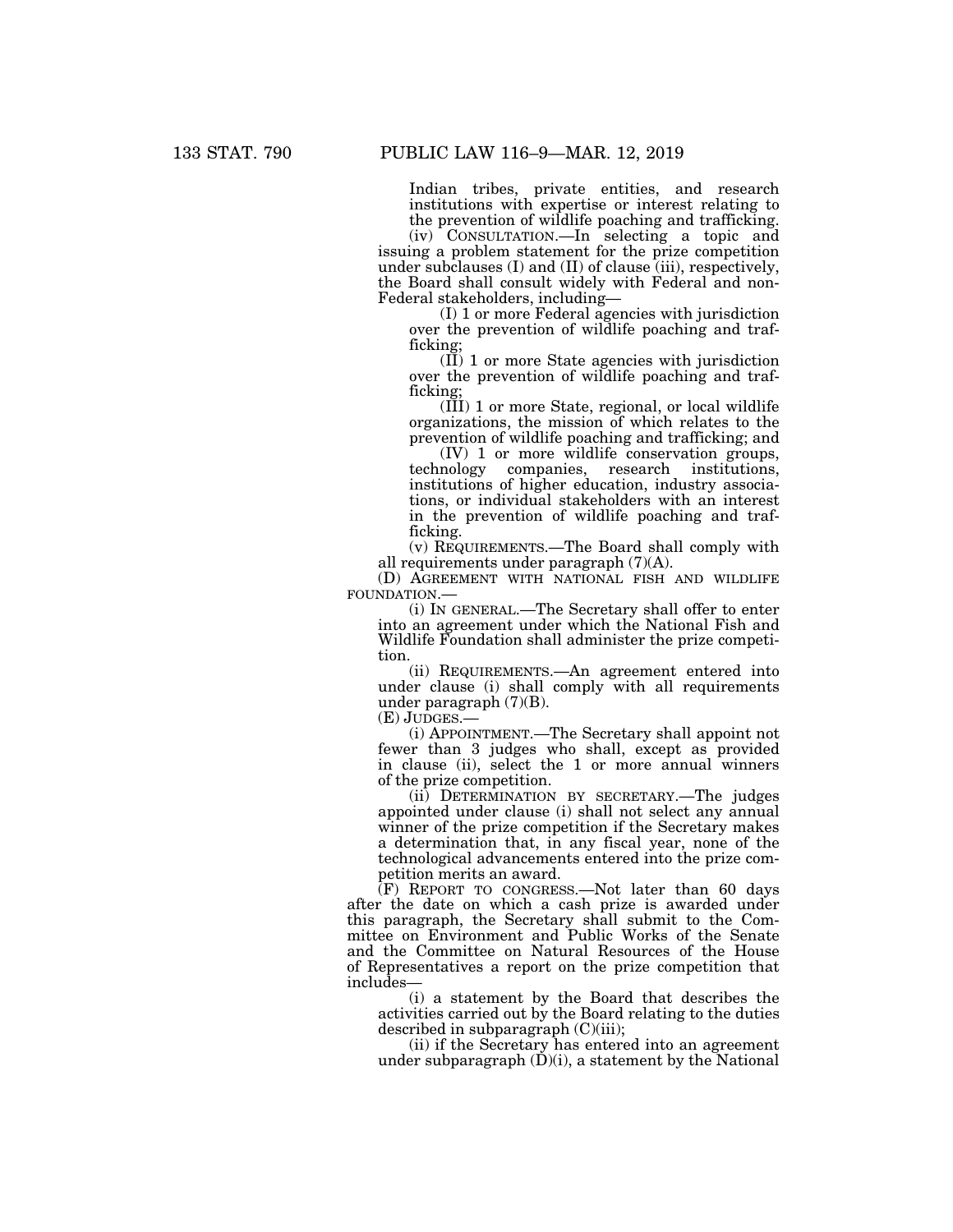Indian tribes, private entities, and research institutions with expertise or interest relating to the prevention of wildlife poaching and trafficking.

(iv) CONSULTATION.—In selecting a topic and issuing a problem statement for the prize competition under subclauses (I) and (II) of clause (iii), respectively, the Board shall consult widely with Federal and non-Federal stakeholders, including—

(I) 1 or more Federal agencies with jurisdiction over the prevention of wildlife poaching and trafficking;

(II) 1 or more State agencies with jurisdiction over the prevention of wildlife poaching and trafficking;

(III) 1 or more State, regional, or local wildlife organizations, the mission of which relates to the prevention of wildlife poaching and trafficking; and

(IV) 1 or more wildlife conservation groups, technology companies, research institutions, institutions of higher education, industry associations, or individual stakeholders with an interest in the prevention of wildlife poaching and trafficking.

(v) REQUIREMENTS.—The Board shall comply with all requirements under paragraph (7)(A).

(D) AGREEMENT WITH NATIONAL FISH AND WILDLIFE FOUNDATION.—

(i) IN GENERAL.—The Secretary shall offer to enter into an agreement under which the National Fish and Wildlife Foundation shall administer the prize competition.

(ii) REQUIREMENTS.—An agreement entered into under clause (i) shall comply with all requirements under paragraph (7)(B).

(E) JUDGES.—

(i) APPOINTMENT.—The Secretary shall appoint not fewer than 3 judges who shall, except as provided in clause (ii), select the 1 or more annual winners of the prize competition.

(ii) DETERMINATION BY SECRETARY.—The judges appointed under clause (i) shall not select any annual winner of the prize competition if the Secretary makes a determination that, in any fiscal year, none of the technological advancements entered into the prize competition merits an award.

(F) REPORT TO CONGRESS.—Not later than 60 days after the date on which a cash prize is awarded under this paragraph, the Secretary shall submit to the Committee on Environment and Public Works of the Senate and the Committee on Natural Resources of the House of Representatives a report on the prize competition that includes—

(i) a statement by the Board that describes the activities carried out by the Board relating to the duties described in subparagraph (C)(iii);

(ii) if the Secretary has entered into an agreement under subparagraph (D)(i), a statement by the National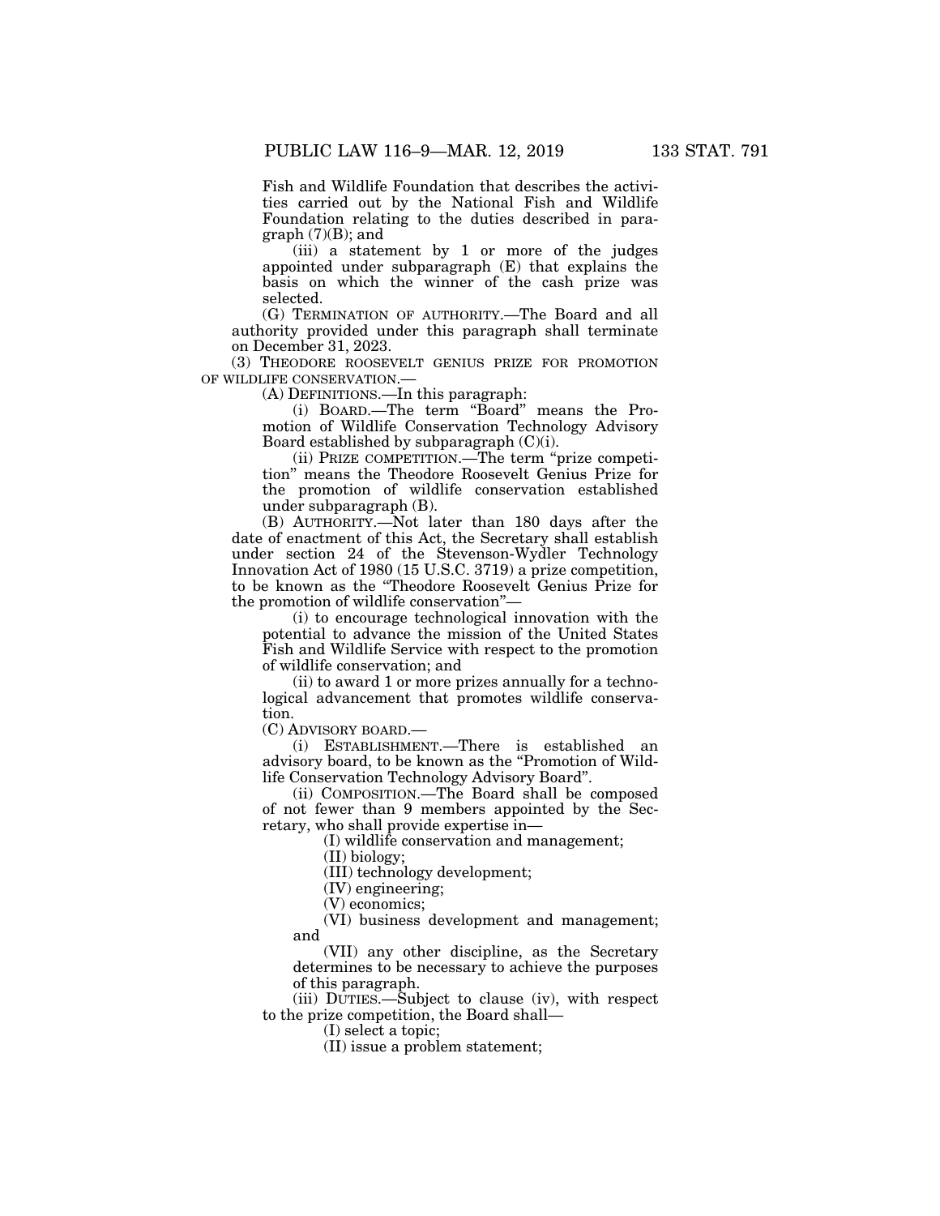Fish and Wildlife Foundation that describes the activities carried out by the National Fish and Wildlife Foundation relating to the duties described in paragraph (7)(B); and

(iii) a statement by 1 or more of the judges appointed under subparagraph (E) that explains the basis on which the winner of the cash prize was selected.

(G) TERMINATION OF AUTHORITY.—The Board and all authority provided under this paragraph shall terminate on December 31, 2023.

(3) THEODORE ROOSEVELT GENIUS PRIZE FOR PROMOTION OF WILDLIFE CONSERVATION.—

(A) DEFINITIONS.—In this paragraph:

(i) BOARD.—The term "Board" means the Promotion of Wildlife Conservation Technology Advisory Board established by subparagraph (C)(i).

(ii) PRIZE COMPETITION.—The term "prize competition" means the Theodore Roosevelt Genius Prize for the promotion of wildlife conservation established under subparagraph (B).

(B) AUTHORITY.—Not later than 180 days after the date of enactment of this Act, the Secretary shall establish under section 24 of the Stevenson-Wydler Technology Innovation Act of 1980 (15 U.S.C. 3719) a prize competition, to be known as the "Theodore Roosevelt Genius Prize for the promotion of wildlife conservation"—

(i) to encourage technological innovation with the potential to advance the mission of the United States Fish and Wildlife Service with respect to the promotion of wildlife conservation; and

(ii) to award 1 or more prizes annually for a technological advancement that promotes wildlife conservation.

(C) ADVISORY BOARD.—

(i) ESTABLISHMENT.—There is established an advisory board, to be known as the "Promotion of Wildlife Conservation Technology Advisory Board".

(ii) COMPOSITION.—The Board shall be composed of not fewer than 9 members appointed by the Secretary, who shall provide expertise in—

(I) wildlife conservation and management;

(II) biology;

(III) technology development;

(IV) engineering;

(V) economics;

(VI) business development and management; and

(VII) any other discipline, as the Secretary determines to be necessary to achieve the purposes of this paragraph.

(iii) DUTIES.—Subject to clause (iv), with respect to the prize competition, the Board shall—

(I) select a topic;

(II) issue a problem statement;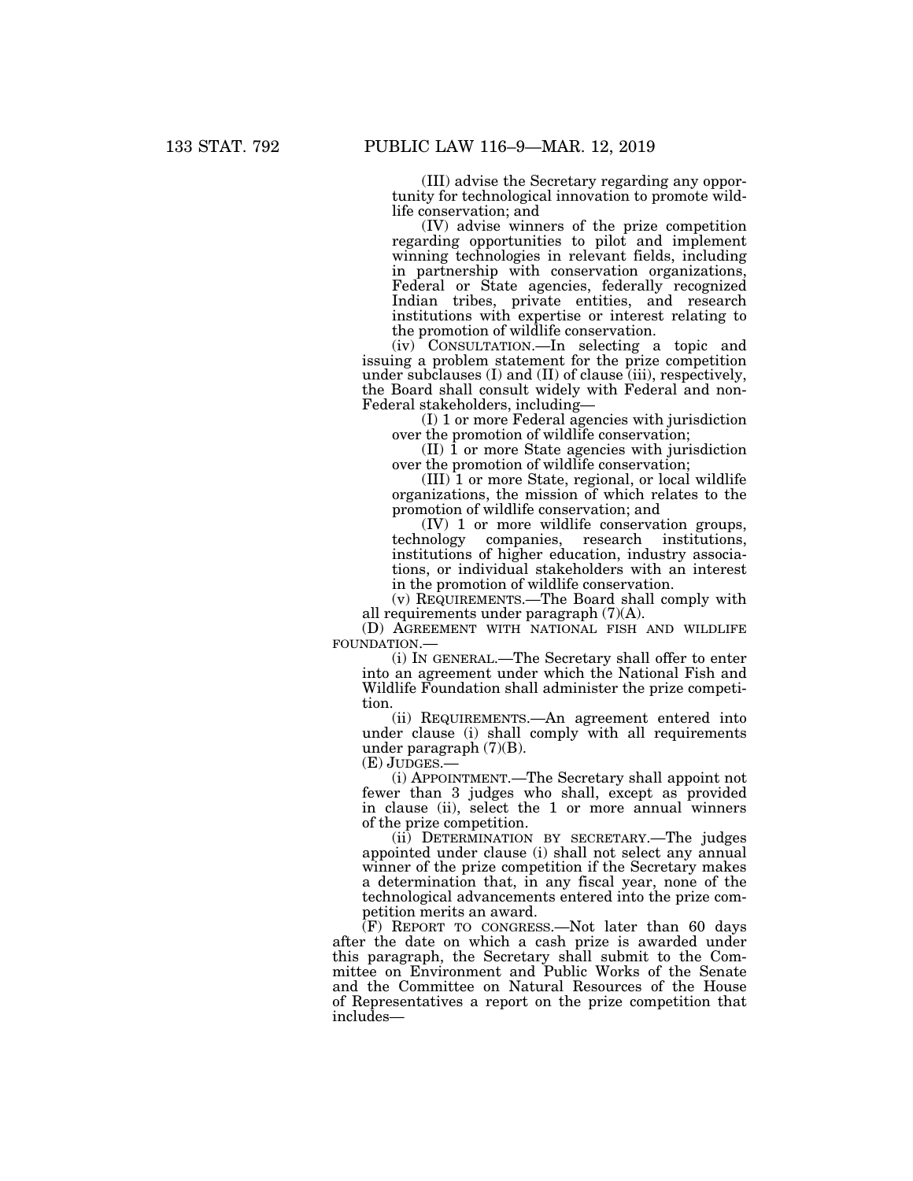(III) advise the Secretary regarding any opportunity for technological innovation to promote wildlife conservation; and

(IV) advise winners of the prize competition regarding opportunities to pilot and implement winning technologies in relevant fields, including in partnership with conservation organizations, Federal or State agencies, federally recognized Indian tribes, private entities, and research institutions with expertise or interest relating to the promotion of wildlife conservation.

(iv) CONSULTATION.—In selecting a topic and issuing a problem statement for the prize competition under subclauses (I) and (II) of clause (iii), respectively, the Board shall consult widely with Federal and non-Federal stakeholders, including—

(I) 1 or more Federal agencies with jurisdiction over the promotion of wildlife conservation;

(II) 1 or more State agencies with jurisdiction over the promotion of wildlife conservation;

(III) 1 or more State, regional, or local wildlife organizations, the mission of which relates to the promotion of wildlife conservation; and

(IV) 1 or more wildlife conservation groups, technology companies, research institutions, institutions of higher education, industry associations, or individual stakeholders with an interest in the promotion of wildlife conservation.

(v) REQUIREMENTS.—The Board shall comply with all requirements under paragraph (7)(A).

(D) AGREEMENT WITH NATIONAL FISH AND WILDLIFE FOUNDATION.—

(i) IN GENERAL.—The Secretary shall offer to enter into an agreement under which the National Fish and Wildlife Foundation shall administer the prize competition.

(ii) REQUIREMENTS.—An agreement entered into under clause (i) shall comply with all requirements under paragraph (7)(B).

(E) JUDGES.—

(i) APPOINTMENT.—The Secretary shall appoint not fewer than 3 judges who shall, except as provided in clause (ii), select the 1 or more annual winners of the prize competition.

(ii) DETERMINATION BY SECRETARY.—The judges appointed under clause (i) shall not select any annual winner of the prize competition if the Secretary makes a determination that, in any fiscal year, none of the technological advancements entered into the prize competition merits an award.

(F) REPORT TO CONGRESS.—Not later than 60 days after the date on which a cash prize is awarded under this paragraph, the Secretary shall submit to the Committee on Environment and Public Works of the Senate and the Committee on Natural Resources of the House of Representatives a report on the prize competition that includes—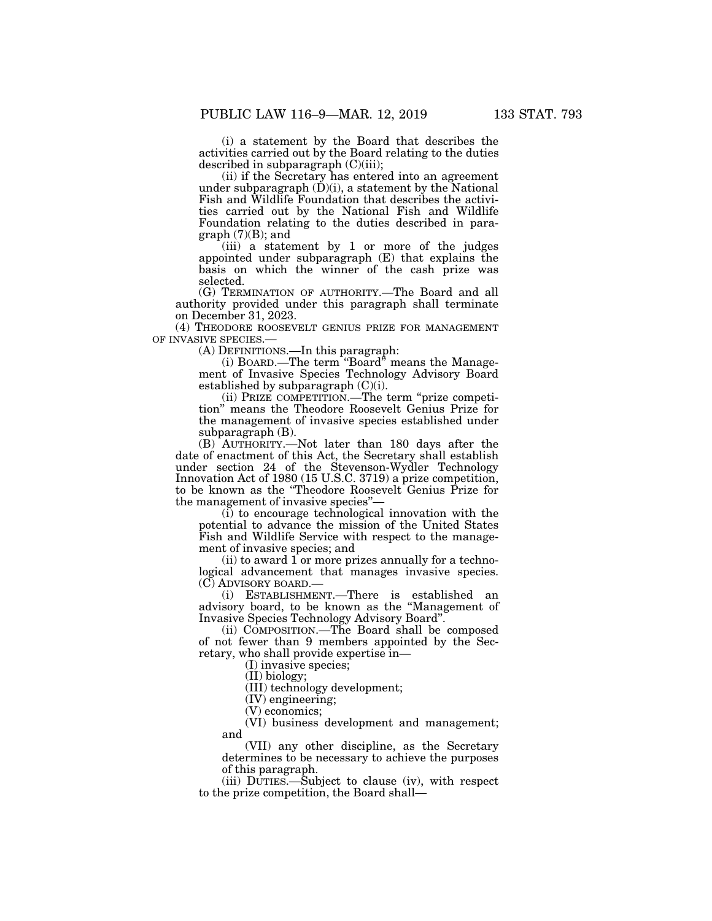(i) a statement by the Board that describes the activities carried out by the Board relating to the duties described in subparagraph (C)(iii);

(ii) if the Secretary has entered into an agreement under subparagraph (D)(i), a statement by the National Fish and Wildlife Foundation that describes the activities carried out by the National Fish and Wildlife Foundation relating to the duties described in paragraph (7)(B); and

(iii) a statement by 1 or more of the judges appointed under subparagraph (E) that explains the basis on which the winner of the cash prize was selected.

(G) TERMINATION OF AUTHORITY.—The Board and all authority provided under this paragraph shall terminate on December 31, 2023.

(4) THEODORE ROOSEVELT GENIUS PRIZE FOR MANAGEMENT OF INVASIVE SPECIES.—

(A) DEFINITIONS.—In this paragraph:

(i) BOARD.—The term "Board" means the Management of Invasive Species Technology Advisory Board established by subparagraph (C)(i).

(ii) PRIZE COMPETITION.—The term "prize competition" means the Theodore Roosevelt Genius Prize for the management of invasive species established under subparagraph (B).

(B) AUTHORITY.—Not later than 180 days after the date of enactment of this Act, the Secretary shall establish under section 24 of the Stevenson-Wydler Technology Innovation Act of 1980 (15 U.S.C. 3719) a prize competition, to be known as the "Theodore Roosevelt Genius Prize for the management of invasive species"—

(i) to encourage technological innovation with the potential to advance the mission of the United States Fish and Wildlife Service with respect to the management of invasive species; and

(ii) to award 1 or more prizes annually for a technological advancement that manages invasive species.

(C) ADVISORY BOARD.—

(i) ESTABLISHMENT.—There is established an advisory board, to be known as the "Management of Invasive Species Technology Advisory Board".

(ii) COMPOSITION.—The Board shall be composed of not fewer than 9 members appointed by the Secretary, who shall provide expertise in—

(I) invasive species;

(II) biology;

(III) technology development;

(IV) engineering;

(V) economics;

(VI) business development and management; and

(VII) any other discipline, as the Secretary determines to be necessary to achieve the purposes of this paragraph.

(iii) DUTIES.—Subject to clause (iv), with respect to the prize competition, the Board shall—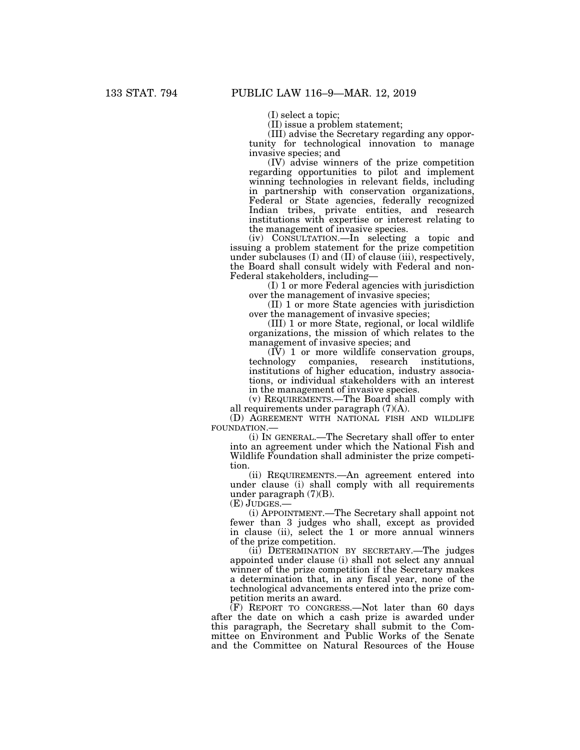(I) select a topic;

(II) issue a problem statement;

(III) advise the Secretary regarding any opportunity for technological innovation to manage invasive species; and

(IV) advise winners of the prize competition regarding opportunities to pilot and implement winning technologies in relevant fields, including in partnership with conservation organizations, Federal or State agencies, federally recognized Indian tribes, private entities, and research institutions with expertise or interest relating to the management of invasive species.

(iv) CONSULTATION.—In selecting a topic and issuing a problem statement for the prize competition under subclauses (I) and (II) of clause (iii), respectively, the Board shall consult widely with Federal and non-Federal stakeholders, including—

(I) 1 or more Federal agencies with jurisdiction over the management of invasive species;

(II) 1 or more State agencies with jurisdiction over the management of invasive species;

(III) 1 or more State, regional, or local wildlife organizations, the mission of which relates to the management of invasive species; and

(IV) 1 or more wildlife conservation groups, technology companies, research institutions, institutions of higher education, industry associations, or individual stakeholders with an interest in the management of invasive species.

(v) REQUIREMENTS.—The Board shall comply with all requirements under paragraph (7)(A).

(D) AGREEMENT WITH NATIONAL FISH AND WILDLIFE FOUNDATION.—

(i) IN GENERAL.—The Secretary shall offer to enter into an agreement under which the National Fish and Wildlife Foundation shall administer the prize competition.

(ii) REQUIREMENTS.—An agreement entered into under clause (i) shall comply with all requirements under paragraph (7)(B).

(E) JUDGES.—

(i) APPOINTMENT.—The Secretary shall appoint not fewer than 3 judges who shall, except as provided in clause (ii), select the 1 or more annual winners of the prize competition.

(ii) DETERMINATION BY SECRETARY.—The judges appointed under clause (i) shall not select any annual winner of the prize competition if the Secretary makes a determination that, in any fiscal year, none of the technological advancements entered into the prize competition merits an award.

(F) REPORT TO CONGRESS.—Not later than 60 days after the date on which a cash prize is awarded under this paragraph, the Secretary shall submit to the Committee on Environment and Public Works of the Senate and the Committee on Natural Resources of the House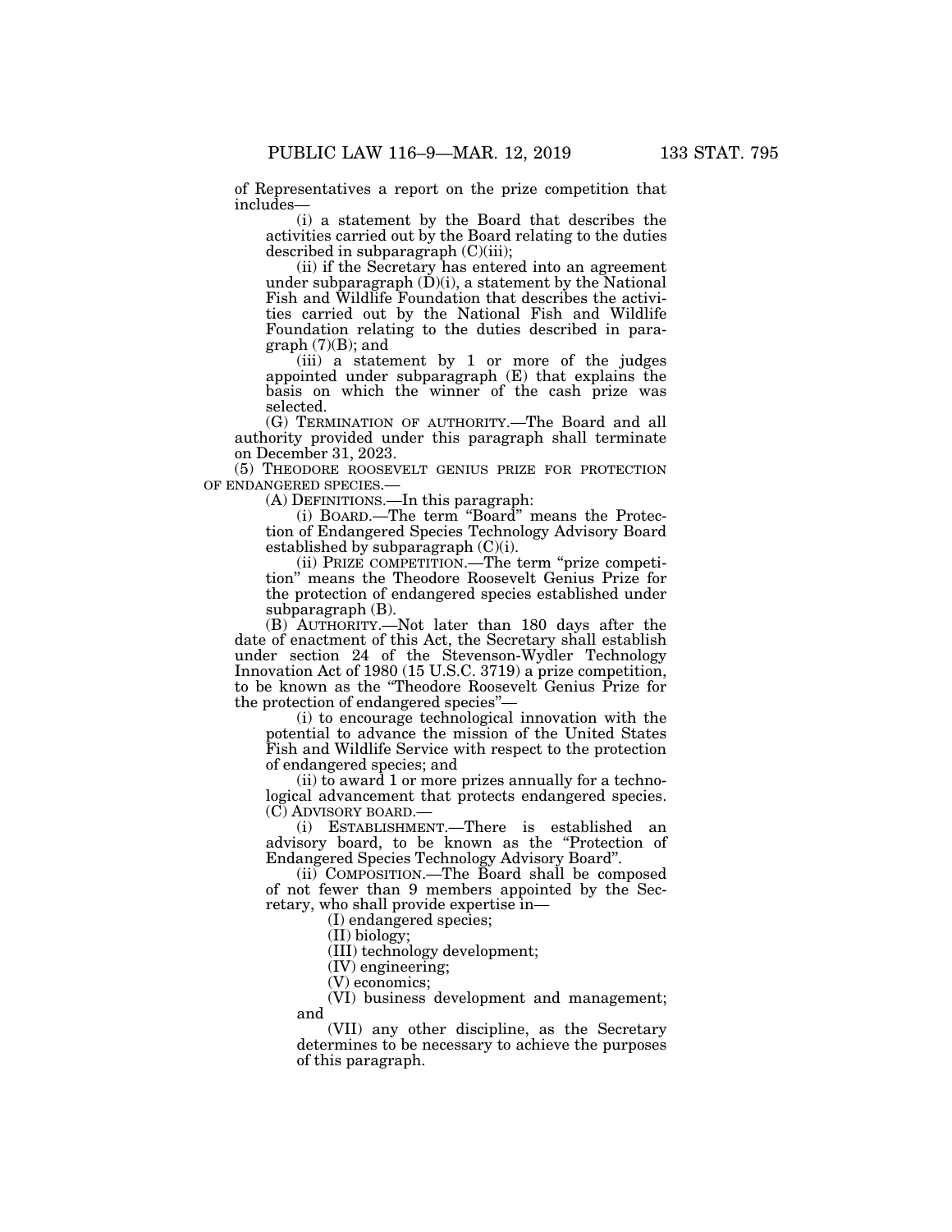of Representatives a report on the prize competition that includes—

(i) a statement by the Board that describes the activities carried out by the Board relating to the duties described in subparagraph (C)(iii);

(ii) if the Secretary has entered into an agreement under subparagraph (D)(i), a statement by the National Fish and Wildlife Foundation that describes the activities carried out by the National Fish and Wildlife Foundation relating to the duties described in paragraph (7)(B); and

(iii) a statement by 1 or more of the judges appointed under subparagraph (E) that explains the basis on which the winner of the cash prize was selected.

(G) TERMINATION OF AUTHORITY.—The Board and all authority provided under this paragraph shall terminate on December 31, 2023.

(5) THEODORE ROOSEVELT GENIUS PRIZE FOR PROTECTION OF ENDANGERED SPECIES.—

(A) DEFINITIONS.—In this paragraph:

(i) BOARD.—The term "Board" means the Protection of Endangered Species Technology Advisory Board established by subparagraph (C)(i).

(ii) PRIZE COMPETITION.—The term "prize competition" means the Theodore Roosevelt Genius Prize for the protection of endangered species established under subparagraph (B).

(B) AUTHORITY.—Not later than 180 days after the date of enactment of this Act, the Secretary shall establish under section 24 of the Stevenson-Wydler Technology Innovation Act of 1980 (15 U.S.C. 3719) a prize competition, to be known as the "Theodore Roosevelt Genius Prize for the protection of endangered species"—

(i) to encourage technological innovation with the potential to advance the mission of the United States Fish and Wildlife Service with respect to the protection of endangered species; and

(ii) to award 1 or more prizes annually for a technological advancement that protects endangered species.

(C) ADVISORY BOARD.—

(i) ESTABLISHMENT.—There is established an advisory board, to be known as the "Protection of Endangered Species Technology Advisory Board".

(ii) COMPOSITION.—The Board shall be composed of not fewer than 9 members appointed by the Secretary, who shall provide expertise in—

(I) endangered species;

(II) biology;

(III) technology development;

(IV) engineering;

(V) economics;

(VI) business development and management; and

(VII) any other discipline, as the Secretary determines to be necessary to achieve the purposes of this paragraph.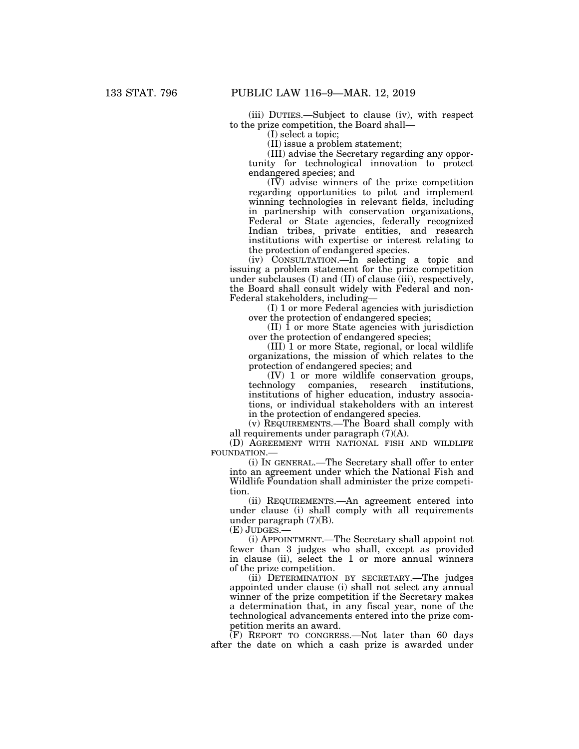(iii) DUTIES.—Subject to clause (iv), with respect to the prize competition, the Board shall—

(I) select a topic;

(II) issue a problem statement;

(III) advise the Secretary regarding any opportunity for technological innovation to protect endangered species; and

(IV) advise winners of the prize competition regarding opportunities to pilot and implement winning technologies in relevant fields, including in partnership with conservation organizations, Federal or State agencies, federally recognized Indian tribes, private entities, and research institutions with expertise or interest relating to the protection of endangered species.

(iv) CONSULTATION.—In selecting a topic and issuing a problem statement for the prize competition under subclauses (I) and (II) of clause (iii), respectively, the Board shall consult widely with Federal and non-Federal stakeholders, including—

(I) 1 or more Federal agencies with jurisdiction over the protection of endangered species;

(II) 1 or more State agencies with jurisdiction over the protection of endangered species;

(III) 1 or more State, regional, or local wildlife organizations, the mission of which relates to the protection of endangered species; and

(IV) 1 or more wildlife conservation groups, technology companies, research institutions, institutions of higher education, industry associations, or individual stakeholders with an interest in the protection of endangered species.

(v) REQUIREMENTS.—The Board shall comply with all requirements under paragraph (7)(A).

(D) AGREEMENT WITH NATIONAL FISH AND WILDLIFE FOUNDATION.—

(i) IN GENERAL.—The Secretary shall offer to enter into an agreement under which the National Fish and Wildlife Foundation shall administer the prize competition.

(ii) REQUIREMENTS.—An agreement entered into under clause (i) shall comply with all requirements under paragraph (7)(B).

(E) JUDGES.—

(i) APPOINTMENT.—The Secretary shall appoint not fewer than 3 judges who shall, except as provided in clause (ii), select the 1 or more annual winners of the prize competition.

(ii) DETERMINATION BY SECRETARY.—The judges appointed under clause (i) shall not select any annual winner of the prize competition if the Secretary makes a determination that, in any fiscal year, none of the technological advancements entered into the prize competition merits an award.

(F) REPORT TO CONGRESS.—Not later than 60 days after the date on which a cash prize is awarded under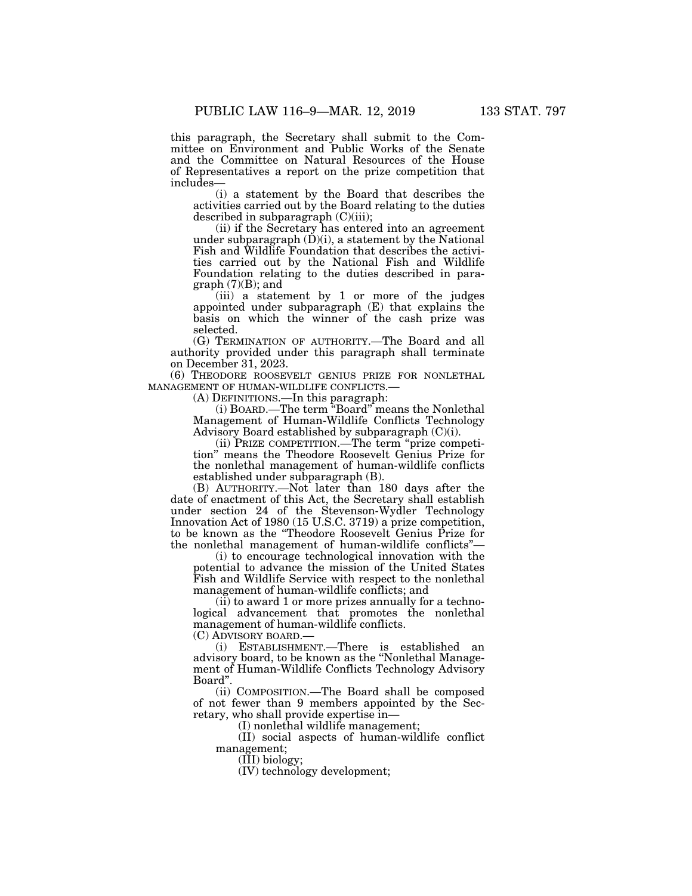this paragraph, the Secretary shall submit to the Committee on Environment and Public Works of the Senate and the Committee on Natural Resources of the House of Representatives a report on the prize competition that includes—

(i) a statement by the Board that describes the activities carried out by the Board relating to the duties described in subparagraph (C)(iii);

(ii) if the Secretary has entered into an agreement under subparagraph (D)(i), a statement by the National Fish and Wildlife Foundation that describes the activities carried out by the National Fish and Wildlife Foundation relating to the duties described in paragraph (7)(B); and

(iii) a statement by 1 or more of the judges appointed under subparagraph (E) that explains the basis on which the winner of the cash prize was selected.

(G) TERMINATION OF AUTHORITY.—The Board and all authority provided under this paragraph shall terminate on December 31, 2023.

(6) THEODORE ROOSEVELT GENIUS PRIZE FOR NONLETHAL MANAGEMENT OF HUMAN-WILDLIFE CONFLICTS.—

(A) DEFINITIONS.—In this paragraph:

(i) BOARD.—The term "Board" means the Nonlethal Management of Human-Wildlife Conflicts Technology Advisory Board established by subparagraph (C)(i).

(ii) PRIZE COMPETITION.—The term "prize competition" means the Theodore Roosevelt Genius Prize for the nonlethal management of human-wildlife conflicts established under subparagraph (B).

(B) AUTHORITY.—Not later than 180 days after the date of enactment of this Act, the Secretary shall establish under section 24 of the Stevenson-Wydler Technology Innovation Act of 1980 (15 U.S.C. 3719) a prize competition, to be known as the "Theodore Roosevelt Genius Prize for the nonlethal management of human-wildlife conflicts"—

(i) to encourage technological innovation with the potential to advance the mission of the United States Fish and Wildlife Service with respect to the nonlethal management of human-wildlife conflicts; and

(ii) to award 1 or more prizes annually for a technological advancement that promotes the nonlethal management of human-wildlife conflicts.

(C) ADVISORY BOARD.—

(i) ESTABLISHMENT.—There is established an advisory board, to be known as the "Nonlethal Management of Human-Wildlife Conflicts Technology Advisory Board".

(ii) COMPOSITION.—The Board shall be composed of not fewer than 9 members appointed by the Secretary, who shall provide expertise in—

(I) nonlethal wildlife management;

(II) social aspects of human-wildlife conflict management;

(III) biology;

(IV) technology development;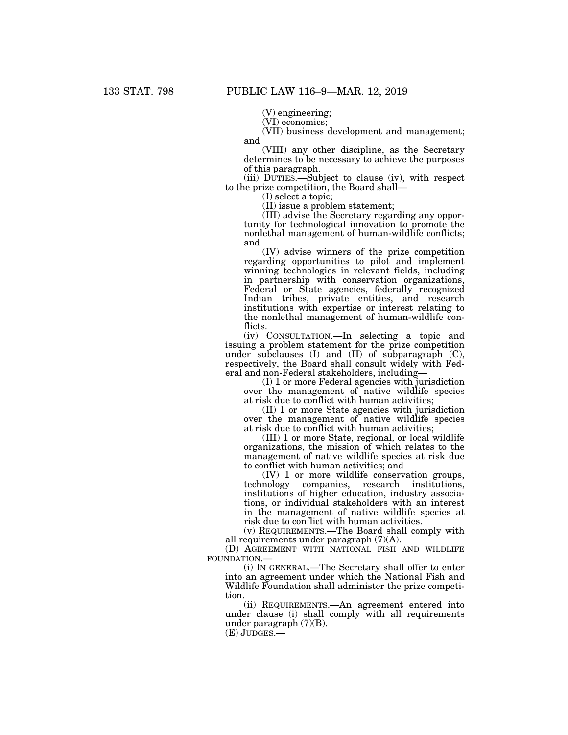(V) engineering;

(VI) economics;

(VII) business development and management; and

(VIII) any other discipline, as the Secretary determines to be necessary to achieve the purposes of this paragraph.

(iii) DUTIES.—Subject to clause (iv), with respect to the prize competition, the Board shall—

(I) select a topic;

(II) issue a problem statement;

(III) advise the Secretary regarding any opportunity for technological innovation to promote the nonlethal management of human-wildlife conflicts; and

(IV) advise winners of the prize competition regarding opportunities to pilot and implement winning technologies in relevant fields, including in partnership with conservation organizations, Federal or State agencies, federally recognized Indian tribes, private entities, and research institutions with expertise or interest relating to the nonlethal management of human-wildlife conflicts.

(iv) CONSULTATION.—In selecting a topic and issuing a problem statement for the prize competition under subclauses (I) and (II) of subparagraph (C), respectively, the Board shall consult widely with Federal and non-Federal stakeholders, including—

(I) 1 or more Federal agencies with jurisdiction over the management of native wildlife species at risk due to conflict with human activities;

(II) 1 or more State agencies with jurisdiction over the management of native wildlife species at risk due to conflict with human activities;

(III) 1 or more State, regional, or local wildlife organizations, the mission of which relates to the management of native wildlife species at risk due to conflict with human activities; and

(IV) 1 or more wildlife conservation groups, technology companies, research institutions, institutions of higher education, industry associations, or individual stakeholders with an interest in the management of native wildlife species at risk due to conflict with human activities.

(v) REQUIREMENTS.—The Board shall comply with all requirements under paragraph (7)(A).

(D) AGREEMENT WITH NATIONAL FISH AND WILDLIFE FOUNDATION.—

(i) IN GENERAL.—The Secretary shall offer to enter into an agreement under which the National Fish and Wildlife Foundation shall administer the prize competition.

(ii) REQUIREMENTS.—An agreement entered into under clause (i) shall comply with all requirements under paragraph (7)(B).

(E) JUDGES.—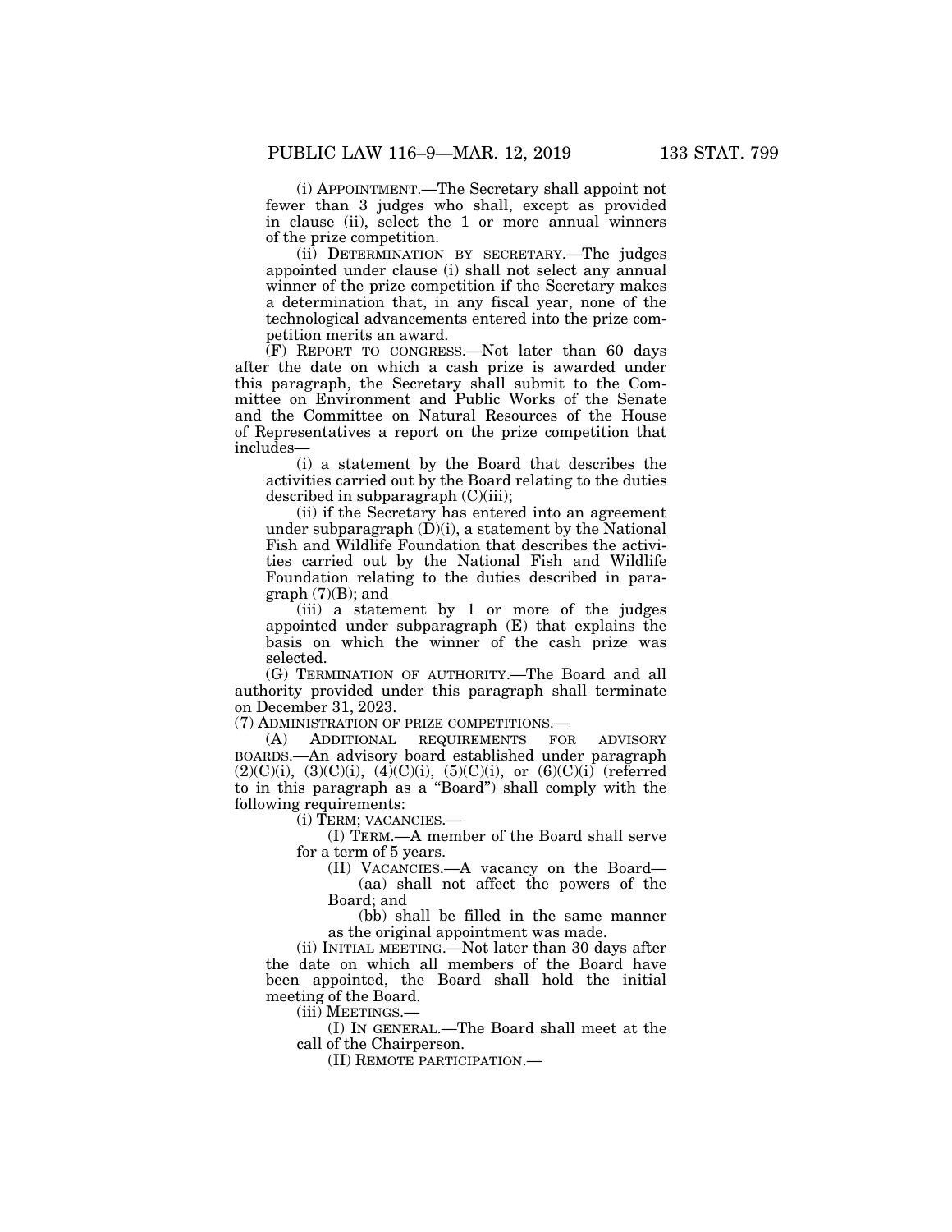(i) APPOINTMENT.—The Secretary shall appoint not fewer than 3 judges who shall, except as provided in clause (ii), select the 1 or more annual winners of the prize competition.

(ii) DETERMINATION BY SECRETARY.—The judges appointed under clause (i) shall not select any annual winner of the prize competition if the Secretary makes a determination that, in any fiscal year, none of the technological advancements entered into the prize competition merits an award.

(F) REPORT TO CONGRESS.—Not later than 60 days after the date on which a cash prize is awarded under this paragraph, the Secretary shall submit to the Committee on Environment and Public Works of the Senate and the Committee on Natural Resources of the House of Representatives a report on the prize competition that includes—

(i) a statement by the Board that describes the activities carried out by the Board relating to the duties described in subparagraph (C)(iii);

(ii) if the Secretary has entered into an agreement under subparagraph (D)(i), a statement by the National Fish and Wildlife Foundation that describes the activities carried out by the National Fish and Wildlife Foundation relating to the duties described in paragraph (7)(B); and

(iii) a statement by 1 or more of the judges appointed under subparagraph (E) that explains the basis on which the winner of the cash prize was selected.

(G) TERMINATION OF AUTHORITY.—The Board and all authority provided under this paragraph shall terminate on December 31, 2023.

(7) ADMINISTRATION OF PRIZE COMPETITIONS.—

(A) ADDITIONAL REQUIREMENTS FOR ADVISORY BOARDS.—An advisory board established under paragraph (2)(C)(i), (3)(C)(i), (4)(C)(i), (5)(C)(i), or (6)(C)(i) (referred to in this paragraph as a "Board") shall comply with the following requirements:

(i) TERM; VACANCIES.—

(I) TERM.—A member of the Board shall serve for a term of 5 years.

(II) VACANCIES.—A vacancy on the Board—

(aa) shall not affect the powers of the Board; and

(bb) shall be filled in the same manner as the original appointment was made.

(ii) INITIAL MEETING.—Not later than 30 days after the date on which all members of the Board have been appointed, the Board shall hold the initial meeting of the Board.

(iii) MEETINGS.—

(I) IN GENERAL.—The Board shall meet at the call of the Chairperson.

(II) REMOTE PARTICIPATION.—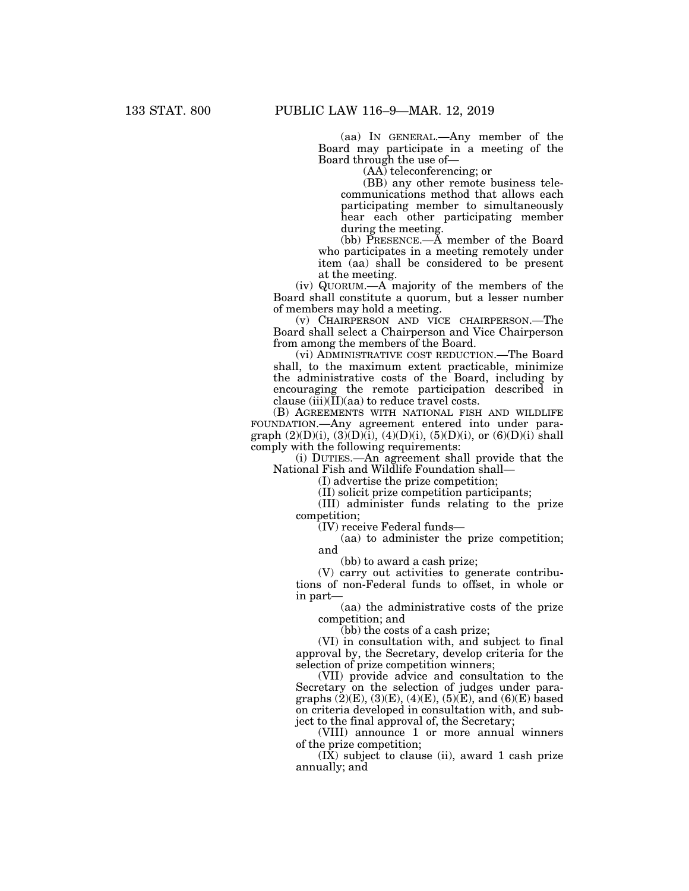(aa) IN GENERAL.—Any member of the Board may participate in a meeting of the Board through the use of—

(AA) teleconferencing; or

(BB) any other remote business telecommunications method that allows each participating member to simultaneously hear each other participating member during the meeting.

(bb) PRESENCE.—A member of the Board who participates in a meeting remotely under item (aa) shall be considered to be present at the meeting.

(iv) QUORUM.—A majority of the members of the Board shall constitute a quorum, but a lesser number of members may hold a meeting.

(v) CHAIRPERSON AND VICE CHAIRPERSON.—The Board shall select a Chairperson and Vice Chairperson from among the members of the Board.

(vi) ADMINISTRATIVE COST REDUCTION.—The Board shall, to the maximum extent practicable, minimize the administrative costs of the Board, including by encouraging the remote participation described in clause (iii)(II)(aa) to reduce travel costs.

(B) AGREEMENTS WITH NATIONAL FISH AND WILDLIFE FOUNDATION.—Any agreement entered into under paragraph (2)(D)(i), (3)(D)(i), (4)(D)(i), (5)(D)(i), or (6)(D)(i) shall comply with the following requirements:

(i) DUTIES.—An agreement shall provide that the National Fish and Wildlife Foundation shall—

(I) advertise the prize competition;

(II) solicit prize competition participants;

(III) administer funds relating to the prize competition;

(IV) receive Federal funds—

(aa) to administer the prize competition; and

(bb) to award a cash prize;

(V) carry out activities to generate contributions of non-Federal funds to offset, in whole or in part—

(aa) the administrative costs of the prize competition; and

(bb) the costs of a cash prize;

(VI) in consultation with, and subject to final approval by, the Secretary, develop criteria for the selection of prize competition winners;

(VII) provide advice and consultation to the Secretary on the selection of judges under paragraphs (2)(E), (3)(E), (4)(E), (5)(E), and (6)(E) based on criteria developed in consultation with, and subject to the final approval of, the Secretary;

(VIII) announce 1 or more annual winners of the prize competition;

(IX) subject to clause (ii), award 1 cash prize annually; and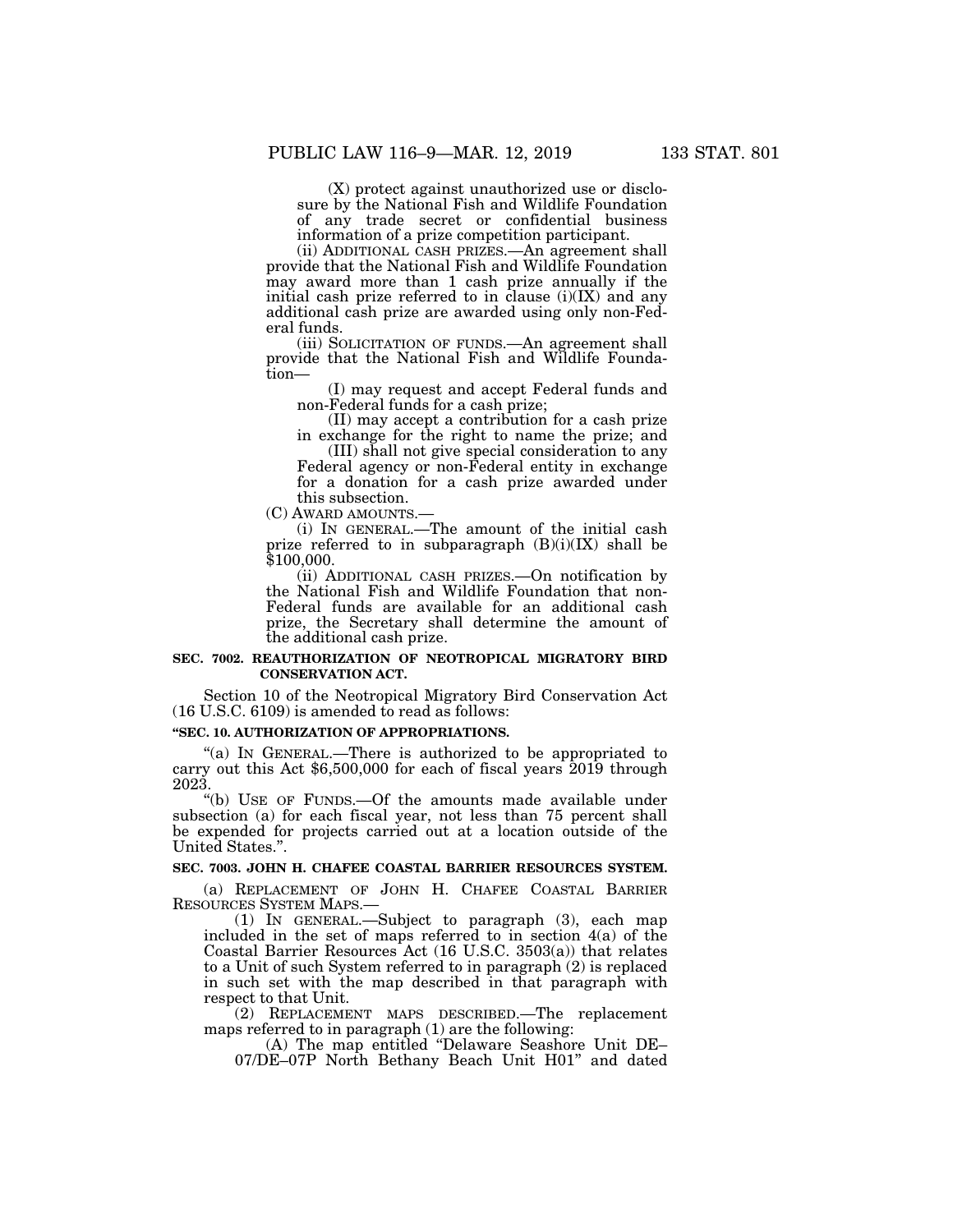(X) protect against unauthorized use or disclosure by the National Fish and Wildlife Foundation of any trade secret or confidential business information of a prize competition participant.

(ii) ADDITIONAL CASH PRIZES.—An agreement shall provide that the National Fish and Wildlife Foundation may award more than 1 cash prize annually if the initial cash prize referred to in clause (i)(IX) and any additional cash prize are awarded using only non-Federal funds.

(iii) SOLICITATION OF FUNDS.—An agreement shall provide that the National Fish and Wildlife Foundation—

(I) may request and accept Federal funds and non-Federal funds for a cash prize;

(II) may accept a contribution for a cash prize in exchange for the right to name the prize; and

(III) shall not give special consideration to any Federal agency or non-Federal entity in exchange for a donation for a cash prize awarded under this subsection.

(C) AWARD AMOUNTS.—

(i) IN GENERAL.—The amount of the initial cash prize referred to in subparagraph (B)(i)(IX) shall be $100,000.

(ii) ADDITIONAL CASH PRIZES.—On notification by the National Fish and Wildlife Foundation that non-Federal funds are available for an additional cash prize, the Secretary shall determine the amount of the additional cash prize.

**SEC. 7002. REAUTHORIZATION OF NEOTROPICAL MIGRATORY BIRD CONSERVATION ACT.**

Section 10 of the Neotropical Migratory Bird Conservation Act (16 U.S.C. 6109) is amended to read as follows:

**"SEC. 10. AUTHORIZATION OF APPROPRIATIONS.**

"(a) IN GENERAL.—There is authorized to be appropriated to carry out this Act $6,500,000 for each of fiscal years 2019 through 2023.

"(b) USE OF FUNDS.—Of the amounts made available under subsection (a) for each fiscal year, not less than 75 percent shall be expended for projects carried out at a location outside of the United States.".

**SEC. 7003. JOHN H. CHAFEE COASTAL BARRIER RESOURCES SYSTEM.**

(a) REPLACEMENT OF JOHN H. CHAFEE COASTAL BARRIER RESOURCES SYSTEM MAPS.—

(1) IN GENERAL.—Subject to paragraph (3), each map included in the set of maps referred to in section 4(a) of the Coastal Barrier Resources Act (16 U.S.C. 3503(a)) that relates to a Unit of such System referred to in paragraph (2) is replaced in such set with the map described in that paragraph with respect to that Unit.

(2) REPLACEMENT MAPS DESCRIBED.—The replacement maps referred to in paragraph (1) are the following:

(A) The map entitled "Delaware Seashore Unit DE–07/DE–07P North Bethany Beach Unit H01" and dated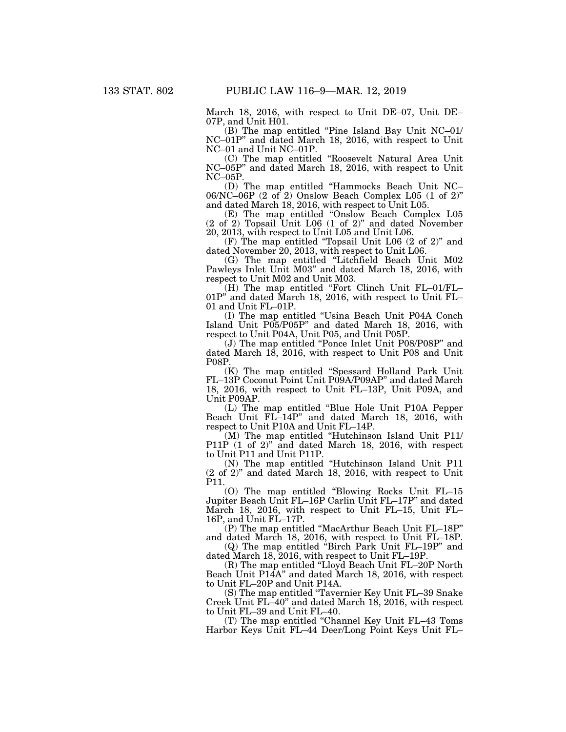March 18, 2016, with respect to Unit DE–07, Unit DE–07P, and Unit H01.

(B) The map entitled "Pine Island Bay Unit NC–01/NC–01P" and dated March 18, 2016, with respect to Unit NC–01 and Unit NC–01P.

(C) The map entitled "Roosevelt Natural Area Unit NC–05P" and dated March 18, 2016, with respect to Unit NC–05P.

(D) The map entitled "Hammocks Beach Unit NC–06/NC–06P (2 of 2) Onslow Beach Complex L05 (1 of 2)" and dated March 18, 2016, with respect to Unit L05.

(E) The map entitled "Onslow Beach Complex L05 (2 of 2) Topsail Unit L06 (1 of 2)" and dated November 20, 2013, with respect to Unit L05 and Unit L06.

(F) The map entitled "Topsail Unit L06 (2 of 2)" and dated November 20, 2013, with respect to Unit L06.

(G) The map entitled "Litchfield Beach Unit M02 Pawleys Inlet Unit M03" and dated March 18, 2016, with respect to Unit M02 and Unit M03.

(H) The map entitled "Fort Clinch Unit FL–01/FL–01P" and dated March 18, 2016, with respect to Unit FL–01 and Unit FL–01P.

(I) The map entitled "Usina Beach Unit P04A Conch Island Unit P05/P05P" and dated March 18, 2016, with respect to Unit P04A, Unit P05, and Unit P05P.

(J) The map entitled "Ponce Inlet Unit P08/P08P" and dated March 18, 2016, with respect to Unit P08 and Unit P08P.

(K) The map entitled "Spessard Holland Park Unit FL–13P Coconut Point Unit P09A/P09AP" and dated March 18, 2016, with respect to Unit FL–13P, Unit P09A, and Unit P09AP.

(L) The map entitled "Blue Hole Unit P10A Pepper Beach Unit FL–14P" and dated March 18, 2016, with respect to Unit P10A and Unit FL–14P.

(M) The map entitled "Hutchinson Island Unit P11/P11P (1 of 2)" and dated March 18, 2016, with respect to Unit P11 and Unit P11P.

(N) The map entitled "Hutchinson Island Unit P11 (2 of 2)" and dated March 18, 2016, with respect to Unit P11.

(O) The map entitled "Blowing Rocks Unit FL–15 Jupiter Beach Unit FL–16P Carlin Unit FL–17P" and dated March 18, 2016, with respect to Unit FL–15, Unit FL–16P, and Unit FL–17P.

(P) The map entitled "MacArthur Beach Unit FL–18P" and dated March 18, 2016, with respect to Unit FL–18P.

(Q) The map entitled "Birch Park Unit FL–19P" and dated March 18, 2016, with respect to Unit FL–19P.

(R) The map entitled "Lloyd Beach Unit FL–20P North Beach Unit P14A" and dated March 18, 2016, with respect to Unit FL–20P and Unit P14A.

(S) The map entitled "Tavernier Key Unit FL–39 Snake Creek Unit FL–40" and dated March 18, 2016, with respect to Unit FL–39 and Unit FL–40.

(T) The map entitled "Channel Key Unit FL–43 Toms Harbor Keys Unit FL–44 Deer/Long Point Keys Unit FL–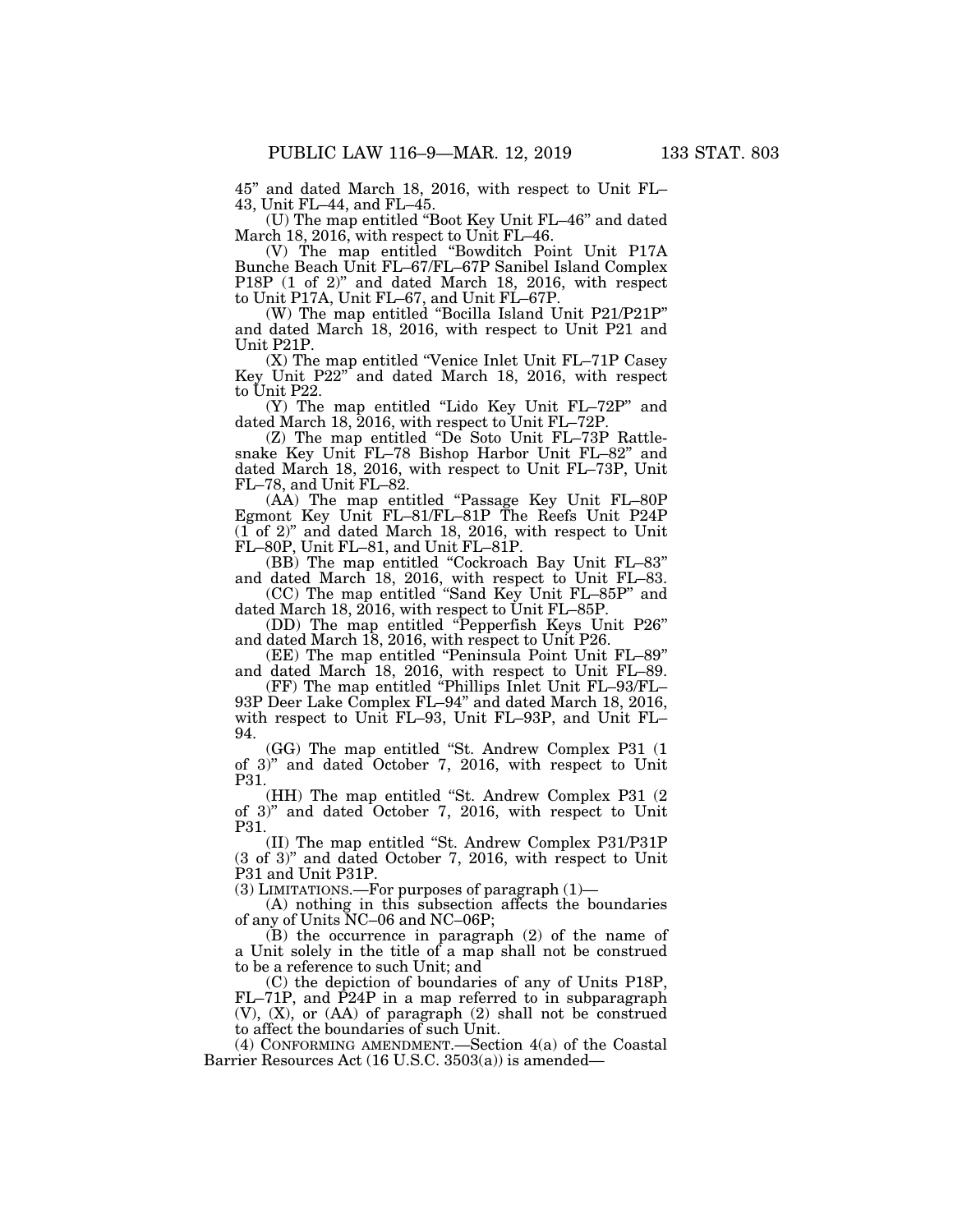45" and dated March 18, 2016, with respect to Unit FL–43, Unit FL–44, and FL–45.

(U) The map entitled "Boot Key Unit FL–46" and dated March 18, 2016, with respect to Unit FL–46.

(V) The map entitled "Bowditch Point Unit P17A Bunche Beach Unit FL–67/FL–67P Sanibel Island Complex P18P (1 of 2)" and dated March 18, 2016, with respect to Unit P17A, Unit FL–67, and Unit FL–67P.

(W) The map entitled "Bocilla Island Unit P21/P21P" and dated March 18, 2016, with respect to Unit P21 and Unit P21P.

(X) The map entitled "Venice Inlet Unit FL–71P Casey Key Unit P22" and dated March 18, 2016, with respect to Unit P22.

(Y) The map entitled "Lido Key Unit FL–72P" and dated March 18, 2016, with respect to Unit FL–72P.

(Z) The map entitled "De Soto Unit FL–73P Rattlesnake Key Unit FL–78 Bishop Harbor Unit FL–82" and dated March 18, 2016, with respect to Unit FL–73P, Unit FL–78, and Unit FL–82.

(AA) The map entitled "Passage Key Unit FL–80P Egmont Key Unit FL–81/FL–81P The Reefs Unit P24P (1 of 2)" and dated March 18, 2016, with respect to Unit FL–80P, Unit FL–81, and Unit FL–81P.

(BB) The map entitled "Cockroach Bay Unit FL–83" and dated March 18, 2016, with respect to Unit FL–83.

(CC) The map entitled "Sand Key Unit FL–85P" and dated March 18, 2016, with respect to Unit FL–85P.

(DD) The map entitled "Pepperfish Keys Unit P26" and dated March 18, 2016, with respect to Unit P26.

(EE) The map entitled "Peninsula Point Unit FL–89" and dated March 18, 2016, with respect to Unit FL–89.

(FF) The map entitled "Phillips Inlet Unit FL–93/FL–93P Deer Lake Complex FL–94" and dated March 18, 2016, with respect to Unit FL–93, Unit FL–93P, and Unit FL–94.

(GG) The map entitled "St. Andrew Complex P31 (1 of 3)" and dated October 7, 2016, with respect to Unit P31.

(HH) The map entitled "St. Andrew Complex P31 (2 of 3)" and dated October 7, 2016, with respect to Unit P31.

(II) The map entitled "St. Andrew Complex P31/P31P (3 of 3)" and dated October 7, 2016, with respect to Unit P31 and Unit P31P.

(3) LIMITATIONS.—For purposes of paragraph (1)—

(A) nothing in this subsection affects the boundaries of any of Units NC–06 and NC–06P;

(B) the occurrence in paragraph (2) of the name of a Unit solely in the title of a map shall not be construed to be a reference to such Unit; and

(C) the depiction of boundaries of any of Units P18P, FL–71P, and P24P in a map referred to in subparagraph (V), (X), or (AA) of paragraph (2) shall not be construed to affect the boundaries of such Unit.

(4) CONFORMING AMENDMENT.—Section 4(a) of the Coastal Barrier Resources Act (16 U.S.C. 3503(a)) is amended—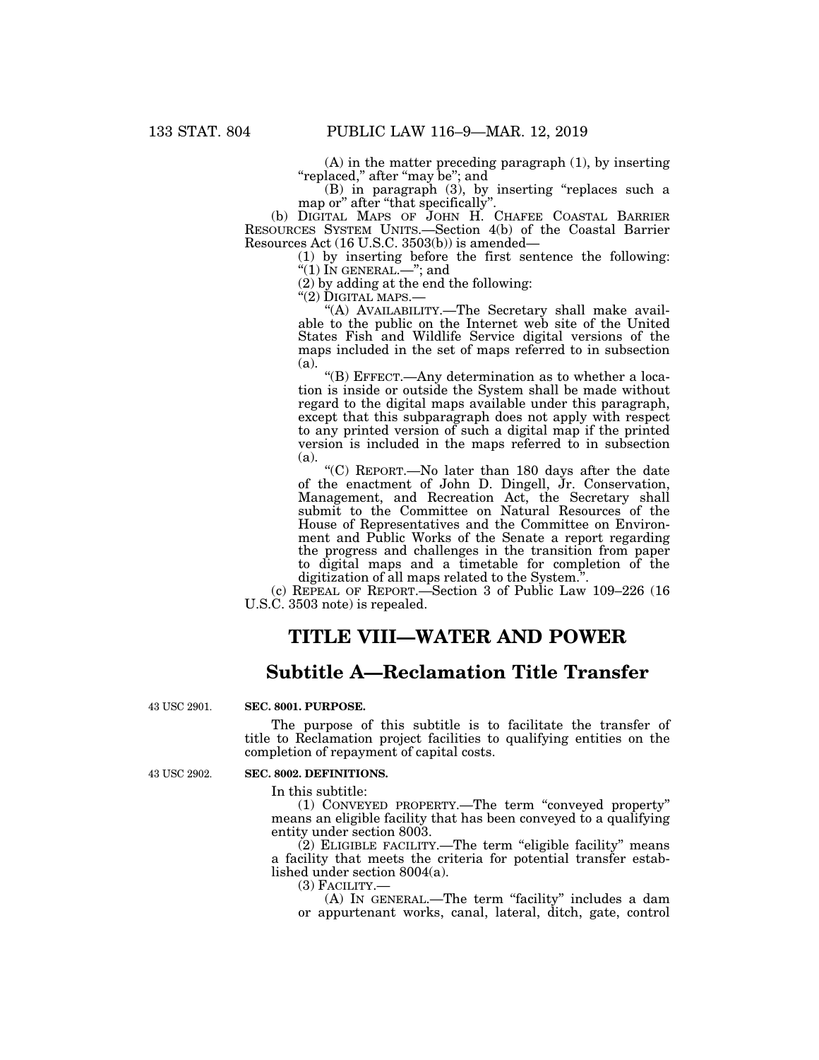(A) in the matter preceding paragraph (1), by inserting "replaced," after "may be"; and

(B) in paragraph (3), by inserting "replaces such a map or" after "that specifically".

(b) DIGITAL MAPS OF JOHN H. CHAFEE COASTAL BARRIER RESOURCES SYSTEM UNITS.—Section 4(b) of the Coastal Barrier Resources Act (16 U.S.C. 3503(b)) is amended—

(1) by inserting before the first sentence the following: "(1) IN GENERAL.—"; and

(2) by adding at the end the following:

"(2) DIGITAL MAPS.—

"(A) AVAILABILITY.—The Secretary shall make available to the public on the Internet web site of the United States Fish and Wildlife Service digital versions of the maps included in the set of maps referred to in subsection (a).

"(B) EFFECT.—Any determination as to whether a location is inside or outside the System shall be made without regard to the digital maps available under this paragraph, except that this subparagraph does not apply with respect to any printed version of such a digital map if the printed version is included in the maps referred to in subsection (a).

"(C) REPORT.—No later than 180 days after the date of the enactment of John D. Dingell, Jr. Conservation, Management, and Recreation Act, the Secretary shall submit to the Committee on Natural Resources of the House of Representatives and the Committee on Environment and Public Works of the Senate a report regarding the progress and challenges in the transition from paper to digital maps and a timetable for completion of the digitization of all maps related to the System.".

(c) REPEAL OF REPORT.—Section 3 of Public Law 109–226 (16 U.S.C. 3503 note) is repealed.

# TITLE VIII—WATER AND POWER

## Subtitle A—Reclamation Title Transfer

43 USC 2901.

**SEC. 8001. PURPOSE.**

The purpose of this subtitle is to facilitate the transfer of title to Reclamation project facilities to qualifying entities on the completion of repayment of capital costs.

43 USC 2902.

**SEC. 8002. DEFINITIONS.**

In this subtitle:

(1) CONVEYED PROPERTY.—The term "conveyed property" means an eligible facility that has been conveyed to a qualifying entity under section 8003.

(2) ELIGIBLE FACILITY.—The term "eligible facility" means a facility that meets the criteria for potential transfer established under section 8004(a).

(3) FACILITY.—

(A) IN GENERAL.—The term "facility" includes a dam or appurtenant works, canal, lateral, ditch, gate, control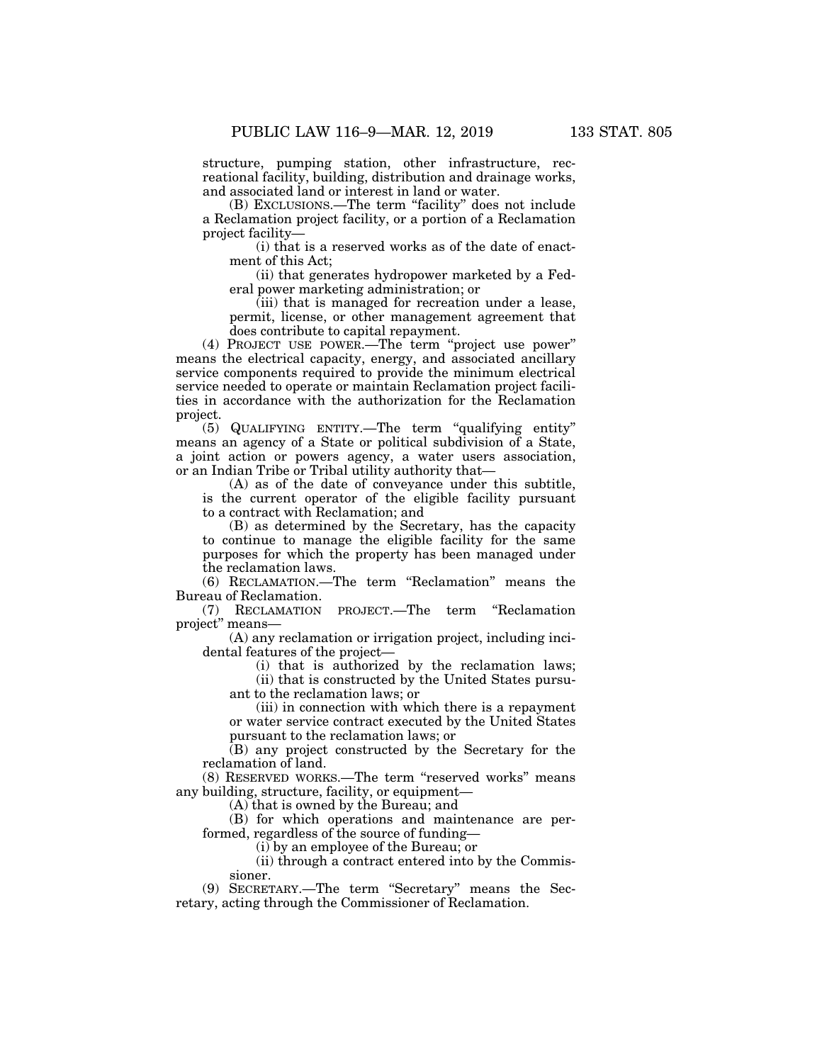structure, pumping station, other infrastructure, recreational facility, building, distribution and drainage works, and associated land or interest in land or water.

(B) EXCLUSIONS.—The term "facility" does not include a Reclamation project facility, or a portion of a Reclamation project facility—

(i) that is a reserved works as of the date of enactment of this Act;

(ii) that generates hydropower marketed by a Federal power marketing administration; or

(iii) that is managed for recreation under a lease, permit, license, or other management agreement that does contribute to capital repayment.

(4) PROJECT USE POWER.—The term "project use power" means the electrical capacity, energy, and associated ancillary service components required to provide the minimum electrical service needed to operate or maintain Reclamation project facilities in accordance with the authorization for the Reclamation project.

(5) QUALIFYING ENTITY.—The term "qualifying entity" means an agency of a State or political subdivision of a State, a joint action or powers agency, a water users association, or an Indian Tribe or Tribal utility authority that—

(A) as of the date of conveyance under this subtitle, is the current operator of the eligible facility pursuant to a contract with Reclamation; and

(B) as determined by the Secretary, has the capacity to continue to manage the eligible facility for the same purposes for which the property has been managed under the reclamation laws.

(6) RECLAMATION.—The term "Reclamation" means the Bureau of Reclamation.

(7) RECLAMATION PROJECT.—The term "Reclamation project" means—

(A) any reclamation or irrigation project, including incidental features of the project—

(i) that is authorized by the reclamation laws;

(ii) that is constructed by the United States pursuant to the reclamation laws; or

(iii) in connection with which there is a repayment or water service contract executed by the United States pursuant to the reclamation laws; or

(B) any project constructed by the Secretary for the reclamation of land.

(8) RESERVED WORKS.—The term "reserved works" means any building, structure, facility, or equipment—

(A) that is owned by the Bureau; and

(B) for which operations and maintenance are performed, regardless of the source of funding—

(i) by an employee of the Bureau; or

(ii) through a contract entered into by the Commissioner.

(9) SECRETARY.—The term "Secretary" means the Secretary, acting through the Commissioner of Reclamation.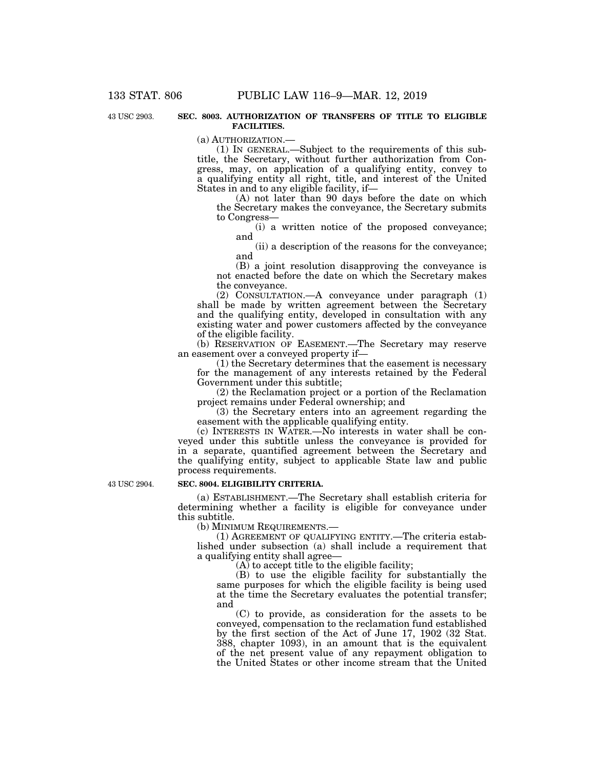**SEC. 8003. AUTHORIZATION OF TRANSFERS OF TITLE TO ELIGIBLE FACILITIES.**

43 USC 2903.

(a) AUTHORIZATION.—

(1) IN GENERAL.—Subject to the requirements of this subtitle, the Secretary, without further authorization from Congress, may, on application of a qualifying entity, convey to a qualifying entity all right, title, and interest of the United States in and to any eligible facility, if—

(A) not later than 90 days before the date on which the Secretary makes the conveyance, the Secretary submits to Congress—

(i) a written notice of the proposed conveyance; and

(ii) a description of the reasons for the conveyance; and

(B) a joint resolution disapproving the conveyance is not enacted before the date on which the Secretary makes the conveyance.

(2) CONSULTATION.—A conveyance under paragraph (1) shall be made by written agreement between the Secretary and the qualifying entity, developed in consultation with any existing water and power customers affected by the conveyance of the eligible facility.

(b) RESERVATION OF EASEMENT.—The Secretary may reserve an easement over a conveyed property if—

(1) the Secretary determines that the easement is necessary for the management of any interests retained by the Federal Government under this subtitle;

(2) the Reclamation project or a portion of the Reclamation project remains under Federal ownership; and

(3) the Secretary enters into an agreement regarding the easement with the applicable qualifying entity.

(c) INTERESTS IN WATER.—No interests in water shall be conveyed under this subtitle unless the conveyance is provided for in a separate, quantified agreement between the Secretary and the qualifying entity, subject to applicable State law and public process requirements.

**SEC. 8004. ELIGIBILITY CRITERIA.**

43 USC 2904.

(a) ESTABLISHMENT.—The Secretary shall establish criteria for determining whether a facility is eligible for conveyance under this subtitle.

(b) MINIMUM REQUIREMENTS.—

(1) AGREEMENT OF QUALIFYING ENTITY.—The criteria established under subsection (a) shall include a requirement that a qualifying entity shall agree—

(A) to accept title to the eligible facility;

(B) to use the eligible facility for substantially the same purposes for which the eligible facility is being used at the time the Secretary evaluates the potential transfer; and

(C) to provide, as consideration for the assets to be conveyed, compensation to the reclamation fund established by the first section of the Act of June 17, 1902 (32 Stat. 388, chapter 1093), in an amount that is the equivalent of the net present value of any repayment obligation to the United States or other income stream that the United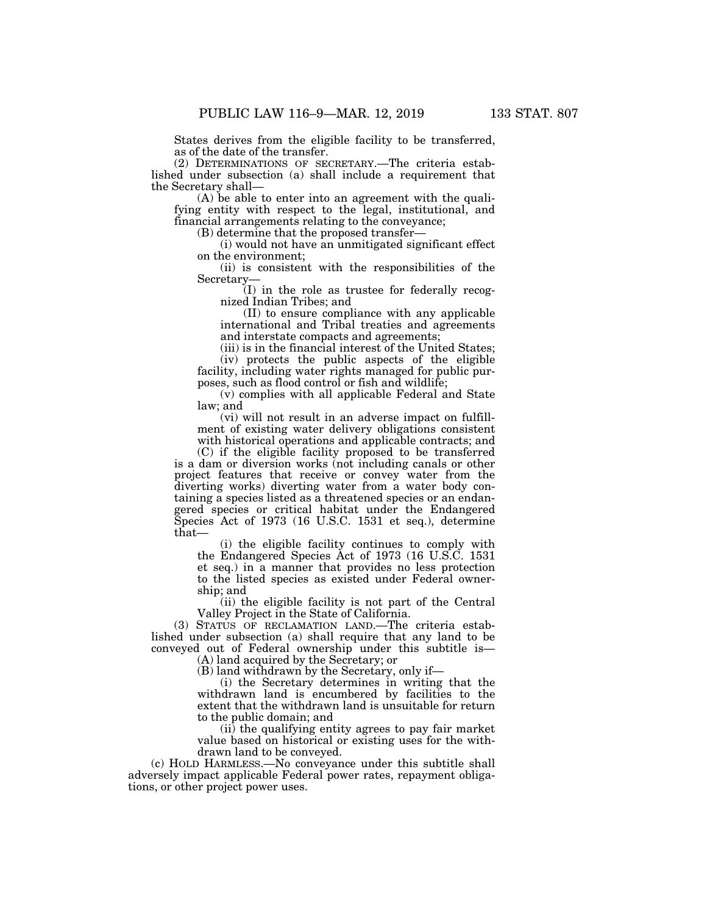States derives from the eligible facility to be transferred, as of the date of the transfer.

(2) DETERMINATIONS OF SECRETARY.—The criteria established under subsection (a) shall include a requirement that the Secretary shall—

(A) be able to enter into an agreement with the qualifying entity with respect to the legal, institutional, and financial arrangements relating to the conveyance;

(B) determine that the proposed transfer—

(i) would not have an unmitigated significant effect on the environment;

(ii) is consistent with the responsibilities of the Secretary—

(I) in the role as trustee for federally recognized Indian Tribes; and

(II) to ensure compliance with any applicable international and Tribal treaties and agreements and interstate compacts and agreements;

(iii) is in the financial interest of the United States;

(iv) protects the public aspects of the eligible facility, including water rights managed for public purposes, such as flood control or fish and wildlife;

(v) complies with all applicable Federal and State law; and

(vi) will not result in an adverse impact on fulfillment of existing water delivery obligations consistent with historical operations and applicable contracts; and

(C) if the eligible facility proposed to be transferred is a dam or diversion works (not including canals or other project features that receive or convey water from the diverting works) diverting water from a water body containing a species listed as a threatened species or an endangered species or critical habitat under the Endangered Species Act of 1973 (16 U.S.C. 1531 et seq.), determine that—

(i) the eligible facility continues to comply with the Endangered Species Act of 1973 (16 U.S.C. 1531 et seq.) in a manner that provides no less protection to the listed species as existed under Federal ownership; and

(ii) the eligible facility is not part of the Central Valley Project in the State of California.

(3) STATUS OF RECLAMATION LAND.—The criteria established under subsection (a) shall require that any land to be conveyed out of Federal ownership under this subtitle is—

(A) land acquired by the Secretary; or

(B) land withdrawn by the Secretary, only if—

(i) the Secretary determines in writing that the withdrawn land is encumbered by facilities to the extent that the withdrawn land is unsuitable for return to the public domain; and

(ii) the qualifying entity agrees to pay fair market value based on historical or existing uses for the withdrawn land to be conveyed.

(c) HOLD HARMLESS.—No conveyance under this subtitle shall adversely impact applicable Federal power rates, repayment obligations, or other project power uses.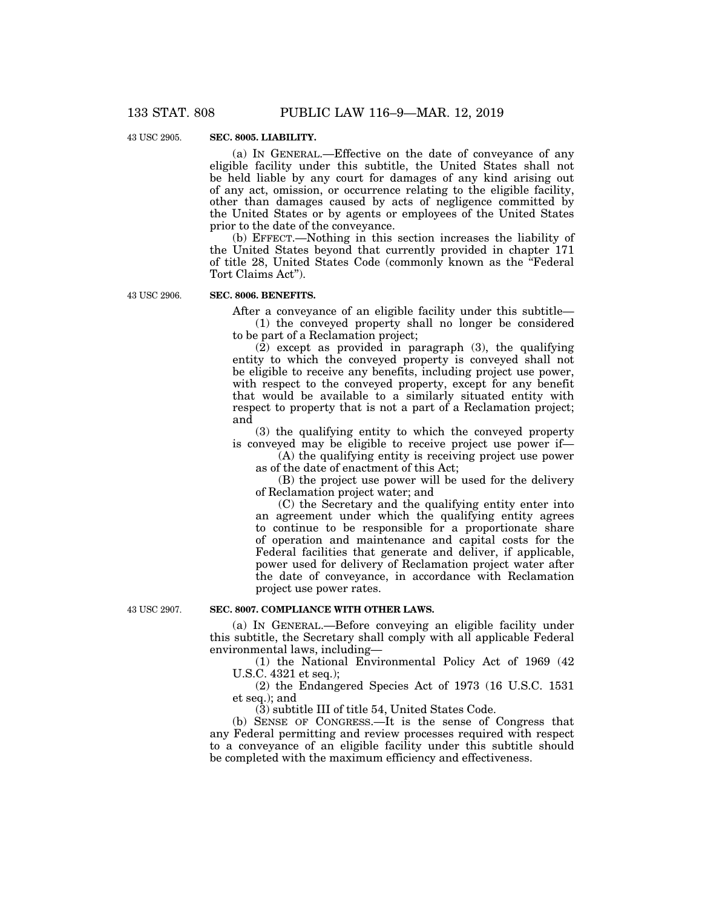**SEC. 8005. LIABILITY.**

43 USC 2905.

(a) IN GENERAL.—Effective on the date of conveyance of any eligible facility under this subtitle, the United States shall not be held liable by any court for damages of any kind arising out of any act, omission, or occurrence relating to the eligible facility, other than damages caused by acts of negligence committed by the United States or by agents or employees of the United States prior to the date of the conveyance.

(b) EFFECT.—Nothing in this section increases the liability of the United States beyond that currently provided in chapter 171 of title 28, United States Code (commonly known as the "Federal Tort Claims Act").

**SEC. 8006. BENEFITS.**

43 USC 2906.

After a conveyance of an eligible facility under this subtitle—

(1) the conveyed property shall no longer be considered to be part of a Reclamation project;

(2) except as provided in paragraph (3), the qualifying entity to which the conveyed property is conveyed shall not be eligible to receive any benefits, including project use power, with respect to the conveyed property, except for any benefit that would be available to a similarly situated entity with respect to property that is not a part of a Reclamation project; and

(3) the qualifying entity to which the conveyed property is conveyed may be eligible to receive project use power if—

(A) the qualifying entity is receiving project use power as of the date of enactment of this Act;

(B) the project use power will be used for the delivery of Reclamation project water; and

(C) the Secretary and the qualifying entity enter into an agreement under which the qualifying entity agrees to continue to be responsible for a proportionate share of operation and maintenance and capital costs for the Federal facilities that generate and deliver, if applicable, power used for delivery of Reclamation project water after the date of conveyance, in accordance with Reclamation project use power rates.

**SEC. 8007. COMPLIANCE WITH OTHER LAWS.**

43 USC 2907.

(a) IN GENERAL.—Before conveying an eligible facility under this subtitle, the Secretary shall comply with all applicable Federal environmental laws, including—

(1) the National Environmental Policy Act of 1969 (42 U.S.C. 4321 et seq.);

(2) the Endangered Species Act of 1973 (16 U.S.C. 1531 et seq.); and

(3) subtitle III of title 54, United States Code.

(b) SENSE OF CONGRESS.—It is the sense of Congress that any Federal permitting and review processes required with respect to a conveyance of an eligible facility under this subtitle should be completed with the maximum efficiency and effectiveness.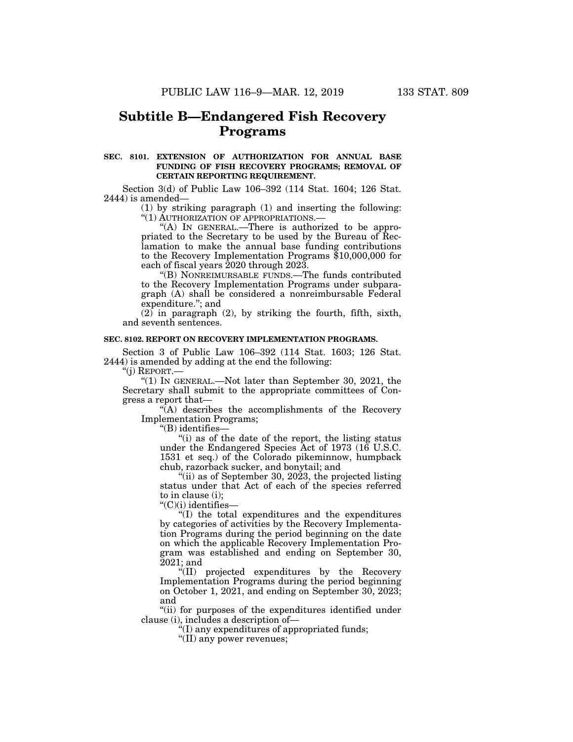## Subtitle B—Endangered Fish Recovery Programs

**SEC. 8101. EXTENSION OF AUTHORIZATION FOR ANNUAL BASE FUNDING OF FISH RECOVERY PROGRAMS; REMOVAL OF CERTAIN REPORTING REQUIREMENT.**

Section 3(d) of Public Law 106–392 (114 Stat. 1604; 126 Stat. 2444) is amended—

(1) by striking paragraph (1) and inserting the following:

"(1) AUTHORIZATION OF APPROPRIATIONS.—

"(A) IN GENERAL.—There is authorized to be appropriated to the Secretary to be used by the Bureau of Reclamation to make the annual base funding contributions to the Recovery Implementation Programs $10,000,000 for each of fiscal years 2020 through 2023.

"(B) NONREIMBURSABLE FUNDS.—The funds contributed to the Recovery Implementation Programs under subparagraph (A) shall be considered a nonreimbursable Federal expenditure."; and

(2) in paragraph (2), by striking the fourth, fifth, sixth, and seventh sentences.

**SEC. 8102. REPORT ON RECOVERY IMPLEMENTATION PROGRAMS.**

Section 3 of Public Law 106–392 (114 Stat. 1603; 126 Stat. 2444) is amended by adding at the end the following:

"(j) REPORT.—

"(1) IN GENERAL.—Not later than September 30, 2021, the Secretary shall submit to the appropriate committees of Congress a report that—

"(A) describes the accomplishments of the Recovery Implementation Programs;

"(B) identifies—

"(i) as of the date of the report, the listing status under the Endangered Species Act of 1973 (16 U.S.C. 1531 et seq.) of the Colorado pikeminnow, humpback chub, razorback sucker, and bonytail; and

"(ii) as of September 30, 2023, the projected listing status under that Act of each of the species referred to in clause (i);

"(C)(i) identifies—

"(I) the total expenditures and the expenditures by categories of activities by the Recovery Implementation Programs during the period beginning on the date on which the applicable Recovery Implementation Program was established and ending on September 30, 2021; and

"(II) projected expenditures by the Recovery Implementation Programs during the period beginning on October 1, 2021, and ending on September 30, 2023; and

"(ii) for purposes of the expenditures identified under clause (i), includes a description of—

"(I) any expenditures of appropriated funds;

"(II) any power revenues;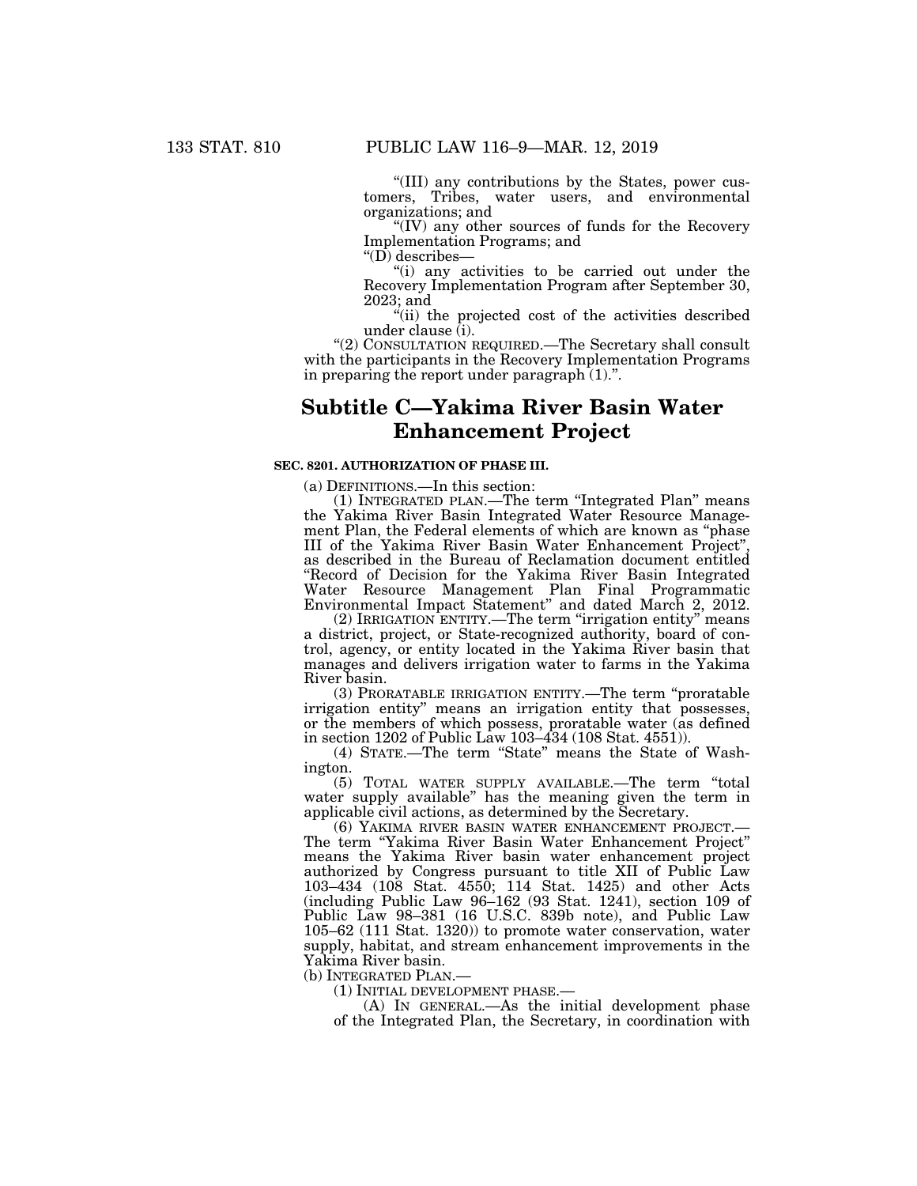"(III) any contributions by the States, power customers, Tribes, water users, and environmental organizations; and

"(IV) any other sources of funds for the Recovery Implementation Programs; and

"(D) describes—

"(i) any activities to be carried out under the Recovery Implementation Program after September 30, 2023; and

"(ii) the projected cost of the activities described under clause (i).

"(2) CONSULTATION REQUIRED.—The Secretary shall consult with the participants in the Recovery Implementation Programs in preparing the report under paragraph (1).".

## Subtitle C—Yakima River Basin Water Enhancement Project

### SEC. 8201. AUTHORIZATION OF PHASE III.

(a) DEFINITIONS.—In this section:

(1) INTEGRATED PLAN.—The term "Integrated Plan" means the Yakima River Basin Integrated Water Resource Management Plan, the Federal elements of which are known as "phase III of the Yakima River Basin Water Enhancement Project", as described in the Bureau of Reclamation document entitled "Record of Decision for the Yakima River Basin Integrated Water Resource Management Plan Final Programmatic Environmental Impact Statement" and dated March 2, 2012.

(2) IRRIGATION ENTITY.—The term "irrigation entity" means a district, project, or State-recognized authority, board of control, agency, or entity located in the Yakima River basin that manages and delivers irrigation water to farms in the Yakima River basin.

(3) PRORATABLE IRRIGATION ENTITY.—The term "proratable irrigation entity" means an irrigation entity that possesses, or the members of which possess, proratable water (as defined in section 1202 of Public Law 103–434 (108 Stat. 4551)).

(4) STATE.—The term "State" means the State of Washington.

(5) TOTAL WATER SUPPLY AVAILABLE.—The term "total water supply available" has the meaning given the term in applicable civil actions, as determined by the Secretary.

(6) YAKIMA RIVER BASIN WATER ENHANCEMENT PROJECT.—The term "Yakima River Basin Water Enhancement Project" means the Yakima River basin water enhancement project authorized by Congress pursuant to title XII of Public Law 103–434 (108 Stat. 4550; 114 Stat. 1425) and other Acts (including Public Law 96–162 (93 Stat. 1241), section 109 of Public Law 98–381 (16 U.S.C. 839b note), and Public Law 105–62 (111 Stat. 1320)) to promote water conservation, water supply, habitat, and stream enhancement improvements in the Yakima River basin.

(b) INTEGRATED PLAN.—

(1) INITIAL DEVELOPMENT PHASE.—

(A) IN GENERAL.—As the initial development phase of the Integrated Plan, the Secretary, in coordination with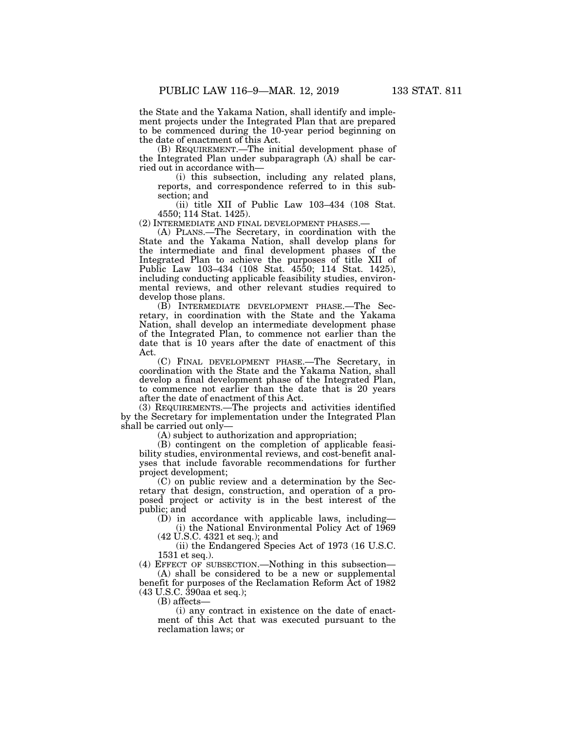the State and the Yakama Nation, shall identify and implement projects under the Integrated Plan that are prepared to be commenced during the 10-year period beginning on the date of enactment of this Act.

(B) REQUIREMENT.—The initial development phase of the Integrated Plan under subparagraph (A) shall be carried out in accordance with—

(i) this subsection, including any related plans, reports, and correspondence referred to in this subsection; and

(ii) title XII of Public Law 103–434 (108 Stat. 4550; 114 Stat. 1425).

(2) INTERMEDIATE AND FINAL DEVELOPMENT PHASES.—

(A) PLANS.—The Secretary, in coordination with the State and the Yakama Nation, shall develop plans for the intermediate and final development phases of the Integrated Plan to achieve the purposes of title XII of Public Law 103–434 (108 Stat. 4550; 114 Stat. 1425), including conducting applicable feasibility studies, environmental reviews, and other relevant studies required to develop those plans.

(B) INTERMEDIATE DEVELOPMENT PHASE.—The Secretary, in coordination with the State and the Yakama Nation, shall develop an intermediate development phase of the Integrated Plan, to commence not earlier than the date that is 10 years after the date of enactment of this Act.

(C) FINAL DEVELOPMENT PHASE.—The Secretary, in coordination with the State and the Yakama Nation, shall develop a final development phase of the Integrated Plan, to commence not earlier than the date that is 20 years after the date of enactment of this Act.

(3) REQUIREMENTS.—The projects and activities identified by the Secretary for implementation under the Integrated Plan shall be carried out only—

(A) subject to authorization and appropriation;

(B) contingent on the completion of applicable feasibility studies, environmental reviews, and cost-benefit analyses that include favorable recommendations for further project development;

(C) on public review and a determination by the Secretary that design, construction, and operation of a proposed project or activity is in the best interest of the public; and

(D) in accordance with applicable laws, including—

(i) the National Environmental Policy Act of 1969 (42 U.S.C. 4321 et seq.); and

(ii) the Endangered Species Act of 1973 (16 U.S.C. 1531 et seq.).

(4) EFFECT OF SUBSECTION.—Nothing in this subsection—

(A) shall be considered to be a new or supplemental benefit for purposes of the Reclamation Reform Act of 1982 (43 U.S.C. 390aa et seq.);

(B) affects—

(i) any contract in existence on the date of enactment of this Act that was executed pursuant to the reclamation laws; or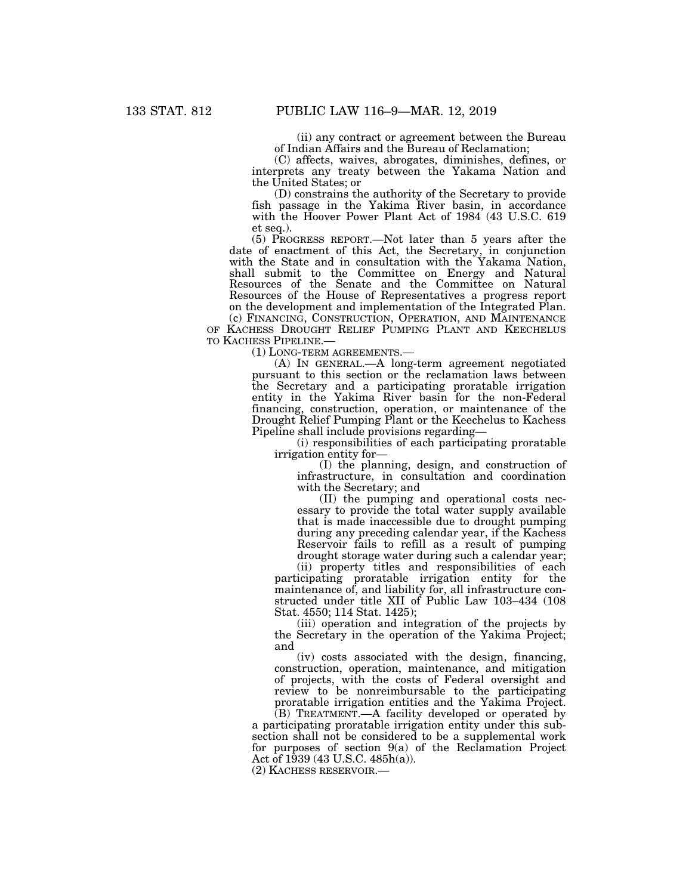(ii) any contract or agreement between the Bureau of Indian Affairs and the Bureau of Reclamation;

(C) affects, waives, abrogates, diminishes, defines, or interprets any treaty between the Yakama Nation and the United States; or

(D) constrains the authority of the Secretary to provide fish passage in the Yakima River basin, in accordance with the Hoover Power Plant Act of 1984 (43 U.S.C. 619 et seq.).

(5) PROGRESS REPORT.—Not later than 5 years after the date of enactment of this Act, the Secretary, in conjunction with the State and in consultation with the Yakama Nation, shall submit to the Committee on Energy and Natural Resources of the Senate and the Committee on Natural Resources of the House of Representatives a progress report on the development and implementation of the Integrated Plan.

(c) FINANCING, CONSTRUCTION, OPERATION, AND MAINTENANCE OF KACHESS DROUGHT RELIEF PUMPING PLANT AND KEECHELUS TO KACHESS PIPELINE.—

(1) LONG-TERM AGREEMENTS.—

(A) IN GENERAL.—A long-term agreement negotiated pursuant to this section or the reclamation laws between the Secretary and a participating proratable irrigation entity in the Yakima River basin for the non-Federal financing, construction, operation, or maintenance of the Drought Relief Pumping Plant or the Keechelus to Kachess Pipeline shall include provisions regarding—

(i) responsibilities of each participating proratable irrigation entity for—

(I) the planning, design, and construction of infrastructure, in consultation and coordination with the Secretary; and

(II) the pumping and operational costs necessary to provide the total water supply available that is made inaccessible due to drought pumping during any preceding calendar year, if the Kachess Reservoir fails to refill as a result of pumping drought storage water during such a calendar year;

(ii) property titles and responsibilities of each participating proratable irrigation entity for the maintenance of, and liability for, all infrastructure constructed under title XII of Public Law 103–434 (108 Stat. 4550; 114 Stat. 1425);

(iii) operation and integration of the projects by the Secretary in the operation of the Yakima Project; and

(iv) costs associated with the design, financing, construction, operation, maintenance, and mitigation of projects, with the costs of Federal oversight and review to be nonreimbursable to the participating proratable irrigation entities and the Yakima Project.

(B) TREATMENT.—A facility developed or operated by a participating proratable irrigation entity under this subsection shall not be considered to be a supplemental work for purposes of section 9(a) of the Reclamation Project Act of 1939 (43 U.S.C. 485h(a)).

(2) KACHESS RESERVOIR.—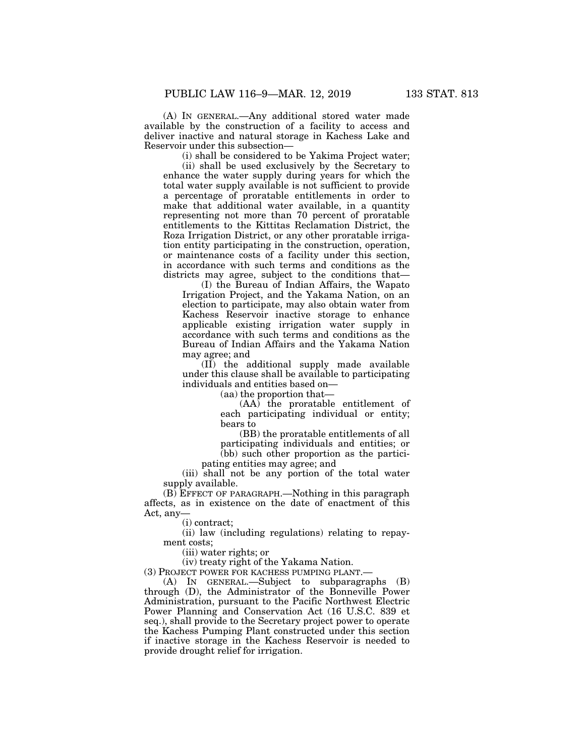(A) IN GENERAL.—Any additional stored water made available by the construction of a facility to access and deliver inactive and natural storage in Kachess Lake and Reservoir under this subsection—

(i) shall be considered to be Yakima Project water;

(ii) shall be used exclusively by the Secretary to enhance the water supply during years for which the total water supply available is not sufficient to provide a percentage of proratable entitlements in order to make that additional water available, in a quantity representing not more than 70 percent of proratable entitlements to the Kittitas Reclamation District, the Roza Irrigation District, or any other proratable irrigation entity participating in the construction, operation, or maintenance costs of a facility under this section, in accordance with such terms and conditions as the districts may agree, subject to the conditions that—

(I) the Bureau of Indian Affairs, the Wapato Irrigation Project, and the Yakama Nation, on an election to participate, may also obtain water from Kachess Reservoir inactive storage to enhance applicable existing irrigation water supply in accordance with such terms and conditions as the Bureau of Indian Affairs and the Yakama Nation may agree; and

(II) the additional supply made available under this clause shall be available to participating individuals and entities based on—

(aa) the proportion that—

(AA) the proratable entitlement of each participating individual or entity; bears to

(BB) the proratable entitlements of all participating individuals and entities; or

(bb) such other proportion as the participating entities may agree; and

(iii) shall not be any portion of the total water supply available.

(B) EFFECT OF PARAGRAPH.—Nothing in this paragraph affects, as in existence on the date of enactment of this Act, any—

(i) contract;

(ii) law (including regulations) relating to repayment costs;

(iii) water rights; or

(iv) treaty right of the Yakama Nation.

(3) PROJECT POWER FOR KACHESS PUMPING PLANT.—

(A) IN GENERAL.—Subject to subparagraphs (B) through (D), the Administrator of the Bonneville Power Administration, pursuant to the Pacific Northwest Electric Power Planning and Conservation Act (16 U.S.C. 839 et seq.), shall provide to the Secretary project power to operate the Kachess Pumping Plant constructed under this section if inactive storage in the Kachess Reservoir is needed to provide drought relief for irrigation.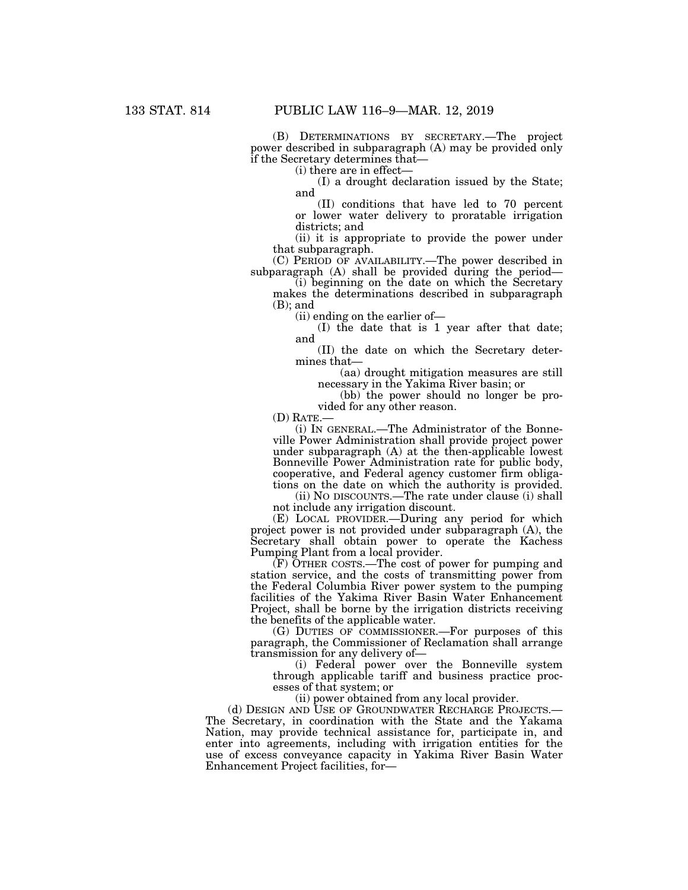(B) DETERMINATIONS BY SECRETARY.—The project power described in subparagraph (A) may be provided only if the Secretary determines that—

(i) there are in effect—

(I) a drought declaration issued by the State; and

(II) conditions that have led to 70 percent or lower water delivery to proratable irrigation districts; and

(ii) it is appropriate to provide the power under that subparagraph.

(C) PERIOD OF AVAILABILITY.—The power described in subparagraph (A) shall be provided during the period—

(i) beginning on the date on which the Secretary makes the determinations described in subparagraph (B); and

(ii) ending on the earlier of—

(I) the date that is 1 year after that date; and

(II) the date on which the Secretary determines that—

(aa) drought mitigation measures are still necessary in the Yakima River basin; or

(bb) the power should no longer be provided for any other reason.

(D) RATE.—

(i) IN GENERAL.—The Administrator of the Bonneville Power Administration shall provide project power under subparagraph (A) at the then-applicable lowest Bonneville Power Administration rate for public body, cooperative, and Federal agency customer firm obligations on the date on which the authority is provided.

(ii) NO DISCOUNTS.—The rate under clause (i) shall not include any irrigation discount.

(E) LOCAL PROVIDER.—During any period for which project power is not provided under subparagraph (A), the Secretary shall obtain power to operate the Kachess Pumping Plant from a local provider.

(F) OTHER COSTS.—The cost of power for pumping and station service, and the costs of transmitting power from the Federal Columbia River power system to the pumping facilities of the Yakima River Basin Water Enhancement Project, shall be borne by the irrigation districts receiving the benefits of the applicable water.

(G) DUTIES OF COMMISSIONER.—For purposes of this paragraph, the Commissioner of Reclamation shall arrange transmission for any delivery of—

(i) Federal power over the Bonneville system through applicable tariff and business practice processes of that system; or

(ii) power obtained from any local provider.

(d) DESIGN AND USE OF GROUNDWATER RECHARGE PROJECTS.—The Secretary, in coordination with the State and the Yakama Nation, may provide technical assistance for, participate in, and enter into agreements, including with irrigation entities for the use of excess conveyance capacity in Yakima River Basin Water Enhancement Project facilities, for—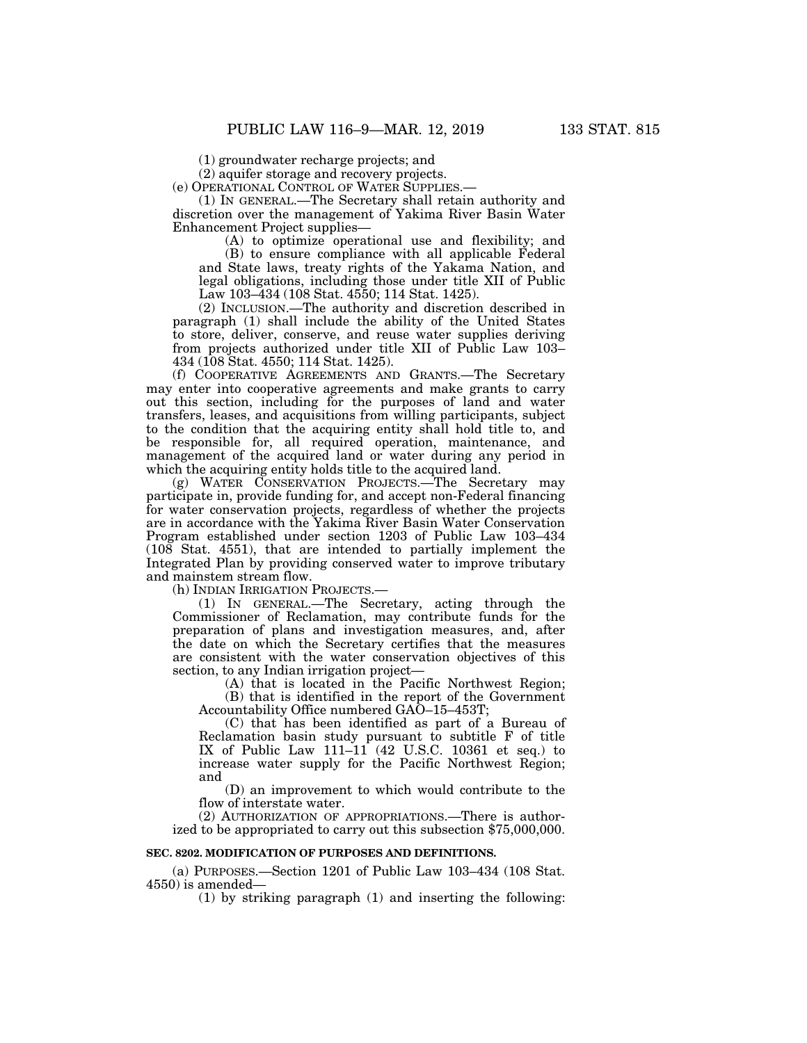(1) groundwater recharge projects; and

(2) aquifer storage and recovery projects.

(e) OPERATIONAL CONTROL OF WATER SUPPLIES.—

(1) IN GENERAL.—The Secretary shall retain authority and discretion over the management of Yakima River Basin Water Enhancement Project supplies—

(A) to optimize operational use and flexibility; and

(B) to ensure compliance with all applicable Federal and State laws, treaty rights of the Yakama Nation, and legal obligations, including those under title XII of Public Law 103–434 (108 Stat. 4550; 114 Stat. 1425).

(2) INCLUSION.—The authority and discretion described in paragraph (1) shall include the ability of the United States to store, deliver, conserve, and reuse water supplies deriving from projects authorized under title XII of Public Law 103–434 (108 Stat. 4550; 114 Stat. 1425).

(f) COOPERATIVE AGREEMENTS AND GRANTS.—The Secretary may enter into cooperative agreements and make grants to carry out this section, including for the purposes of land and water transfers, leases, and acquisitions from willing participants, subject to the condition that the acquiring entity shall hold title to, and be responsible for, all required operation, maintenance, and management of the acquired land or water during any period in which the acquiring entity holds title to the acquired land.

(g) WATER CONSERVATION PROJECTS.—The Secretary may participate in, provide funding for, and accept non-Federal financing for water conservation projects, regardless of whether the projects are in accordance with the Yakima River Basin Water Conservation Program established under section 1203 of Public Law 103–434 (108 Stat. 4551), that are intended to partially implement the Integrated Plan by providing conserved water to improve tributary and mainstem stream flow.

(h) INDIAN IRRIGATION PROJECTS.—

(1) IN GENERAL.—The Secretary, acting through the Commissioner of Reclamation, may contribute funds for the preparation of plans and investigation measures, and, after the date on which the Secretary certifies that the measures are consistent with the water conservation objectives of this section, to any Indian irrigation project—

(A) that is located in the Pacific Northwest Region;

(B) that is identified in the report of the Government Accountability Office numbered GAO–15–453T;

(C) that has been identified as part of a Bureau of Reclamation basin study pursuant to subtitle F of title IX of Public Law 111–11 (42 U.S.C. 10361 et seq.) to increase water supply for the Pacific Northwest Region; and

(D) an improvement to which would contribute to the flow of interstate water.

(2) AUTHORIZATION OF APPROPRIATIONS.—There is authorized to be appropriated to carry out this subsection $75,000,000.

**SEC. 8202. MODIFICATION OF PURPOSES AND DEFINITIONS.**

(a) PURPOSES.—Section 1201 of Public Law 103–434 (108 Stat. 4550) is amended—

(1) by striking paragraph (1) and inserting the following: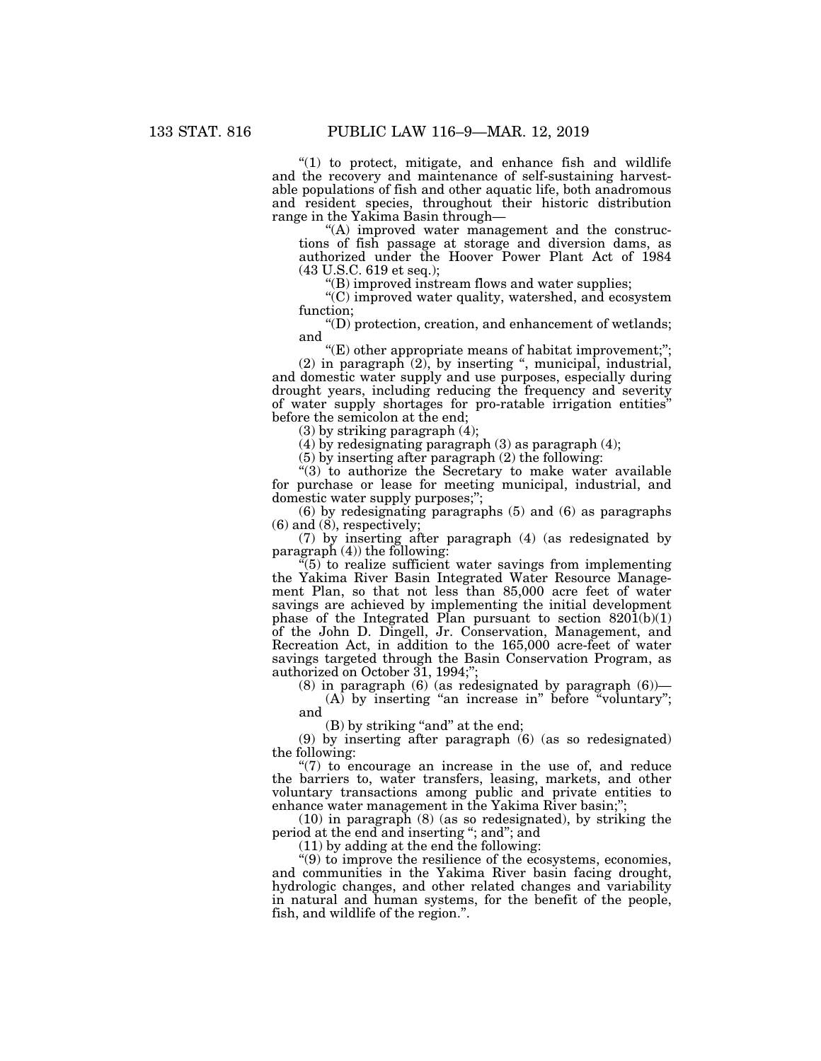"(1) to protect, mitigate, and enhance fish and wildlife and the recovery and maintenance of self-sustaining harvestable populations of fish and other aquatic life, both anadromous and resident species, throughout their historic distribution range in the Yakima Basin through—

"(A) improved water management and the constructions of fish passage at storage and diversion dams, as authorized under the Hoover Power Plant Act of 1984 (43 U.S.C. 619 et seq.);

"(B) improved instream flows and water supplies;

"(C) improved water quality, watershed, and ecosystem function;

"(D) protection, creation, and enhancement of wetlands; and

"(E) other appropriate means of habitat improvement;";

(2) in paragraph (2), by inserting ", municipal, industrial, and domestic water supply and use purposes, especially during drought years, including reducing the frequency and severity of water supply shortages for pro-ratable irrigation entities" before the semicolon at the end;

(3) by striking paragraph (4);

(4) by redesignating paragraph (3) as paragraph (4);

(5) by inserting after paragraph (2) the following:

"(3) to authorize the Secretary to make water available for purchase or lease for meeting municipal, industrial, and domestic water supply purposes;";

(6) by redesignating paragraphs (5) and (6) as paragraphs (6) and (8), respectively;

(7) by inserting after paragraph (4) (as redesignated by paragraph (4)) the following:

"(5) to realize sufficient water savings from implementing the Yakima River Basin Integrated Water Resource Management Plan, so that not less than 85,000 acre feet of water savings are achieved by implementing the initial development phase of the Integrated Plan pursuant to section 8201(b)(1) of the John D. Dingell, Jr. Conservation, Management, and Recreation Act, in addition to the 165,000 acre-feet of water savings targeted through the Basin Conservation Program, as authorized on October 31, 1994;";

(8) in paragraph (6) (as redesignated by paragraph (6))—

(A) by inserting "an increase in" before "voluntary"; and

(B) by striking "and" at the end;

(9) by inserting after paragraph (6) (as so redesignated) the following:

"(7) to encourage an increase in the use of, and reduce the barriers to, water transfers, leasing, markets, and other voluntary transactions among public and private entities to enhance water management in the Yakima River basin;";

(10) in paragraph (8) (as so redesignated), by striking the period at the end and inserting "; and"; and

(11) by adding at the end the following:

"(9) to improve the resilience of the ecosystems, economies, and communities in the Yakima River basin facing drought, hydrologic changes, and other related changes and variability in natural and human systems, for the benefit of the people, fish, and wildlife of the region.".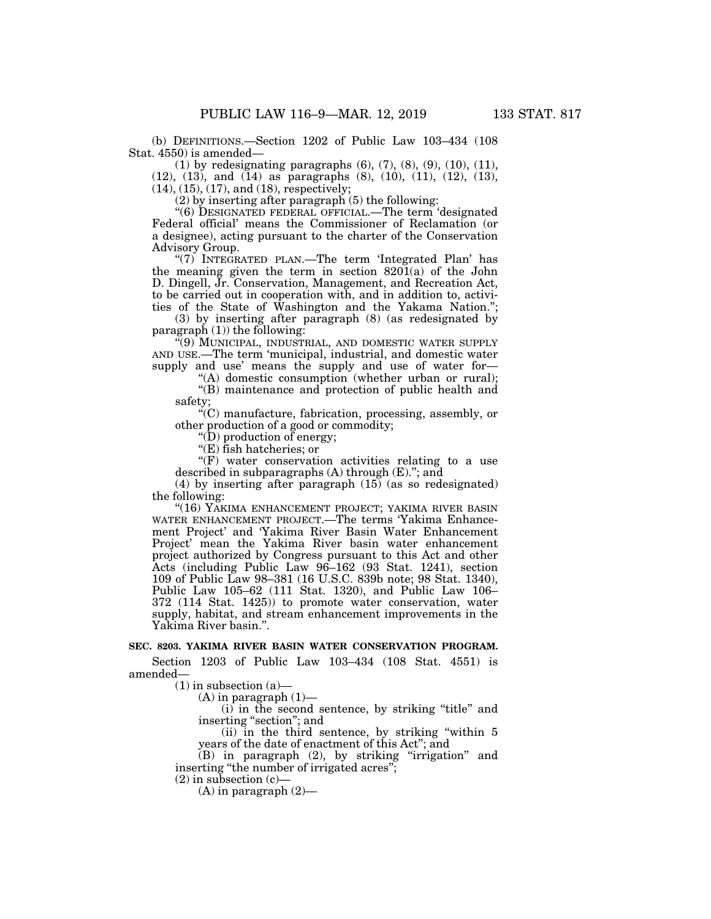(b) DEFINITIONS.—Section 1202 of Public Law 103–434 (108 Stat. 4550) is amended—

(1) by redesignating paragraphs (6), (7), (8), (9), (10), (11), (12), (13), and (14) as paragraphs (8), (10), (11), (12), (13), (14), (15), (17), and (18), respectively;

(2) by inserting after paragraph (5) the following:

"(6) DESIGNATED FEDERAL OFFICIAL.—The term 'designated Federal official' means the Commissioner of Reclamation (or a designee), acting pursuant to the charter of the Conservation Advisory Group.

"(7) INTEGRATED PLAN.—The term 'Integrated Plan' has the meaning given the term in section 8201(a) of the John D. Dingell, Jr. Conservation, Management, and Recreation Act, to be carried out in cooperation with, and in addition to, activities of the State of Washington and the Yakama Nation.";

(3) by inserting after paragraph (8) (as redesignated by paragraph (1)) the following:

"(9) MUNICIPAL, INDUSTRIAL, AND DOMESTIC WATER SUPPLY AND USE.—The term 'municipal, industrial, and domestic water supply and use' means the supply and use of water for—

"(A) domestic consumption (whether urban or rural);

"(B) maintenance and protection of public health and safety;

"(C) manufacture, fabrication, processing, assembly, or other production of a good or commodity;

"(D) production of energy;

"(E) fish hatcheries; or

"(F) water conservation activities relating to a use described in subparagraphs (A) through (E)."; and

(4) by inserting after paragraph (15) (as so redesignated) the following:

"(16) YAKIMA ENHANCEMENT PROJECT; YAKIMA RIVER BASIN WATER ENHANCEMENT PROJECT.—The terms 'Yakima Enhancement Project' and 'Yakima River Basin Water Enhancement Project' mean the Yakima River basin water enhancement project authorized by Congress pursuant to this Act and other Acts (including Public Law 96–162 (93 Stat. 1241), section 109 of Public Law 98–381 (16 U.S.C. 839b note; 98 Stat. 1340), Public Law 105–62 (111 Stat. 1320), and Public Law 106–372 (114 Stat. 1425)) to promote water conservation, water supply, habitat, and stream enhancement improvements in the Yakima River basin.".

**SEC. 8203. YAKIMA RIVER BASIN WATER CONSERVATION PROGRAM.**

Section 1203 of Public Law 103–434 (108 Stat. 4551) is amended—

(1) in subsection (a)—

(A) in paragraph (1)—

(i) in the second sentence, by striking "title" and inserting "section"; and

(ii) in the third sentence, by striking "within 5 years of the date of enactment of this Act"; and

(B) in paragraph (2), by striking "irrigation" and inserting "the number of irrigated acres";

(2) in subsection (c)—

(A) in paragraph (2)—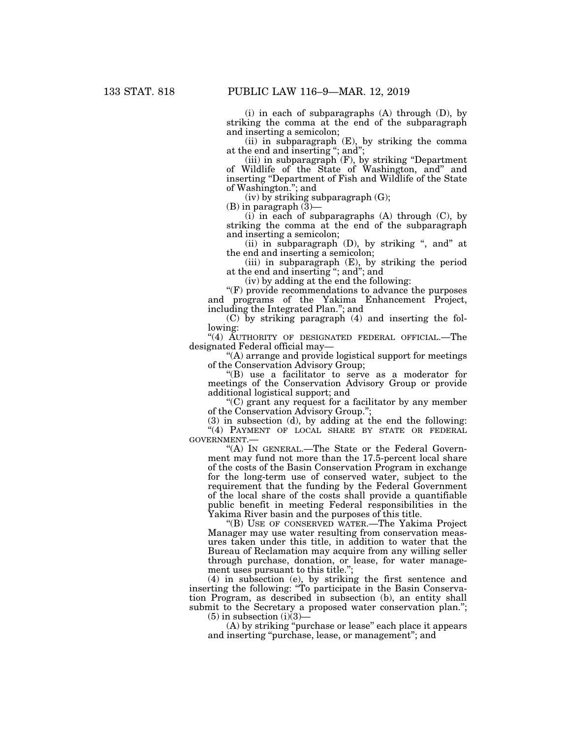(i) in each of subparagraphs (A) through (D), by striking the comma at the end of the subparagraph and inserting a semicolon;

(ii) in subparagraph (E), by striking the comma at the end and inserting "; and";

(iii) in subparagraph (F), by striking "Department of Wildlife of the State of Washington, and" and inserting "Department of Fish and Wildlife of the State of Washington."; and

(iv) by striking subparagraph (G);

(B) in paragraph (3)—

(i) in each of subparagraphs (A) through (C), by striking the comma at the end of the subparagraph and inserting a semicolon;

(ii) in subparagraph (D), by striking ", and" at the end and inserting a semicolon;

(iii) in subparagraph (E), by striking the period at the end and inserting "; and"; and

(iv) by adding at the end the following:

"(F) provide recommendations to advance the purposes and programs of the Yakima Enhancement Project, including the Integrated Plan."; and

(C) by striking paragraph (4) and inserting the following:

"(4) AUTHORITY OF DESIGNATED FEDERAL OFFICIAL.—The designated Federal official may—

"(A) arrange and provide logistical support for meetings of the Conservation Advisory Group;

"(B) use a facilitator to serve as a moderator for meetings of the Conservation Advisory Group or provide additional logistical support; and

"(C) grant any request for a facilitator by any member of the Conservation Advisory Group.";

(3) in subsection (d), by adding at the end the following:

"(4) PAYMENT OF LOCAL SHARE BY STATE OR FEDERAL GOVERNMENT.—

"(A) IN GENERAL.—The State or the Federal Government may fund not more than the 17.5-percent local share of the costs of the Basin Conservation Program in exchange for the long-term use of conserved water, subject to the requirement that the funding by the Federal Government of the local share of the costs shall provide a quantifiable public benefit in meeting Federal responsibilities in the Yakima River basin and the purposes of this title.

"(B) USE OF CONSERVED WATER.—The Yakima Project Manager may use water resulting from conservation measures taken under this title, in addition to water that the Bureau of Reclamation may acquire from any willing seller through purchase, donation, or lease, for water management uses pursuant to this title.";

(4) in subsection (e), by striking the first sentence and inserting the following: "To participate in the Basin Conservation Program, as described in subsection (b), an entity shall submit to the Secretary a proposed water conservation plan.";

(5) in subsection (i)(3)—

(A) by striking "purchase or lease" each place it appears and inserting "purchase, lease, or management"; and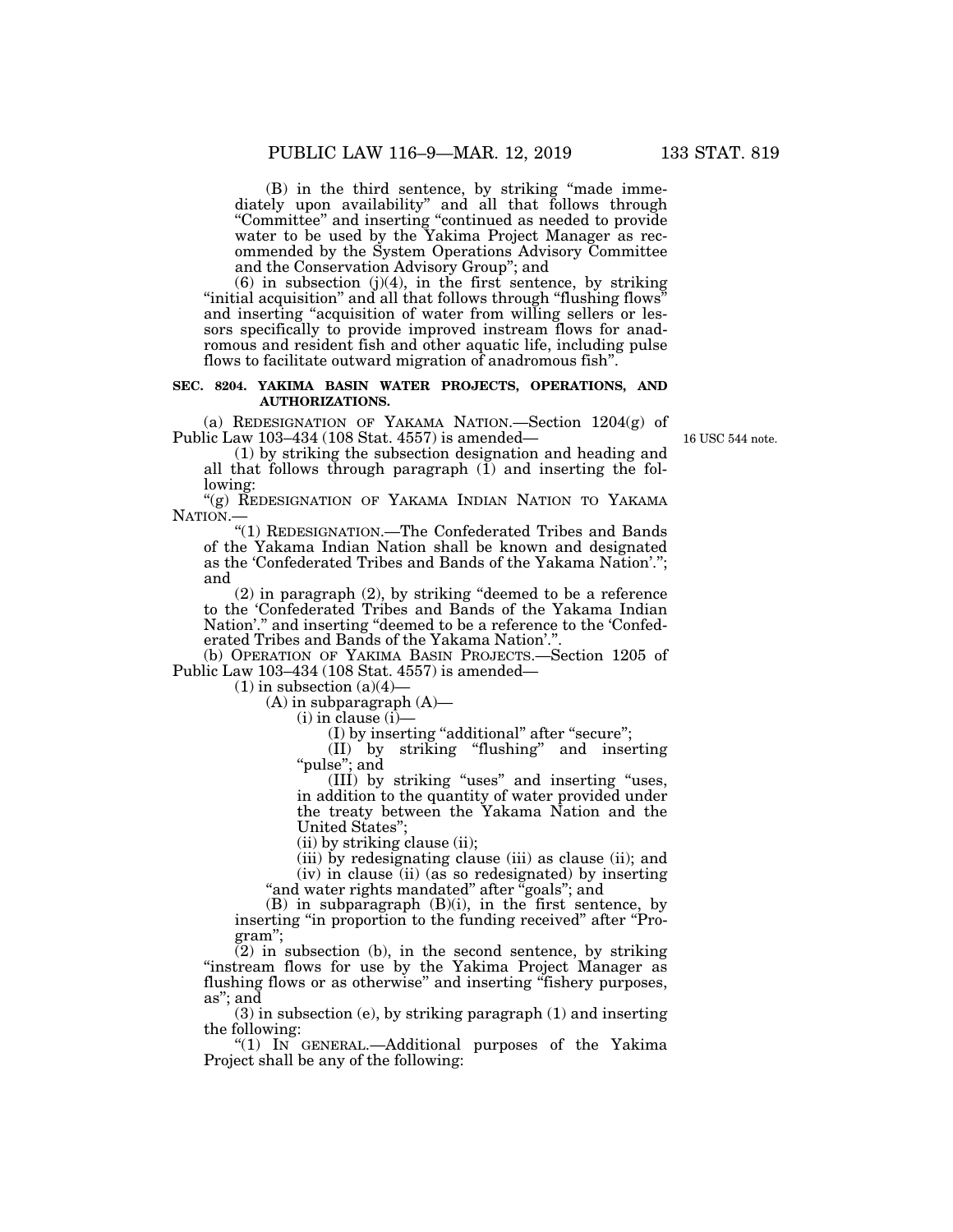(B) in the third sentence, by striking "made immediately upon availability" and all that follows through "Committee" and inserting "continued as needed to provide water to be used by the Yakima Project Manager as recommended by the System Operations Advisory Committee and the Conservation Advisory Group"; and

(6) in subsection (j)(4), in the first sentence, by striking "initial acquisition" and all that follows through "flushing flows" and inserting "acquisition of water from willing sellers or lessors specifically to provide improved instream flows for anadromous and resident fish and other aquatic life, including pulse flows to facilitate outward migration of anadromous fish".

**SEC. 8204. YAKIMA BASIN WATER PROJECTS, OPERATIONS, AND AUTHORIZATIONS.**

(a) REDESIGNATION OF YAKAMA NATION.—Section 1204(g) of Public Law 103–434 (108 Stat. 4557) is amended—

16 USC 544 note.

(1) by striking the subsection designation and heading and all that follows through paragraph (1) and inserting the following:

"(g) REDESIGNATION OF YAKAMA INDIAN NATION TO YAKAMA NATION.—

"(1) REDESIGNATION.—The Confederated Tribes and Bands of the Yakama Indian Nation shall be known and designated as the 'Confederated Tribes and Bands of the Yakama Nation'."; and

(2) in paragraph (2), by striking "deemed to be a reference to the 'Confederated Tribes and Bands of the Yakama Indian Nation'." and inserting "deemed to be a reference to the 'Confederated Tribes and Bands of the Yakama Nation'.".

(b) OPERATION OF YAKIMA BASIN PROJECTS.—Section 1205 of Public Law 103–434 (108 Stat. 4557) is amended—

(1) in subsection (a)(4)—

(A) in subparagraph (A)—

(i) in clause (i)—

(I) by inserting "additional" after "secure";

(II) by striking "flushing" and inserting "pulse"; and

(III) by striking "uses" and inserting "uses, in addition to the quantity of water provided under the treaty between the Yakama Nation and the United States";

(ii) by striking clause (ii);

(iii) by redesignating clause (iii) as clause (ii); and

(iv) in clause (ii) (as so redesignated) by inserting "and water rights mandated" after "goals"; and

(B) in subparagraph (B)(i), in the first sentence, by inserting "in proportion to the funding received" after "Program";

(2) in subsection (b), in the second sentence, by striking "instream flows for use by the Yakima Project Manager as flushing flows or as otherwise" and inserting "fishery purposes, as"; and

(3) in subsection (e), by striking paragraph (1) and inserting the following:

"(1) IN GENERAL.—Additional purposes of the Yakima Project shall be any of the following: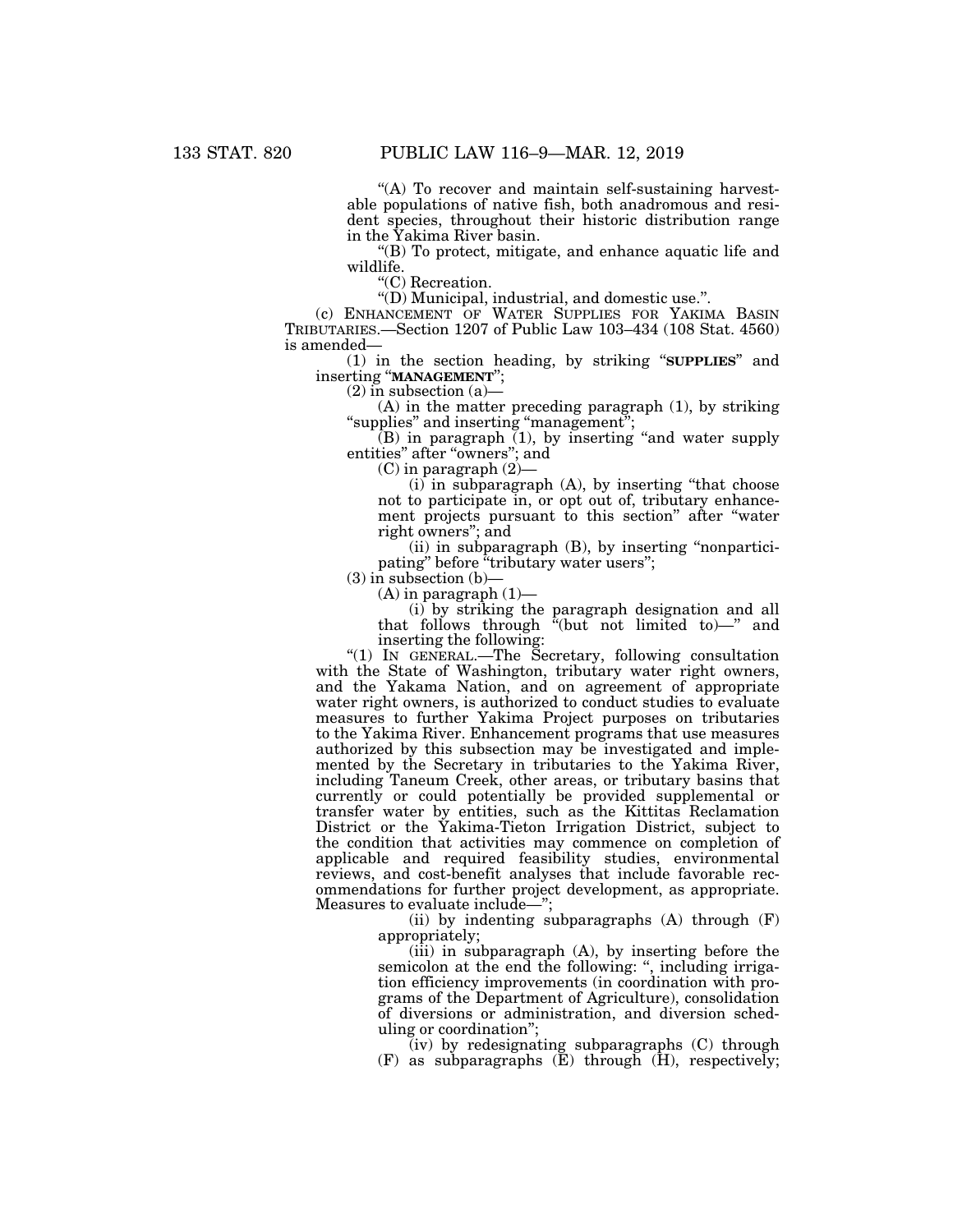"(A) To recover and maintain self-sustaining harvestable populations of native fish, both anadromous and resident species, throughout their historic distribution range in the Yakima River basin.

"(B) To protect, mitigate, and enhance aquatic life and wildlife.

"(C) Recreation.

"(D) Municipal, industrial, and domestic use.".

(c) ENHANCEMENT OF WATER SUPPLIES FOR YAKIMA BASIN TRIBUTARIES.—Section 1207 of Public Law 103–434 (108 Stat. 4560) is amended—

(1) in the section heading, by striking "**SUPPLIES**" and inserting "**MANAGEMENT**";

(2) in subsection (a)—

(A) in the matter preceding paragraph (1), by striking "supplies" and inserting "management";

(B) in paragraph (1), by inserting "and water supply entities" after "owners"; and

(C) in paragraph (2)—

(i) in subparagraph (A), by inserting "that choose not to participate in, or opt out of, tributary enhancement projects pursuant to this section" after "water right owners"; and

(ii) in subparagraph (B), by inserting "nonparticipating" before "tributary water users";

(3) in subsection (b)—

(A) in paragraph (1)—

(i) by striking the paragraph designation and all that follows through "(but not limited to)—" and inserting the following:

"(1) IN GENERAL.—The Secretary, following consultation with the State of Washington, tributary water right owners, and the Yakama Nation, and on agreement of appropriate water right owners, is authorized to conduct studies to evaluate measures to further Yakima Project purposes on tributaries to the Yakima River. Enhancement programs that use measures authorized by this subsection may be investigated and implemented by the Secretary in tributaries to the Yakima River, including Taneum Creek, other areas, or tributary basins that currently or could potentially be provided supplemental or transfer water by entities, such as the Kittitas Reclamation District or the Yakima-Tieton Irrigation District, subject to the condition that activities may commence on completion of applicable and required feasibility studies, environmental reviews, and cost-benefit analyses that include favorable recommendations for further project development, as appropriate. Measures to evaluate include—";

(ii) by indenting subparagraphs (A) through (F) appropriately;

(iii) in subparagraph (A), by inserting before the semicolon at the end the following: ", including irrigation efficiency improvements (in coordination with programs of the Department of Agriculture), consolidation of diversions or administration, and diversion scheduling or coordination";

(iv) by redesignating subparagraphs (C) through (F) as subparagraphs (E) through (H), respectively;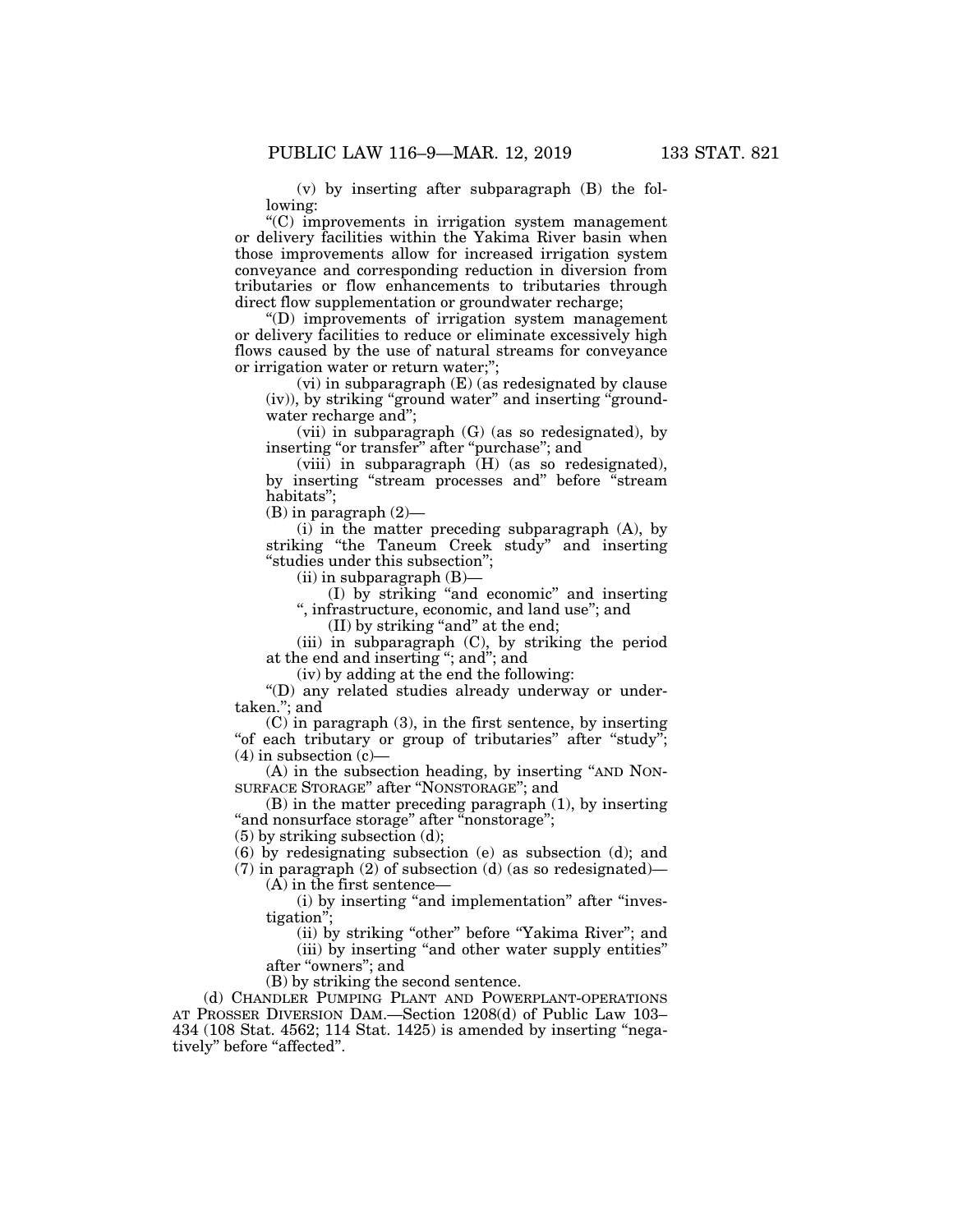(v) by inserting after subparagraph (B) the following:

"(C) improvements in irrigation system management or delivery facilities within the Yakima River basin when those improvements allow for increased irrigation system conveyance and corresponding reduction in diversion from tributaries or flow enhancements to tributaries through direct flow supplementation or groundwater recharge;

"(D) improvements of irrigation system management or delivery facilities to reduce or eliminate excessively high flows caused by the use of natural streams for conveyance or irrigation water or return water;";

(vi) in subparagraph (E) (as redesignated by clause (iv)), by striking "ground water" and inserting "groundwater recharge and";

(vii) in subparagraph (G) (as so redesignated), by inserting "or transfer" after "purchase"; and

(viii) in subparagraph (H) (as so redesignated), by inserting "stream processes and" before "stream habitats";

(B) in paragraph (2)—

(i) in the matter preceding subparagraph (A), by striking "the Taneum Creek study" and inserting "studies under this subsection";

(ii) in subparagraph (B)—

(I) by striking "and economic" and inserting ", infrastructure, economic, and land use"; and

(II) by striking "and" at the end;

(iii) in subparagraph (C), by striking the period at the end and inserting "; and"; and

(iv) by adding at the end the following:

"(D) any related studies already underway or undertaken."; and

(C) in paragraph (3), in the first sentence, by inserting "of each tributary or group of tributaries" after "study";

(4) in subsection (c)—

(A) in the subsection heading, by inserting "AND NONSURFACE STORAGE" after "NONSTORAGE"; and

(B) in the matter preceding paragraph (1), by inserting "and nonsurface storage" after "nonstorage";

(5) by striking subsection (d);

(6) by redesignating subsection (e) as subsection (d); and

(7) in paragraph (2) of subsection (d) (as so redesignated)—

(A) in the first sentence—

(i) by inserting "and implementation" after "investigation";

(ii) by striking "other" before "Yakima River"; and

(iii) by inserting "and other water supply entities" after "owners"; and

(B) by striking the second sentence.

(d) CHANDLER PUMPING PLANT AND POWERPLANT-OPERATIONS AT PROSSER DIVERSION DAM.—Section 1208(d) of Public Law 103–434 (108 Stat. 4562; 114 Stat. 1425) is amended by inserting "negatively" before "affected".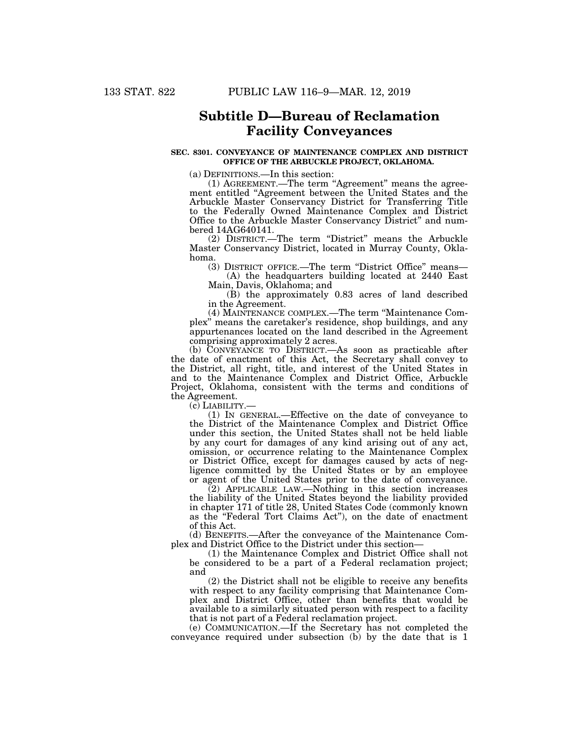# Subtitle D—Bureau of Reclamation Facility Conveyances

**SEC. 8301. CONVEYANCE OF MAINTENANCE COMPLEX AND DISTRICT OFFICE OF THE ARBUCKLE PROJECT, OKLAHOMA.**

(a) DEFINITIONS.—In this section:

(1) AGREEMENT.—The term "Agreement" means the agreement entitled "Agreement between the United States and the Arbuckle Master Conservancy District for Transferring Title to the Federally Owned Maintenance Complex and District Office to the Arbuckle Master Conservancy District" and numbered 14AG640141.

(2) DISTRICT.—The term "District" means the Arbuckle Master Conservancy District, located in Murray County, Oklahoma.

(3) DISTRICT OFFICE.—The term "District Office" means—

(A) the headquarters building located at 2440 East Main, Davis, Oklahoma; and

(B) the approximately 0.83 acres of land described in the Agreement.

(4) MAINTENANCE COMPLEX.—The term "Maintenance Complex" means the caretaker's residence, shop buildings, and any appurtenances located on the land described in the Agreement comprising approximately 2 acres.

(b) CONVEYANCE TO DISTRICT.—As soon as practicable after the date of enactment of this Act, the Secretary shall convey to the District, all right, title, and interest of the United States in and to the Maintenance Complex and District Office, Arbuckle Project, Oklahoma, consistent with the terms and conditions of the Agreement.

(c) LIABILITY.—

(1) IN GENERAL.—Effective on the date of conveyance to the District of the Maintenance Complex and District Office under this section, the United States shall not be held liable by any court for damages of any kind arising out of any act, omission, or occurrence relating to the Maintenance Complex or District Office, except for damages caused by acts of negligence committed by the United States or by an employee or agent of the United States prior to the date of conveyance.

(2) APPLICABLE LAW.—Nothing in this section increases the liability of the United States beyond the liability provided in chapter 171 of title 28, United States Code (commonly known as the "Federal Tort Claims Act"), on the date of enactment of this Act.

(d) BENEFITS.—After the conveyance of the Maintenance Complex and District Office to the District under this section—

(1) the Maintenance Complex and District Office shall not be considered to be a part of a Federal reclamation project; and

(2) the District shall not be eligible to receive any benefits with respect to any facility comprising that Maintenance Complex and District Office, other than benefits that would be available to a similarly situated person with respect to a facility that is not part of a Federal reclamation project.

(e) COMMUNICATION.—If the Secretary has not completed the conveyance required under subsection (b) by the date that is 1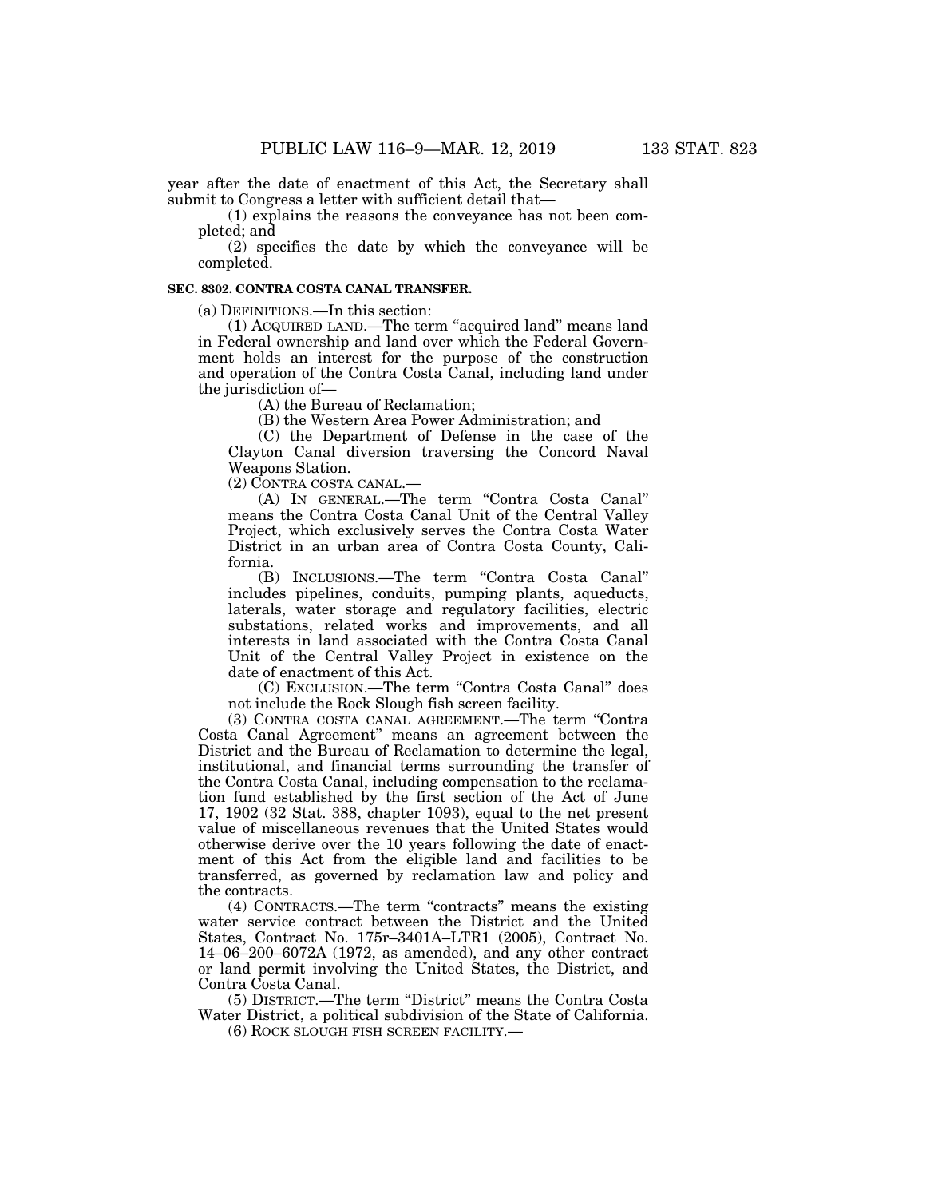year after the date of enactment of this Act, the Secretary shall submit to Congress a letter with sufficient detail that—

(1) explains the reasons the conveyance has not been completed; and

(2) specifies the date by which the conveyance will be completed.

**SEC. 8302. CONTRA COSTA CANAL TRANSFER.**

(a) DEFINITIONS.—In this section:

(1) ACQUIRED LAND.—The term "acquired land" means land in Federal ownership and land over which the Federal Government holds an interest for the purpose of the construction and operation of the Contra Costa Canal, including land under the jurisdiction of—

(A) the Bureau of Reclamation;

(B) the Western Area Power Administration; and

(C) the Department of Defense in the case of the Clayton Canal diversion traversing the Concord Naval Weapons Station.

(2) CONTRA COSTA CANAL.—

(A) IN GENERAL.—The term "Contra Costa Canal" means the Contra Costa Canal Unit of the Central Valley Project, which exclusively serves the Contra Costa Water District in an urban area of Contra Costa County, California.

(B) INCLUSIONS.—The term "Contra Costa Canal" includes pipelines, conduits, pumping plants, aqueducts, laterals, water storage and regulatory facilities, electric substations, related works and improvements, and all interests in land associated with the Contra Costa Canal Unit of the Central Valley Project in existence on the date of enactment of this Act.

(C) EXCLUSION.—The term "Contra Costa Canal" does not include the Rock Slough fish screen facility.

(3) CONTRA COSTA CANAL AGREEMENT.—The term "Contra Costa Canal Agreement" means an agreement between the District and the Bureau of Reclamation to determine the legal, institutional, and financial terms surrounding the transfer of the Contra Costa Canal, including compensation to the reclamation fund established by the first section of the Act of June 17, 1902 (32 Stat. 388, chapter 1093), equal to the net present value of miscellaneous revenues that the United States would otherwise derive over the 10 years following the date of enactment of this Act from the eligible land and facilities to be transferred, as governed by reclamation law and policy and the contracts.

(4) CONTRACTS.—The term "contracts" means the existing water service contract between the District and the United States, Contract No. 175r–3401A–LTR1 (2005), Contract No. 14–06–200–6072A (1972, as amended), and any other contract or land permit involving the United States, the District, and Contra Costa Canal.

(5) DISTRICT.—The term "District" means the Contra Costa Water District, a political subdivision of the State of California.

(6) ROCK SLOUGH FISH SCREEN FACILITY.—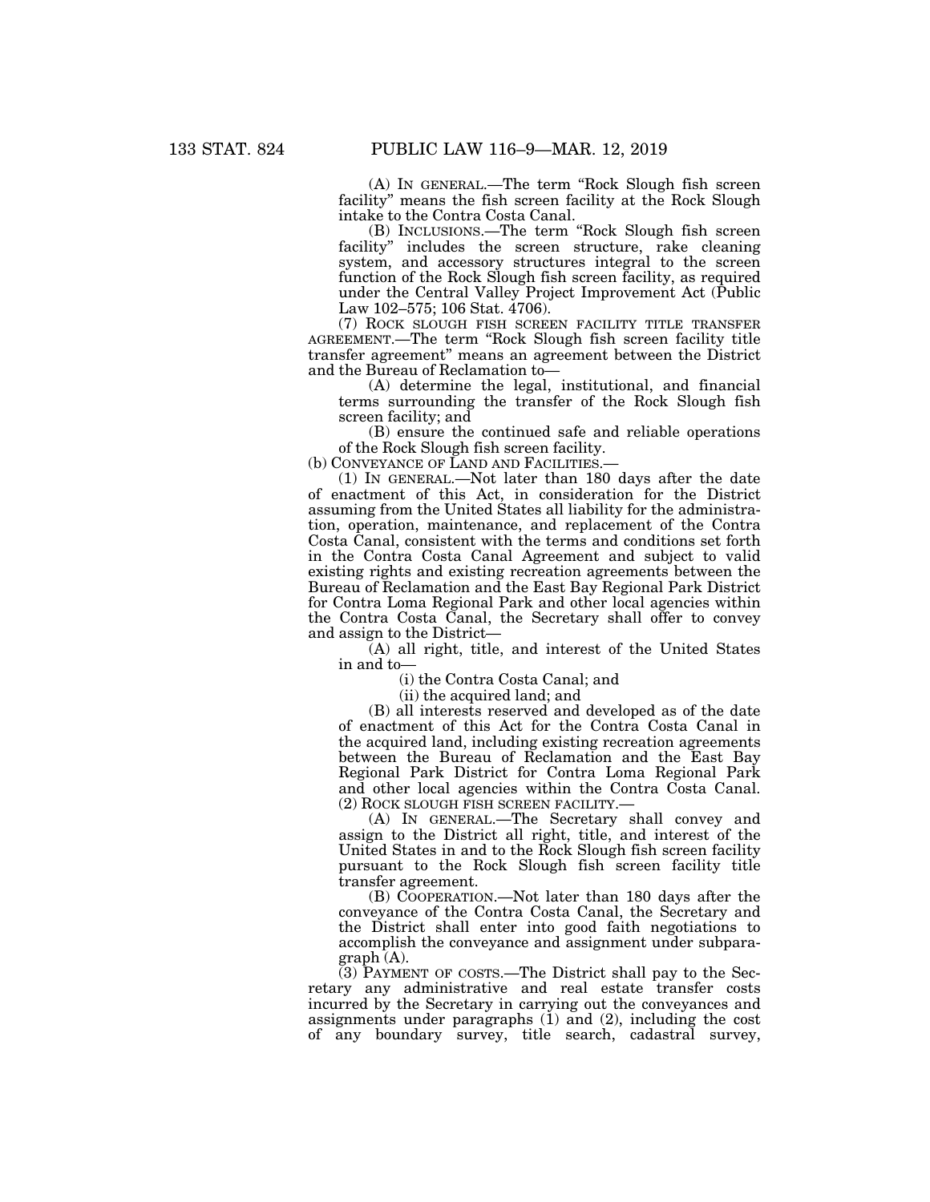(A) IN GENERAL.—The term "Rock Slough fish screen facility" means the fish screen facility at the Rock Slough intake to the Contra Costa Canal.

(B) INCLUSIONS.—The term "Rock Slough fish screen facility" includes the screen structure, rake cleaning system, and accessory structures integral to the screen function of the Rock Slough fish screen facility, as required under the Central Valley Project Improvement Act (Public Law 102–575; 106 Stat. 4706).

(7) ROCK SLOUGH FISH SCREEN FACILITY TITLE TRANSFER AGREEMENT.—The term "Rock Slough fish screen facility title transfer agreement" means an agreement between the District and the Bureau of Reclamation to—

(A) determine the legal, institutional, and financial terms surrounding the transfer of the Rock Slough fish screen facility; and

(B) ensure the continued safe and reliable operations of the Rock Slough fish screen facility.

(b) CONVEYANCE OF LAND AND FACILITIES.—

(1) IN GENERAL.—Not later than 180 days after the date of enactment of this Act, in consideration for the District assuming from the United States all liability for the administration, operation, maintenance, and replacement of the Contra Costa Canal, consistent with the terms and conditions set forth in the Contra Costa Canal Agreement and subject to valid existing rights and existing recreation agreements between the Bureau of Reclamation and the East Bay Regional Park District for Contra Loma Regional Park and other local agencies within the Contra Costa Canal, the Secretary shall offer to convey and assign to the District—

(A) all right, title, and interest of the United States in and to—

(i) the Contra Costa Canal; and

(ii) the acquired land; and

(B) all interests reserved and developed as of the date of enactment of this Act for the Contra Costa Canal in the acquired land, including existing recreation agreements between the Bureau of Reclamation and the East Bay Regional Park District for Contra Loma Regional Park and other local agencies within the Contra Costa Canal.

(2) ROCK SLOUGH FISH SCREEN FACILITY.—

(A) IN GENERAL.—The Secretary shall convey and assign to the District all right, title, and interest of the United States in and to the Rock Slough fish screen facility pursuant to the Rock Slough fish screen facility title transfer agreement.

(B) COOPERATION.—Not later than 180 days after the conveyance of the Contra Costa Canal, the Secretary and the District shall enter into good faith negotiations to accomplish the conveyance and assignment under subparagraph (A).

(3) PAYMENT OF COSTS.—The District shall pay to the Secretary any administrative and real estate transfer costs incurred by the Secretary in carrying out the conveyances and assignments under paragraphs (1) and (2), including the cost of any boundary survey, title search, cadastral survey,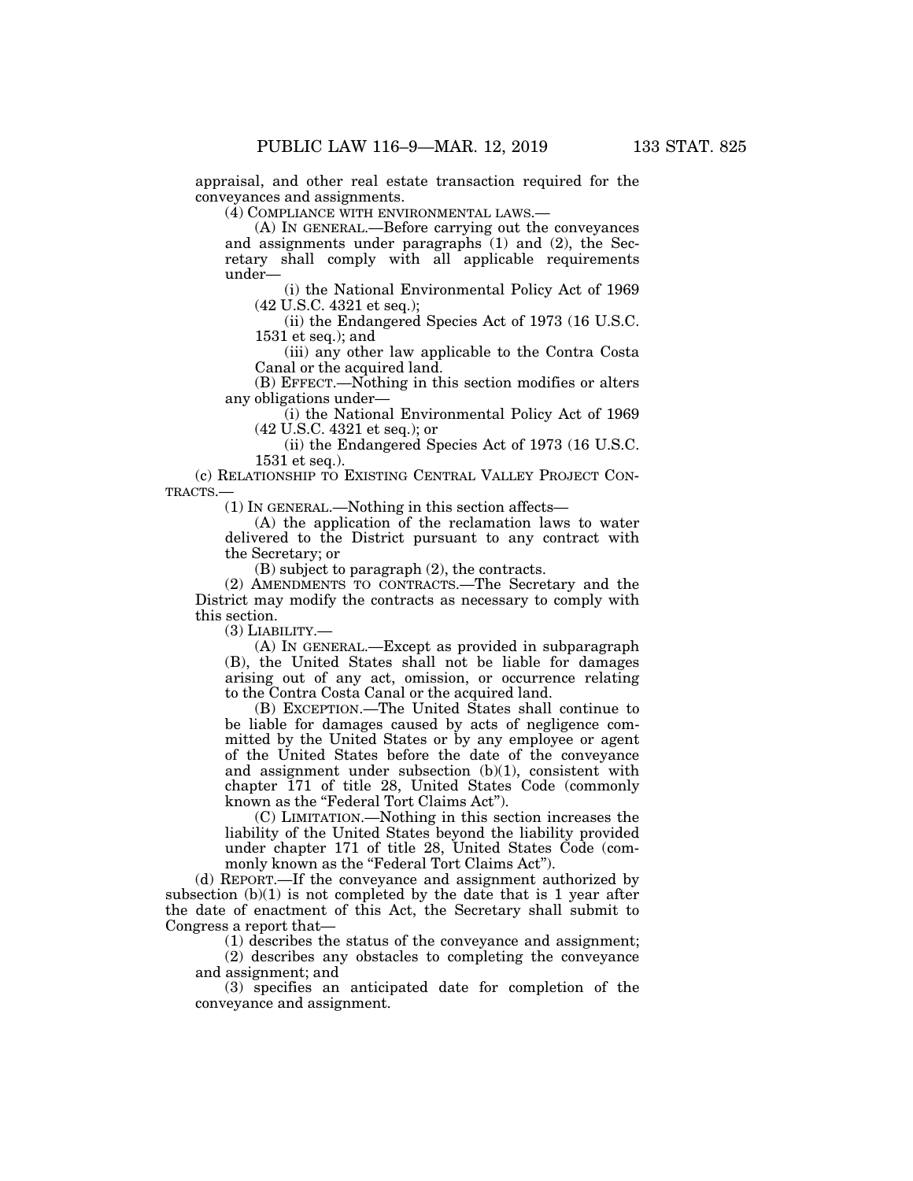appraisal, and other real estate transaction required for the conveyances and assignments.

(4) COMPLIANCE WITH ENVIRONMENTAL LAWS.—

(A) IN GENERAL.—Before carrying out the conveyances and assignments under paragraphs (1) and (2), the Secretary shall comply with all applicable requirements under—

(i) the National Environmental Policy Act of 1969 (42 U.S.C. 4321 et seq.);

(ii) the Endangered Species Act of 1973 (16 U.S.C. 1531 et seq.); and

(iii) any other law applicable to the Contra Costa Canal or the acquired land.

(B) EFFECT.—Nothing in this section modifies or alters any obligations under—

(i) the National Environmental Policy Act of 1969 (42 U.S.C. 4321 et seq.); or

(ii) the Endangered Species Act of 1973 (16 U.S.C. 1531 et seq.).

(c) RELATIONSHIP TO EXISTING CENTRAL VALLEY PROJECT CONTRACTS.—

(1) IN GENERAL.—Nothing in this section affects—

(A) the application of the reclamation laws to water delivered to the District pursuant to any contract with the Secretary; or

(B) subject to paragraph (2), the contracts.

(2) AMENDMENTS TO CONTRACTS.—The Secretary and the District may modify the contracts as necessary to comply with this section.

(3) LIABILITY.—

(A) IN GENERAL.—Except as provided in subparagraph (B), the United States shall not be liable for damages arising out of any act, omission, or occurrence relating to the Contra Costa Canal or the acquired land.

(B) EXCEPTION.—The United States shall continue to be liable for damages caused by acts of negligence committed by the United States or by any employee or agent of the United States before the date of the conveyance and assignment under subsection (b)(1), consistent with chapter 171 of title 28, United States Code (commonly known as the "Federal Tort Claims Act").

(C) LIMITATION.—Nothing in this section increases the liability of the United States beyond the liability provided under chapter 171 of title 28, United States Code (commonly known as the "Federal Tort Claims Act").

(d) REPORT.—If the conveyance and assignment authorized by subsection (b)(1) is not completed by the date that is 1 year after the date of enactment of this Act, the Secretary shall submit to Congress a report that—

(1) describes the status of the conveyance and assignment;

(2) describes any obstacles to completing the conveyance and assignment; and

(3) specifies an anticipated date for completion of the conveyance and assignment.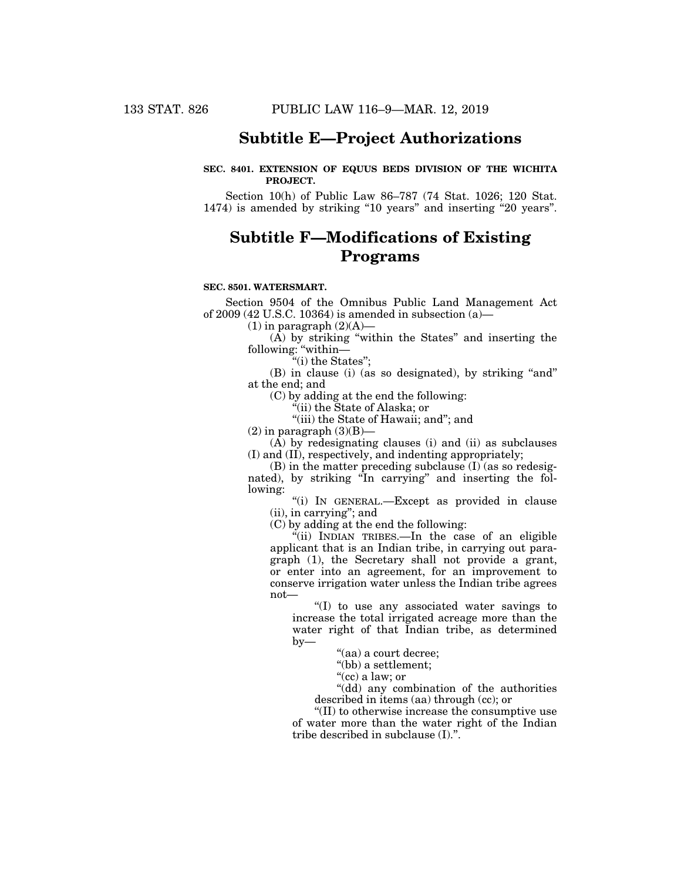## Subtitle E—Project Authorizations

**SEC. 8401. EXTENSION OF EQUUS BEDS DIVISION OF THE WICHITA PROJECT.**

Section 10(h) of Public Law 86–787 (74 Stat. 1026; 120 Stat. 1474) is amended by striking "10 years" and inserting "20 years".

## Subtitle F—Modifications of Existing Programs

**SEC. 8501. WATERSMART.**

Section 9504 of the Omnibus Public Land Management Act of 2009 (42 U.S.C. 10364) is amended in subsection (a)—

(1) in paragraph (2)(A)—

(A) by striking "within the States" and inserting the following: "within—

"(i) the States";

(B) in clause (i) (as so designated), by striking "and" at the end; and

(C) by adding at the end the following:

"(ii) the State of Alaska; or

"(iii) the State of Hawaii; and"; and

(2) in paragraph (3)(B)—

(A) by redesignating clauses (i) and (ii) as subclauses (I) and (II), respectively, and indenting appropriately;

(B) in the matter preceding subclause (I) (as so redesignated), by striking "In carrying" and inserting the following:

"(i) IN GENERAL.—Except as provided in clause (ii), in carrying"; and

(C) by adding at the end the following:

"(ii) INDIAN TRIBES.—In the case of an eligible applicant that is an Indian tribe, in carrying out paragraph (1), the Secretary shall not provide a grant, or enter into an agreement, for an improvement to conserve irrigation water unless the Indian tribe agrees not—

"(I) to use any associated water savings to increase the total irrigated acreage more than the water right of that Indian tribe, as determined by—

"(aa) a court decree;

"(bb) a settlement;

"(cc) a law; or

"(dd) any combination of the authorities described in items (aa) through (cc); or

"(II) to otherwise increase the consumptive use of water more than the water right of the Indian tribe described in subclause (I).".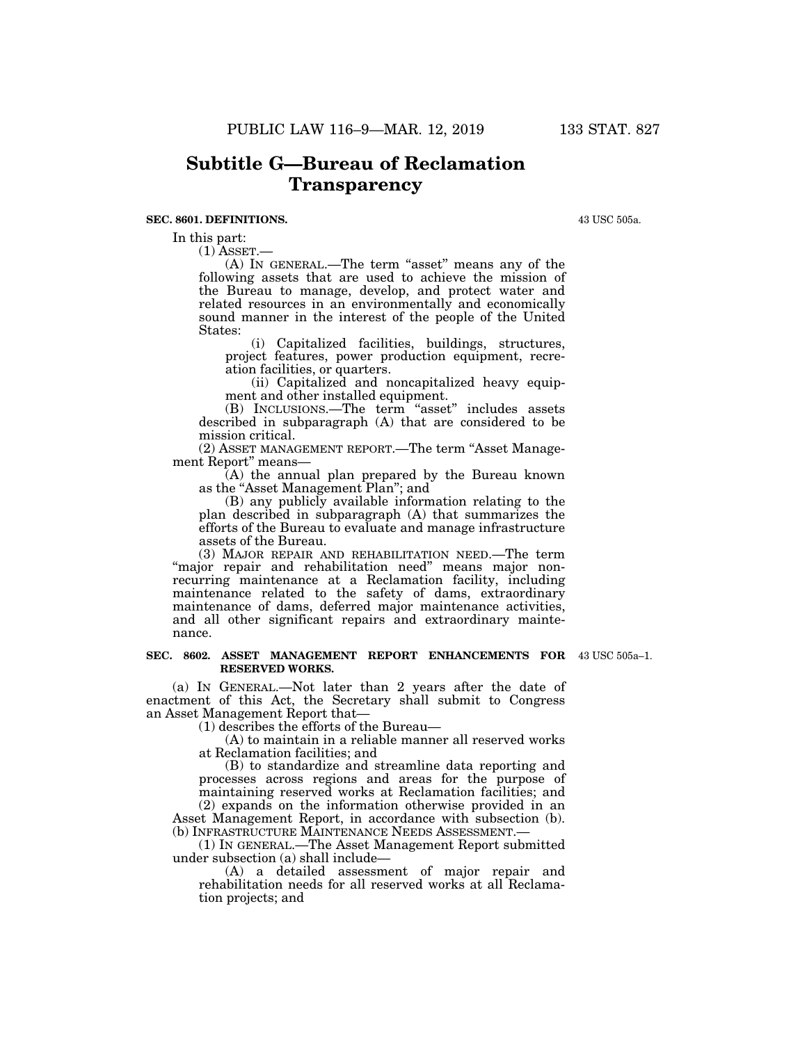## Subtitle G—Bureau of Reclamation Transparency

**SEC. 8601. DEFINITIONS.**

43 USC 505a.

In this part:

(1) ASSET.—

(A) IN GENERAL.—The term "asset" means any of the following assets that are used to achieve the mission of the Bureau to manage, develop, and protect water and related resources in an environmentally and economically sound manner in the interest of the people of the United States:

(i) Capitalized facilities, buildings, structures, project features, power production equipment, recreation facilities, or quarters.

(ii) Capitalized and noncapitalized heavy equipment and other installed equipment.

(B) INCLUSIONS.—The term "asset" includes assets described in subparagraph (A) that are considered to be mission critical.

(2) ASSET MANAGEMENT REPORT.—The term "Asset Management Report" means—

(A) the annual plan prepared by the Bureau known as the "Asset Management Plan"; and

(B) any publicly available information relating to the plan described in subparagraph (A) that summarizes the efforts of the Bureau to evaluate and manage infrastructure assets of the Bureau.

(3) MAJOR REPAIR AND REHABILITATION NEED.—The term "major repair and rehabilitation need" means major non-recurring maintenance at a Reclamation facility, including maintenance related to the safety of dams, extraordinary maintenance of dams, deferred major maintenance activities, and all other significant repairs and extraordinary maintenance.

**SEC. 8602. ASSET MANAGEMENT REPORT ENHANCEMENTS FOR RESERVED WORKS.**

43 USC 505a–1.

(a) IN GENERAL.—Not later than 2 years after the date of enactment of this Act, the Secretary shall submit to Congress an Asset Management Report that—

(1) describes the efforts of the Bureau—

(A) to maintain in a reliable manner all reserved works at Reclamation facilities; and

(B) to standardize and streamline data reporting and processes across regions and areas for the purpose of maintaining reserved works at Reclamation facilities; and

(2) expands on the information otherwise provided in an Asset Management Report, in accordance with subsection (b).

(b) INFRASTRUCTURE MAINTENANCE NEEDS ASSESSMENT.—

(1) IN GENERAL.—The Asset Management Report submitted under subsection (a) shall include—

(A) a detailed assessment of major repair and rehabilitation needs for all reserved works at all Reclamation projects; and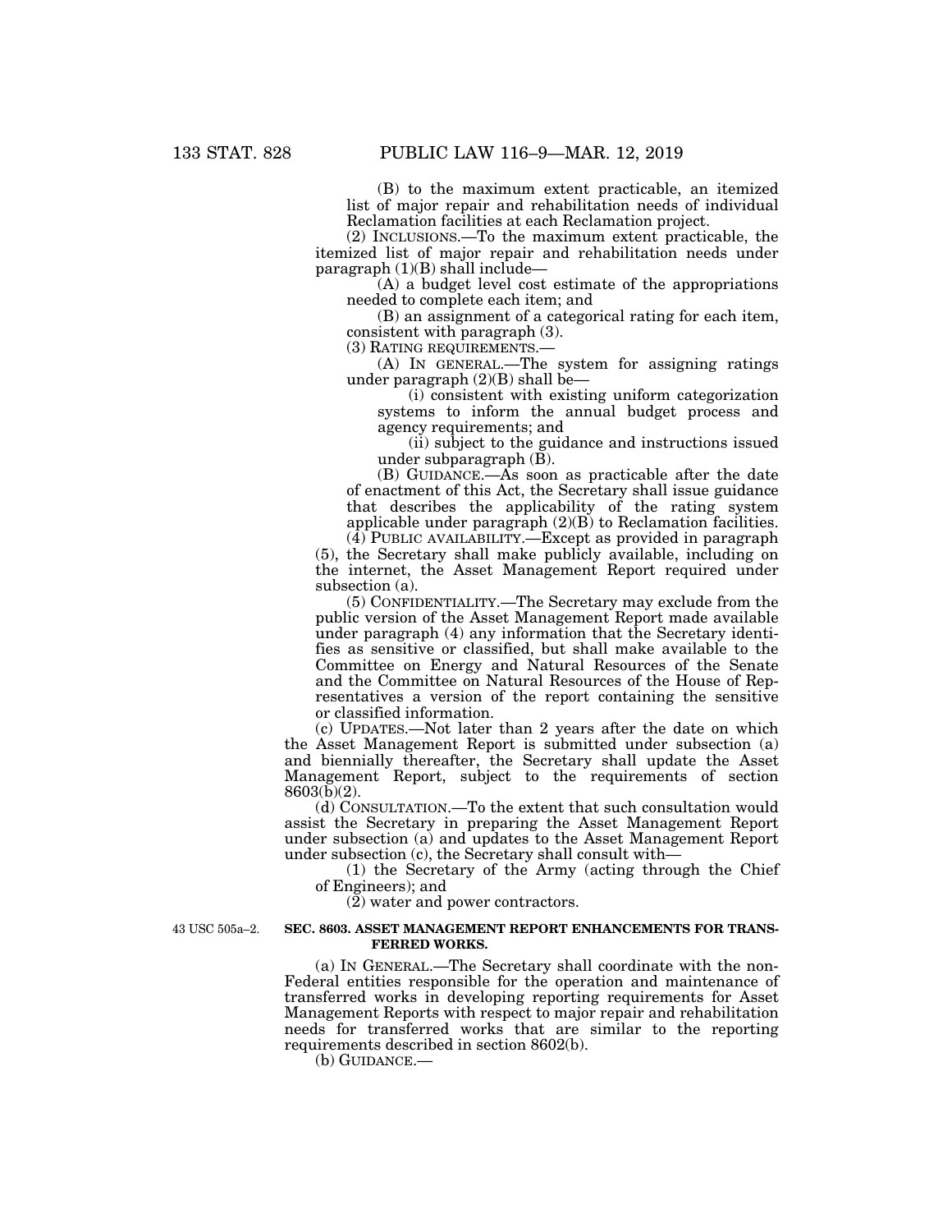(B) to the maximum extent practicable, an itemized list of major repair and rehabilitation needs of individual Reclamation facilities at each Reclamation project.

(2) INCLUSIONS.—To the maximum extent practicable, the itemized list of major repair and rehabilitation needs under paragraph (1)(B) shall include—

(A) a budget level cost estimate of the appropriations needed to complete each item; and

(B) an assignment of a categorical rating for each item, consistent with paragraph (3).

(3) RATING REQUIREMENTS.—

(A) IN GENERAL.—The system for assigning ratings under paragraph (2)(B) shall be—

(i) consistent with existing uniform categorization systems to inform the annual budget process and agency requirements; and

(ii) subject to the guidance and instructions issued under subparagraph (B).

(B) GUIDANCE.—As soon as practicable after the date of enactment of this Act, the Secretary shall issue guidance that describes the applicability of the rating system applicable under paragraph (2)(B) to Reclamation facilities.

(4) PUBLIC AVAILABILITY.—Except as provided in paragraph (5), the Secretary shall make publicly available, including on the internet, the Asset Management Report required under subsection (a).

(5) CONFIDENTIALITY.—The Secretary may exclude from the public version of the Asset Management Report made available under paragraph (4) any information that the Secretary identifies as sensitive or classified, but shall make available to the Committee on Energy and Natural Resources of the Senate and the Committee on Natural Resources of the House of Representatives a version of the report containing the sensitive or classified information.

(c) UPDATES.—Not later than 2 years after the date on which the Asset Management Report is submitted under subsection (a) and biennially thereafter, the Secretary shall update the Asset Management Report, subject to the requirements of section 8603(b)(2).

(d) CONSULTATION.—To the extent that such consultation would assist the Secretary in preparing the Asset Management Report under subsection (a) and updates to the Asset Management Report under subsection (c), the Secretary shall consult with—

(1) the Secretary of the Army (acting through the Chief of Engineers); and

(2) water and power contractors.

43 USC 505a–2.

**SEC. 8603. ASSET MANAGEMENT REPORT ENHANCEMENTS FOR TRANSFERRED WORKS.**

(a) IN GENERAL.—The Secretary shall coordinate with the non-Federal entities responsible for the operation and maintenance of transferred works in developing reporting requirements for Asset Management Reports with respect to major repair and rehabilitation needs for transferred works that are similar to the reporting requirements described in section 8602(b).

(b) GUIDANCE.—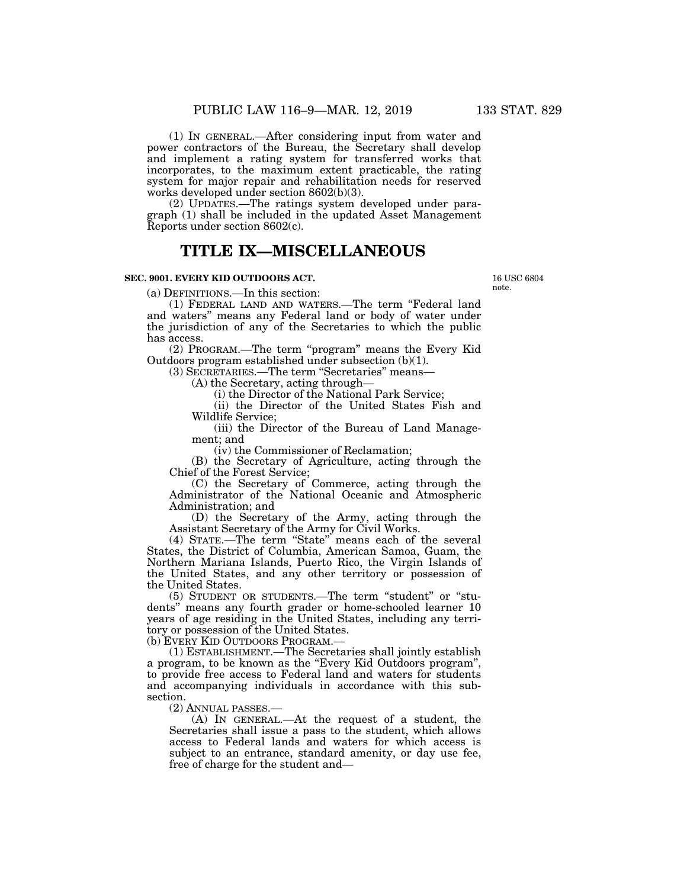(1) IN GENERAL.—After considering input from water and power contractors of the Bureau, the Secretary shall develop and implement a rating system for transferred works that incorporates, to the maximum extent practicable, the rating system for major repair and rehabilitation needs for reserved works developed under section 8602(b)(3).

(2) UPDATES.—The ratings system developed under paragraph (1) shall be included in the updated Asset Management Reports under section 8602(c).

# TITLE IX—MISCELLANEOUS

### SEC. 9001. EVERY KID OUTDOORS ACT.

16 USC 6804 note.

(a) DEFINITIONS.—In this section:

(1) FEDERAL LAND AND WATERS.—The term "Federal land and waters" means any Federal land or body of water under the jurisdiction of any of the Secretaries to which the public has access.

(2) PROGRAM.—The term "program" means the Every Kid Outdoors program established under subsection (b)(1).

(3) SECRETARIES.—The term "Secretaries" means—

(A) the Secretary, acting through—

(i) the Director of the National Park Service;

(ii) the Director of the United States Fish and Wildlife Service;

(iii) the Director of the Bureau of Land Management; and

(iv) the Commissioner of Reclamation;

(B) the Secretary of Agriculture, acting through the Chief of the Forest Service;

(C) the Secretary of Commerce, acting through the Administrator of the National Oceanic and Atmospheric Administration; and

(D) the Secretary of the Army, acting through the Assistant Secretary of the Army for Civil Works.

(4) STATE.—The term "State" means each of the several States, the District of Columbia, American Samoa, Guam, the Northern Mariana Islands, Puerto Rico, the Virgin Islands of the United States, and any other territory or possession of the United States.

(5) STUDENT OR STUDENTS.—The term "student" or "students" means any fourth grader or home-schooled learner 10 years of age residing in the United States, including any territory or possession of the United States.

(b) EVERY KID OUTDOORS PROGRAM.—

(1) ESTABLISHMENT.—The Secretaries shall jointly establish a program, to be known as the "Every Kid Outdoors program", to provide free access to Federal land and waters for students and accompanying individuals in accordance with this subsection.

(2) ANNUAL PASSES.—

(A) IN GENERAL.—At the request of a student, the Secretaries shall issue a pass to the student, which allows access to Federal lands and waters for which access is subject to an entrance, standard amenity, or day use fee, free of charge for the student and—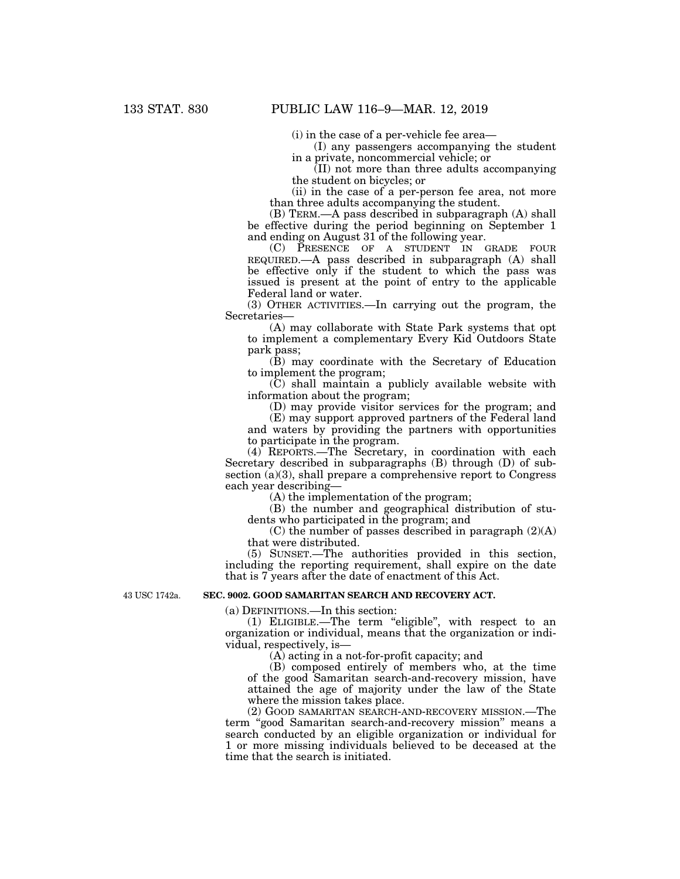(i) in the case of a per-vehicle fee area—

(I) any passengers accompanying the student in a private, noncommercial vehicle; or

(II) not more than three adults accompanying the student on bicycles; or

(ii) in the case of a per-person fee area, not more than three adults accompanying the student.

(B) TERM.—A pass described in subparagraph (A) shall be effective during the period beginning on September 1 and ending on August 31 of the following year.

(C) PRESENCE OF A STUDENT IN GRADE FOUR REQUIRED.—A pass described in subparagraph (A) shall be effective only if the student to which the pass was issued is present at the point of entry to the applicable Federal land or water.

(3) OTHER ACTIVITIES.—In carrying out the program, the Secretaries—

(A) may collaborate with State Park systems that opt to implement a complementary Every Kid Outdoors State park pass;

(B) may coordinate with the Secretary of Education to implement the program;

(C) shall maintain a publicly available website with information about the program;

(D) may provide visitor services for the program; and

(E) may support approved partners of the Federal land and waters by providing the partners with opportunities to participate in the program.

(4) REPORTS.—The Secretary, in coordination with each Secretary described in subparagraphs (B) through (D) of subsection (a)(3), shall prepare a comprehensive report to Congress each year describing—

(A) the implementation of the program;

(B) the number and geographical distribution of students who participated in the program; and

(C) the number of passes described in paragraph (2)(A) that were distributed.

(5) SUNSET.—The authorities provided in this section, including the reporting requirement, shall expire on the date that is 7 years after the date of enactment of this Act.

43 USC 1742a.

**SEC. 9002. GOOD SAMARITAN SEARCH AND RECOVERY ACT.**

(a) DEFINITIONS.—In this section:

(1) ELIGIBLE.—The term "eligible", with respect to an organization or individual, means that the organization or individual, respectively, is—

(A) acting in a not-for-profit capacity; and

(B) composed entirely of members who, at the time of the good Samaritan search-and-recovery mission, have attained the age of majority under the law of the State where the mission takes place.

(2) GOOD SAMARITAN SEARCH-AND-RECOVERY MISSION.—The term "good Samaritan search-and-recovery mission" means a search conducted by an eligible organization or individual for 1 or more missing individuals believed to be deceased at the time that the search is initiated.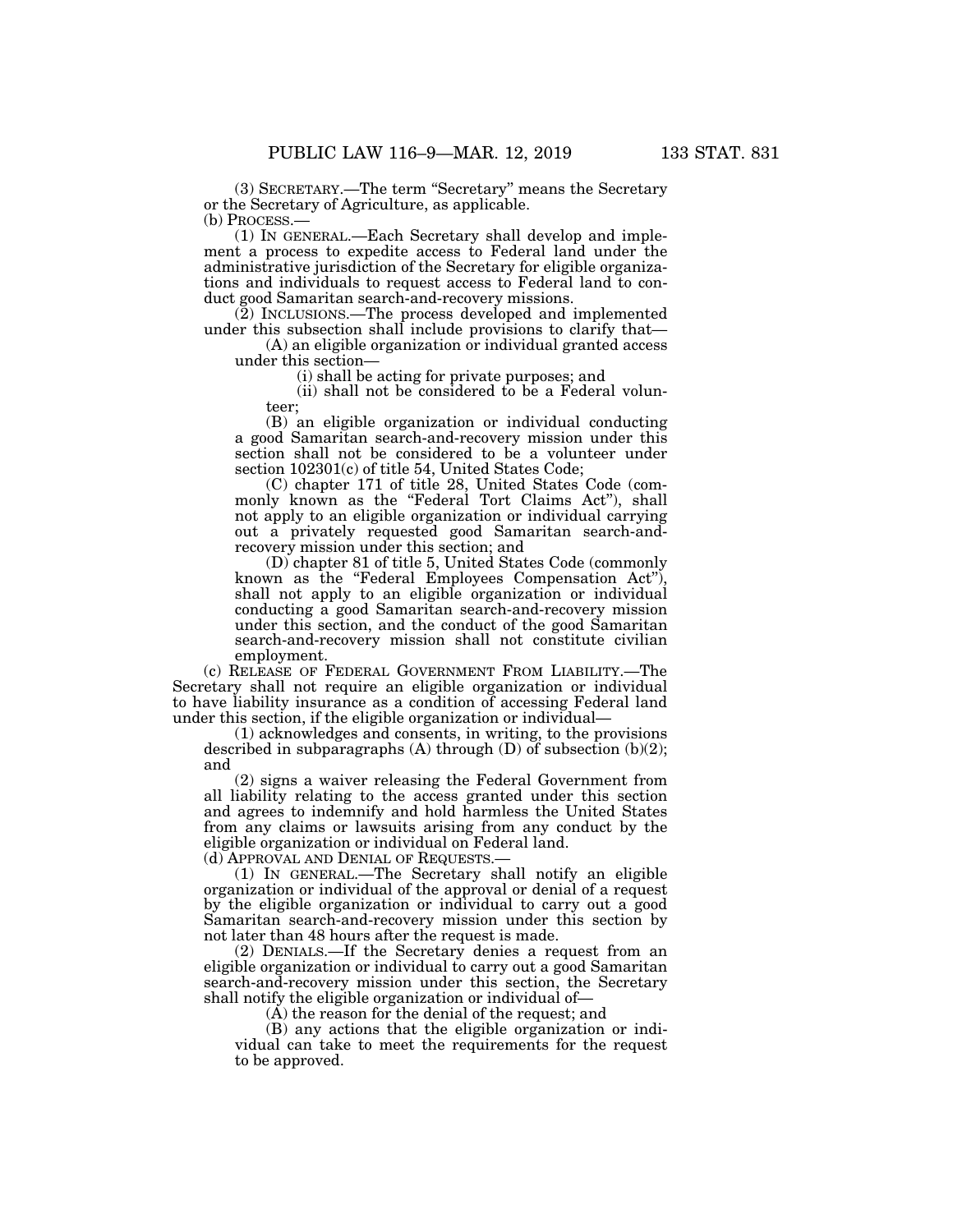(3) SECRETARY.—The term "Secretary" means the Secretary or the Secretary of Agriculture, as applicable.

(b) PROCESS.—

(1) IN GENERAL.—Each Secretary shall develop and implement a process to expedite access to Federal land under the administrative jurisdiction of the Secretary for eligible organizations and individuals to request access to Federal land to conduct good Samaritan search-and-recovery missions.

(2) INCLUSIONS.—The process developed and implemented under this subsection shall include provisions to clarify that—

(A) an eligible organization or individual granted access under this section—

(i) shall be acting for private purposes; and

(ii) shall not be considered to be a Federal volunteer;

(B) an eligible organization or individual conducting a good Samaritan search-and-recovery mission under this section shall not be considered to be a volunteer under section 102301(c) of title 54, United States Code;

(C) chapter 171 of title 28, United States Code (commonly known as the "Federal Tort Claims Act"), shall not apply to an eligible organization or individual carrying out a privately requested good Samaritan search-and-recovery mission under this section; and

(D) chapter 81 of title 5, United States Code (commonly known as the "Federal Employees Compensation Act"), shall not apply to an eligible organization or individual conducting a good Samaritan search-and-recovery mission under this section, and the conduct of the good Samaritan search-and-recovery mission shall not constitute civilian employment.

(c) RELEASE OF FEDERAL GOVERNMENT FROM LIABILITY.—The Secretary shall not require an eligible organization or individual to have liability insurance as a condition of accessing Federal land under this section, if the eligible organization or individual—

(1) acknowledges and consents, in writing, to the provisions described in subparagraphs (A) through (D) of subsection (b)(2); and

(2) signs a waiver releasing the Federal Government from all liability relating to the access granted under this section and agrees to indemnify and hold harmless the United States from any claims or lawsuits arising from any conduct by the eligible organization or individual on Federal land.

(d) APPROVAL AND DENIAL OF REQUESTS.—

(1) IN GENERAL.—The Secretary shall notify an eligible organization or individual of the approval or denial of a request by the eligible organization or individual to carry out a good Samaritan search-and-recovery mission under this section by not later than 48 hours after the request is made.

(2) DENIALS.—If the Secretary denies a request from an eligible organization or individual to carry out a good Samaritan search-and-recovery mission under this section, the Secretary shall notify the eligible organization or individual of—

(A) the reason for the denial of the request; and

(B) any actions that the eligible organization or individual can take to meet the requirements for the request to be approved.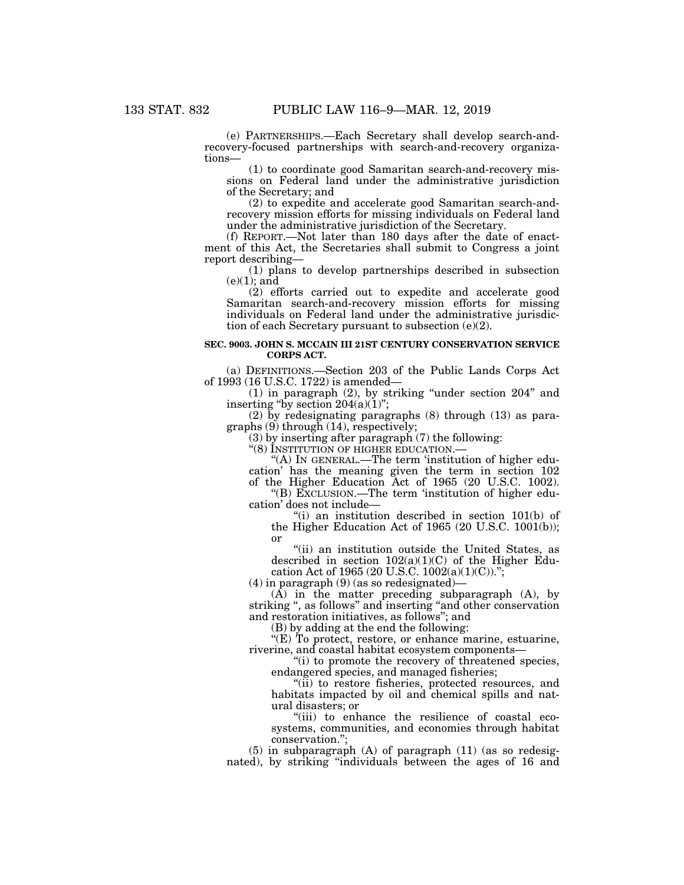(e) PARTNERSHIPS.—Each Secretary shall develop search-and-recovery-focused partnerships with search-and-recovery organizations—

(1) to coordinate good Samaritan search-and-recovery missions on Federal land under the administrative jurisdiction of the Secretary; and

(2) to expedite and accelerate good Samaritan search-and-recovery mission efforts for missing individuals on Federal land under the administrative jurisdiction of the Secretary.

(f) REPORT.—Not later than 180 days after the date of enactment of this Act, the Secretaries shall submit to Congress a joint report describing—

(1) plans to develop partnerships described in subsection (e)(1); and

(2) efforts carried out to expedite and accelerate good Samaritan search-and-recovery mission efforts for missing individuals on Federal land under the administrative jurisdiction of each Secretary pursuant to subsection (e)(2).

**SEC. 9003. JOHN S. MCCAIN III 21ST CENTURY CONSERVATION SERVICE CORPS ACT.**

(a) DEFINITIONS.—Section 203 of the Public Lands Corps Act of 1993 (16 U.S.C. 1722) is amended—

(1) in paragraph (2), by striking "under section 204" and inserting "by section 204(a)(1)";

(2) by redesignating paragraphs (8) through (13) as paragraphs (9) through (14), respectively;

(3) by inserting after paragraph (7) the following:

"(8) INSTITUTION OF HIGHER EDUCATION.—

"(A) IN GENERAL.—The term 'institution of higher education' has the meaning given the term in section 102 of the Higher Education Act of 1965 (20 U.S.C. 1002).

"(B) EXCLUSION.—The term 'institution of higher education' does not include—

"(i) an institution described in section 101(b) of the Higher Education Act of 1965 (20 U.S.C. 1001(b)); or

"(ii) an institution outside the United States, as described in section 102(a)(1)(C) of the Higher Education Act of 1965 (20 U.S.C. 1002(a)(1)(C)).";

(4) in paragraph (9) (as so redesignated)—

(A) in the matter preceding subparagraph (A), by striking ", as follows" and inserting "and other conservation and restoration initiatives, as follows"; and

(B) by adding at the end the following:

"(E) To protect, restore, or enhance marine, estuarine, riverine, and coastal habitat ecosystem components—

"(i) to promote the recovery of threatened species, endangered species, and managed fisheries;

"(ii) to restore fisheries, protected resources, and habitats impacted by oil and chemical spills and natural disasters; or

"(iii) to enhance the resilience of coastal ecosystems, communities, and economies through habitat conservation.";

(5) in subparagraph (A) of paragraph (11) (as so redesignated), by striking "individuals between the ages of 16 and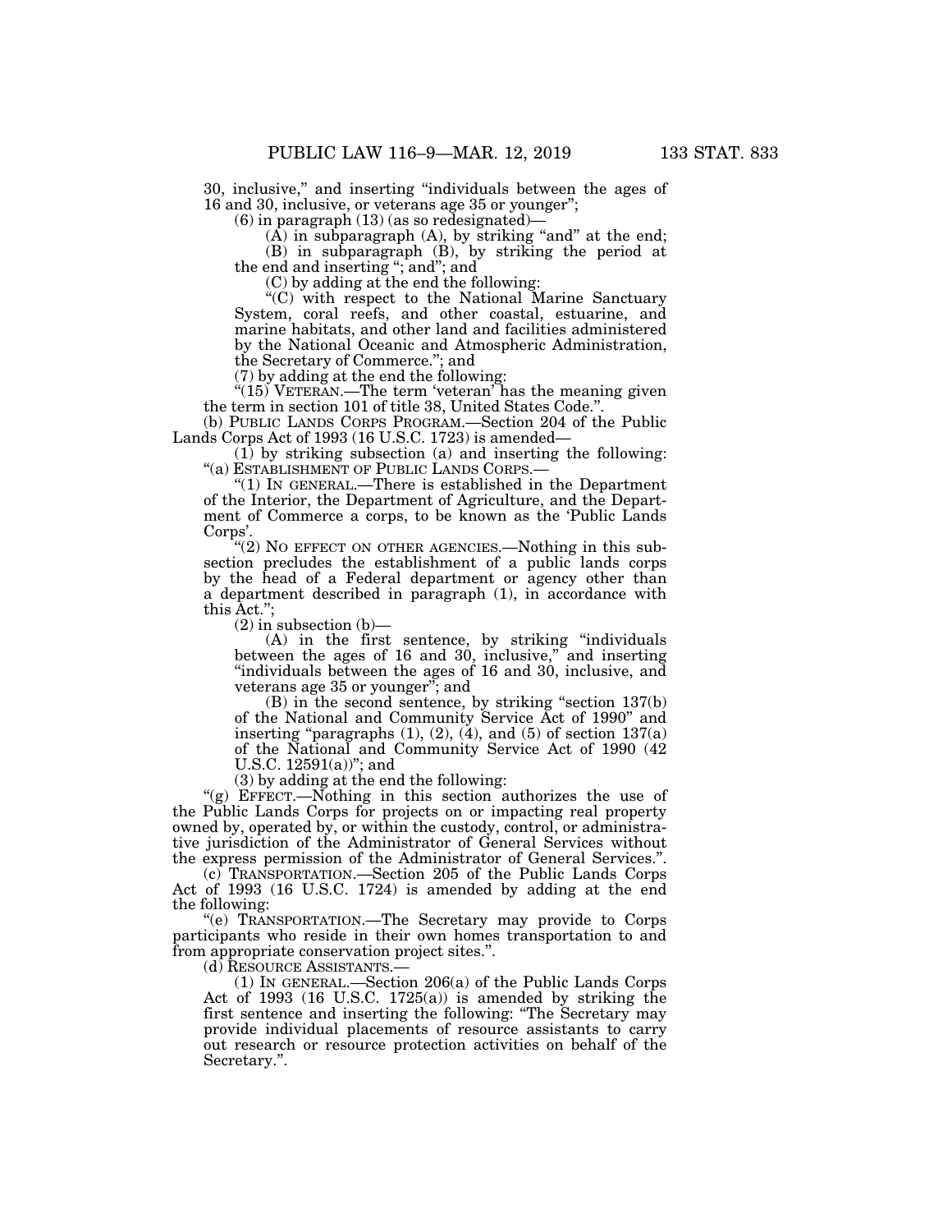30, inclusive," and inserting "individuals between the ages of 16 and 30, inclusive, or veterans age 35 or younger";

(6) in paragraph (13) (as so redesignated)—

(A) in subparagraph (A), by striking "and" at the end;

(B) in subparagraph (B), by striking the period at the end and inserting "; and"; and

(C) by adding at the end the following:

"(C) with respect to the National Marine Sanctuary System, coral reefs, and other coastal, estuarine, and marine habitats, and other land and facilities administered by the National Oceanic and Atmospheric Administration, the Secretary of Commerce."; and

(7) by adding at the end the following:

"(15) VETERAN.—The term 'veteran' has the meaning given the term in section 101 of title 38, United States Code.".

(b) PUBLIC LANDS CORPS PROGRAM.—Section 204 of the Public Lands Corps Act of 1993 (16 U.S.C. 1723) is amended—

(1) by striking subsection (a) and inserting the following:

"(a) ESTABLISHMENT OF PUBLIC LANDS CORPS.—

"(1) IN GENERAL.—There is established in the Department of the Interior, the Department of Agriculture, and the Department of Commerce a corps, to be known as the 'Public Lands Corps'.

"(2) NO EFFECT ON OTHER AGENCIES.—Nothing in this subsection precludes the establishment of a public lands corps by the head of a Federal department or agency other than a department described in paragraph (1), in accordance with this Act.";

(2) in subsection (b)—

(A) in the first sentence, by striking "individuals between the ages of 16 and 30, inclusive," and inserting "individuals between the ages of 16 and 30, inclusive, and veterans age 35 or younger"; and

(B) in the second sentence, by striking "section 137(b) of the National and Community Service Act of 1990" and inserting "paragraphs (1), (2), (4), and (5) of section 137(a) of the National and Community Service Act of 1990 (42 U.S.C. 12591(a))"; and

(3) by adding at the end the following:

"(g) EFFECT.—Nothing in this section authorizes the use of the Public Lands Corps for projects on or impacting real property owned by, operated by, or within the custody, control, or administrative jurisdiction of the Administrator of General Services without the express permission of the Administrator of General Services.".

(c) TRANSPORTATION.—Section 205 of the Public Lands Corps Act of 1993 (16 U.S.C. 1724) is amended by adding at the end the following:

"(e) TRANSPORTATION.—The Secretary may provide to Corps participants who reside in their own homes transportation to and from appropriate conservation project sites.".

(d) RESOURCE ASSISTANTS.—

(1) IN GENERAL.—Section 206(a) of the Public Lands Corps Act of 1993 (16 U.S.C. 1725(a)) is amended by striking the first sentence and inserting the following: "The Secretary may provide individual placements of resource assistants to carry out research or resource protection activities on behalf of the Secretary.".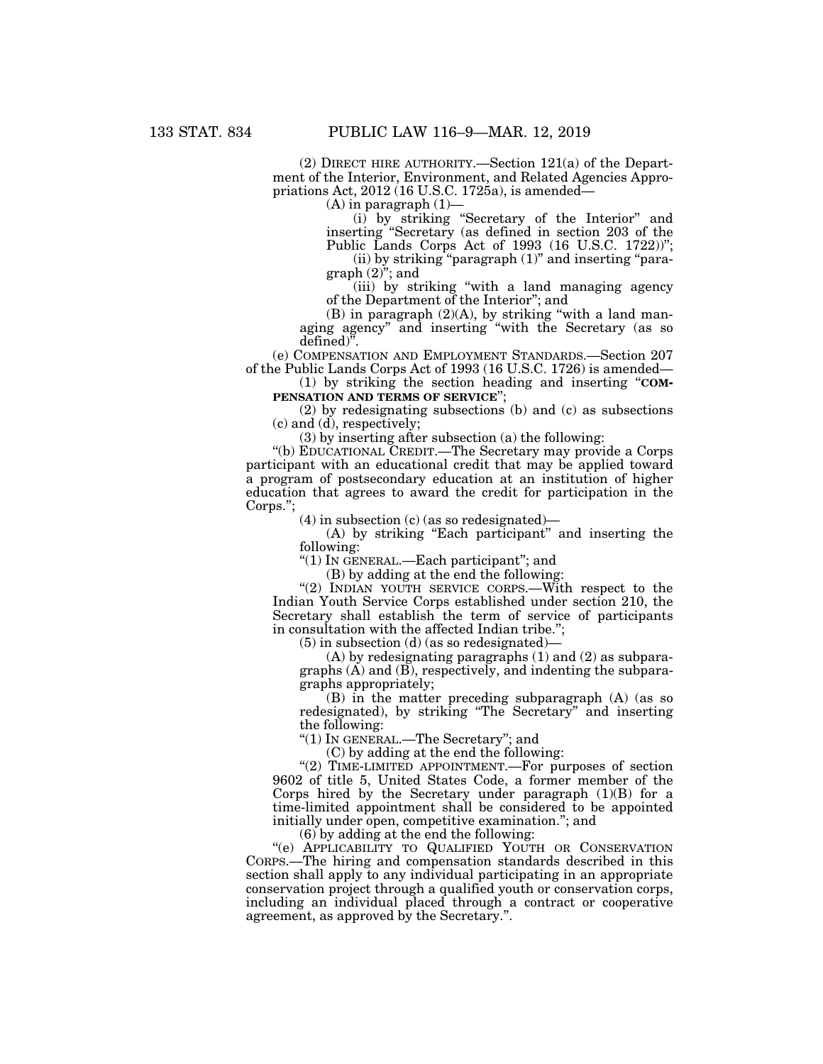(2) DIRECT HIRE AUTHORITY.—Section 121(a) of the Department of the Interior, Environment, and Related Agencies Appropriations Act, 2012 (16 U.S.C. 1725a), is amended—

(A) in paragraph (1)—

(i) by striking "Secretary of the Interior" and inserting "Secretary (as defined in section 203 of the Public Lands Corps Act of 1993 (16 U.S.C. 1722))";

(ii) by striking "paragraph (1)" and inserting "paragraph (2)"; and

(iii) by striking "with a land managing agency of the Department of the Interior"; and

(B) in paragraph (2)(A), by striking "with a land managing agency" and inserting "with the Secretary (as so defined)".

(e) COMPENSATION AND EMPLOYMENT STANDARDS.—Section 207 of the Public Lands Corps Act of 1993 (16 U.S.C. 1726) is amended—

(1) by striking the section heading and inserting "**COMPENSATION AND TERMS OF SERVICE**";

(2) by redesignating subsections (b) and (c) as subsections (c) and (d), respectively;

(3) by inserting after subsection (a) the following:

"(b) EDUCATIONAL CREDIT.—The Secretary may provide a Corps participant with an educational credit that may be applied toward a program of postsecondary education at an institution of higher education that agrees to award the credit for participation in the Corps.";

(4) in subsection (c) (as so redesignated)—

(A) by striking "Each participant" and inserting the following:

"(1) IN GENERAL.—Each participant"; and

(B) by adding at the end the following:

"(2) INDIAN YOUTH SERVICE CORPS.—With respect to the Indian Youth Service Corps established under section 210, the Secretary shall establish the term of service of participants in consultation with the affected Indian tribe.";

(5) in subsection (d) (as so redesignated)—

(A) by redesignating paragraphs (1) and (2) as subparagraphs (A) and (B), respectively, and indenting the subparagraphs appropriately;

(B) in the matter preceding subparagraph (A) (as so redesignated), by striking "The Secretary" and inserting the following:

"(1) IN GENERAL.—The Secretary"; and

(C) by adding at the end the following:

"(2) TIME-LIMITED APPOINTMENT.—For purposes of section 9602 of title 5, United States Code, a former member of the Corps hired by the Secretary under paragraph (1)(B) for a time-limited appointment shall be considered to be appointed initially under open, competitive examination."; and

(6) by adding at the end the following:

"(e) APPLICABILITY TO QUALIFIED YOUTH OR CONSERVATION CORPS.—The hiring and compensation standards described in this section shall apply to any individual participating in an appropriate conservation project through a qualified youth or conservation corps, including an individual placed through a contract or cooperative agreement, as approved by the Secretary.".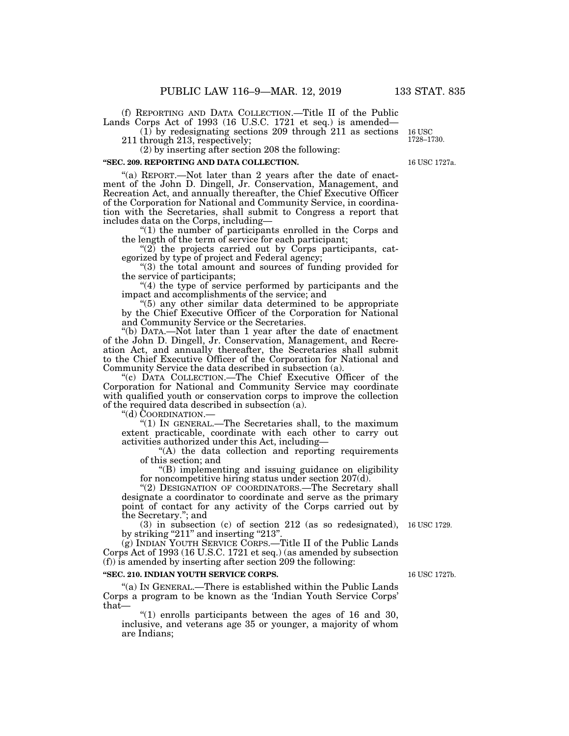(f) REPORTING AND DATA COLLECTION.—Title II of the Public Lands Corps Act of 1993 (16 U.S.C. 1721 et seq.) is amended—

(1) by redesignating sections 209 through 211 as sections 211 through 213, respectively;

16 USC 1728–1730.

(2) by inserting after section 208 the following:

**"SEC. 209. REPORTING AND DATA COLLECTION.**

16 USC 1727a.

"(a) REPORT.—Not later than 2 years after the date of enactment of the John D. Dingell, Jr. Conservation, Management, and Recreation Act, and annually thereafter, the Chief Executive Officer of the Corporation for National and Community Service, in coordination with the Secretaries, shall submit to Congress a report that includes data on the Corps, including—

"(1) the number of participants enrolled in the Corps and the length of the term of service for each participant;

"(2) the projects carried out by Corps participants, categorized by type of project and Federal agency;

"(3) the total amount and sources of funding provided for the service of participants;

"(4) the type of service performed by participants and the impact and accomplishments of the service; and

"(5) any other similar data determined to be appropriate by the Chief Executive Officer of the Corporation for National and Community Service or the Secretaries.

"(b) DATA.—Not later than 1 year after the date of enactment of the John D. Dingell, Jr. Conservation, Management, and Recreation Act, and annually thereafter, the Secretaries shall submit to the Chief Executive Officer of the Corporation for National and Community Service the data described in subsection (a).

"(c) DATA COLLECTION.—The Chief Executive Officer of the Corporation for National and Community Service may coordinate with qualified youth or conservation corps to improve the collection of the required data described in subsection (a).

"(d) COORDINATION.—

"(1) IN GENERAL.—The Secretaries shall, to the maximum extent practicable, coordinate with each other to carry out activities authorized under this Act, including—

"(A) the data collection and reporting requirements of this section; and

"(B) implementing and issuing guidance on eligibility for noncompetitive hiring status under section 207(d).

"(2) DESIGNATION OF COORDINATORS.—The Secretary shall designate a coordinator to coordinate and serve as the primary point of contact for any activity of the Corps carried out by the Secretary."; and

(3) in subsection (c) of section 212 (as so redesignated), by striking "211" and inserting "213".

16 USC 1729.

(g) INDIAN YOUTH SERVICE CORPS.—Title II of the Public Lands Corps Act of 1993 (16 U.S.C. 1721 et seq.) (as amended by subsection (f)) is amended by inserting after section 209 the following:

**"SEC. 210. INDIAN YOUTH SERVICE CORPS.**

16 USC 1727b.

"(a) IN GENERAL.—There is established within the Public Lands Corps a program to be known as the 'Indian Youth Service Corps' that—

"(1) enrolls participants between the ages of 16 and 30, inclusive, and veterans age 35 or younger, a majority of whom are Indians;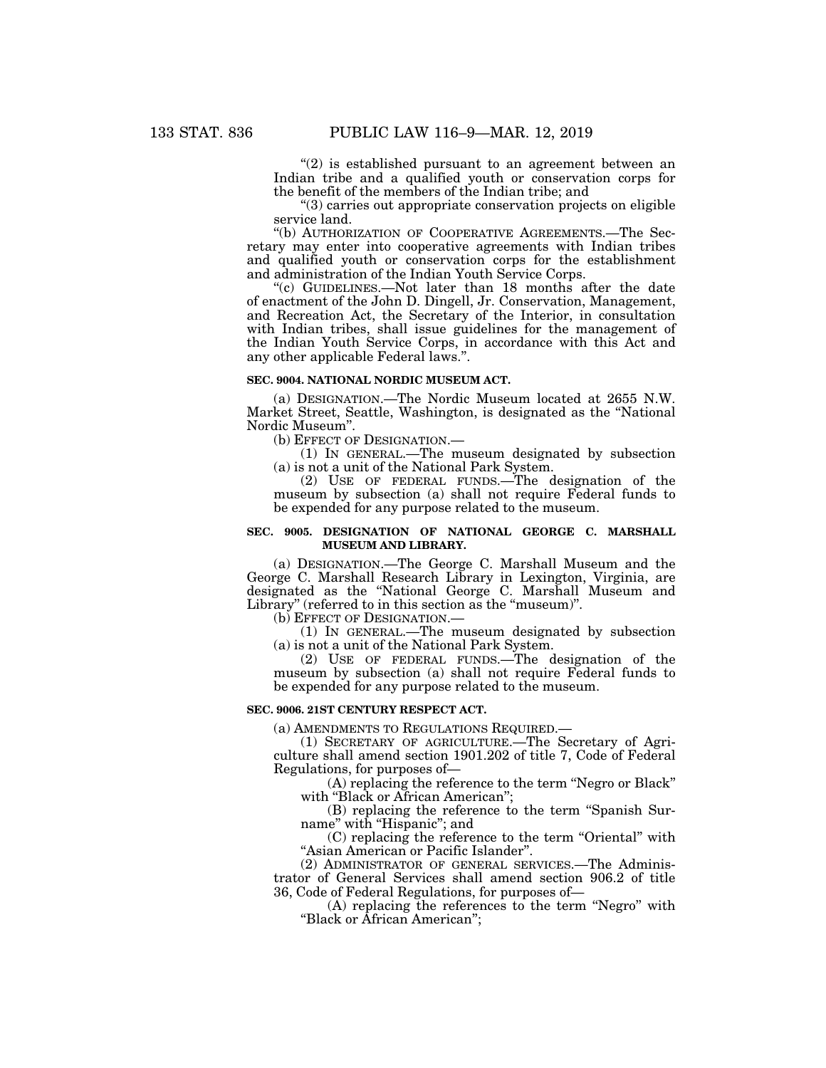"(2) is established pursuant to an agreement between an Indian tribe and a qualified youth or conservation corps for the benefit of the members of the Indian tribe; and

"(3) carries out appropriate conservation projects on eligible service land.

"(b) AUTHORIZATION OF COOPERATIVE AGREEMENTS.—The Secretary may enter into cooperative agreements with Indian tribes and qualified youth or conservation corps for the establishment and administration of the Indian Youth Service Corps.

"(c) GUIDELINES.—Not later than 18 months after the date of enactment of the John D. Dingell, Jr. Conservation, Management, and Recreation Act, the Secretary of the Interior, in consultation with Indian tribes, shall issue guidelines for the management of the Indian Youth Service Corps, in accordance with this Act and any other applicable Federal laws.".

**SEC. 9004. NATIONAL NORDIC MUSEUM ACT.**

(a) DESIGNATION.—The Nordic Museum located at 2655 N.W. Market Street, Seattle, Washington, is designated as the "National Nordic Museum".

(b) EFFECT OF DESIGNATION.—

(1) IN GENERAL.—The museum designated by subsection (a) is not a unit of the National Park System.

(2) USE OF FEDERAL FUNDS.—The designation of the museum by subsection (a) shall not require Federal funds to be expended for any purpose related to the museum.

**SEC. 9005. DESIGNATION OF NATIONAL GEORGE C. MARSHALL MUSEUM AND LIBRARY.**

(a) DESIGNATION.—The George C. Marshall Museum and the George C. Marshall Research Library in Lexington, Virginia, are designated as the "National George C. Marshall Museum and Library" (referred to in this section as the "museum)".

(b) EFFECT OF DESIGNATION.—

(1) IN GENERAL.—The museum designated by subsection (a) is not a unit of the National Park System.

(2) USE OF FEDERAL FUNDS.—The designation of the museum by subsection (a) shall not require Federal funds to be expended for any purpose related to the museum.

**SEC. 9006. 21ST CENTURY RESPECT ACT.**

(a) AMENDMENTS TO REGULATIONS REQUIRED.—

(1) SECRETARY OF AGRICULTURE.—The Secretary of Agriculture shall amend section 1901.202 of title 7, Code of Federal Regulations, for purposes of—

(A) replacing the reference to the term "Negro or Black" with "Black or African American";

(B) replacing the reference to the term "Spanish Surname" with "Hispanic"; and

(C) replacing the reference to the term "Oriental" with "Asian American or Pacific Islander".

(2) ADMINISTRATOR OF GENERAL SERVICES.—The Administrator of General Services shall amend section 906.2 of title 36, Code of Federal Regulations, for purposes of—

(A) replacing the references to the term "Negro" with "Black or African American";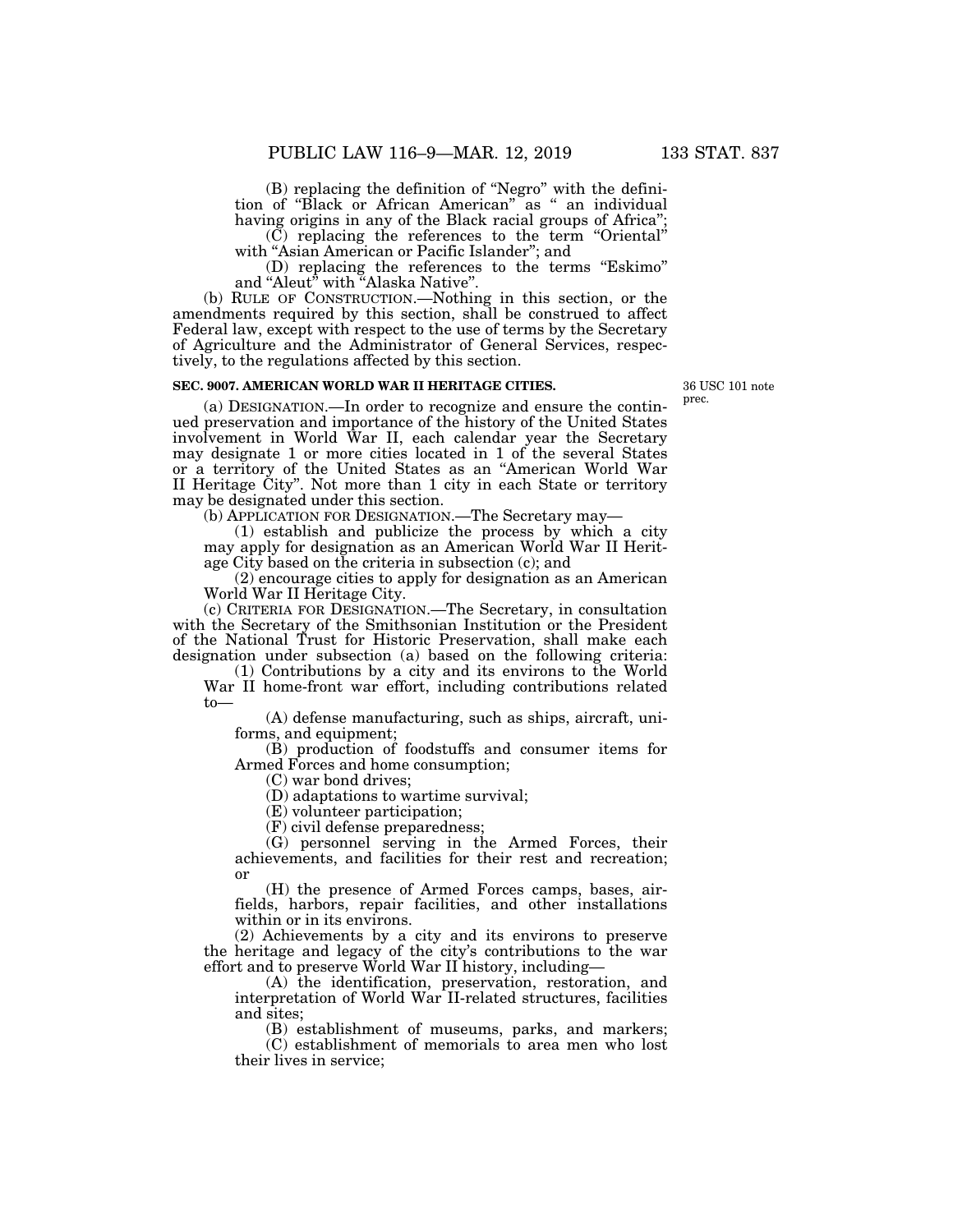(B) replacing the definition of "Negro" with the definition of "Black or African American" as " an individual having origins in any of the Black racial groups of Africa";

(C) replacing the references to the term "Oriental" with "Asian American or Pacific Islander"; and

(D) replacing the references to the terms "Eskimo" and "Aleut" with "Alaska Native".

(b) RULE OF CONSTRUCTION.—Nothing in this section, or the amendments required by this section, shall be construed to affect Federal law, except with respect to the use of terms by the Secretary of Agriculture and the Administrator of General Services, respectively, to the regulations affected by this section.

**SEC. 9007. AMERICAN WORLD WAR II HERITAGE CITIES.**

36 USC 101 note prec.

(a) DESIGNATION.—In order to recognize and ensure the continued preservation and importance of the history of the United States involvement in World War II, each calendar year the Secretary may designate 1 or more cities located in 1 of the several States or a territory of the United States as an "American World War II Heritage City". Not more than 1 city in each State or territory may be designated under this section.

(b) APPLICATION FOR DESIGNATION.—The Secretary may—

(1) establish and publicize the process by which a city may apply for designation as an American World War II Heritage City based on the criteria in subsection (c); and

(2) encourage cities to apply for designation as an American World War II Heritage City.

(c) CRITERIA FOR DESIGNATION.—The Secretary, in consultation with the Secretary of the Smithsonian Institution or the President of the National Trust for Historic Preservation, shall make each designation under subsection (a) based on the following criteria:

(1) Contributions by a city and its environs to the World War II home-front war effort, including contributions related to—

(A) defense manufacturing, such as ships, aircraft, uniforms, and equipment;

(B) production of foodstuffs and consumer items for Armed Forces and home consumption;

(C) war bond drives;

(D) adaptations to wartime survival;

(E) volunteer participation;

(F) civil defense preparedness;

(G) personnel serving in the Armed Forces, their achievements, and facilities for their rest and recreation; or

(H) the presence of Armed Forces camps, bases, airfields, harbors, repair facilities, and other installations within or in its environs.

(2) Achievements by a city and its environs to preserve the heritage and legacy of the city's contributions to the war effort and to preserve World War II history, including—

(A) the identification, preservation, restoration, and interpretation of World War II-related structures, facilities and sites;

(B) establishment of museums, parks, and markers;

(C) establishment of memorials to area men who lost their lives in service;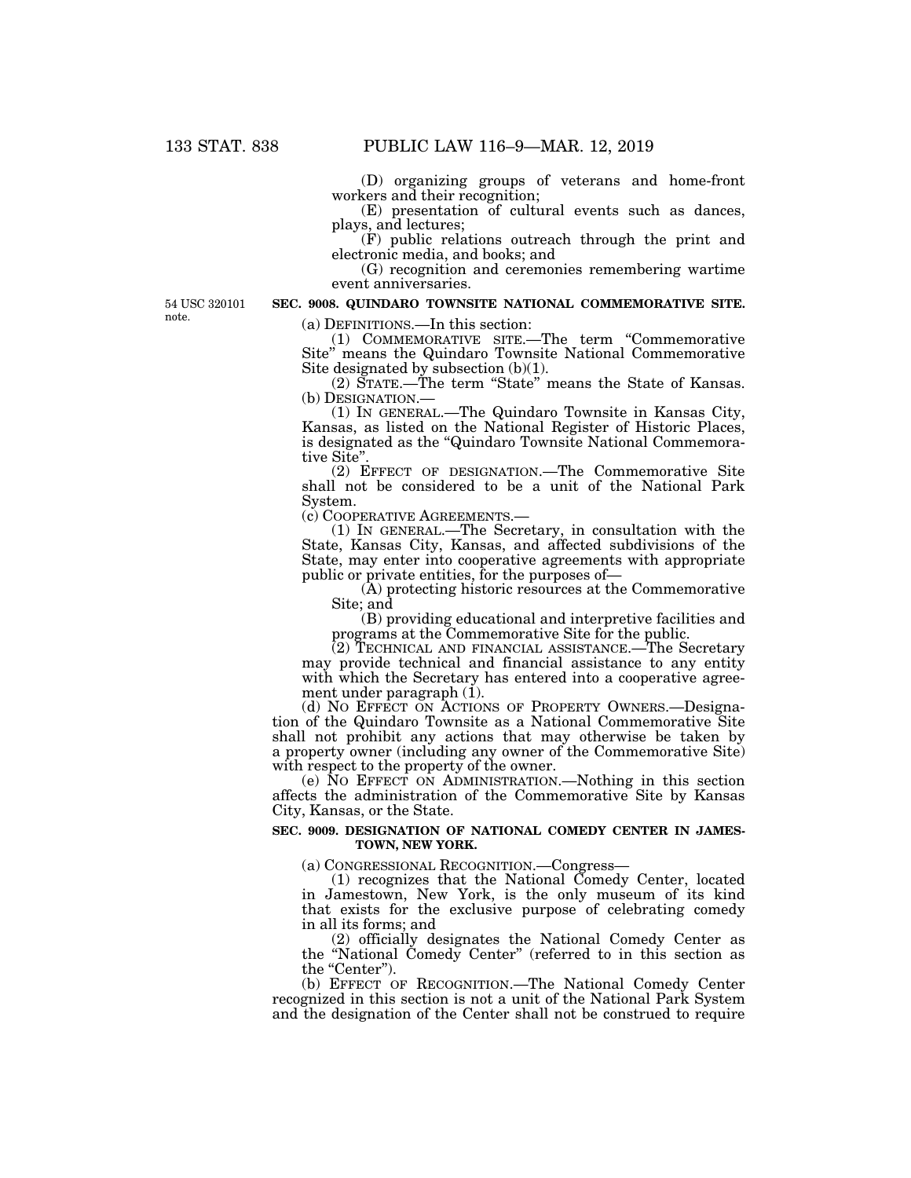(D) organizing groups of veterans and home-front workers and their recognition;

(E) presentation of cultural events such as dances, plays, and lectures;

(F) public relations outreach through the print and electronic media, and books; and

(G) recognition and ceremonies remembering wartime event anniversaries.

54 USC 320101 note.

**SEC. 9008. QUINDARO TOWNSITE NATIONAL COMMEMORATIVE SITE.**

(a) DEFINITIONS.—In this section:

(1) COMMEMORATIVE SITE.—The term "Commemorative Site" means the Quindaro Townsite National Commemorative Site designated by subsection (b)(1).

(2) STATE.—The term "State" means the State of Kansas.

(b) DESIGNATION.—

(1) IN GENERAL.—The Quindaro Townsite in Kansas City, Kansas, as listed on the National Register of Historic Places, is designated as the "Quindaro Townsite National Commemorative Site".

(2) EFFECT OF DESIGNATION.—The Commemorative Site shall not be considered to be a unit of the National Park System.

(c) COOPERATIVE AGREEMENTS.—

(1) IN GENERAL.—The Secretary, in consultation with the State, Kansas City, Kansas, and affected subdivisions of the State, may enter into cooperative agreements with appropriate public or private entities, for the purposes of—

(A) protecting historic resources at the Commemorative Site; and

(B) providing educational and interpretive facilities and programs at the Commemorative Site for the public.

(2) TECHNICAL AND FINANCIAL ASSISTANCE.—The Secretary may provide technical and financial assistance to any entity with which the Secretary has entered into a cooperative agreement under paragraph (1).

(d) NO EFFECT ON ACTIONS OF PROPERTY OWNERS.—Designation of the Quindaro Townsite as a National Commemorative Site shall not prohibit any actions that may otherwise be taken by a property owner (including any owner of the Commemorative Site) with respect to the property of the owner.

(e) NO EFFECT ON ADMINISTRATION.—Nothing in this section affects the administration of the Commemorative Site by Kansas City, Kansas, or the State.

**SEC. 9009. DESIGNATION OF NATIONAL COMEDY CENTER IN JAMESTOWN, NEW YORK.**

(a) CONGRESSIONAL RECOGNITION.—Congress—

(1) recognizes that the National Comedy Center, located in Jamestown, New York, is the only museum of its kind that exists for the exclusive purpose of celebrating comedy in all its forms; and

(2) officially designates the National Comedy Center as the "National Comedy Center" (referred to in this section as the "Center").

(b) EFFECT OF RECOGNITION.—The National Comedy Center recognized in this section is not a unit of the National Park System and the designation of the Center shall not be construed to require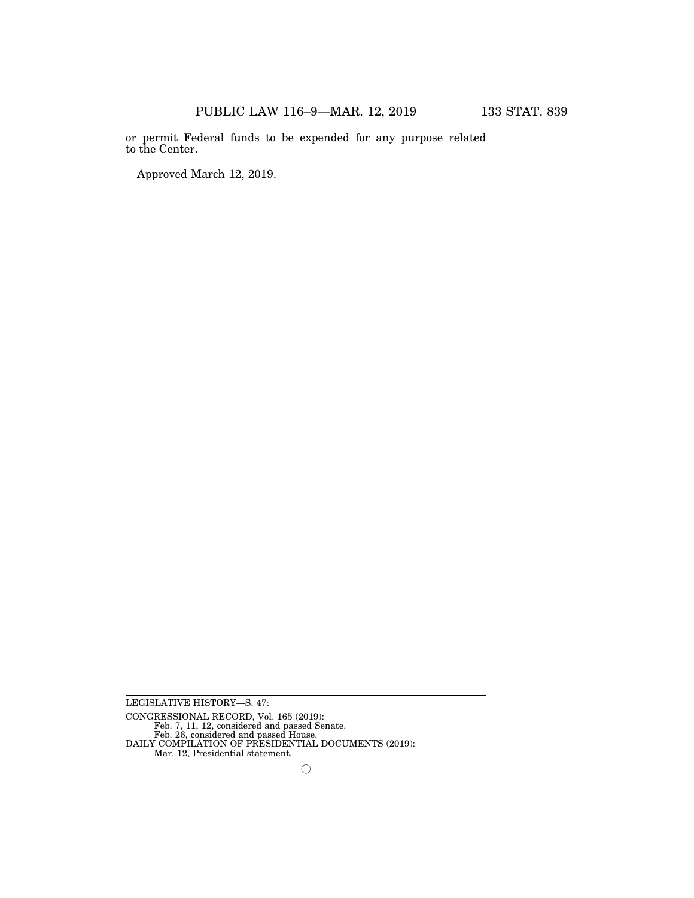or permit Federal funds to be expended for any purpose related to the Center.

Approved March 12, 2019.

---

LEGISLATIVE HISTORY—S. 47:

CONGRESSIONAL RECORD, Vol. 165 (2019):
Feb. 7, 11, 12, considered and passed Senate.
Feb. 26, considered and passed House.

DAILY COMPILATION OF PRESIDENTIAL DOCUMENTS (2019):
Mar. 12, Presidential statement.